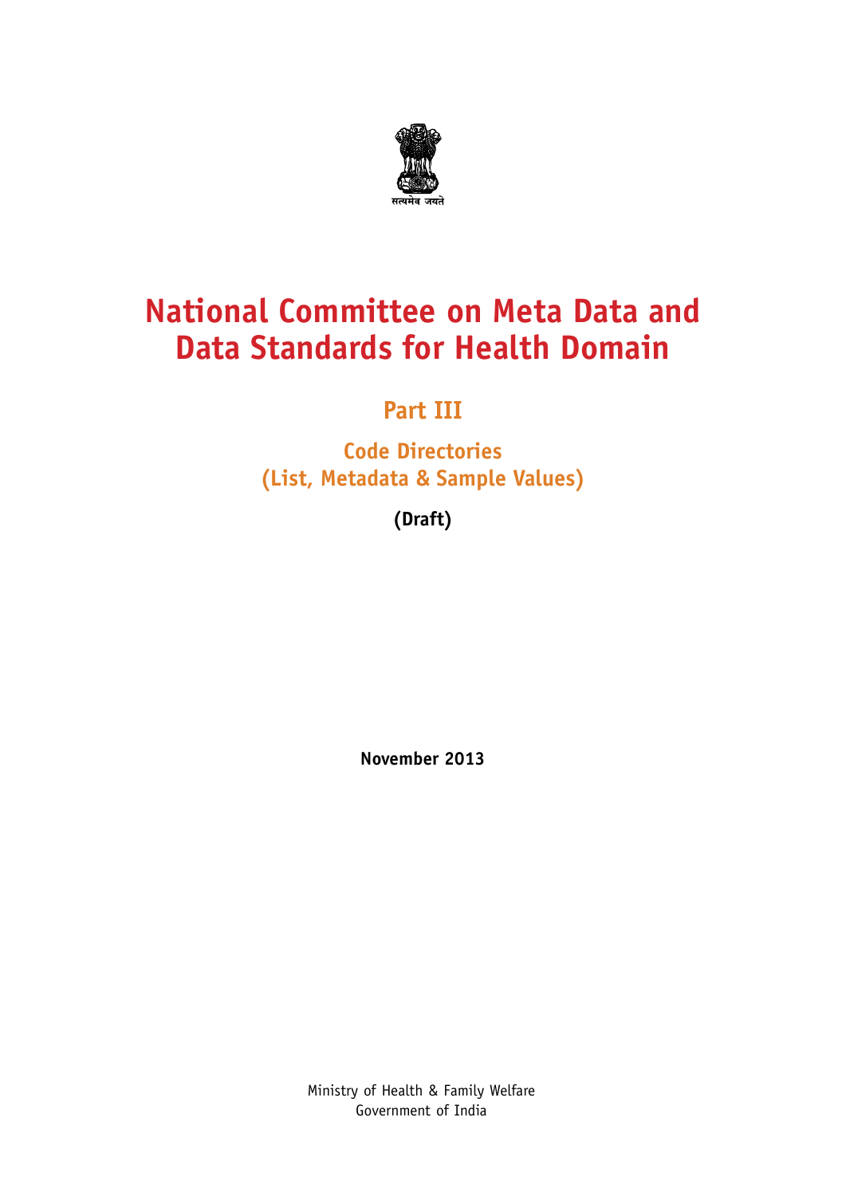सत्यमेव जयते

# National Committee on Meta Data and Data Standards for Health Domain

## Part III

### Code Directories
### (List, Metadata & Sample Values)

**(Draft)**

**November 2013**

Ministry of Health & Family Welfare
Government of India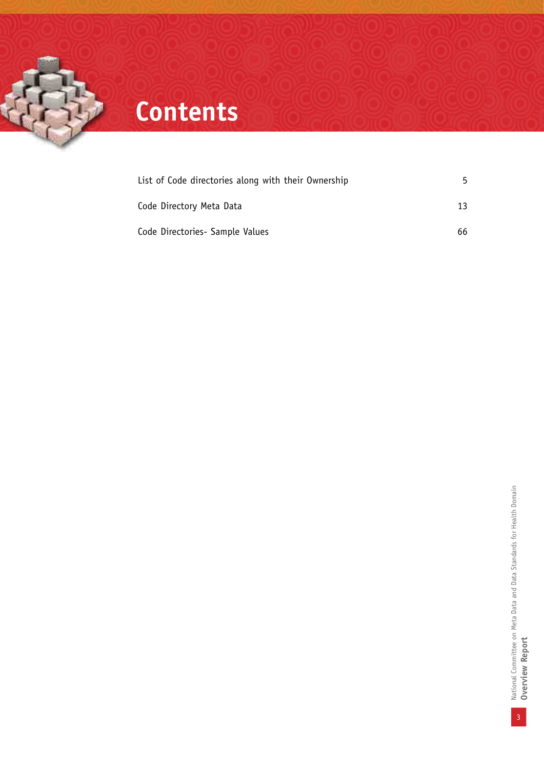# Contents

| | |
|---|---|
| List of Code directories along with their Ownership | 5 |
| Code Directory Meta Data | 13 |
| Code Directories- Sample Values | 66 |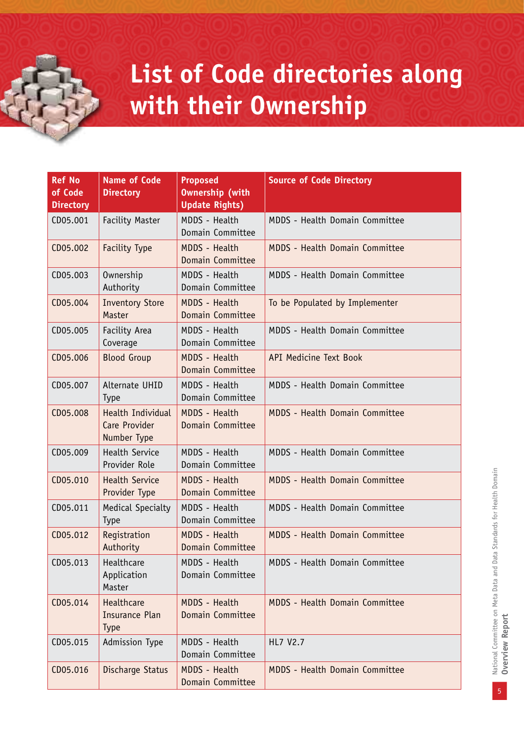# List of Code directories along with their Ownership

| Ref No of Code Directory | Name of Code Directory | Proposed Ownership (with Update Rights) | Source of Code Directory |
|---|---|---|---|
| CD05.001 | Facility Master | MDDS - Health Domain Committee | MDDS - Health Domain Committee |
| CD05.002 | Facility Type | MDDS - Health Domain Committee | MDDS - Health Domain Committee |
| CD05.003 | Ownership Authority | MDDS - Health Domain Committee | MDDS - Health Domain Committee |
| CD05.004 | Inventory Store Master | MDDS - Health Domain Committee | To be Populated by Implementer |
| CD05.005 | Facility Area Coverage | MDDS - Health Domain Committee | MDDS - Health Domain Committee |
| CD05.006 | Blood Group | MDDS - Health Domain Committee | API Medicine Text Book |
| CD05.007 | Alternate UHID Type | MDDS - Health Domain Committee | MDDS - Health Domain Committee |
| CD05.008 | Health Individual Care Provider Number Type | MDDS - Health Domain Committee | MDDS - Health Domain Committee |
| CD05.009 | Health Service Provider Role | MDDS - Health Domain Committee | MDDS - Health Domain Committee |
| CD05.010 | Health Service Provider Type | MDDS - Health Domain Committee | MDDS - Health Domain Committee |
| CD05.011 | Medical Specialty Type | MDDS - Health Domain Committee | MDDS - Health Domain Committee |
| CD05.012 | Registration Authority | MDDS - Health Domain Committee | MDDS - Health Domain Committee |
| CD05.013 | Healthcare Application Master | MDDS - Health Domain Committee | MDDS - Health Domain Committee |
| CD05.014 | Healthcare Insurance Plan Type | MDDS - Health Domain Committee | MDDS - Health Domain Committee |
| CD05.015 | Admission Type | MDDS - Health Domain Committee | HL7 V2.7 |
| CD05.016 | Discharge Status | MDDS - Health Domain Committee | MDDS - Health Domain Committee |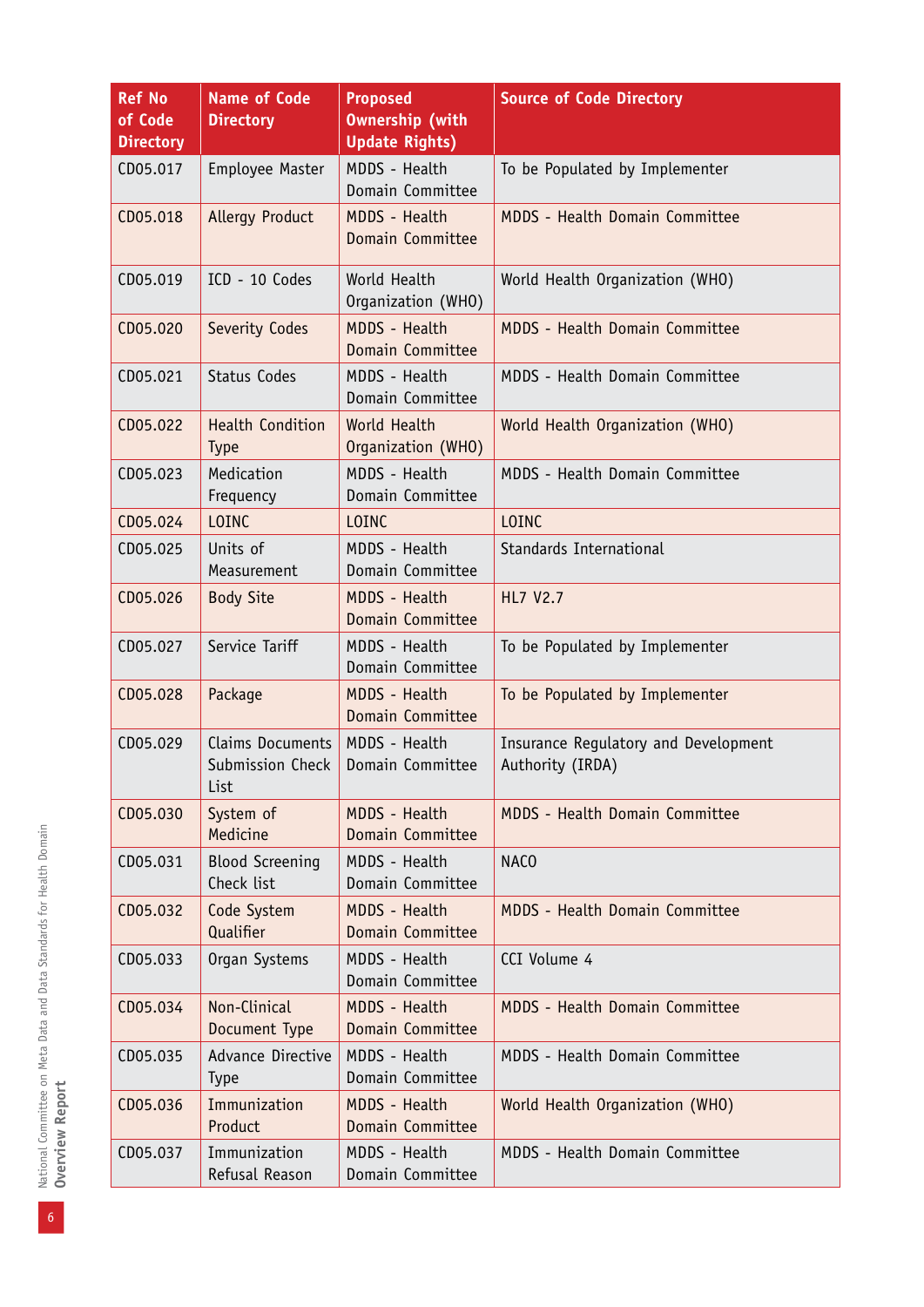| Ref No of Code Directory | Name of Code Directory | Proposed Ownership (with Update Rights) | Source of Code Directory |
|---|---|---|---|
| CD05.017 | Employee Master | MDDS - Health Domain Committee | To be Populated by Implementer |
| CD05.018 | Allergy Product | MDDS - Health Domain Committee | MDDS - Health Domain Committee |
| CD05.019 | ICD - 10 Codes | World Health Organization (WHO) | World Health Organization (WHO) |
| CD05.020 | Severity Codes | MDDS - Health Domain Committee | MDDS - Health Domain Committee |
| CD05.021 | Status Codes | MDDS - Health Domain Committee | MDDS - Health Domain Committee |
| CD05.022 | Health Condition Type | World Health Organization (WHO) | World Health Organization (WHO) |
| CD05.023 | Medication Frequency | MDDS - Health Domain Committee | MDDS - Health Domain Committee |
| CD05.024 | LOINC | LOINC | LOINC |
| CD05.025 | Units of Measurement | MDDS - Health Domain Committee | Standards International |
| CD05.026 | Body Site | MDDS - Health Domain Committee | HL7 V2.7 |
| CD05.027 | Service Tariff | MDDS - Health Domain Committee | To be Populated by Implementer |
| CD05.028 | Package | MDDS - Health Domain Committee | To be Populated by Implementer |
| CD05.029 | Claims Documents Submission Check List | MDDS - Health Domain Committee | Insurance Regulatory and Development Authority (IRDA) |
| CD05.030 | System of Medicine | MDDS - Health Domain Committee | MDDS - Health Domain Committee |
| CD05.031 | Blood Screening Check list | MDDS - Health Domain Committee | NACO |
| CD05.032 | Code System Qualifier | MDDS - Health Domain Committee | MDDS - Health Domain Committee |
| CD05.033 | Organ Systems | MDDS - Health Domain Committee | CCI Volume 4 |
| CD05.034 | Non-Clinical Document Type | MDDS - Health Domain Committee | MDDS - Health Domain Committee |
| CD05.035 | Advance Directive Type | MDDS - Health Domain Committee | MDDS - Health Domain Committee |
| CD05.036 | Immunization Product | MDDS - Health Domain Committee | World Health Organization (WHO) |
| CD05.037 | Immunization Refusal Reason | MDDS - Health Domain Committee | MDDS - Health Domain Committee |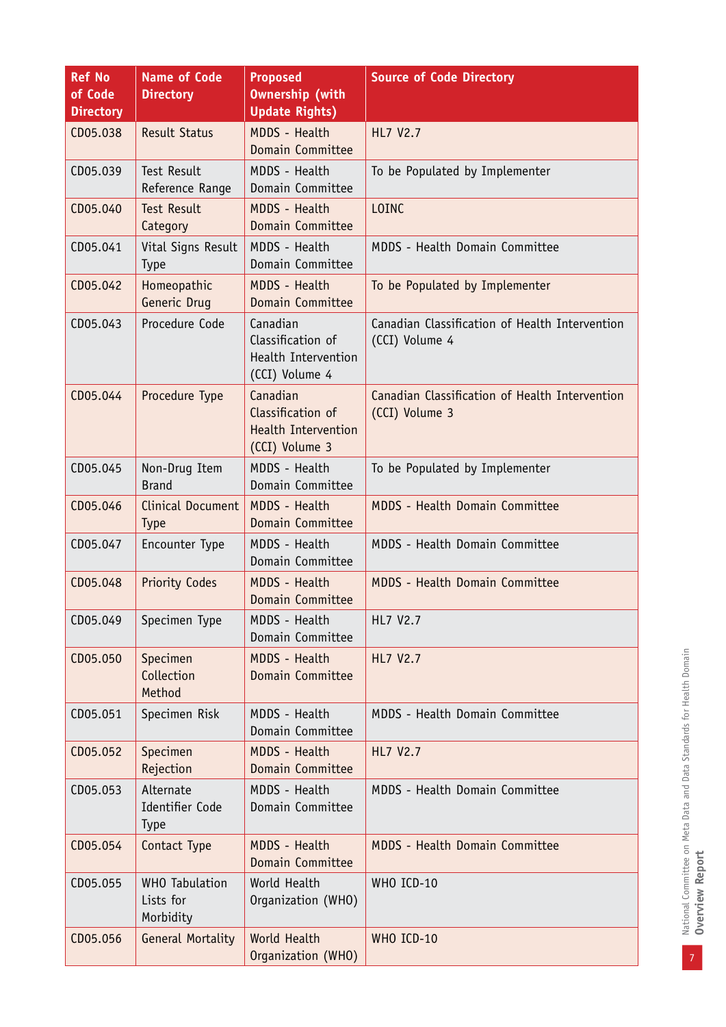| Ref No of Code Directory | Name of Code Directory | Proposed Ownership (with Update Rights) | Source of Code Directory |
|---|---|---|---|
| CD05.038 | Result Status | MDDS - Health Domain Committee | HL7 V2.7 |
| CD05.039 | Test Result Reference Range | MDDS - Health Domain Committee | To be Populated by Implementer |
| CD05.040 | Test Result Category | MDDS - Health Domain Committee | LOINC |
| CD05.041 | Vital Signs Result Type | MDDS - Health Domain Committee | MDDS - Health Domain Committee |
| CD05.042 | Homeopathic Generic Drug | MDDS - Health Domain Committee | To be Populated by Implementer |
| CD05.043 | Procedure Code | Canadian Classification of Health Intervention (CCI) Volume 4 | Canadian Classification of Health Intervention (CCI) Volume 4 |
| CD05.044 | Procedure Type | Canadian Classification of Health Intervention (CCI) Volume 3 | Canadian Classification of Health Intervention (CCI) Volume 3 |
| CD05.045 | Non-Drug Item Brand | MDDS - Health Domain Committee | To be Populated by Implementer |
| CD05.046 | Clinical Document Type | MDDS - Health Domain Committee | MDDS - Health Domain Committee |
| CD05.047 | Encounter Type | MDDS - Health Domain Committee | MDDS - Health Domain Committee |
| CD05.048 | Priority Codes | MDDS - Health Domain Committee | MDDS - Health Domain Committee |
| CD05.049 | Specimen Type | MDDS - Health Domain Committee | HL7 V2.7 |
| CD05.050 | Specimen Collection Method | MDDS - Health Domain Committee | HL7 V2.7 |
| CD05.051 | Specimen Risk | MDDS - Health Domain Committee | MDDS - Health Domain Committee |
| CD05.052 | Specimen Rejection | MDDS - Health Domain Committee | HL7 V2.7 |
| CD05.053 | Alternate Identifier Code Type | MDDS - Health Domain Committee | MDDS - Health Domain Committee |
| CD05.054 | Contact Type | MDDS - Health Domain Committee | MDDS - Health Domain Committee |
| CD05.055 | WHO Tabulation Lists for Morbidity | World Health Organization (WHO) | WHO ICD-10 |
| CD05.056 | General Mortality | World Health Organization (WHO) | WHO ICD-10 |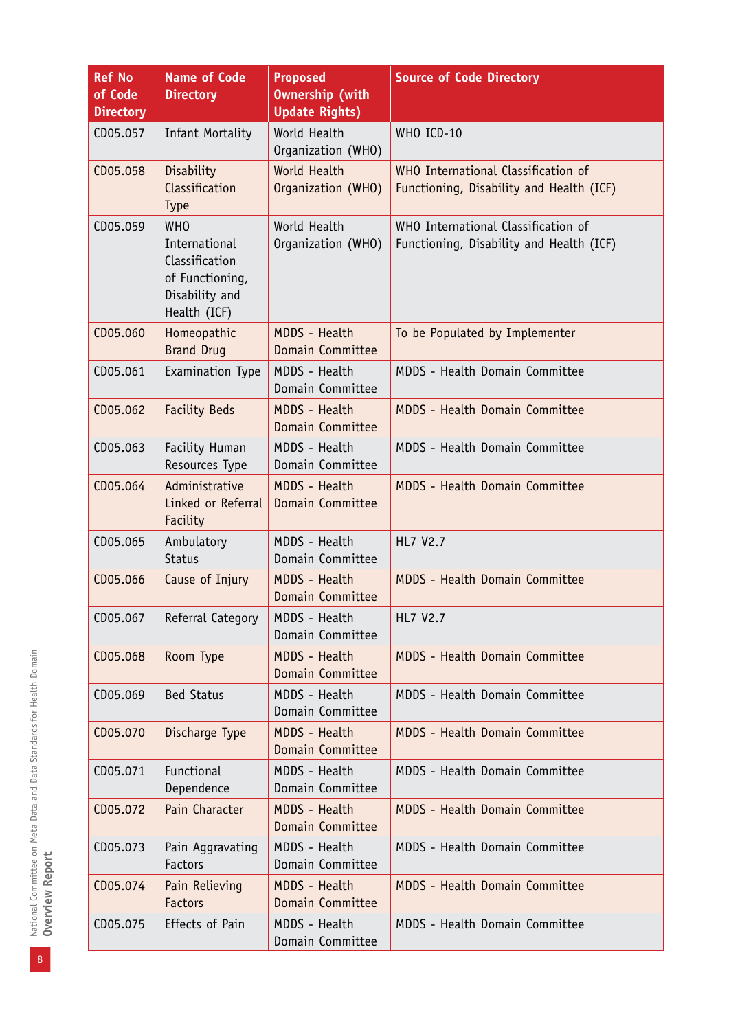| Ref No of Code Directory | Name of Code Directory | Proposed Ownership (with Update Rights) | Source of Code Directory |
|---|---|---|---|
| CD05.057 | Infant Mortality | World Health Organization (WHO) | WHO ICD-10 |
| CD05.058 | Disability Classification Type | World Health Organization (WHO) | WHO International Classification of Functioning, Disability and Health (ICF) |
| CD05.059 | WHO International Classification of Functioning, Disability and Health (ICF) | World Health Organization (WHO) | WHO International Classification of Functioning, Disability and Health (ICF) |
| CD05.060 | Homeopathic Brand Drug | MDDS - Health Domain Committee | To be Populated by Implementer |
| CD05.061 | Examination Type | MDDS - Health Domain Committee | MDDS - Health Domain Committee |
| CD05.062 | Facility Beds | MDDS - Health Domain Committee | MDDS - Health Domain Committee |
| CD05.063 | Facility Human Resources Type | MDDS - Health Domain Committee | MDDS - Health Domain Committee |
| CD05.064 | Administrative Linked or Referral Facility | MDDS - Health Domain Committee | MDDS - Health Domain Committee |
| CD05.065 | Ambulatory Status | MDDS - Health Domain Committee | HL7 V2.7 |
| CD05.066 | Cause of Injury | MDDS - Health Domain Committee | MDDS - Health Domain Committee |
| CD05.067 | Referral Category | MDDS - Health Domain Committee | HL7 V2.7 |
| CD05.068 | Room Type | MDDS - Health Domain Committee | MDDS - Health Domain Committee |
| CD05.069 | Bed Status | MDDS - Health Domain Committee | MDDS - Health Domain Committee |
| CD05.070 | Discharge Type | MDDS - Health Domain Committee | MDDS - Health Domain Committee |
| CD05.071 | Functional Dependence | MDDS - Health Domain Committee | MDDS - Health Domain Committee |
| CD05.072 | Pain Character | MDDS - Health Domain Committee | MDDS - Health Domain Committee |
| CD05.073 | Pain Aggravating Factors | MDDS - Health Domain Committee | MDDS - Health Domain Committee |
| CD05.074 | Pain Relieving Factors | MDDS - Health Domain Committee | MDDS - Health Domain Committee |
| CD05.075 | Effects of Pain | MDDS - Health Domain Committee | MDDS - Health Domain Committee |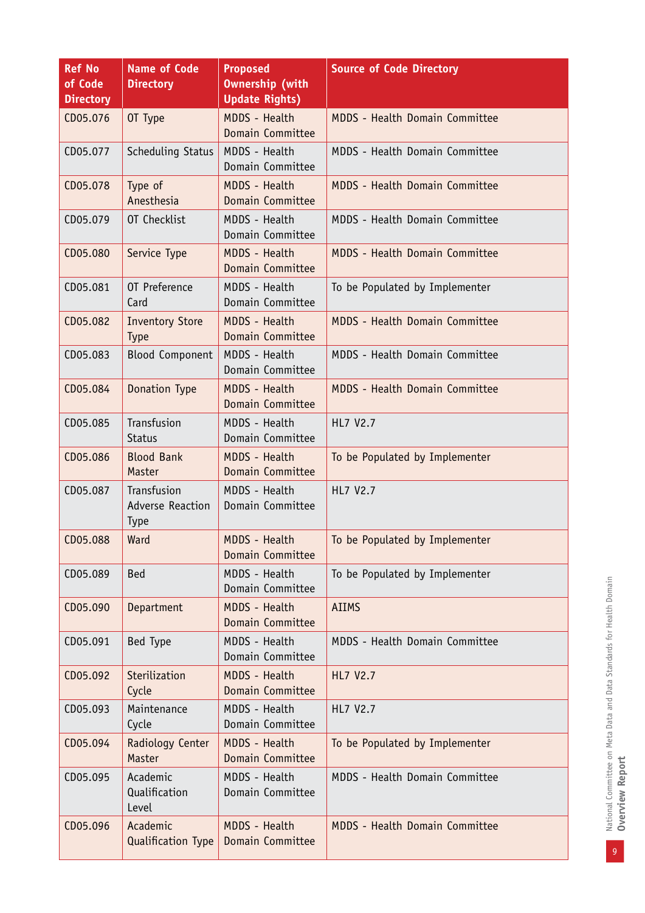| Ref No of Code Directory | Name of Code Directory | Proposed Ownership (with Update Rights) | Source of Code Directory |
|---|---|---|---|
| CD05.076 | OT Type | MDDS - Health Domain Committee | MDDS - Health Domain Committee |
| CD05.077 | Scheduling Status | MDDS - Health Domain Committee | MDDS - Health Domain Committee |
| CD05.078 | Type of Anesthesia | MDDS - Health Domain Committee | MDDS - Health Domain Committee |
| CD05.079 | OT Checklist | MDDS - Health Domain Committee | MDDS - Health Domain Committee |
| CD05.080 | Service Type | MDDS - Health Domain Committee | MDDS - Health Domain Committee |
| CD05.081 | OT Preference Card | MDDS - Health Domain Committee | To be Populated by Implementer |
| CD05.082 | Inventory Store Type | MDDS - Health Domain Committee | MDDS - Health Domain Committee |
| CD05.083 | Blood Component | MDDS - Health Domain Committee | MDDS - Health Domain Committee |
| CD05.084 | Donation Type | MDDS - Health Domain Committee | MDDS - Health Domain Committee |
| CD05.085 | Transfusion Status | MDDS - Health Domain Committee | HL7 V2.7 |
| CD05.086 | Blood Bank Master | MDDS - Health Domain Committee | To be Populated by Implementer |
| CD05.087 | Transfusion Adverse Reaction Type | MDDS - Health Domain Committee | HL7 V2.7 |
| CD05.088 | Ward | MDDS - Health Domain Committee | To be Populated by Implementer |
| CD05.089 | Bed | MDDS - Health Domain Committee | To be Populated by Implementer |
| CD05.090 | Department | MDDS - Health Domain Committee | AIIMS |
| CD05.091 | Bed Type | MDDS - Health Domain Committee | MDDS - Health Domain Committee |
| CD05.092 | Sterilization Cycle | MDDS - Health Domain Committee | HL7 V2.7 |
| CD05.093 | Maintenance Cycle | MDDS - Health Domain Committee | HL7 V2.7 |
| CD05.094 | Radiology Center Master | MDDS - Health Domain Committee | To be Populated by Implementer |
| CD05.095 | Academic Qualification Level | MDDS - Health Domain Committee | MDDS - Health Domain Committee |
| CD05.096 | Academic Qualification Type | MDDS - Health Domain Committee | MDDS - Health Domain Committee |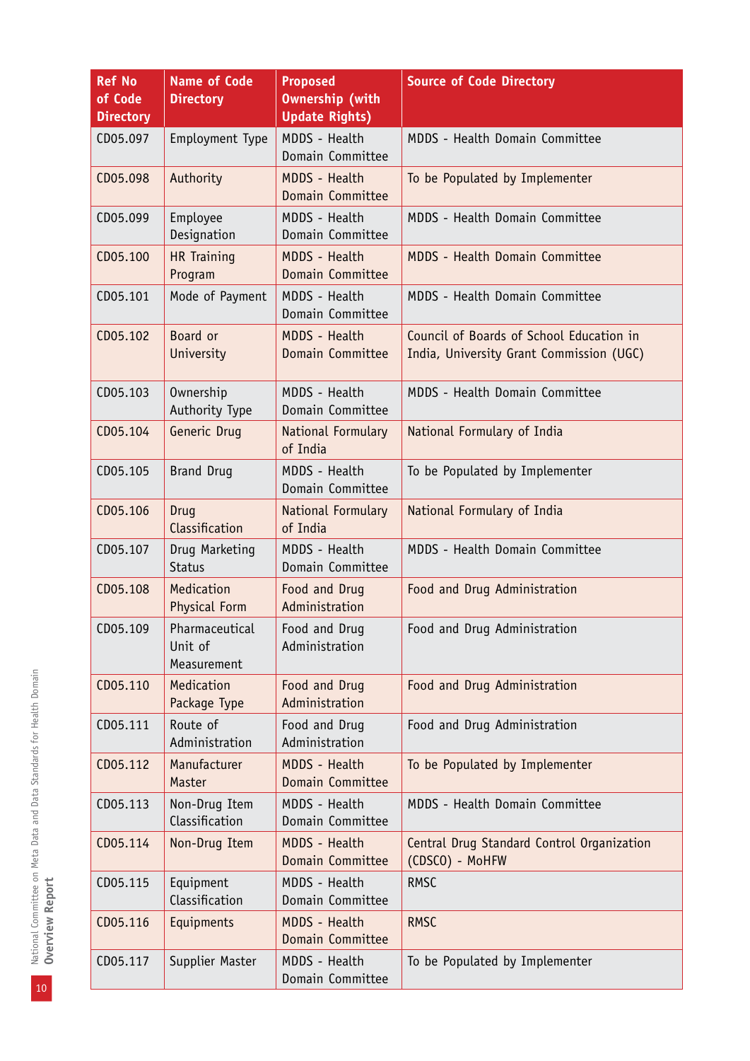| Ref No of Code Directory | Name of Code Directory | Proposed Ownership (with Update Rights) | Source of Code Directory |
|---|---|---|---|
| CD05.097 | Employment Type | MDDS - Health Domain Committee | MDDS - Health Domain Committee |
| CD05.098 | Authority | MDDS - Health Domain Committee | To be Populated by Implementer |
| CD05.099 | Employee Designation | MDDS - Health Domain Committee | MDDS - Health Domain Committee |
| CD05.100 | HR Training Program | MDDS - Health Domain Committee | MDDS - Health Domain Committee |
| CD05.101 | Mode of Payment | MDDS - Health Domain Committee | MDDS - Health Domain Committee |
| CD05.102 | Board or University | MDDS - Health Domain Committee | Council of Boards of School Education in India, University Grant Commission (UGC) |
| CD05.103 | Ownership Authority Type | MDDS - Health Domain Committee | MDDS - Health Domain Committee |
| CD05.104 | Generic Drug | National Formulary of India | National Formulary of India |
| CD05.105 | Brand Drug | MDDS - Health Domain Committee | To be Populated by Implementer |
| CD05.106 | Drug Classification | National Formulary of India | National Formulary of India |
| CD05.107 | Drug Marketing Status | MDDS - Health Domain Committee | MDDS - Health Domain Committee |
| CD05.108 | Medication Physical Form | Food and Drug Administration | Food and Drug Administration |
| CD05.109 | Pharmaceutical Unit of Measurement | Food and Drug Administration | Food and Drug Administration |
| CD05.110 | Medication Package Type | Food and Drug Administration | Food and Drug Administration |
| CD05.111 | Route of Administration | Food and Drug Administration | Food and Drug Administration |
| CD05.112 | Manufacturer Master | MDDS - Health Domain Committee | To be Populated by Implementer |
| CD05.113 | Non-Drug Item Classification | MDDS - Health Domain Committee | MDDS - Health Domain Committee |
| CD05.114 | Non-Drug Item | MDDS - Health Domain Committee | Central Drug Standard Control Organization (CDSCO) - MoHFW |
| CD05.115 | Equipment Classification | MDDS - Health Domain Committee | RMSC |
| CD05.116 | Equipments | MDDS - Health Domain Committee | RMSC |
| CD05.117 | Supplier Master | MDDS - Health Domain Committee | To be Populated by Implementer |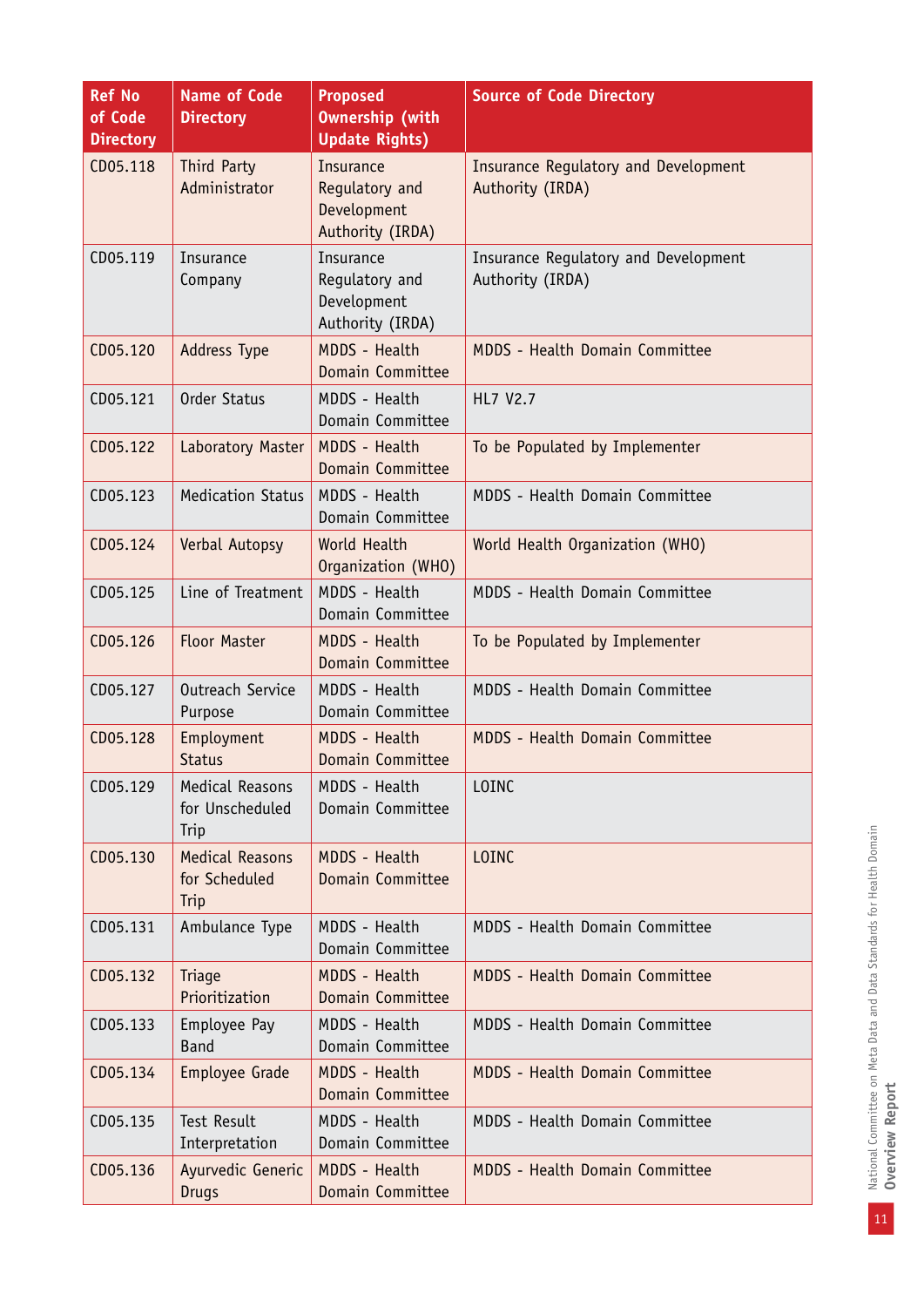| Ref No of Code Directory | Name of Code Directory | Proposed Ownership (with Update Rights) | Source of Code Directory |
|---|---|---|---|
| CD05.118 | Third Party Administrator | Insurance Regulatory and Development Authority (IRDA) | Insurance Regulatory and Development Authority (IRDA) |
| CD05.119 | Insurance Company | Insurance Regulatory and Development Authority (IRDA) | Insurance Regulatory and Development Authority (IRDA) |
| CD05.120 | Address Type | MDDS - Health Domain Committee | MDDS - Health Domain Committee |
| CD05.121 | Order Status | MDDS - Health Domain Committee | HL7 V2.7 |
| CD05.122 | Laboratory Master | MDDS - Health Domain Committee | To be Populated by Implementer |
| CD05.123 | Medication Status | MDDS - Health Domain Committee | MDDS - Health Domain Committee |
| CD05.124 | Verbal Autopsy | World Health Organization (WHO) | World Health Organization (WHO) |
| CD05.125 | Line of Treatment | MDDS - Health Domain Committee | MDDS - Health Domain Committee |
| CD05.126 | Floor Master | MDDS - Health Domain Committee | To be Populated by Implementer |
| CD05.127 | Outreach Service Purpose | MDDS - Health Domain Committee | MDDS - Health Domain Committee |
| CD05.128 | Employment Status | MDDS - Health Domain Committee | MDDS - Health Domain Committee |
| CD05.129 | Medical Reasons for Unscheduled Trip | MDDS - Health Domain Committee | LOINC |
| CD05.130 | Medical Reasons for Scheduled Trip | MDDS - Health Domain Committee | LOINC |
| CD05.131 | Ambulance Type | MDDS - Health Domain Committee | MDDS - Health Domain Committee |
| CD05.132 | Triage Prioritization | MDDS - Health Domain Committee | MDDS - Health Domain Committee |
| CD05.133 | Employee Pay Band | MDDS - Health Domain Committee | MDDS - Health Domain Committee |
| CD05.134 | Employee Grade | MDDS - Health Domain Committee | MDDS - Health Domain Committee |
| CD05.135 | Test Result Interpretation | MDDS - Health Domain Committee | MDDS - Health Domain Committee |
| CD05.136 | Ayurvedic Generic Drugs | MDDS - Health Domain Committee | MDDS - Health Domain Committee |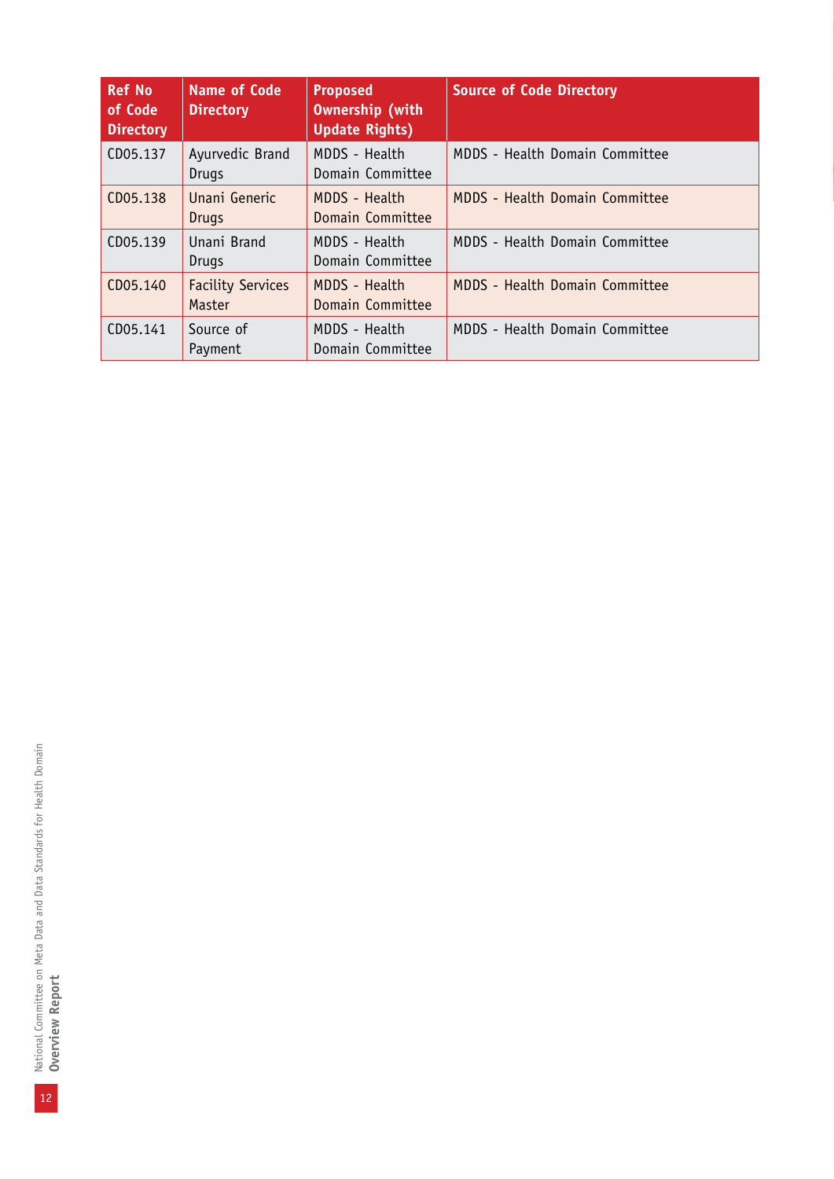| Ref No of Code Directory | Name of Code Directory | Proposed Ownership (with Update Rights) | Source of Code Directory |
|---|---|---|---|
| CD05.137 | Ayurvedic Brand Drugs | MDDS - Health Domain Committee | MDDS - Health Domain Committee |
| CD05.138 | Unani Generic Drugs | MDDS - Health Domain Committee | MDDS - Health Domain Committee |
| CD05.139 | Unani Brand Drugs | MDDS - Health Domain Committee | MDDS - Health Domain Committee |
| CD05.140 | Facility Services Master | MDDS - Health Domain Committee | MDDS - Health Domain Committee |
| CD05.141 | Source of Payment | MDDS - Health Domain Committee | MDDS - Health Domain Committee |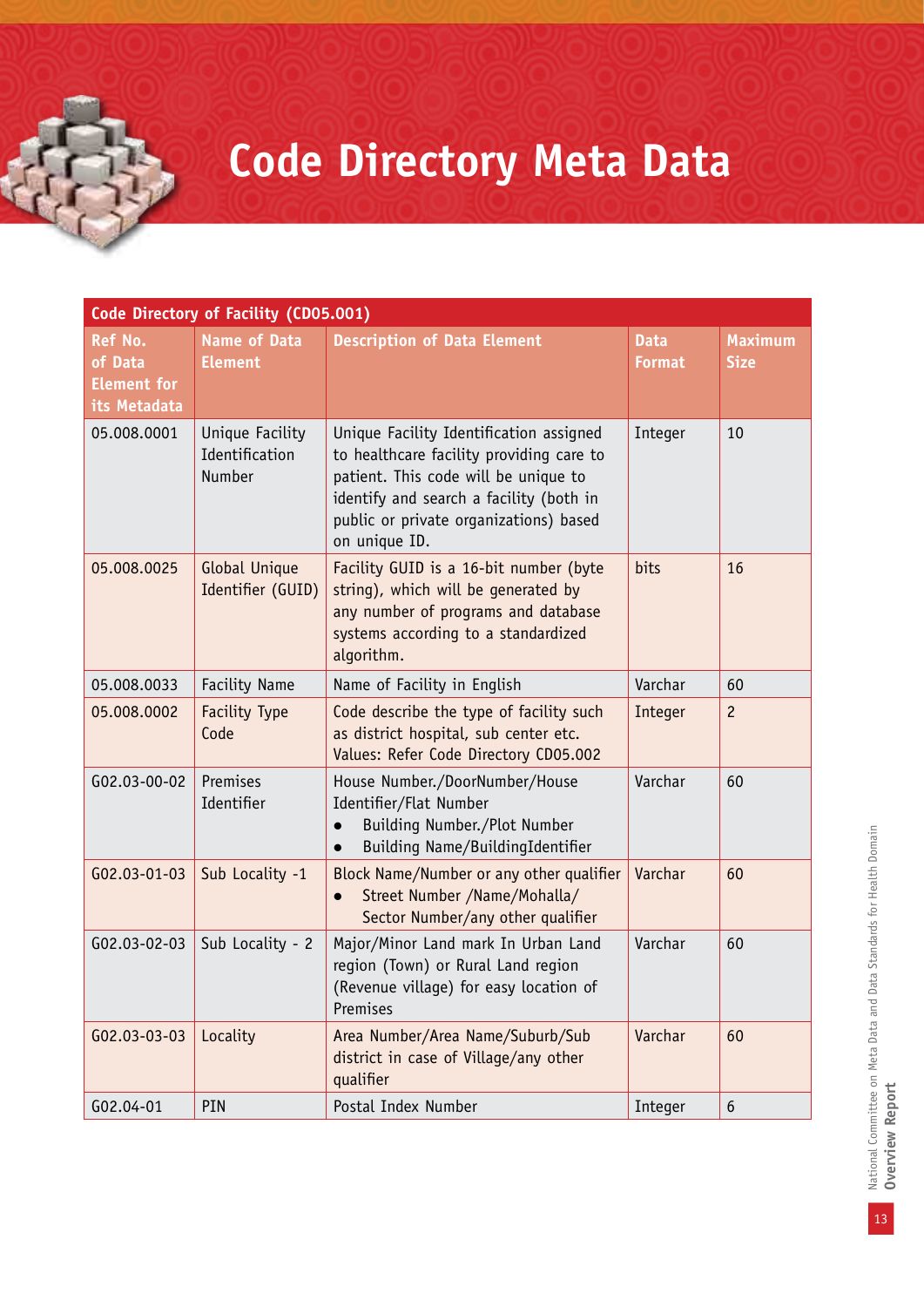# Code Directory Meta Data

| Code Directory of Facility (CD05.001) | | | | |
|---|---|---|---|---|
| Ref No. of Data Element for its Metadata | Name of Data Element | Description of Data Element | Data Format | Maximum Size |
| 05.008.0001 | Unique Facility Identification Number | Unique Facility Identification assigned to healthcare facility providing care to patient. This code will be unique to identify and search a facility (both in public or private organizations) based on unique ID. | Integer | 10 |
| 05.008.0025 | Global Unique Identifier (GUID) | Facility GUID is a 16-bit number (byte string), which will be generated by any number of programs and database systems according to a standardized algorithm. | bits | 16 |
| 05.008.0033 | Facility Name | Name of Facility in English | Varchar | 60 |
| 05.008.0002 | Facility Type Code | Code describe the type of facility such as district hospital, sub center etc. Values: Refer Code Directory CD05.002 | Integer | 2 |
| G02.03-00-02 | Premises Identifier | House Number./DoorNumber/House Identifier/Flat Number<br>● Building Number./Plot Number<br>● Building Name/BuildingIdentifier | Varchar | 60 |
| G02.03-01-03 | Sub Locality -1 | Block Name/Number or any other qualifier<br>● Street Number /Name/Mohalla/ Sector Number/any other qualifier | Varchar | 60 |
| G02.03-02-03 | Sub Locality - 2 | Major/Minor Land mark In Urban Land region (Town) or Rural Land region (Revenue village) for easy location of Premises | Varchar | 60 |
| G02.03-03-03 | Locality | Area Number/Area Name/Suburb/Sub district in case of Village/any other qualifier | Varchar | 60 |
| G02.04-01 | PIN | Postal Index Number | Integer | 6 |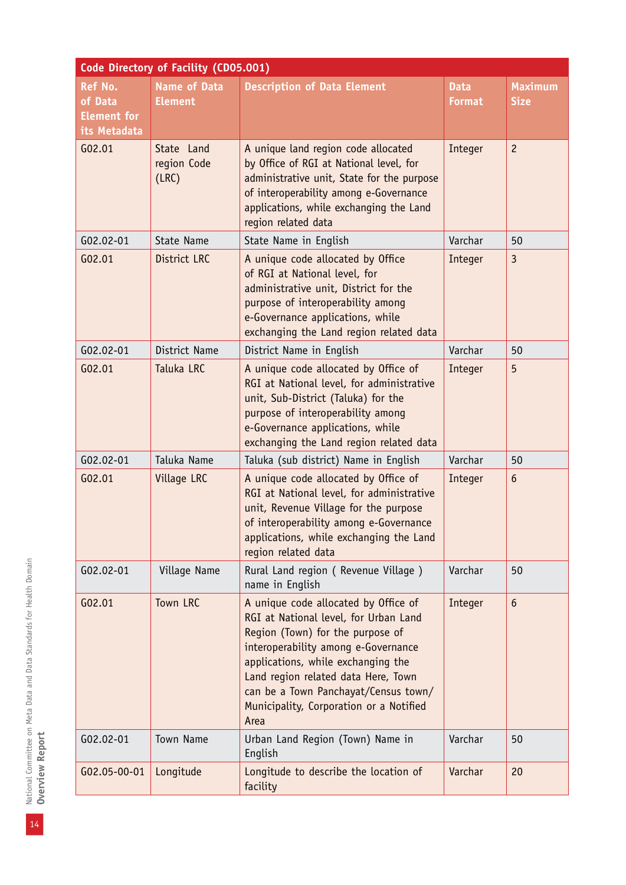| Code Directory of Facility (CD05.001) | | | | |
|---|---|---|---|---|
| Ref No. of Data Element for its Metadata | Name of Data Element | Description of Data Element | Data Format | Maximum Size |
| G02.01 | State Land region Code (LRC) | A unique land region code allocated by Office of RGI at National level, for administrative unit, State for the purpose of interoperability among e-Governance applications, while exchanging the Land region related data | Integer | 2 |
| G02.02-01 | State Name | State Name in English | Varchar | 50 |
| G02.01 | District LRC | A unique code allocated by Office of RGI at National level, for administrative unit, District for the purpose of interoperability among e-Governance applications, while exchanging the Land region related data | Integer | 3 |
| G02.02-01 | District Name | District Name in English | Varchar | 50 |
| G02.01 | Taluka LRC | A unique code allocated by Office of RGI at National level, for administrative unit, Sub-District (Taluka) for the purpose of interoperability among e-Governance applications, while exchanging the Land region related data | Integer | 5 |
| G02.02-01 | Taluka Name | Taluka (sub district) Name in English | Varchar | 50 |
| G02.01 | Village LRC | A unique code allocated by Office of RGI at National level, for administrative unit, Revenue Village for the purpose of interoperability among e-Governance applications, while exchanging the Land region related data | Integer | 6 |
| G02.02-01 | Village Name | Rural Land region ( Revenue Village ) name in English | Varchar | 50 |
| G02.01 | Town LRC | A unique code allocated by Office of RGI at National level, for Urban Land Region (Town) for the purpose of interoperability among e-Governance applications, while exchanging the Land region related data Here, Town can be a Town Panchayat/Census town/ Municipality, Corporation or a Notified Area | Integer | 6 |
| G02.02-01 | Town Name | Urban Land Region (Town) Name in English | Varchar | 50 |
| G02.05-00-01 | Longitude | Longitude to describe the location of facility | Varchar | 20 |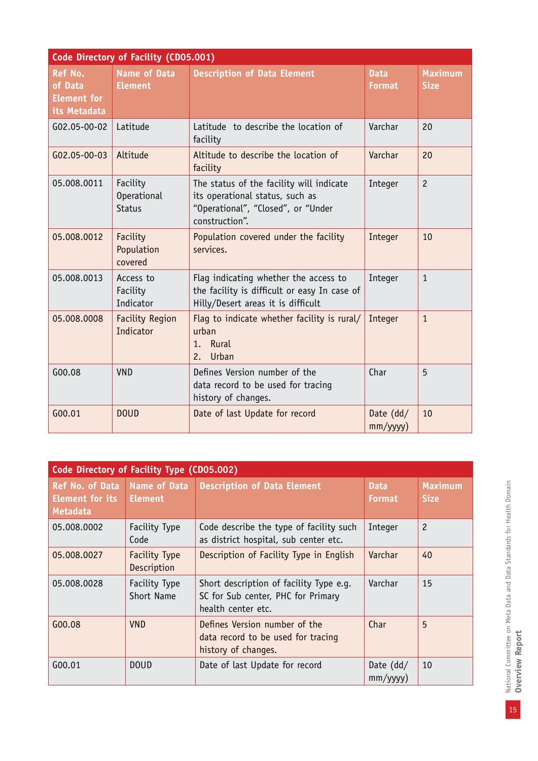| Code Directory of Facility (CD05.001) | | | | |
|---|---|---|---|---|
| **Ref No. of Data Element for its Metadata** | **Name of Data Element** | **Description of Data Element** | **Data Format** | **Maximum Size** |
| G02.05-00-02 | Latitude | Latitude to describe the location of facility | Varchar | 20 |
| G02.05-00-03 | Altitude | Altitude to describe the location of facility | Varchar | 20 |
| 05.008.0011 | Facility Operational Status | The status of the facility will indicate its operational status, such as "Operational", "Closed", or "Under construction". | Integer | 2 |
| 05.008.0012 | Facility Population covered | Population covered under the facility services. | Integer | 10 |
| 05.008.0013 | Access to Facility Indicator | Flag indicating whether the access to the facility is difficult or easy In case of Hilly/Desert areas it is difficult | Integer | 1 |
| 05.008.0008 | Facility Region Indicator | Flag to indicate whether facility is rural/ urban<br>1. Rural<br>2. Urban | Integer | 1 |
| G00.08 | VND | Defines Version number of the data record to be used for tracing history of changes. | Char | 5 |
| G00.01 | DOUD | Date of last Update for record | Date (dd/ mm/yyyy) | 10 |

| Code Directory of Facility Type (CD05.002) | | | | |
|---|---|---|---|---|
| **Ref No. of Data Element for its Metadata** | **Name of Data Element** | **Description of Data Element** | **Data Format** | **Maximum Size** |
| 05.008.0002 | Facility Type Code | Code describe the type of facility such as district hospital, sub center etc. | Integer | 2 |
| 05.008.0027 | Facility Type Description | Description of Facility Type in English | Varchar | 40 |
| 05.008.0028 | Facility Type Short Name | Short description of facility Type e.g. SC for Sub center, PHC for Primary health center etc. | Varchar | 15 |
| G00.08 | VND | Defines Version number of the data record to be used for tracing history of changes. | Char | 5 |
| G00.01 | DOUD | Date of last Update for record | Date (dd/ mm/yyyy) | 10 |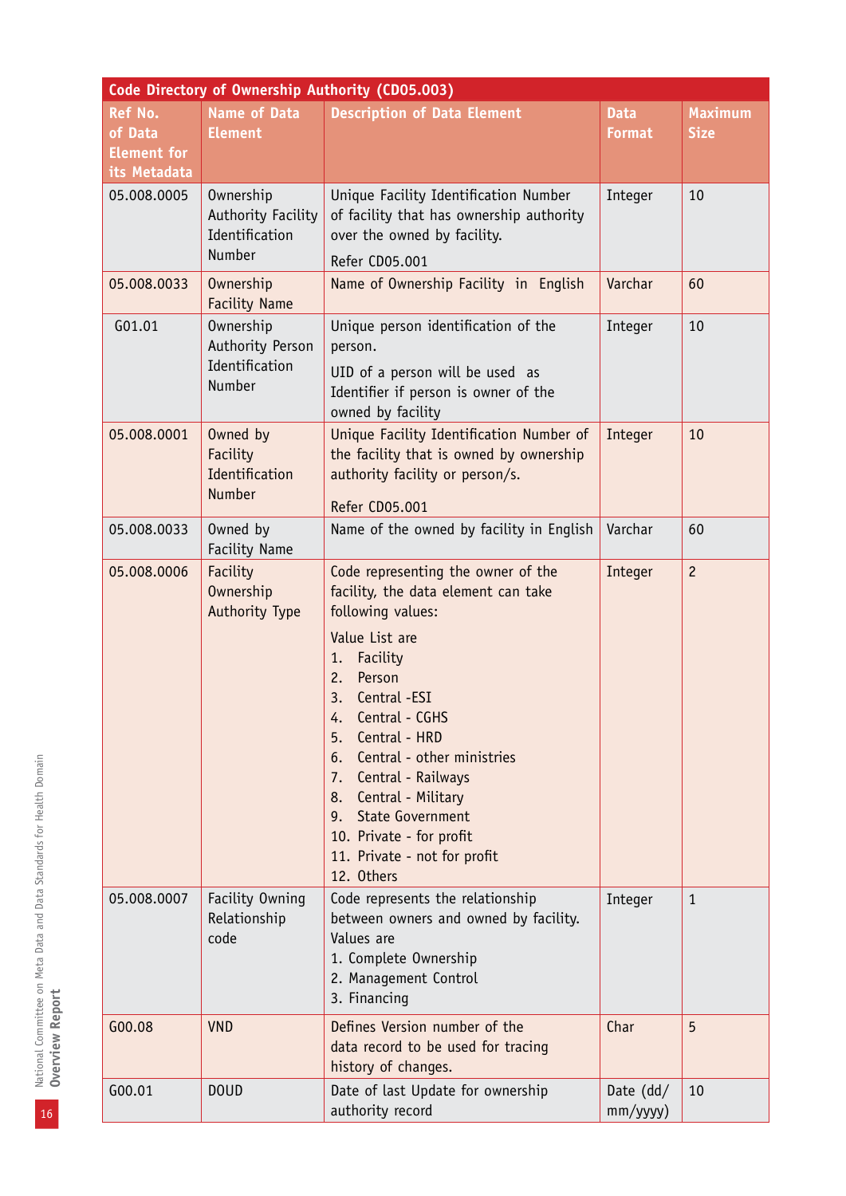| Code Directory of Ownership Authority (CD05.003) | | | | |
|---|---|---|---|---|
| Ref No. of Data Element for its Metadata | Name of Data Element | Description of Data Element | Data Format | Maximum Size |
| 05.008.0005 | Ownership Authority Facility Identification Number | Unique Facility Identification Number of facility that has ownership authority over the owned by facility.<br>Refer CD05.001 | Integer | 10 |
| 05.008.0033 | Ownership Facility Name | Name of Ownership Facility in English | Varchar | 60 |
| G01.01 | Ownership Authority Person Identification Number | Unique person identification of the person.<br>UID of a person will be used as Identifier if person is owner of the owned by facility | Integer | 10 |
| 05.008.0001 | Owned by Facility Identification Number | Unique Facility Identification Number of the facility that is owned by ownership authority facility or person/s.<br>Refer CD05.001 | Integer | 10 |
| 05.008.0033 | Owned by Facility Name | Name of the owned by facility in English | Varchar | 60 |
| 05.008.0006 | Facility Ownership Authority Type | Code representing the owner of the facility, the data element can take following values:<br>Value List are<br>1. Facility<br>2. Person<br>3. Central -ESI<br>4. Central - CGHS<br>5. Central - HRD<br>6. Central - other ministries<br>7. Central - Railways<br>8. Central - Military<br>9. State Government<br>10. Private - for profit<br>11. Private - not for profit<br>12. Others | Integer | 2 |
| 05.008.0007 | Facility Owning Relationship code | Code represents the relationship between owners and owned by facility. Values are<br>1. Complete Ownership<br>2. Management Control<br>3. Financing | Integer | 1 |
| G00.08 | VND | Defines Version number of the data record to be used for tracing history of changes. | Char | 5 |
| G00.01 | DOUD | Date of last Update for ownership authority record | Date (dd/mm/yyyy) | 10 |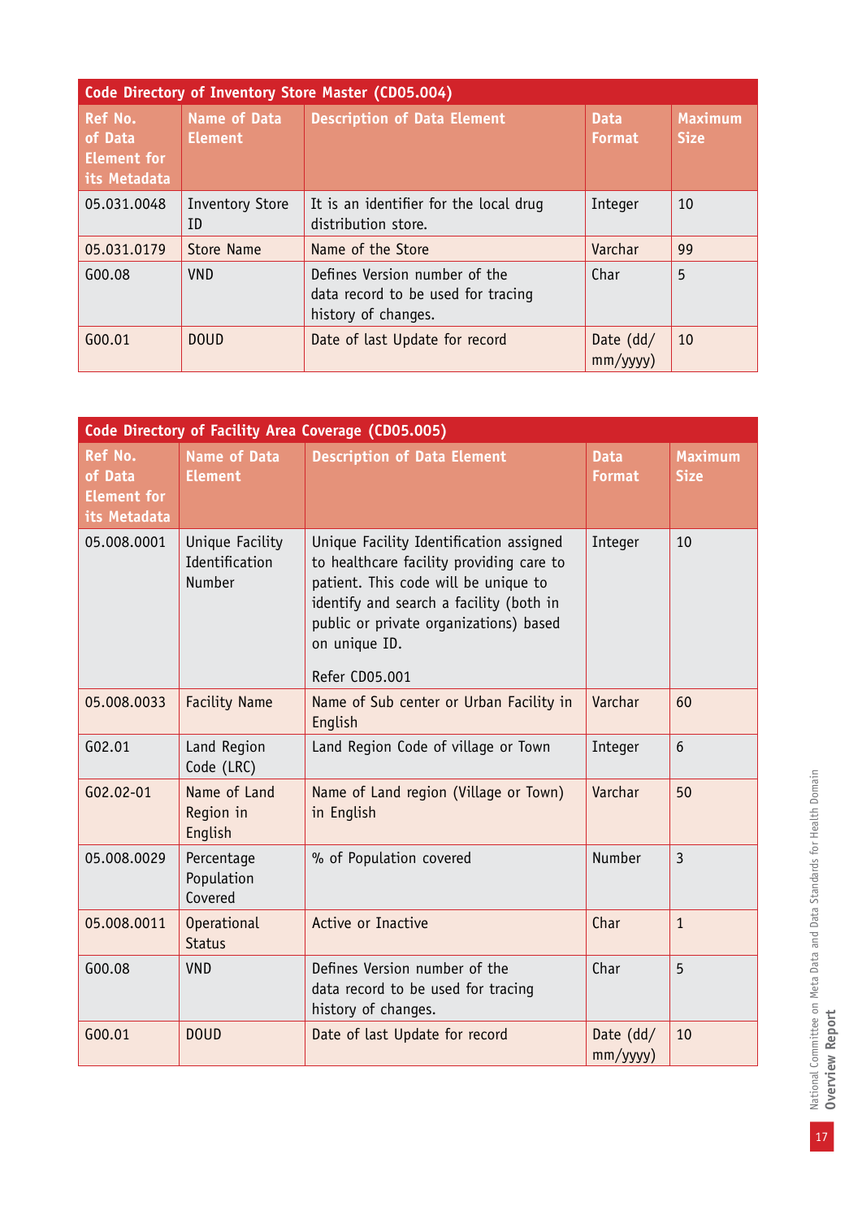| Code Directory of Inventory Store Master (CD05.004) | | | | |
|---|---|---|---|---|
| **Ref No. of Data Element for its Metadata** | **Name of Data Element** | **Description of Data Element** | **Data Format** | **Maximum Size** |
| 05.031.0048 | Inventory Store ID | It is an identifier for the local drug distribution store. | Integer | 10 |
| 05.031.0179 | Store Name | Name of the Store | Varchar | 99 |
| G00.08 | VND | Defines Version number of the data record to be used for tracing history of changes. | Char | 5 |
| G00.01 | DOUD | Date of last Update for record | Date (dd/mm/yyyy) | 10 |

| Code Directory of Facility Area Coverage (CD05.005) | | | | |
|---|---|---|---|---|
| **Ref No. of Data Element for its Metadata** | **Name of Data Element** | **Description of Data Element** | **Data Format** | **Maximum Size** |
| 05.008.0001 | Unique Facility Identification Number | Unique Facility Identification assigned to healthcare facility providing care to patient. This code will be unique to identify and search a facility (both in public or private organizations) based on unique ID. Refer CD05.001 | Integer | 10 |
| 05.008.0033 | Facility Name | Name of Sub center or Urban Facility in English | Varchar | 60 |
| G02.01 | Land Region Code (LRC) | Land Region Code of village or Town | Integer | 6 |
| G02.02-01 | Name of Land Region in English | Name of Land region (Village or Town) in English | Varchar | 50 |
| 05.008.0029 | Percentage Population Covered | % of Population covered | Number | 3 |
| 05.008.0011 | Operational Status | Active or Inactive | Char | 1 |
| G00.08 | VND | Defines Version number of the data record to be used for tracing history of changes. | Char | 5 |
| G00.01 | DOUD | Date of last Update for record | Date (dd/mm/yyyy) | 10 |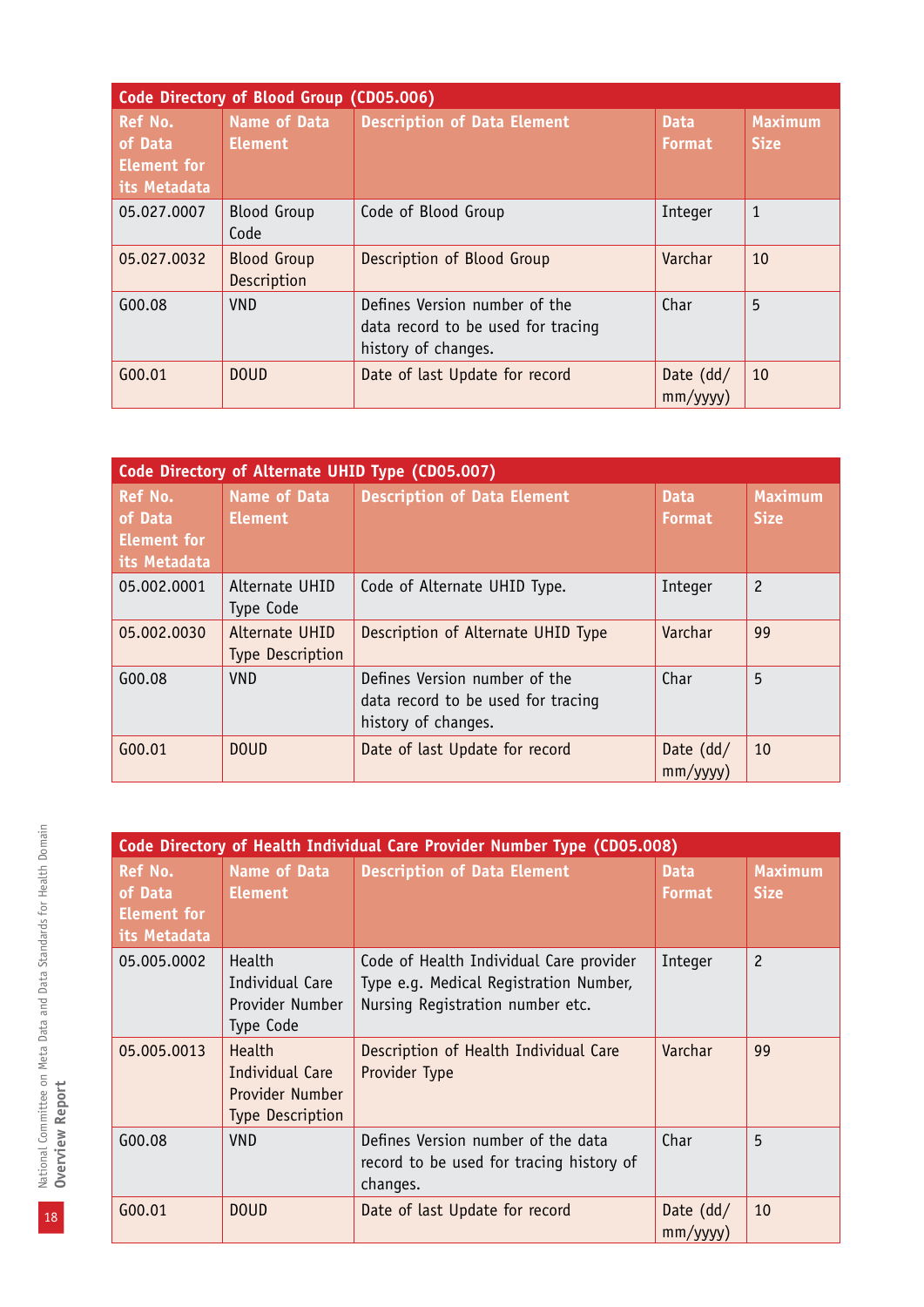| Code Directory of Blood Group (CD05.006) | | | | |
|---|---|---|---|---|
| Ref No. of Data Element for its Metadata | Name of Data Element | Description of Data Element | Data Format | Maximum Size |
| 05.027.0007 | Blood Group Code | Code of Blood Group | Integer | 1 |
| 05.027.0032 | Blood Group Description | Description of Blood Group | Varchar | 10 |
| G00.08 | VND | Defines Version number of the data record to be used for tracing history of changes. | Char | 5 |
| G00.01 | DOUD | Date of last Update for record | Date (dd/mm/yyyy) | 10 |

| Code Directory of Alternate UHID Type (CD05.007) | | | | |
|---|---|---|---|---|
| Ref No. of Data Element for its Metadata | Name of Data Element | Description of Data Element | Data Format | Maximum Size |
| 05.002.0001 | Alternate UHID Type Code | Code of Alternate UHID Type. | Integer | 2 |
| 05.002.0030 | Alternate UHID Type Description | Description of Alternate UHID Type | Varchar | 99 |
| G00.08 | VND | Defines Version number of the data record to be used for tracing history of changes. | Char | 5 |
| G00.01 | DOUD | Date of last Update for record | Date (dd/mm/yyyy) | 10 |

| Code Directory of Health Individual Care Provider Number Type (CD05.008) | | | | |
|---|---|---|---|---|
| Ref No. of Data Element for its Metadata | Name of Data Element | Description of Data Element | Data Format | Maximum Size |
| 05.005.0002 | Health Individual Care Provider Number Type Code | Code of Health Individual Care provider Type e.g. Medical Registration Number, Nursing Registration number etc. | Integer | 2 |
| 05.005.0013 | Health Individual Care Provider Number Type Description | Description of Health Individual Care Provider Type | Varchar | 99 |
| G00.08 | VND | Defines Version number of the data record to be used for tracing history of changes. | Char | 5 |
| G00.01 | DOUD | Date of last Update for record | Date (dd/mm/yyyy) | 10 |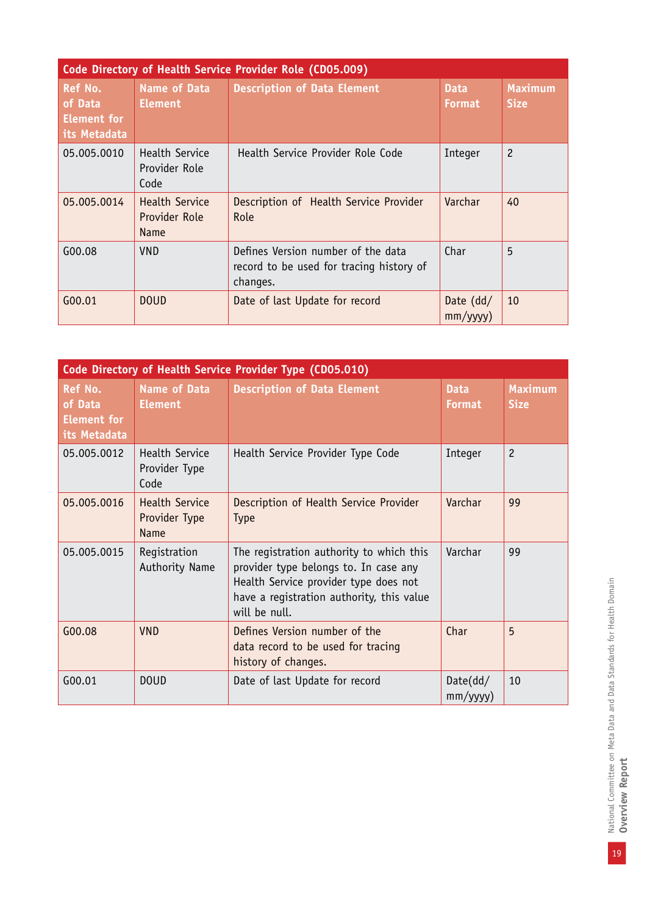| Code Directory of Health Service Provider Role (CD05.009) | | | | |
|---|---|---|---|---|
| Ref No. of Data Element for its Metadata | Name of Data Element | Description of Data Element | Data Format | Maximum Size |
| 05.005.0010 | Health Service Provider Role Code | Health Service Provider Role Code | Integer | 2 |
| 05.005.0014 | Health Service Provider Role Name | Description of Health Service Provider Role | Varchar | 40 |
| G00.08 | VND | Defines Version number of the data record to be used for tracing history of changes. | Char | 5 |
| G00.01 | DOUD | Date of last Update for record | Date (dd/mm/yyyy) | 10 |

| Code Directory of Health Service Provider Type (CD05.010) | | | | |
|---|---|---|---|---|
| Ref No. of Data Element for its Metadata | Name of Data Element | Description of Data Element | Data Format | Maximum Size |
| 05.005.0012 | Health Service Provider Type Code | Health Service Provider Type Code | Integer | 2 |
| 05.005.0016 | Health Service Provider Type Name | Description of Health Service Provider Type | Varchar | 99 |
| 05.005.0015 | Registration Authority Name | The registration authority to which this provider type belongs to. In case any Health Service provider type does not have a registration authority, this value will be null. | Varchar | 99 |
| G00.08 | VND | Defines Version number of the data record to be used for tracing history of changes. | Char | 5 |
| G00.01 | DOUD | Date of last Update for record | Date(dd/mm/yyyy) | 10 |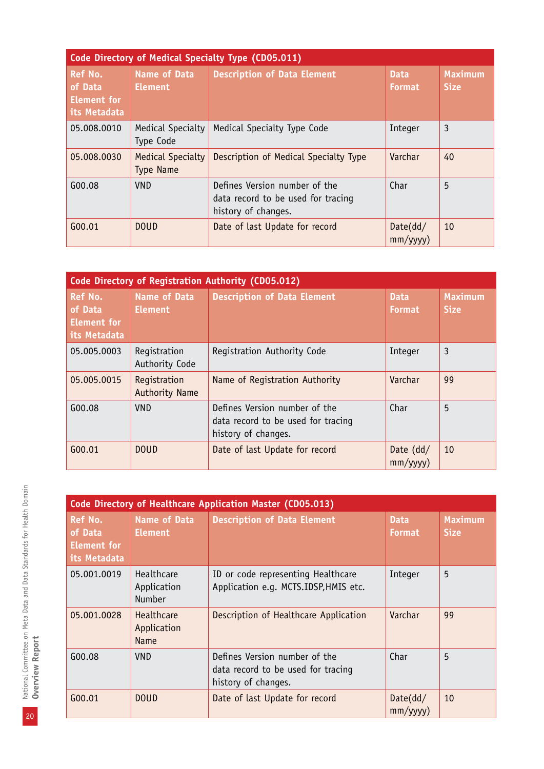| Code Directory of Medical Specialty Type (CD05.011) | | | | |
|---|---|---|---|---|
| Ref No. of Data Element for its Metadata | Name of Data Element | Description of Data Element | Data Format | Maximum Size |
| 05.008.0010 | Medical Specialty Type Code | Medical Specialty Type Code | Integer | 3 |
| 05.008.0030 | Medical Specialty Type Name | Description of Medical Specialty Type | Varchar | 40 |
| G00.08 | VND | Defines Version number of the data record to be used for tracing history of changes. | Char | 5 |
| G00.01 | DOUD | Date of last Update for record | Date(dd/mm/yyyy) | 10 |

| Code Directory of Registration Authority (CD05.012) | | | | |
|---|---|---|---|---|
| Ref No. of Data Element for its Metadata | Name of Data Element | Description of Data Element | Data Format | Maximum Size |
| 05.005.0003 | Registration Authority Code | Registration Authority Code | Integer | 3 |
| 05.005.0015 | Registration Authority Name | Name of Registration Authority | Varchar | 99 |
| G00.08 | VND | Defines Version number of the data record to be used for tracing history of changes. | Char | 5 |
| G00.01 | DOUD | Date of last Update for record | Date (dd/mm/yyyy) | 10 |

| Code Directory of Healthcare Application Master (CD05.013) | | | | |
|---|---|---|---|---|
| Ref No. of Data Element for its Metadata | Name of Data Element | Description of Data Element | Data Format | Maximum Size |
| 05.001.0019 | Healthcare Application Number | ID or code representing Healthcare Application e.g. MCTS.IDSP,HMIS etc. | Integer | 5 |
| 05.001.0028 | Healthcare Application Name | Description of Healthcare Application | Varchar | 99 |
| G00.08 | VND | Defines Version number of the data record to be used for tracing history of changes. | Char | 5 |
| G00.01 | DOUD | Date of last Update for record | Date(dd/mm/yyyy) | 10 |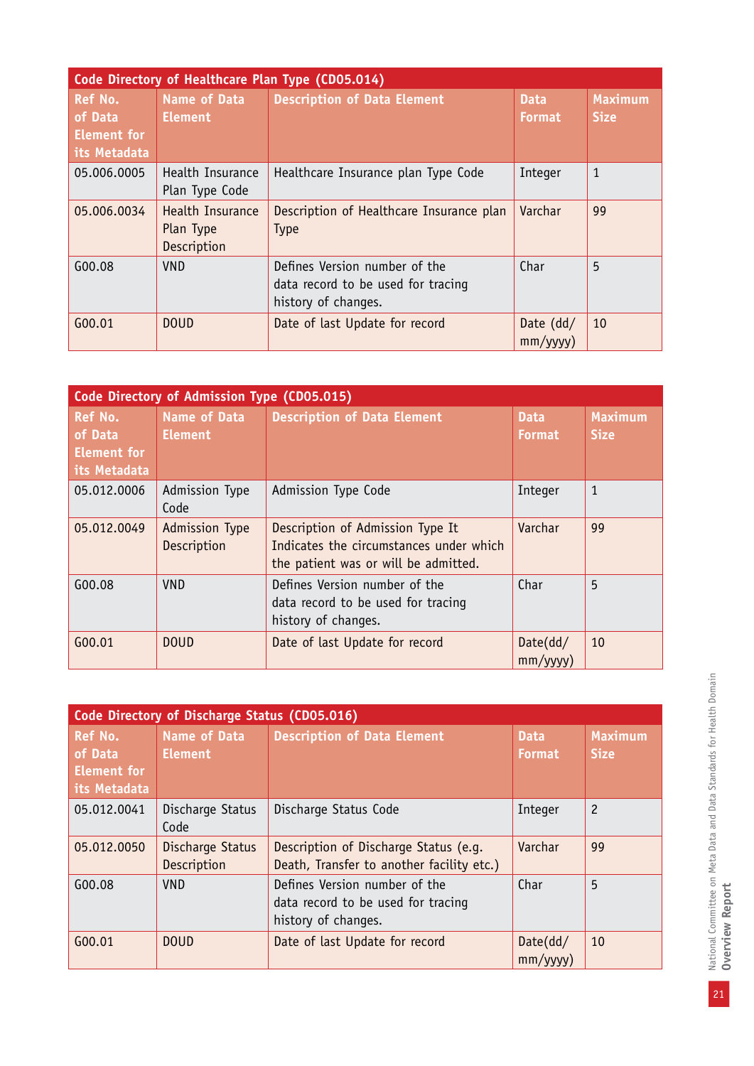| Code Directory of Healthcare Plan Type (CD05.014) | | | | |
|---|---|---|---|---|
| **Ref No. of Data Element for its Metadata** | **Name of Data Element** | **Description of Data Element** | **Data Format** | **Maximum Size** |
| 05.006.0005 | Health Insurance Plan Type Code | Healthcare Insurance plan Type Code | Integer | 1 |
| 05.006.0034 | Health Insurance Plan Type Description | Description of Healthcare Insurance plan Type | Varchar | 99 |
| G00.08 | VND | Defines Version number of the data record to be used for tracing history of changes. | Char | 5 |
| G00.01 | DOUD | Date of last Update for record | Date (dd/mm/yyyy) | 10 |

| Code Directory of Admission Type (CD05.015) | | | | |
|---|---|---|---|---|
| **Ref No. of Data Element for its Metadata** | **Name of Data Element** | **Description of Data Element** | **Data Format** | **Maximum Size** |
| 05.012.0006 | Admission Type Code | Admission Type Code | Integer | 1 |
| 05.012.0049 | Admission Type Description | Description of Admission Type It Indicates the circumstances under which the patient was or will be admitted. | Varchar | 99 |
| G00.08 | VND | Defines Version number of the data record to be used for tracing history of changes. | Char | 5 |
| G00.01 | DOUD | Date of last Update for record | Date(dd/mm/yyyy) | 10 |

| Code Directory of Discharge Status (CD05.016) | | | | |
|---|---|---|---|---|
| **Ref No. of Data Element for its Metadata** | **Name of Data Element** | **Description of Data Element** | **Data Format** | **Maximum Size** |
| 05.012.0041 | Discharge Status Code | Discharge Status Code | Integer | 2 |
| 05.012.0050 | Discharge Status Description | Description of Discharge Status (e.g. Death, Transfer to another facility etc.) | Varchar | 99 |
| G00.08 | VND | Defines Version number of the data record to be used for tracing history of changes. | Char | 5 |
| G00.01 | DOUD | Date of last Update for record | Date(dd/mm/yyyy) | 10 |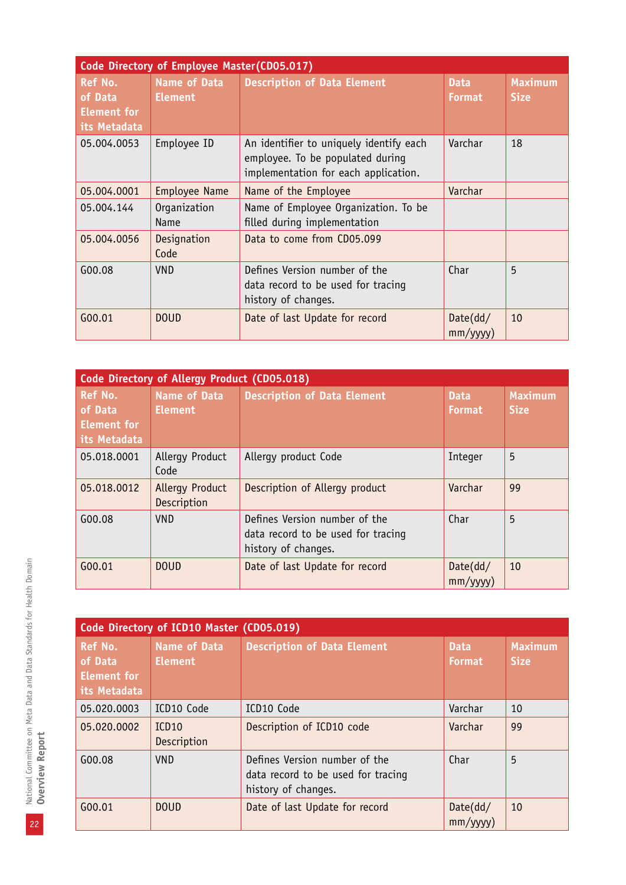| Code Directory of Employee Master(CD05.017) | | | | |
|---|---|---|---|---|
| Ref No. of Data Element for its Metadata | Name of Data Element | Description of Data Element | Data Format | Maximum Size |
| 05.004.0053 | Employee ID | An identifier to uniquely identify each employee. To be populated during implementation for each application. | Varchar | 18 |
| 05.004.0001 | Employee Name | Name of the Employee | Varchar | |
| 05.004.144 | Organization Name | Name of Employee Organization. To be filled during implementation | | |
| 05.004.0056 | Designation Code | Data to come from CD05.099 | | |
| G00.08 | VND | Defines Version number of the data record to be used for tracing history of changes. | Char | 5 |
| G00.01 | DOUD | Date of last Update for record | Date(dd/mm/yyyy) | 10 |

| Code Directory of Allergy Product (CD05.018) | | | | |
|---|---|---|---|---|
| Ref No. of Data Element for its Metadata | Name of Data Element | Description of Data Element | Data Format | Maximum Size |
| 05.018.0001 | Allergy Product Code | Allergy product Code | Integer | 5 |
| 05.018.0012 | Allergy Product Description | Description of Allergy product | Varchar | 99 |
| G00.08 | VND | Defines Version number of the data record to be used for tracing history of changes. | Char | 5 |
| G00.01 | DOUD | Date of last Update for record | Date(dd/mm/yyyy) | 10 |

| Code Directory of ICD10 Master (CD05.019) | | | | |
|---|---|---|---|---|
| Ref No. of Data Element for its Metadata | Name of Data Element | Description of Data Element | Data Format | Maximum Size |
| 05.020.0003 | ICD10 Code | ICD10 Code | Varchar | 10 |
| 05.020.0002 | ICD10 Description | Description of ICD10 code | Varchar | 99 |
| G00.08 | VND | Defines Version number of the data record to be used for tracing history of changes. | Char | 5 |
| G00.01 | DOUD | Date of last Update for record | Date(dd/mm/yyyy) | 10 |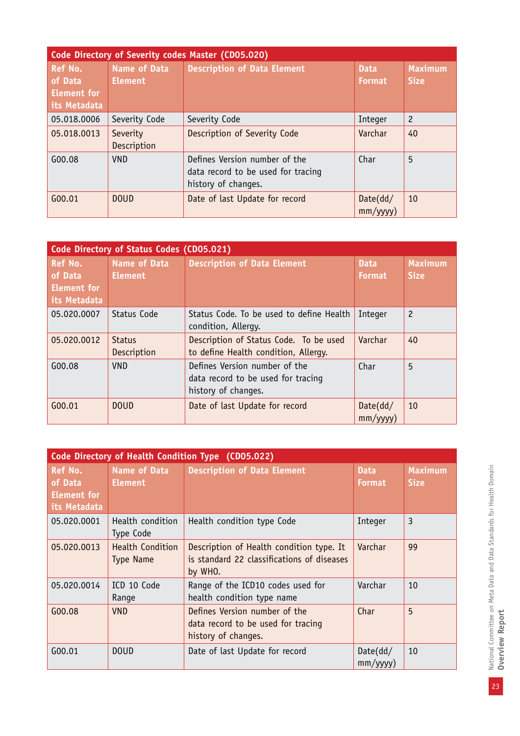| Code Directory of Severity codes Master (CD05.020) | | | | |
|---|---|---|---|---|
| Ref No. of Data Element for its Metadata | Name of Data Element | Description of Data Element | Data Format | Maximum Size |
| 05.018.0006 | Severity Code | Severity Code | Integer | 2 |
| 05.018.0013 | Severity Description | Description of Severity Code | Varchar | 40 |
| G00.08 | VND | Defines Version number of the data record to be used for tracing history of changes. | Char | 5 |
| G00.01 | DOUD | Date of last Update for record | Date(dd/mm/yyyy) | 10 |

| Code Directory of Status Codes (CD05.021) | | | | |
|---|---|---|---|---|
| Ref No. of Data Element for its Metadata | Name of Data Element | Description of Data Element | Data Format | Maximum Size |
| 05.020.0007 | Status Code | Status Code. To be used to define Health condition, Allergy. | Integer | 2 |
| 05.020.0012 | Status Description | Description of Status Code. To be used to define Health condition, Allergy. | Varchar | 40 |
| G00.08 | VND | Defines Version number of the data record to be used for tracing history of changes. | Char | 5 |
| G00.01 | DOUD | Date of last Update for record | Date(dd/mm/yyyy) | 10 |

| Code Directory of Health Condition Type (CD05.022) | | | | |
|---|---|---|---|---|
| Ref No. of Data Element for its Metadata | Name of Data Element | Description of Data Element | Data Format | Maximum Size |
| 05.020.0001 | Health condition Type Code | Health condition type Code | Integer | 3 |
| 05.020.0013 | Health Condition Type Name | Description of Health condition type. It is standard 22 classifications of diseases by WHO. | Varchar | 99 |
| 05.020.0014 | ICD 10 Code Range | Range of the ICD10 codes used for health condition type name | Varchar | 10 |
| G00.08 | VND | Defines Version number of the data record to be used for tracing history of changes. | Char | 5 |
| G00.01 | DOUD | Date of last Update for record | Date(dd/mm/yyyy) | 10 |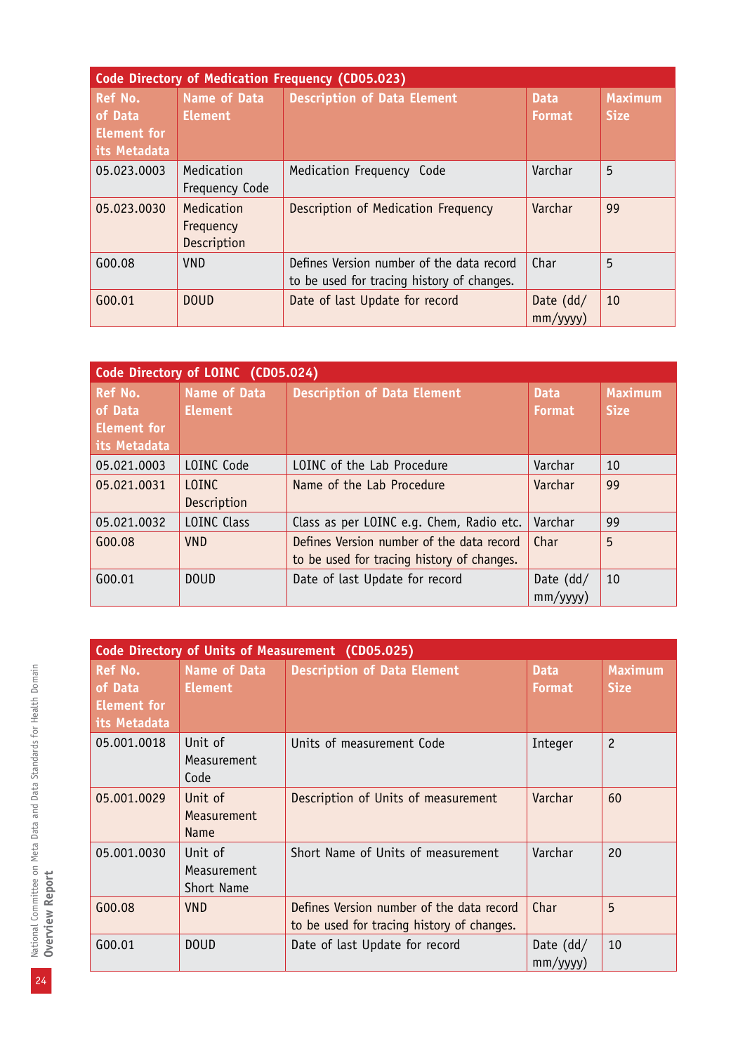| Code Directory of Medication Frequency (CD05.023) | | | | |
|---|---|---|---|---|
| **Ref No. of Data Element for its Metadata** | **Name of Data Element** | **Description of Data Element** | **Data Format** | **Maximum Size** |
| 05.023.0003 | Medication Frequency Code | Medication Frequency Code | Varchar | 5 |
| 05.023.0030 | Medication Frequency Description | Description of Medication Frequency | Varchar | 99 |
| G00.08 | VND | Defines Version number of the data record to be used for tracing history of changes. | Char | 5 |
| G00.01 | DOUD | Date of last Update for record | Date (dd/mm/yyyy) | 10 |

| Code Directory of LOINC (CD05.024) | | | | |
|---|---|---|---|---|
| **Ref No. of Data Element for its Metadata** | **Name of Data Element** | **Description of Data Element** | **Data Format** | **Maximum Size** |
| 05.021.0003 | LOINC Code | LOINC of the Lab Procedure | Varchar | 10 |
| 05.021.0031 | LOINC Description | Name of the Lab Procedure | Varchar | 99 |
| 05.021.0032 | LOINC Class | Class as per LOINC e.g. Chem, Radio etc. | Varchar | 99 |
| G00.08 | VND | Defines Version number of the data record to be used for tracing history of changes. | Char | 5 |
| G00.01 | DOUD | Date of last Update for record | Date (dd/mm/yyyy) | 10 |

| Code Directory of Units of Measurement (CD05.025) | | | | |
|---|---|---|---|---|
| **Ref No. of Data Element for its Metadata** | **Name of Data Element** | **Description of Data Element** | **Data Format** | **Maximum Size** |
| 05.001.0018 | Unit of Measurement Code | Units of measurement Code | Integer | 2 |
| 05.001.0029 | Unit of Measurement Name | Description of Units of measurement | Varchar | 60 |
| 05.001.0030 | Unit of Measurement Short Name | Short Name of Units of measurement | Varchar | 20 |
| G00.08 | VND | Defines Version number of the data record to be used for tracing history of changes. | Char | 5 |
| G00.01 | DOUD | Date of last Update for record | Date (dd/mm/yyyy) | 10 |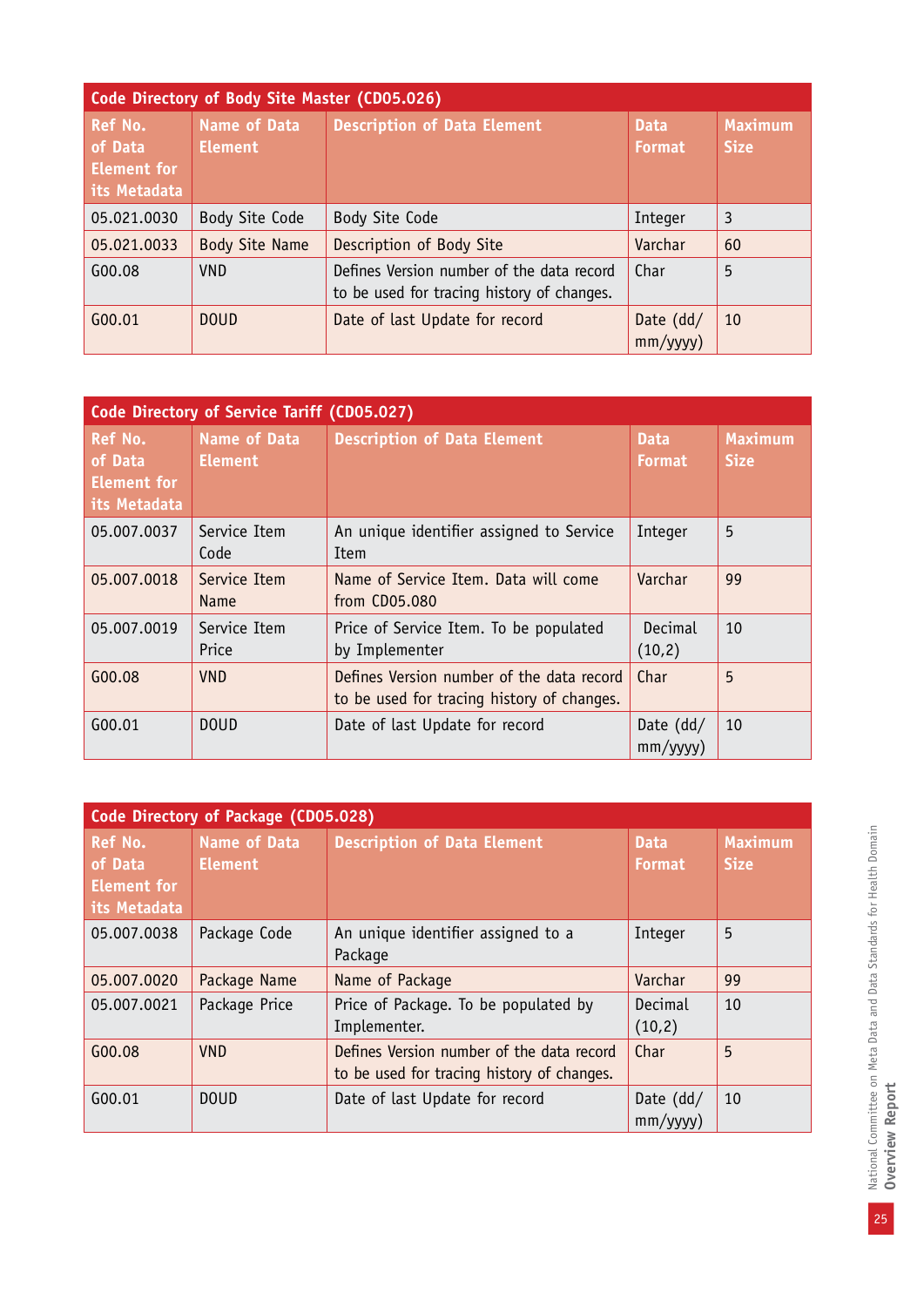| Code Directory of Body Site Master (CD05.026) | | | | |
|---|---|---|---|---|
| **Ref No. of Data Element for its Metadata** | **Name of Data Element** | **Description of Data Element** | **Data Format** | **Maximum Size** |
| 05.021.0030 | Body Site Code | Body Site Code | Integer | 3 |
| 05.021.0033 | Body Site Name | Description of Body Site | Varchar | 60 |
| G00.08 | VND | Defines Version number of the data record to be used for tracing history of changes. | Char | 5 |
| G00.01 | DOUD | Date of last Update for record | Date (dd/mm/yyyy) | 10 |

| Code Directory of Service Tariff (CD05.027) | | | | |
|---|---|---|---|---|
| **Ref No. of Data Element for its Metadata** | **Name of Data Element** | **Description of Data Element** | **Data Format** | **Maximum Size** |
| 05.007.0037 | Service Item Code | An unique identifier assigned to Service Item | Integer | 5 |
| 05.007.0018 | Service Item Name | Name of Service Item. Data will come from CD05.080 | Varchar | 99 |
| 05.007.0019 | Service Item Price | Price of Service Item. To be populated by Implementer | Decimal (10,2) | 10 |
| G00.08 | VND | Defines Version number of the data record to be used for tracing history of changes. | Char | 5 |
| G00.01 | DOUD | Date of last Update for record | Date (dd/mm/yyyy) | 10 |

| Code Directory of Package (CD05.028) | | | | |
|---|---|---|---|---|
| **Ref No. of Data Element for its Metadata** | **Name of Data Element** | **Description of Data Element** | **Data Format** | **Maximum Size** |
| 05.007.0038 | Package Code | An unique identifier assigned to a Package | Integer | 5 |
| 05.007.0020 | Package Name | Name of Package | Varchar | 99 |
| 05.007.0021 | Package Price | Price of Package. To be populated by Implementer. | Decimal (10,2) | 10 |
| G00.08 | VND | Defines Version number of the data record to be used for tracing history of changes. | Char | 5 |
| G00.01 | DOUD | Date of last Update for record | Date (dd/mm/yyyy) | 10 |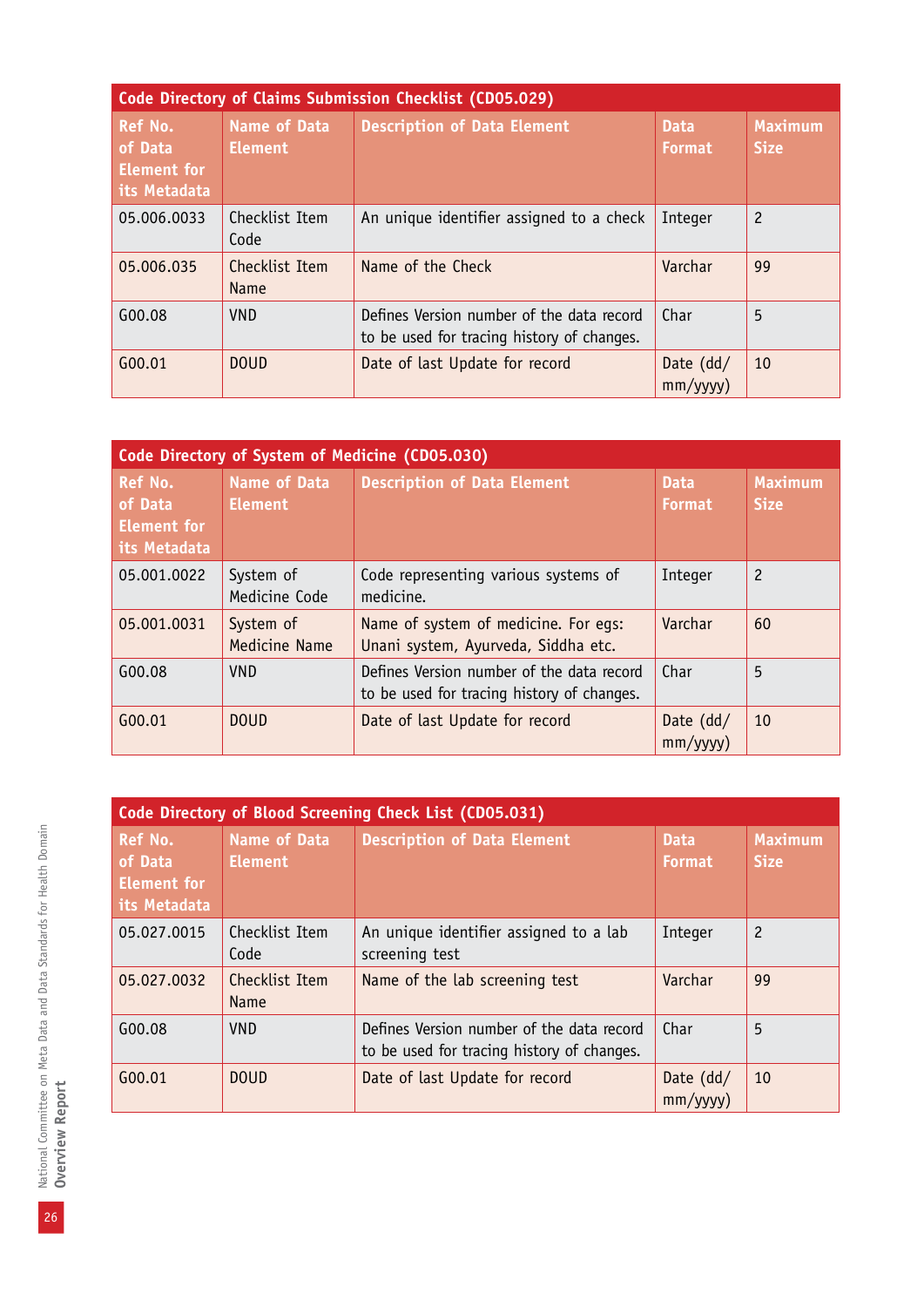| Code Directory of Claims Submission Checklist (CD05.029) | | | | |
|---|---|---|---|---|
| **Ref No. of Data Element for its Metadata** | **Name of Data Element** | **Description of Data Element** | **Data Format** | **Maximum Size** |
| 05.006.0033 | Checklist Item Code | An unique identifier assigned to a check | Integer | 2 |
| 05.006.035 | Checklist Item Name | Name of the Check | Varchar | 99 |
| G00.08 | VND | Defines Version number of the data record to be used for tracing history of changes. | Char | 5 |
| G00.01 | DOUD | Date of last Update for record | Date (dd/mm/yyyy) | 10 |

| Code Directory of System of Medicine (CD05.030) | | | | |
|---|---|---|---|---|
| **Ref No. of Data Element for its Metadata** | **Name of Data Element** | **Description of Data Element** | **Data Format** | **Maximum Size** |
| 05.001.0022 | System of Medicine Code | Code representing various systems of medicine. | Integer | 2 |
| 05.001.0031 | System of Medicine Name | Name of system of medicine. For egs: Unani system, Ayurveda, Siddha etc. | Varchar | 60 |
| G00.08 | VND | Defines Version number of the data record to be used for tracing history of changes. | Char | 5 |
| G00.01 | DOUD | Date of last Update for record | Date (dd/mm/yyyy) | 10 |

| Code Directory of Blood Screening Check List (CD05.031) | | | | |
|---|---|---|---|---|
| **Ref No. of Data Element for its Metadata** | **Name of Data Element** | **Description of Data Element** | **Data Format** | **Maximum Size** |
| 05.027.0015 | Checklist Item Code | An unique identifier assigned to a lab screening test | Integer | 2 |
| 05.027.0032 | Checklist Item Name | Name of the lab screening test | Varchar | 99 |
| G00.08 | VND | Defines Version number of the data record to be used for tracing history of changes. | Char | 5 |
| G00.01 | DOUD | Date of last Update for record | Date (dd/mm/yyyy) | 10 |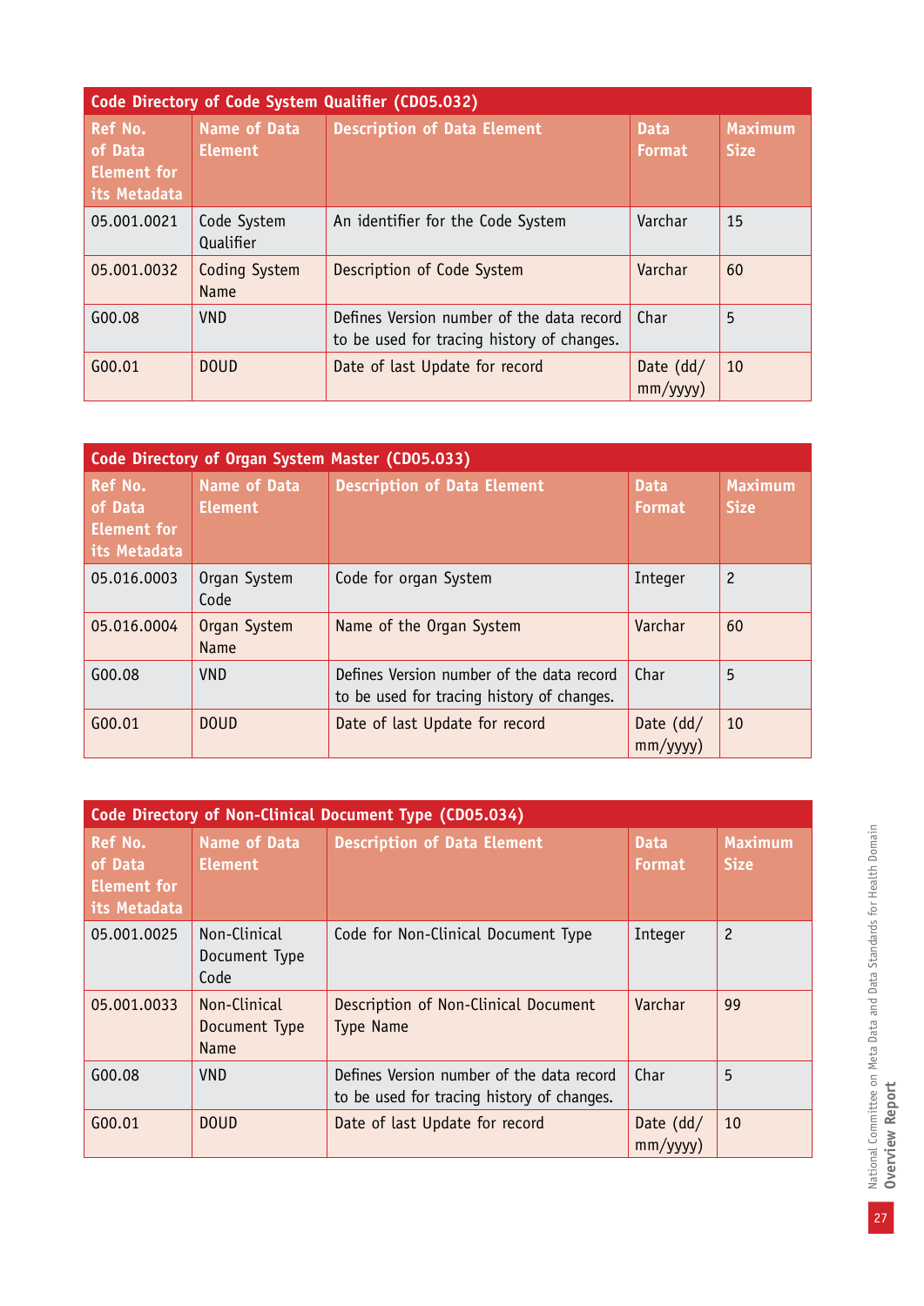| Code Directory of Code System Qualifier (CD05.032) | | | | |
|---|---|---|---|---|
| **Ref No. of Data Element for its Metadata** | **Name of Data Element** | **Description of Data Element** | **Data Format** | **Maximum Size** |
| 05.001.0021 | Code System Qualifier | An identifier for the Code System | Varchar | 15 |
| 05.001.0032 | Coding System Name | Description of Code System | Varchar | 60 |
| G00.08 | VND | Defines Version number of the data record to be used for tracing history of changes. | Char | 5 |
| G00.01 | DOUD | Date of last Update for record | Date (dd/mm/yyyy) | 10 |

| Code Directory of Organ System Master (CD05.033) | | | | |
|---|---|---|---|---|
| **Ref No. of Data Element for its Metadata** | **Name of Data Element** | **Description of Data Element** | **Data Format** | **Maximum Size** |
| 05.016.0003 | Organ System Code | Code for organ System | Integer | 2 |
| 05.016.0004 | Organ System Name | Name of the Organ System | Varchar | 60 |
| G00.08 | VND | Defines Version number of the data record to be used for tracing history of changes. | Char | 5 |
| G00.01 | DOUD | Date of last Update for record | Date (dd/mm/yyyy) | 10 |

| Code Directory of Non-Clinical Document Type (CD05.034) | | | | |
|---|---|---|---|---|
| **Ref No. of Data Element for its Metadata** | **Name of Data Element** | **Description of Data Element** | **Data Format** | **Maximum Size** |
| 05.001.0025 | Non-Clinical Document Type Code | Code for Non-Clinical Document Type | Integer | 2 |
| 05.001.0033 | Non-Clinical Document Type Name | Description of Non-Clinical Document Type Name | Varchar | 99 |
| G00.08 | VND | Defines Version number of the data record to be used for tracing history of changes. | Char | 5 |
| G00.01 | DOUD | Date of last Update for record | Date (dd/mm/yyyy) | 10 |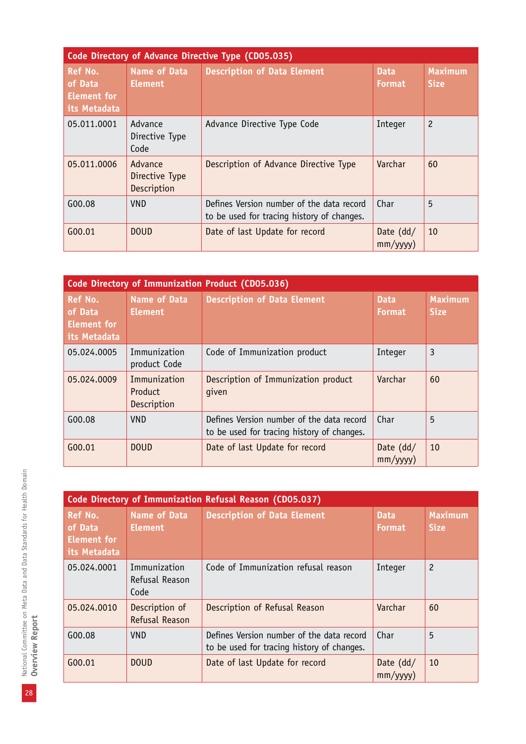| Code Directory of Advance Directive Type (CD05.035) | | | | |
|---|---|---|---|---|
| **Ref No. of Data Element for its Metadata** | **Name of Data Element** | **Description of Data Element** | **Data Format** | **Maximum Size** |
| 05.011.0001 | Advance Directive Type Code | Advance Directive Type Code | Integer | 2 |
| 05.011.0006 | Advance Directive Type Description | Description of Advance Directive Type | Varchar | 60 |
| G00.08 | VND | Defines Version number of the data record to be used for tracing history of changes. | Char | 5 |
| G00.01 | DOUD | Date of last Update for record | Date (dd/mm/yyyy) | 10 |

| Code Directory of Immunization Product (CD05.036) | | | | |
|---|---|---|---|---|
| **Ref No. of Data Element for its Metadata** | **Name of Data Element** | **Description of Data Element** | **Data Format** | **Maximum Size** |
| 05.024.0005 | Immunization product Code | Code of Immunization product | Integer | 3 |
| 05.024.0009 | Immunization Product Description | Description of Immunization product given | Varchar | 60 |
| G00.08 | VND | Defines Version number of the data record to be used for tracing history of changes. | Char | 5 |
| G00.01 | DOUD | Date of last Update for record | Date (dd/mm/yyyy) | 10 |

| Code Directory of Immunization Refusal Reason (CD05.037) | | | | |
|---|---|---|---|---|
| **Ref No. of Data Element for its Metadata** | **Name of Data Element** | **Description of Data Element** | **Data Format** | **Maximum Size** |
| 05.024.0001 | Immunization Refusal Reason Code | Code of Immunization refusal reason | Integer | 2 |
| 05.024.0010 | Description of Refusal Reason | Description of Refusal Reason | Varchar | 60 |
| G00.08 | VND | Defines Version number of the data record to be used for tracing history of changes. | Char | 5 |
| G00.01 | DOUD | Date of last Update for record | Date (dd/mm/yyyy) | 10 |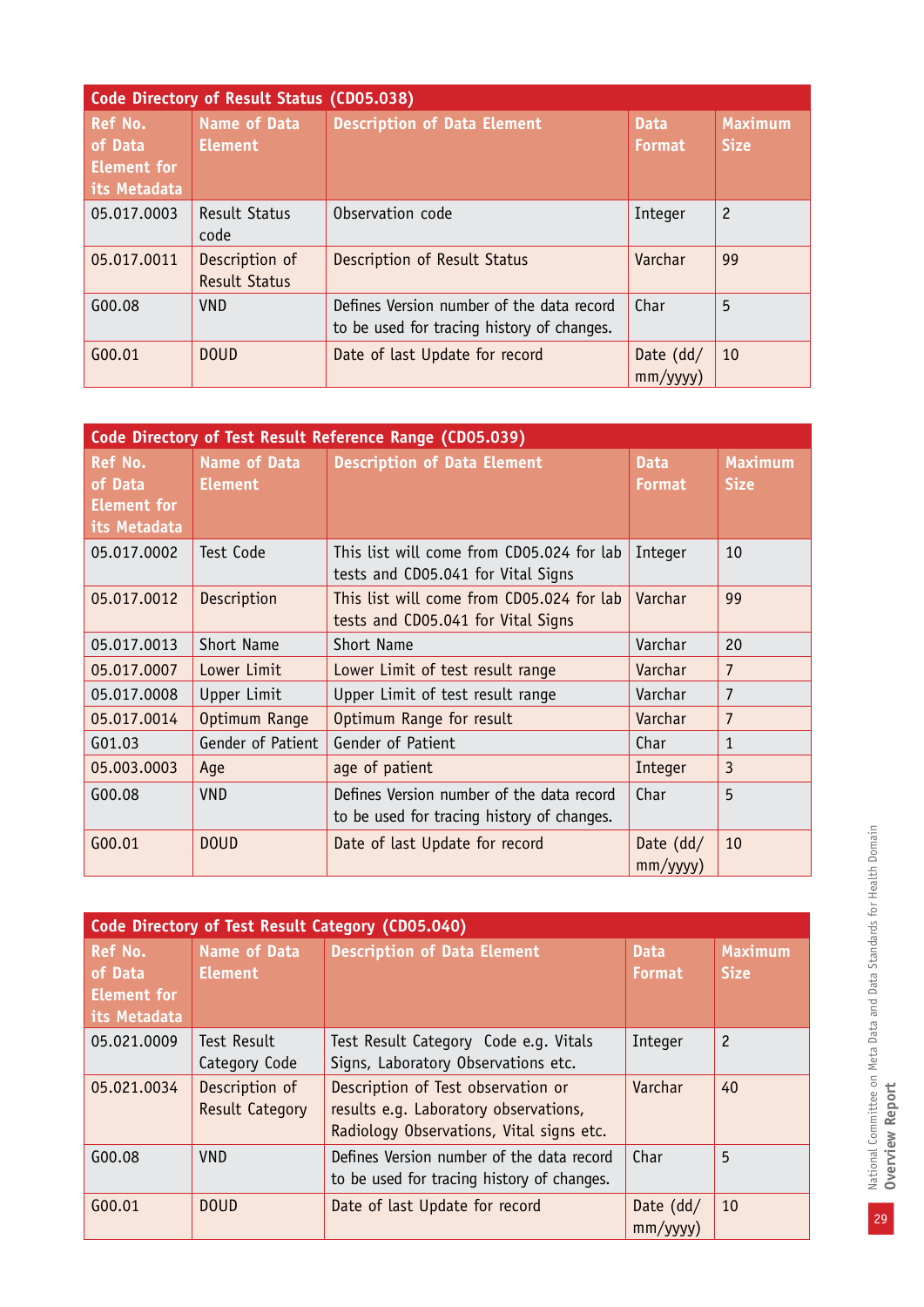| Code Directory of Result Status (CD05.038) | | | | |
|---|---|---|---|---|
| Ref No. of Data Element for its Metadata | Name of Data Element | Description of Data Element | Data Format | Maximum Size |
| 05.017.0003 | Result Status code | Observation code | Integer | 2 |
| 05.017.0011 | Description of Result Status | Description of Result Status | Varchar | 99 |
| G00.08 | VND | Defines Version number of the data record to be used for tracing history of changes. | Char | 5 |
| G00.01 | DOUD | Date of last Update for record | Date (dd/mm/yyyy) | 10 |

| Code Directory of Test Result Reference Range (CD05.039) | | | | |
|---|---|---|---|---|
| Ref No. of Data Element for its Metadata | Name of Data Element | Description of Data Element | Data Format | Maximum Size |
| 05.017.0002 | Test Code | This list will come from CD05.024 for lab tests and CD05.041 for Vital Signs | Integer | 10 |
| 05.017.0012 | Description | This list will come from CD05.024 for lab tests and CD05.041 for Vital Signs | Varchar | 99 |
| 05.017.0013 | Short Name | Short Name | Varchar | 20 |
| 05.017.0007 | Lower Limit | Lower Limit of test result range | Varchar | 7 |
| 05.017.0008 | Upper Limit | Upper Limit of test result range | Varchar | 7 |
| 05.017.0014 | Optimum Range | Optimum Range for result | Varchar | 7 |
| G01.03 | Gender of Patient | Gender of Patient | Char | 1 |
| 05.003.0003 | Age | age of patient | Integer | 3 |
| G00.08 | VND | Defines Version number of the data record to be used for tracing history of changes. | Char | 5 |
| G00.01 | DOUD | Date of last Update for record | Date (dd/mm/yyyy) | 10 |

| Code Directory of Test Result Category (CD05.040) | | | | |
|---|---|---|---|---|
| Ref No. of Data Element for its Metadata | Name of Data Element | Description of Data Element | Data Format | Maximum Size |
| 05.021.0009 | Test Result Category Code | Test Result Category Code e.g. Vitals Signs, Laboratory Observations etc. | Integer | 2 |
| 05.021.0034 | Description of Result Category | Description of Test observation or results e.g. Laboratory observations, Radiology Observations, Vital signs etc. | Varchar | 40 |
| G00.08 | VND | Defines Version number of the data record to be used for tracing history of changes. | Char | 5 |
| G00.01 | DOUD | Date of last Update for record | Date (dd/mm/yyyy) | 10 |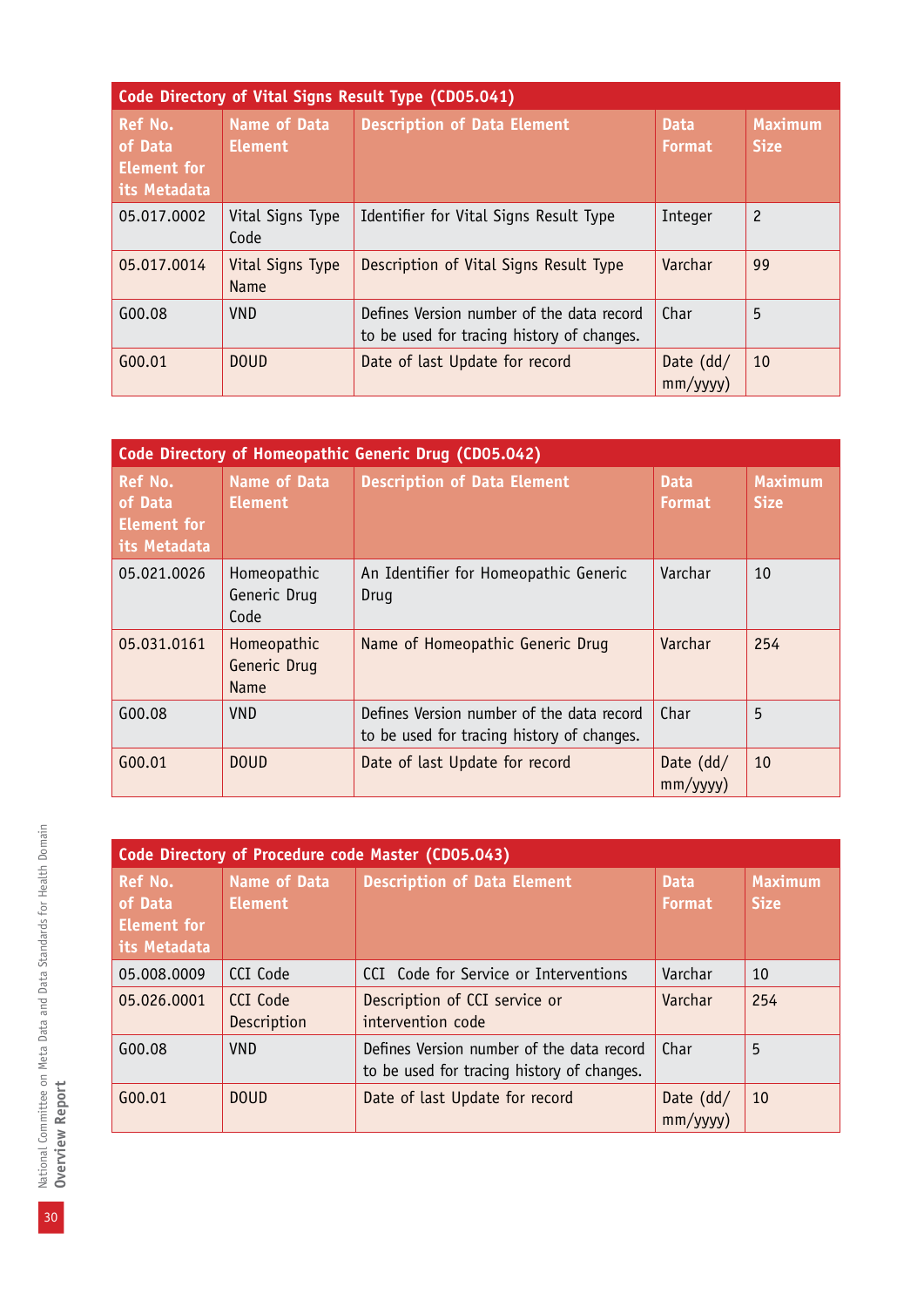| Code Directory of Vital Signs Result Type (CD05.041) | | | | |
|---|---|---|---|---|
| **Ref No. of Data Element for its Metadata** | **Name of Data Element** | **Description of Data Element** | **Data Format** | **Maximum Size** |
| 05.017.0002 | Vital Signs Type Code | Identifier for Vital Signs Result Type | Integer | 2 |
| 05.017.0014 | Vital Signs Type Name | Description of Vital Signs Result Type | Varchar | 99 |
| G00.08 | VND | Defines Version number of the data record to be used for tracing history of changes. | Char | 5 |
| G00.01 | DOUD | Date of last Update for record | Date (dd/mm/yyyy) | 10 |

| Code Directory of Homeopathic Generic Drug (CD05.042) | | | | |
|---|---|---|---|---|
| **Ref No. of Data Element for its Metadata** | **Name of Data Element** | **Description of Data Element** | **Data Format** | **Maximum Size** |
| 05.021.0026 | Homeopathic Generic Drug Code | An Identifier for Homeopathic Generic Drug | Varchar | 10 |
| 05.031.0161 | Homeopathic Generic Drug Name | Name of Homeopathic Generic Drug | Varchar | 254 |
| G00.08 | VND | Defines Version number of the data record to be used for tracing history of changes. | Char | 5 |
| G00.01 | DOUD | Date of last Update for record | Date (dd/mm/yyyy) | 10 |

| Code Directory of Procedure code Master (CD05.043) | | | | |
|---|---|---|---|---|
| **Ref No. of Data Element for its Metadata** | **Name of Data Element** | **Description of Data Element** | **Data Format** | **Maximum Size** |
| 05.008.0009 | CCI Code | CCI Code for Service or Interventions | Varchar | 10 |
| 05.026.0001 | CCI Code Description | Description of CCI service or intervention code | Varchar | 254 |
| G00.08 | VND | Defines Version number of the data record to be used for tracing history of changes. | Char | 5 |
| G00.01 | DOUD | Date of last Update for record | Date (dd/mm/yyyy) | 10 |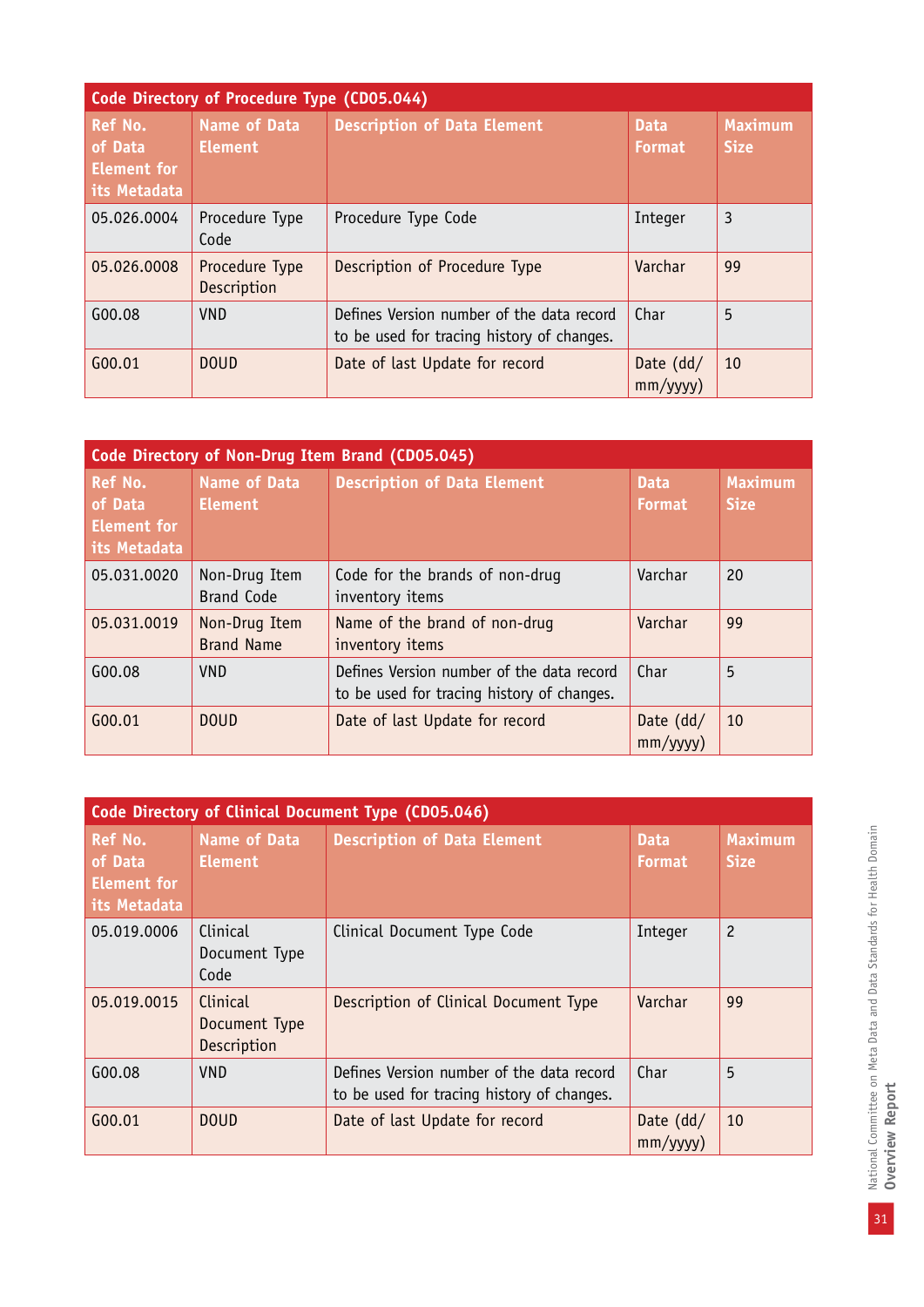| Code Directory of Procedure Type (CD05.044) | | | | |
|---|---|---|---|---|
| **Ref No. of Data Element for its Metadata** | **Name of Data Element** | **Description of Data Element** | **Data Format** | **Maximum Size** |
| 05.026.0004 | Procedure Type Code | Procedure Type Code | Integer | 3 |
| 05.026.0008 | Procedure Type Description | Description of Procedure Type | Varchar | 99 |
| G00.08 | VND | Defines Version number of the data record to be used for tracing history of changes. | Char | 5 |
| G00.01 | DOUD | Date of last Update for record | Date (dd/mm/yyyy) | 10 |

| Code Directory of Non-Drug Item Brand (CD05.045) | | | | |
|---|---|---|---|---|
| **Ref No. of Data Element for its Metadata** | **Name of Data Element** | **Description of Data Element** | **Data Format** | **Maximum Size** |
| 05.031.0020 | Non-Drug Item Brand Code | Code for the brands of non-drug inventory items | Varchar | 20 |
| 05.031.0019 | Non-Drug Item Brand Name | Name of the brand of non-drug inventory items | Varchar | 99 |
| G00.08 | VND | Defines Version number of the data record to be used for tracing history of changes. | Char | 5 |
| G00.01 | DOUD | Date of last Update for record | Date (dd/mm/yyyy) | 10 |

| Code Directory of Clinical Document Type (CD05.046) | | | | |
|---|---|---|---|---|
| **Ref No. of Data Element for its Metadata** | **Name of Data Element** | **Description of Data Element** | **Data Format** | **Maximum Size** |
| 05.019.0006 | Clinical Document Type Code | Clinical Document Type Code | Integer | 2 |
| 05.019.0015 | Clinical Document Type Description | Description of Clinical Document Type | Varchar | 99 |
| G00.08 | VND | Defines Version number of the data record to be used for tracing history of changes. | Char | 5 |
| G00.01 | DOUD | Date of last Update for record | Date (dd/mm/yyyy) | 10 |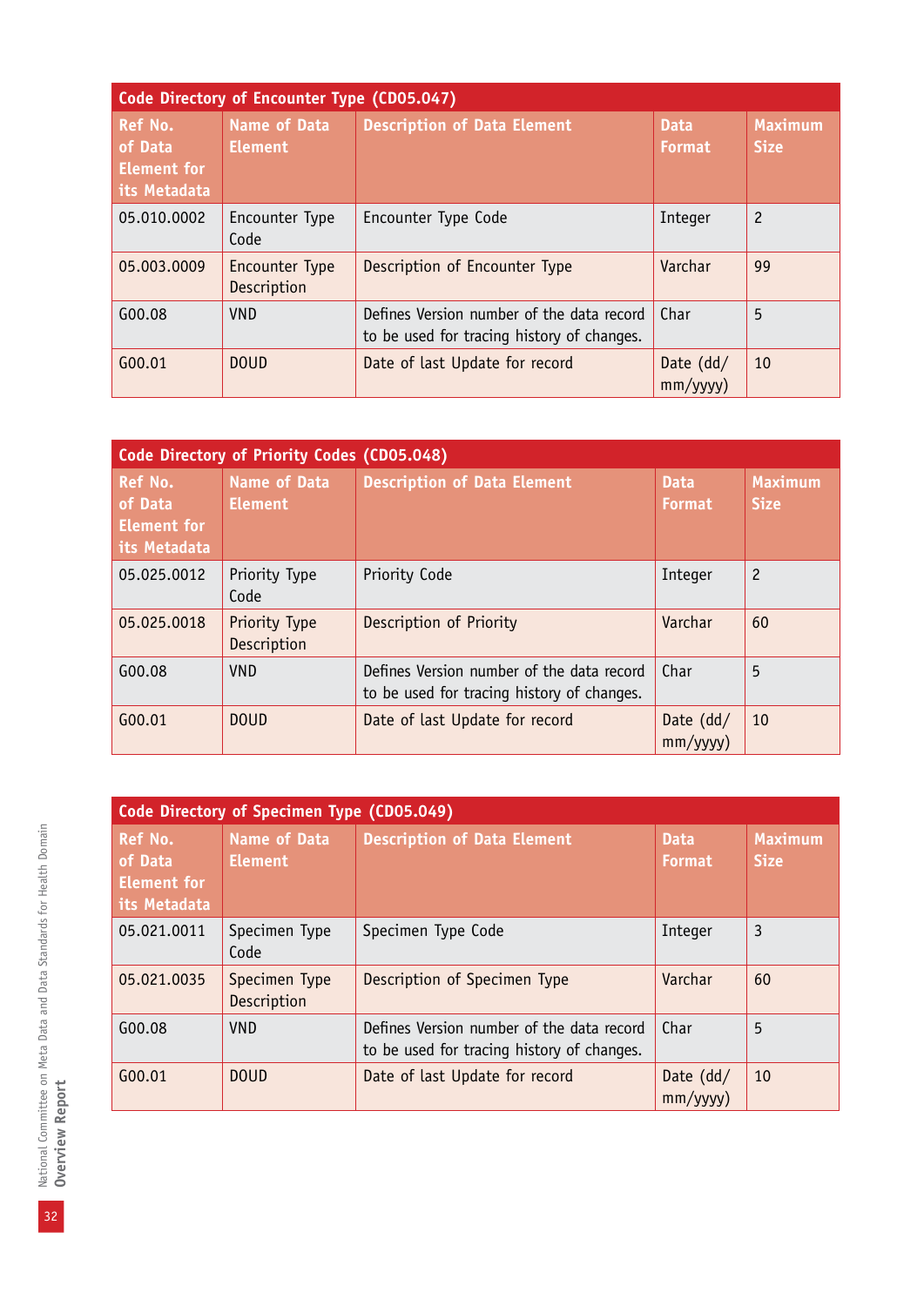| Code Directory of Encounter Type (CD05.047) | | | | |
|---|---|---|---|---|
| Ref No. of Data Element for its Metadata | Name of Data Element | Description of Data Element | Data Format | Maximum Size |
| 05.010.0002 | Encounter Type Code | Encounter Type Code | Integer | 2 |
| 05.003.0009 | Encounter Type Description | Description of Encounter Type | Varchar | 99 |
| G00.08 | VND | Defines Version number of the data record to be used for tracing history of changes. | Char | 5 |
| G00.01 | DOUD | Date of last Update for record | Date (dd/mm/yyyy) | 10 |

| Code Directory of Priority Codes (CD05.048) | | | | |
|---|---|---|---|---|
| Ref No. of Data Element for its Metadata | Name of Data Element | Description of Data Element | Data Format | Maximum Size |
| 05.025.0012 | Priority Type Code | Priority Code | Integer | 2 |
| 05.025.0018 | Priority Type Description | Description of Priority | Varchar | 60 |
| G00.08 | VND | Defines Version number of the data record to be used for tracing history of changes. | Char | 5 |
| G00.01 | DOUD | Date of last Update for record | Date (dd/mm/yyyy) | 10 |

| Code Directory of Specimen Type (CD05.049) | | | | |
|---|---|---|---|---|
| Ref No. of Data Element for its Metadata | Name of Data Element | Description of Data Element | Data Format | Maximum Size |
| 05.021.0011 | Specimen Type Code | Specimen Type Code | Integer | 3 |
| 05.021.0035 | Specimen Type Description | Description of Specimen Type | Varchar | 60 |
| G00.08 | VND | Defines Version number of the data record to be used for tracing history of changes. | Char | 5 |
| G00.01 | DOUD | Date of last Update for record | Date (dd/mm/yyyy) | 10 |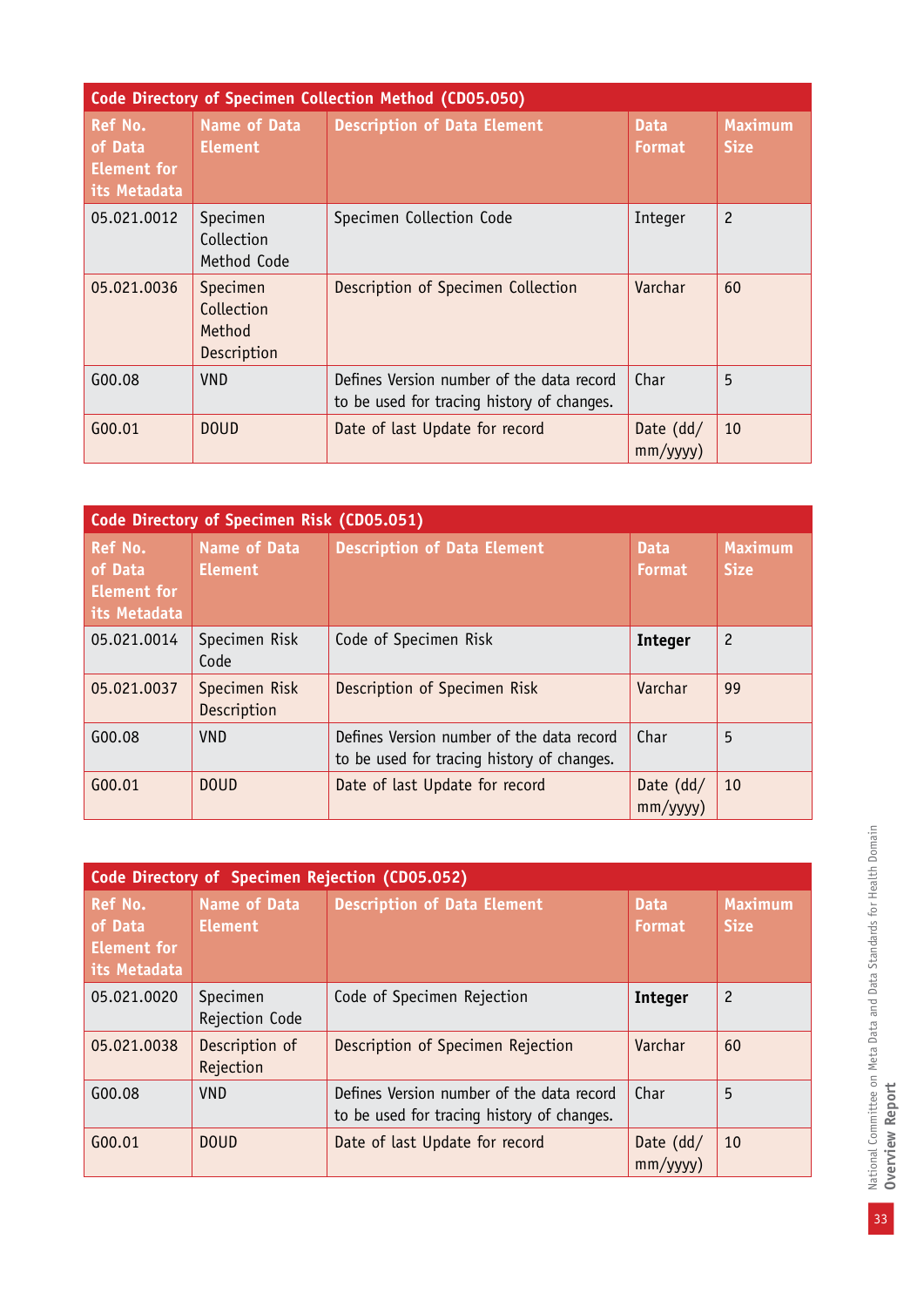| Code Directory of Specimen Collection Method (CD05.050) | | | | |
|---|---|---|---|---|
| **Ref No. of Data Element for its Metadata** | **Name of Data Element** | **Description of Data Element** | **Data Format** | **Maximum Size** |
| 05.021.0012 | Specimen Collection Method Code | Specimen Collection Code | Integer | 2 |
| 05.021.0036 | Specimen Collection Method Description | Description of Specimen Collection | Varchar | 60 |
| G00.08 | VND | Defines Version number of the data record to be used for tracing history of changes. | Char | 5 |
| G00.01 | DOUD | Date of last Update for record | Date (dd/mm/yyyy) | 10 |

| Code Directory of Specimen Risk (CD05.051) | | | | |
|---|---|---|---|---|
| **Ref No. of Data Element for its Metadata** | **Name of Data Element** | **Description of Data Element** | **Data Format** | **Maximum Size** |
| 05.021.0014 | Specimen Risk Code | Code of Specimen Risk | **Integer** | 2 |
| 05.021.0037 | Specimen Risk Description | Description of Specimen Risk | Varchar | 99 |
| G00.08 | VND | Defines Version number of the data record to be used for tracing history of changes. | Char | 5 |
| G00.01 | DOUD | Date of last Update for record | Date (dd/mm/yyyy) | 10 |

| Code Directory of Specimen Rejection (CD05.052) | | | | |
|---|---|---|---|---|
| **Ref No. of Data Element for its Metadata** | **Name of Data Element** | **Description of Data Element** | **Data Format** | **Maximum Size** |
| 05.021.0020 | Specimen Rejection Code | Code of Specimen Rejection | **Integer** | 2 |
| 05.021.0038 | Description of Rejection | Description of Specimen Rejection | Varchar | 60 |
| G00.08 | VND | Defines Version number of the data record to be used for tracing history of changes. | Char | 5 |
| G00.01 | DOUD | Date of last Update for record | Date (dd/mm/yyyy) | 10 |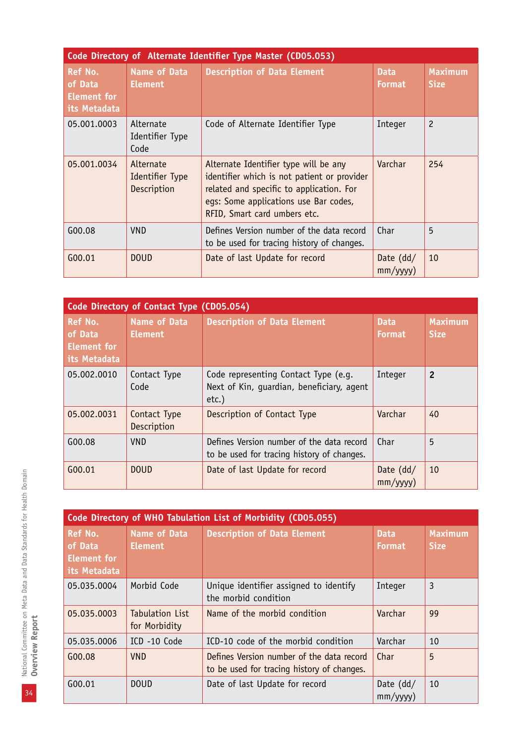| Code Directory of Alternate Identifier Type Master (CD05.053) | | | | |
|---|---|---|---|---|
| **Ref No. of Data Element for its Metadata** | **Name of Data Element** | **Description of Data Element** | **Data Format** | **Maximum Size** |
| 05.001.0003 | Alternate Identifier Type Code | Code of Alternate Identifier Type | Integer | 2 |
| 05.001.0034 | Alternate Identifier Type Description | Alternate Identifier type will be any identifier which is not patient or provider related and specific to application. For egs: Some applications use Bar codes, RFID, Smart card umbers etc. | Varchar | 254 |
| G00.08 | VND | Defines Version number of the data record to be used for tracing history of changes. | Char | 5 |
| G00.01 | DOUD | Date of last Update for record | Date (dd/mm/yyyy) | 10 |

| Code Directory of Contact Type (CD05.054) | | | | |
|---|---|---|---|---|
| **Ref No. of Data Element for its Metadata** | **Name of Data Element** | **Description of Data Element** | **Data Format** | **Maximum Size** |
| 05.002.0010 | Contact Type Code | Code representing Contact Type (e.g. Next of Kin, guardian, beneficiary, agent etc.) | Integer | **2** |
| 05.002.0031 | Contact Type Description | Description of Contact Type | Varchar | 40 |
| G00.08 | VND | Defines Version number of the data record to be used for tracing history of changes. | Char | 5 |
| G00.01 | DOUD | Date of last Update for record | Date (dd/mm/yyyy) | 10 |

| Code Directory of WHO Tabulation List of Morbidity (CD05.055) | | | | |
|---|---|---|---|---|
| **Ref No. of Data Element for its Metadata** | **Name of Data Element** | **Description of Data Element** | **Data Format** | **Maximum Size** |
| 05.035.0004 | Morbid Code | Unique identifier assigned to identify the morbid condition | Integer | 3 |
| 05.035.0003 | Tabulation List for Morbidity | Name of the morbid condition | Varchar | 99 |
| 05.035.0006 | ICD -10 Code | ICD-10 code of the morbid condition | Varchar | 10 |
| G00.08 | VND | Defines Version number of the data record to be used for tracing history of changes. | Char | 5 |
| G00.01 | DOUD | Date of last Update for record | Date (dd/mm/yyyy) | 10 |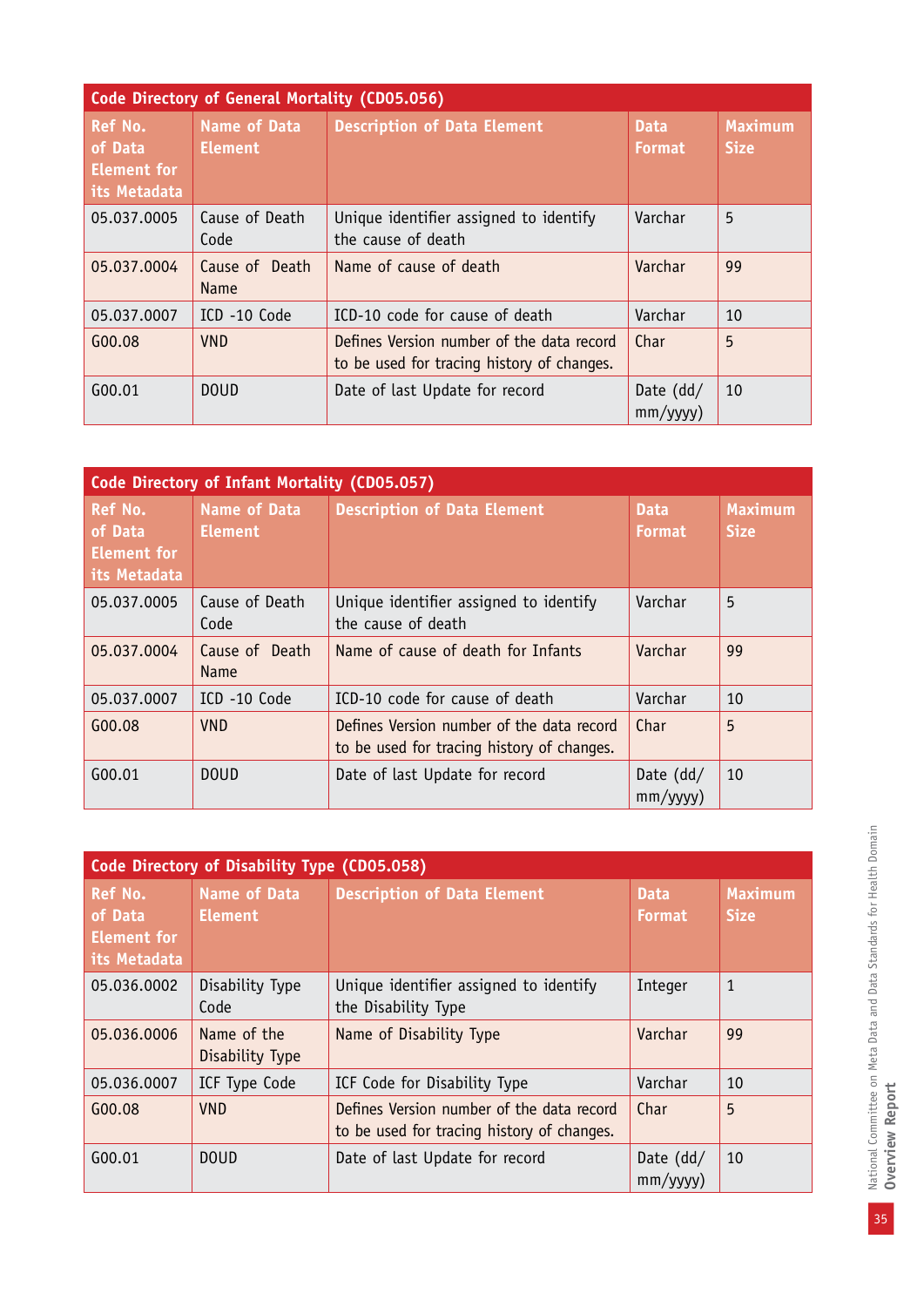| Code Directory of General Mortality (CD05.056) | | | | |
|---|---|---|---|---|
| Ref No. of Data Element for its Metadata | Name of Data Element | Description of Data Element | Data Format | Maximum Size |
| 05.037.0005 | Cause of Death Code | Unique identifier assigned to identify the cause of death | Varchar | 5 |
| 05.037.0004 | Cause of Death Name | Name of cause of death | Varchar | 99 |
| 05.037.0007 | ICD -10 Code | ICD-10 code for cause of death | Varchar | 10 |
| G00.08 | VND | Defines Version number of the data record to be used for tracing history of changes. | Char | 5 |
| G00.01 | DOUD | Date of last Update for record | Date (dd/mm/yyyy) | 10 |

| Code Directory of Infant Mortality (CD05.057) | | | | |
|---|---|---|---|---|
| Ref No. of Data Element for its Metadata | Name of Data Element | Description of Data Element | Data Format | Maximum Size |
| 05.037.0005 | Cause of Death Code | Unique identifier assigned to identify the cause of death | Varchar | 5 |
| 05.037.0004 | Cause of Death Name | Name of cause of death for Infants | Varchar | 99 |
| 05.037.0007 | ICD -10 Code | ICD-10 code for cause of death | Varchar | 10 |
| G00.08 | VND | Defines Version number of the data record to be used for tracing history of changes. | Char | 5 |
| G00.01 | DOUD | Date of last Update for record | Date (dd/mm/yyyy) | 10 |

| Code Directory of Disability Type (CD05.058) | | | | |
|---|---|---|---|---|
| Ref No. of Data Element for its Metadata | Name of Data Element | Description of Data Element | Data Format | Maximum Size |
| 05.036.0002 | Disability Type Code | Unique identifier assigned to identify the Disability Type | Integer | 1 |
| 05.036.0006 | Name of the Disability Type | Name of Disability Type | Varchar | 99 |
| 05.036.0007 | ICF Type Code | ICF Code for Disability Type | Varchar | 10 |
| G00.08 | VND | Defines Version number of the data record to be used for tracing history of changes. | Char | 5 |
| G00.01 | DOUD | Date of last Update for record | Date (dd/mm/yyyy) | 10 |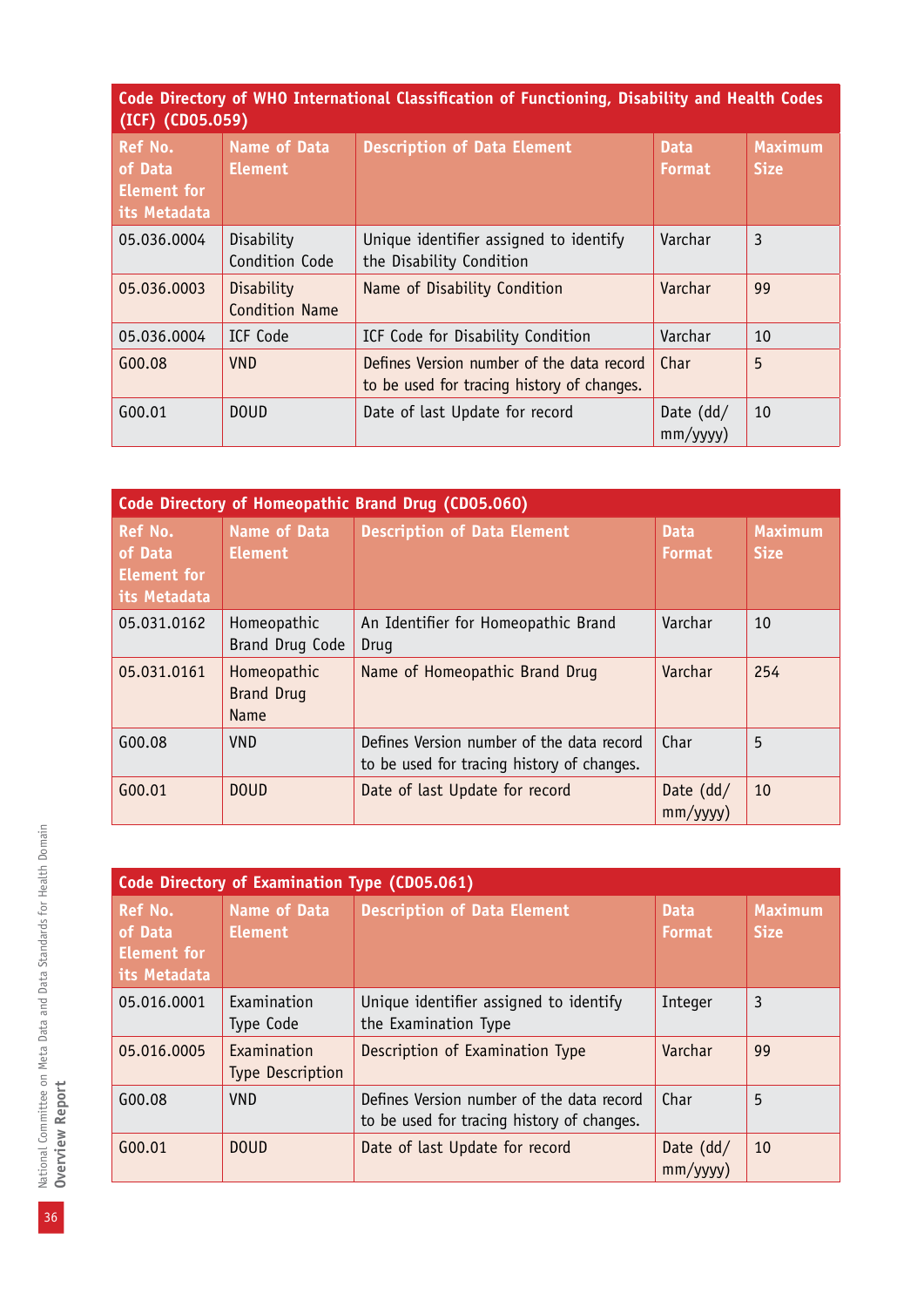| Code Directory of WHO International Classification of Functioning, Disability and Health Codes (ICF) (CD05.059) | | | | |
|---|---|---|---|---|
| **Ref No. of Data Element for its Metadata** | **Name of Data Element** | **Description of Data Element** | **Data Format** | **Maximum Size** |
| 05.036.0004 | Disability Condition Code | Unique identifier assigned to identify the Disability Condition | Varchar | 3 |
| 05.036.0003 | Disability Condition Name | Name of Disability Condition | Varchar | 99 |
| 05.036.0004 | ICF Code | ICF Code for Disability Condition | Varchar | 10 |
| G00.08 | VND | Defines Version number of the data record to be used for tracing history of changes. | Char | 5 |
| G00.01 | DOUD | Date of last Update for record | Date (dd/mm/yyyy) | 10 |

| Code Directory of Homeopathic Brand Drug (CD05.060) | | | | |
|---|---|---|---|---|
| **Ref No. of Data Element for its Metadata** | **Name of Data Element** | **Description of Data Element** | **Data Format** | **Maximum Size** |
| 05.031.0162 | Homeopathic Brand Drug Code | An Identifier for Homeopathic Brand Drug | Varchar | 10 |
| 05.031.0161 | Homeopathic Brand Drug Name | Name of Homeopathic Brand Drug | Varchar | 254 |
| G00.08 | VND | Defines Version number of the data record to be used for tracing history of changes. | Char | 5 |
| G00.01 | DOUD | Date of last Update for record | Date (dd/mm/yyyy) | 10 |

| Code Directory of Examination Type (CD05.061) | | | | |
|---|---|---|---|---|
| **Ref No. of Data Element for its Metadata** | **Name of Data Element** | **Description of Data Element** | **Data Format** | **Maximum Size** |
| 05.016.0001 | Examination Type Code | Unique identifier assigned to identify the Examination Type | Integer | 3 |
| 05.016.0005 | Examination Type Description | Description of Examination Type | Varchar | 99 |
| G00.08 | VND | Defines Version number of the data record to be used for tracing history of changes. | Char | 5 |
| G00.01 | DOUD | Date of last Update for record | Date (dd/mm/yyyy) | 10 |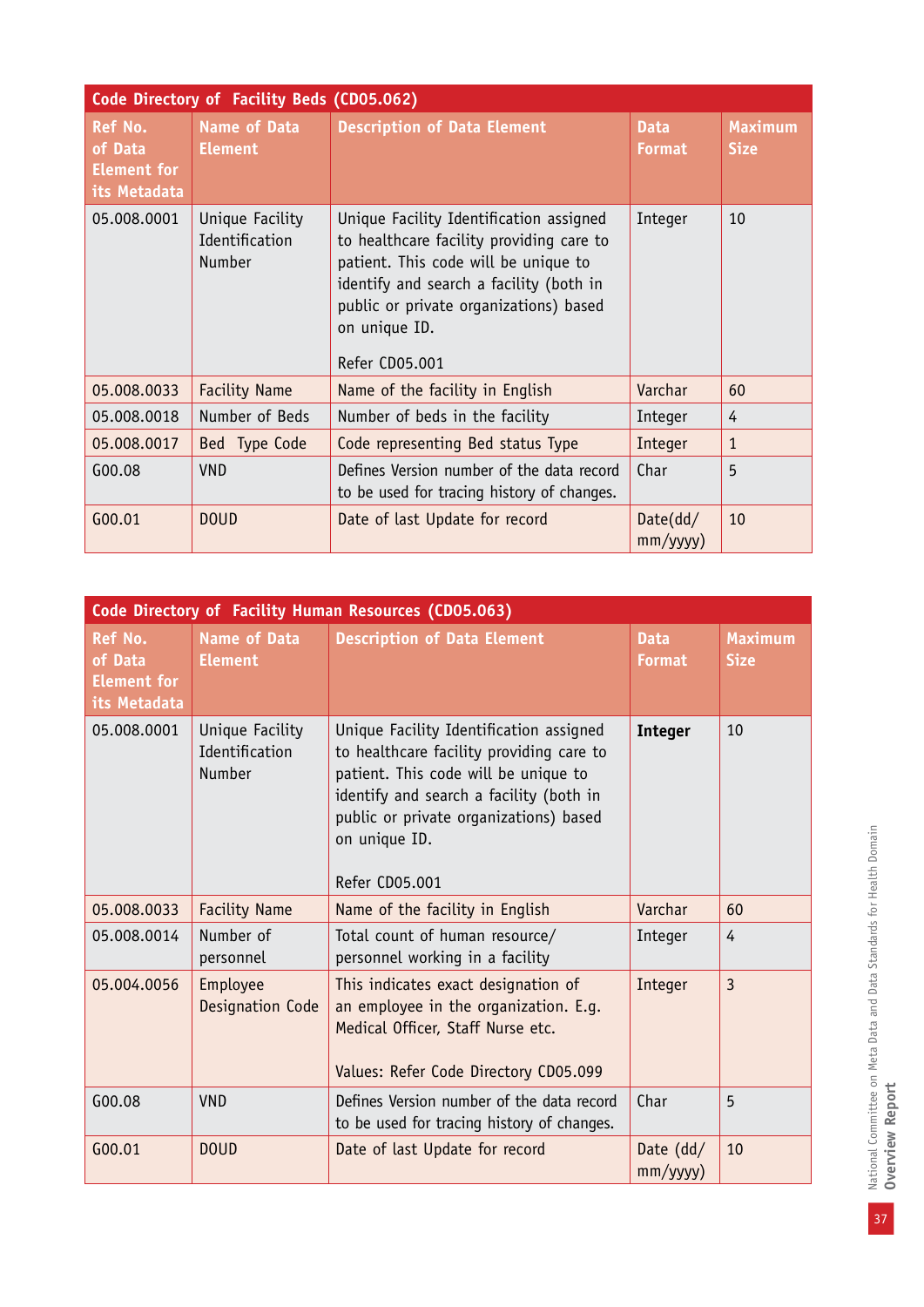| Code Directory of Facility Beds (CD05.062) | | | | |
|---|---|---|---|---|
| **Ref No. of Data Element for its Metadata** | **Name of Data Element** | **Description of Data Element** | **Data Format** | **Maximum Size** |
| 05.008.0001 | Unique Facility Identification Number | Unique Facility Identification assigned to healthcare facility providing care to patient. This code will be unique to identify and search a facility (both in public or private organizations) based on unique ID.<br><br>Refer CD05.001 | Integer | 10 |
| 05.008.0033 | Facility Name | Name of the facility in English | Varchar | 60 |
| 05.008.0018 | Number of Beds | Number of beds in the facility | Integer | 4 |
| 05.008.0017 | Bed Type Code | Code representing Bed status Type | Integer | 1 |
| G00.08 | VND | Defines Version number of the data record to be used for tracing history of changes. | Char | 5 |
| G00.01 | DOUD | Date of last Update for record | Date(dd/mm/yyyy) | 10 |

| Code Directory of Facility Human Resources (CD05.063) | | | | |
|---|---|---|---|---|
| **Ref No. of Data Element for its Metadata** | **Name of Data Element** | **Description of Data Element** | **Data Format** | **Maximum Size** |
| 05.008.0001 | Unique Facility Identification Number | Unique Facility Identification assigned to healthcare facility providing care to patient. This code will be unique to identify and search a facility (both in public or private organizations) based on unique ID.<br><br>Refer CD05.001 | **Integer** | 10 |
| 05.008.0033 | Facility Name | Name of the facility in English | Varchar | 60 |
| 05.008.0014 | Number of personnel | Total count of human resource/ personnel working in a facility | Integer | 4 |
| 05.004.0056 | Employee Designation Code | This indicates exact designation of an employee in the organization. E.g. Medical Officer, Staff Nurse etc.<br><br>Values: Refer Code Directory CD05.099 | Integer | 3 |
| G00.08 | VND | Defines Version number of the data record to be used for tracing history of changes. | Char | 5 |
| G00.01 | DOUD | Date of last Update for record | Date (dd/mm/yyyy) | 10 |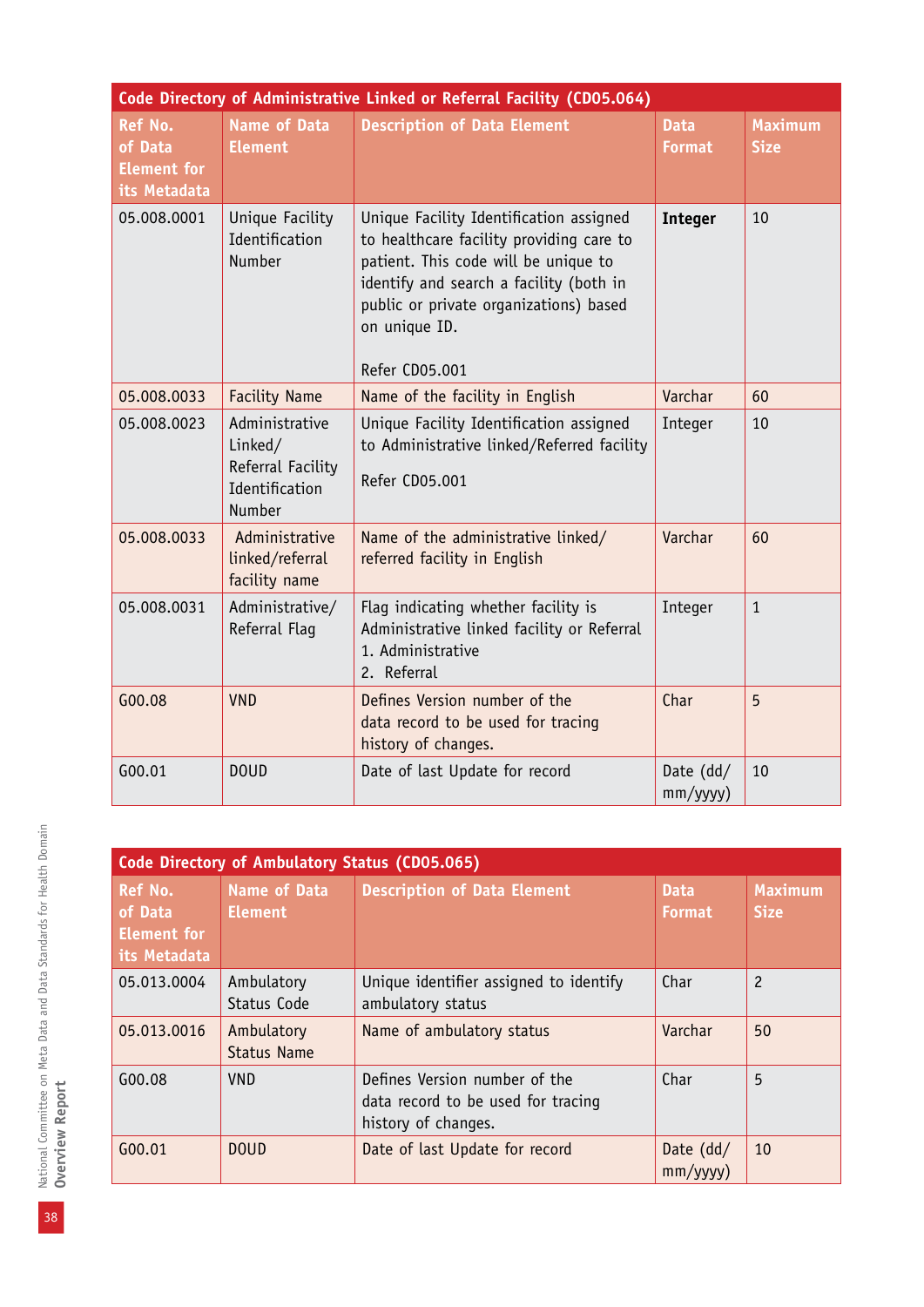| Code Directory of Administrative Linked or Referral Facility (CD05.064) | | | | |
|---|---|---|---|---|
| Ref No. of Data Element for its Metadata | Name of Data Element | Description of Data Element | Data Format | Maximum Size |
| 05.008.0001 | Unique Facility Identification Number | Unique Facility Identification assigned to healthcare facility providing care to patient. This code will be unique to identify and search a facility (both in public or private organizations) based on unique ID.<br><br>Refer CD05.001 | **Integer** | 10 |
| 05.008.0033 | Facility Name | Name of the facility in English | Varchar | 60 |
| 05.008.0023 | Administrative Linked/ Referral Facility Identification Number | Unique Facility Identification assigned to Administrative linked/Referred facility<br><br>Refer CD05.001 | Integer | 10 |
| 05.008.0033 | Administrative linked/referral facility name | Name of the administrative linked/ referred facility in English | Varchar | 60 |
| 05.008.0031 | Administrative/ Referral Flag | Flag indicating whether facility is Administrative linked facility or Referral<br>1. Administrative<br>2. Referral | Integer | 1 |
| G00.08 | VND | Defines Version number of the data record to be used for tracing history of changes. | Char | 5 |
| G00.01 | DOUD | Date of last Update for record | Date (dd/ mm/yyyy) | 10 |

| Code Directory of Ambulatory Status (CD05.065) | | | | |
|---|---|---|---|---|
| Ref No. of Data Element for its Metadata | Name of Data Element | Description of Data Element | Data Format | Maximum Size |
| 05.013.0004 | Ambulatory Status Code | Unique identifier assigned to identify ambulatory status | Char | 2 |
| 05.013.0016 | Ambulatory Status Name | Name of ambulatory status | Varchar | 50 |
| G00.08 | VND | Defines Version number of the data record to be used for tracing history of changes. | Char | 5 |
| G00.01 | DOUD | Date of last Update for record | Date (dd/ mm/yyyy) | 10 |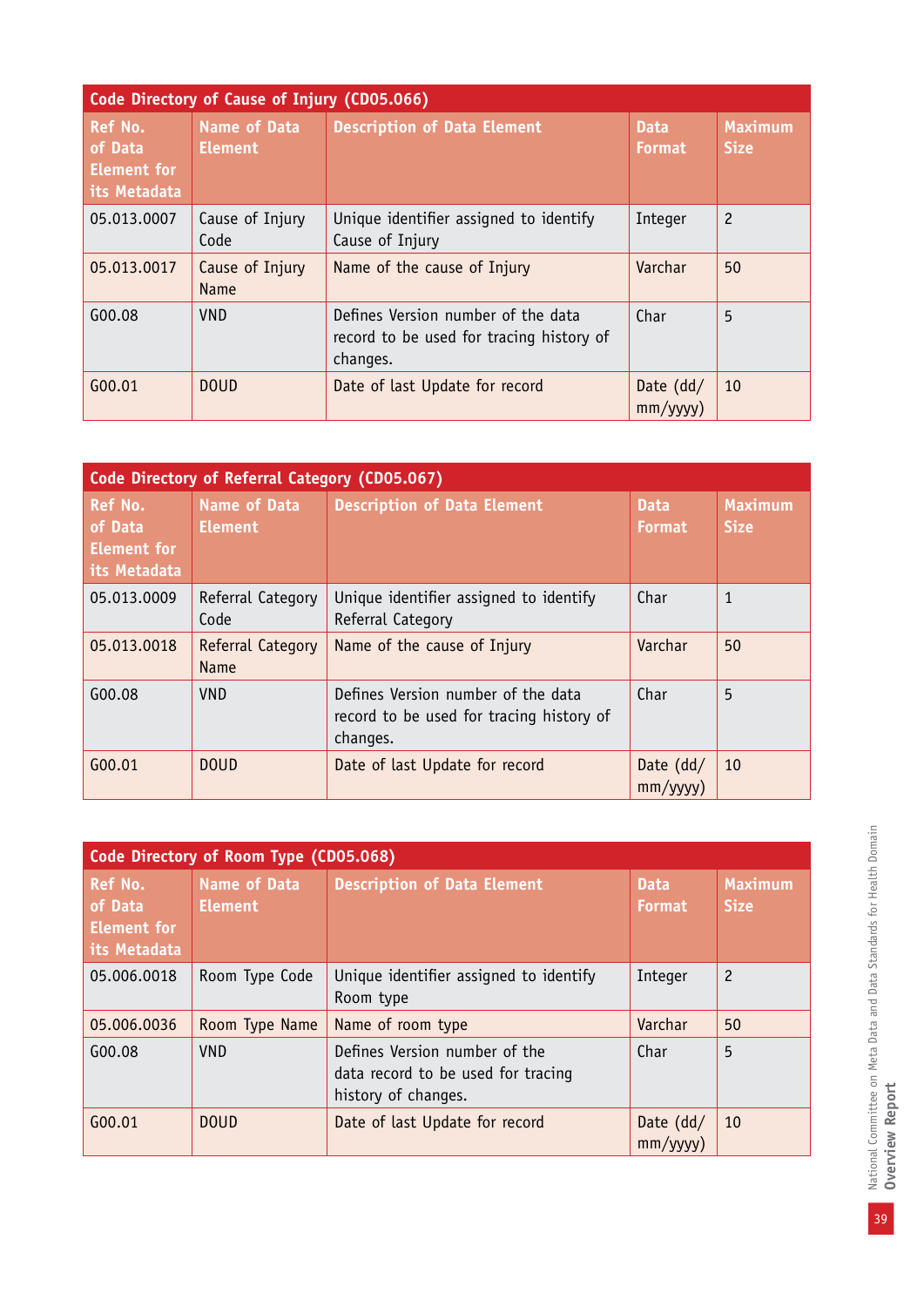| Code Directory of Cause of Injury (CD05.066) | | | | |
|---|---|---|---|---|
| **Ref No. of Data Element for its Metadata** | **Name of Data Element** | **Description of Data Element** | **Data Format** | **Maximum Size** |
| 05.013.0007 | Cause of Injury Code | Unique identifier assigned to identify Cause of Injury | Integer | 2 |
| 05.013.0017 | Cause of Injury Name | Name of the cause of Injury | Varchar | 50 |
| G00.08 | VND | Defines Version number of the data record to be used for tracing history of changes. | Char | 5 |
| G00.01 | DOUD | Date of last Update for record | Date (dd/mm/yyyy) | 10 |

| Code Directory of Referral Category (CD05.067) | | | | |
|---|---|---|---|---|
| **Ref No. of Data Element for its Metadata** | **Name of Data Element** | **Description of Data Element** | **Data Format** | **Maximum Size** |
| 05.013.0009 | Referral Category Code | Unique identifier assigned to identify Referral Category | Char | 1 |
| 05.013.0018 | Referral Category Name | Name of the cause of Injury | Varchar | 50 |
| G00.08 | VND | Defines Version number of the data record to be used for tracing history of changes. | Char | 5 |
| G00.01 | DOUD | Date of last Update for record | Date (dd/mm/yyyy) | 10 |

| Code Directory of Room Type (CD05.068) | | | | |
|---|---|---|---|---|
| **Ref No. of Data Element for its Metadata** | **Name of Data Element** | **Description of Data Element** | **Data Format** | **Maximum Size** |
| 05.006.0018 | Room Type Code | Unique identifier assigned to identify Room type | Integer | 2 |
| 05.006.0036 | Room Type Name | Name of room type | Varchar | 50 |
| G00.08 | VND | Defines Version number of the data record to be used for tracing history of changes. | Char | 5 |
| G00.01 | DOUD | Date of last Update for record | Date (dd/mm/yyyy) | 10 |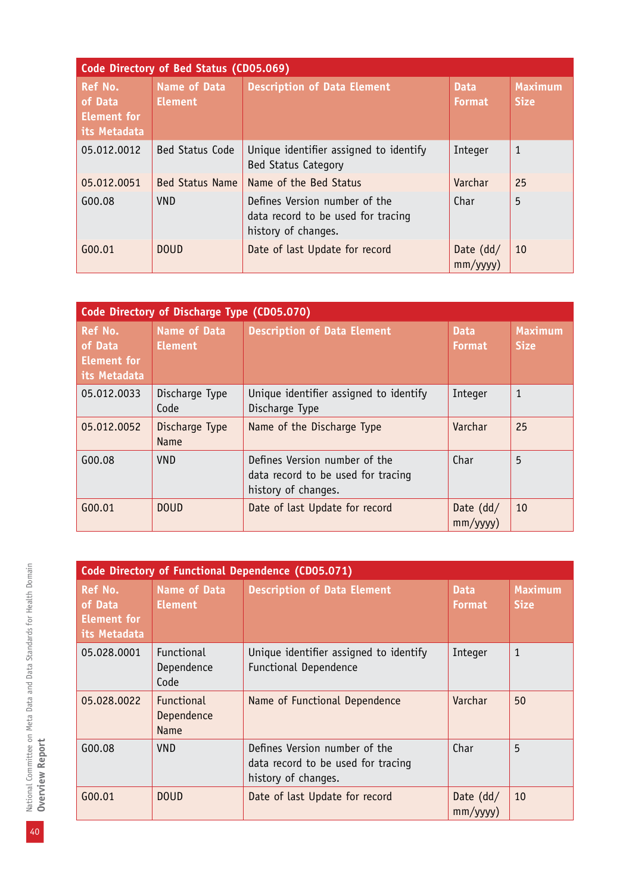| Code Directory of Bed Status (CD05.069) | | | | |
|---|---|---|---|---|
| **Ref No. of Data Element for its Metadata** | **Name of Data Element** | **Description of Data Element** | **Data Format** | **Maximum Size** |
| 05.012.0012 | Bed Status Code | Unique identifier assigned to identify Bed Status Category | Integer | 1 |
| 05.012.0051 | Bed Status Name | Name of the Bed Status | Varchar | 25 |
| G00.08 | VND | Defines Version number of the data record to be used for tracing history of changes. | Char | 5 |
| G00.01 | DOUD | Date of last Update for record | Date (dd/mm/yyyy) | 10 |

| Code Directory of Discharge Type (CD05.070) | | | | |
|---|---|---|---|---|
| **Ref No. of Data Element for its Metadata** | **Name of Data Element** | **Description of Data Element** | **Data Format** | **Maximum Size** |
| 05.012.0033 | Discharge Type Code | Unique identifier assigned to identify Discharge Type | Integer | 1 |
| 05.012.0052 | Discharge Type Name | Name of the Discharge Type | Varchar | 25 |
| G00.08 | VND | Defines Version number of the data record to be used for tracing history of changes. | Char | 5 |
| G00.01 | DOUD | Date of last Update for record | Date (dd/mm/yyyy) | 10 |

| Code Directory of Functional Dependence (CD05.071) | | | | |
|---|---|---|---|---|
| **Ref No. of Data Element for its Metadata** | **Name of Data Element** | **Description of Data Element** | **Data Format** | **Maximum Size** |
| 05.028.0001 | Functional Dependence Code | Unique identifier assigned to identify Functional Dependence | Integer | 1 |
| 05.028.0022 | Functional Dependence Name | Name of Functional Dependence | Varchar | 50 |
| G00.08 | VND | Defines Version number of the data record to be used for tracing history of changes. | Char | 5 |
| G00.01 | DOUD | Date of last Update for record | Date (dd/mm/yyyy) | 10 |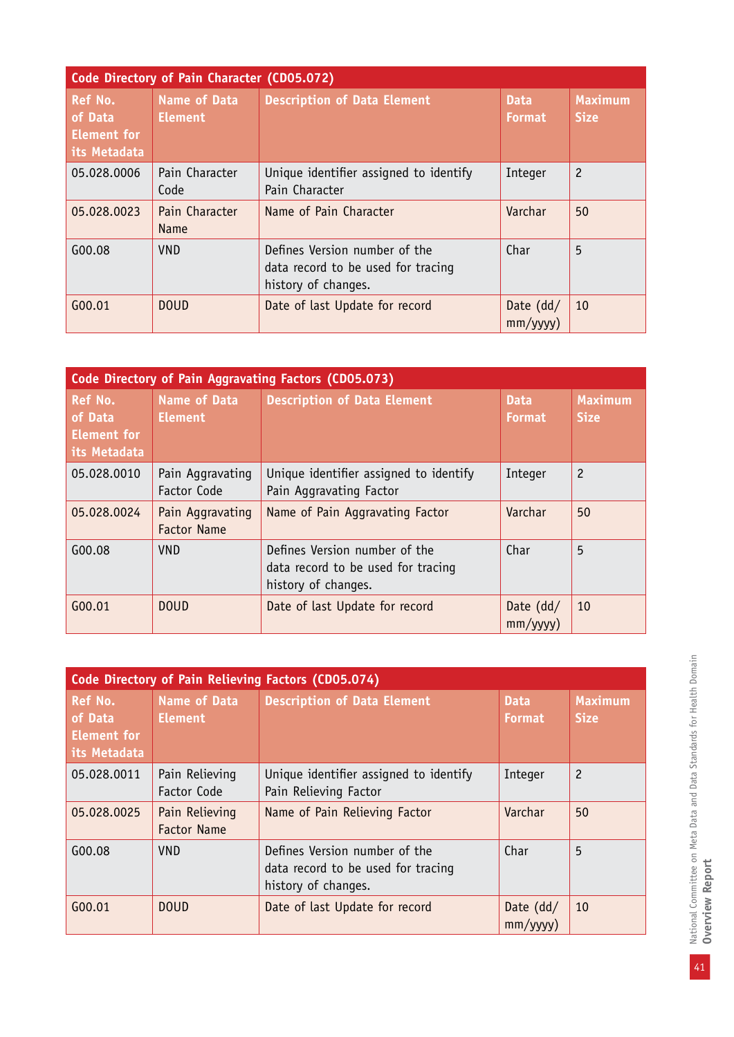| Code Directory of Pain Character (CD05.072) | | | | |
|---|---|---|---|---|
| **Ref No. of Data Element for its Metadata** | **Name of Data Element** | **Description of Data Element** | **Data Format** | **Maximum Size** |
| 05.028.0006 | Pain Character Code | Unique identifier assigned to identify Pain Character | Integer | 2 |
| 05.028.0023 | Pain Character Name | Name of Pain Character | Varchar | 50 |
| G00.08 | VND | Defines Version number of the data record to be used for tracing history of changes. | Char | 5 |
| G00.01 | DOUD | Date of last Update for record | Date (dd/mm/yyyy) | 10 |

| Code Directory of Pain Aggravating Factors (CD05.073) | | | | |
|---|---|---|---|---|
| **Ref No. of Data Element for its Metadata** | **Name of Data Element** | **Description of Data Element** | **Data Format** | **Maximum Size** |
| 05.028.0010 | Pain Aggravating Factor Code | Unique identifier assigned to identify Pain Aggravating Factor | Integer | 2 |
| 05.028.0024 | Pain Aggravating Factor Name | Name of Pain Aggravating Factor | Varchar | 50 |
| G00.08 | VND | Defines Version number of the data record to be used for tracing history of changes. | Char | 5 |
| G00.01 | DOUD | Date of last Update for record | Date (dd/mm/yyyy) | 10 |

| Code Directory of Pain Relieving Factors (CD05.074) | | | | |
|---|---|---|---|---|
| **Ref No. of Data Element for its Metadata** | **Name of Data Element** | **Description of Data Element** | **Data Format** | **Maximum Size** |
| 05.028.0011 | Pain Relieving Factor Code | Unique identifier assigned to identify Pain Relieving Factor | Integer | 2 |
| 05.028.0025 | Pain Relieving Factor Name | Name of Pain Relieving Factor | Varchar | 50 |
| G00.08 | VND | Defines Version number of the data record to be used for tracing history of changes. | Char | 5 |
| G00.01 | DOUD | Date of last Update for record | Date (dd/mm/yyyy) | 10 |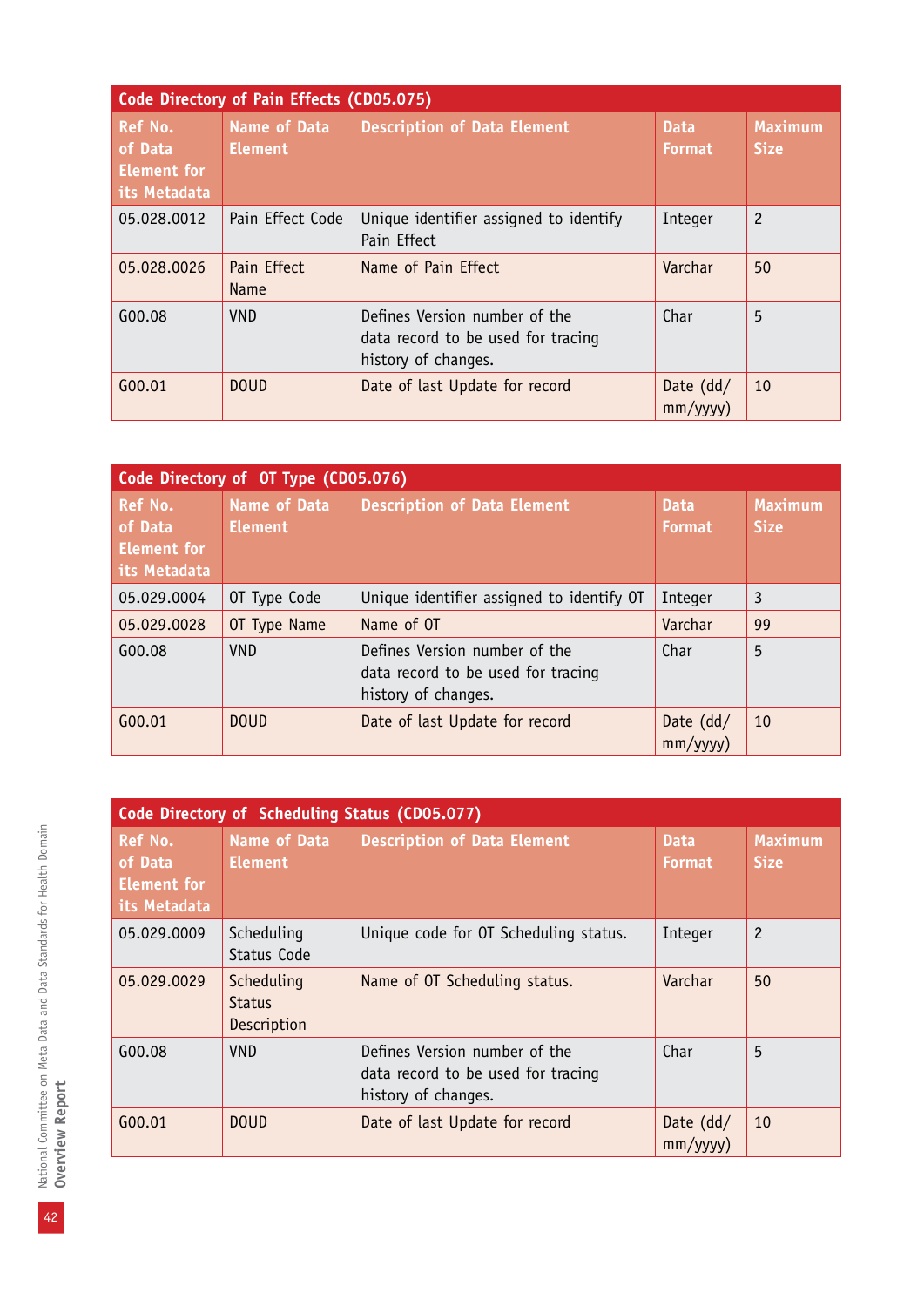| Code Directory of Pain Effects (CD05.075) | | | | |
|---|---|---|---|---|
| **Ref No. of Data Element for its Metadata** | **Name of Data Element** | **Description of Data Element** | **Data Format** | **Maximum Size** |
| 05.028.0012 | Pain Effect Code | Unique identifier assigned to identify Pain Effect | Integer | 2 |
| 05.028.0026 | Pain Effect Name | Name of Pain Effect | Varchar | 50 |
| G00.08 | VND | Defines Version number of the data record to be used for tracing history of changes. | Char | 5 |
| G00.01 | DOUD | Date of last Update for record | Date (dd/mm/yyyy) | 10 |

| Code Directory of OT Type (CD05.076) | | | | |
|---|---|---|---|---|
| **Ref No. of Data Element for its Metadata** | **Name of Data Element** | **Description of Data Element** | **Data Format** | **Maximum Size** |
| 05.029.0004 | OT Type Code | Unique identifier assigned to identify OT | Integer | 3 |
| 05.029.0028 | OT Type Name | Name of OT | Varchar | 99 |
| G00.08 | VND | Defines Version number of the data record to be used for tracing history of changes. | Char | 5 |
| G00.01 | DOUD | Date of last Update for record | Date (dd/mm/yyyy) | 10 |

| Code Directory of Scheduling Status (CD05.077) | | | | |
|---|---|---|---|---|
| **Ref No. of Data Element for its Metadata** | **Name of Data Element** | **Description of Data Element** | **Data Format** | **Maximum Size** |
| 05.029.0009 | Scheduling Status Code | Unique code for OT Scheduling status. | Integer | 2 |
| 05.029.0029 | Scheduling Status Description | Name of OT Scheduling status. | Varchar | 50 |
| G00.08 | VND | Defines Version number of the data record to be used for tracing history of changes. | Char | 5 |
| G00.01 | DOUD | Date of last Update for record | Date (dd/mm/yyyy) | 10 |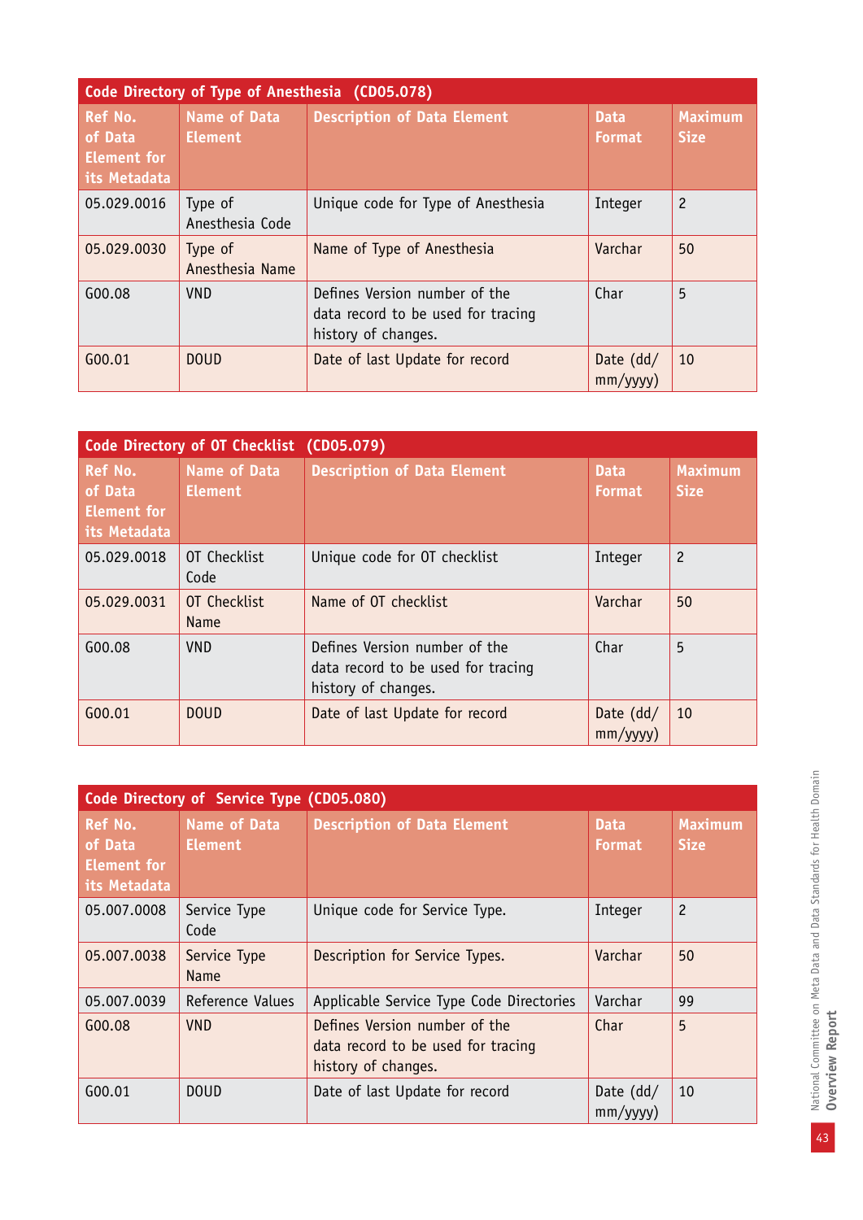| Code Directory of Type of Anesthesia (CD05.078) | | | | |
|---|---|---|---|---|
| Ref No. of Data Element for its Metadata | Name of Data Element | Description of Data Element | Data Format | Maximum Size |
| 05.029.0016 | Type of Anesthesia Code | Unique code for Type of Anesthesia | Integer | 2 |
| 05.029.0030 | Type of Anesthesia Name | Name of Type of Anesthesia | Varchar | 50 |
| G00.08 | VND | Defines Version number of the data record to be used for tracing history of changes. | Char | 5 |
| G00.01 | DOUD | Date of last Update for record | Date (dd/mm/yyyy) | 10 |

| Code Directory of OT Checklist (CD05.079) | | | | |
|---|---|---|---|---|
| Ref No. of Data Element for its Metadata | Name of Data Element | Description of Data Element | Data Format | Maximum Size |
| 05.029.0018 | OT Checklist Code | Unique code for OT checklist | Integer | 2 |
| 05.029.0031 | OT Checklist Name | Name of OT checklist | Varchar | 50 |
| G00.08 | VND | Defines Version number of the data record to be used for tracing history of changes. | Char | 5 |
| G00.01 | DOUD | Date of last Update for record | Date (dd/mm/yyyy) | 10 |

| Code Directory of Service Type (CD05.080) | | | | |
|---|---|---|---|---|
| Ref No. of Data Element for its Metadata | Name of Data Element | Description of Data Element | Data Format | Maximum Size |
| 05.007.0008 | Service Type Code | Unique code for Service Type. | Integer | 2 |
| 05.007.0038 | Service Type Name | Description for Service Types. | Varchar | 50 |
| 05.007.0039 | Reference Values | Applicable Service Type Code Directories | Varchar | 99 |
| G00.08 | VND | Defines Version number of the data record to be used for tracing history of changes. | Char | 5 |
| G00.01 | DOUD | Date of last Update for record | Date (dd/mm/yyyy) | 10 |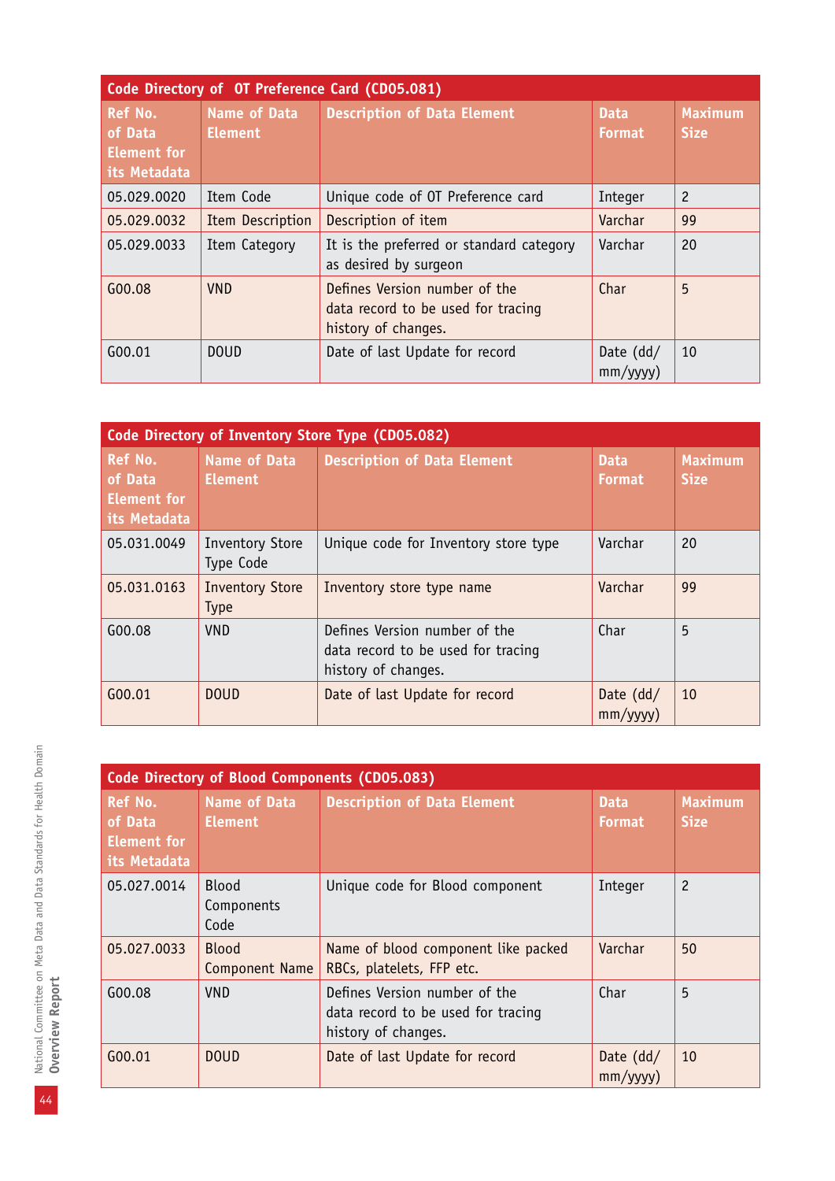| Code Directory of OT Preference Card (CD05.081) | | | | |
|---|---|---|---|---|
| **Ref No. of Data Element for its Metadata** | **Name of Data Element** | **Description of Data Element** | **Data Format** | **Maximum Size** |
| 05.029.0020 | Item Code | Unique code of OT Preference card | Integer | 2 |
| 05.029.0032 | Item Description | Description of item | Varchar | 99 |
| 05.029.0033 | Item Category | It is the preferred or standard category as desired by surgeon | Varchar | 20 |
| G00.08 | VND | Defines Version number of the data record to be used for tracing history of changes. | Char | 5 |
| G00.01 | DOUD | Date of last Update for record | Date (dd/mm/yyyy) | 10 |

| Code Directory of Inventory Store Type (CD05.082) | | | | |
|---|---|---|---|---|
| **Ref No. of Data Element for its Metadata** | **Name of Data Element** | **Description of Data Element** | **Data Format** | **Maximum Size** |
| 05.031.0049 | Inventory Store Type Code | Unique code for Inventory store type | Varchar | 20 |
| 05.031.0163 | Inventory Store Type | Inventory store type name | Varchar | 99 |
| G00.08 | VND | Defines Version number of the data record to be used for tracing history of changes. | Char | 5 |
| G00.01 | DOUD | Date of last Update for record | Date (dd/mm/yyyy) | 10 |

| Code Directory of Blood Components (CD05.083) | | | | |
|---|---|---|---|---|
| **Ref No. of Data Element for its Metadata** | **Name of Data Element** | **Description of Data Element** | **Data Format** | **Maximum Size** |
| 05.027.0014 | Blood Components Code | Unique code for Blood component | Integer | 2 |
| 05.027.0033 | Blood Component Name | Name of blood component like packed RBCs, platelets, FFP etc. | Varchar | 50 |
| G00.08 | VND | Defines Version number of the data record to be used for tracing history of changes. | Char | 5 |
| G00.01 | DOUD | Date of last Update for record | Date (dd/mm/yyyy) | 10 |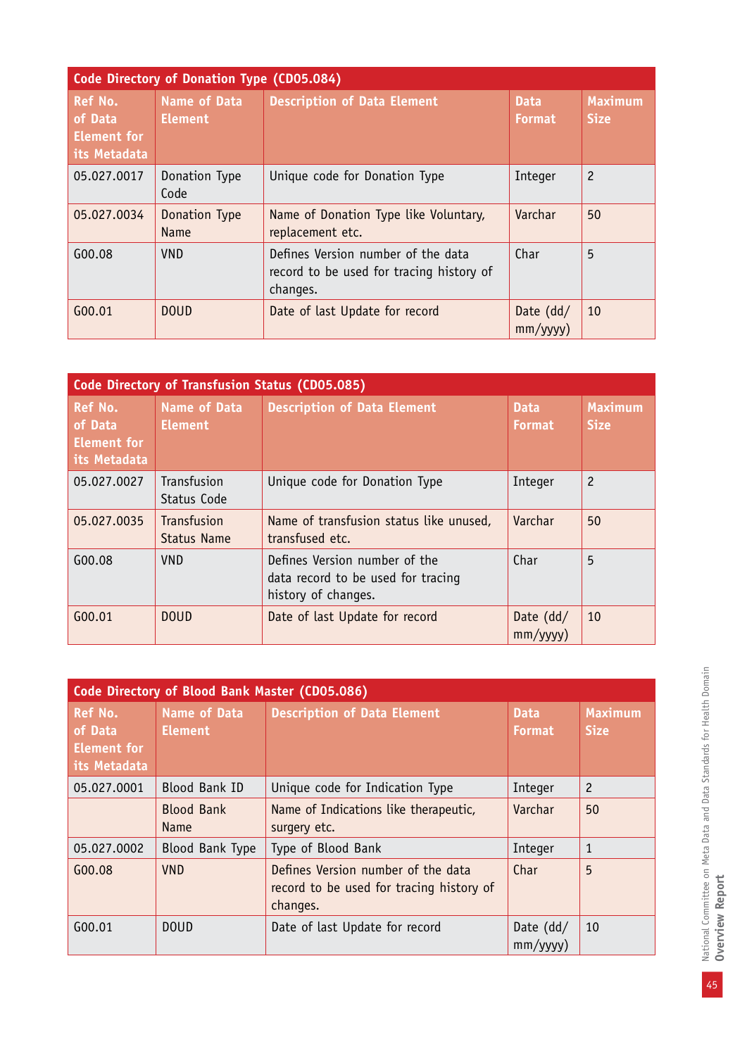| Code Directory of Donation Type (CD05.084) | | | | |
|---|---|---|---|---|
| **Ref No. of Data Element for its Metadata** | **Name of Data Element** | **Description of Data Element** | **Data Format** | **Maximum Size** |
| 05.027.0017 | Donation Type Code | Unique code for Donation Type | Integer | 2 |
| 05.027.0034 | Donation Type Name | Name of Donation Type like Voluntary, replacement etc. | Varchar | 50 |
| G00.08 | VND | Defines Version number of the data record to be used for tracing history of changes. | Char | 5 |
| G00.01 | DOUD | Date of last Update for record | Date (dd/mm/yyyy) | 10 |

| Code Directory of Transfusion Status (CD05.085) | | | | |
|---|---|---|---|---|
| **Ref No. of Data Element for its Metadata** | **Name of Data Element** | **Description of Data Element** | **Data Format** | **Maximum Size** |
| 05.027.0027 | Transfusion Status Code | Unique code for Donation Type | Integer | 2 |
| 05.027.0035 | Transfusion Status Name | Name of transfusion status like unused, transfused etc. | Varchar | 50 |
| G00.08 | VND | Defines Version number of the data record to be used for tracing history of changes. | Char | 5 |
| G00.01 | DOUD | Date of last Update for record | Date (dd/mm/yyyy) | 10 |

| Code Directory of Blood Bank Master (CD05.086) | | | | |
|---|---|---|---|---|
| **Ref No. of Data Element for its Metadata** | **Name of Data Element** | **Description of Data Element** | **Data Format** | **Maximum Size** |
| 05.027.0001 | Blood Bank ID | Unique code for Indication Type | Integer | 2 |
| | Blood Bank Name | Name of Indications like therapeutic, surgery etc. | Varchar | 50 |
| 05.027.0002 | Blood Bank Type | Type of Blood Bank | Integer | 1 |
| G00.08 | VND | Defines Version number of the data record to be used for tracing history of changes. | Char | 5 |
| G00.01 | DOUD | Date of last Update for record | Date (dd/mm/yyyy) | 10 |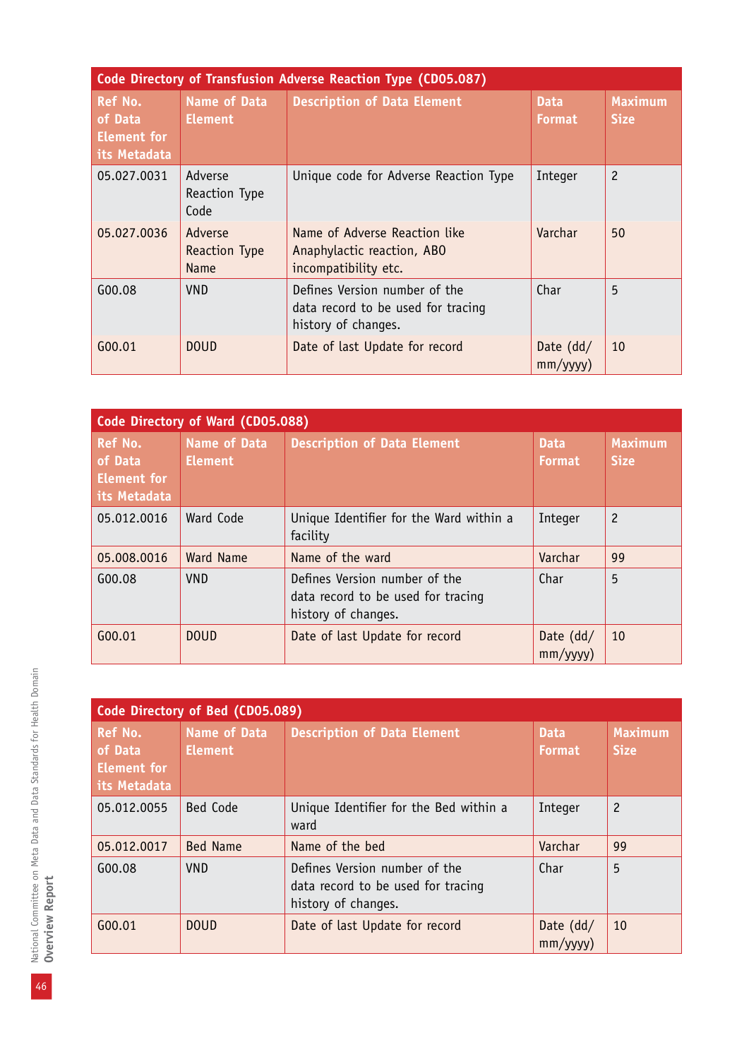| Code Directory of Transfusion Adverse Reaction Type (CD05.087) | | | | |
|---|---|---|---|---|
| Ref No. of Data Element for its Metadata | Name of Data Element | Description of Data Element | Data Format | Maximum Size |
| 05.027.0031 | Adverse Reaction Type Code | Unique code for Adverse Reaction Type | Integer | 2 |
| 05.027.0036 | Adverse Reaction Type Name | Name of Adverse Reaction like Anaphylactic reaction, ABO incompatibility etc. | Varchar | 50 |
| G00.08 | VND | Defines Version number of the data record to be used for tracing history of changes. | Char | 5 |
| G00.01 | DOUD | Date of last Update for record | Date (dd/mm/yyyy) | 10 |

| Code Directory of Ward (CD05.088) | | | | |
|---|---|---|---|---|
| Ref No. of Data Element for its Metadata | Name of Data Element | Description of Data Element | Data Format | Maximum Size |
| 05.012.0016 | Ward Code | Unique Identifier for the Ward within a facility | Integer | 2 |
| 05.008.0016 | Ward Name | Name of the ward | Varchar | 99 |
| G00.08 | VND | Defines Version number of the data record to be used for tracing history of changes. | Char | 5 |
| G00.01 | DOUD | Date of last Update for record | Date (dd/mm/yyyy) | 10 |

| Code Directory of Bed (CD05.089) | | | | |
|---|---|---|---|---|
| Ref No. of Data Element for its Metadata | Name of Data Element | Description of Data Element | Data Format | Maximum Size |
| 05.012.0055 | Bed Code | Unique Identifier for the Bed within a ward | Integer | 2 |
| 05.012.0017 | Bed Name | Name of the bed | Varchar | 99 |
| G00.08 | VND | Defines Version number of the data record to be used for tracing history of changes. | Char | 5 |
| G00.01 | DOUD | Date of last Update for record | Date (dd/mm/yyyy) | 10 |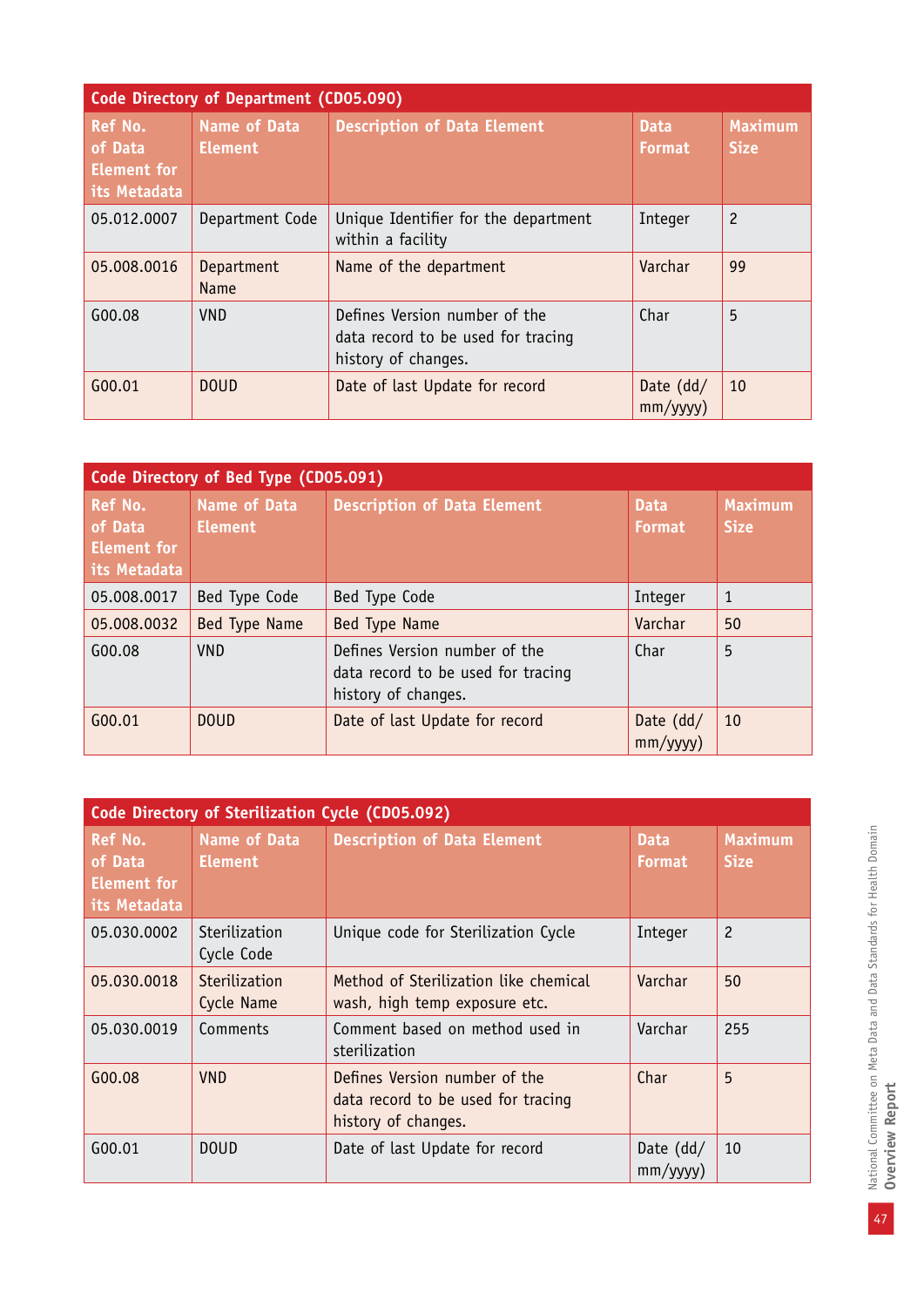| Code Directory of Department (CD05.090) | | | | |
|---|---|---|---|---|
| Ref No. of Data Element for its Metadata | Name of Data Element | Description of Data Element | Data Format | Maximum Size |
| 05.012.0007 | Department Code | Unique Identifier for the department within a facility | Integer | 2 |
| 05.008.0016 | Department Name | Name of the department | Varchar | 99 |
| G00.08 | VND | Defines Version number of the data record to be used for tracing history of changes. | Char | 5 |
| G00.01 | DOUD | Date of last Update for record | Date (dd/mm/yyyy) | 10 |

| Code Directory of Bed Type (CD05.091) | | | | |
|---|---|---|---|---|
| Ref No. of Data Element for its Metadata | Name of Data Element | Description of Data Element | Data Format | Maximum Size |
| 05.008.0017 | Bed Type Code | Bed Type Code | Integer | 1 |
| 05.008.0032 | Bed Type Name | Bed Type Name | Varchar | 50 |
| G00.08 | VND | Defines Version number of the data record to be used for tracing history of changes. | Char | 5 |
| G00.01 | DOUD | Date of last Update for record | Date (dd/mm/yyyy) | 10 |

| Code Directory of Sterilization Cycle (CD05.092) | | | | |
|---|---|---|---|---|
| Ref No. of Data Element for its Metadata | Name of Data Element | Description of Data Element | Data Format | Maximum Size |
| 05.030.0002 | Sterilization Cycle Code | Unique code for Sterilization Cycle | Integer | 2 |
| 05.030.0018 | Sterilization Cycle Name | Method of Sterilization like chemical wash, high temp exposure etc. | Varchar | 50 |
| 05.030.0019 | Comments | Comment based on method used in sterilization | Varchar | 255 |
| G00.08 | VND | Defines Version number of the data record to be used for tracing history of changes. | Char | 5 |
| G00.01 | DOUD | Date of last Update for record | Date (dd/mm/yyyy) | 10 |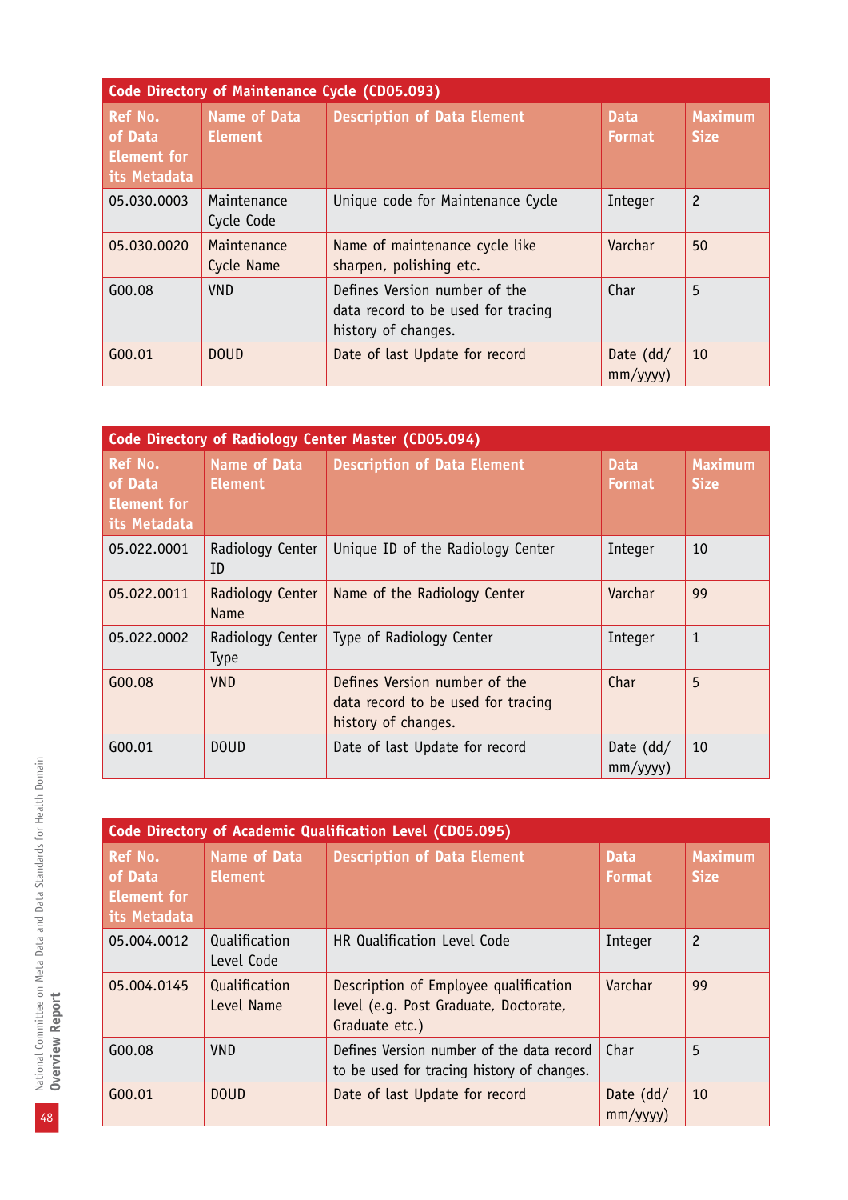| Code Directory of Maintenance Cycle (CD05.093) | | | | |
|---|---|---|---|---|
| **Ref No. of Data Element for its Metadata** | **Name of Data Element** | **Description of Data Element** | **Data Format** | **Maximum Size** |
| 05.030.0003 | Maintenance Cycle Code | Unique code for Maintenance Cycle | Integer | 2 |
| 05.030.0020 | Maintenance Cycle Name | Name of maintenance cycle like sharpen, polishing etc. | Varchar | 50 |
| G00.08 | VND | Defines Version number of the data record to be used for tracing history of changes. | Char | 5 |
| G00.01 | DOUD | Date of last Update for record | Date (dd/mm/yyyy) | 10 |

| Code Directory of Radiology Center Master (CD05.094) | | | | |
|---|---|---|---|---|
| **Ref No. of Data Element for its Metadata** | **Name of Data Element** | **Description of Data Element** | **Data Format** | **Maximum Size** |
| 05.022.0001 | Radiology Center ID | Unique ID of the Radiology Center | Integer | 10 |
| 05.022.0011 | Radiology Center Name | Name of the Radiology Center | Varchar | 99 |
| 05.022.0002 | Radiology Center Type | Type of Radiology Center | Integer | 1 |
| G00.08 | VND | Defines Version number of the data record to be used for tracing history of changes. | Char | 5 |
| G00.01 | DOUD | Date of last Update for record | Date (dd/mm/yyyy) | 10 |

| Code Directory of Academic Qualification Level (CD05.095) | | | | |
|---|---|---|---|---|
| **Ref No. of Data Element for its Metadata** | **Name of Data Element** | **Description of Data Element** | **Data Format** | **Maximum Size** |
| 05.004.0012 | Qualification Level Code | HR Qualification Level Code | Integer | 2 |
| 05.004.0145 | Qualification Level Name | Description of Employee qualification level (e.g. Post Graduate, Doctorate, Graduate etc.) | Varchar | 99 |
| G00.08 | VND | Defines Version number of the data record to be used for tracing history of changes. | Char | 5 |
| G00.01 | DOUD | Date of last Update for record | Date (dd/mm/yyyy) | 10 |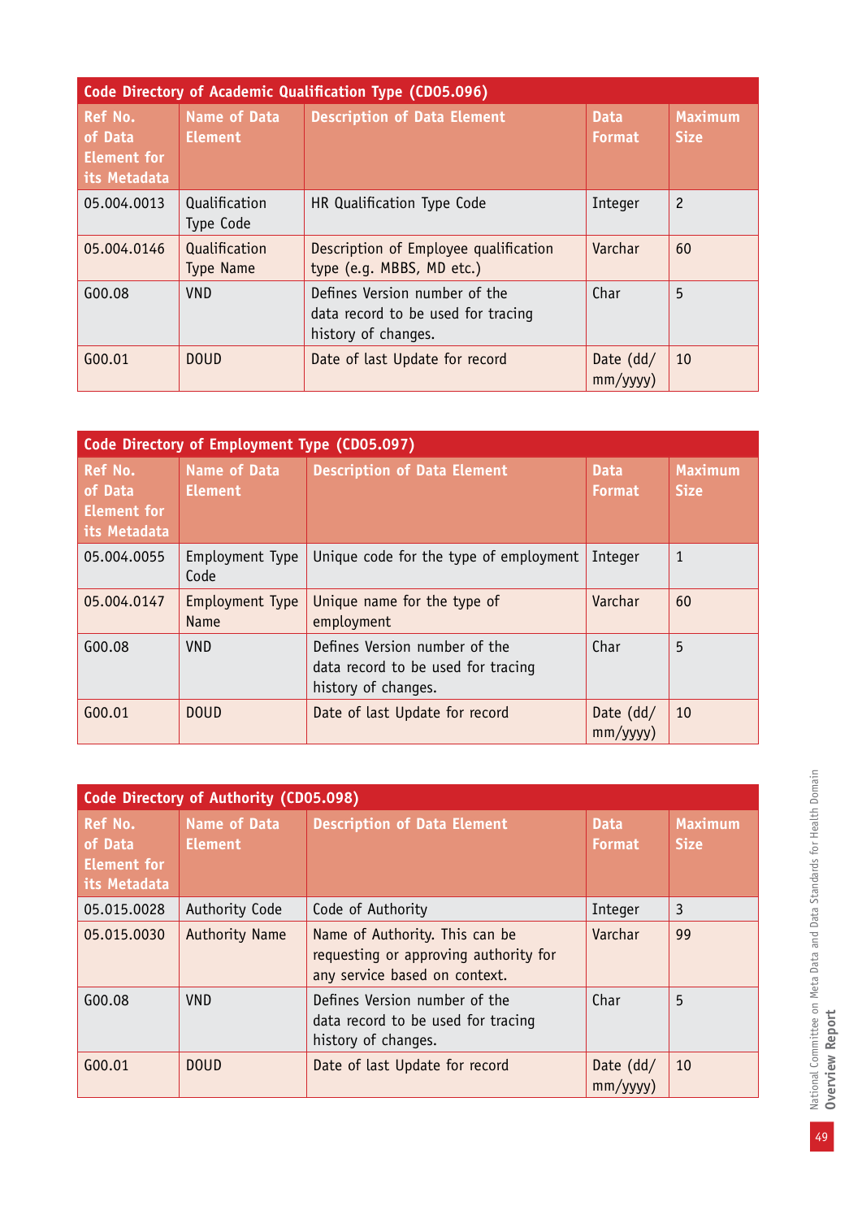| Code Directory of Academic Qualification Type (CD05.096) | | | | |
|---|---|---|---|---|
| Ref No. of Data Element for its Metadata | Name of Data Element | Description of Data Element | Data Format | Maximum Size |
| 05.004.0013 | Qualification Type Code | HR Qualification Type Code | Integer | 2 |
| 05.004.0146 | Qualification Type Name | Description of Employee qualification type (e.g. MBBS, MD etc.) | Varchar | 60 |
| G00.08 | VND | Defines Version number of the data record to be used for tracing history of changes. | Char | 5 |
| G00.01 | DOUD | Date of last Update for record | Date (dd/mm/yyyy) | 10 |

| Code Directory of Employment Type (CD05.097) | | | | |
|---|---|---|---|---|
| Ref No. of Data Element for its Metadata | Name of Data Element | Description of Data Element | Data Format | Maximum Size |
| 05.004.0055 | Employment Type Code | Unique code for the type of employment | Integer | 1 |
| 05.004.0147 | Employment Type Name | Unique name for the type of employment | Varchar | 60 |
| G00.08 | VND | Defines Version number of the data record to be used for tracing history of changes. | Char | 5 |
| G00.01 | DOUD | Date of last Update for record | Date (dd/mm/yyyy) | 10 |

| Code Directory of Authority (CD05.098) | | | | |
|---|---|---|---|---|
| Ref No. of Data Element for its Metadata | Name of Data Element | Description of Data Element | Data Format | Maximum Size |
| 05.015.0028 | Authority Code | Code of Authority | Integer | 3 |
| 05.015.0030 | Authority Name | Name of Authority. This can be requesting or approving authority for any service based on context. | Varchar | 99 |
| G00.08 | VND | Defines Version number of the data record to be used for tracing history of changes. | Char | 5 |
| G00.01 | DOUD | Date of last Update for record | Date (dd/mm/yyyy) | 10 |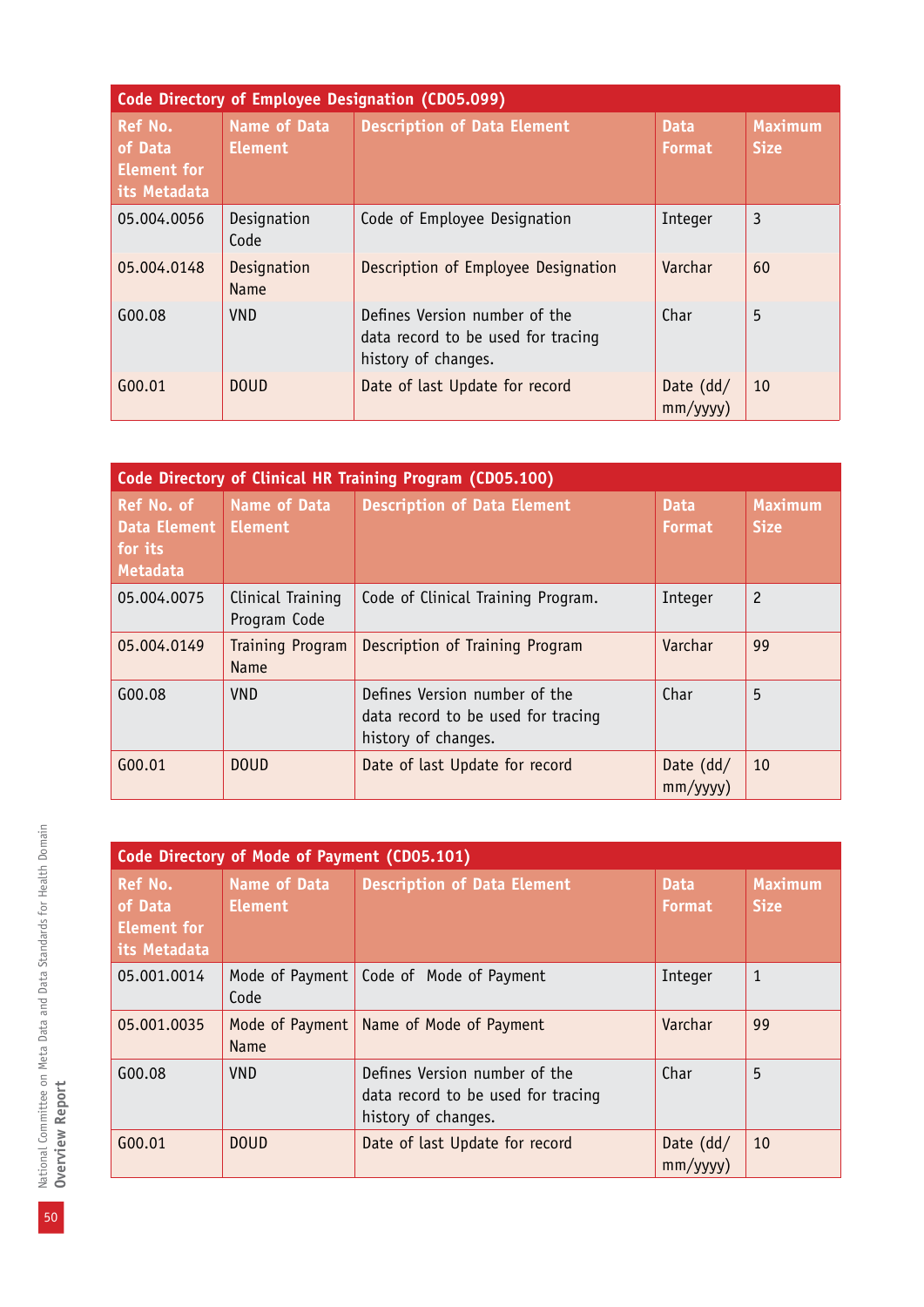| Code Directory of Employee Designation (CD05.099) | | | | |
|---|---|---|---|---|
| Ref No. of Data Element for its Metadata | Name of Data Element | Description of Data Element | Data Format | Maximum Size |
| 05.004.0056 | Designation Code | Code of Employee Designation | Integer | 3 |
| 05.004.0148 | Designation Name | Description of Employee Designation | Varchar | 60 |
| G00.08 | VND | Defines Version number of the data record to be used for tracing history of changes. | Char | 5 |
| G00.01 | DOUD | Date of last Update for record | Date (dd/mm/yyyy) | 10 |

| Code Directory of Clinical HR Training Program (CD05.100) | | | | |
|---|---|---|---|---|
| Ref No. of Data Element for its Metadata | Name of Data Element | Description of Data Element | Data Format | Maximum Size |
| 05.004.0075 | Clinical Training Program Code | Code of Clinical Training Program. | Integer | 2 |
| 05.004.0149 | Training Program Name | Description of Training Program | Varchar | 99 |
| G00.08 | VND | Defines Version number of the data record to be used for tracing history of changes. | Char | 5 |
| G00.01 | DOUD | Date of last Update for record | Date (dd/mm/yyyy) | 10 |

| Code Directory of Mode of Payment (CD05.101) | | | | |
|---|---|---|---|---|
| Ref No. of Data Element for its Metadata | Name of Data Element | Description of Data Element | Data Format | Maximum Size |
| 05.001.0014 | Mode of Payment Code | Code of Mode of Payment | Integer | 1 |
| 05.001.0035 | Mode of Payment Name | Name of Mode of Payment | Varchar | 99 |
| G00.08 | VND | Defines Version number of the data record to be used for tracing history of changes. | Char | 5 |
| G00.01 | DOUD | Date of last Update for record | Date (dd/mm/yyyy) | 10 |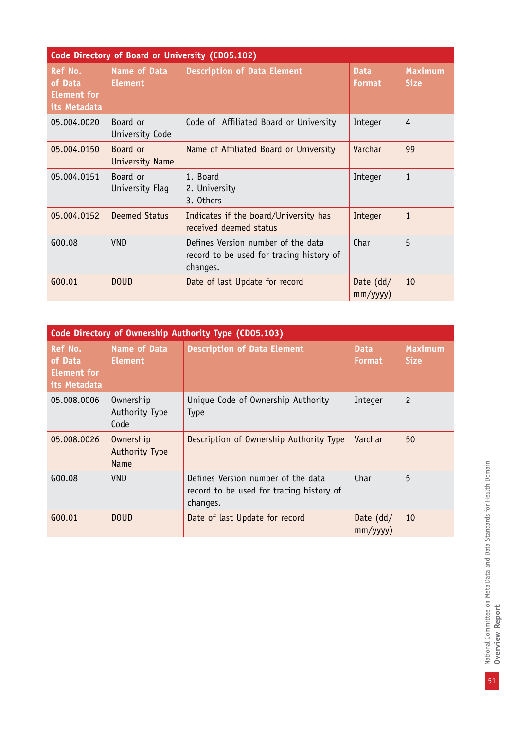| Code Directory of Board or University (CD05.102) | | | | |
|---|---|---|---|---|
| **Ref No. of Data Element for its Metadata** | **Name of Data Element** | **Description of Data Element** | **Data Format** | **Maximum Size** |
| 05.004.0020 | Board or University Code | Code of Affiliated Board or University | Integer | 4 |
| 05.004.0150 | Board or University Name | Name of Affiliated Board or University | Varchar | 99 |
| 05.004.0151 | Board or University Flag | 1. Board<br>2. University<br>3. Others | Integer | 1 |
| 05.004.0152 | Deemed Status | Indicates if the board/University has received deemed status | Integer | 1 |
| G00.08 | VND | Defines Version number of the data record to be used for tracing history of changes. | Char | 5 |
| G00.01 | DOUD | Date of last Update for record | Date (dd/mm/yyyy) | 10 |

| Code Directory of Ownership Authority Type (CD05.103) | | | | |
|---|---|---|---|---|
| **Ref No. of Data Element for its Metadata** | **Name of Data Element** | **Description of Data Element** | **Data Format** | **Maximum Size** |
| 05.008.0006 | Ownership Authority Type Code | Unique Code of Ownership Authority Type | Integer | 2 |
| 05.008.0026 | Ownership Authority Type Name | Description of Ownership Authority Type | Varchar | 50 |
| G00.08 | VND | Defines Version number of the data record to be used for tracing history of changes. | Char | 5 |
| G00.01 | DOUD | Date of last Update for record | Date (dd/mm/yyyy) | 10 |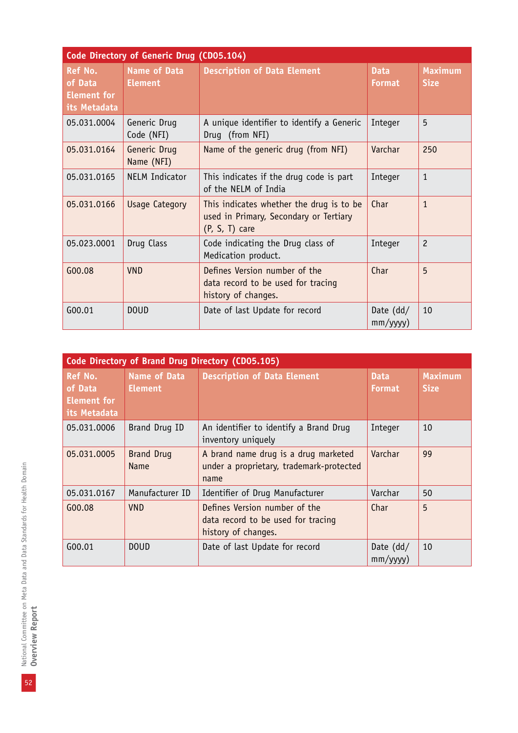| Code Directory of Generic Drug (CD05.104) | | | | |
|---|---|---|---|---|
| Ref No. of Data Element for its Metadata | Name of Data Element | Description of Data Element | Data Format | Maximum Size |
| 05.031.0004 | Generic Drug Code (NFI) | A unique identifier to identify a Generic Drug (from NFI) | Integer | 5 |
| 05.031.0164 | Generic Drug Name (NFI) | Name of the generic drug (from NFI) | Varchar | 250 |
| 05.031.0165 | NELM Indicator | This indicates if the drug code is part of the NELM of India | Integer | 1 |
| 05.031.0166 | Usage Category | This indicates whether the drug is to be used in Primary, Secondary or Tertiary (P, S, T) care | Char | 1 |
| 05.023.0001 | Drug Class | Code indicating the Drug class of Medication product. | Integer | 2 |
| G00.08 | VND | Defines Version number of the data record to be used for tracing history of changes. | Char | 5 |
| G00.01 | DOUD | Date of last Update for record | Date (dd/mm/yyyy) | 10 |

| Code Directory of Brand Drug Directory (CD05.105) | | | | |
|---|---|---|---|---|
| Ref No. of Data Element for its Metadata | Name of Data Element | Description of Data Element | Data Format | Maximum Size |
| 05.031.0006 | Brand Drug ID | An identifier to identify a Brand Drug inventory uniquely | Integer | 10 |
| 05.031.0005 | Brand Drug Name | A brand name drug is a drug marketed under a proprietary, trademark-protected name | Varchar | 99 |
| 05.031.0167 | Manufacturer ID | Identifier of Drug Manufacturer | Varchar | 50 |
| G00.08 | VND | Defines Version number of the data record to be used for tracing history of changes. | Char | 5 |
| G00.01 | DOUD | Date of last Update for record | Date (dd/mm/yyyy) | 10 |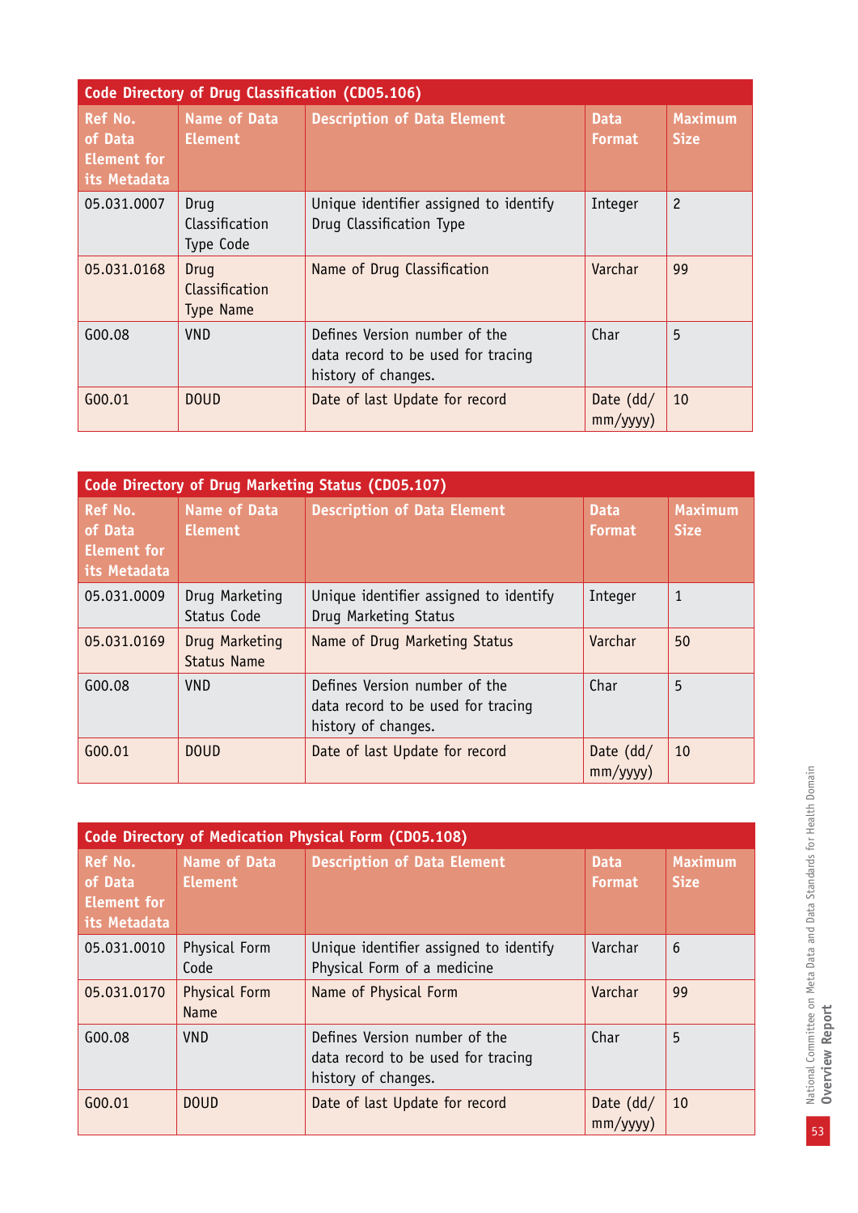| Code Directory of Drug Classification (CD05.106) | | | | |
|---|---|---|---|---|
| **Ref No. of Data Element for its Metadata** | **Name of Data Element** | **Description of Data Element** | **Data Format** | **Maximum Size** |
| 05.031.0007 | Drug Classification Type Code | Unique identifier assigned to identify Drug Classification Type | Integer | 2 |
| 05.031.0168 | Drug Classification Type Name | Name of Drug Classification | Varchar | 99 |
| G00.08 | VND | Defines Version number of the data record to be used for tracing history of changes. | Char | 5 |
| G00.01 | DOUD | Date of last Update for record | Date (dd/mm/yyyy) | 10 |

| Code Directory of Drug Marketing Status (CD05.107) | | | | |
|---|---|---|---|---|
| **Ref No. of Data Element for its Metadata** | **Name of Data Element** | **Description of Data Element** | **Data Format** | **Maximum Size** |
| 05.031.0009 | Drug Marketing Status Code | Unique identifier assigned to identify Drug Marketing Status | Integer | 1 |
| 05.031.0169 | Drug Marketing Status Name | Name of Drug Marketing Status | Varchar | 50 |
| G00.08 | VND | Defines Version number of the data record to be used for tracing history of changes. | Char | 5 |
| G00.01 | DOUD | Date of last Update for record | Date (dd/mm/yyyy) | 10 |

| Code Directory of Medication Physical Form (CD05.108) | | | | |
|---|---|---|---|---|
| **Ref No. of Data Element for its Metadata** | **Name of Data Element** | **Description of Data Element** | **Data Format** | **Maximum Size** |
| 05.031.0010 | Physical Form Code | Unique identifier assigned to identify Physical Form of a medicine | Varchar | 6 |
| 05.031.0170 | Physical Form Name | Name of Physical Form | Varchar | 99 |
| G00.08 | VND | Defines Version number of the data record to be used for tracing history of changes. | Char | 5 |
| G00.01 | DOUD | Date of last Update for record | Date (dd/mm/yyyy) | 10 |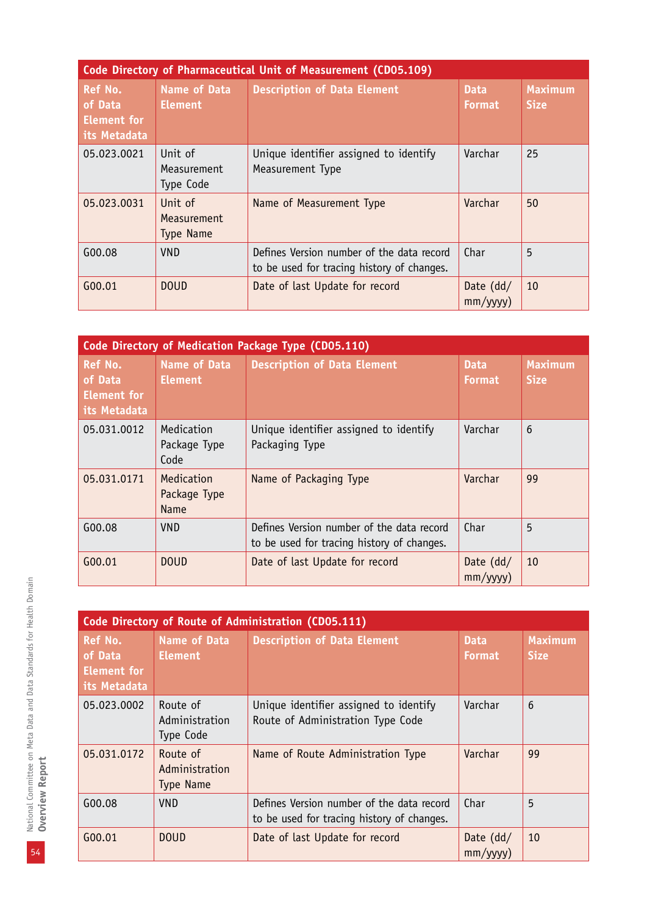| Code Directory of Pharmaceutical Unit of Measurement (CD05.109) | | | | |
|---|---|---|---|---|
| Ref No. of Data Element for its Metadata | Name of Data Element | Description of Data Element | Data Format | Maximum Size |
| 05.023.0021 | Unit of Measurement Type Code | Unique identifier assigned to identify Measurement Type | Varchar | 25 |
| 05.023.0031 | Unit of Measurement Type Name | Name of Measurement Type | Varchar | 50 |
| G00.08 | VND | Defines Version number of the data record to be used for tracing history of changes. | Char | 5 |
| G00.01 | DOUD | Date of last Update for record | Date (dd/mm/yyyy) | 10 |

| Code Directory of Medication Package Type (CD05.110) | | | | |
|---|---|---|---|---|
| Ref No. of Data Element for its Metadata | Name of Data Element | Description of Data Element | Data Format | Maximum Size |
| 05.031.0012 | Medication Package Type Code | Unique identifier assigned to identify Packaging Type | Varchar | 6 |
| 05.031.0171 | Medication Package Type Name | Name of Packaging Type | Varchar | 99 |
| G00.08 | VND | Defines Version number of the data record to be used for tracing history of changes. | Char | 5 |
| G00.01 | DOUD | Date of last Update for record | Date (dd/mm/yyyy) | 10 |

| Code Directory of Route of Administration (CD05.111) | | | | |
|---|---|---|---|---|
| Ref No. of Data Element for its Metadata | Name of Data Element | Description of Data Element | Data Format | Maximum Size |
| 05.023.0002 | Route of Administration Type Code | Unique identifier assigned to identify Route of Administration Type Code | Varchar | 6 |
| 05.031.0172 | Route of Administration Type Name | Name of Route Administration Type | Varchar | 99 |
| G00.08 | VND | Defines Version number of the data record to be used for tracing history of changes. | Char | 5 |
| G00.01 | DOUD | Date of last Update for record | Date (dd/mm/yyyy) | 10 |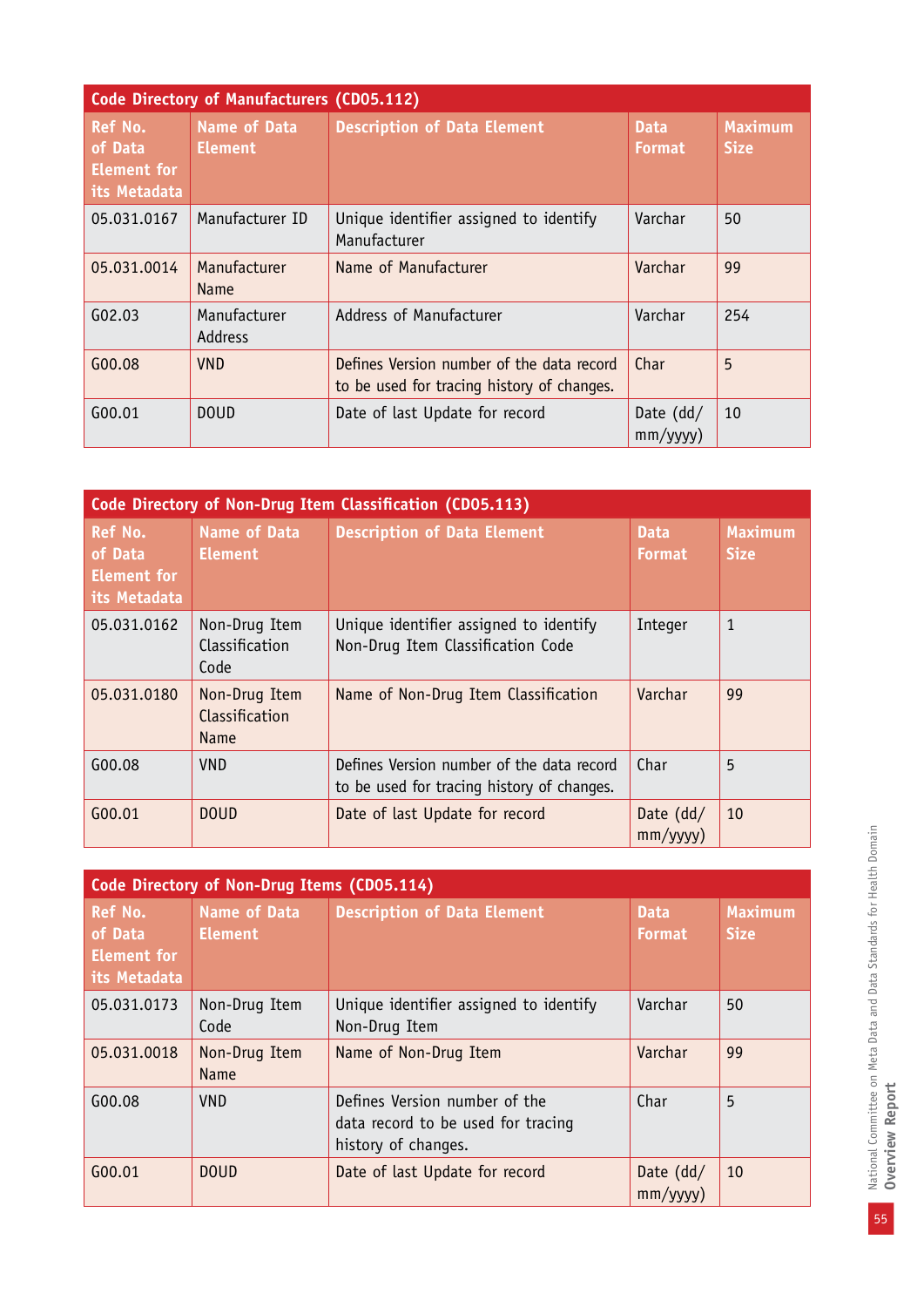| Code Directory of Manufacturers (CD05.112) | | | | |
|---|---|---|---|---|
| **Ref No. of Data Element for its Metadata** | **Name of Data Element** | **Description of Data Element** | **Data Format** | **Maximum Size** |
| 05.031.0167 | Manufacturer ID | Unique identifier assigned to identify Manufacturer | Varchar | 50 |
| 05.031.0014 | Manufacturer Name | Name of Manufacturer | Varchar | 99 |
| G02.03 | Manufacturer Address | Address of Manufacturer | Varchar | 254 |
| G00.08 | VND | Defines Version number of the data record to be used for tracing history of changes. | Char | 5 |
| G00.01 | DOUD | Date of last Update for record | Date (dd/mm/yyyy) | 10 |

| Code Directory of Non-Drug Item Classification (CD05.113) | | | | |
|---|---|---|---|---|
| **Ref No. of Data Element for its Metadata** | **Name of Data Element** | **Description of Data Element** | **Data Format** | **Maximum Size** |
| 05.031.0162 | Non-Drug Item Classification Code | Unique identifier assigned to identify Non-Drug Item Classification Code | Integer | 1 |
| 05.031.0180 | Non-Drug Item Classification Name | Name of Non-Drug Item Classification | Varchar | 99 |
| G00.08 | VND | Defines Version number of the data record to be used for tracing history of changes. | Char | 5 |
| G00.01 | DOUD | Date of last Update for record | Date (dd/mm/yyyy) | 10 |

| Code Directory of Non-Drug Items (CD05.114) | | | | |
|---|---|---|---|---|
| **Ref No. of Data Element for its Metadata** | **Name of Data Element** | **Description of Data Element** | **Data Format** | **Maximum Size** |
| 05.031.0173 | Non-Drug Item Code | Unique identifier assigned to identify Non-Drug Item | Varchar | 50 |
| 05.031.0018 | Non-Drug Item Name | Name of Non-Drug Item | Varchar | 99 |
| G00.08 | VND | Defines Version number of the data record to be used for tracing history of changes. | Char | 5 |
| G00.01 | DOUD | Date of last Update for record | Date (dd/mm/yyyy) | 10 |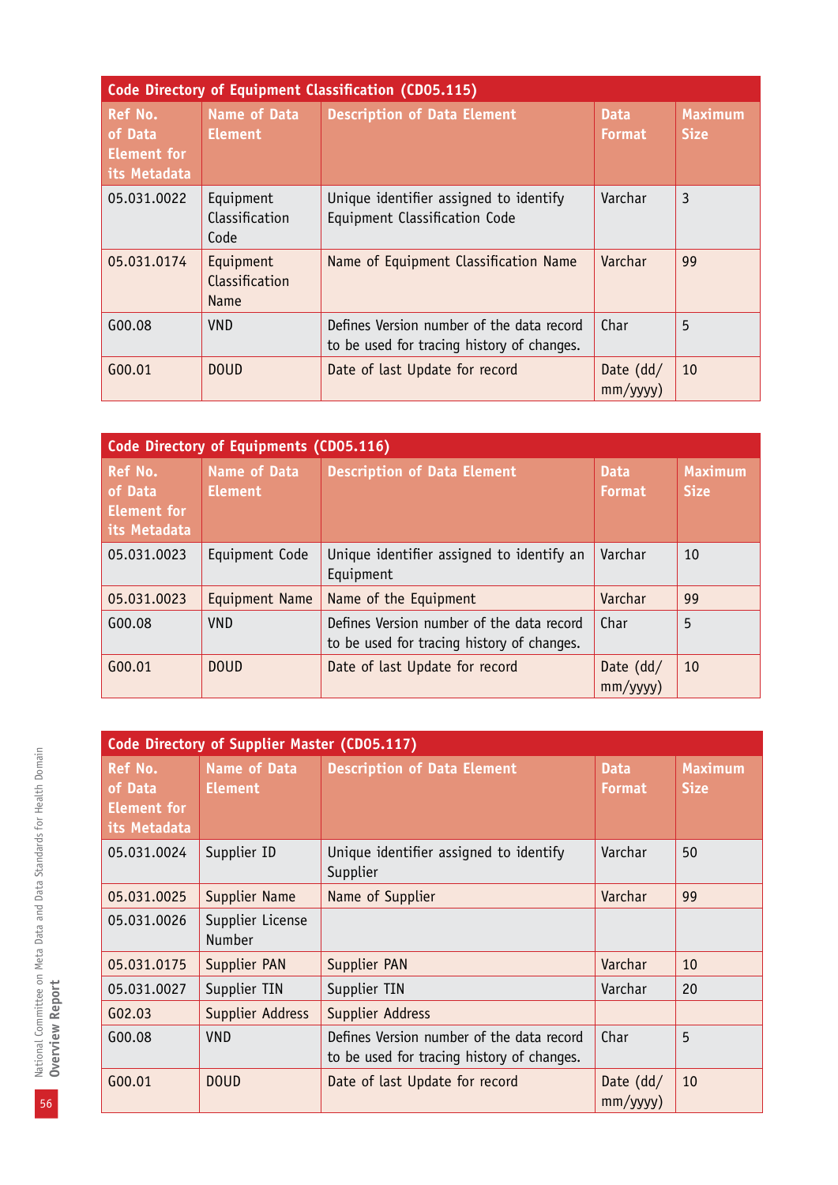| Code Directory of Equipment Classification (CD05.115) | | | | |
|---|---|---|---|---|
| **Ref No. of Data Element for its Metadata** | **Name of Data Element** | **Description of Data Element** | **Data Format** | **Maximum Size** |
| 05.031.0022 | Equipment Classification Code | Unique identifier assigned to identify Equipment Classification Code | Varchar | 3 |
| 05.031.0174 | Equipment Classification Name | Name of Equipment Classification Name | Varchar | 99 |
| G00.08 | VND | Defines Version number of the data record to be used for tracing history of changes. | Char | 5 |
| G00.01 | DOUD | Date of last Update for record | Date (dd/mm/yyyy) | 10 |

| Code Directory of Equipments (CD05.116) | | | | |
|---|---|---|---|---|
| **Ref No. of Data Element for its Metadata** | **Name of Data Element** | **Description of Data Element** | **Data Format** | **Maximum Size** |
| 05.031.0023 | Equipment Code | Unique identifier assigned to identify an Equipment | Varchar | 10 |
| 05.031.0023 | Equipment Name | Name of the Equipment | Varchar | 99 |
| G00.08 | VND | Defines Version number of the data record to be used for tracing history of changes. | Char | 5 |
| G00.01 | DOUD | Date of last Update for record | Date (dd/mm/yyyy) | 10 |

| Code Directory of Supplier Master (CD05.117) | | | | |
|---|---|---|---|---|
| **Ref No. of Data Element for its Metadata** | **Name of Data Element** | **Description of Data Element** | **Data Format** | **Maximum Size** |
| 05.031.0024 | Supplier ID | Unique identifier assigned to identify Supplier | Varchar | 50 |
| 05.031.0025 | Supplier Name | Name of Supplier | Varchar | 99 |
| 05.031.0026 | Supplier License Number | | | |
| 05.031.0175 | Supplier PAN | Supplier PAN | Varchar | 10 |
| 05.031.0027 | Supplier TIN | Supplier TIN | Varchar | 20 |
| G02.03 | Supplier Address | Supplier Address | | |
| G00.08 | VND | Defines Version number of the data record to be used for tracing history of changes. | Char | 5 |
| G00.01 | DOUD | Date of last Update for record | Date (dd/mm/yyyy) | 10 |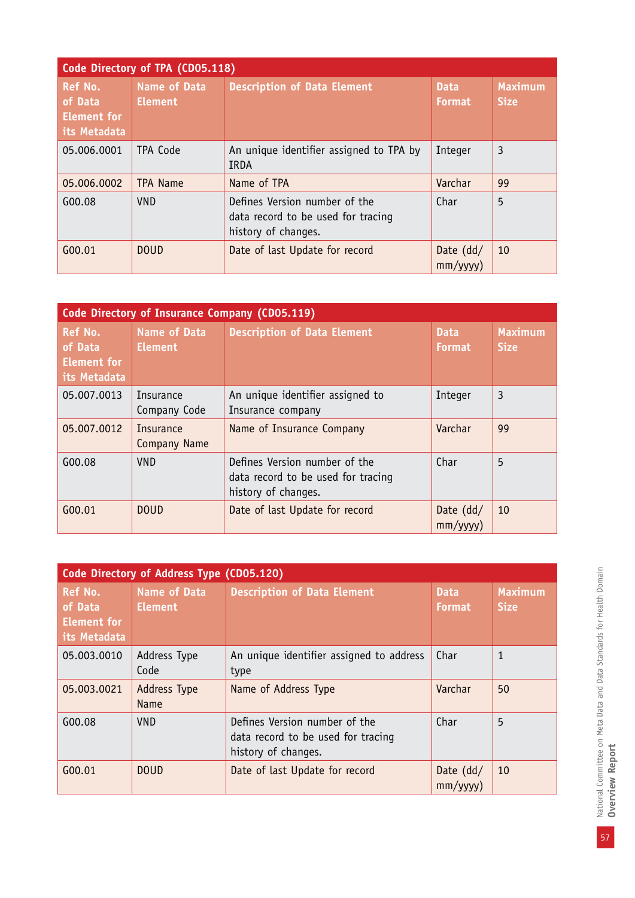| Code Directory of TPA (CD05.118) | | | | |
|---|---|---|---|---|
| **Ref No. of Data Element for its Metadata** | **Name of Data Element** | **Description of Data Element** | **Data Format** | **Maximum Size** |
| 05.006.0001 | TPA Code | An unique identifier assigned to TPA by IRDA | Integer | 3 |
| 05.006.0002 | TPA Name | Name of TPA | Varchar | 99 |
| G00.08 | VND | Defines Version number of the data record to be used for tracing history of changes. | Char | 5 |
| G00.01 | DOUD | Date of last Update for record | Date (dd/mm/yyyy) | 10 |

| Code Directory of Insurance Company (CD05.119) | | | | |
|---|---|---|---|---|
| **Ref No. of Data Element for its Metadata** | **Name of Data Element** | **Description of Data Element** | **Data Format** | **Maximum Size** |
| 05.007.0013 | Insurance Company Code | An unique identifier assigned to Insurance company | Integer | 3 |
| 05.007.0012 | Insurance Company Name | Name of Insurance Company | Varchar | 99 |
| G00.08 | VND | Defines Version number of the data record to be used for tracing history of changes. | Char | 5 |
| G00.01 | DOUD | Date of last Update for record | Date (dd/mm/yyyy) | 10 |

| Code Directory of Address Type (CD05.120) | | | | |
|---|---|---|---|---|
| **Ref No. of Data Element for its Metadata** | **Name of Data Element** | **Description of Data Element** | **Data Format** | **Maximum Size** |
| 05.003.0010 | Address Type Code | An unique identifier assigned to address type | Char | 1 |
| 05.003.0021 | Address Type Name | Name of Address Type | Varchar | 50 |
| G00.08 | VND | Defines Version number of the data record to be used for tracing history of changes. | Char | 5 |
| G00.01 | DOUD | Date of last Update for record | Date (dd/mm/yyyy) | 10 |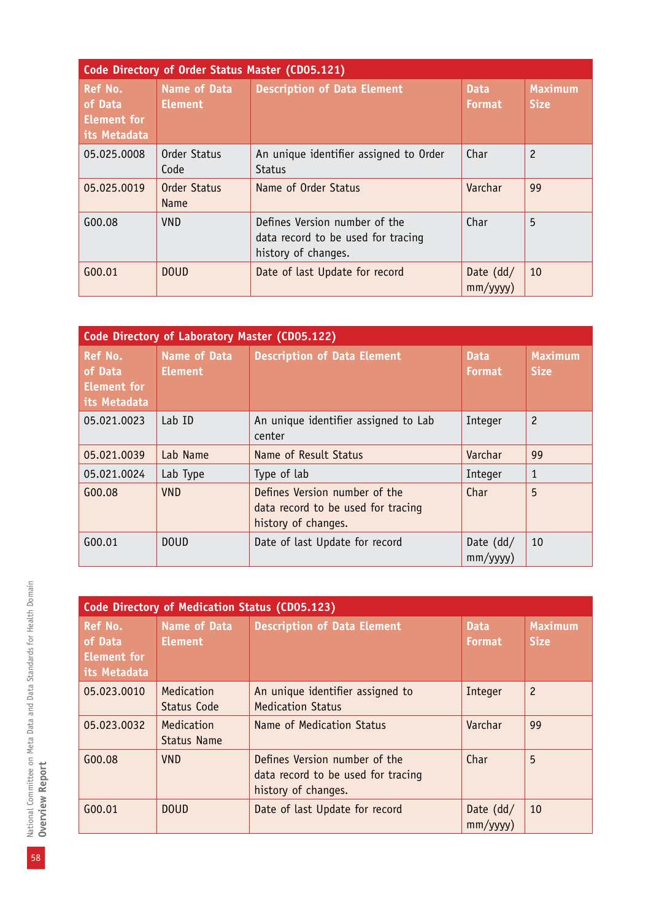| Code Directory of Order Status Master (CD05.121) | | | | |
|---|---|---|---|---|
| Ref No. of Data Element for its Metadata | Name of Data Element | Description of Data Element | Data Format | Maximum Size |
| 05.025.0008 | Order Status Code | An unique identifier assigned to Order Status | Char | 2 |
| 05.025.0019 | Order Status Name | Name of Order Status | Varchar | 99 |
| G00.08 | VND | Defines Version number of the data record to be used for tracing history of changes. | Char | 5 |
| G00.01 | DOUD | Date of last Update for record | Date (dd/mm/yyyy) | 10 |

| Code Directory of Laboratory Master (CD05.122) | | | | |
|---|---|---|---|---|
| Ref No. of Data Element for its Metadata | Name of Data Element | Description of Data Element | Data Format | Maximum Size |
| 05.021.0023 | Lab ID | An unique identifier assigned to Lab center | Integer | 2 |
| 05.021.0039 | Lab Name | Name of Result Status | Varchar | 99 |
| 05.021.0024 | Lab Type | Type of lab | Integer | 1 |
| G00.08 | VND | Defines Version number of the data record to be used for tracing history of changes. | Char | 5 |
| G00.01 | DOUD | Date of last Update for record | Date (dd/mm/yyyy) | 10 |

| Code Directory of Medication Status (CD05.123) | | | | |
|---|---|---|---|---|
| Ref No. of Data Element for its Metadata | Name of Data Element | Description of Data Element | Data Format | Maximum Size |
| 05.023.0010 | Medication Status Code | An unique identifier assigned to Medication Status | Integer | 2 |
| 05.023.0032 | Medication Status Name | Name of Medication Status | Varchar | 99 |
| G00.08 | VND | Defines Version number of the data record to be used for tracing history of changes. | Char | 5 |
| G00.01 | DOUD | Date of last Update for record | Date (dd/mm/yyyy) | 10 |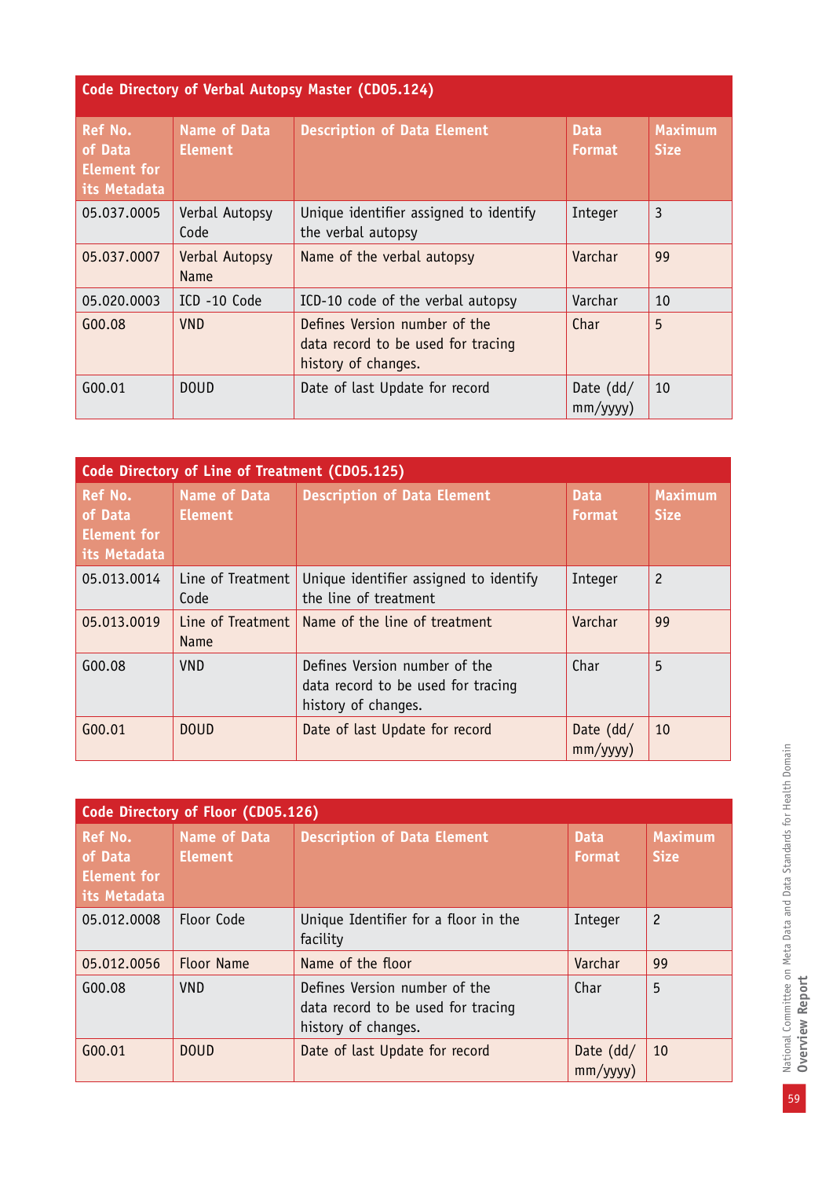| Code Directory of Verbal Autopsy Master (CD05.124) | | | | |
|---|---|---|---|---|
| **Ref No. of Data Element for its Metadata** | **Name of Data Element** | **Description of Data Element** | **Data Format** | **Maximum Size** |
| 05.037.0005 | Verbal Autopsy Code | Unique identifier assigned to identify the verbal autopsy | Integer | 3 |
| 05.037.0007 | Verbal Autopsy Name | Name of the verbal autopsy | Varchar | 99 |
| 05.020.0003 | ICD -10 Code | ICD-10 code of the verbal autopsy | Varchar | 10 |
| G00.08 | VND | Defines Version number of the data record to be used for tracing history of changes. | Char | 5 |
| G00.01 | DOUD | Date of last Update for record | Date (dd/ mm/yyyy) | 10 |

| Code Directory of Line of Treatment (CD05.125) | | | | |
|---|---|---|---|---|
| **Ref No. of Data Element for its Metadata** | **Name of Data Element** | **Description of Data Element** | **Data Format** | **Maximum Size** |
| 05.013.0014 | Line of Treatment Code | Unique identifier assigned to identify the line of treatment | Integer | 2 |
| 05.013.0019 | Line of Treatment Name | Name of the line of treatment | Varchar | 99 |
| G00.08 | VND | Defines Version number of the data record to be used for tracing history of changes. | Char | 5 |
| G00.01 | DOUD | Date of last Update for record | Date (dd/ mm/yyyy) | 10 |

| Code Directory of Floor (CD05.126) | | | | |
|---|---|---|---|---|
| **Ref No. of Data Element for its Metadata** | **Name of Data Element** | **Description of Data Element** | **Data Format** | **Maximum Size** |
| 05.012.0008 | Floor Code | Unique Identifier for a floor in the facility | Integer | 2 |
| 05.012.0056 | Floor Name | Name of the floor | Varchar | 99 |
| G00.08 | VND | Defines Version number of the data record to be used for tracing history of changes. | Char | 5 |
| G00.01 | DOUD | Date of last Update for record | Date (dd/ mm/yyyy) | 10 |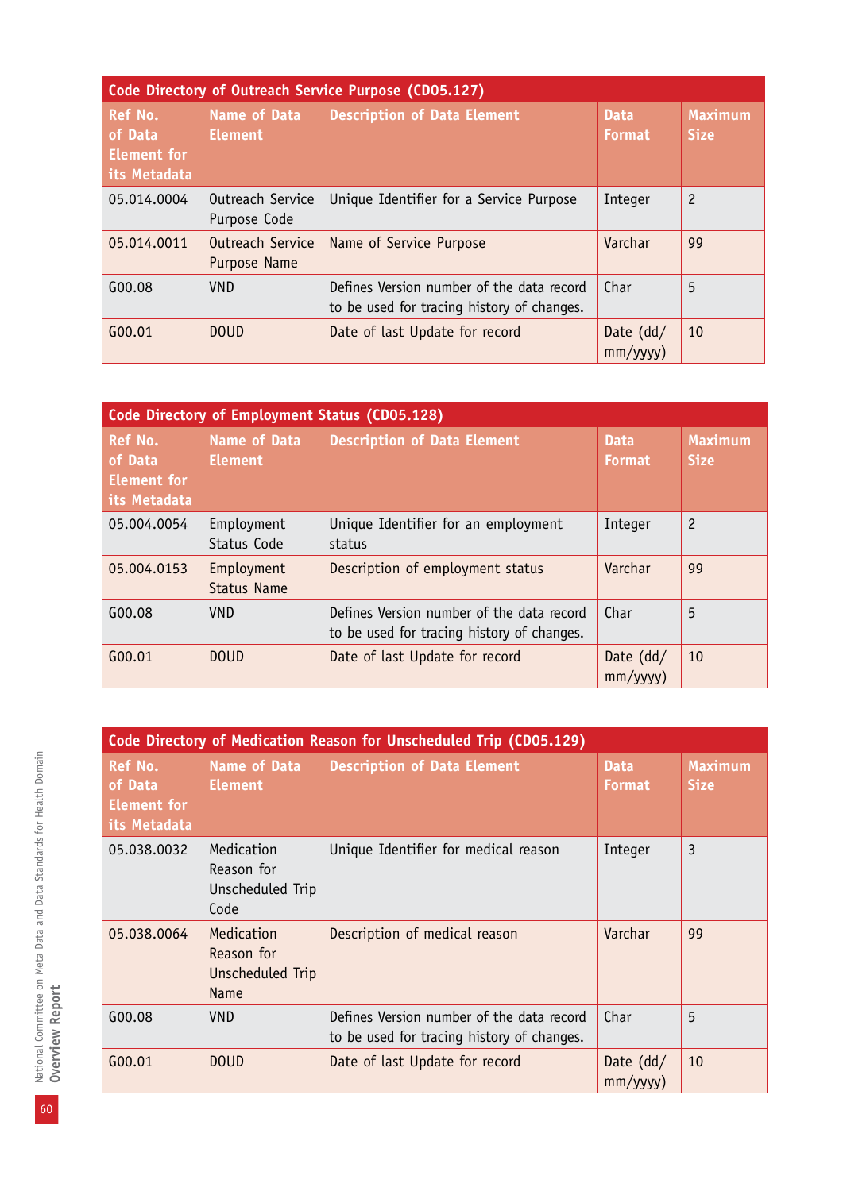| Code Directory of Outreach Service Purpose (CD05.127) | | | | |
|---|---|---|---|---|
| **Ref No. of Data Element for its Metadata** | **Name of Data Element** | **Description of Data Element** | **Data Format** | **Maximum Size** |
| 05.014.0004 | Outreach Service Purpose Code | Unique Identifier for a Service Purpose | Integer | 2 |
| 05.014.0011 | Outreach Service Purpose Name | Name of Service Purpose | Varchar | 99 |
| G00.08 | VND | Defines Version number of the data record to be used for tracing history of changes. | Char | 5 |
| G00.01 | DOUD | Date of last Update for record | Date (dd/mm/yyyy) | 10 |

| Code Directory of Employment Status (CD05.128) | | | | |
|---|---|---|---|---|
| **Ref No. of Data Element for its Metadata** | **Name of Data Element** | **Description of Data Element** | **Data Format** | **Maximum Size** |
| 05.004.0054 | Employment Status Code | Unique Identifier for an employment status | Integer | 2 |
| 05.004.0153 | Employment Status Name | Description of employment status | Varchar | 99 |
| G00.08 | VND | Defines Version number of the data record to be used for tracing history of changes. | Char | 5 |
| G00.01 | DOUD | Date of last Update for record | Date (dd/mm/yyyy) | 10 |

| Code Directory of Medication Reason for Unscheduled Trip (CD05.129) | | | | |
|---|---|---|---|---|
| **Ref No. of Data Element for its Metadata** | **Name of Data Element** | **Description of Data Element** | **Data Format** | **Maximum Size** |
| 05.038.0032 | Medication Reason for Unscheduled Trip Code | Unique Identifier for medical reason | Integer | 3 |
| 05.038.0064 | Medication Reason for Unscheduled Trip Name | Description of medical reason | Varchar | 99 |
| G00.08 | VND | Defines Version number of the data record to be used for tracing history of changes. | Char | 5 |
| G00.01 | DOUD | Date of last Update for record | Date (dd/mm/yyyy) | 10 |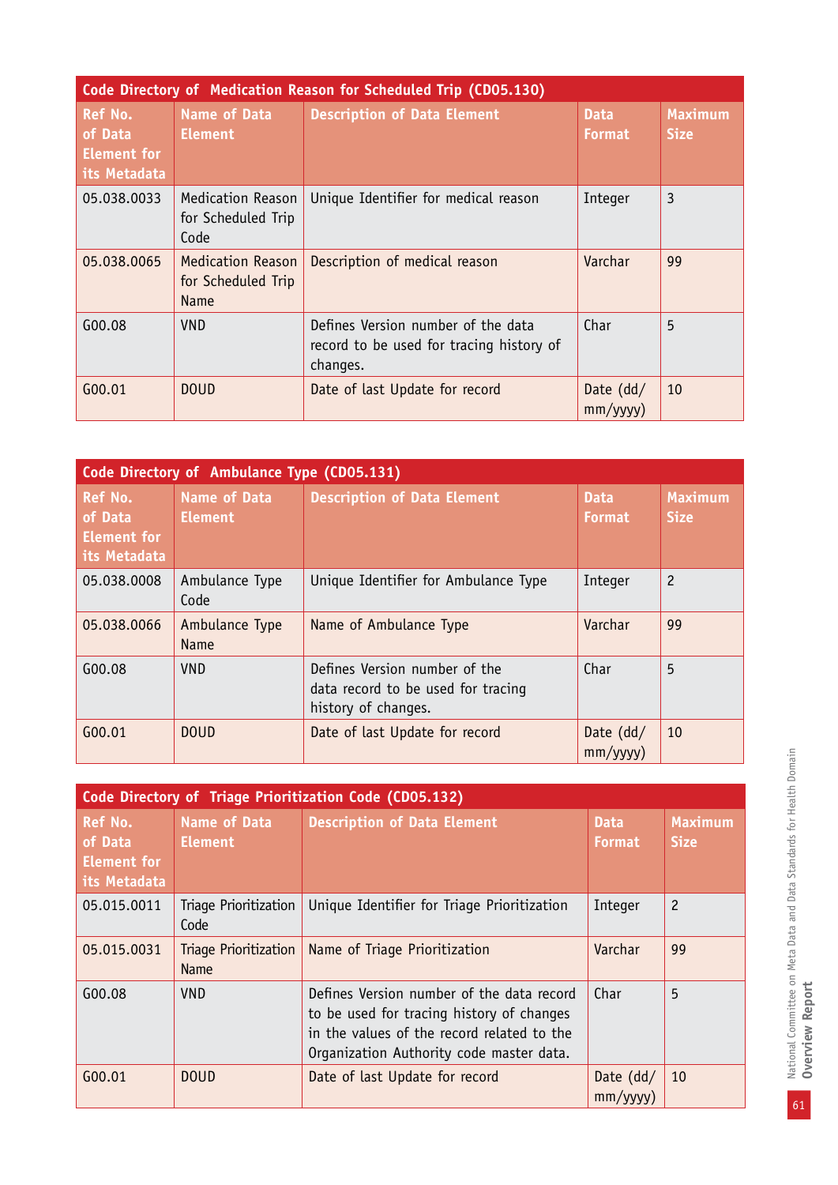| Code Directory of Medication Reason for Scheduled Trip (CD05.130) | | | | |
|---|---|---|---|---|
| **Ref No. of Data Element for its Metadata** | **Name of Data Element** | **Description of Data Element** | **Data Format** | **Maximum Size** |
| 05.038.0033 | Medication Reason for Scheduled Trip Code | Unique Identifier for medical reason | Integer | 3 |
| 05.038.0065 | Medication Reason for Scheduled Trip Name | Description of medical reason | Varchar | 99 |
| G00.08 | VND | Defines Version number of the data record to be used for tracing history of changes. | Char | 5 |
| G00.01 | DOUD | Date of last Update for record | Date (dd/mm/yyyy) | 10 |

| Code Directory of Ambulance Type (CD05.131) | | | | |
|---|---|---|---|---|
| **Ref No. of Data Element for its Metadata** | **Name of Data Element** | **Description of Data Element** | **Data Format** | **Maximum Size** |
| 05.038.0008 | Ambulance Type Code | Unique Identifier for Ambulance Type | Integer | 2 |
| 05.038.0066 | Ambulance Type Name | Name of Ambulance Type | Varchar | 99 |
| G00.08 | VND | Defines Version number of the data record to be used for tracing history of changes. | Char | 5 |
| G00.01 | DOUD | Date of last Update for record | Date (dd/mm/yyyy) | 10 |

| Code Directory of Triage Prioritization Code (CD05.132) | | | | |
|---|---|---|---|---|
| **Ref No. of Data Element for its Metadata** | **Name of Data Element** | **Description of Data Element** | **Data Format** | **Maximum Size** |
| 05.015.0011 | Triage Prioritization Code | Unique Identifier for Triage Prioritization | Integer | 2 |
| 05.015.0031 | Triage Prioritization Name | Name of Triage Prioritization | Varchar | 99 |
| G00.08 | VND | Defines Version number of the data record to be used for tracing history of changes in the values of the record related to the Organization Authority code master data. | Char | 5 |
| G00.01 | DOUD | Date of last Update for record | Date (dd/mm/yyyy) | 10 |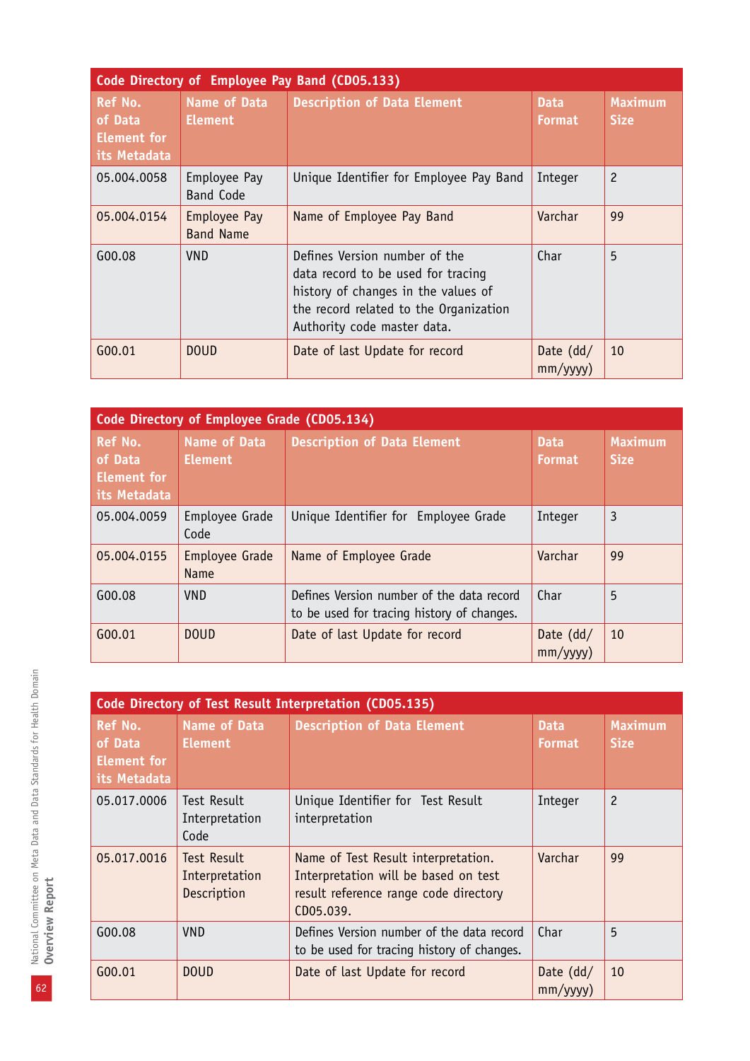| Code Directory of Employee Pay Band (CD05.133) | | | | |
|---|---|---|---|---|
| **Ref No. of Data Element for its Metadata** | **Name of Data Element** | **Description of Data Element** | **Data Format** | **Maximum Size** |
| 05.004.0058 | Employee Pay Band Code | Unique Identifier for Employee Pay Band | Integer | 2 |
| 05.004.0154 | Employee Pay Band Name | Name of Employee Pay Band | Varchar | 99 |
| G00.08 | VND | Defines Version number of the data record to be used for tracing history of changes in the values of the record related to the Organization Authority code master data. | Char | 5 |
| G00.01 | DOUD | Date of last Update for record | Date (dd/mm/yyyy) | 10 |

| Code Directory of Employee Grade (CD05.134) | | | | |
|---|---|---|---|---|
| **Ref No. of Data Element for its Metadata** | **Name of Data Element** | **Description of Data Element** | **Data Format** | **Maximum Size** |
| 05.004.0059 | Employee Grade Code | Unique Identifier for Employee Grade | Integer | 3 |
| 05.004.0155 | Employee Grade Name | Name of Employee Grade | Varchar | 99 |
| G00.08 | VND | Defines Version number of the data record to be used for tracing history of changes. | Char | 5 |
| G00.01 | DOUD | Date of last Update for record | Date (dd/mm/yyyy) | 10 |

| Code Directory of Test Result Interpretation (CD05.135) | | | | |
|---|---|---|---|---|
| **Ref No. of Data Element for its Metadata** | **Name of Data Element** | **Description of Data Element** | **Data Format** | **Maximum Size** |
| 05.017.0006 | Test Result Interpretation Code | Unique Identifier for Test Result interpretation | Integer | 2 |
| 05.017.0016 | Test Result Interpretation Description | Name of Test Result interpretation. Interpretation will be based on test result reference range code directory CD05.039. | Varchar | 99 |
| G00.08 | VND | Defines Version number of the data record to be used for tracing history of changes. | Char | 5 |
| G00.01 | DOUD | Date of last Update for record | Date (dd/mm/yyyy) | 10 |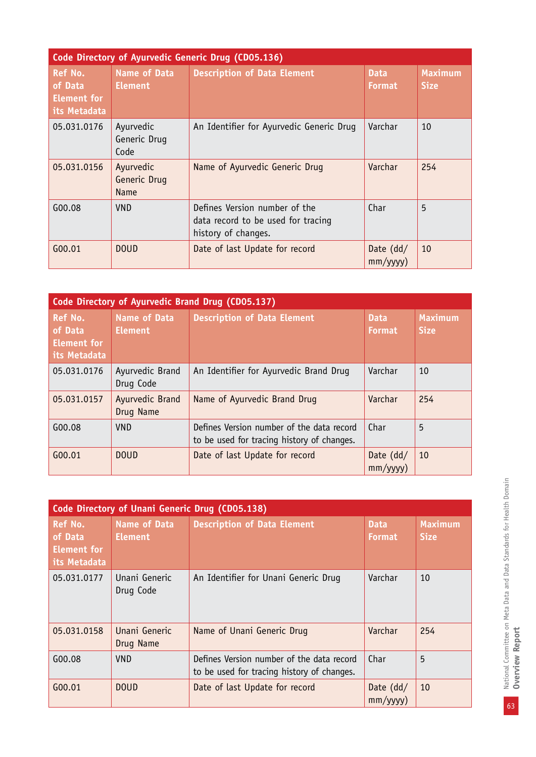| Code Directory of Ayurvedic Generic Drug (CD05.136) | | | | |
|---|---|---|---|---|
| **Ref No. of Data Element for its Metadata** | **Name of Data Element** | **Description of Data Element** | **Data Format** | **Maximum Size** |
| 05.031.0176 | Ayurvedic Generic Drug Code | An Identifier for Ayurvedic Generic Drug | Varchar | 10 |
| 05.031.0156 | Ayurvedic Generic Drug Name | Name of Ayurvedic Generic Drug | Varchar | 254 |
| G00.08 | VND | Defines Version number of the data record to be used for tracing history of changes. | Char | 5 |
| G00.01 | DOUD | Date of last Update for record | Date (dd/mm/yyyy) | 10 |

| Code Directory of Ayurvedic Brand Drug (CD05.137) | | | | |
|---|---|---|---|---|
| **Ref No. of Data Element for its Metadata** | **Name of Data Element** | **Description of Data Element** | **Data Format** | **Maximum Size** |
| 05.031.0176 | Ayurvedic Brand Drug Code | An Identifier for Ayurvedic Brand Drug | Varchar | 10 |
| 05.031.0157 | Ayurvedic Brand Drug Name | Name of Ayurvedic Brand Drug | Varchar | 254 |
| G00.08 | VND | Defines Version number of the data record to be used for tracing history of changes. | Char | 5 |
| G00.01 | DOUD | Date of last Update for record | Date (dd/mm/yyyy) | 10 |

| Code Directory of Unani Generic Drug (CD05.138) | | | | |
|---|---|---|---|---|
| **Ref No. of Data Element for its Metadata** | **Name of Data Element** | **Description of Data Element** | **Data Format** | **Maximum Size** |
| 05.031.0177 | Unani Generic Drug Code | An Identifier for Unani Generic Drug | Varchar | 10 |
| 05.031.0158 | Unani Generic Drug Name | Name of Unani Generic Drug | Varchar | 254 |
| G00.08 | VND | Defines Version number of the data record to be used for tracing history of changes. | Char | 5 |
| G00.01 | DOUD | Date of last Update for record | Date (dd/mm/yyyy) | 10 |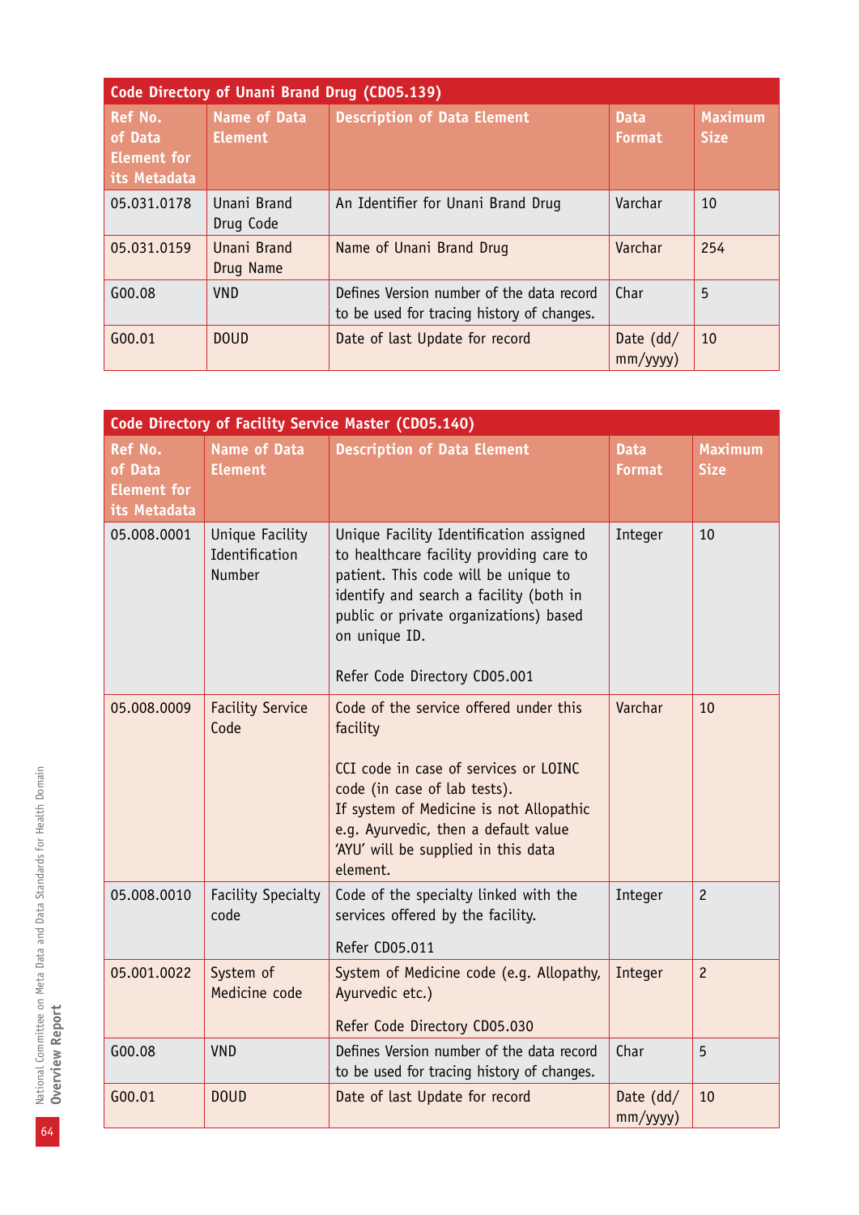| Code Directory of Unani Brand Drug (CD05.139) | | | | |
|---|---|---|---|---|
| Ref No. of Data Element for its Metadata | Name of Data Element | Description of Data Element | Data Format | Maximum Size |
| 05.031.0178 | Unani Brand Drug Code | An Identifier for Unani Brand Drug | Varchar | 10 |
| 05.031.0159 | Unani Brand Drug Name | Name of Unani Brand Drug | Varchar | 254 |
| G00.08 | VND | Defines Version number of the data record to be used for tracing history of changes. | Char | 5 |
| G00.01 | DOUD | Date of last Update for record | Date (dd/mm/yyyy) | 10 |

| Code Directory of Facility Service Master (CD05.140) | | | | |
|---|---|---|---|---|
| Ref No. of Data Element for its Metadata | Name of Data Element | Description of Data Element | Data Format | Maximum Size |
| 05.008.0001 | Unique Facility Identification Number | Unique Facility Identification assigned to healthcare facility providing care to patient. This code will be unique to identify and search a facility (both in public or private organizations) based on unique ID.<br><br>Refer Code Directory CD05.001 | Integer | 10 |
| 05.008.0009 | Facility Service Code | Code of the service offered under this facility<br><br>CCI code in case of services or LOINC code (in case of lab tests).<br>If system of Medicine is not Allopathic e.g. Ayurvedic, then a default value 'AYU' will be supplied in this data element. | Varchar | 10 |
| 05.008.0010 | Facility Specialty code | Code of the specialty linked with the services offered by the facility.<br><br>Refer CD05.011 | Integer | 2 |
| 05.001.0022 | System of Medicine code | System of Medicine code (e.g. Allopathy, Ayurvedic etc.)<br><br>Refer Code Directory CD05.030 | Integer | 2 |
| G00.08 | VND | Defines Version number of the data record to be used for tracing history of changes. | Char | 5 |
| G00.01 | DOUD | Date of last Update for record | Date (dd/mm/yyyy) | 10 |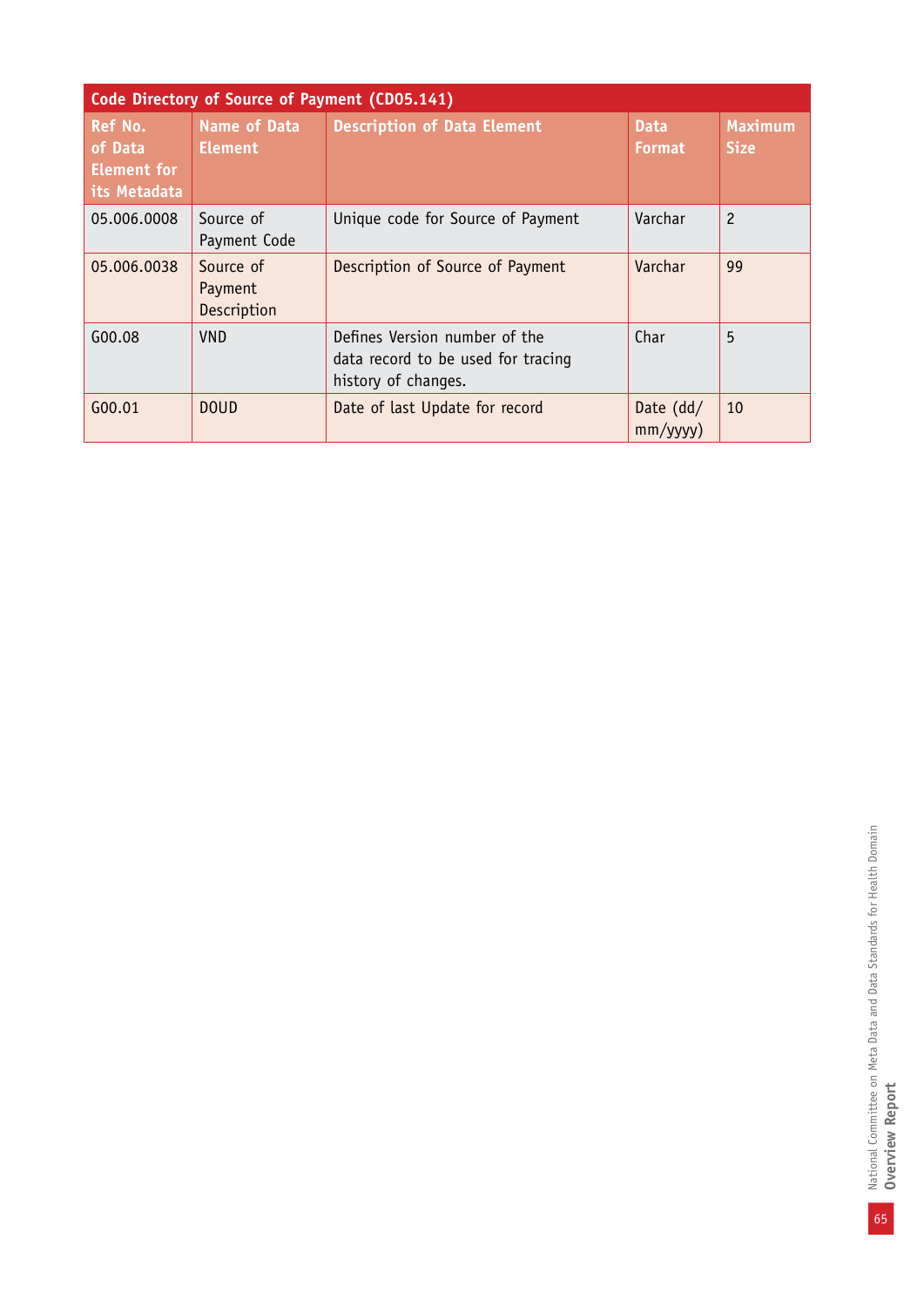| Code Directory of Source of Payment (CD05.141) | | | | |
|---|---|---|---|---|
| **Ref No. of Data Element for its Metadata** | **Name of Data Element** | **Description of Data Element** | **Data Format** | **Maximum Size** |
| 05.006.0008 | Source of Payment Code | Unique code for Source of Payment | Varchar | 2 |
| 05.006.0038 | Source of Payment Description | Description of Source of Payment | Varchar | 99 |
| G00.08 | VND | Defines Version number of the data record to be used for tracing history of changes. | Char | 5 |
| G00.01 | DOUD | Date of last Update for record | Date (dd/mm/yyyy) | 10 |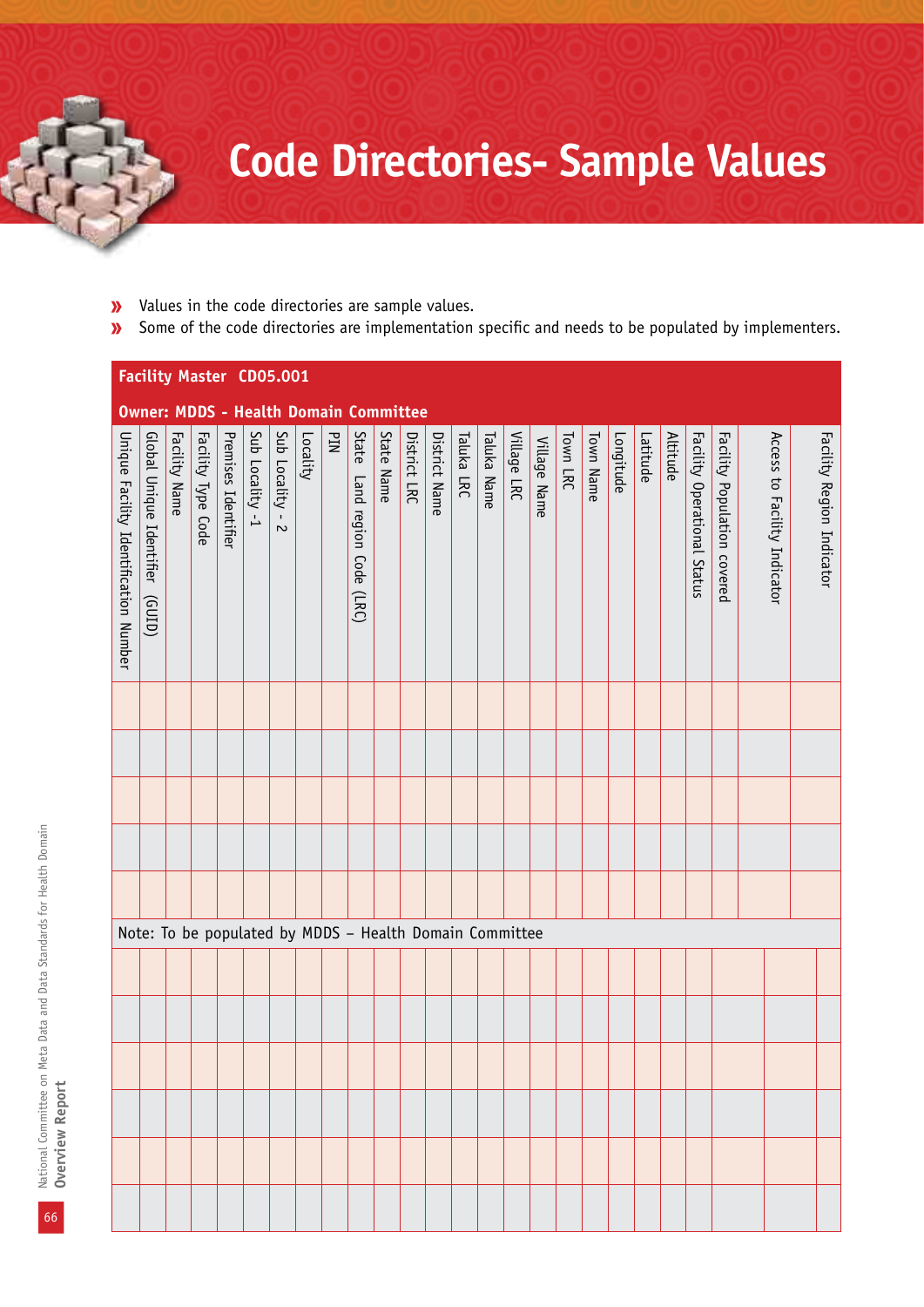# Code Directories- Sample Values

- Values in the code directories are sample values.
- Some of the code directories are implementation specific and needs to be populated by implementers.

**Facility Master CD05.001**

**Owner: MDDS - Health Domain Committee**

| Unique Facility Identification Number | Global Unique Identifier (GUID) | Facility Name | Facility Type Code | Premises Identifier | Sub Locality -1 | Sub Locality - 2 | Locality | PIN | State Land region Code (LRC) | State Name | District LRC | District Name | Taluka LRC | Taluka Name | Village LRC | Village Name | Town LRC | Town Name | Longitude | Latitude | Altitude | Facility Operational Status | Facility Population covered | Access to Facility Indicator | Facility Region Indicator |
|---|---|---|---|---|---|---|---|---|---|---|---|---|---|---|---|---|---|---|---|---|---|---|---|---|---|
| | | | | | | | | | | | | | | | | | | | | | | | | | |
| | | | | | | | | | | | | | | | | | | | | | | | | | |
| | | | | | | | | | | | | | | | | | | | | | | | | | |
| | | | | | | | | | | | | | | | | | | | | | | | | | |
| | | | | | | | | | | | | | | | | | | | | | | | | | |
| Note: To be populated by MDDS – Health Domain Committee | | | | | | | | | | | | | | | | | | | | | | | | | |
| | | | | | | | | | | | | | | | | | | | | | | | | | |
| | | | | | | | | | | | | | | | | | | | | | | | | | |
| | | | | | | | | | | | | | | | | | | | | | | | | | |
| | | | | | | | | | | | | | | | | | | | | | | | | | |
| | | | | | | | | | | | | | | | | | | | | | | | | | |
| | | | | | | | | | | | | | | | | | | | | | | | | | |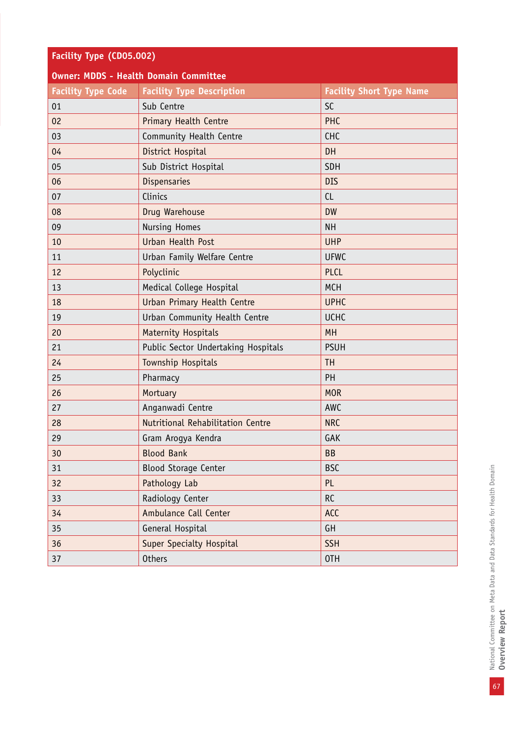**Facility Type (CD05.002)**

**Owner: MDDS - Health Domain Committee**

| Facility Type Code | Facility Type Description | Facility Short Type Name |
|---|---|---|
| 01 | Sub Centre | SC |
| 02 | Primary Health Centre | PHC |
| 03 | Community Health Centre | CHC |
| 04 | District Hospital | DH |
| 05 | Sub District Hospital | SDH |
| 06 | Dispensaries | DIS |
| 07 | Clinics | CL |
| 08 | Drug Warehouse | DW |
| 09 | Nursing Homes | NH |
| 10 | Urban Health Post | UHP |
| 11 | Urban Family Welfare Centre | UFWC |
| 12 | Polyclinic | PLCL |
| 13 | Medical College Hospital | MCH |
| 18 | Urban Primary Health Centre | UPHC |
| 19 | Urban Community Health Centre | UCHC |
| 20 | Maternity Hospitals | MH |
| 21 | Public Sector Undertaking Hospitals | PSUH |
| 24 | Township Hospitals | TH |
| 25 | Pharmacy | PH |
| 26 | Mortuary | MOR |
| 27 | Anganwadi Centre | AWC |
| 28 | Nutritional Rehabilitation Centre | NRC |
| 29 | Gram Arogya Kendra | GAK |
| 30 | Blood Bank | BB |
| 31 | Blood Storage Center | BSC |
| 32 | Pathology Lab | PL |
| 33 | Radiology Center | RC |
| 34 | Ambulance Call Center | ACC |
| 35 | General Hospital | GH |
| 36 | Super Specialty Hospital | SSH |
| 37 | Others | OTH |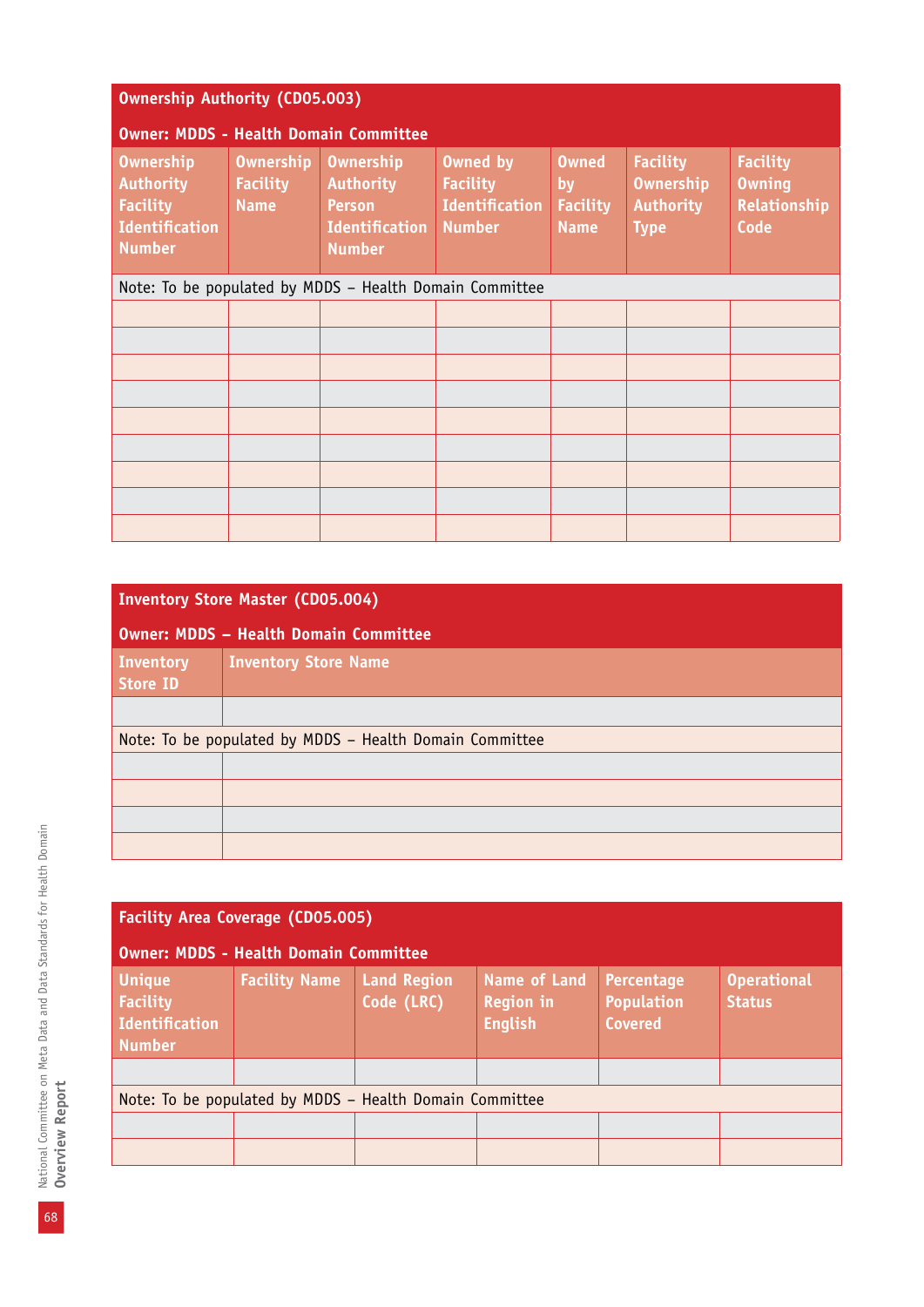## Ownership Authority (CD05.003)

**Owner: MDDS - Health Domain Committee**

| Ownership Authority Facility Identification Number | Ownership Facility Name | Ownership Authority Person Identification Number | Owned by Facility Identification Number | Owned by Facility Name | Facility Ownership Authority Type | Facility Owning Relationship Code |
|---|---|---|---|---|---|---|
| Note: To be populated by MDDS – Health Domain Committee | | | | | | |
| | | | | | | |
| | | | | | | |
| | | | | | | |
| | | | | | | |
| | | | | | | |
| | | | | | | |
| | | | | | | |
| | | | | | | |
| | | | | | | |

## Inventory Store Master (CD05.004)

**Owner: MDDS – Health Domain Committee**

| Inventory Store ID | Inventory Store Name |
|---|---|
| | |
| Note: To be populated by MDDS – Health Domain Committee | |
| | |
| | |
| | |
| | |

## Facility Area Coverage (CD05.005)

**Owner: MDDS - Health Domain Committee**

| Unique Facility Identification Number | Facility Name | Land Region Code (LRC) | Name of Land Region in English | Percentage Population Covered | Operational Status |
|---|---|---|---|---|---|
| | | | | | |
| Note: To be populated by MDDS – Health Domain Committee | | | | | |
| | | | | | |
| | | | | | |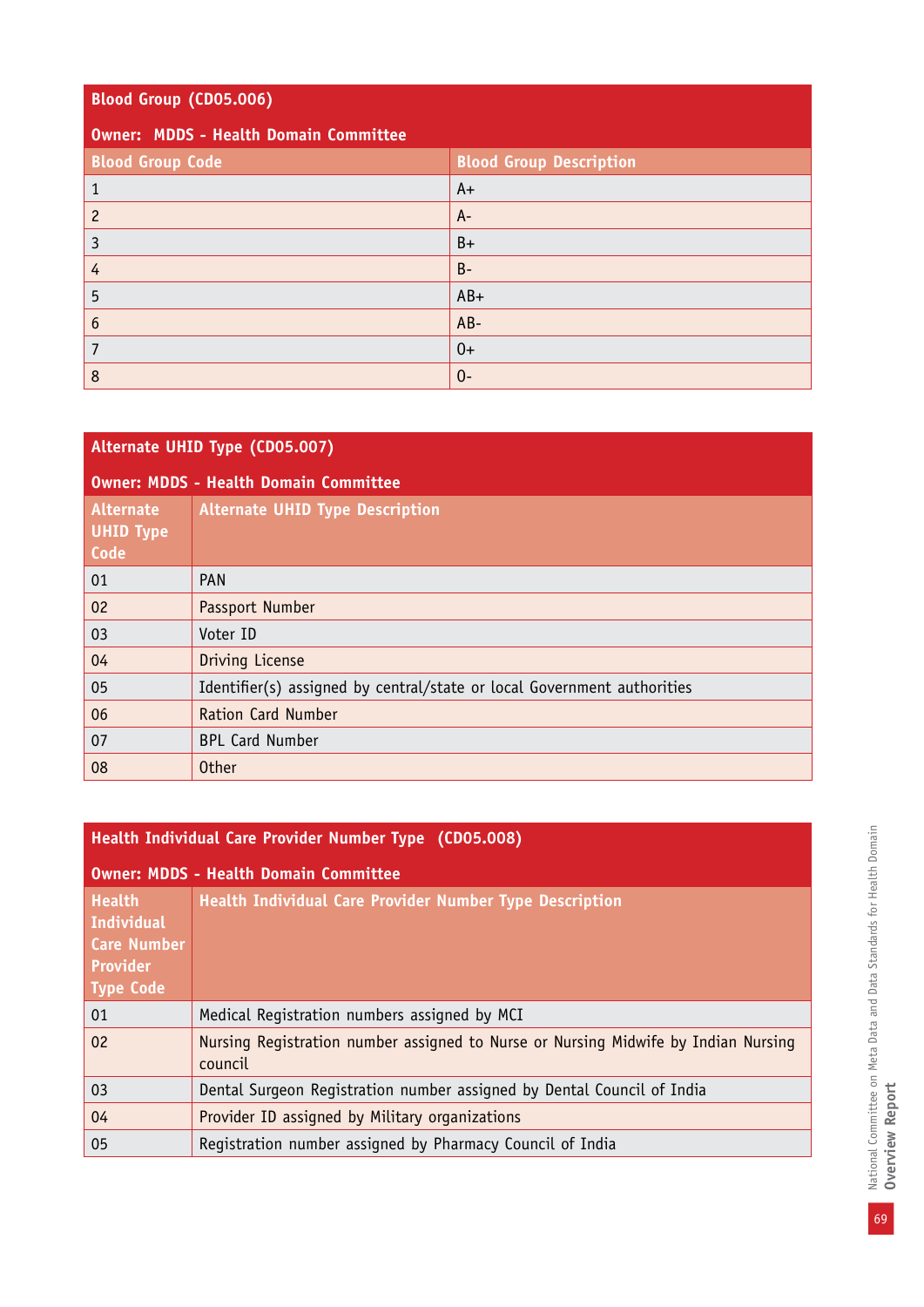**Blood Group (CD05.006)**

**Owner: MDDS - Health Domain Committee**

| Blood Group Code | Blood Group Description |
|---|---|
| 1 | A+ |
| 2 | A- |
| 3 | B+ |
| 4 | B- |
| 5 | AB+ |
| 6 | AB- |
| 7 | O+ |
| 8 | O- |

**Alternate UHID Type (CD05.007)**

**Owner: MDDS - Health Domain Committee**

| Alternate UHID Type Code | Alternate UHID Type Description |
|---|---|
| 01 | PAN |
| 02 | Passport Number |
| 03 | Voter ID |
| 04 | Driving License |
| 05 | Identifier(s) assigned by central/state or local Government authorities |
| 06 | Ration Card Number |
| 07 | BPL Card Number |
| 08 | Other |

**Health Individual Care Provider Number Type (CD05.008)**

**Owner: MDDS - Health Domain Committee**

| Health Individual Care Number Provider Type Code | Health Individual Care Provider Number Type Description |
|---|---|
| 01 | Medical Registration numbers assigned by MCI |
| 02 | Nursing Registration number assigned to Nurse or Nursing Midwife by Indian Nursing council |
| 03 | Dental Surgeon Registration number assigned by Dental Council of India |
| 04 | Provider ID assigned by Military organizations |
| 05 | Registration number assigned by Pharmacy Council of India |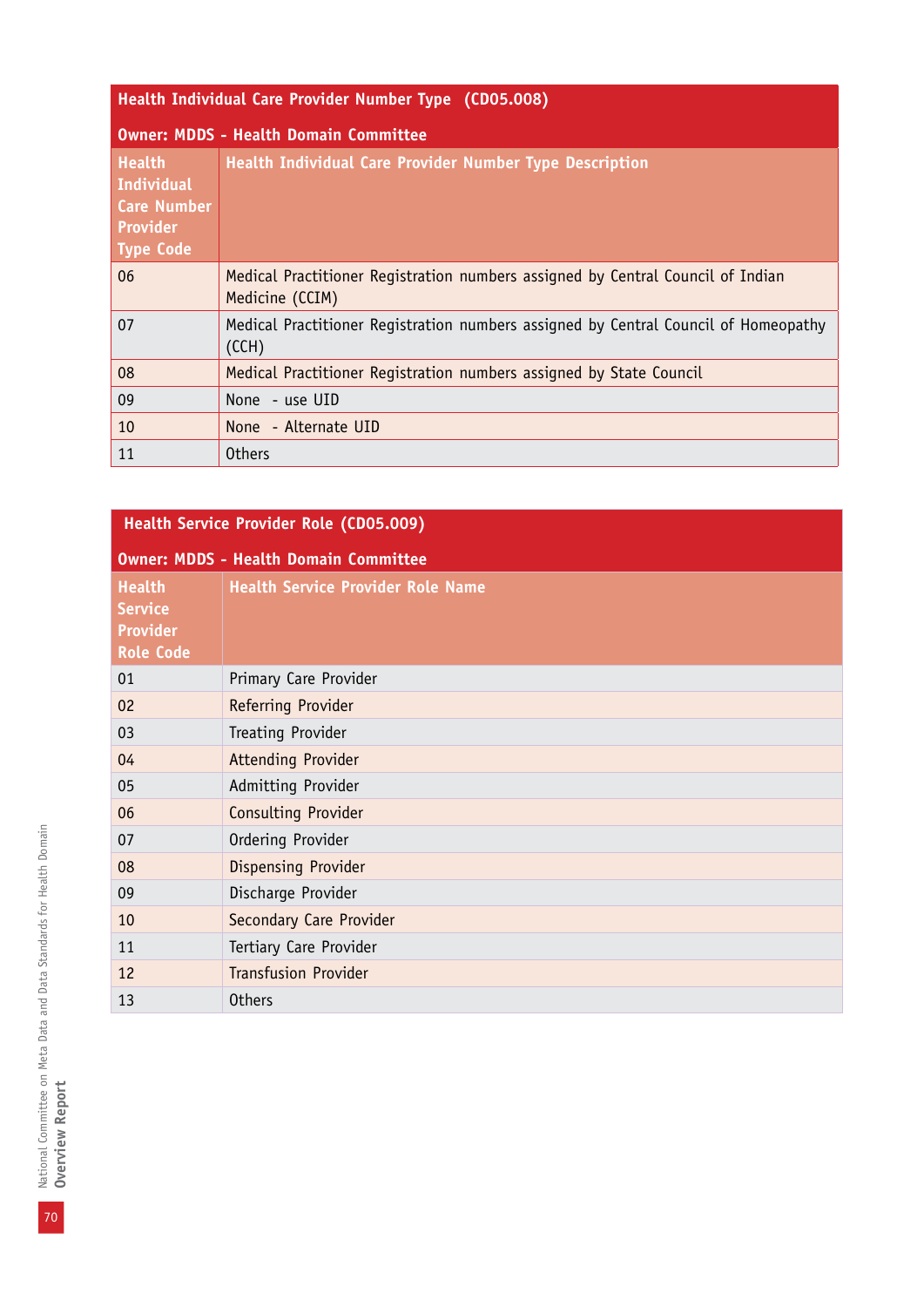## Health Individual Care Provider Number Type (CD05.008)

**Owner: MDDS - Health Domain Committee**

| Health Individual Care Number Provider Type Code | Health Individual Care Provider Number Type Description |
|---|---|
| 06 | Medical Practitioner Registration numbers assigned by Central Council of Indian Medicine (CCIM) |
| 07 | Medical Practitioner Registration numbers assigned by Central Council of Homeopathy (CCH) |
| 08 | Medical Practitioner Registration numbers assigned by State Council |
| 09 | None - use UID |
| 10 | None - Alternate UID |
| 11 | Others |

## Health Service Provider Role (CD05.009)

**Owner: MDDS - Health Domain Committee**

| Health Service Provider Role Code | Health Service Provider Role Name |
|---|---|
| 01 | Primary Care Provider |
| 02 | Referring Provider |
| 03 | Treating Provider |
| 04 | Attending Provider |
| 05 | Admitting Provider |
| 06 | Consulting Provider |
| 07 | Ordering Provider |
| 08 | Dispensing Provider |
| 09 | Discharge Provider |
| 10 | Secondary Care Provider |
| 11 | Tertiary Care Provider |
| 12 | Transfusion Provider |
| 13 | Others |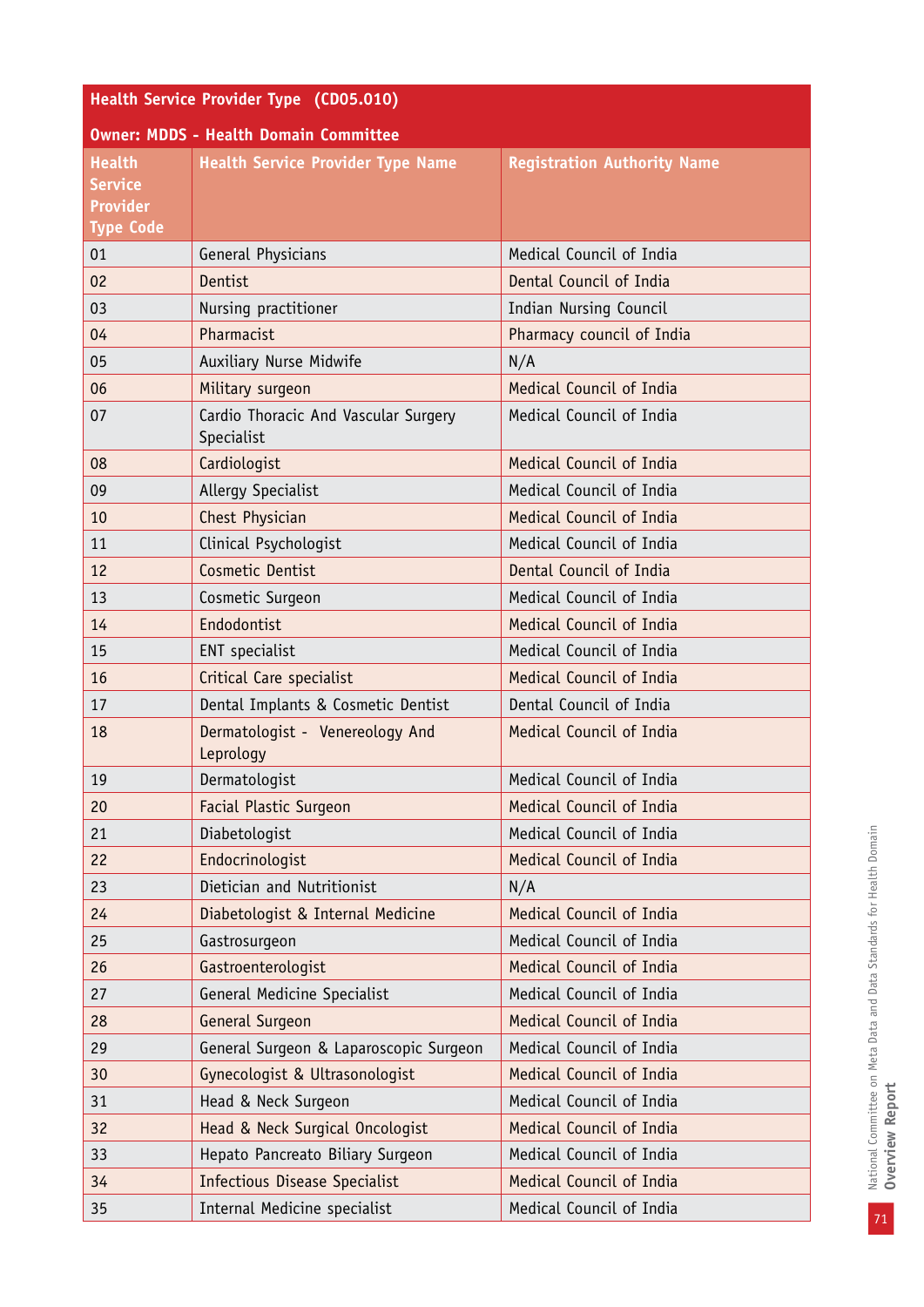| Health Service Provider Type (CD05.010) | | |
|---|---|---|
| Owner: MDDS - Health Domain Committee | | |
| Health Service Provider Type Code | Health Service Provider Type Name | Registration Authority Name |
| 01 | General Physicians | Medical Council of India |
| 02 | Dentist | Dental Council of India |
| 03 | Nursing practitioner | Indian Nursing Council |
| 04 | Pharmacist | Pharmacy council of India |
| 05 | Auxiliary Nurse Midwife | N/A |
| 06 | Military surgeon | Medical Council of India |
| 07 | Cardio Thoracic And Vascular Surgery Specialist | Medical Council of India |
| 08 | Cardiologist | Medical Council of India |
| 09 | Allergy Specialist | Medical Council of India |
| 10 | Chest Physician | Medical Council of India |
| 11 | Clinical Psychologist | Medical Council of India |
| 12 | Cosmetic Dentist | Dental Council of India |
| 13 | Cosmetic Surgeon | Medical Council of India |
| 14 | Endodontist | Medical Council of India |
| 15 | ENT specialist | Medical Council of India |
| 16 | Critical Care specialist | Medical Council of India |
| 17 | Dental Implants & Cosmetic Dentist | Dental Council of India |
| 18 | Dermatologist - Venereology And Leprology | Medical Council of India |
| 19 | Dermatologist | Medical Council of India |
| 20 | Facial Plastic Surgeon | Medical Council of India |
| 21 | Diabetologist | Medical Council of India |
| 22 | Endocrinologist | Medical Council of India |
| 23 | Dietician and Nutritionist | N/A |
| 24 | Diabetologist & Internal Medicine | Medical Council of India |
| 25 | Gastrosurgeon | Medical Council of India |
| 26 | Gastroenterologist | Medical Council of India |
| 27 | General Medicine Specialist | Medical Council of India |
| 28 | General Surgeon | Medical Council of India |
| 29 | General Surgeon & Laparoscopic Surgeon | Medical Council of India |
| 30 | Gynecologist & Ultrasonologist | Medical Council of India |
| 31 | Head & Neck Surgeon | Medical Council of India |
| 32 | Head & Neck Surgical Oncologist | Medical Council of India |
| 33 | Hepato Pancreato Biliary Surgeon | Medical Council of India |
| 34 | Infectious Disease Specialist | Medical Council of India |
| 35 | Internal Medicine specialist | Medical Council of India |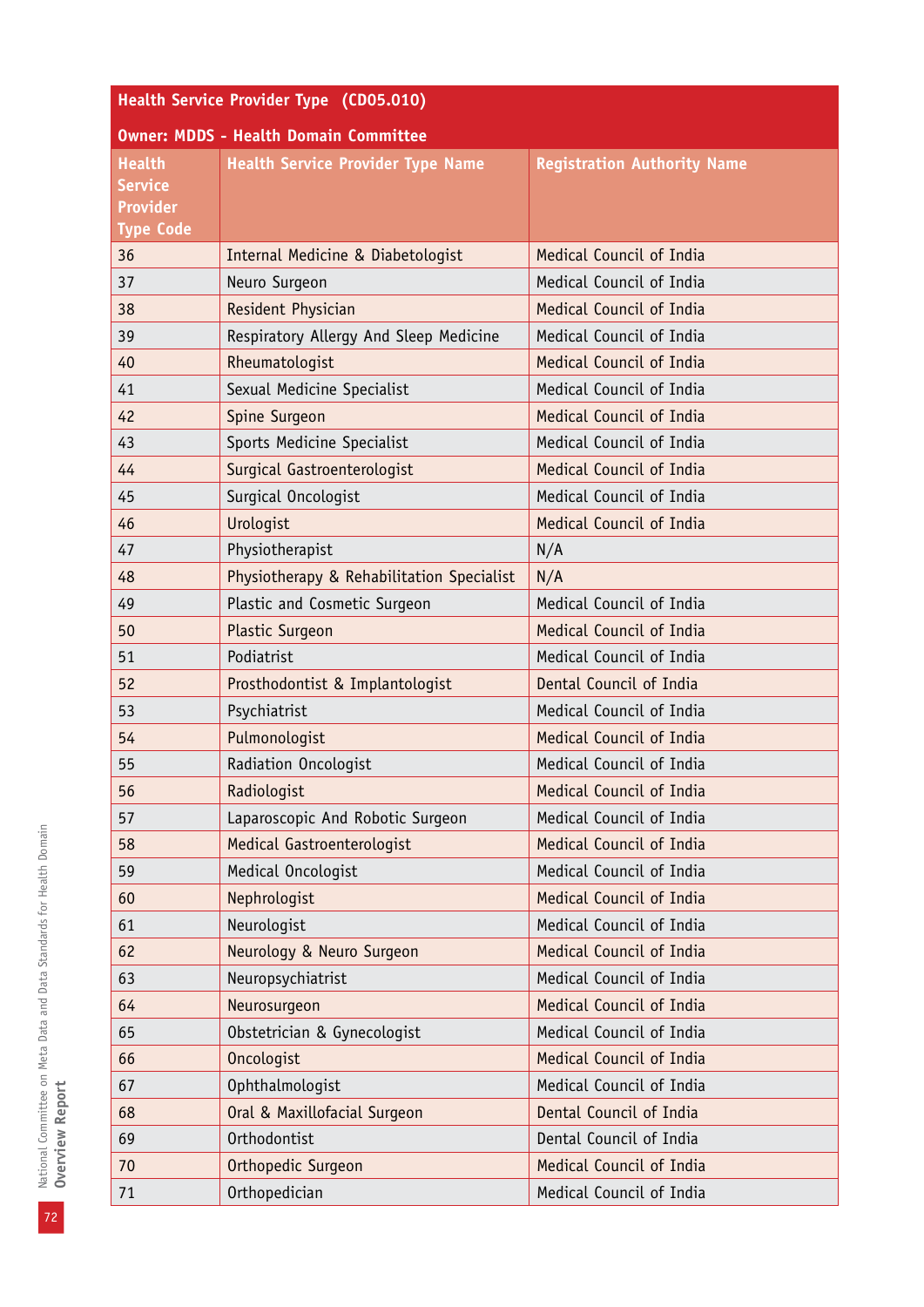| Health Service Provider Type (CD05.010) | | |
|---|---|---|
| **Owner: MDDS - Health Domain Committee** | | |
| **Health Service Provider Type Code** | **Health Service Provider Type Name** | **Registration Authority Name** |
| 36 | Internal Medicine & Diabetologist | Medical Council of India |
| 37 | Neuro Surgeon | Medical Council of India |
| 38 | Resident Physician | Medical Council of India |
| 39 | Respiratory Allergy And Sleep Medicine | Medical Council of India |
| 40 | Rheumatologist | Medical Council of India |
| 41 | Sexual Medicine Specialist | Medical Council of India |
| 42 | Spine Surgeon | Medical Council of India |
| 43 | Sports Medicine Specialist | Medical Council of India |
| 44 | Surgical Gastroenterologist | Medical Council of India |
| 45 | Surgical Oncologist | Medical Council of India |
| 46 | Urologist | Medical Council of India |
| 47 | Physiotherapist | N/A |
| 48 | Physiotherapy & Rehabilitation Specialist | N/A |
| 49 | Plastic and Cosmetic Surgeon | Medical Council of India |
| 50 | Plastic Surgeon | Medical Council of India |
| 51 | Podiatrist | Medical Council of India |
| 52 | Prosthodontist & Implantologist | Dental Council of India |
| 53 | Psychiatrist | Medical Council of India |
| 54 | Pulmonologist | Medical Council of India |
| 55 | Radiation Oncologist | Medical Council of India |
| 56 | Radiologist | Medical Council of India |
| 57 | Laparoscopic And Robotic Surgeon | Medical Council of India |
| 58 | Medical Gastroenterologist | Medical Council of India |
| 59 | Medical Oncologist | Medical Council of India |
| 60 | Nephrologist | Medical Council of India |
| 61 | Neurologist | Medical Council of India |
| 62 | Neurology & Neuro Surgeon | Medical Council of India |
| 63 | Neuropsychiatrist | Medical Council of India |
| 64 | Neurosurgeon | Medical Council of India |
| 65 | Obstetrician & Gynecologist | Medical Council of India |
| 66 | Oncologist | Medical Council of India |
| 67 | Ophthalmologist | Medical Council of India |
| 68 | Oral & Maxillofacial Surgeon | Dental Council of India |
| 69 | Orthodontist | Dental Council of India |
| 70 | Orthopedic Surgeon | Medical Council of India |
| 71 | Orthopedician | Medical Council of India |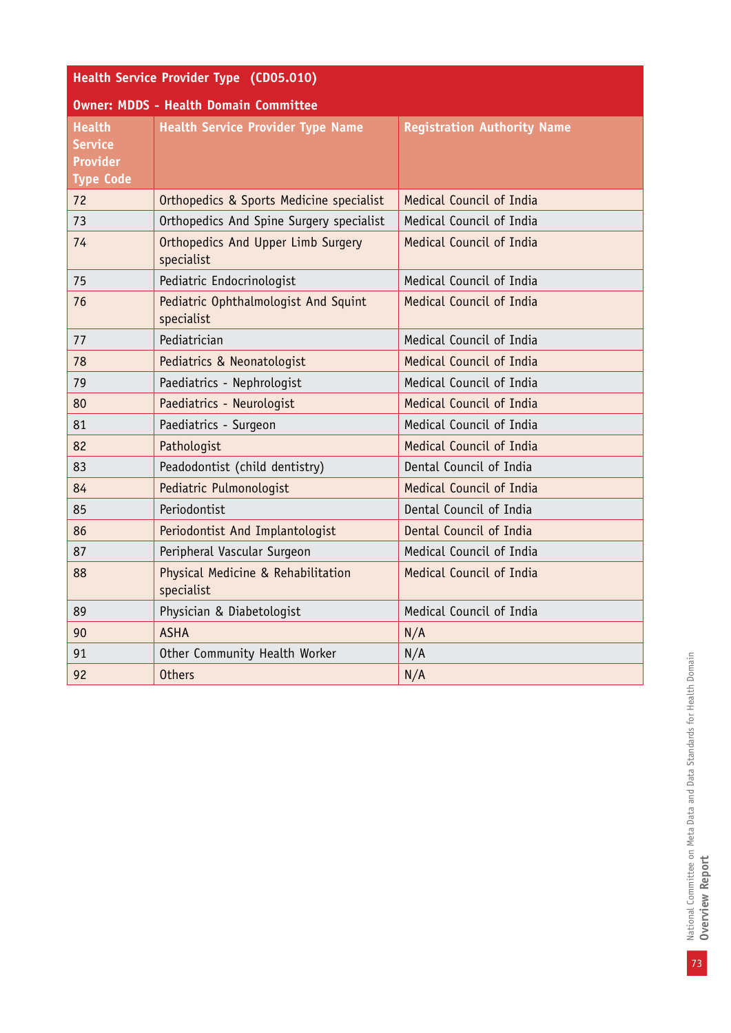| Health Service Provider Type (CD05.010) | | |
|---|---|---|
| **Owner: MDDS - Health Domain Committee** | | |
| **Health Service Provider Type Code** | **Health Service Provider Type Name** | **Registration Authority Name** |
| 72 | Orthopedics & Sports Medicine specialist | Medical Council of India |
| 73 | Orthopedics And Spine Surgery specialist | Medical Council of India |
| 74 | Orthopedics And Upper Limb Surgery specialist | Medical Council of India |
| 75 | Pediatric Endocrinologist | Medical Council of India |
| 76 | Pediatric Ophthalmologist And Squint specialist | Medical Council of India |
| 77 | Pediatrician | Medical Council of India |
| 78 | Pediatrics & Neonatologist | Medical Council of India |
| 79 | Paediatrics - Nephrologist | Medical Council of India |
| 80 | Paediatrics - Neurologist | Medical Council of India |
| 81 | Paediatrics - Surgeon | Medical Council of India |
| 82 | Pathologist | Medical Council of India |
| 83 | Peadodontist (child dentistry) | Dental Council of India |
| 84 | Pediatric Pulmonologist | Medical Council of India |
| 85 | Periodontist | Dental Council of India |
| 86 | Periodontist And Implantologist | Dental Council of India |
| 87 | Peripheral Vascular Surgeon | Medical Council of India |
| 88 | Physical Medicine & Rehabilitation specialist | Medical Council of India |
| 89 | Physician & Diabetologist | Medical Council of India |
| 90 | ASHA | N/A |
| 91 | Other Community Health Worker | N/A |
| 92 | Others | N/A |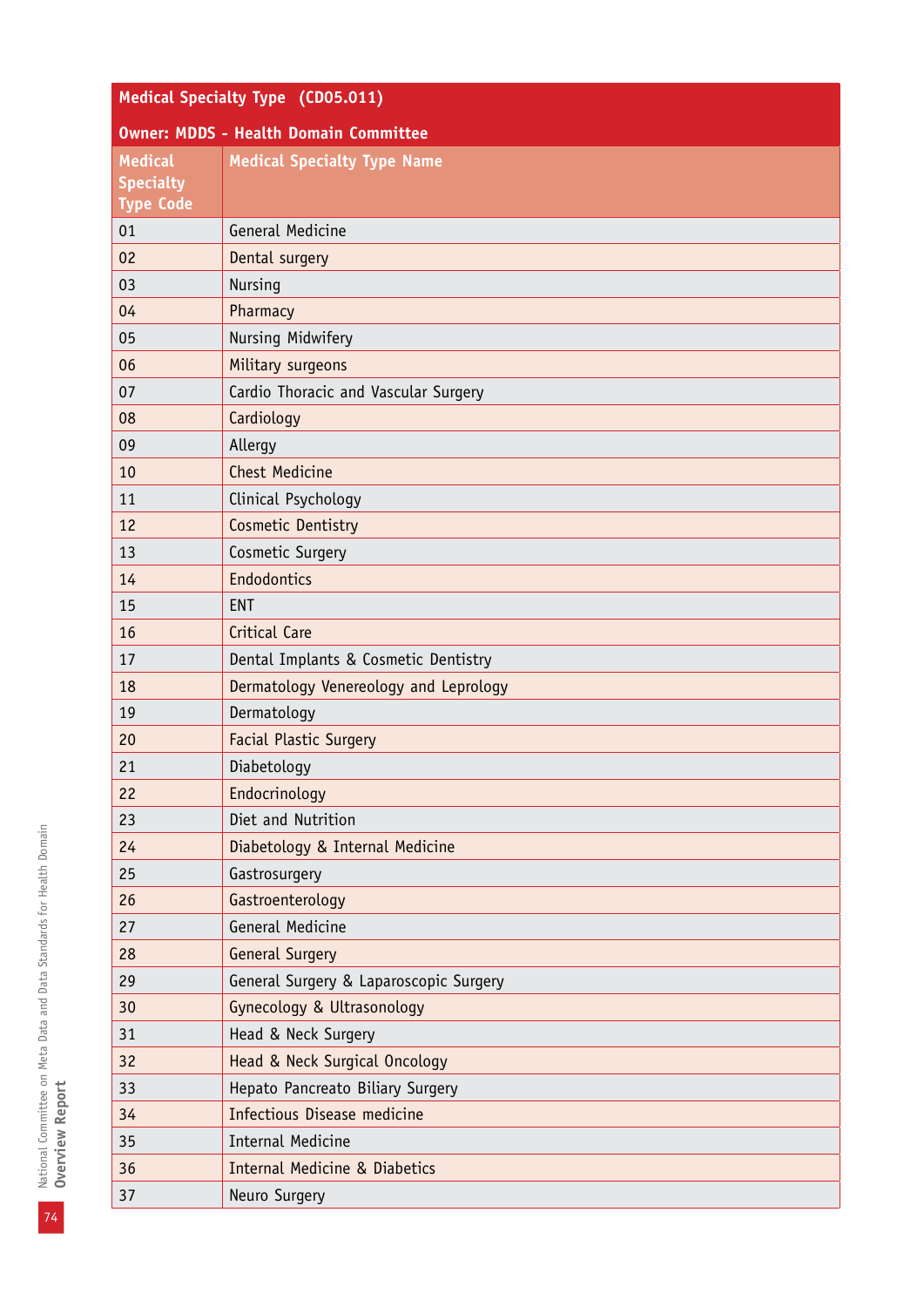**Medical Specialty Type (CD05.011)**

**Owner: MDDS - Health Domain Committee**

| Medical Specialty Type Code | Medical Specialty Type Name |
|---|---|
| 01 | General Medicine |
| 02 | Dental surgery |
| 03 | Nursing |
| 04 | Pharmacy |
| 05 | Nursing Midwifery |
| 06 | Military surgeons |
| 07 | Cardio Thoracic and Vascular Surgery |
| 08 | Cardiology |
| 09 | Allergy |
| 10 | Chest Medicine |
| 11 | Clinical Psychology |
| 12 | Cosmetic Dentistry |
| 13 | Cosmetic Surgery |
| 14 | Endodontics |
| 15 | ENT |
| 16 | Critical Care |
| 17 | Dental Implants & Cosmetic Dentistry |
| 18 | Dermatology Venereology and Leprology |
| 19 | Dermatology |
| 20 | Facial Plastic Surgery |
| 21 | Diabetology |
| 22 | Endocrinology |
| 23 | Diet and Nutrition |
| 24 | Diabetology & Internal Medicine |
| 25 | Gastrosurgery |
| 26 | Gastroenterology |
| 27 | General Medicine |
| 28 | General Surgery |
| 29 | General Surgery & Laparoscopic Surgery |
| 30 | Gynecology & Ultrasonology |
| 31 | Head & Neck Surgery |
| 32 | Head & Neck Surgical Oncology |
| 33 | Hepato Pancreato Biliary Surgery |
| 34 | Infectious Disease medicine |
| 35 | Internal Medicine |
| 36 | Internal Medicine & Diabetics |
| 37 | Neuro Surgery |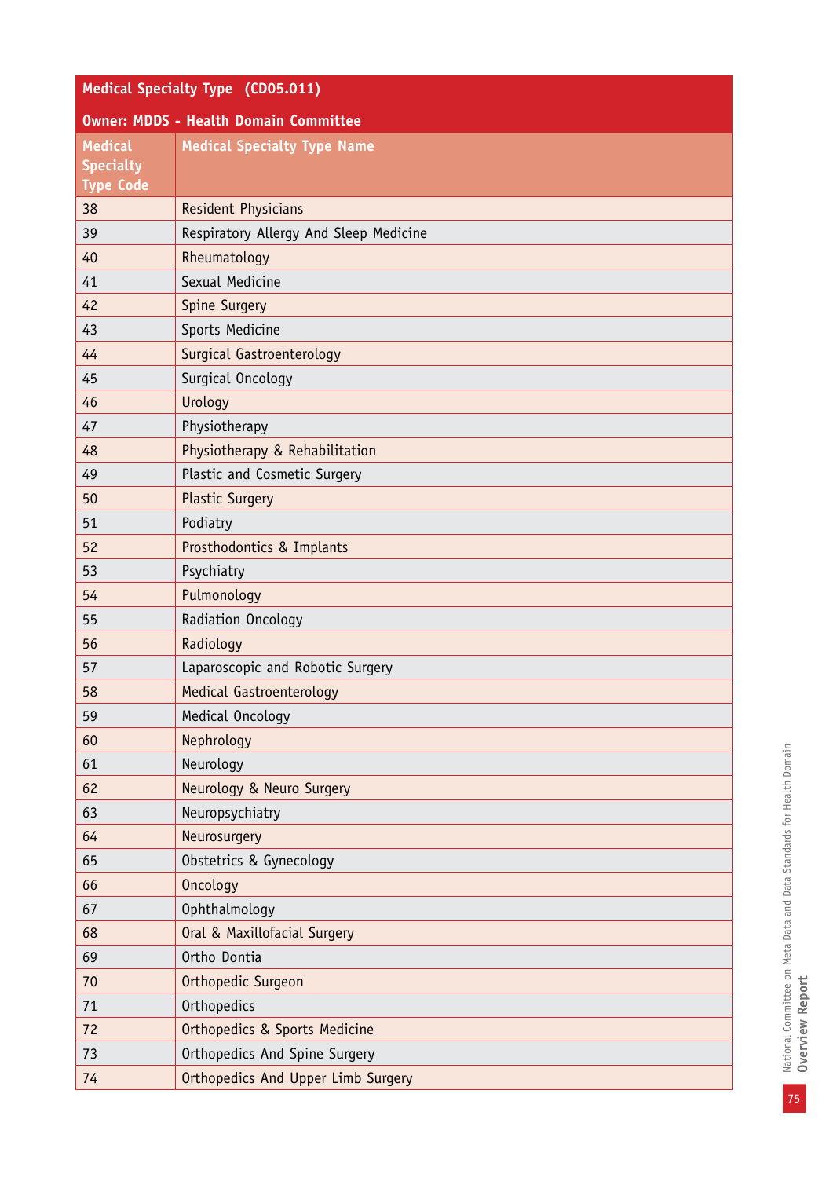| Medical Specialty Type (CD05.011) | |
|---|---|
| **Owner: MDDS - Health Domain Committee** | |
| **Medical Specialty Type Code** | **Medical Specialty Type Name** |
| 38 | Resident Physicians |
| 39 | Respiratory Allergy And Sleep Medicine |
| 40 | Rheumatology |
| 41 | Sexual Medicine |
| 42 | Spine Surgery |
| 43 | Sports Medicine |
| 44 | Surgical Gastroenterology |
| 45 | Surgical Oncology |
| 46 | Urology |
| 47 | Physiotherapy |
| 48 | Physiotherapy & Rehabilitation |
| 49 | Plastic and Cosmetic Surgery |
| 50 | Plastic Surgery |
| 51 | Podiatry |
| 52 | Prosthodontics & Implants |
| 53 | Psychiatry |
| 54 | Pulmonology |
| 55 | Radiation Oncology |
| 56 | Radiology |
| 57 | Laparoscopic and Robotic Surgery |
| 58 | Medical Gastroenterology |
| 59 | Medical Oncology |
| 60 | Nephrology |
| 61 | Neurology |
| 62 | Neurology & Neuro Surgery |
| 63 | Neuropsychiatry |
| 64 | Neurosurgery |
| 65 | Obstetrics & Gynecology |
| 66 | Oncology |
| 67 | Ophthalmology |
| 68 | Oral & Maxillofacial Surgery |
| 69 | Ortho Dontia |
| 70 | Orthopedic Surgeon |
| 71 | Orthopedics |
| 72 | Orthopedics & Sports Medicine |
| 73 | Orthopedics And Spine Surgery |
| 74 | Orthopedics And Upper Limb Surgery |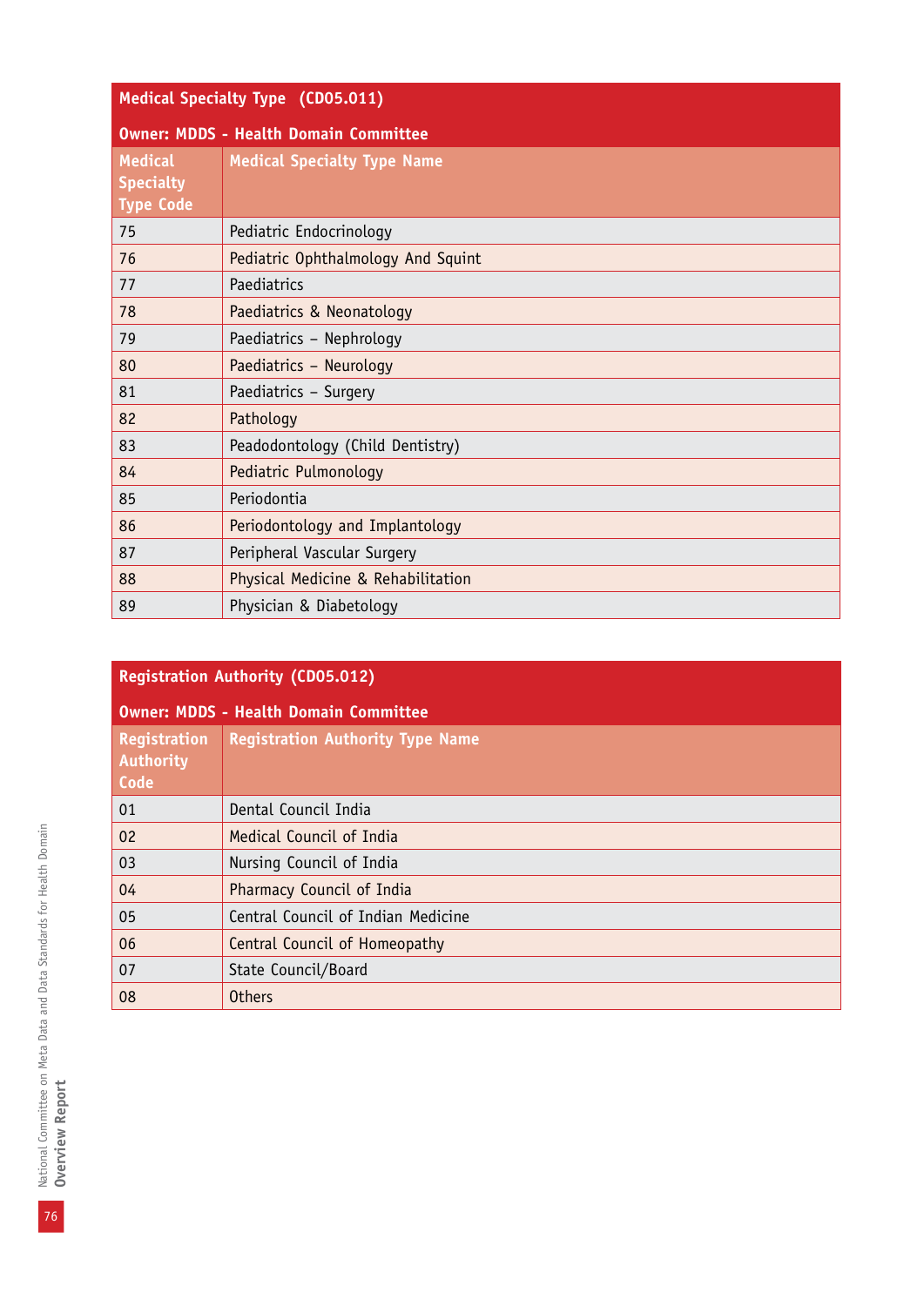| Medical Specialty Type (CD05.011) | |
|---|---|
| Owner: MDDS - Health Domain Committee | |
| Medical Specialty Type Code | Medical Specialty Type Name |
| 75 | Pediatric Endocrinology |
| 76 | Pediatric Ophthalmology And Squint |
| 77 | Paediatrics |
| 78 | Paediatrics & Neonatology |
| 79 | Paediatrics – Nephrology |
| 80 | Paediatrics – Neurology |
| 81 | Paediatrics – Surgery |
| 82 | Pathology |
| 83 | Peadodontology (Child Dentistry) |
| 84 | Pediatric Pulmonology |
| 85 | Periodontia |
| 86 | Periodontology and Implantology |
| 87 | Peripheral Vascular Surgery |
| 88 | Physical Medicine & Rehabilitation |
| 89 | Physician & Diabetology |

| Registration Authority (CD05.012) | |
|---|---|
| Owner: MDDS - Health Domain Committee | |
| Registration Authority Code | Registration Authority Type Name |
| 01 | Dental Council India |
| 02 | Medical Council of India |
| 03 | Nursing Council of India |
| 04 | Pharmacy Council of India |
| 05 | Central Council of Indian Medicine |
| 06 | Central Council of Homeopathy |
| 07 | State Council/Board |
| 08 | Others |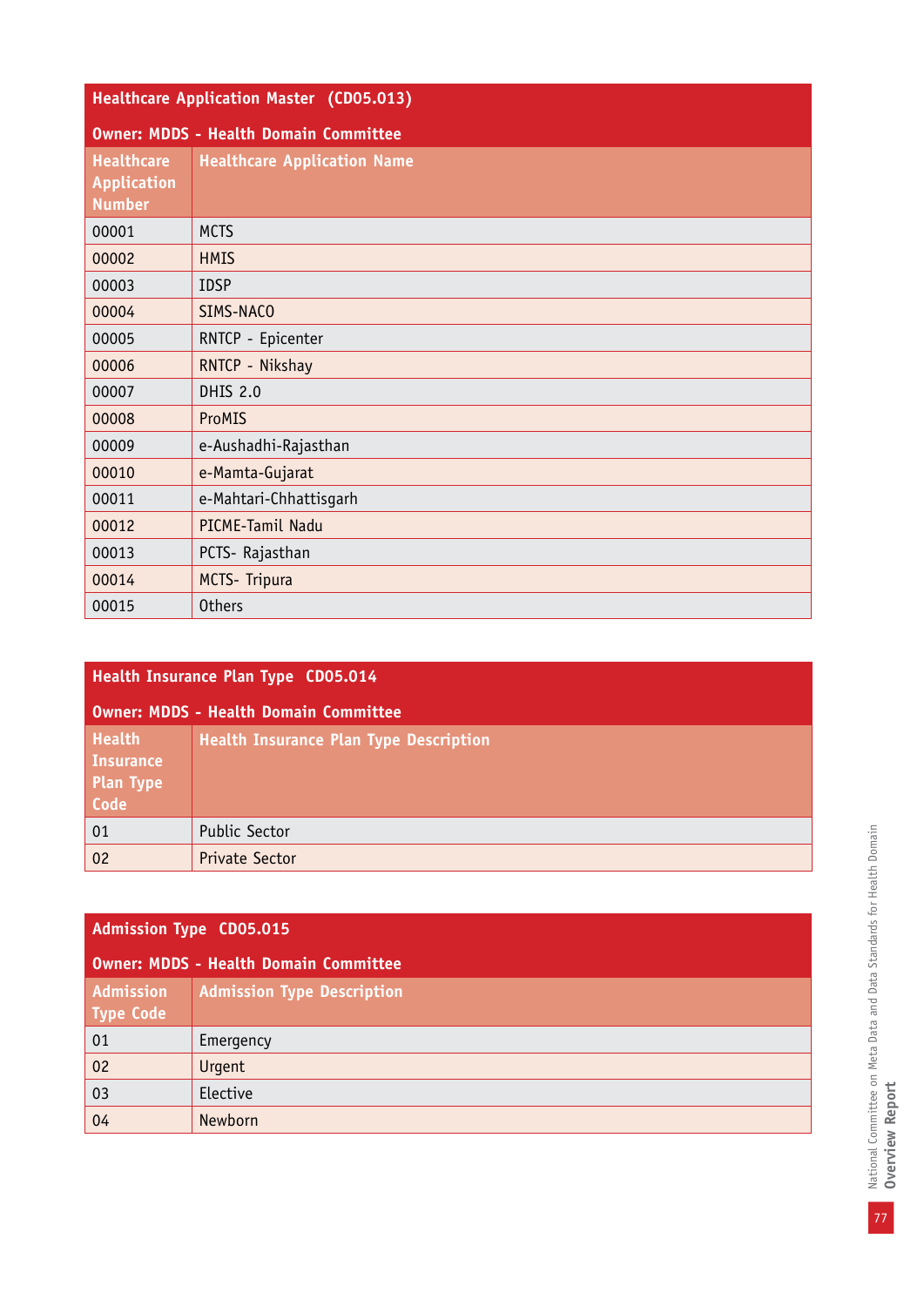| Healthcare Application Master (CD05.013) | |
|---|---|
| Owner: MDDS - Health Domain Committee | |
| Healthcare Application Number | Healthcare Application Name |
| 00001 | MCTS |
| 00002 | HMIS |
| 00003 | IDSP |
| 00004 | SIMS-NACO |
| 00005 | RNTCP - Epicenter |
| 00006 | RNTCP - Nikshay |
| 00007 | DHIS 2.0 |
| 00008 | ProMIS |
| 00009 | e-Aushadhi-Rajasthan |
| 00010 | e-Mamta-Gujarat |
| 00011 | e-Mahtari-Chhattisgarh |
| 00012 | PICME-Tamil Nadu |
| 00013 | PCTS- Rajasthan |
| 00014 | MCTS- Tripura |
| 00015 | Others |

| Health Insurance Plan Type CD05.014 | |
|---|---|
| Owner: MDDS - Health Domain Committee | |
| Health Insurance Plan Type Code | Health Insurance Plan Type Description |
| 01 | Public Sector |
| 02 | Private Sector |

| Admission Type CD05.015 | |
|---|---|
| Owner: MDDS - Health Domain Committee | |
| Admission Type Code | Admission Type Description |
| 01 | Emergency |
| 02 | Urgent |
| 03 | Elective |
| 04 | Newborn |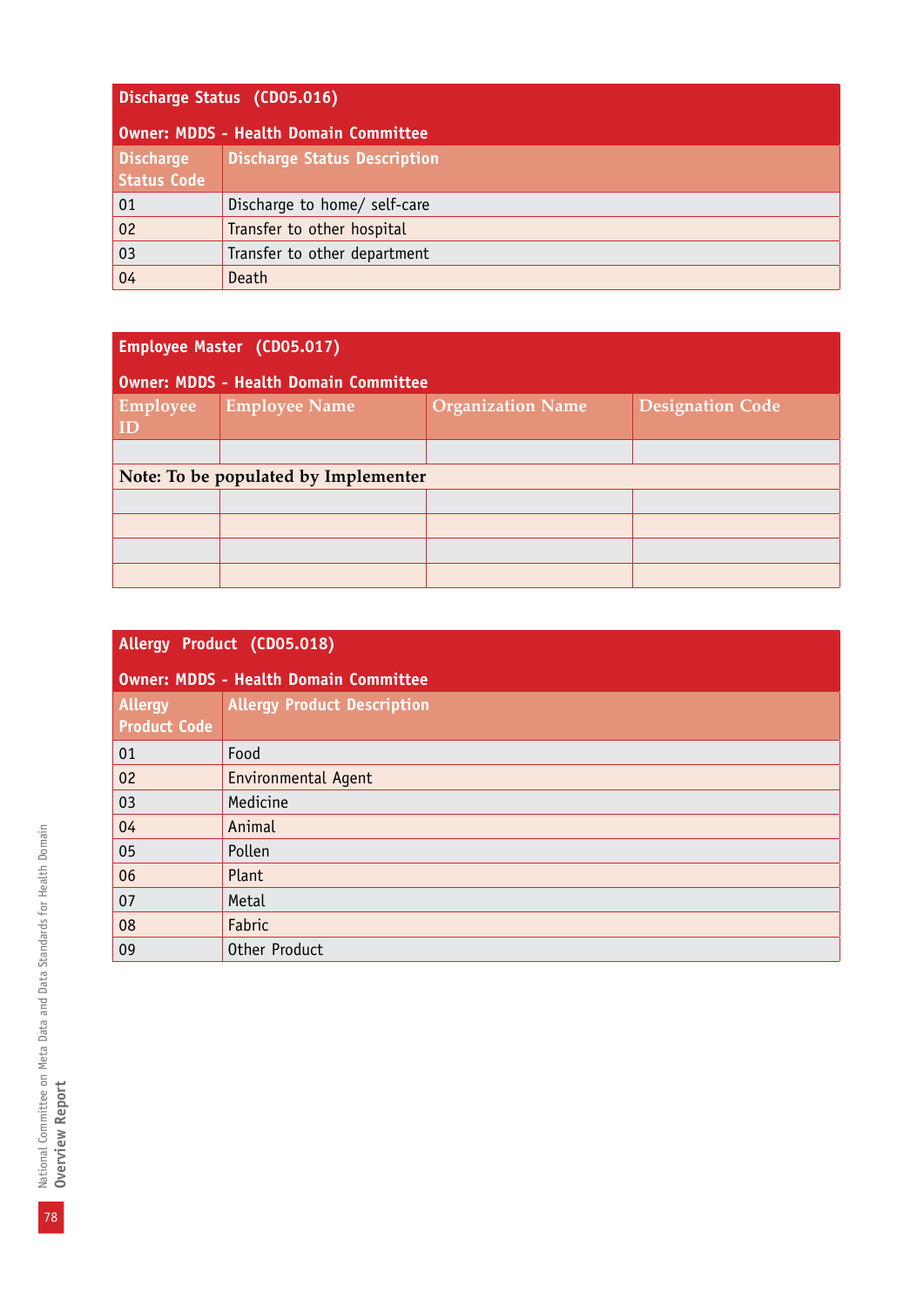**Discharge Status (CD05.016)**

**Owner: MDDS - Health Domain Committee**

| Discharge Status Code | Discharge Status Description |
|---|---|
| 01 | Discharge to home/ self-care |
| 02 | Transfer to other hospital |
| 03 | Transfer to other department |
| 04 | Death |

**Employee Master (CD05.017)**

**Owner: MDDS - Health Domain Committee**

| Employee ID | Employee Name | Organization Name | Designation Code |
|---|---|---|---|
| | | | |
| **Note: To be populated by Implementer** | | | |
| | | | |
| | | | |
| | | | |
| | | | |

**Allergy Product (CD05.018)**

**Owner: MDDS - Health Domain Committee**

| Allergy Product Code | Allergy Product Description |
|---|---|
| 01 | Food |
| 02 | Environmental Agent |
| 03 | Medicine |
| 04 | Animal |
| 05 | Pollen |
| 06 | Plant |
| 07 | Metal |
| 08 | Fabric |
| 09 | Other Product |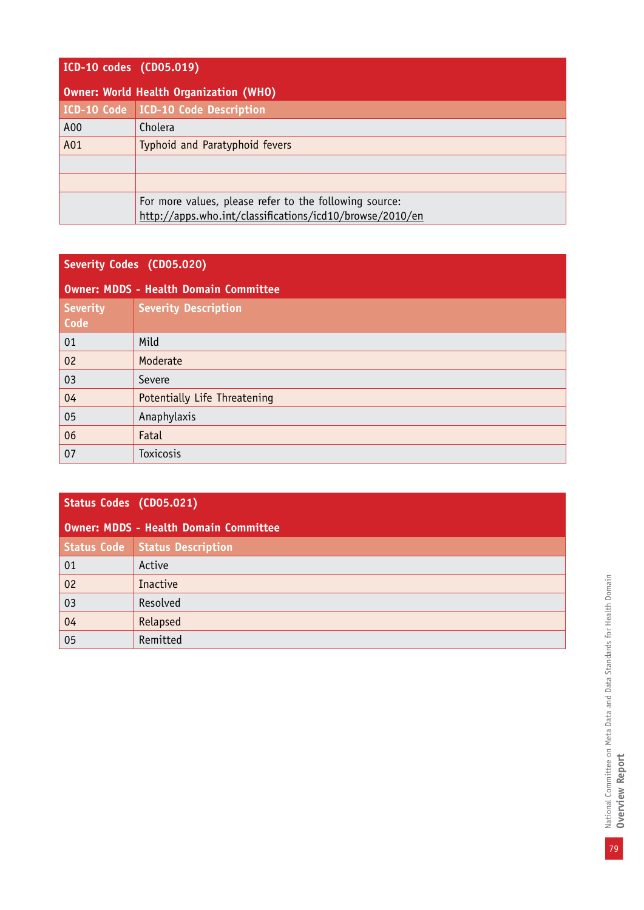**ICD-10 codes (CD05.019)**

**Owner: World Health Organization (WHO)**

| ICD-10 Code | ICD-10 Code Description |
|---|---|
| A00 | Cholera |
| A01 | Typhoid and Paratyphoid fevers |
| | |
| | |
| | For more values, please refer to the following source: http://apps.who.int/classifications/icd10/browse/2010/en |

**Severity Codes (CD05.020)**

**Owner: MDDS - Health Domain Committee**

| Severity Code | Severity Description |
|---|---|
| 01 | Mild |
| 02 | Moderate |
| 03 | Severe |
| 04 | Potentially Life Threatening |
| 05 | Anaphylaxis |
| 06 | Fatal |
| 07 | Toxicosis |

**Status Codes (CD05.021)**

**Owner: MDDS - Health Domain Committee**

| Status Code | Status Description |
|---|---|
| 01 | Active |
| 02 | Inactive |
| 03 | Resolved |
| 04 | Relapsed |
| 05 | Remitted |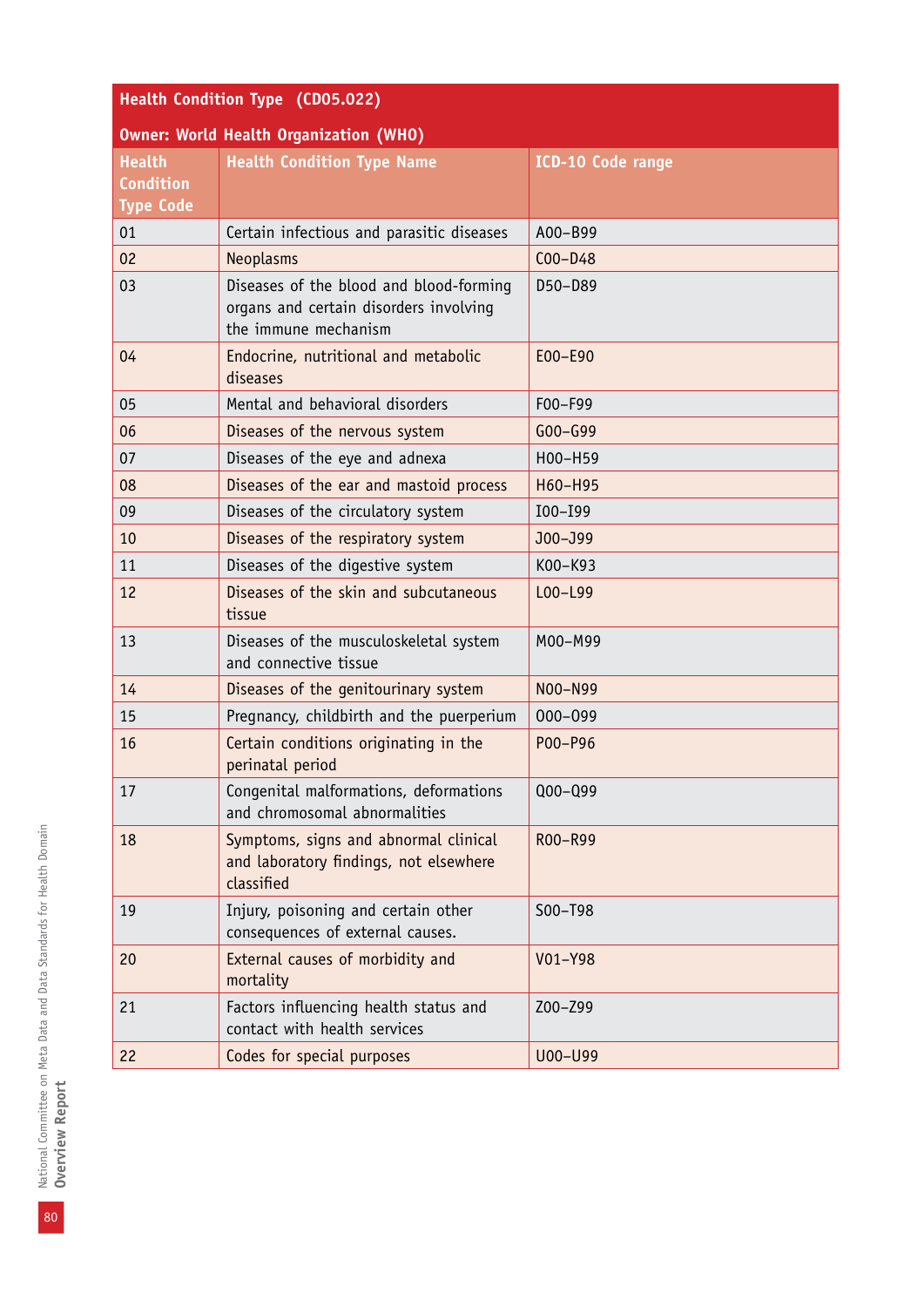| Health Condition Type (CD05.022) | | |
|---|---|---|
| **Owner: World Health Organization (WHO)** | | |
| **Health Condition Type Code** | **Health Condition Type Name** | **ICD-10 Code range** |
| 01 | Certain infectious and parasitic diseases | A00–B99 |
| 02 | Neoplasms | C00–D48 |
| 03 | Diseases of the blood and blood-forming organs and certain disorders involving the immune mechanism | D50–D89 |
| 04 | Endocrine, nutritional and metabolic diseases | E00–E90 |
| 05 | Mental and behavioral disorders | F00–F99 |
| 06 | Diseases of the nervous system | G00–G99 |
| 07 | Diseases of the eye and adnexa | H00–H59 |
| 08 | Diseases of the ear and mastoid process | H60–H95 |
| 09 | Diseases of the circulatory system | I00–I99 |
| 10 | Diseases of the respiratory system | J00–J99 |
| 11 | Diseases of the digestive system | K00–K93 |
| 12 | Diseases of the skin and subcutaneous tissue | L00–L99 |
| 13 | Diseases of the musculoskeletal system and connective tissue | M00–M99 |
| 14 | Diseases of the genitourinary system | N00–N99 |
| 15 | Pregnancy, childbirth and the puerperium | O00–O99 |
| 16 | Certain conditions originating in the perinatal period | P00–P96 |
| 17 | Congenital malformations, deformations and chromosomal abnormalities | Q00–Q99 |
| 18 | Symptoms, signs and abnormal clinical and laboratory findings, not elsewhere classified | R00–R99 |
| 19 | Injury, poisoning and certain other consequences of external causes. | S00–T98 |
| 20 | External causes of morbidity and mortality | V01–Y98 |
| 21 | Factors influencing health status and contact with health services | Z00–Z99 |
| 22 | Codes for special purposes | U00–U99 |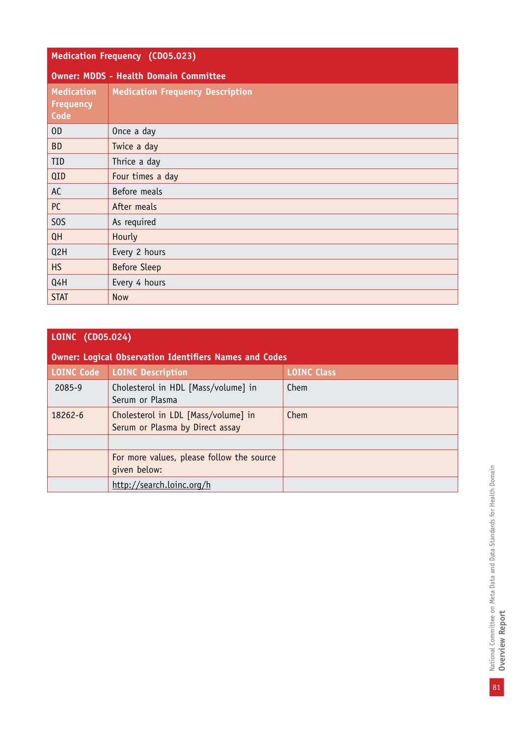| Medication Frequency (CD05.023) | |
|---|---|
| **Owner: MDDS - Health Domain Committee** | |
| **Medication Frequency Code** | **Medication Frequency Description** |
| OD | Once a day |
| BD | Twice a day |
| TID | Thrice a day |
| QID | Four times a day |
| AC | Before meals |
| PC | After meals |
| SOS | As required |
| QH | Hourly |
| Q2H | Every 2 hours |
| HS | Before Sleep |
| Q4H | Every 4 hours |
| STAT | Now |

| LOINC (CD05.024) | | |
|---|---|---|
| **Owner: Logical Observation Identifiers Names and Codes** | | |
| **LOINC Code** | **LOINC Description** | **LOINC Class** |
| 2085-9 | Cholesterol in HDL [Mass/volume] in Serum or Plasma | Chem |
| 18262-6 | Cholesterol in LDL [Mass/volume] in Serum or Plasma by Direct assay | Chem |
| | | |
| | For more values, please follow the source given below: | |
| | http://search.loinc.org/h | |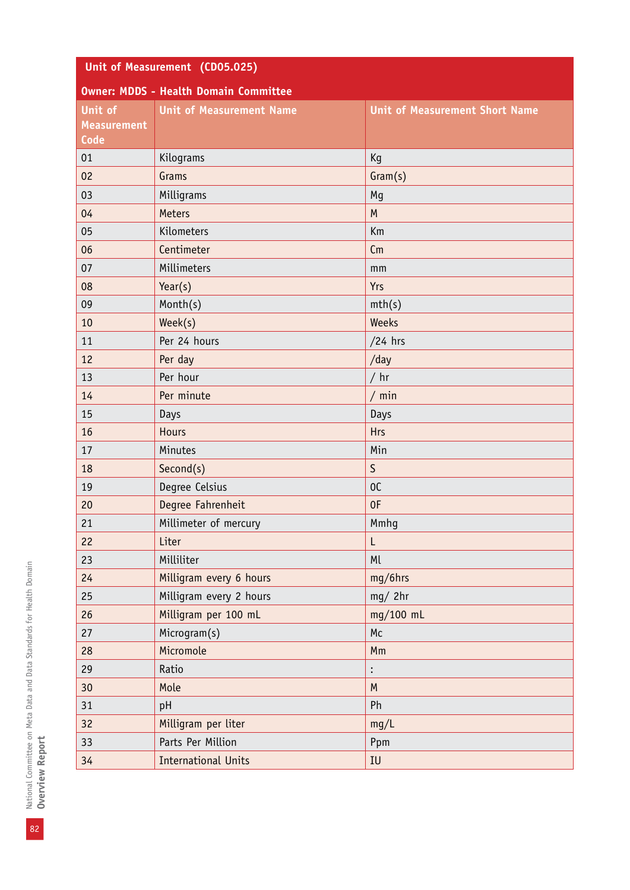## Unit of Measurement (CD05.025)

**Owner: MDDS - Health Domain Committee**

| Unit of Measurement Code | Unit of Measurement Name | Unit of Measurement Short Name |
|---|---|---|
| 01 | Kilograms | Kg |
| 02 | Grams | Gram(s) |
| 03 | Milligrams | Mg |
| 04 | Meters | M |
| 05 | Kilometers | Km |
| 06 | Centimeter | Cm |
| 07 | Millimeters | mm |
| 08 | Year(s) | Yrs |
| 09 | Month(s) | mth(s) |
| 10 | Week(s) | Weeks |
| 11 | Per 24 hours | /24 hrs |
| 12 | Per day | /day |
| 13 | Per hour | / hr |
| 14 | Per minute | / min |
| 15 | Days | Days |
| 16 | Hours | Hrs |
| 17 | Minutes | Min |
| 18 | Second(s) | S |
| 19 | Degree Celsius | 0C |
| 20 | Degree Fahrenheit | 0F |
| 21 | Millimeter of mercury | Mmhg |
| 22 | Liter | L |
| 23 | Milliliter | Ml |
| 24 | Milligram every 6 hours | mg/6hrs |
| 25 | Milligram every 2 hours | mg/ 2hr |
| 26 | Milligram per 100 mL | mg/100 mL |
| 27 | Microgram(s) | Mc |
| 28 | Micromole | Mm |
| 29 | Ratio | : |
| 30 | Mole | M |
| 31 | pH | Ph |
| 32 | Milligram per liter | mg/L |
| 33 | Parts Per Million | Ppm |
| 34 | International Units | IU |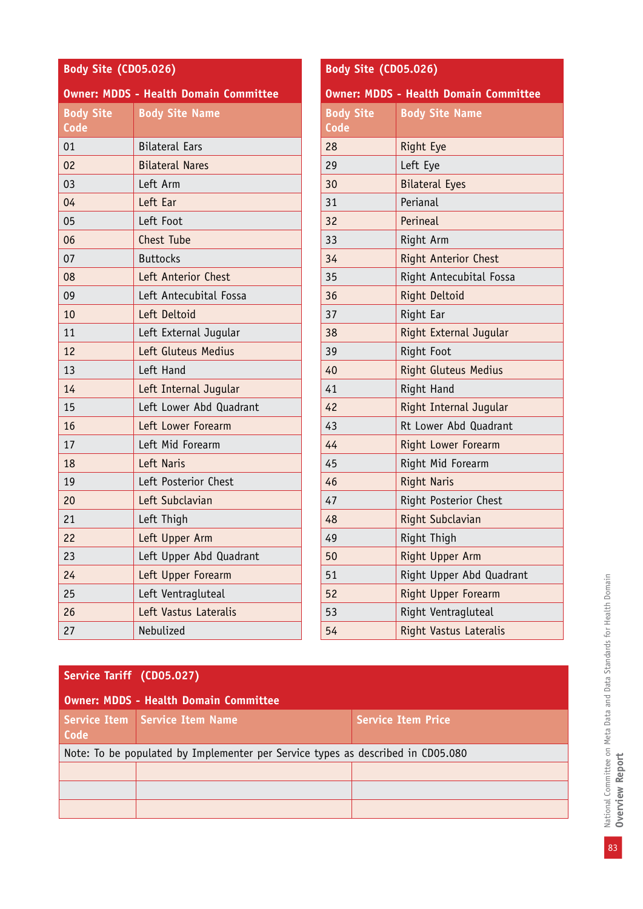| Body Site (CD05.026) | |
|---|---|
| **Owner: MDDS - Health Domain Committee** | |
| **Body Site Code** | **Body Site Name** |
| 01 | Bilateral Ears |
| 02 | Bilateral Nares |
| 03 | Left Arm |
| 04 | Left Ear |
| 05 | Left Foot |
| 06 | Chest Tube |
| 07 | Buttocks |
| 08 | Left Anterior Chest |
| 09 | Left Antecubital Fossa |
| 10 | Left Deltoid |
| 11 | Left External Jugular |
| 12 | Left Gluteus Medius |
| 13 | Left Hand |
| 14 | Left Internal Jugular |
| 15 | Left Lower Abd Quadrant |
| 16 | Left Lower Forearm |
| 17 | Left Mid Forearm |
| 18 | Left Naris |
| 19 | Left Posterior Chest |
| 20 | Left Subclavian |
| 21 | Left Thigh |
| 22 | Left Upper Arm |
| 23 | Left Upper Abd Quadrant |
| 24 | Left Upper Forearm |
| 25 | Left Ventragluteal |
| 26 | Left Vastus Lateralis |
| 27 | Nebulized |

| Body Site (CD05.026) | |
|---|---|
| **Owner: MDDS - Health Domain Committee** | |
| **Body Site Code** | **Body Site Name** |
| 28 | Right Eye |
| 29 | Left Eye |
| 30 | Bilateral Eyes |
| 31 | Perianal |
| 32 | Perineal |
| 33 | Right Arm |
| 34 | Right Anterior Chest |
| 35 | Right Antecubital Fossa |
| 36 | Right Deltoid |
| 37 | Right Ear |
| 38 | Right External Jugular |
| 39 | Right Foot |
| 40 | Right Gluteus Medius |
| 41 | Right Hand |
| 42 | Right Internal Jugular |
| 43 | Rt Lower Abd Quadrant |
| 44 | Right Lower Forearm |
| 45 | Right Mid Forearm |
| 46 | Right Naris |
| 47 | Right Posterior Chest |
| 48 | Right Subclavian |
| 49 | Right Thigh |
| 50 | Right Upper Arm |
| 51 | Right Upper Abd Quadrant |
| 52 | Right Upper Forearm |
| 53 | Right Ventragluteal |
| 54 | Right Vastus Lateralis |

| Service Tariff (CD05.027) | | |
|---|---|---|
| **Owner: MDDS - Health Domain Committee** | | |
| **Service Item Code** | **Service Item Name** | **Service Item Price** |
| Note: To be populated by Implementer per Service types as described in CD05.080 | | |
| | | |
| | | |
| | | |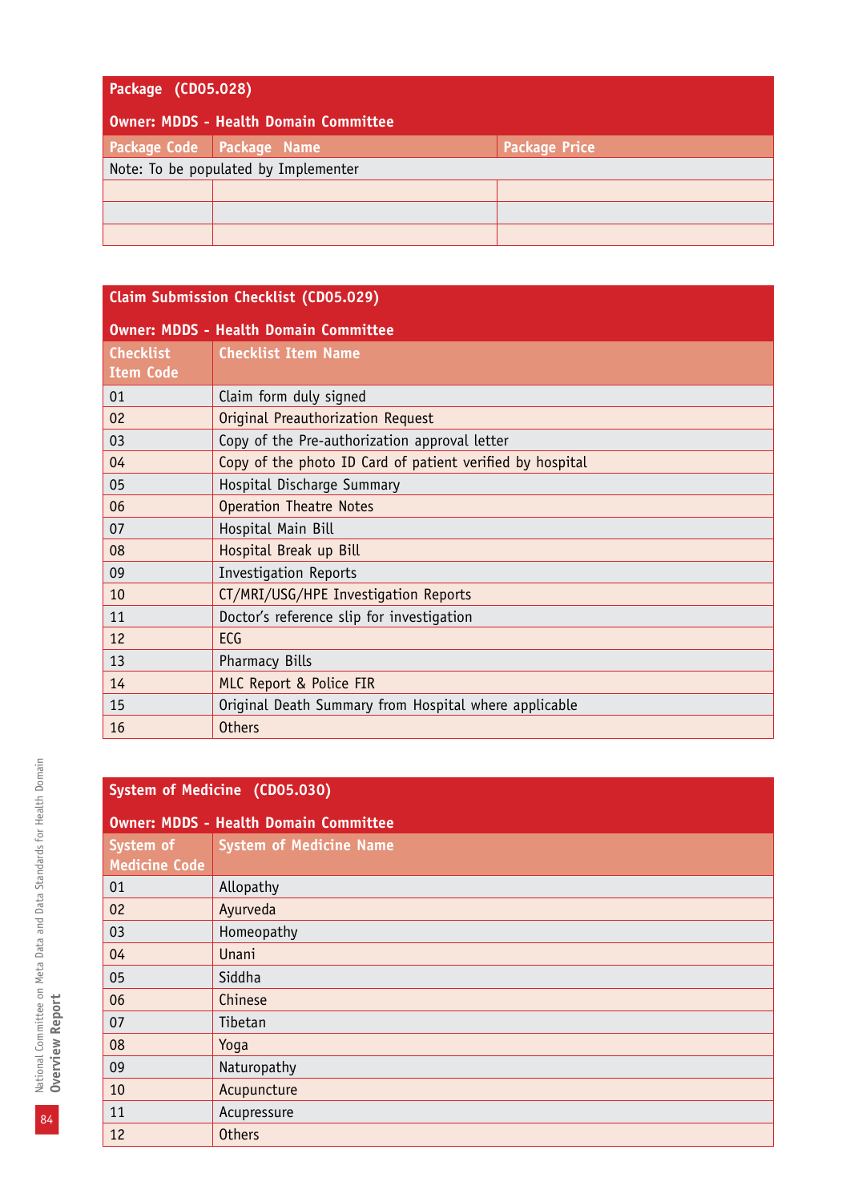## Package (CD05.028)

**Owner: MDDS - Health Domain Committee**

| Package Code | Package Name | Package Price |
|---|---|---|
| Note: To be populated by Implementer | | |
| | | |
| | | |
| | | |

## Claim Submission Checklist (CD05.029)

**Owner: MDDS - Health Domain Committee**

| Checklist Item Code | Checklist Item Name |
|---|---|
| 01 | Claim form duly signed |
| 02 | Original Preauthorization Request |
| 03 | Copy of the Pre-authorization approval letter |
| 04 | Copy of the photo ID Card of patient verified by hospital |
| 05 | Hospital Discharge Summary |
| 06 | Operation Theatre Notes |
| 07 | Hospital Main Bill |
| 08 | Hospital Break up Bill |
| 09 | Investigation Reports |
| 10 | CT/MRI/USG/HPE Investigation Reports |
| 11 | Doctor's reference slip for investigation |
| 12 | ECG |
| 13 | Pharmacy Bills |
| 14 | MLC Report & Police FIR |
| 15 | Original Death Summary from Hospital where applicable |
| 16 | Others |

## System of Medicine (CD05.030)

**Owner: MDDS - Health Domain Committee**

| System of Medicine Code | System of Medicine Name |
|---|---|
| 01 | Allopathy |
| 02 | Ayurveda |
| 03 | Homeopathy |
| 04 | Unani |
| 05 | Siddha |
| 06 | Chinese |
| 07 | Tibetan |
| 08 | Yoga |
| 09 | Naturopathy |
| 10 | Acupuncture |
| 11 | Acupressure |
| 12 | Others |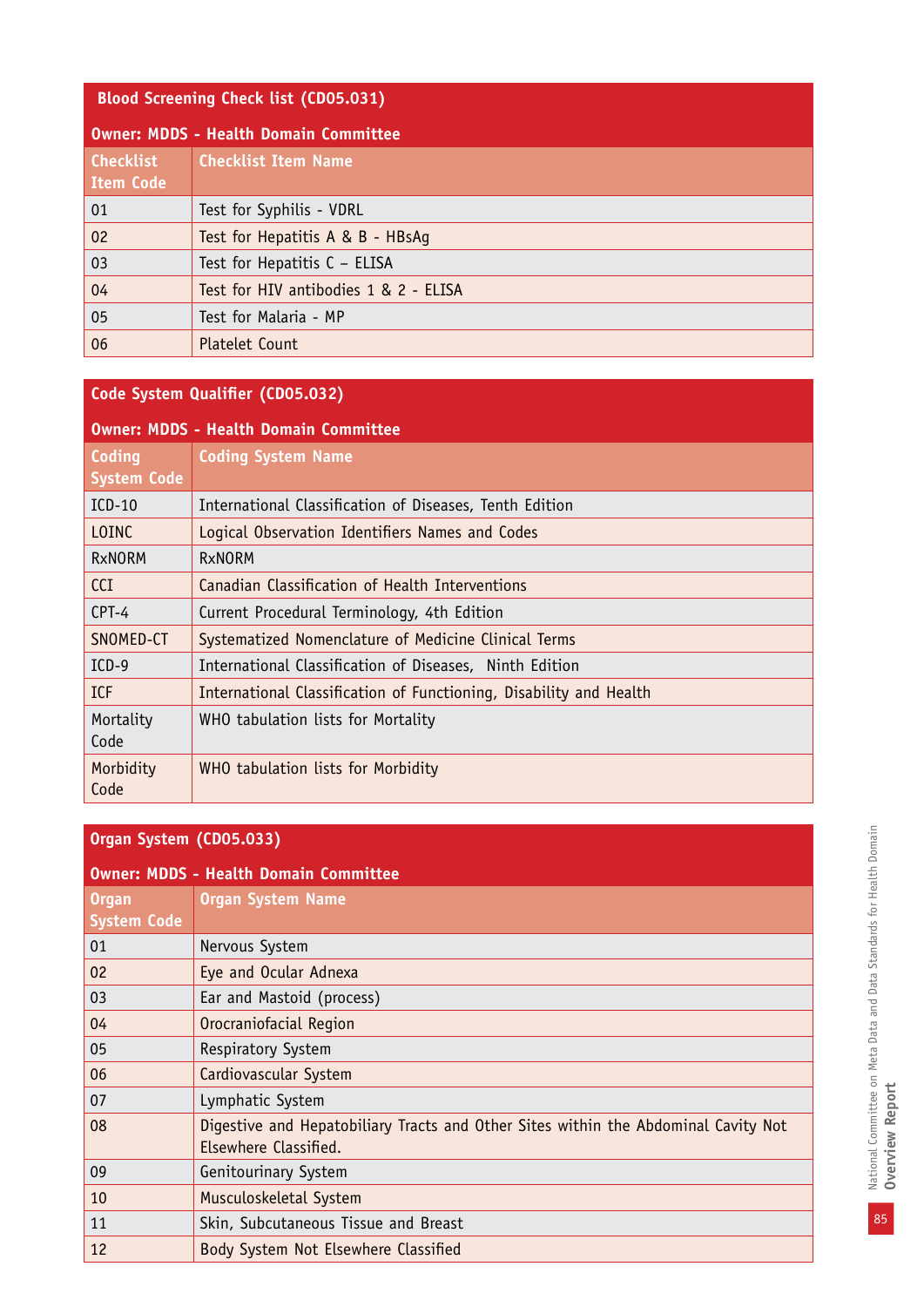| Blood Screening Check list (CD05.031) | |
|---|---|
| **Owner: MDDS - Health Domain Committee** | |
| **Checklist Item Code** | **Checklist Item Name** |
| 01 | Test for Syphilis - VDRL |
| 02 | Test for Hepatitis A & B - HBsAg |
| 03 | Test for Hepatitis C – ELISA |
| 04 | Test for HIV antibodies 1 & 2 - ELISA |
| 05 | Test for Malaria - MP |
| 06 | Platelet Count |

| Code System Qualifier (CD05.032) | |
|---|---|
| **Owner: MDDS - Health Domain Committee** | |
| **Coding System Code** | **Coding System Name** |
| ICD-10 | International Classification of Diseases, Tenth Edition |
| LOINC | Logical Observation Identifiers Names and Codes |
| RxNORM | RxNORM |
| CCI | Canadian Classification of Health Interventions |
| CPT-4 | Current Procedural Terminology, 4th Edition |
| SNOMED-CT | Systematized Nomenclature of Medicine Clinical Terms |
| ICD-9 | International Classification of Diseases, Ninth Edition |
| ICF | International Classification of Functioning, Disability and Health |
| Mortality Code | WHO tabulation lists for Mortality |
| Morbidity Code | WHO tabulation lists for Morbidity |

| Organ System (CD05.033) | |
|---|---|
| **Owner: MDDS - Health Domain Committee** | |
| **Organ System Code** | **Organ System Name** |
| 01 | Nervous System |
| 02 | Eye and Ocular Adnexa |
| 03 | Ear and Mastoid (process) |
| 04 | Orocraniofacial Region |
| 05 | Respiratory System |
| 06 | Cardiovascular System |
| 07 | Lymphatic System |
| 08 | Digestive and Hepatobiliary Tracts and Other Sites within the Abdominal Cavity Not Elsewhere Classified. |
| 09 | Genitourinary System |
| 10 | Musculoskeletal System |
| 11 | Skin, Subcutaneous Tissue and Breast |
| 12 | Body System Not Elsewhere Classified |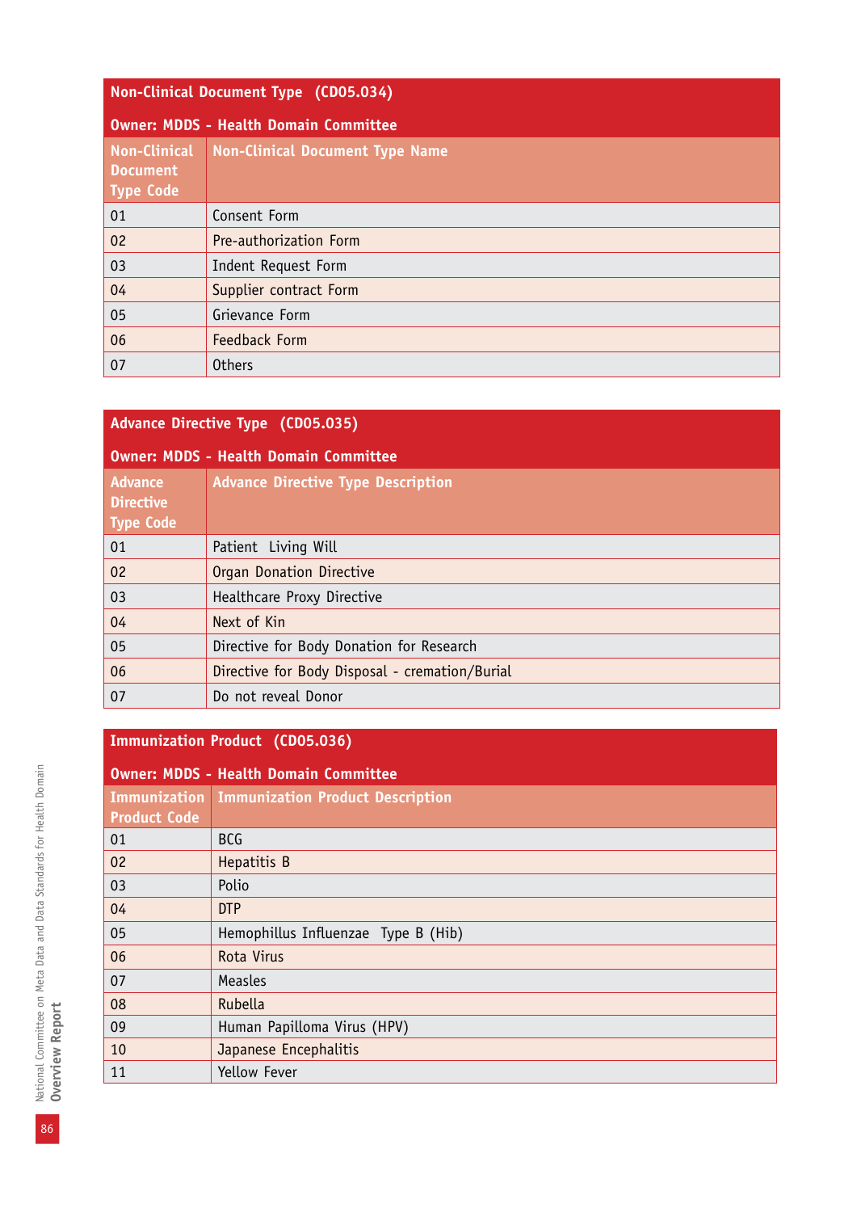**Non-Clinical Document Type (CD05.034)**

**Owner: MDDS - Health Domain Committee**

| Non-Clinical Document Type Code | Non-Clinical Document Type Name |
|---|---|
| 01 | Consent Form |
| 02 | Pre-authorization Form |
| 03 | Indent Request Form |
| 04 | Supplier contract Form |
| 05 | Grievance Form |
| 06 | Feedback Form |
| 07 | Others |

**Advance Directive Type (CD05.035)**

**Owner: MDDS - Health Domain Committee**

| Advance Directive Type Code | Advance Directive Type Description |
|---|---|
| 01 | Patient Living Will |
| 02 | Organ Donation Directive |
| 03 | Healthcare Proxy Directive |
| 04 | Next of Kin |
| 05 | Directive for Body Donation for Research |
| 06 | Directive for Body Disposal - cremation/Burial |
| 07 | Do not reveal Donor |

**Immunization Product (CD05.036)**

**Owner: MDDS - Health Domain Committee**

| Immunization Product Code | Immunization Product Description |
|---|---|
| 01 | BCG |
| 02 | Hepatitis B |
| 03 | Polio |
| 04 | DTP |
| 05 | Hemophillus Influenzae Type B (Hib) |
| 06 | Rota Virus |
| 07 | Measles |
| 08 | Rubella |
| 09 | Human Papilloma Virus (HPV) |
| 10 | Japanese Encephalitis |
| 11 | Yellow Fever |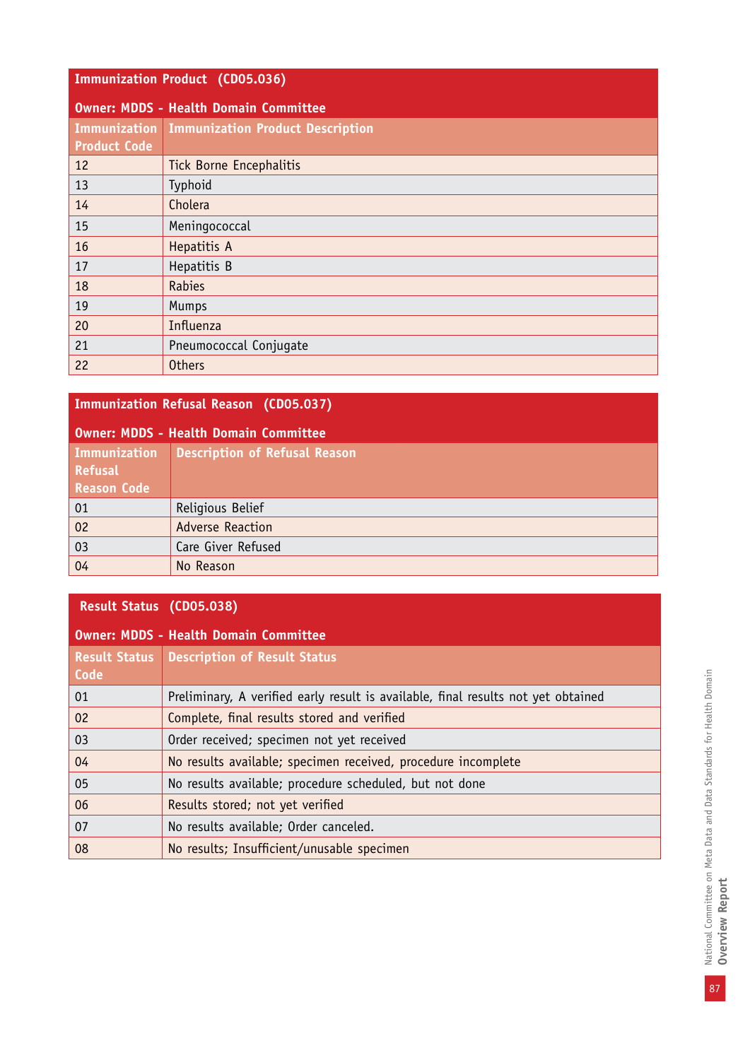**Immunization Product (CD05.036)**

**Owner: MDDS - Health Domain Committee**

| Immunization Product Code | Immunization Product Description |
|---|---|
| 12 | Tick Borne Encephalitis |
| 13 | Typhoid |
| 14 | Cholera |
| 15 | Meningococcal |
| 16 | Hepatitis A |
| 17 | Hepatitis B |
| 18 | Rabies |
| 19 | Mumps |
| 20 | Influenza |
| 21 | Pneumococcal Conjugate |
| 22 | Others |

**Immunization Refusal Reason (CD05.037)**

**Owner: MDDS - Health Domain Committee**

| Immunization Refusal Reason Code | Description of Refusal Reason |
|---|---|
| 01 | Religious Belief |
| 02 | Adverse Reaction |
| 03 | Care Giver Refused |
| 04 | No Reason |

**Result Status (CD05.038)**

**Owner: MDDS - Health Domain Committee**

| Result Status Code | Description of Result Status |
|---|---|
| 01 | Preliminary, A verified early result is available, final results not yet obtained |
| 02 | Complete, final results stored and verified |
| 03 | Order received; specimen not yet received |
| 04 | No results available; specimen received, procedure incomplete |
| 05 | No results available; procedure scheduled, but not done |
| 06 | Results stored; not yet verified |
| 07 | No results available; Order canceled. |
| 08 | No results; Insufficient/unusable specimen |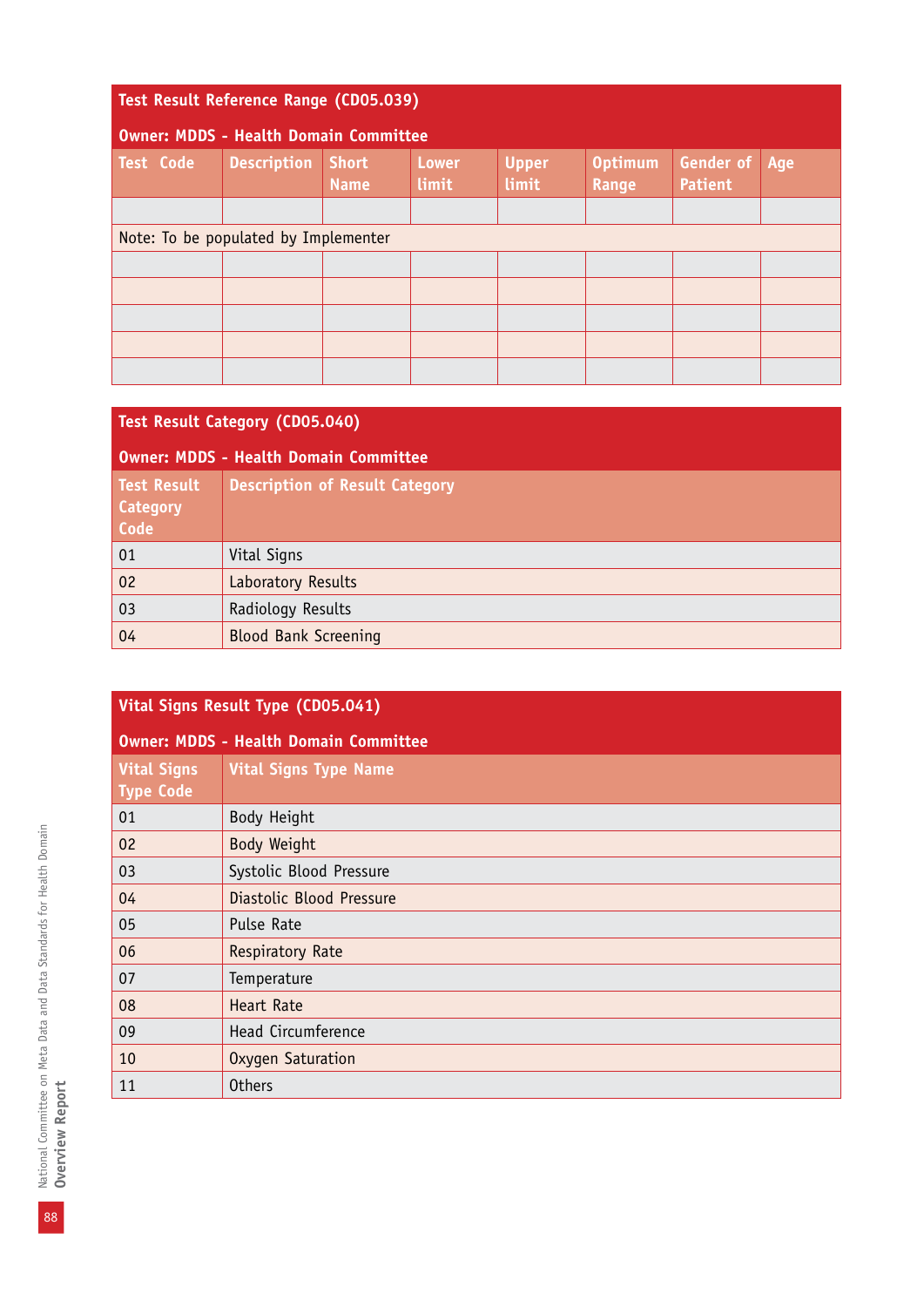**Test Result Reference Range (CD05.039)**

**Owner: MDDS - Health Domain Committee**

| Test Code | Description | Short Name | Lower limit | Upper limit | Optimum Range | Gender of Patient | Age |
|---|---|---|---|---|---|---|---|
| | | | | | | | |
| Note: To be populated by Implementer | | | | | | | |
| | | | | | | | |
| | | | | | | | |
| | | | | | | | |
| | | | | | | | |
| | | | | | | | |

**Test Result Category (CD05.040)**

**Owner: MDDS - Health Domain Committee**

| Test Result Category Code | Description of Result Category |
|---|---|
| 01 | Vital Signs |
| 02 | Laboratory Results |
| 03 | Radiology Results |
| 04 | Blood Bank Screening |

**Vital Signs Result Type (CD05.041)**

**Owner: MDDS - Health Domain Committee**

| Vital Signs Type Code | Vital Signs Type Name |
|---|---|
| 01 | Body Height |
| 02 | Body Weight |
| 03 | Systolic Blood Pressure |
| 04 | Diastolic Blood Pressure |
| 05 | Pulse Rate |
| 06 | Respiratory Rate |
| 07 | Temperature |
| 08 | Heart Rate |
| 09 | Head Circumference |
| 10 | Oxygen Saturation |
| 11 | Others |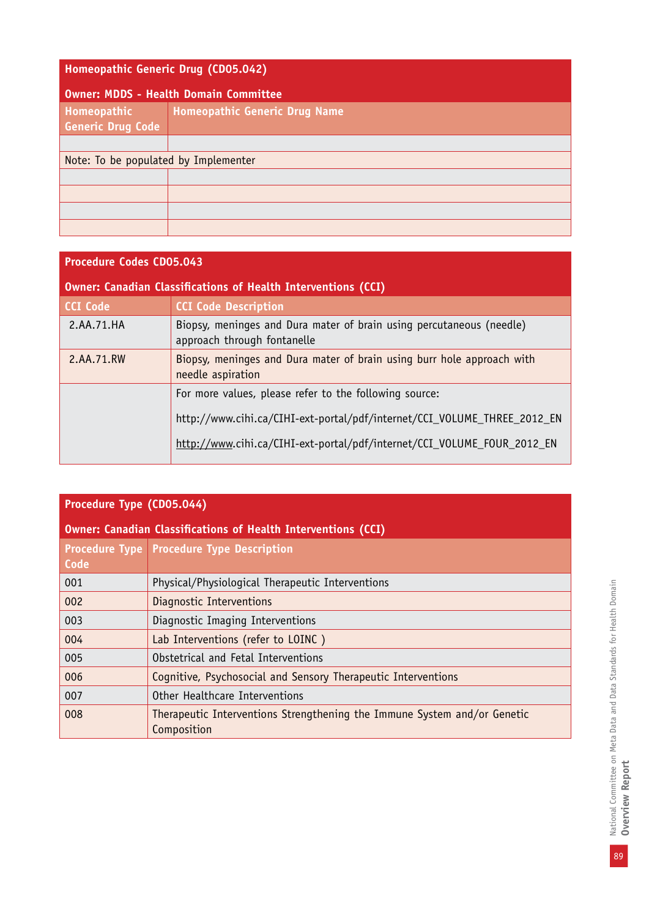| Homeopathic Generic Drug (CD05.042) | |
|---|---|
| **Owner: MDDS - Health Domain Committee** | |
| **Homeopathic Generic Drug Code** | **Homeopathic Generic Drug Name** |
| | |
| Note: To be populated by Implementer | |
| | |
| | |
| | |
| | |

| Procedure Codes CD05.043 | |
|---|---|
| **Owner: Canadian Classifications of Health Interventions (CCI)** | |
| **CCI Code** | **CCI Code Description** |
| 2.AA.71.HA | Biopsy, meninges and Dura mater of brain using percutaneous (needle) approach through fontanelle |
| 2.AA.71.RW | Biopsy, meninges and Dura mater of brain using burr hole approach with needle aspiration |
| | For more values, please refer to the following source:<br>http://www.cihi.ca/CIHI-ext-portal/pdf/internet/CCI_VOLUME_THREE_2012_EN<br>http://www.cihi.ca/CIHI-ext-portal/pdf/internet/CCI_VOLUME_FOUR_2012_EN |

| Procedure Type (CD05.044) | |
|---|---|
| **Owner: Canadian Classifications of Health Interventions (CCI)** | |
| **Procedure Type Code** | **Procedure Type Description** |
| 001 | Physical/Physiological Therapeutic Interventions |
| 002 | Diagnostic Interventions |
| 003 | Diagnostic Imaging Interventions |
| 004 | Lab Interventions (refer to LOINC ) |
| 005 | Obstetrical and Fetal Interventions |
| 006 | Cognitive, Psychosocial and Sensory Therapeutic Interventions |
| 007 | Other Healthcare Interventions |
| 008 | Therapeutic Interventions Strengthening the Immune System and/or Genetic Composition |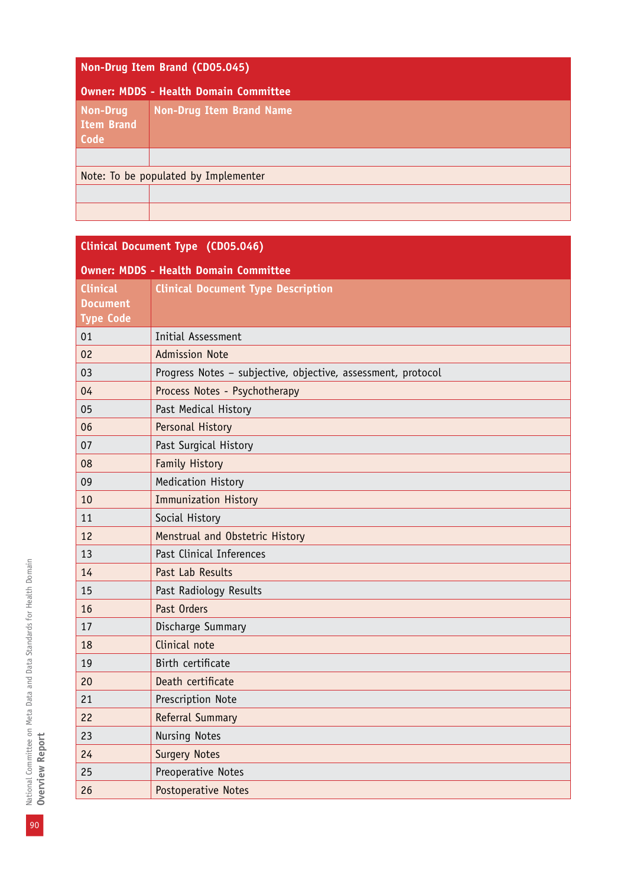## Non-Drug Item Brand (CD05.045)

**Owner: MDDS - Health Domain Committee**

| Non-Drug Item Brand Code | Non-Drug Item Brand Name |
|---|---|
| | |
| Note: To be populated by Implementer | |
| | |
| | |

## Clinical Document Type (CD05.046)

**Owner: MDDS - Health Domain Committee**

| Clinical Document Type Code | Clinical Document Type Description |
|---|---|
| 01 | Initial Assessment |
| 02 | Admission Note |
| 03 | Progress Notes – subjective, objective, assessment, protocol |
| 04 | Process Notes - Psychotherapy |
| 05 | Past Medical History |
| 06 | Personal History |
| 07 | Past Surgical History |
| 08 | Family History |
| 09 | Medication History |
| 10 | Immunization History |
| 11 | Social History |
| 12 | Menstrual and Obstetric History |
| 13 | Past Clinical Inferences |
| 14 | Past Lab Results |
| 15 | Past Radiology Results |
| 16 | Past Orders |
| 17 | Discharge Summary |
| 18 | Clinical note |
| 19 | Birth certificate |
| 20 | Death certificate |
| 21 | Prescription Note |
| 22 | Referral Summary |
| 23 | Nursing Notes |
| 24 | Surgery Notes |
| 25 | Preoperative Notes |
| 26 | Postoperative Notes |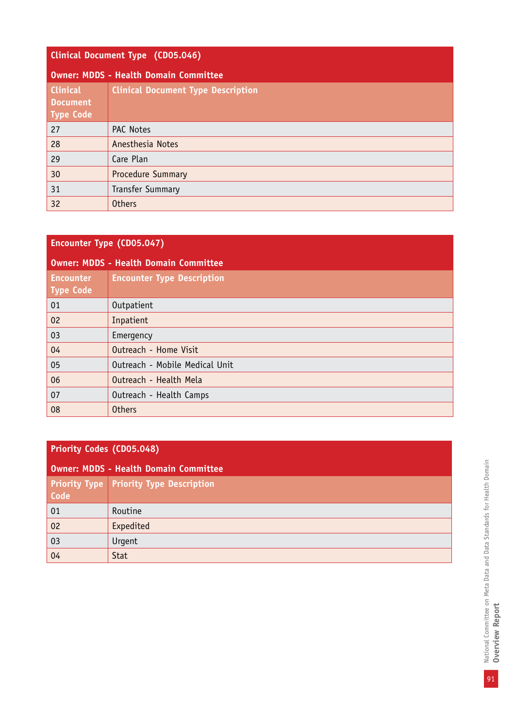| Clinical Document Type (CD05.046) | |
|---|---|
| **Owner: MDDS - Health Domain Committee** | |
| **Clinical Document Type Code** | **Clinical Document Type Description** |
| 27 | PAC Notes |
| 28 | Anesthesia Notes |
| 29 | Care Plan |
| 30 | Procedure Summary |
| 31 | Transfer Summary |
| 32 | Others |

| Encounter Type (CD05.047) | |
|---|---|
| **Owner: MDDS - Health Domain Committee** | |
| **Encounter Type Code** | **Encounter Type Description** |
| 01 | Outpatient |
| 02 | Inpatient |
| 03 | Emergency |
| 04 | Outreach - Home Visit |
| 05 | Outreach - Mobile Medical Unit |
| 06 | Outreach - Health Mela |
| 07 | Outreach - Health Camps |
| 08 | Others |

| Priority Codes (CD05.048) | |
|---|---|
| **Owner: MDDS - Health Domain Committee** | |
| **Priority Type Code** | **Priority Type Description** |
| 01 | Routine |
| 02 | Expedited |
| 03 | Urgent |
| 04 | Stat |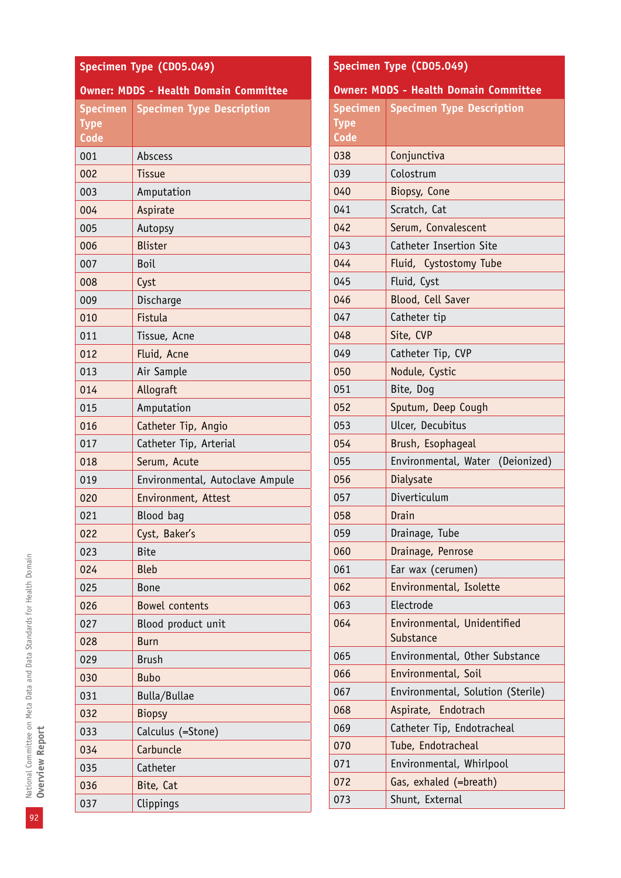**Specimen Type (CD05.049)**

**Owner: MDDS - Health Domain Committee**

| Specimen Type Code | Specimen Type Description |
|---|---|
| 001 | Abscess |
| 002 | Tissue |
| 003 | Amputation |
| 004 | Aspirate |
| 005 | Autopsy |
| 006 | Blister |
| 007 | Boil |
| 008 | Cyst |
| 009 | Discharge |
| 010 | Fistula |
| 011 | Tissue, Acne |
| 012 | Fluid, Acne |
| 013 | Air Sample |
| 014 | Allograft |
| 015 | Amputation |
| 016 | Catheter Tip, Angio |
| 017 | Catheter Tip, Arterial |
| 018 | Serum, Acute |
| 019 | Environmental, Autoclave Ampule |
| 020 | Environment, Attest |
| 021 | Blood bag |
| 022 | Cyst, Baker's |
| 023 | Bite |
| 024 | Bleb |
| 025 | Bone |
| 026 | Bowel contents |
| 027 | Blood product unit |
| 028 | Burn |
| 029 | Brush |
| 030 | Bubo |
| 031 | Bulla/Bullae |
| 032 | Biopsy |
| 033 | Calculus (=Stone) |
| 034 | Carbuncle |
| 035 | Catheter |
| 036 | Bite, Cat |
| 037 | Clippings |
| 038 | Conjunctiva |
| 039 | Colostrum |
| 040 | Biopsy, Cone |
| 041 | Scratch, Cat |
| 042 | Serum, Convalescent |
| 043 | Catheter Insertion Site |
| 044 | Fluid, Cystostomy Tube |
| 045 | Fluid, Cyst |
| 046 | Blood, Cell Saver |
| 047 | Catheter tip |
| 048 | Site, CVP |
| 049 | Catheter Tip, CVP |
| 050 | Nodule, Cystic |
| 051 | Bite, Dog |
| 052 | Sputum, Deep Cough |
| 053 | Ulcer, Decubitus |
| 054 | Brush, Esophageal |
| 055 | Environmental, Water (Deionized) |
| 056 | Dialysate |
| 057 | Diverticulum |
| 058 | Drain |
| 059 | Drainage, Tube |
| 060 | Drainage, Penrose |
| 061 | Ear wax (cerumen) |
| 062 | Environmental, Isolette |
| 063 | Electrode |
| 064 | Environmental, Unidentified Substance |
| 065 | Environmental, Other Substance |
| 066 | Environmental, Soil |
| 067 | Environmental, Solution (Sterile) |
| 068 | Aspirate, Endotrach |
| 069 | Catheter Tip, Endotracheal |
| 070 | Tube, Endotracheal |
| 071 | Environmental, Whirlpool |
| 072 | Gas, exhaled (=breath) |
| 073 | Shunt, External |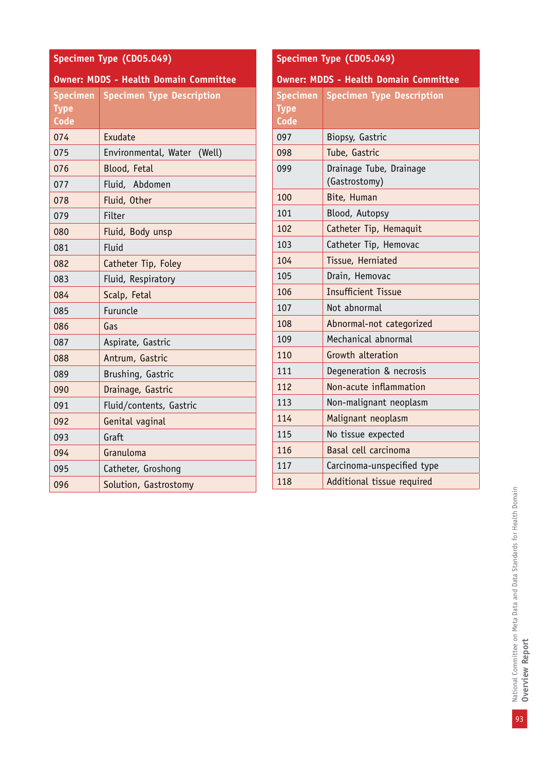| Specimen Type (CD05.049) | |
|---|---|
| Owner: MDDS - Health Domain Committee | |
| Specimen Type Code | Specimen Type Description |
| 074 | Exudate |
| 075 | Environmental, Water (Well) |
| 076 | Blood, Fetal |
| 077 | Fluid, Abdomen |
| 078 | Fluid, Other |
| 079 | Filter |
| 080 | Fluid, Body unsp |
| 081 | Fluid |
| 082 | Catheter Tip, Foley |
| 083 | Fluid, Respiratory |
| 084 | Scalp, Fetal |
| 085 | Furuncle |
| 086 | Gas |
| 087 | Aspirate, Gastric |
| 088 | Antrum, Gastric |
| 089 | Brushing, Gastric |
| 090 | Drainage, Gastric |
| 091 | Fluid/contents, Gastric |
| 092 | Genital vaginal |
| 093 | Graft |
| 094 | Granuloma |
| 095 | Catheter, Groshong |
| 096 | Solution, Gastrostomy |

| Specimen Type (CD05.049) | |
|---|---|
| Owner: MDDS - Health Domain Committee | |
| Specimen Type Code | Specimen Type Description |
| 097 | Biopsy, Gastric |
| 098 | Tube, Gastric |
| 099 | Drainage Tube, Drainage (Gastrostomy) |
| 100 | Bite, Human |
| 101 | Blood, Autopsy |
| 102 | Catheter Tip, Hemaquit |
| 103 | Catheter Tip, Hemovac |
| 104 | Tissue, Herniated |
| 105 | Drain, Hemovac |
| 106 | Insufficient Tissue |
| 107 | Not abnormal |
| 108 | Abnormal-not categorized |
| 109 | Mechanical abnormal |
| 110 | Growth alteration |
| 111 | Degeneration & necrosis |
| 112 | Non-acute inflammation |
| 113 | Non-malignant neoplasm |
| 114 | Malignant neoplasm |
| 115 | No tissue expected |
| 116 | Basal cell carcinoma |
| 117 | Carcinoma-unspecified type |
| 118 | Additional tissue required |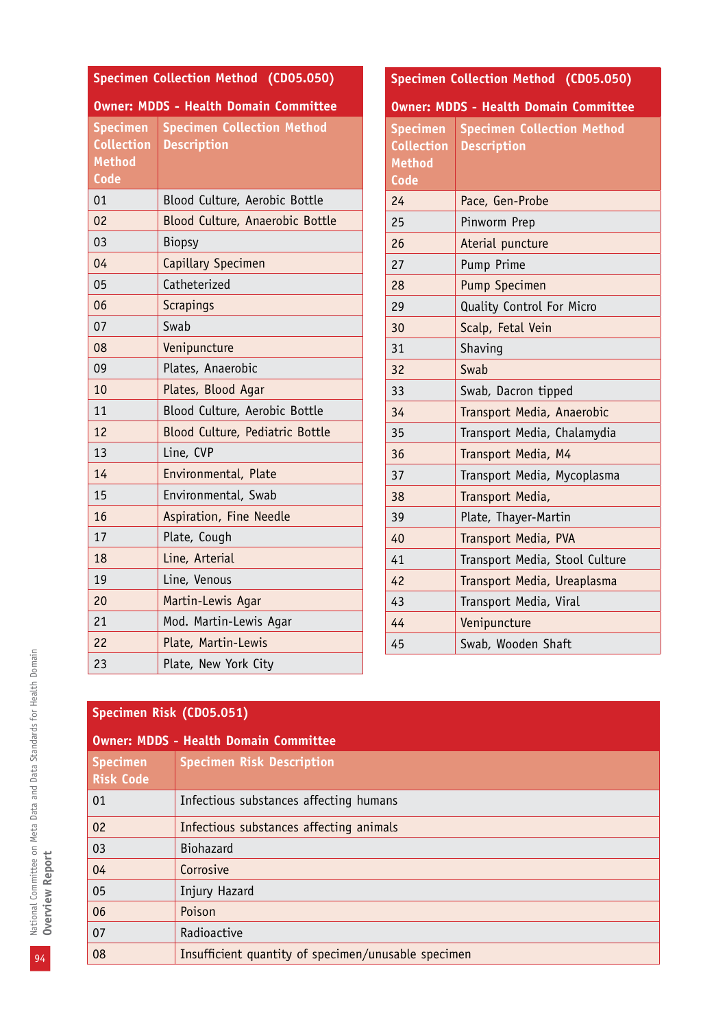**Specimen Collection Method (CD05.050)**

**Owner: MDDS - Health Domain Committee**

| Specimen Collection Method Code | Specimen Collection Method Description |
|---|---|
| 01 | Blood Culture, Aerobic Bottle |
| 02 | Blood Culture, Anaerobic Bottle |
| 03 | Biopsy |
| 04 | Capillary Specimen |
| 05 | Catheterized |
| 06 | Scrapings |
| 07 | Swab |
| 08 | Venipuncture |
| 09 | Plates, Anaerobic |
| 10 | Plates, Blood Agar |
| 11 | Blood Culture, Aerobic Bottle |
| 12 | Blood Culture, Pediatric Bottle |
| 13 | Line, CVP |
| 14 | Environmental, Plate |
| 15 | Environmental, Swab |
| 16 | Aspiration, Fine Needle |
| 17 | Plate, Cough |
| 18 | Line, Arterial |
| 19 | Line, Venous |
| 20 | Martin-Lewis Agar |
| 21 | Mod. Martin-Lewis Agar |
| 22 | Plate, Martin-Lewis |
| 23 | Plate, New York City |
| 24 | Pace, Gen-Probe |
| 25 | Pinworm Prep |
| 26 | Aterial puncture |
| 27 | Pump Prime |
| 28 | Pump Specimen |
| 29 | Quality Control For Micro |
| 30 | Scalp, Fetal Vein |
| 31 | Shaving |
| 32 | Swab |
| 33 | Swab, Dacron tipped |
| 34 | Transport Media, Anaerobic |
| 35 | Transport Media, Chalamydia |
| 36 | Transport Media, M4 |
| 37 | Transport Media, Mycoplasma |
| 38 | Transport Media, |
| 39 | Plate, Thayer-Martin |
| 40 | Transport Media, PVA |
| 41 | Transport Media, Stool Culture |
| 42 | Transport Media, Ureaplasma |
| 43 | Transport Media, Viral |
| 44 | Venipuncture |
| 45 | Swab, Wooden Shaft |

**Specimen Risk (CD05.051)**

**Owner: MDDS - Health Domain Committee**

| Specimen Risk Code | Specimen Risk Description |
|---|---|
| 01 | Infectious substances affecting humans |
| 02 | Infectious substances affecting animals |
| 03 | Biohazard |
| 04 | Corrosive |
| 05 | Injury Hazard |
| 06 | Poison |
| 07 | Radioactive |
| 08 | Insufficient quantity of specimen/unusable specimen |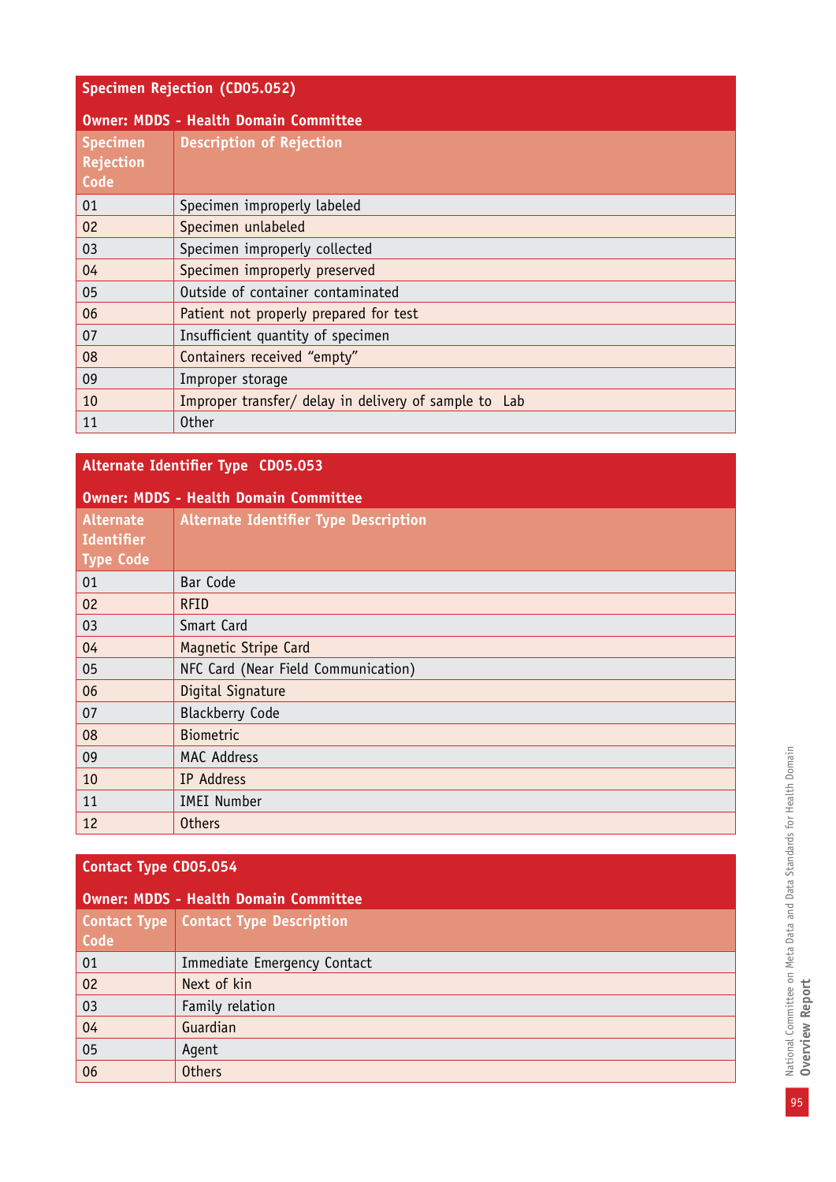## Specimen Rejection (CD05.052)

**Owner: MDDS - Health Domain Committee**

| Specimen Rejection Code | Description of Rejection |
|---|---|
| 01 | Specimen improperly labeled |
| 02 | Specimen unlabeled |
| 03 | Specimen improperly collected |
| 04 | Specimen improperly preserved |
| 05 | Outside of container contaminated |
| 06 | Patient not properly prepared for test |
| 07 | Insufficient quantity of specimen |
| 08 | Containers received "empty" |
| 09 | Improper storage |
| 10 | Improper transfer/ delay in delivery of sample to Lab |
| 11 | Other |

## Alternate Identifier Type CD05.053

**Owner: MDDS - Health Domain Committee**

| Alternate Identifier Type Code | Alternate Identifier Type Description |
|---|---|
| 01 | Bar Code |
| 02 | RFID |
| 03 | Smart Card |
| 04 | Magnetic Stripe Card |
| 05 | NFC Card (Near Field Communication) |
| 06 | Digital Signature |
| 07 | Blackberry Code |
| 08 | Biometric |
| 09 | MAC Address |
| 10 | IP Address |
| 11 | IMEI Number |
| 12 | Others |

## Contact Type CD05.054

**Owner: MDDS - Health Domain Committee**

| Contact Type Code | Contact Type Description |
|---|---|
| 01 | Immediate Emergency Contact |
| 02 | Next of kin |
| 03 | Family relation |
| 04 | Guardian |
| 05 | Agent |
| 06 | Others |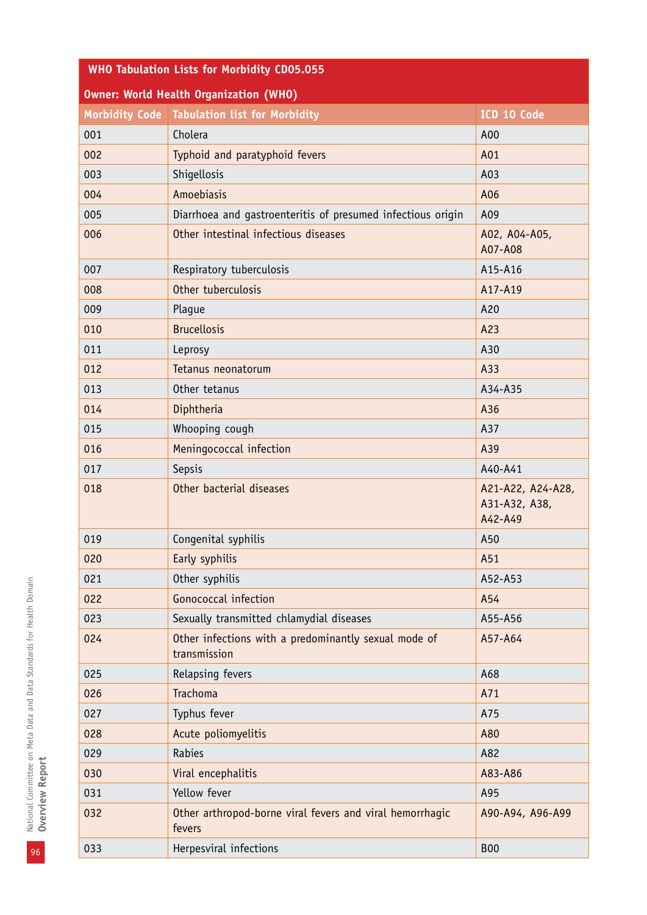| WHO Tabulation Lists for Morbidity CD05.055 | | |
|---|---|---|
| **Owner: World Health Organization (WHO)** | | |
| **Morbidity Code** | **Tabulation list for Morbidity** | **ICD 10 Code** |
| 001 | Cholera | A00 |
| 002 | Typhoid and paratyphoid fevers | A01 |
| 003 | Shigellosis | A03 |
| 004 | Amoebiasis | A06 |
| 005 | Diarrhoea and gastroenteritis of presumed infectious origin | A09 |
| 006 | Other intestinal infectious diseases | A02, A04-A05, A07-A08 |
| 007 | Respiratory tuberculosis | A15-A16 |
| 008 | Other tuberculosis | A17-A19 |
| 009 | Plague | A20 |
| 010 | Brucellosis | A23 |
| 011 | Leprosy | A30 |
| 012 | Tetanus neonatorum | A33 |
| 013 | Other tetanus | A34-A35 |
| 014 | Diphtheria | A36 |
| 015 | Whooping cough | A37 |
| 016 | Meningococcal infection | A39 |
| 017 | Sepsis | A40-A41 |
| 018 | Other bacterial diseases | A21-A22, A24-A28, A31-A32, A38, A42-A49 |
| 019 | Congenital syphilis | A50 |
| 020 | Early syphilis | A51 |
| 021 | Other syphilis | A52-A53 |
| 022 | Gonococcal infection | A54 |
| 023 | Sexually transmitted chlamydial diseases | A55-A56 |
| 024 | Other infections with a predominantly sexual mode of transmission | A57-A64 |
| 025 | Relapsing fevers | A68 |
| 026 | Trachoma | A71 |
| 027 | Typhus fever | A75 |
| 028 | Acute poliomyelitis | A80 |
| 029 | Rabies | A82 |
| 030 | Viral encephalitis | A83-A86 |
| 031 | Yellow fever | A95 |
| 032 | Other arthropod-borne viral fevers and viral hemorrhagic fevers | A90-A94, A96-A99 |
| 033 | Herpesviral infections | B00 |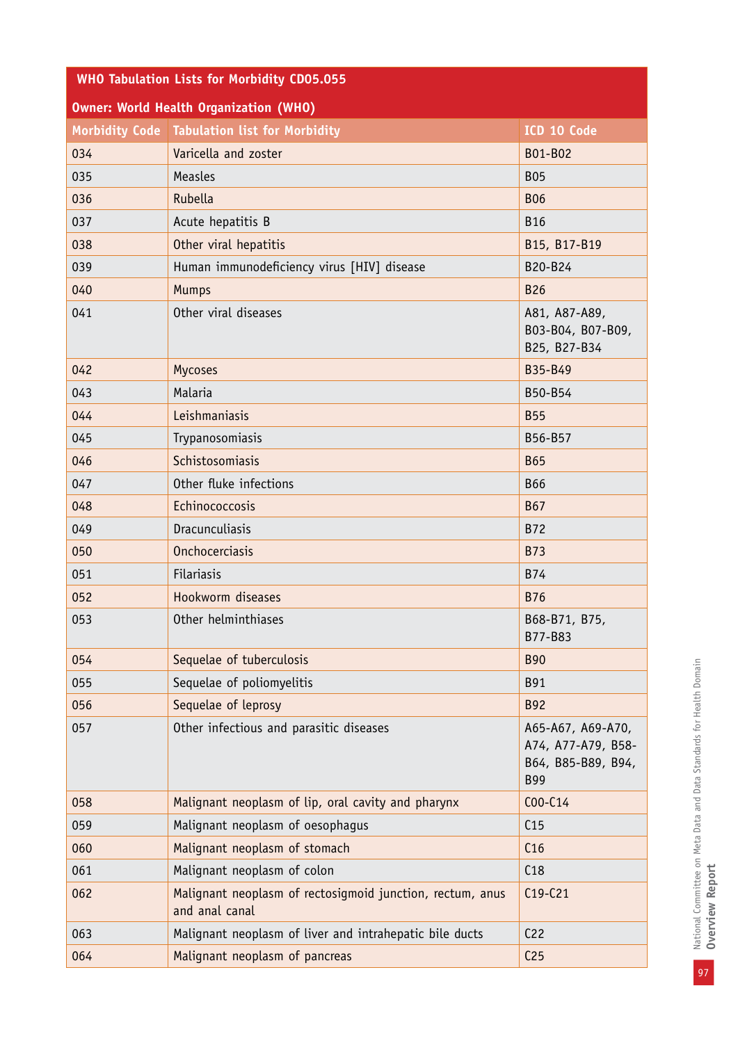| WHO Tabulation Lists for Morbidity CD05.055 | | |
|---|---|---|
| Owner: World Health Organization (WHO) | | |
| **Morbidity Code** | **Tabulation list for Morbidity** | **ICD 10 Code** |
| 034 | Varicella and zoster | B01-B02 |
| 035 | Measles | B05 |
| 036 | Rubella | B06 |
| 037 | Acute hepatitis B | B16 |
| 038 | Other viral hepatitis | B15, B17-B19 |
| 039 | Human immunodeficiency virus [HIV] disease | B20-B24 |
| 040 | Mumps | B26 |
| 041 | Other viral diseases | A81, A87-A89, B03-B04, B07-B09, B25, B27-B34 |
| 042 | Mycoses | B35-B49 |
| 043 | Malaria | B50-B54 |
| 044 | Leishmaniasis | B55 |
| 045 | Trypanosomiasis | B56-B57 |
| 046 | Schistosomiasis | B65 |
| 047 | Other fluke infections | B66 |
| 048 | Echinococcosis | B67 |
| 049 | Dracunculiasis | B72 |
| 050 | Onchocerciasis | B73 |
| 051 | Filariasis | B74 |
| 052 | Hookworm diseases | B76 |
| 053 | Other helminthiases | B68-B71, B75, B77-B83 |
| 054 | Sequelae of tuberculosis | B90 |
| 055 | Sequelae of poliomyelitis | B91 |
| 056 | Sequelae of leprosy | B92 |
| 057 | Other infectious and parasitic diseases | A65-A67, A69-A70, A74, A77-A79, B58-B64, B85-B89, B94, B99 |
| 058 | Malignant neoplasm of lip, oral cavity and pharynx | C00-C14 |
| 059 | Malignant neoplasm of oesophagus | C15 |
| 060 | Malignant neoplasm of stomach | C16 |
| 061 | Malignant neoplasm of colon | C18 |
| 062 | Malignant neoplasm of rectosigmoid junction, rectum, anus and anal canal | C19-C21 |
| 063 | Malignant neoplasm of liver and intrahepatic bile ducts | C22 |
| 064 | Malignant neoplasm of pancreas | C25 |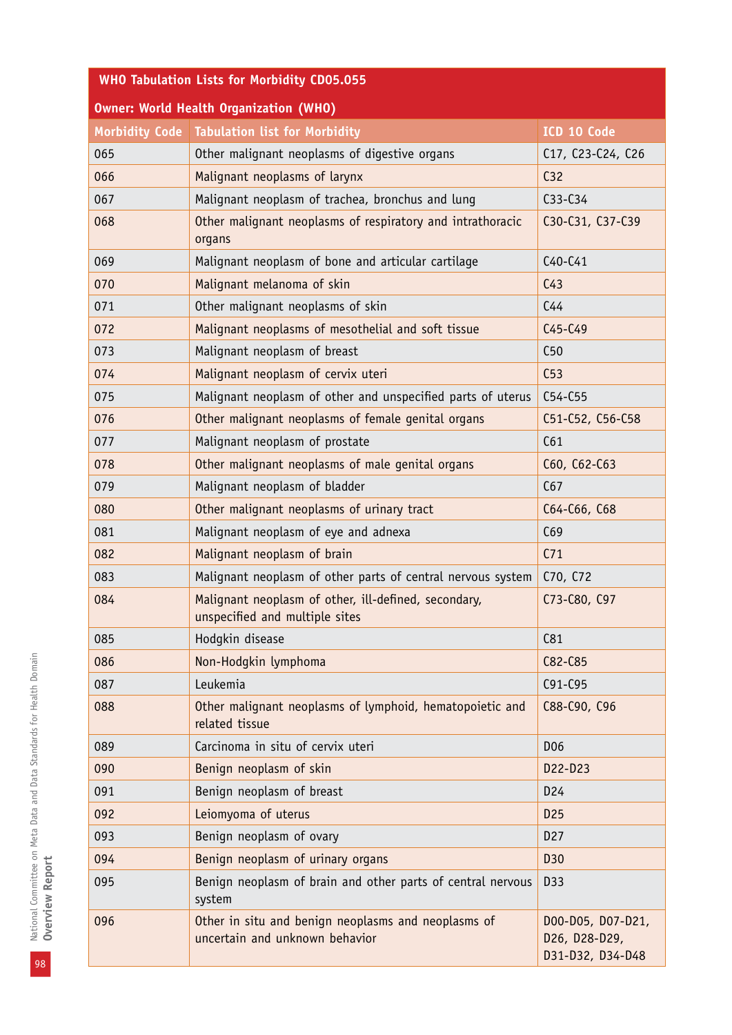| WHO Tabulation Lists for Morbidity CD05.055 | | |
|---|---|---|
| Owner: World Health Organization (WHO) | | |
| Morbidity Code | Tabulation list for Morbidity | ICD 10 Code |
| 065 | Other malignant neoplasms of digestive organs | C17, C23-C24, C26 |
| 066 | Malignant neoplasms of larynx | C32 |
| 067 | Malignant neoplasm of trachea, bronchus and lung | C33-C34 |
| 068 | Other malignant neoplasms of respiratory and intrathoracic organs | C30-C31, C37-C39 |
| 069 | Malignant neoplasm of bone and articular cartilage | C40-C41 |
| 070 | Malignant melanoma of skin | C43 |
| 071 | Other malignant neoplasms of skin | C44 |
| 072 | Malignant neoplasms of mesothelial and soft tissue | C45-C49 |
| 073 | Malignant neoplasm of breast | C50 |
| 074 | Malignant neoplasm of cervix uteri | C53 |
| 075 | Malignant neoplasm of other and unspecified parts of uterus | C54-C55 |
| 076 | Other malignant neoplasms of female genital organs | C51-C52, C56-C58 |
| 077 | Malignant neoplasm of prostate | C61 |
| 078 | Other malignant neoplasms of male genital organs | C60, C62-C63 |
| 079 | Malignant neoplasm of bladder | C67 |
| 080 | Other malignant neoplasms of urinary tract | C64-C66, C68 |
| 081 | Malignant neoplasm of eye and adnexa | C69 |
| 082 | Malignant neoplasm of brain | C71 |
| 083 | Malignant neoplasm of other parts of central nervous system | C70, C72 |
| 084 | Malignant neoplasm of other, ill-defined, secondary, unspecified and multiple sites | C73-C80, C97 |
| 085 | Hodgkin disease | C81 |
| 086 | Non-Hodgkin lymphoma | C82-C85 |
| 087 | Leukemia | C91-C95 |
| 088 | Other malignant neoplasms of lymphoid, hematopoietic and related tissue | C88-C90, C96 |
| 089 | Carcinoma in situ of cervix uteri | D06 |
| 090 | Benign neoplasm of skin | D22-D23 |
| 091 | Benign neoplasm of breast | D24 |
| 092 | Leiomyoma of uterus | D25 |
| 093 | Benign neoplasm of ovary | D27 |
| 094 | Benign neoplasm of urinary organs | D30 |
| 095 | Benign neoplasm of brain and other parts of central nervous system | D33 |
| 096 | Other in situ and benign neoplasms and neoplasms of uncertain and unknown behavior | D00-D05, D07-D21, D26, D28-D29, D31-D32, D34-D48 |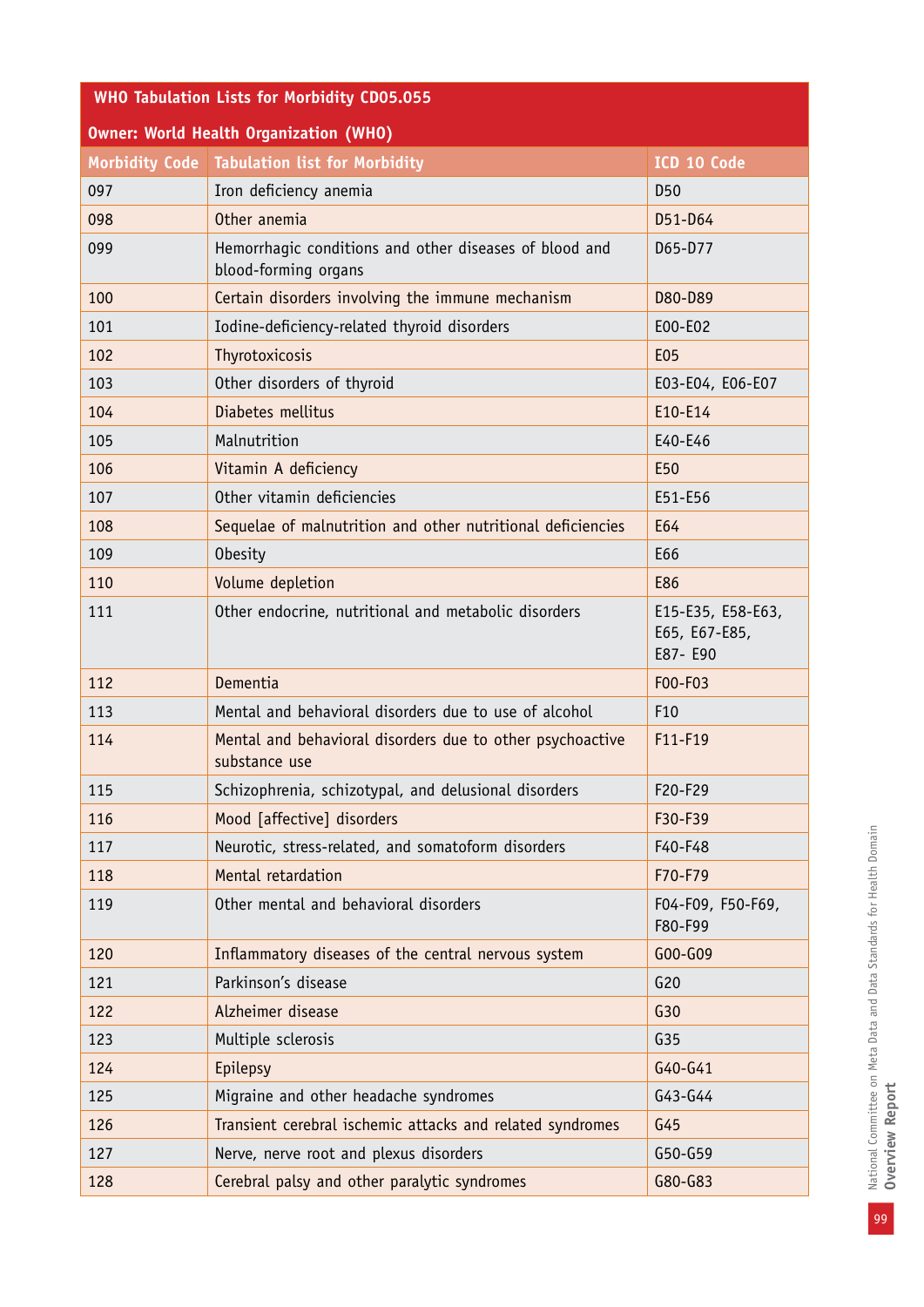| WHO Tabulation Lists for Morbidity CD05.055 | | |
|---|---|---|
| Owner: World Health Organization (WHO) | | |
| **Morbidity Code** | **Tabulation list for Morbidity** | **ICD 10 Code** |
| 097 | Iron deficiency anemia | D50 |
| 098 | Other anemia | D51-D64 |
| 099 | Hemorrhagic conditions and other diseases of blood and blood-forming organs | D65-D77 |
| 100 | Certain disorders involving the immune mechanism | D80-D89 |
| 101 | Iodine-deficiency-related thyroid disorders | E00-E02 |
| 102 | Thyrotoxicosis | E05 |
| 103 | Other disorders of thyroid | E03-E04, E06-E07 |
| 104 | Diabetes mellitus | E10-E14 |
| 105 | Malnutrition | E40-E46 |
| 106 | Vitamin A deficiency | E50 |
| 107 | Other vitamin deficiencies | E51-E56 |
| 108 | Sequelae of malnutrition and other nutritional deficiencies | E64 |
| 109 | Obesity | E66 |
| 110 | Volume depletion | E86 |
| 111 | Other endocrine, nutritional and metabolic disorders | E15-E35, E58-E63, E65, E67-E85, E87- E90 |
| 112 | Dementia | F00-F03 |
| 113 | Mental and behavioral disorders due to use of alcohol | F10 |
| 114 | Mental and behavioral disorders due to other psychoactive substance use | F11-F19 |
| 115 | Schizophrenia, schizotypal, and delusional disorders | F20-F29 |
| 116 | Mood [affective] disorders | F30-F39 |
| 117 | Neurotic, stress-related, and somatoform disorders | F40-F48 |
| 118 | Mental retardation | F70-F79 |
| 119 | Other mental and behavioral disorders | F04-F09, F50-F69, F80-F99 |
| 120 | Inflammatory diseases of the central nervous system | G00-G09 |
| 121 | Parkinson's disease | G20 |
| 122 | Alzheimer disease | G30 |
| 123 | Multiple sclerosis | G35 |
| 124 | Epilepsy | G40-G41 |
| 125 | Migraine and other headache syndromes | G43-G44 |
| 126 | Transient cerebral ischemic attacks and related syndromes | G45 |
| 127 | Nerve, nerve root and plexus disorders | G50-G59 |
| 128 | Cerebral palsy and other paralytic syndromes | G80-G83 |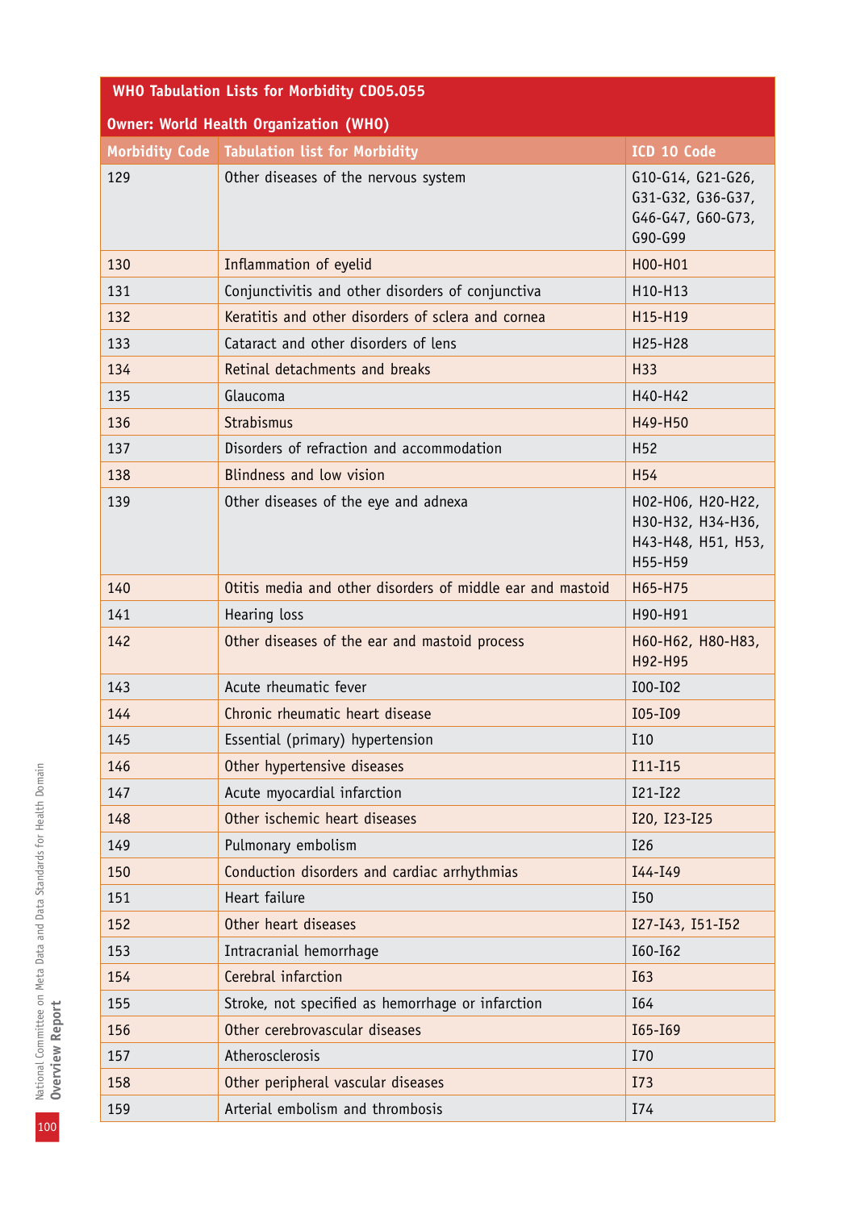| WHO Tabulation Lists for Morbidity CD05.055 | | |
|---|---|---|
| Owner: World Health Organization (WHO) | | |
| Morbidity Code | Tabulation list for Morbidity | ICD 10 Code |
| 129 | Other diseases of the nervous system | G10-G14, G21-G26, G31-G32, G36-G37, G46-G47, G60-G73, G90-G99 |
| 130 | Inflammation of eyelid | H00-H01 |
| 131 | Conjunctivitis and other disorders of conjunctiva | H10-H13 |
| 132 | Keratitis and other disorders of sclera and cornea | H15-H19 |
| 133 | Cataract and other disorders of lens | H25-H28 |
| 134 | Retinal detachments and breaks | H33 |
| 135 | Glaucoma | H40-H42 |
| 136 | Strabismus | H49-H50 |
| 137 | Disorders of refraction and accommodation | H52 |
| 138 | Blindness and low vision | H54 |
| 139 | Other diseases of the eye and adnexa | H02-H06, H20-H22, H30-H32, H34-H36, H43-H48, H51, H53, H55-H59 |
| 140 | Otitis media and other disorders of middle ear and mastoid | H65-H75 |
| 141 | Hearing loss | H90-H91 |
| 142 | Other diseases of the ear and mastoid process | H60-H62, H80-H83, H92-H95 |
| 143 | Acute rheumatic fever | I00-I02 |
| 144 | Chronic rheumatic heart disease | I05-I09 |
| 145 | Essential (primary) hypertension | I10 |
| 146 | Other hypertensive diseases | I11-I15 |
| 147 | Acute myocardial infarction | I21-I22 |
| 148 | Other ischemic heart diseases | I20, I23-I25 |
| 149 | Pulmonary embolism | I26 |
| 150 | Conduction disorders and cardiac arrhythmias | I44-I49 |
| 151 | Heart failure | I50 |
| 152 | Other heart diseases | I27-I43, I51-I52 |
| 153 | Intracranial hemorrhage | I60-I62 |
| 154 | Cerebral infarction | I63 |
| 155 | Stroke, not specified as hemorrhage or infarction | I64 |
| 156 | Other cerebrovascular diseases | I65-I69 |
| 157 | Atherosclerosis | I70 |
| 158 | Other peripheral vascular diseases | I73 |
| 159 | Arterial embolism and thrombosis | I74 |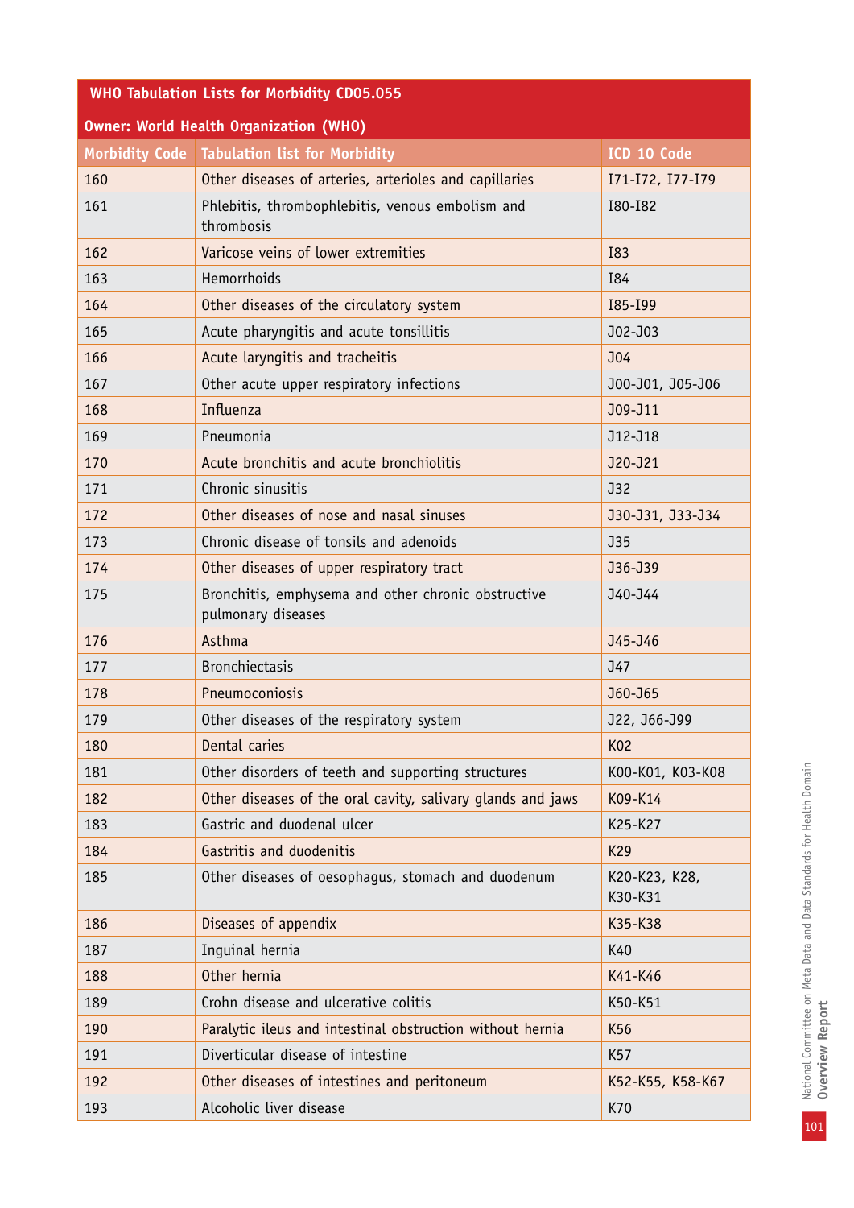| WHO Tabulation Lists for Morbidity CD05.055 | | |
|---|---|---|
| Owner: World Health Organization (WHO) | | |
| **Morbidity Code** | **Tabulation list for Morbidity** | **ICD 10 Code** |
| 160 | Other diseases of arteries, arterioles and capillaries | I71-I72, I77-I79 |
| 161 | Phlebitis, thrombophlebitis, venous embolism and thrombosis | I80-I82 |
| 162 | Varicose veins of lower extremities | I83 |
| 163 | Hemorrhoids | I84 |
| 164 | Other diseases of the circulatory system | I85-I99 |
| 165 | Acute pharyngitis and acute tonsillitis | J02-J03 |
| 166 | Acute laryngitis and tracheitis | J04 |
| 167 | Other acute upper respiratory infections | J00-J01, J05-J06 |
| 168 | Influenza | J09-J11 |
| 169 | Pneumonia | J12-J18 |
| 170 | Acute bronchitis and acute bronchiolitis | J20-J21 |
| 171 | Chronic sinusitis | J32 |
| 172 | Other diseases of nose and nasal sinuses | J30-J31, J33-J34 |
| 173 | Chronic disease of tonsils and adenoids | J35 |
| 174 | Other diseases of upper respiratory tract | J36-J39 |
| 175 | Bronchitis, emphysema and other chronic obstructive pulmonary diseases | J40-J44 |
| 176 | Asthma | J45-J46 |
| 177 | Bronchiectasis | J47 |
| 178 | Pneumoconiosis | J60-J65 |
| 179 | Other diseases of the respiratory system | J22, J66-J99 |
| 180 | Dental caries | K02 |
| 181 | Other disorders of teeth and supporting structures | K00-K01, K03-K08 |
| 182 | Other diseases of the oral cavity, salivary glands and jaws | K09-K14 |
| 183 | Gastric and duodenal ulcer | K25-K27 |
| 184 | Gastritis and duodenitis | K29 |
| 185 | Other diseases of oesophagus, stomach and duodenum | K20-K23, K28, K30-K31 |
| 186 | Diseases of appendix | K35-K38 |
| 187 | Inguinal hernia | K40 |
| 188 | Other hernia | K41-K46 |
| 189 | Crohn disease and ulcerative colitis | K50-K51 |
| 190 | Paralytic ileus and intestinal obstruction without hernia | K56 |
| 191 | Diverticular disease of intestine | K57 |
| 192 | Other diseases of intestines and peritoneum | K52-K55, K58-K67 |
| 193 | Alcoholic liver disease | K70 |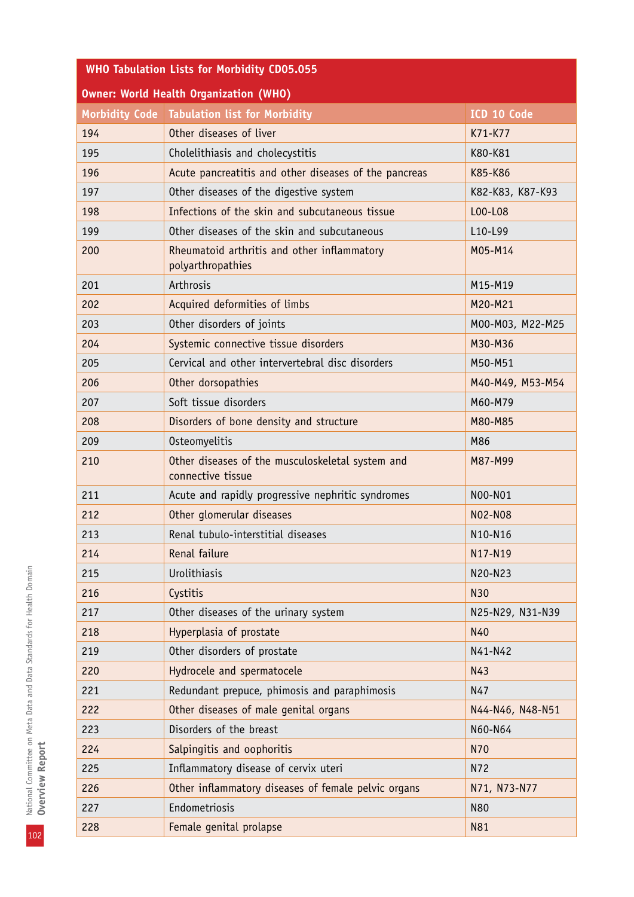| WHO Tabulation Lists for Morbidity CD05.055 | | |
|---|---|---|
| **Owner: World Health Organization (WHO)** | | |
| **Morbidity Code** | **Tabulation list for Morbidity** | **ICD 10 Code** |
| 194 | Other diseases of liver | K71-K77 |
| 195 | Cholelithiasis and cholecystitis | K80-K81 |
| 196 | Acute pancreatitis and other diseases of the pancreas | K85-K86 |
| 197 | Other diseases of the digestive system | K82-K83, K87-K93 |
| 198 | Infections of the skin and subcutaneous tissue | L00-L08 |
| 199 | Other diseases of the skin and subcutaneous | L10-L99 |
| 200 | Rheumatoid arthritis and other inflammatory polyarthropathies | M05-M14 |
| 201 | Arthrosis | M15-M19 |
| 202 | Acquired deformities of limbs | M20-M21 |
| 203 | Other disorders of joints | M00-M03, M22-M25 |
| 204 | Systemic connective tissue disorders | M30-M36 |
| 205 | Cervical and other intervertebral disc disorders | M50-M51 |
| 206 | Other dorsopathies | M40-M49, M53-M54 |
| 207 | Soft tissue disorders | M60-M79 |
| 208 | Disorders of bone density and structure | M80-M85 |
| 209 | Osteomyelitis | M86 |
| 210 | Other diseases of the musculoskeletal system and connective tissue | M87-M99 |
| 211 | Acute and rapidly progressive nephritic syndromes | N00-N01 |
| 212 | Other glomerular diseases | N02-N08 |
| 213 | Renal tubulo-interstitial diseases | N10-N16 |
| 214 | Renal failure | N17-N19 |
| 215 | Urolithiasis | N20-N23 |
| 216 | Cystitis | N30 |
| 217 | Other diseases of the urinary system | N25-N29, N31-N39 |
| 218 | Hyperplasia of prostate | N40 |
| 219 | Other disorders of prostate | N41-N42 |
| 220 | Hydrocele and spermatocele | N43 |
| 221 | Redundant prepuce, phimosis and paraphimosis | N47 |
| 222 | Other diseases of male genital organs | N44-N46, N48-N51 |
| 223 | Disorders of the breast | N60-N64 |
| 224 | Salpingitis and oophoritis | N70 |
| 225 | Inflammatory disease of cervix uteri | N72 |
| 226 | Other inflammatory diseases of female pelvic organs | N71, N73-N77 |
| 227 | Endometriosis | N80 |
| 228 | Female genital prolapse | N81 |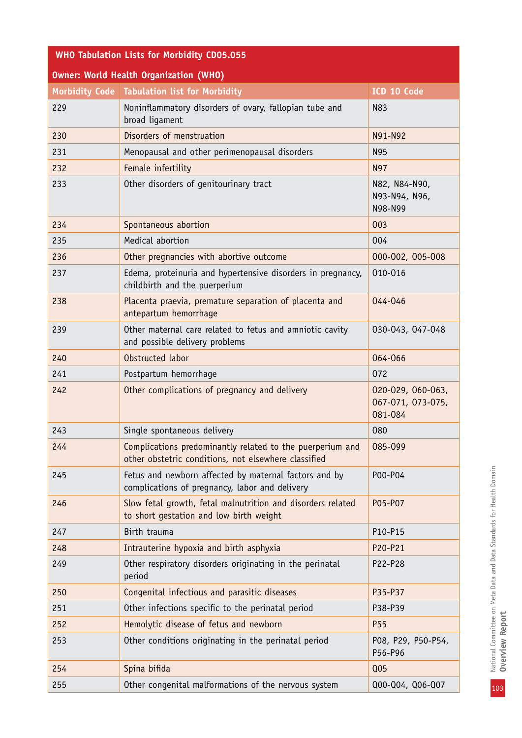| WHO Tabulation Lists for Morbidity CD05.055 | | |
|---|---|---|
| **Owner: World Health Organization (WHO)** | | |
| **Morbidity Code** | **Tabulation list for Morbidity** | **ICD 10 Code** |
| 229 | Noninflammatory disorders of ovary, fallopian tube and broad ligament | N83 |
| 230 | Disorders of menstruation | N91-N92 |
| 231 | Menopausal and other perimenopausal disorders | N95 |
| 232 | Female infertility | N97 |
| 233 | Other disorders of genitourinary tract | N82, N84-N90, N93-N94, N96, N98-N99 |
| 234 | Spontaneous abortion | 003 |
| 235 | Medical abortion | 004 |
| 236 | Other pregnancies with abortive outcome | 000-002, 005-008 |
| 237 | Edema, proteinuria and hypertensive disorders in pregnancy, childbirth and the puerperium | 010-016 |
| 238 | Placenta praevia, premature separation of placenta and antepartum hemorrhage | 044-046 |
| 239 | Other maternal care related to fetus and amniotic cavity and possible delivery problems | 030-043, 047-048 |
| 240 | Obstructed labor | 064-066 |
| 241 | Postpartum hemorrhage | 072 |
| 242 | Other complications of pregnancy and delivery | 020-029, 060-063, 067-071, 073-075, 081-084 |
| 243 | Single spontaneous delivery | 080 |
| 244 | Complications predominantly related to the puerperium and other obstetric conditions, not elsewhere classified | 085-099 |
| 245 | Fetus and newborn affected by maternal factors and by complications of pregnancy, labor and delivery | P00-P04 |
| 246 | Slow fetal growth, fetal malnutrition and disorders related to short gestation and low birth weight | P05-P07 |
| 247 | Birth trauma | P10-P15 |
| 248 | Intrauterine hypoxia and birth asphyxia | P20-P21 |
| 249 | Other respiratory disorders originating in the perinatal period | P22-P28 |
| 250 | Congenital infectious and parasitic diseases | P35-P37 |
| 251 | Other infections specific to the perinatal period | P38-P39 |
| 252 | Hemolytic disease of fetus and newborn | P55 |
| 253 | Other conditions originating in the perinatal period | P08, P29, P50-P54, P56-P96 |
| 254 | Spina bifida | Q05 |
| 255 | Other congenital malformations of the nervous system | Q00-Q04, Q06-Q07 |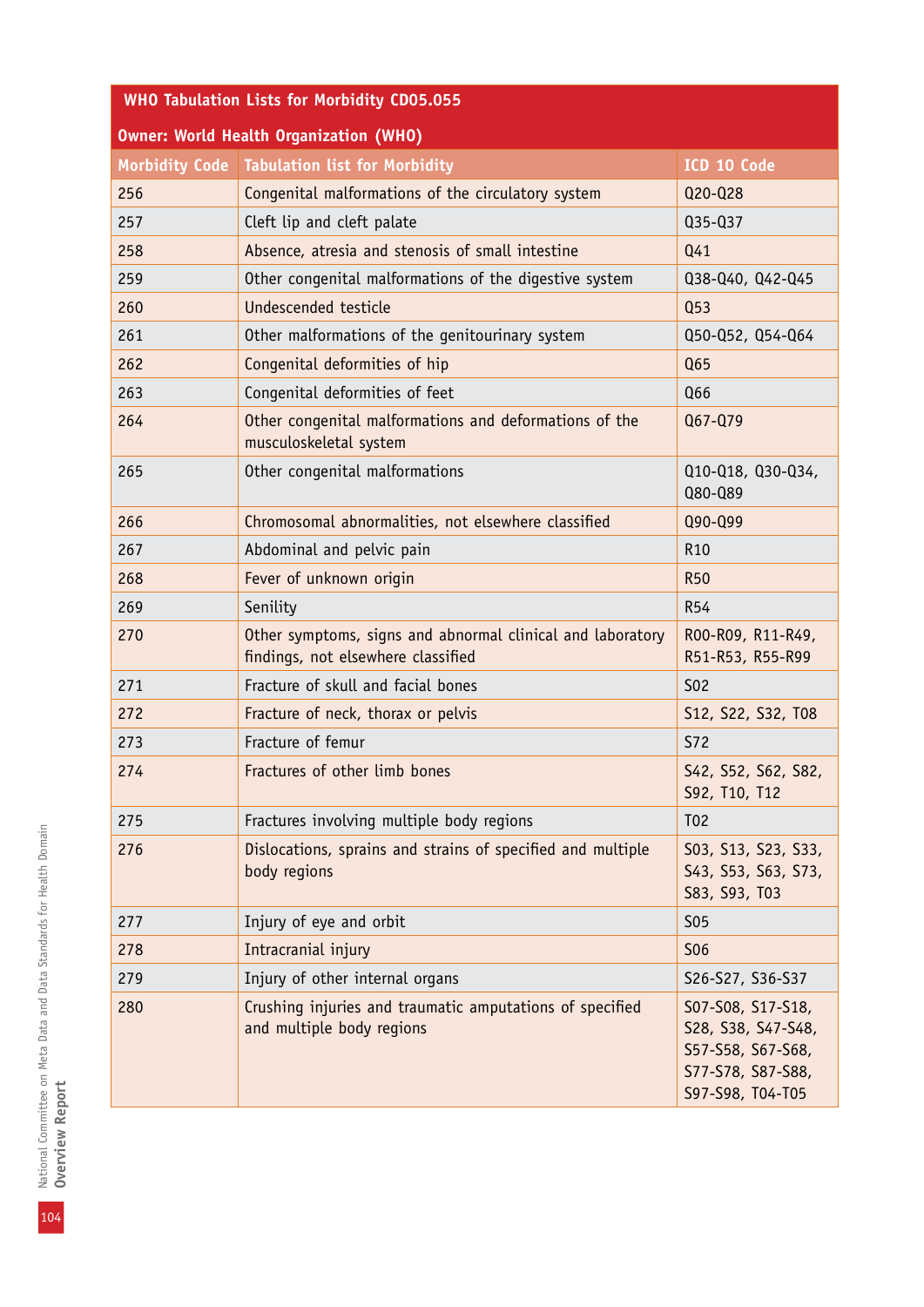| WHO Tabulation Lists for Morbidity CD05.055 | | |
|---|---|---|
| Owner: World Health Organization (WHO) | | |
| Morbidity Code | Tabulation list for Morbidity | ICD 10 Code |
| 256 | Congenital malformations of the circulatory system | Q20-Q28 |
| 257 | Cleft lip and cleft palate | Q35-Q37 |
| 258 | Absence, atresia and stenosis of small intestine | Q41 |
| 259 | Other congenital malformations of the digestive system | Q38-Q40, Q42-Q45 |
| 260 | Undescended testicle | Q53 |
| 261 | Other malformations of the genitourinary system | Q50-Q52, Q54-Q64 |
| 262 | Congenital deformities of hip | Q65 |
| 263 | Congenital deformities of feet | Q66 |
| 264 | Other congenital malformations and deformations of the musculoskeletal system | Q67-Q79 |
| 265 | Other congenital malformations | Q10-Q18, Q30-Q34, Q80-Q89 |
| 266 | Chromosomal abnormalities, not elsewhere classified | Q90-Q99 |
| 267 | Abdominal and pelvic pain | R10 |
| 268 | Fever of unknown origin | R50 |
| 269 | Senility | R54 |
| 270 | Other symptoms, signs and abnormal clinical and laboratory findings, not elsewhere classified | R00-R09, R11-R49, R51-R53, R55-R99 |
| 271 | Fracture of skull and facial bones | S02 |
| 272 | Fracture of neck, thorax or pelvis | S12, S22, S32, T08 |
| 273 | Fracture of femur | S72 |
| 274 | Fractures of other limb bones | S42, S52, S62, S82, S92, T10, T12 |
| 275 | Fractures involving multiple body regions | T02 |
| 276 | Dislocations, sprains and strains of specified and multiple body regions | S03, S13, S23, S33, S43, S53, S63, S73, S83, S93, T03 |
| 277 | Injury of eye and orbit | S05 |
| 278 | Intracranial injury | S06 |
| 279 | Injury of other internal organs | S26-S27, S36-S37 |
| 280 | Crushing injuries and traumatic amputations of specified and multiple body regions | S07-S08, S17-S18, S28, S38, S47-S48, S57-S58, S67-S68, S77-S78, S87-S88, S97-S98, T04-T05 |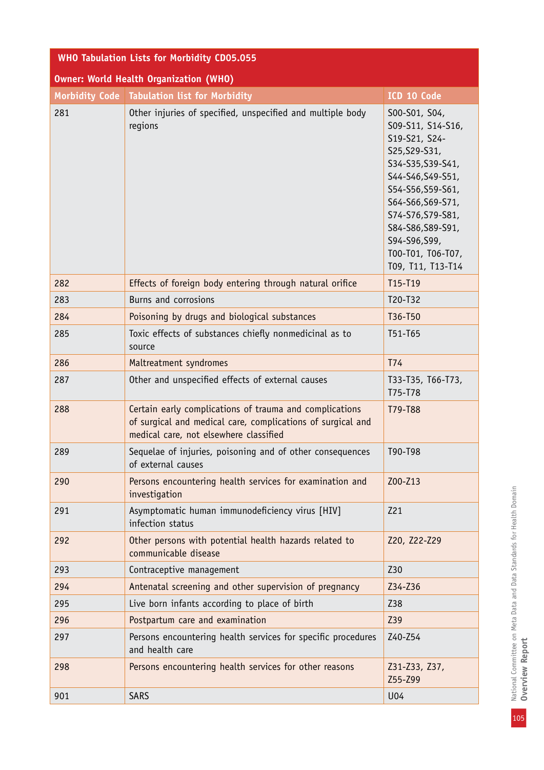| WHO Tabulation Lists for Morbidity CD05.055 | | |
|---|---|---|
| **Owner: World Health Organization (WHO)** | | |
| **Morbidity Code** | **Tabulation list for Morbidity** | **ICD 10 Code** |
| 281 | Other injuries of specified, unspecified and multiple body regions | S00-S01, S04, S09-S11, S14-S16, S19-S21, S24-S25,S29-S31, S34-S35,S39-S41, S44-S46,S49-S51, S54-S56,S59-S61, S64-S66,S69-S71, S74-S76,S79-S81, S84-S86,S89-S91, S94-S96,S99, T00-T01, T06-T07, T09, T11, T13-T14 |
| 282 | Effects of foreign body entering through natural orifice | T15-T19 |
| 283 | Burns and corrosions | T20-T32 |
| 284 | Poisoning by drugs and biological substances | T36-T50 |
| 285 | Toxic effects of substances chiefly nonmedicinal as to source | T51-T65 |
| 286 | Maltreatment syndromes | T74 |
| 287 | Other and unspecified effects of external causes | T33-T35, T66-T73, T75-T78 |
| 288 | Certain early complications of trauma and complications of surgical and medical care, complications of surgical and medical care, not elsewhere classified | T79-T88 |
| 289 | Sequelae of injuries, poisoning and of other consequences of external causes | T90-T98 |
| 290 | Persons encountering health services for examination and investigation | Z00-Z13 |
| 291 | Asymptomatic human immunodeficiency virus [HIV] infection status | Z21 |
| 292 | Other persons with potential health hazards related to communicable disease | Z20, Z22-Z29 |
| 293 | Contraceptive management | Z30 |
| 294 | Antenatal screening and other supervision of pregnancy | Z34-Z36 |
| 295 | Live born infants according to place of birth | Z38 |
| 296 | Postpartum care and examination | Z39 |
| 297 | Persons encountering health services for specific procedures and health care | Z40-Z54 |
| 298 | Persons encountering health services for other reasons | Z31-Z33, Z37, Z55-Z99 |
| 901 | SARS | U04 |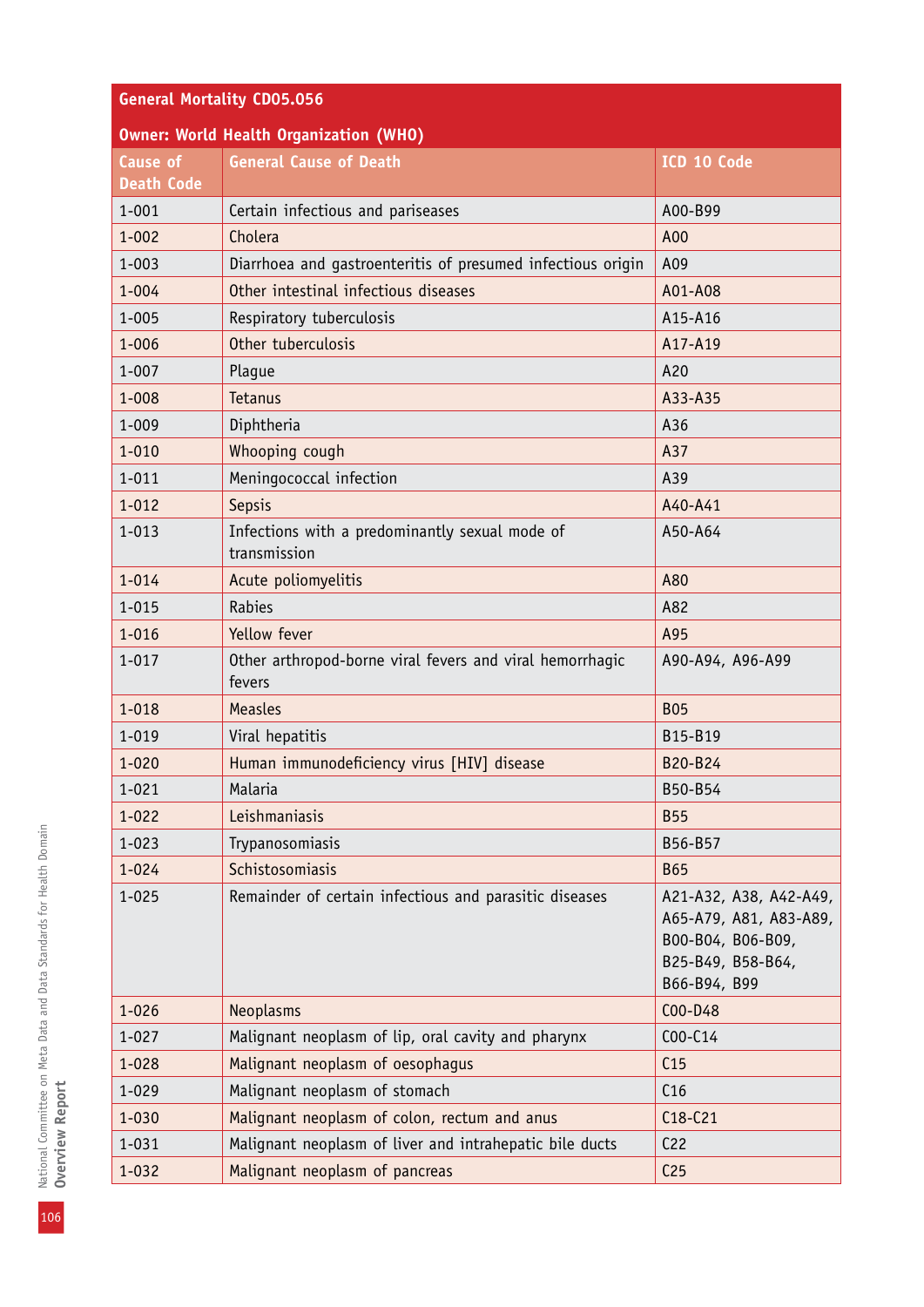| General Mortality CD05.056 | | |
|---|---|---|
| **Owner: World Health Organization (WHO)** | | |
| **Cause of Death Code** | **General Cause of Death** | **ICD 10 Code** |
| 1-001 | Certain infectious and pariseases | A00-B99 |
| 1-002 | Cholera | A00 |
| 1-003 | Diarrhoea and gastroenteritis of presumed infectious origin | A09 |
| 1-004 | Other intestinal infectious diseases | A01-A08 |
| 1-005 | Respiratory tuberculosis | A15-A16 |
| 1-006 | Other tuberculosis | A17-A19 |
| 1-007 | Plague | A20 |
| 1-008 | Tetanus | A33-A35 |
| 1-009 | Diphtheria | A36 |
| 1-010 | Whooping cough | A37 |
| 1-011 | Meningococcal infection | A39 |
| 1-012 | Sepsis | A40-A41 |
| 1-013 | Infections with a predominantly sexual mode of transmission | A50-A64 |
| 1-014 | Acute poliomyelitis | A80 |
| 1-015 | Rabies | A82 |
| 1-016 | Yellow fever | A95 |
| 1-017 | Other arthropod-borne viral fevers and viral hemorrhagic fevers | A90-A94, A96-A99 |
| 1-018 | Measles | B05 |
| 1-019 | Viral hepatitis | B15-B19 |
| 1-020 | Human immunodeficiency virus [HIV] disease | B20-B24 |
| 1-021 | Malaria | B50-B54 |
| 1-022 | Leishmaniasis | B55 |
| 1-023 | Trypanosomiasis | B56-B57 |
| 1-024 | Schistosomiasis | B65 |
| 1-025 | Remainder of certain infectious and parasitic diseases | A21-A32, A38, A42-A49, A65-A79, A81, A83-A89, B00-B04, B06-B09, B25-B49, B58-B64, B66-B94, B99 |
| 1-026 | Neoplasms | C00-D48 |
| 1-027 | Malignant neoplasm of lip, oral cavity and pharynx | C00-C14 |
| 1-028 | Malignant neoplasm of oesophagus | C15 |
| 1-029 | Malignant neoplasm of stomach | C16 |
| 1-030 | Malignant neoplasm of colon, rectum and anus | C18-C21 |
| 1-031 | Malignant neoplasm of liver and intrahepatic bile ducts | C22 |
| 1-032 | Malignant neoplasm of pancreas | C25 |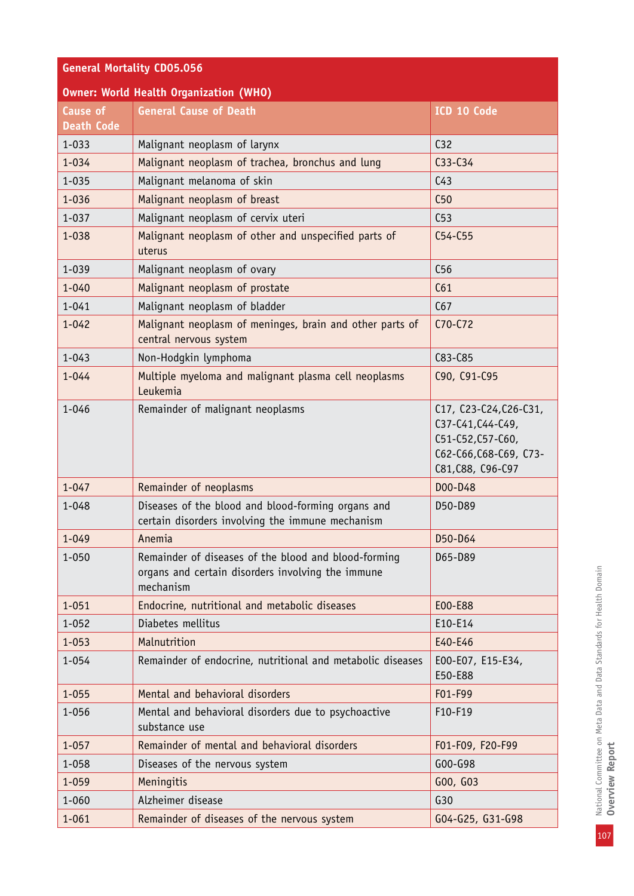| General Mortality CD05.056 | | |
|---|---|---|
| **Owner: World Health Organization (WHO)** | | |
| **Cause of Death Code** | **General Cause of Death** | **ICD 10 Code** |
| 1-033 | Malignant neoplasm of larynx | C32 |
| 1-034 | Malignant neoplasm of trachea, bronchus and lung | C33-C34 |
| 1-035 | Malignant melanoma of skin | C43 |
| 1-036 | Malignant neoplasm of breast | C50 |
| 1-037 | Malignant neoplasm of cervix uteri | C53 |
| 1-038 | Malignant neoplasm of other and unspecified parts of uterus | C54-C55 |
| 1-039 | Malignant neoplasm of ovary | C56 |
| 1-040 | Malignant neoplasm of prostate | C61 |
| 1-041 | Malignant neoplasm of bladder | C67 |
| 1-042 | Malignant neoplasm of meninges, brain and other parts of central nervous system | C70-C72 |
| 1-043 | Non-Hodgkin lymphoma | C83-C85 |
| 1-044 | Multiple myeloma and malignant plasma cell neoplasms Leukemia | C90, C91-C95 |
| 1-046 | Remainder of malignant neoplasms | C17, C23-C24,C26-C31, C37-C41,C44-C49, C51-C52,C57-C60, C62-C66,C68-C69, C73-C81,C88, C96-C97 |
| 1-047 | Remainder of neoplasms | D00-D48 |
| 1-048 | Diseases of the blood and blood-forming organs and certain disorders involving the immune mechanism | D50-D89 |
| 1-049 | Anemia | D50-D64 |
| 1-050 | Remainder of diseases of the blood and blood-forming organs and certain disorders involving the immune mechanism | D65-D89 |
| 1-051 | Endocrine, nutritional and metabolic diseases | E00-E88 |
| 1-052 | Diabetes mellitus | E10-E14 |
| 1-053 | Malnutrition | E40-E46 |
| 1-054 | Remainder of endocrine, nutritional and metabolic diseases | E00-E07, E15-E34, E50-E88 |
| 1-055 | Mental and behavioral disorders | F01-F99 |
| 1-056 | Mental and behavioral disorders due to psychoactive substance use | F10-F19 |
| 1-057 | Remainder of mental and behavioral disorders | F01-F09, F20-F99 |
| 1-058 | Diseases of the nervous system | G00-G98 |
| 1-059 | Meningitis | G00, G03 |
| 1-060 | Alzheimer disease | G30 |
| 1-061 | Remainder of diseases of the nervous system | G04-G25, G31-G98 |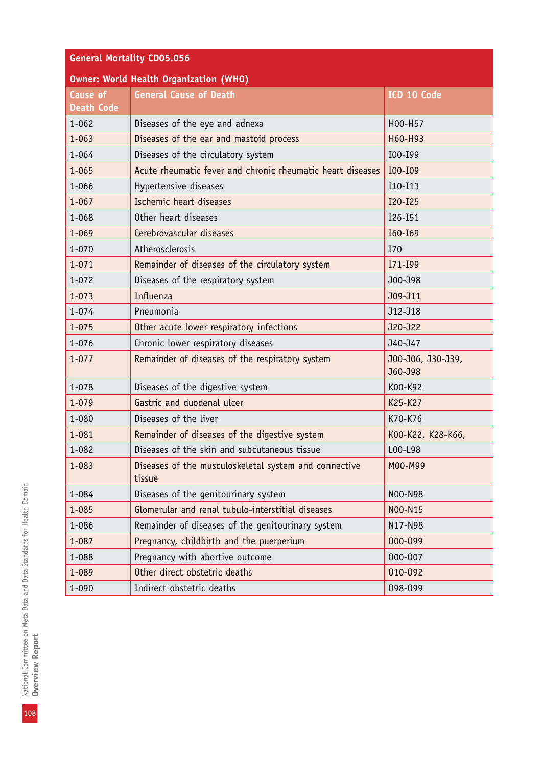| General Mortality CD05.056 | | |
|---|---|---|
| **Owner: World Health Organization (WHO)** | | |
| **Cause of Death Code** | **General Cause of Death** | **ICD 10 Code** |
| 1-062 | Diseases of the eye and adnexa | H00-H57 |
| 1-063 | Diseases of the ear and mastoid process | H60-H93 |
| 1-064 | Diseases of the circulatory system | I00-I99 |
| 1-065 | Acute rheumatic fever and chronic rheumatic heart diseases | I00-I09 |
| 1-066 | Hypertensive diseases | I10-I13 |
| 1-067 | Ischemic heart diseases | I20-I25 |
| 1-068 | Other heart diseases | I26-I51 |
| 1-069 | Cerebrovascular diseases | I60-I69 |
| 1-070 | Atherosclerosis | I70 |
| 1-071 | Remainder of diseases of the circulatory system | I71-I99 |
| 1-072 | Diseases of the respiratory system | J00-J98 |
| 1-073 | Influenza | J09-J11 |
| 1-074 | Pneumonia | J12-J18 |
| 1-075 | Other acute lower respiratory infections | J20-J22 |
| 1-076 | Chronic lower respiratory diseases | J40-J47 |
| 1-077 | Remainder of diseases of the respiratory system | J00-J06, J30-J39, J60-J98 |
| 1-078 | Diseases of the digestive system | K00-K92 |
| 1-079 | Gastric and duodenal ulcer | K25-K27 |
| 1-080 | Diseases of the liver | K70-K76 |
| 1-081 | Remainder of diseases of the digestive system | K00-K22, K28-K66, |
| 1-082 | Diseases of the skin and subcutaneous tissue | L00-L98 |
| 1-083 | Diseases of the musculoskeletal system and connective tissue | M00-M99 |
| 1-084 | Diseases of the genitourinary system | N00-N98 |
| 1-085 | Glomerular and renal tubulo-interstitial diseases | N00-N15 |
| 1-086 | Remainder of diseases of the genitourinary system | N17-N98 |
| 1-087 | Pregnancy, childbirth and the puerperium | O00-O99 |
| 1-088 | Pregnancy with abortive outcome | O00-O07 |
| 1-089 | Other direct obstetric deaths | O10-O92 |
| 1-090 | Indirect obstetric deaths | O98-O99 |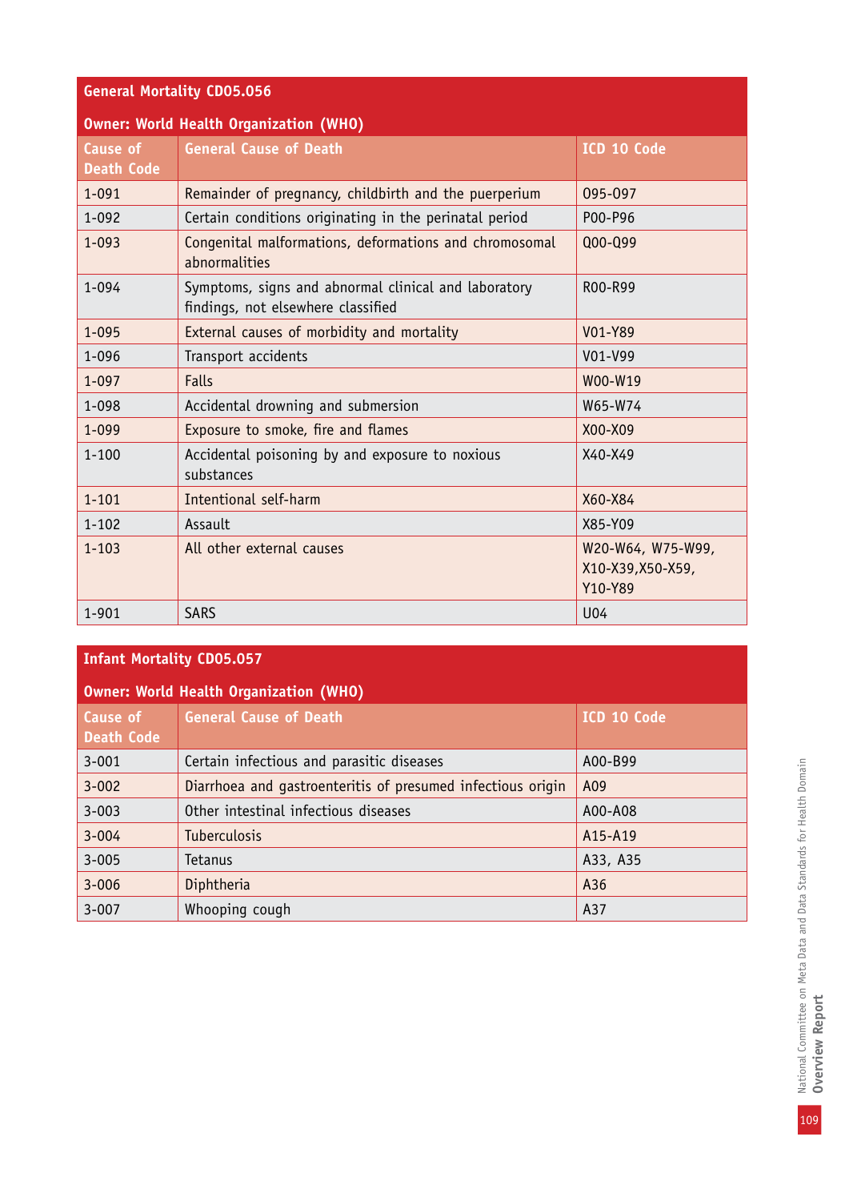**General Mortality CD05.056**

**Owner: World Health Organization (WHO)**

| Cause of Death Code | General Cause of Death | ICD 10 Code |
|---|---|---|
| 1-091 | Remainder of pregnancy, childbirth and the puerperium | O95-O97 |
| 1-092 | Certain conditions originating in the perinatal period | P00-P96 |
| 1-093 | Congenital malformations, deformations and chromosomal abnormalities | Q00-Q99 |
| 1-094 | Symptoms, signs and abnormal clinical and laboratory findings, not elsewhere classified | R00-R99 |
| 1-095 | External causes of morbidity and mortality | V01-Y89 |
| 1-096 | Transport accidents | V01-V99 |
| 1-097 | Falls | W00-W19 |
| 1-098 | Accidental drowning and submersion | W65-W74 |
| 1-099 | Exposure to smoke, fire and flames | X00-X09 |
| 1-100 | Accidental poisoning by and exposure to noxious substances | X40-X49 |
| 1-101 | Intentional self-harm | X60-X84 |
| 1-102 | Assault | X85-Y09 |
| 1-103 | All other external causes | W20-W64, W75-W99, X10-X39,X50-X59, Y10-Y89 |
| 1-901 | SARS | U04 |

**Infant Mortality CD05.057**

**Owner: World Health Organization (WHO)**

| Cause of Death Code | General Cause of Death | ICD 10 Code |
|---|---|---|
| 3-001 | Certain infectious and parasitic diseases | A00-B99 |
| 3-002 | Diarrhoea and gastroenteritis of presumed infectious origin | A09 |
| 3-003 | Other intestinal infectious diseases | A00-A08 |
| 3-004 | Tuberculosis | A15-A19 |
| 3-005 | Tetanus | A33, A35 |
| 3-006 | Diphtheria | A36 |
| 3-007 | Whooping cough | A37 |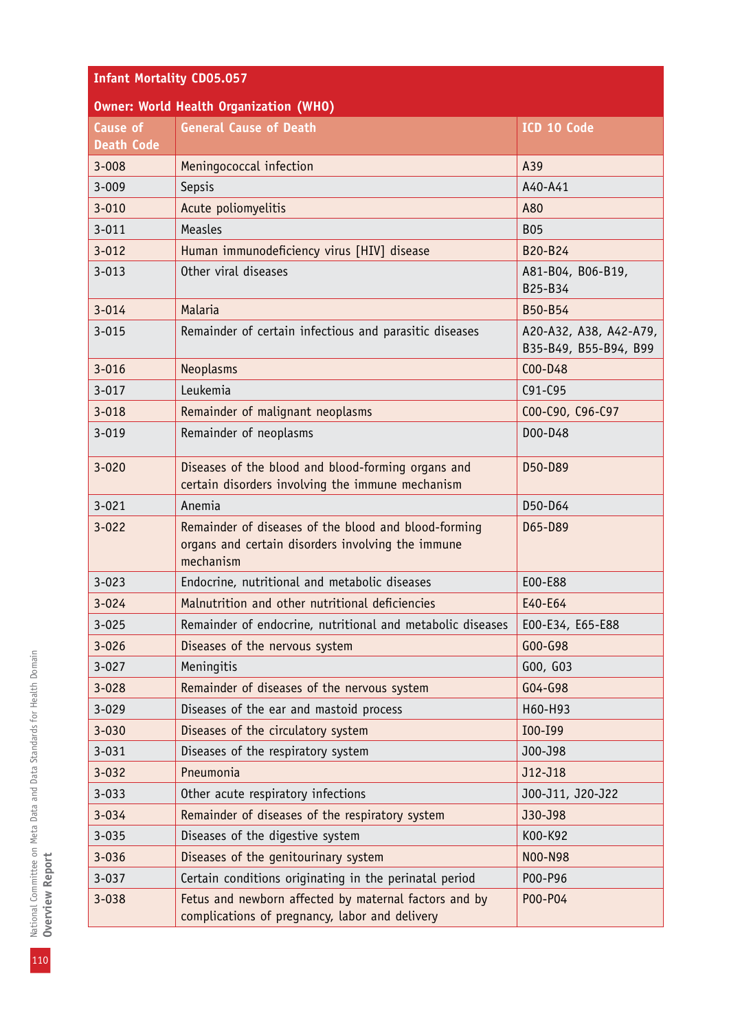**Infant Mortality CD05.057**

**Owner: World Health Organization (WHO)**

| Cause of Death Code | General Cause of Death | ICD 10 Code |
|---|---|---|
| 3-008 | Meningococcal infection | A39 |
| 3-009 | Sepsis | A40-A41 |
| 3-010 | Acute poliomyelitis | A80 |
| 3-011 | Measles | B05 |
| 3-012 | Human immunodeficiency virus [HIV] disease | B20-B24 |
| 3-013 | Other viral diseases | A81-B04, B06-B19, B25-B34 |
| 3-014 | Malaria | B50-B54 |
| 3-015 | Remainder of certain infectious and parasitic diseases | A20-A32, A38, A42-A79, B35-B49, B55-B94, B99 |
| 3-016 | Neoplasms | C00-D48 |
| 3-017 | Leukemia | C91-C95 |
| 3-018 | Remainder of malignant neoplasms | C00-C90, C96-C97 |
| 3-019 | Remainder of neoplasms | D00-D48 |
| 3-020 | Diseases of the blood and blood-forming organs and certain disorders involving the immune mechanism | D50-D89 |
| 3-021 | Anemia | D50-D64 |
| 3-022 | Remainder of diseases of the blood and blood-forming organs and certain disorders involving the immune mechanism | D65-D89 |
| 3-023 | Endocrine, nutritional and metabolic diseases | E00-E88 |
| 3-024 | Malnutrition and other nutritional deficiencies | E40-E64 |
| 3-025 | Remainder of endocrine, nutritional and metabolic diseases | E00-E34, E65-E88 |
| 3-026 | Diseases of the nervous system | G00-G98 |
| 3-027 | Meningitis | G00, G03 |
| 3-028 | Remainder of diseases of the nervous system | G04-G98 |
| 3-029 | Diseases of the ear and mastoid process | H60-H93 |
| 3-030 | Diseases of the circulatory system | I00-I99 |
| 3-031 | Diseases of the respiratory system | J00-J98 |
| 3-032 | Pneumonia | J12-J18 |
| 3-033 | Other acute respiratory infections | J00-J11, J20-J22 |
| 3-034 | Remainder of diseases of the respiratory system | J30-J98 |
| 3-035 | Diseases of the digestive system | K00-K92 |
| 3-036 | Diseases of the genitourinary system | N00-N98 |
| 3-037 | Certain conditions originating in the perinatal period | P00-P96 |
| 3-038 | Fetus and newborn affected by maternal factors and by complications of pregnancy, labor and delivery | P00-P04 |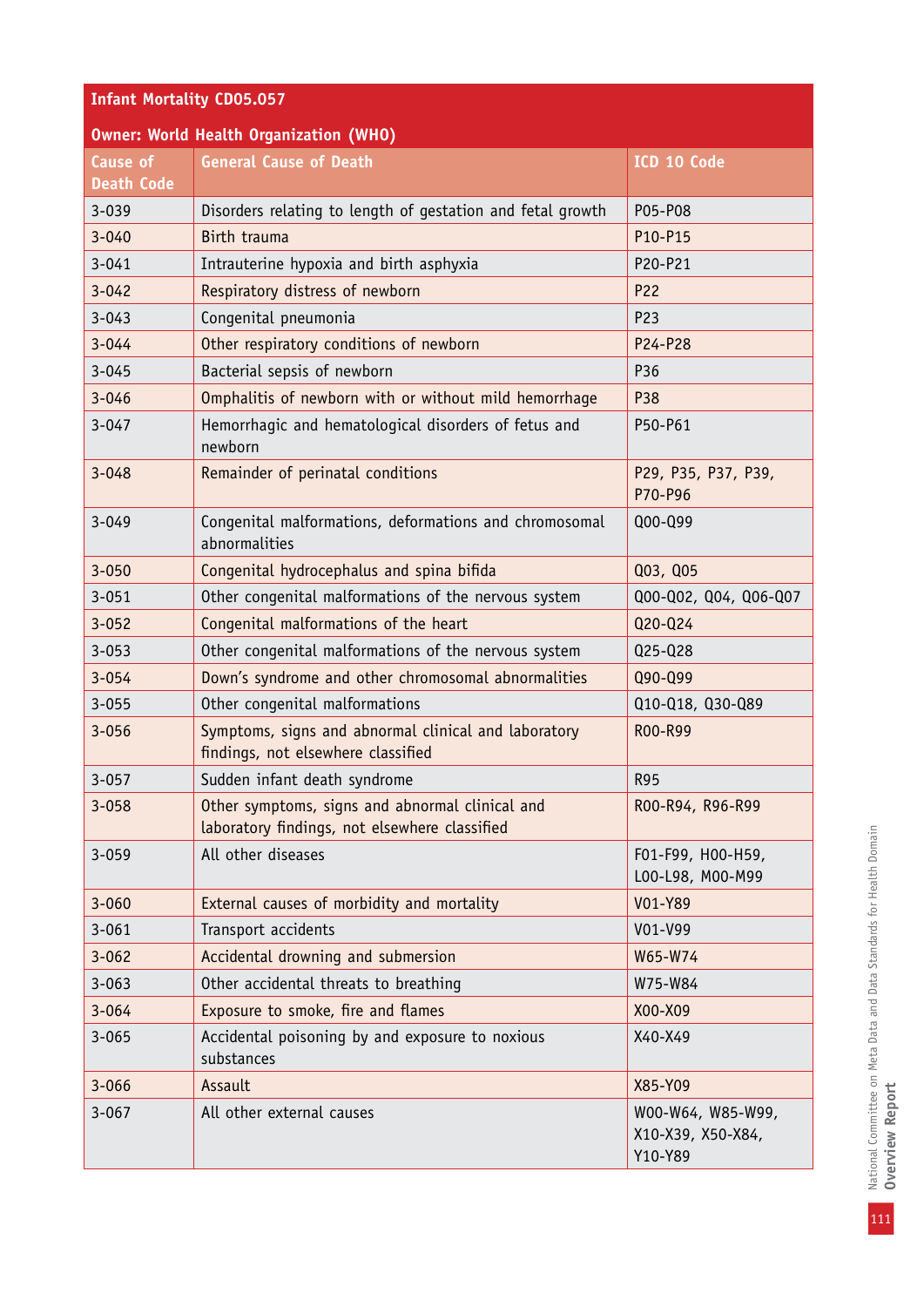| Infant Mortality CD05.057 | | |
|---|---|---|
| **Owner: World Health Organization (WHO)** | | |
| **Cause of Death Code** | **General Cause of Death** | **ICD 10 Code** |
| 3-039 | Disorders relating to length of gestation and fetal growth | P05-P08 |
| 3-040 | Birth trauma | P10-P15 |
| 3-041 | Intrauterine hypoxia and birth asphyxia | P20-P21 |
| 3-042 | Respiratory distress of newborn | P22 |
| 3-043 | Congenital pneumonia | P23 |
| 3-044 | Other respiratory conditions of newborn | P24-P28 |
| 3-045 | Bacterial sepsis of newborn | P36 |
| 3-046 | Omphalitis of newborn with or without mild hemorrhage | P38 |
| 3-047 | Hemorrhagic and hematological disorders of fetus and newborn | P50-P61 |
| 3-048 | Remainder of perinatal conditions | P29, P35, P37, P39, P70-P96 |
| 3-049 | Congenital malformations, deformations and chromosomal abnormalities | Q00-Q99 |
| 3-050 | Congenital hydrocephalus and spina bifida | Q03, Q05 |
| 3-051 | Other congenital malformations of the nervous system | Q00-Q02, Q04, Q06-Q07 |
| 3-052 | Congenital malformations of the heart | Q20-Q24 |
| 3-053 | Other congenital malformations of the nervous system | Q25-Q28 |
| 3-054 | Down's syndrome and other chromosomal abnormalities | Q90-Q99 |
| 3-055 | Other congenital malformations | Q10-Q18, Q30-Q89 |
| 3-056 | Symptoms, signs and abnormal clinical and laboratory findings, not elsewhere classified | R00-R99 |
| 3-057 | Sudden infant death syndrome | R95 |
| 3-058 | Other symptoms, signs and abnormal clinical and laboratory findings, not elsewhere classified | R00-R94, R96-R99 |
| 3-059 | All other diseases | F01-F99, H00-H59, L00-L98, M00-M99 |
| 3-060 | External causes of morbidity and mortality | V01-Y89 |
| 3-061 | Transport accidents | V01-V99 |
| 3-062 | Accidental drowning and submersion | W65-W74 |
| 3-063 | Other accidental threats to breathing | W75-W84 |
| 3-064 | Exposure to smoke, fire and flames | X00-X09 |
| 3-065 | Accidental poisoning by and exposure to noxious substances | X40-X49 |
| 3-066 | Assault | X85-Y09 |
| 3-067 | All other external causes | W00-W64, W85-W99, X10-X39, X50-X84, Y10-Y89 |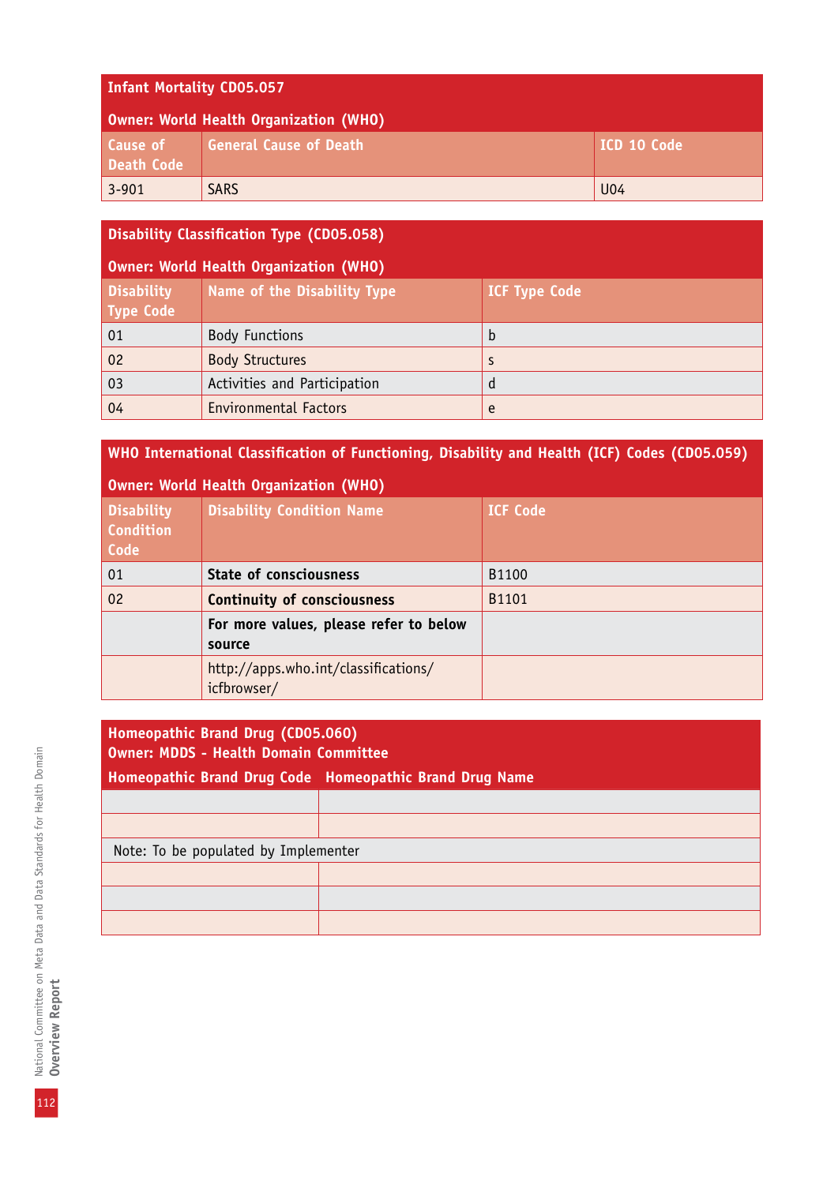| Infant Mortality CD05.057 | | |
|---|---|---|
| **Owner: World Health Organization (WHO)** | | |
| **Cause of Death Code** | **General Cause of Death** | **ICD 10 Code** |
| 3-901 | SARS | U04 |

| Disability Classification Type (CD05.058) | | |
|---|---|---|
| **Owner: World Health Organization (WHO)** | | |
| **Disability Type Code** | **Name of the Disability Type** | **ICF Type Code** |
| 01 | Body Functions | b |
| 02 | Body Structures | s |
| 03 | Activities and Participation | d |
| 04 | Environmental Factors | e |

| WHO International Classification of Functioning, Disability and Health (ICF) Codes (CD05.059) | | |
|---|---|---|
| **Owner: World Health Organization (WHO)** | | |
| **Disability Condition Code** | **Disability Condition Name** | **ICF Code** |
| 01 | **State of consciousness** | B1100 |
| 02 | **Continuity of consciousness** | B1101 |
| | **For more values, please refer to below source** | |
| | http://apps.who.int/classifications/icfbrowser/ | |

| Homeopathic Brand Drug (CD05.060) | |
|---|---|
| **Owner: MDDS - Health Domain Committee** | |
| **Homeopathic Brand Drug Code** | **Homeopathic Brand Drug Name** |
| | |
| | |
| Note: To be populated by Implementer | |
| | |
| | |
| | |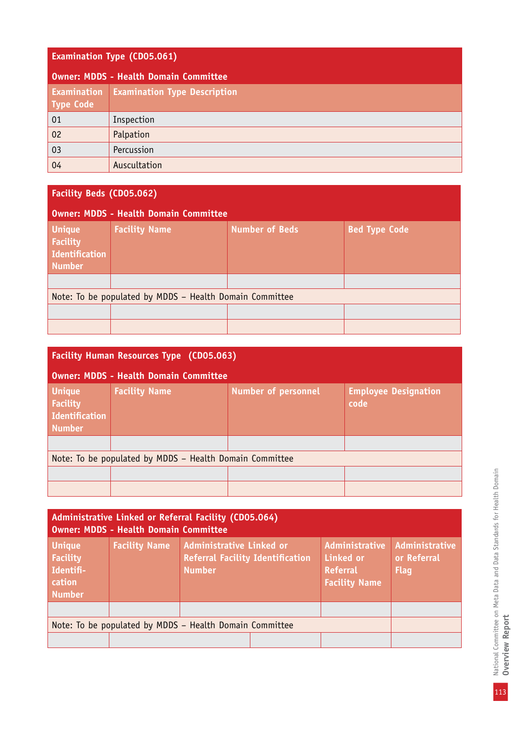## Examination Type (CD05.061)

**Owner: MDDS - Health Domain Committee**

| Examination Type Code | Examination Type Description |
|---|---|
| 01 | Inspection |
| 02 | Palpation |
| 03 | Percussion |
| 04 | Auscultation |

## Facility Beds (CD05.062)

**Owner: MDDS - Health Domain Committee**

| Unique Facility Identification Number | Facility Name | Number of Beds | Bed Type Code |
|---|---|---|---|
| | | | |
| Note: To be populated by MDDS – Health Domain Committee | | | |
| | | | |
| | | | |

## Facility Human Resources Type (CD05.063)

**Owner: MDDS - Health Domain Committee**

| Unique Facility Identification Number | Facility Name | Number of personnel | Employee Designation code |
|---|---|---|---|
| | | | |
| Note: To be populated by MDDS – Health Domain Committee | | | |
| | | | |
| | | | |

## Administrative Linked or Referral Facility (CD05.064)

**Owner: MDDS - Health Domain Committee**

| Unique Facility Identification Number | Facility Name | Administrative Linked or Referral Facility Identification Number | Administrative Linked or Referral Facility Name | Administrative or Referral Flag |
|---|---|---|---|---|
| | | | | |
| Note: To be populated by MDDS – Health Domain Committee | | | | |
| | | | | |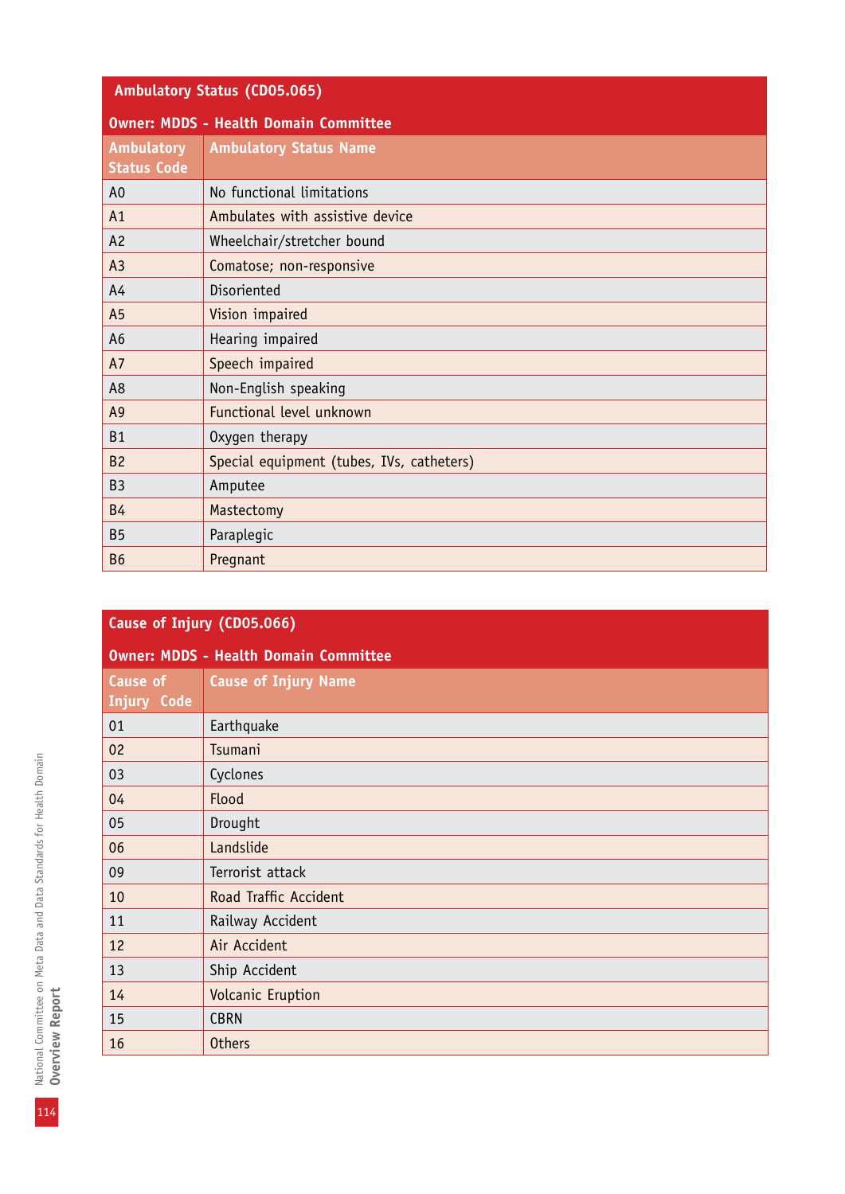| Ambulatory Status (CD05.065) | |
|---|---|
| **Owner: MDDS - Health Domain Committee** | |
| **Ambulatory Status Code** | **Ambulatory Status Name** |
| A0 | No functional limitations |
| A1 | Ambulates with assistive device |
| A2 | Wheelchair/stretcher bound |
| A3 | Comatose; non-responsive |
| A4 | Disoriented |
| A5 | Vision impaired |
| A6 | Hearing impaired |
| A7 | Speech impaired |
| A8 | Non-English speaking |
| A9 | Functional level unknown |
| B1 | Oxygen therapy |
| B2 | Special equipment (tubes, IVs, catheters) |
| B3 | Amputee |
| B4 | Mastectomy |
| B5 | Paraplegic |
| B6 | Pregnant |

| Cause of Injury (CD05.066) | |
|---|---|
| **Owner: MDDS - Health Domain Committee** | |
| **Cause of Injury Code** | **Cause of Injury Name** |
| 01 | Earthquake |
| 02 | Tsumani |
| 03 | Cyclones |
| 04 | Flood |
| 05 | Drought |
| 06 | Landslide |
| 09 | Terrorist attack |
| 10 | Road Traffic Accident |
| 11 | Railway Accident |
| 12 | Air Accident |
| 13 | Ship Accident |
| 14 | Volcanic Eruption |
| 15 | CBRN |
| 16 | Others |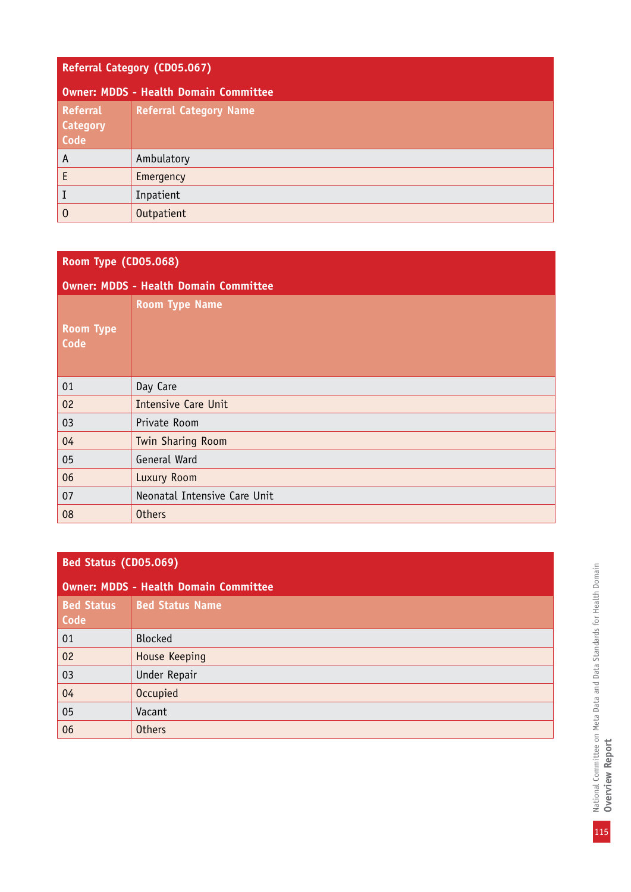| Referral Category (CD05.067) | |
|---|---|
| **Owner: MDDS - Health Domain Committee** | |
| **Referral Category Code** | **Referral Category Name** |
| A | Ambulatory |
| E | Emergency |
| I | Inpatient |
| O | Outpatient |

| Room Type (CD05.068) | |
|---|---|
| **Owner: MDDS - Health Domain Committee** | |
| **Room Type Code** | **Room Type Name** |
| 01 | Day Care |
| 02 | Intensive Care Unit |
| 03 | Private Room |
| 04 | Twin Sharing Room |
| 05 | General Ward |
| 06 | Luxury Room |
| 07 | Neonatal Intensive Care Unit |
| 08 | Others |

| Bed Status (CD05.069) | |
|---|---|
| **Owner: MDDS - Health Domain Committee** | |
| **Bed Status Code** | **Bed Status Name** |
| 01 | Blocked |
| 02 | House Keeping |
| 03 | Under Repair |
| 04 | Occupied |
| 05 | Vacant |
| 06 | Others |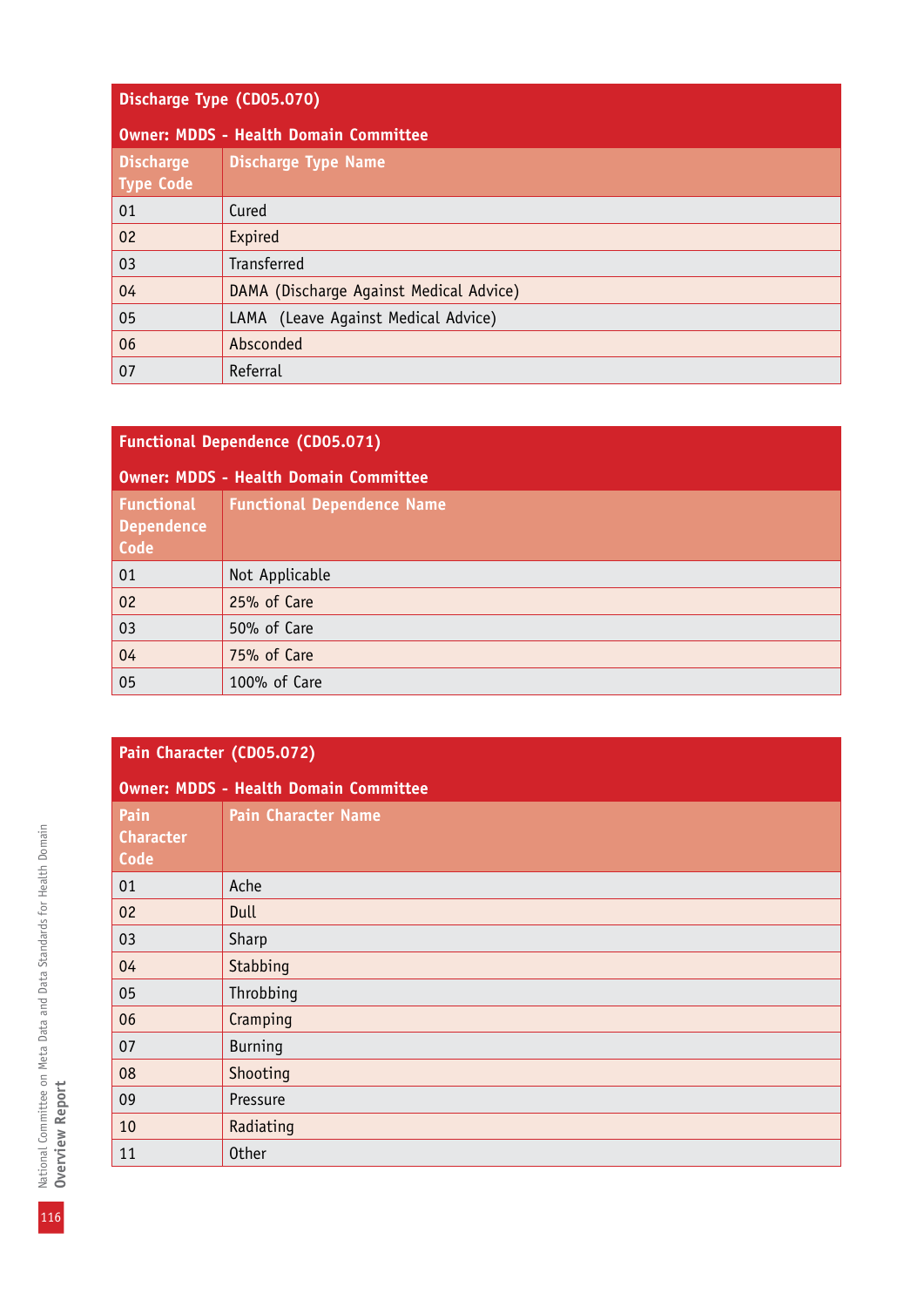| Discharge Type (CD05.070) | |
|---|---|
| **Owner: MDDS - Health Domain Committee** | |
| **Discharge Type Code** | **Discharge Type Name** |
| 01 | Cured |
| 02 | Expired |
| 03 | Transferred |
| 04 | DAMA (Discharge Against Medical Advice) |
| 05 | LAMA (Leave Against Medical Advice) |
| 06 | Absconded |
| 07 | Referral |

| Functional Dependence (CD05.071) | |
|---|---|
| **Owner: MDDS - Health Domain Committee** | |
| **Functional Dependence Code** | **Functional Dependence Name** |
| 01 | Not Applicable |
| 02 | 25% of Care |
| 03 | 50% of Care |
| 04 | 75% of Care |
| 05 | 100% of Care |

| Pain Character (CD05.072) | |
|---|---|
| **Owner: MDDS - Health Domain Committee** | |
| **Pain Character Code** | **Pain Character Name** |
| 01 | Ache |
| 02 | Dull |
| 03 | Sharp |
| 04 | Stabbing |
| 05 | Throbbing |
| 06 | Cramping |
| 07 | Burning |
| 08 | Shooting |
| 09 | Pressure |
| 10 | Radiating |
| 11 | Other |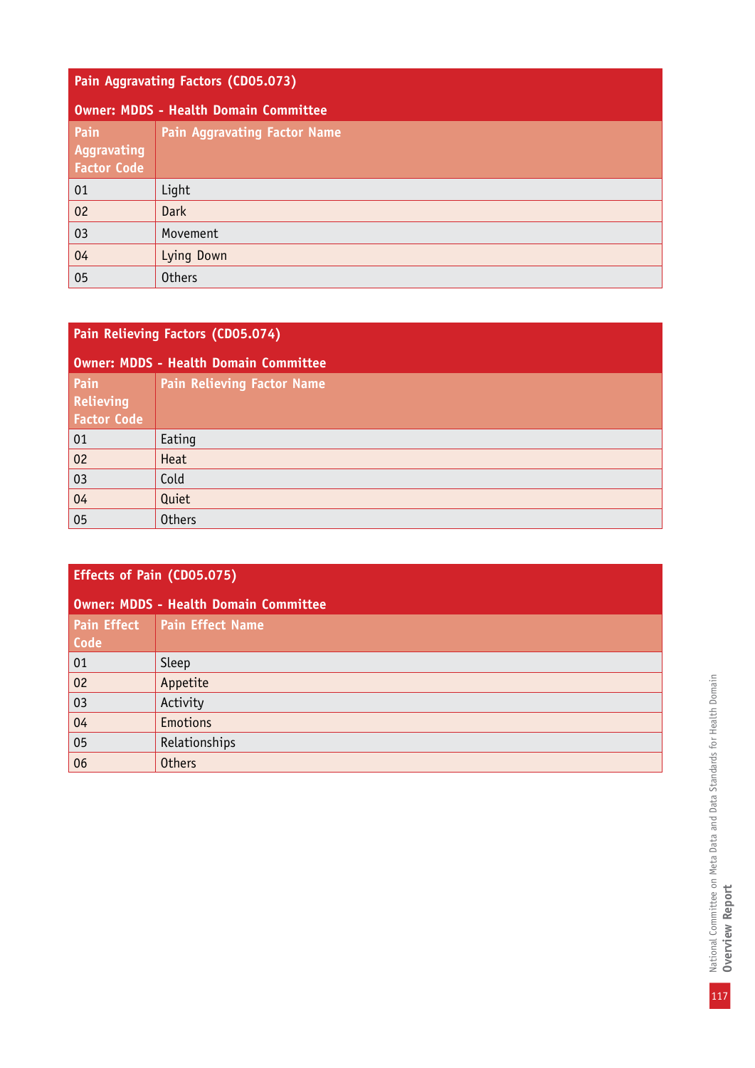## Pain Aggravating Factors (CD05.073)

**Owner: MDDS - Health Domain Committee**

| Pain Aggravating Factor Code | Pain Aggravating Factor Name |
|---|---|
| 01 | Light |
| 02 | Dark |
| 03 | Movement |
| 04 | Lying Down |
| 05 | Others |

## Pain Relieving Factors (CD05.074)

**Owner: MDDS - Health Domain Committee**

| Pain Relieving Factor Code | Pain Relieving Factor Name |
|---|---|
| 01 | Eating |
| 02 | Heat |
| 03 | Cold |
| 04 | Quiet |
| 05 | Others |

## Effects of Pain (CD05.075)

**Owner: MDDS - Health Domain Committee**

| Pain Effect Code | Pain Effect Name |
|---|---|
| 01 | Sleep |
| 02 | Appetite |
| 03 | Activity |
| 04 | Emotions |
| 05 | Relationships |
| 06 | Others |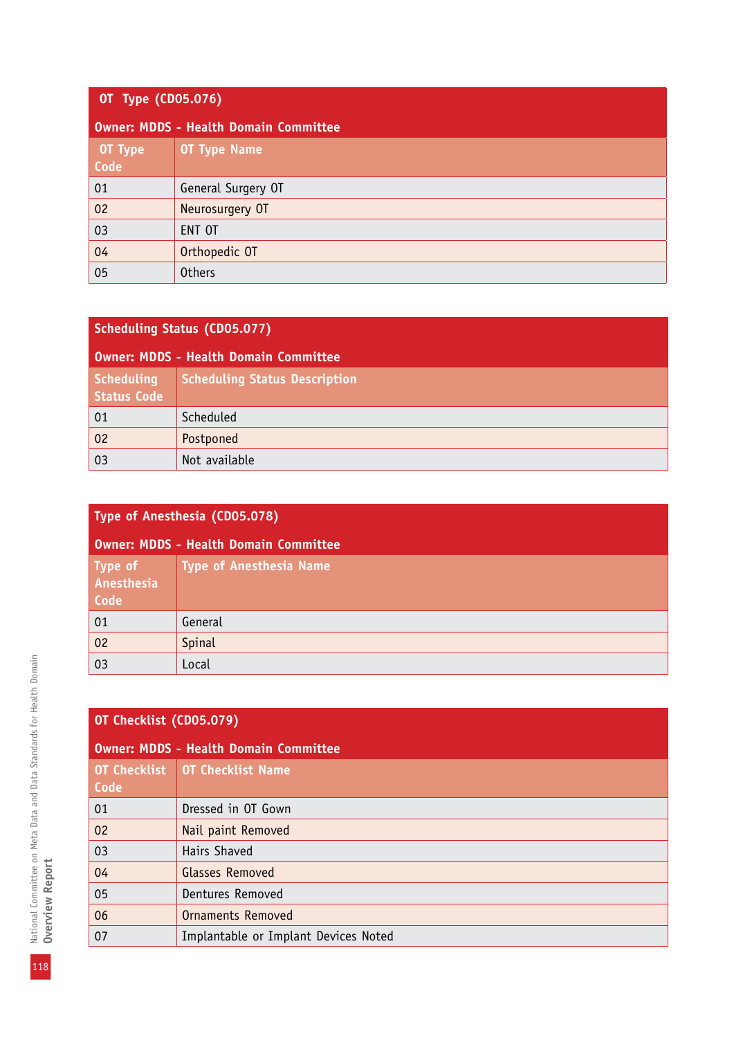| OT Type (CD05.076) | |
|---|---|
| **Owner: MDDS - Health Domain Committee** | |
| **OT Type Code** | **OT Type Name** |
| 01 | General Surgery OT |
| 02 | Neurosurgery OT |
| 03 | ENT OT |
| 04 | Orthopedic OT |
| 05 | Others |

| Scheduling Status (CD05.077) | |
|---|---|
| **Owner: MDDS - Health Domain Committee** | |
| **Scheduling Status Code** | **Scheduling Status Description** |
| 01 | Scheduled |
| 02 | Postponed |
| 03 | Not available |

| Type of Anesthesia (CD05.078) | |
|---|---|
| **Owner: MDDS - Health Domain Committee** | |
| **Type of Anesthesia Code** | **Type of Anesthesia Name** |
| 01 | General |
| 02 | Spinal |
| 03 | Local |

| OT Checklist (CD05.079) | |
|---|---|
| **Owner: MDDS - Health Domain Committee** | |
| **OT Checklist Code** | **OT Checklist Name** |
| 01 | Dressed in OT Gown |
| 02 | Nail paint Removed |
| 03 | Hairs Shaved |
| 04 | Glasses Removed |
| 05 | Dentures Removed |
| 06 | Ornaments Removed |
| 07 | Implantable or Implant Devices Noted |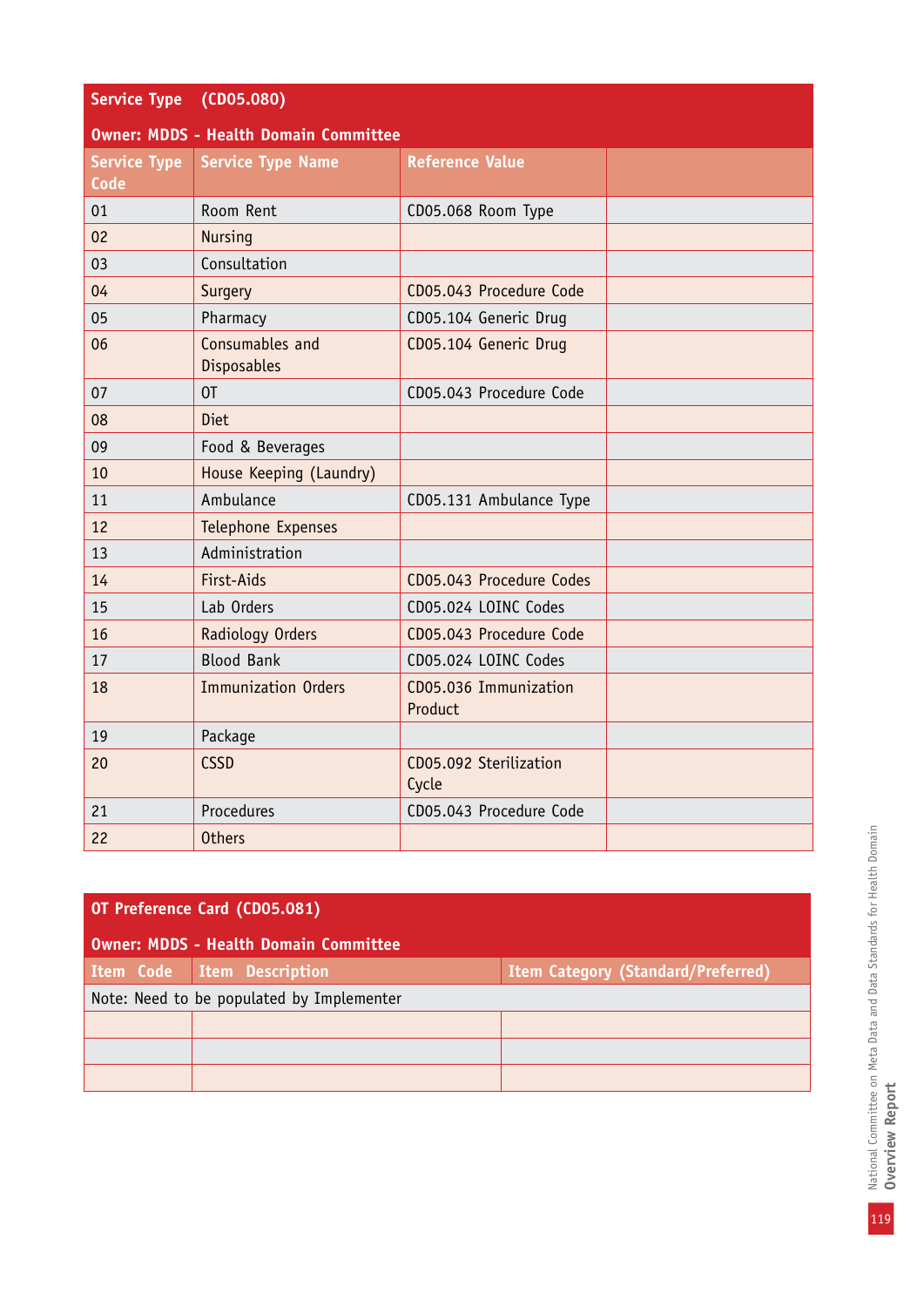**Service Type (CD05.080)**

**Owner: MDDS - Health Domain Committee**

| Service Type Code | Service Type Name | Reference Value | |
|---|---|---|---|
| 01 | Room Rent | CD05.068 Room Type | |
| 02 | Nursing | | |
| 03 | Consultation | | |
| 04 | Surgery | CD05.043 Procedure Code | |
| 05 | Pharmacy | CD05.104 Generic Drug | |
| 06 | Consumables and Disposables | CD05.104 Generic Drug | |
| 07 | OT | CD05.043 Procedure Code | |
| 08 | Diet | | |
| 09 | Food & Beverages | | |
| 10 | House Keeping (Laundry) | | |
| 11 | Ambulance | CD05.131 Ambulance Type | |
| 12 | Telephone Expenses | | |
| 13 | Administration | | |
| 14 | First-Aids | CD05.043 Procedure Codes | |
| 15 | Lab Orders | CD05.024 LOINC Codes | |
| 16 | Radiology Orders | CD05.043 Procedure Code | |
| 17 | Blood Bank | CD05.024 LOINC Codes | |
| 18 | Immunization Orders | CD05.036 Immunization Product | |
| 19 | Package | | |
| 20 | CSSD | CD05.092 Sterilization Cycle | |
| 21 | Procedures | CD05.043 Procedure Code | |
| 22 | Others | | |

**OT Preference Card (CD05.081)**

**Owner: MDDS - Health Domain Committee**

| Item Code | Item Description | Item Category (Standard/Preferred) |
|---|---|---|
| Note: Need to be populated by Implementer | | |
| | | |
| | | |
| | | |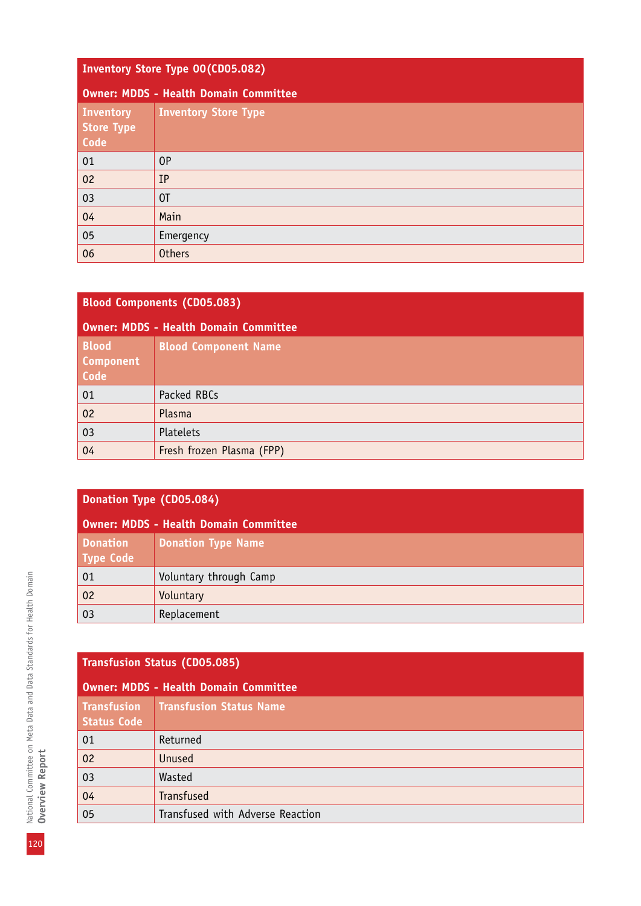| Inventory Store Type 00(CD05.082) | |
|---|---|
| **Owner: MDDS - Health Domain Committee** | |
| **Inventory Store Type Code** | **Inventory Store Type** |
| 01 | OP |
| 02 | IP |
| 03 | OT |
| 04 | Main |
| 05 | Emergency |
| 06 | Others |

| Blood Components (CD05.083) | |
|---|---|
| **Owner: MDDS - Health Domain Committee** | |
| **Blood Component Code** | **Blood Component Name** |
| 01 | Packed RBCs |
| 02 | Plasma |
| 03 | Platelets |
| 04 | Fresh frozen Plasma (FPP) |

| Donation Type (CD05.084) | |
|---|---|
| **Owner: MDDS - Health Domain Committee** | |
| **Donation Type Code** | **Donation Type Name** |
| 01 | Voluntary through Camp |
| 02 | Voluntary |
| 03 | Replacement |

| Transfusion Status (CD05.085) | |
|---|---|
| **Owner: MDDS - Health Domain Committee** | |
| **Transfusion Status Code** | **Transfusion Status Name** |
| 01 | Returned |
| 02 | Unused |
| 03 | Wasted |
| 04 | Transfused |
| 05 | Transfused with Adverse Reaction |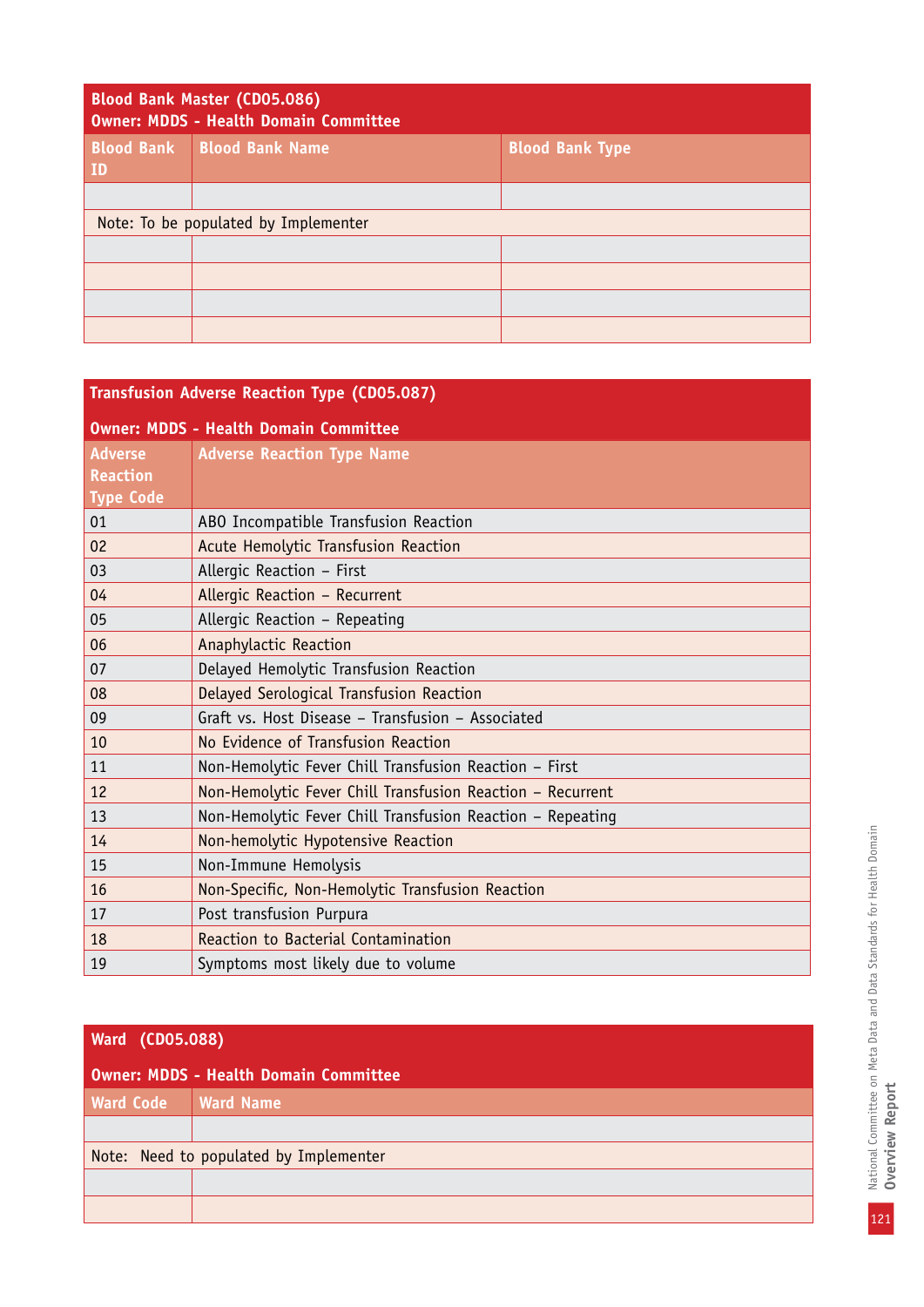| Blood Bank Master (CD05.086)<br>Owner: MDDS - Health Domain Committee | | |
|---|---|---|
| **Blood Bank ID** | **Blood Bank Name** | **Blood Bank Type** |
| | | |
| Note: To be populated by Implementer | | |
| | | |
| | | |
| | | |
| | | |

| Transfusion Adverse Reaction Type (CD05.087)<br>Owner: MDDS - Health Domain Committee | |
|---|---|
| **Adverse Reaction Type Code** | **Adverse Reaction Type Name** |
| 01 | ABO Incompatible Transfusion Reaction |
| 02 | Acute Hemolytic Transfusion Reaction |
| 03 | Allergic Reaction – First |
| 04 | Allergic Reaction – Recurrent |
| 05 | Allergic Reaction – Repeating |
| 06 | Anaphylactic Reaction |
| 07 | Delayed Hemolytic Transfusion Reaction |
| 08 | Delayed Serological Transfusion Reaction |
| 09 | Graft vs. Host Disease – Transfusion – Associated |
| 10 | No Evidence of Transfusion Reaction |
| 11 | Non-Hemolytic Fever Chill Transfusion Reaction – First |
| 12 | Non-Hemolytic Fever Chill Transfusion Reaction – Recurrent |
| 13 | Non-Hemolytic Fever Chill Transfusion Reaction – Repeating |
| 14 | Non-hemolytic Hypotensive Reaction |
| 15 | Non-Immune Hemolysis |
| 16 | Non-Specific, Non-Hemolytic Transfusion Reaction |
| 17 | Post transfusion Purpura |
| 18 | Reaction to Bacterial Contamination |
| 19 | Symptoms most likely due to volume |

| Ward (CD05.088)<br>Owner: MDDS - Health Domain Committee | |
|---|---|
| **Ward Code** | **Ward Name** |
| | |
| Note: Need to populated by Implementer | |
| | |
| | |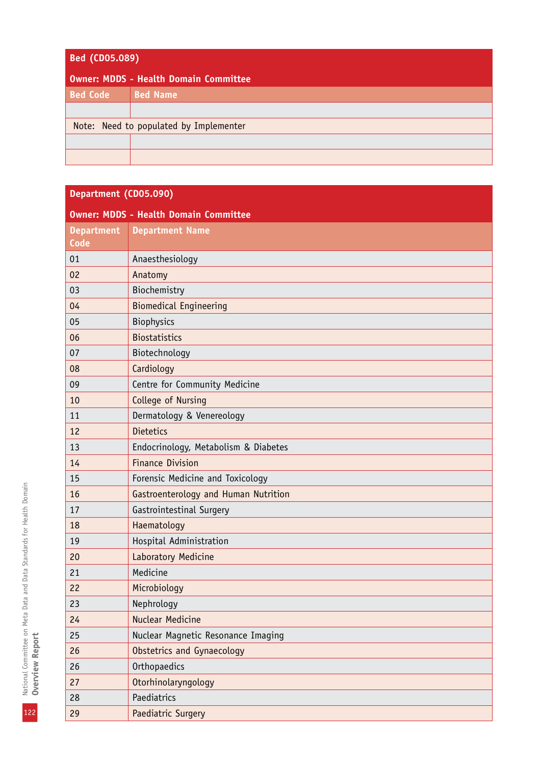**Bed (CD05.089)**

**Owner: MDDS - Health Domain Committee**

| Bed Code | Bed Name |
|---|---|
| | |
| Note: Need to populated by Implementer | |
| | |
| | |

**Department (CD05.090)**

**Owner: MDDS - Health Domain Committee**

| Department Code | Department Name |
|---|---|
| 01 | Anaesthesiology |
| 02 | Anatomy |
| 03 | Biochemistry |
| 04 | Biomedical Engineering |
| 05 | Biophysics |
| 06 | Biostatistics |
| 07 | Biotechnology |
| 08 | Cardiology |
| 09 | Centre for Community Medicine |
| 10 | College of Nursing |
| 11 | Dermatology & Venereology |
| 12 | Dietetics |
| 13 | Endocrinology, Metabolism & Diabetes |
| 14 | Finance Division |
| 15 | Forensic Medicine and Toxicology |
| 16 | Gastroenterology and Human Nutrition |
| 17 | Gastrointestinal Surgery |
| 18 | Haematology |
| 19 | Hospital Administration |
| 20 | Laboratory Medicine |
| 21 | Medicine |
| 22 | Microbiology |
| 23 | Nephrology |
| 24 | Nuclear Medicine |
| 25 | Nuclear Magnetic Resonance Imaging |
| 26 | Obstetrics and Gynaecology |
| 26 | Orthopaedics |
| 27 | Otorhinolaryngology |
| 28 | Paediatrics |
| 29 | Paediatric Surgery |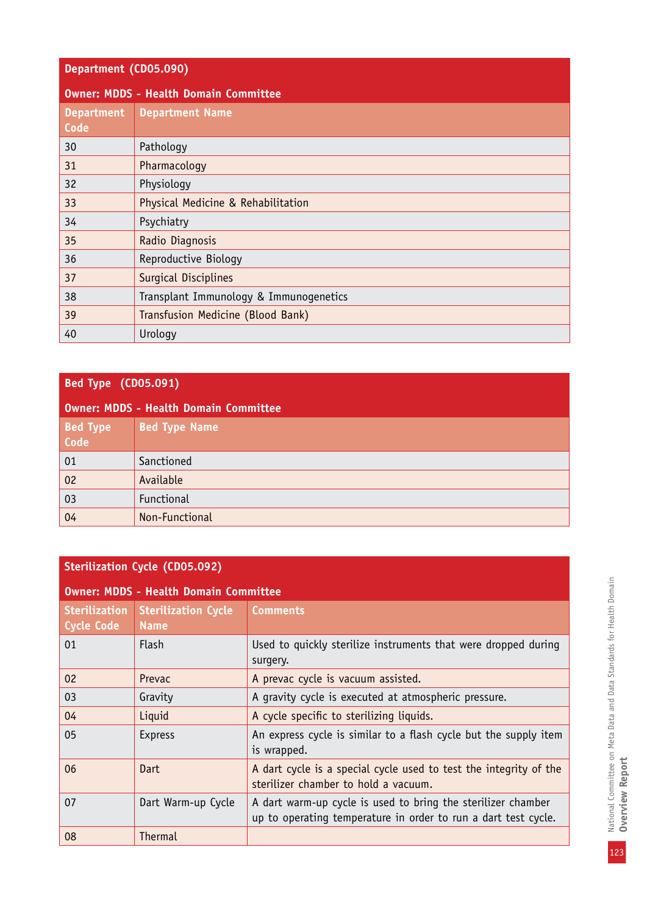| Department (CD05.090) | |
|---|---|
| **Owner: MDDS - Health Domain Committee** | |
| **Department Code** | **Department Name** |
| 30 | Pathology |
| 31 | Pharmacology |
| 32 | Physiology |
| 33 | Physical Medicine & Rehabilitation |
| 34 | Psychiatry |
| 35 | Radio Diagnosis |
| 36 | Reproductive Biology |
| 37 | Surgical Disciplines |
| 38 | Transplant Immunology & Immunogenetics |
| 39 | Transfusion Medicine (Blood Bank) |
| 40 | Urology |

| Bed Type (CD05.091) | |
|---|---|
| **Owner: MDDS - Health Domain Committee** | |
| **Bed Type Code** | **Bed Type Name** |
| 01 | Sanctioned |
| 02 | Available |
| 03 | Functional |
| 04 | Non-Functional |

| Sterilization Cycle (CD05.092) | | |
|---|---|---|
| **Owner: MDDS - Health Domain Committee** | | |
| **Sterilization Cycle Code** | **Sterilization Cycle Name** | **Comments** |
| 01 | Flash | Used to quickly sterilize instruments that were dropped during surgery. |
| 02 | Prevac | A prevac cycle is vacuum assisted. |
| 03 | Gravity | A gravity cycle is executed at atmospheric pressure. |
| 04 | Liquid | A cycle specific to sterilizing liquids. |
| 05 | Express | An express cycle is similar to a flash cycle but the supply item is wrapped. |
| 06 | Dart | A dart cycle is a special cycle used to test the integrity of the sterilizer chamber to hold a vacuum. |
| 07 | Dart Warm-up Cycle | A dart warm-up cycle is used to bring the sterilizer chamber up to operating temperature in order to run a dart test cycle. |
| 08 | Thermal | |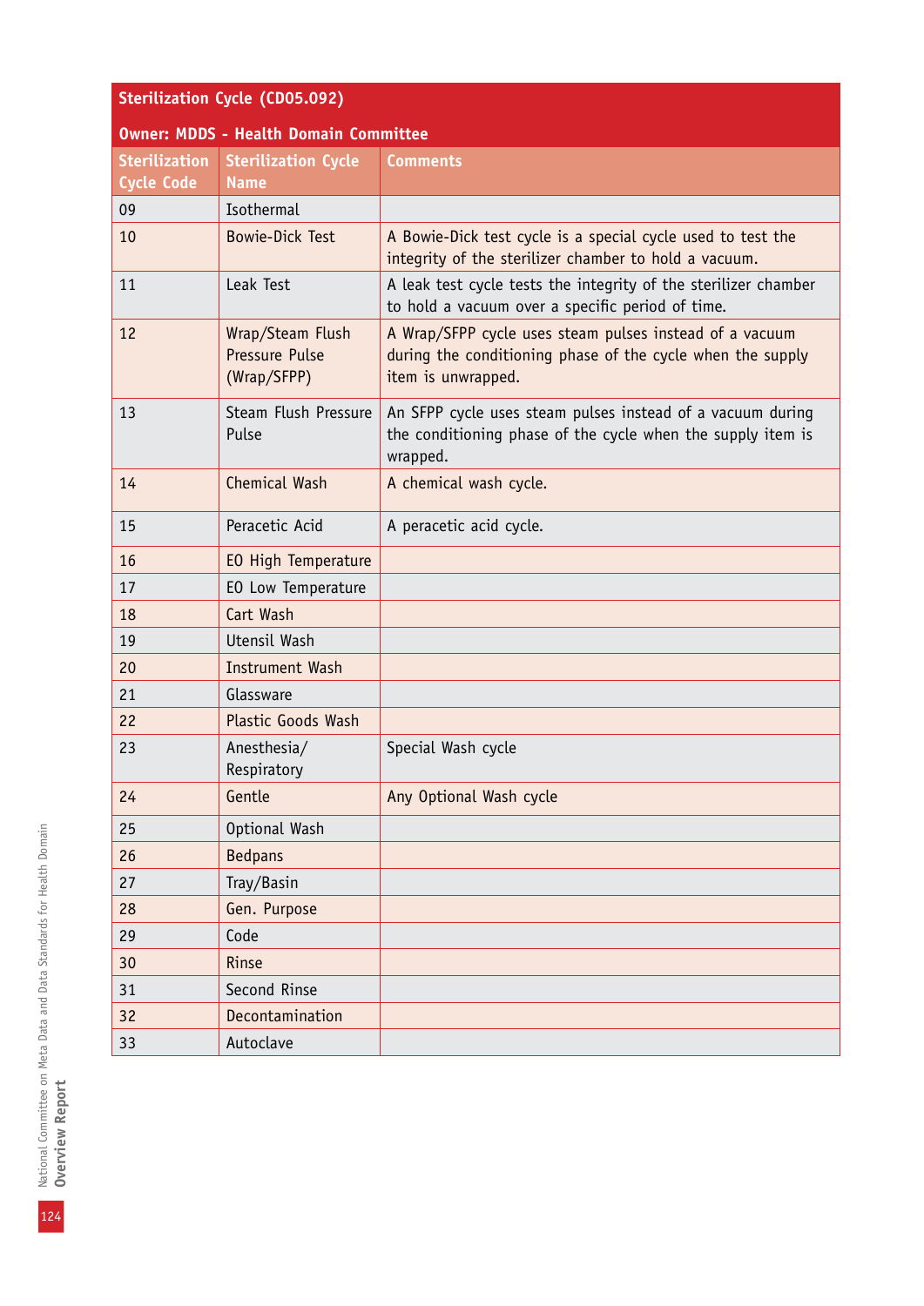**Sterilization Cycle (CD05.092)**

**Owner: MDDS - Health Domain Committee**

| Sterilization Cycle Code | Sterilization Cycle Name | Comments |
|---|---|---|
| 09 | Isothermal | |
| 10 | Bowie-Dick Test | A Bowie-Dick test cycle is a special cycle used to test the integrity of the sterilizer chamber to hold a vacuum. |
| 11 | Leak Test | A leak test cycle tests the integrity of the sterilizer chamber to hold a vacuum over a specific period of time. |
| 12 | Wrap/Steam Flush Pressure Pulse (Wrap/SFPP) | A Wrap/SFPP cycle uses steam pulses instead of a vacuum during the conditioning phase of the cycle when the supply item is unwrapped. |
| 13 | Steam Flush Pressure Pulse | An SFPP cycle uses steam pulses instead of a vacuum during the conditioning phase of the cycle when the supply item is wrapped. |
| 14 | Chemical Wash | A chemical wash cycle. |
| 15 | Peracetic Acid | A peracetic acid cycle. |
| 16 | EO High Temperature | |
| 17 | EO Low Temperature | |
| 18 | Cart Wash | |
| 19 | Utensil Wash | |
| 20 | Instrument Wash | |
| 21 | Glassware | |
| 22 | Plastic Goods Wash | |
| 23 | Anesthesia/ Respiratory | Special Wash cycle |
| 24 | Gentle | Any Optional Wash cycle |
| 25 | Optional Wash | |
| 26 | Bedpans | |
| 27 | Tray/Basin | |
| 28 | Gen. Purpose | |
| 29 | Code | |
| 30 | Rinse | |
| 31 | Second Rinse | |
| 32 | Decontamination | |
| 33 | Autoclave | |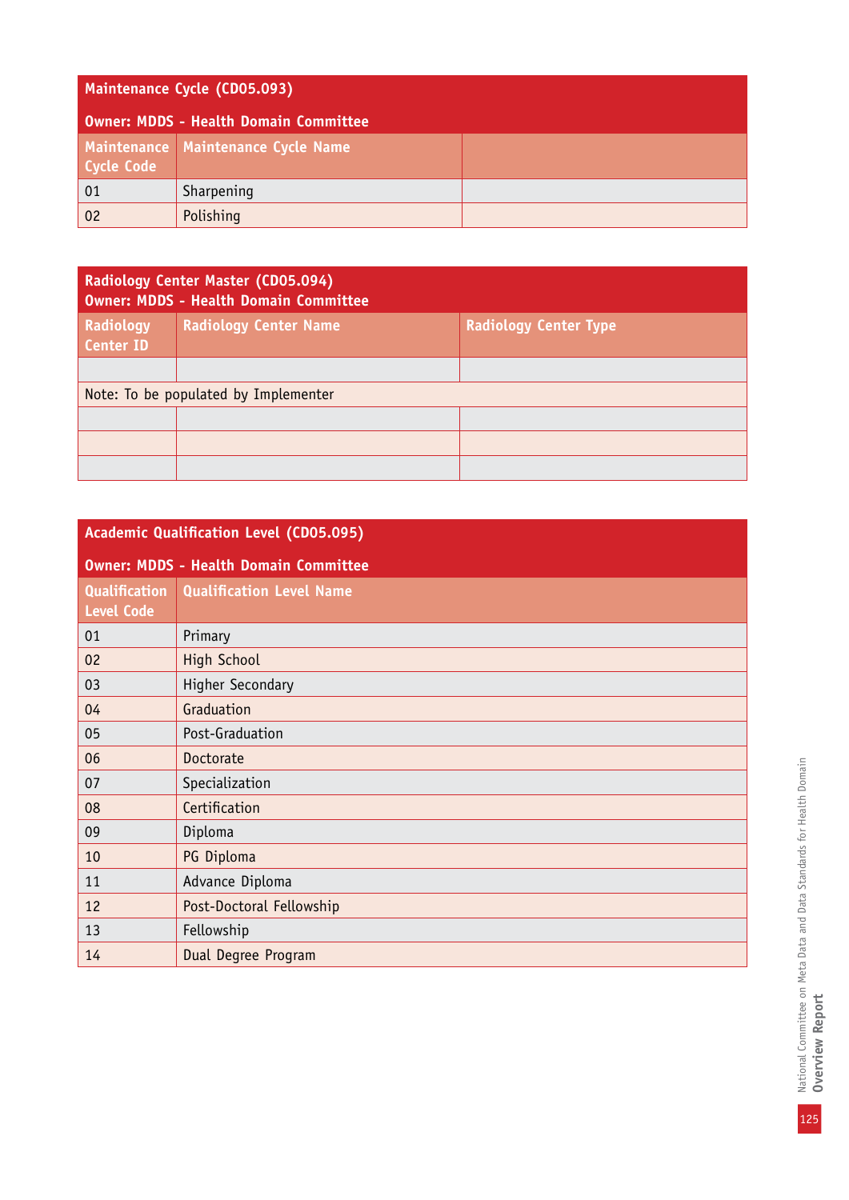| Maintenance Cycle (CD05.093) | | |
|---|---|---|
| **Owner: MDDS - Health Domain Committee** | | |
| **Maintenance Cycle Code** | **Maintenance Cycle Name** | |
| 01 | Sharpening | |
| 02 | Polishing | |

| Radiology Center Master (CD05.094) | | |
|---|---|---|
| **Owner: MDDS - Health Domain Committee** | | |
| **Radiology Center ID** | **Radiology Center Name** | **Radiology Center Type** |
| | | |
| Note: To be populated by Implementer | | |
| | | |
| | | |
| | | |

| Academic Qualification Level (CD05.095) | |
|---|---|
| **Owner: MDDS - Health Domain Committee** | |
| **Qualification Level Code** | **Qualification Level Name** |
| 01 | Primary |
| 02 | High School |
| 03 | Higher Secondary |
| 04 | Graduation |
| 05 | Post-Graduation |
| 06 | Doctorate |
| 07 | Specialization |
| 08 | Certification |
| 09 | Diploma |
| 10 | PG Diploma |
| 11 | Advance Diploma |
| 12 | Post-Doctoral Fellowship |
| 13 | Fellowship |
| 14 | Dual Degree Program |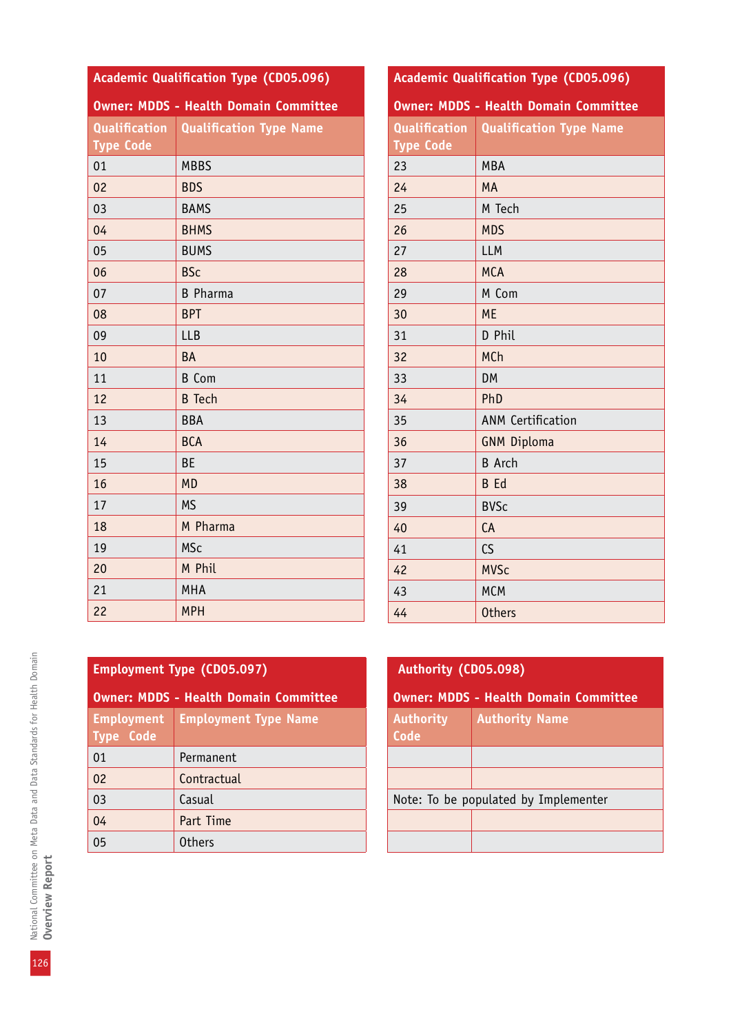**Academic Qualification Type (CD05.096)**

**Owner: MDDS - Health Domain Committee**

| Qualification Type Code | Qualification Type Name |
|---|---|
| 01 | MBBS |
| 02 | BDS |
| 03 | BAMS |
| 04 | BHMS |
| 05 | BUMS |
| 06 | BSc |
| 07 | B Pharma |
| 08 | BPT |
| 09 | LLB |
| 10 | BA |
| 11 | B Com |
| 12 | B Tech |
| 13 | BBA |
| 14 | BCA |
| 15 | BE |
| 16 | MD |
| 17 | MS |
| 18 | M Pharma |
| 19 | MSc |
| 20 | M Phil |
| 21 | MHA |
| 22 | MPH |
| 23 | MBA |
| 24 | MA |
| 25 | M Tech |
| 26 | MDS |
| 27 | LLM |
| 28 | MCA |
| 29 | M Com |
| 30 | ME |
| 31 | D Phil |
| 32 | MCh |
| 33 | DM |
| 34 | PhD |
| 35 | ANM Certification |
| 36 | GNM Diploma |
| 37 | B Arch |
| 38 | B Ed |
| 39 | BVSc |
| 40 | CA |
| 41 | CS |
| 42 | MVSc |
| 43 | MCM |
| 44 | Others |

**Employment Type (CD05.097)**

**Owner: MDDS - Health Domain Committee**

| Employment Type Code | Employment Type Name |
|---|---|
| 01 | Permanent |
| 02 | Contractual |
| 03 | Casual |
| 04 | Part Time |
| 05 | Others |

**Authority (CD05.098)**

**Owner: MDDS - Health Domain Committee**

| Authority Code | Authority Name |
|---|---|
| | |
| | |
| Note: To be populated by Implementer | |
| | |
| | |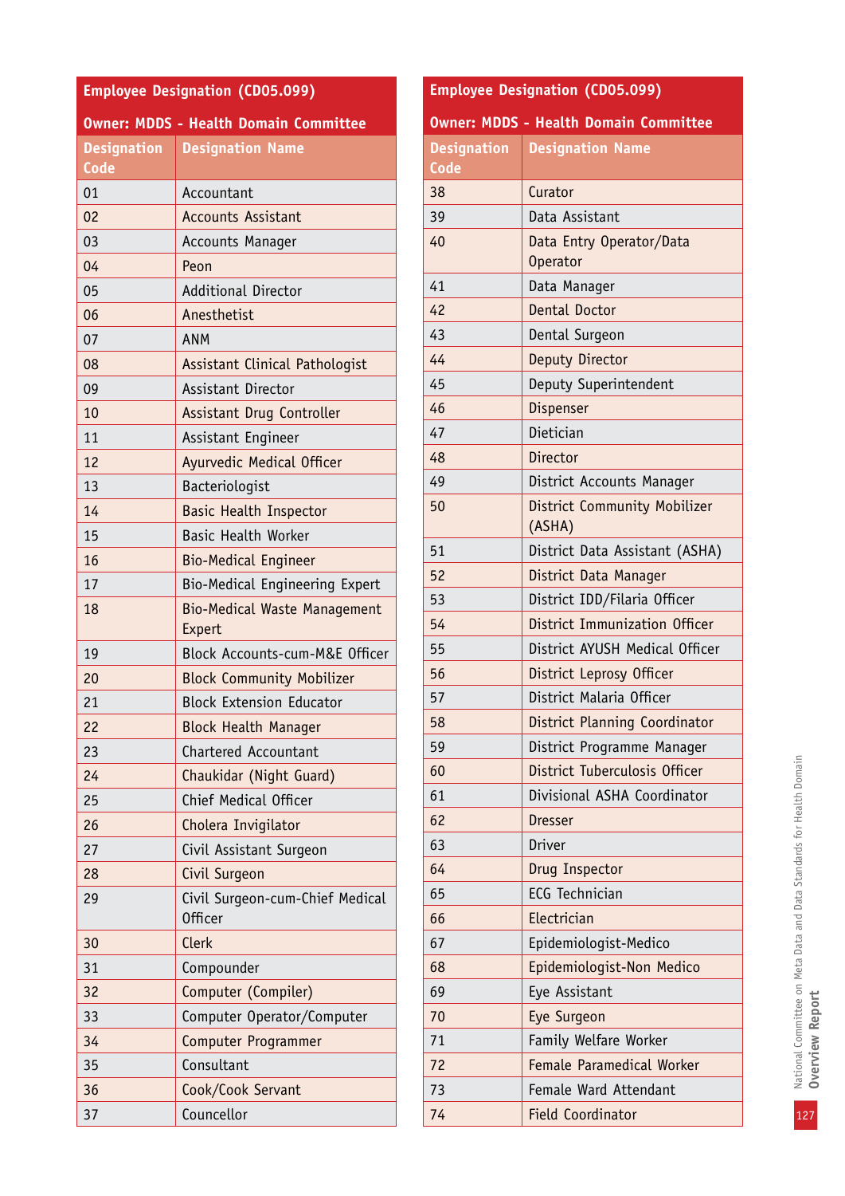| Employee Designation (CD05.099) | |
|---|---|
| Owner: MDDS - Health Domain Committee | |
| Designation Code | Designation Name |
| 01 | Accountant |
| 02 | Accounts Assistant |
| 03 | Accounts Manager |
| 04 | Peon |
| 05 | Additional Director |
| 06 | Anesthetist |
| 07 | ANM |
| 08 | Assistant Clinical Pathologist |
| 09 | Assistant Director |
| 10 | Assistant Drug Controller |
| 11 | Assistant Engineer |
| 12 | Ayurvedic Medical Officer |
| 13 | Bacteriologist |
| 14 | Basic Health Inspector |
| 15 | Basic Health Worker |
| 16 | Bio-Medical Engineer |
| 17 | Bio-Medical Engineering Expert |
| 18 | Bio-Medical Waste Management Expert |
| 19 | Block Accounts-cum-M&E Officer |
| 20 | Block Community Mobilizer |
| 21 | Block Extension Educator |
| 22 | Block Health Manager |
| 23 | Chartered Accountant |
| 24 | Chaukidar (Night Guard) |
| 25 | Chief Medical Officer |
| 26 | Cholera Invigilator |
| 27 | Civil Assistant Surgeon |
| 28 | Civil Surgeon |
| 29 | Civil Surgeon-cum-Chief Medical Officer |
| 30 | Clerk |
| 31 | Compounder |
| 32 | Computer (Compiler) |
| 33 | Computer Operator/Computer |
| 34 | Computer Programmer |
| 35 | Consultant |
| 36 | Cook/Cook Servant |
| 37 | Councellor |
| 38 | Curator |
| 39 | Data Assistant |
| 40 | Data Entry Operator/Data Operator |
| 41 | Data Manager |
| 42 | Dental Doctor |
| 43 | Dental Surgeon |
| 44 | Deputy Director |
| 45 | Deputy Superintendent |
| 46 | Dispenser |
| 47 | Dietician |
| 48 | Director |
| 49 | District Accounts Manager |
| 50 | District Community Mobilizer (ASHA) |
| 51 | District Data Assistant (ASHA) |
| 52 | District Data Manager |
| 53 | District IDD/Filaria Officer |
| 54 | District Immunization Officer |
| 55 | District AYUSH Medical Officer |
| 56 | District Leprosy Officer |
| 57 | District Malaria Officer |
| 58 | District Planning Coordinator |
| 59 | District Programme Manager |
| 60 | District Tuberculosis Officer |
| 61 | Divisional ASHA Coordinator |
| 62 | Dresser |
| 63 | Driver |
| 64 | Drug Inspector |
| 65 | ECG Technician |
| 66 | Electrician |
| 67 | Epidemiologist-Medico |
| 68 | Epidemiologist-Non Medico |
| 69 | Eye Assistant |
| 70 | Eye Surgeon |
| 71 | Family Welfare Worker |
| 72 | Female Paramedical Worker |
| 73 | Female Ward Attendant |
| 74 | Field Coordinator |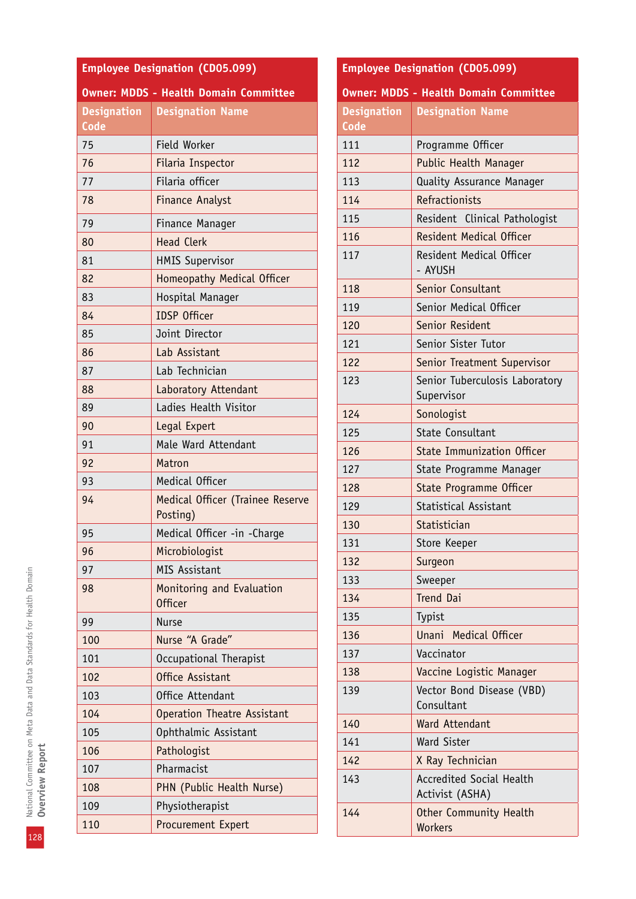| Employee Designation (CD05.099) | |
|---|---|
| **Owner: MDDS - Health Domain Committee** | |
| **Designation Code** | **Designation Name** |
| 75 | Field Worker |
| 76 | Filaria Inspector |
| 77 | Filaria officer |
| 78 | Finance Analyst |
| 79 | Finance Manager |
| 80 | Head Clerk |
| 81 | HMIS Supervisor |
| 82 | Homeopathy Medical Officer |
| 83 | Hospital Manager |
| 84 | IDSP Officer |
| 85 | Joint Director |
| 86 | Lab Assistant |
| 87 | Lab Technician |
| 88 | Laboratory Attendant |
| 89 | Ladies Health Visitor |
| 90 | Legal Expert |
| 91 | Male Ward Attendant |
| 92 | Matron |
| 93 | Medical Officer |
| 94 | Medical Officer (Trainee Reserve Posting) |
| 95 | Medical Officer -in -Charge |
| 96 | Microbiologist |
| 97 | MIS Assistant |
| 98 | Monitoring and Evaluation Officer |
| 99 | Nurse |
| 100 | Nurse "A Grade" |
| 101 | Occupational Therapist |
| 102 | Office Assistant |
| 103 | Office Attendant |
| 104 | Operation Theatre Assistant |
| 105 | Ophthalmic Assistant |
| 106 | Pathologist |
| 107 | Pharmacist |
| 108 | PHN (Public Health Nurse) |
| 109 | Physiotherapist |
| 110 | Procurement Expert |

| Employee Designation (CD05.099) | |
|---|---|
| **Owner: MDDS - Health Domain Committee** | |
| **Designation Code** | **Designation Name** |
| 111 | Programme Officer |
| 112 | Public Health Manager |
| 113 | Quality Assurance Manager |
| 114 | Refractionists |
| 115 | Resident Clinical Pathologist |
| 116 | Resident Medical Officer |
| 117 | Resident Medical Officer - AYUSH |
| 118 | Senior Consultant |
| 119 | Senior Medical Officer |
| 120 | Senior Resident |
| 121 | Senior Sister Tutor |
| 122 | Senior Treatment Supervisor |
| 123 | Senior Tuberculosis Laboratory Supervisor |
| 124 | Sonologist |
| 125 | State Consultant |
| 126 | State Immunization Officer |
| 127 | State Programme Manager |
| 128 | State Programme Officer |
| 129 | Statistical Assistant |
| 130 | Statistician |
| 131 | Store Keeper |
| 132 | Surgeon |
| 133 | Sweeper |
| 134 | Trend Dai |
| 135 | Typist |
| 136 | Unani Medical Officer |
| 137 | Vaccinator |
| 138 | Vaccine Logistic Manager |
| 139 | Vector Bond Disease (VBD) Consultant |
| 140 | Ward Attendant |
| 141 | Ward Sister |
| 142 | X Ray Technician |
| 143 | Accredited Social Health Activist (ASHA) |
| 144 | Other Community Health Workers |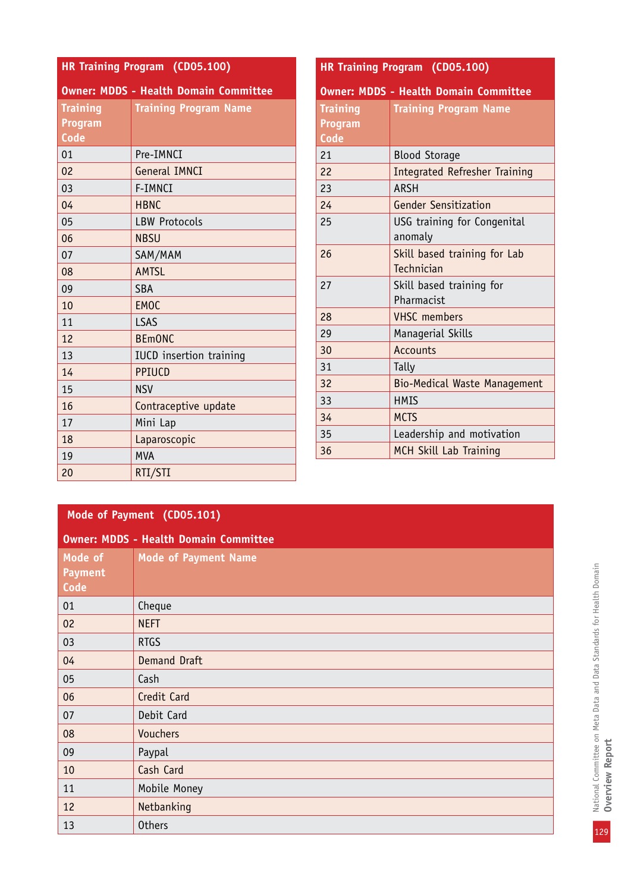**HR Training Program (CD05.100)**

**Owner: MDDS - Health Domain Committee**

| Training Program Code | Training Program Name |
|---|---|
| 01 | Pre-IMNCI |
| 02 | General IMNCI |
| 03 | F-IMNCI |
| 04 | HBNC |
| 05 | LBW Protocols |
| 06 | NBSU |
| 07 | SAM/MAM |
| 08 | AMTSL |
| 09 | SBA |
| 10 | EMOC |
| 11 | LSAS |
| 12 | BEmONC |
| 13 | IUCD insertion training |
| 14 | PPIUCD |
| 15 | NSV |
| 16 | Contraceptive update |
| 17 | Mini Lap |
| 18 | Laparoscopic |
| 19 | MVA |
| 20 | RTI/STI |
| 21 | Blood Storage |
| 22 | Integrated Refresher Training |
| 23 | ARSH |
| 24 | Gender Sensitization |
| 25 | USG training for Congenital anomaly |
| 26 | Skill based training for Lab Technician |
| 27 | Skill based training for Pharmacist |
| 28 | VHSC members |
| 29 | Managerial Skills |
| 30 | Accounts |
| 31 | Tally |
| 32 | Bio-Medical Waste Management |
| 33 | HMIS |
| 34 | MCTS |
| 35 | Leadership and motivation |
| 36 | MCH Skill Lab Training |

**Mode of Payment (CD05.101)**

**Owner: MDDS - Health Domain Committee**

| Mode of Payment Code | Mode of Payment Name |
|---|---|
| 01 | Cheque |
| 02 | NEFT |
| 03 | RTGS |
| 04 | Demand Draft |
| 05 | Cash |
| 06 | Credit Card |
| 07 | Debit Card |
| 08 | Vouchers |
| 09 | Paypal |
| 10 | Cash Card |
| 11 | Mobile Money |
| 12 | Netbanking |
| 13 | Others |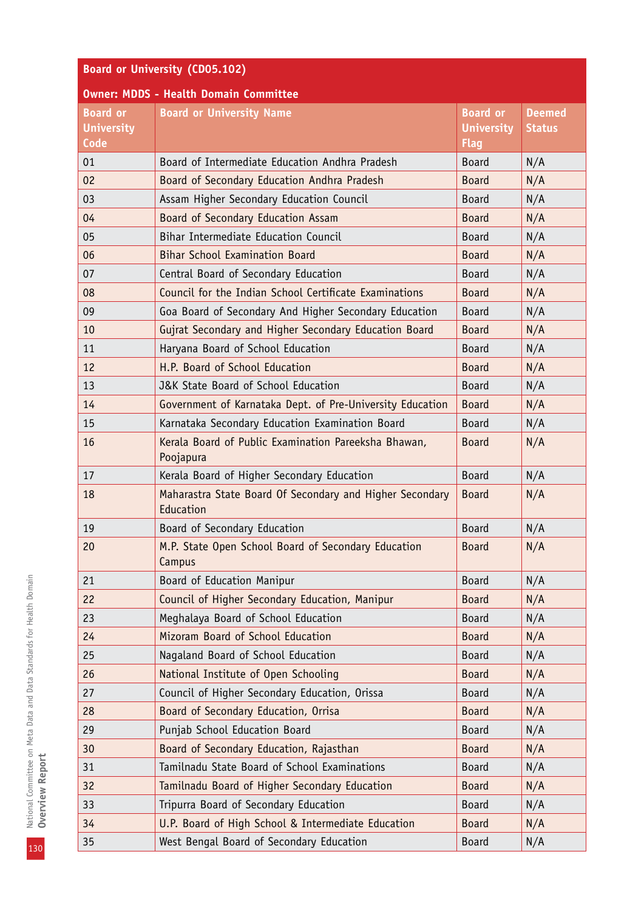**Board or University (CD05.102)**

**Owner: MDDS - Health Domain Committee**

| Board or University Code | Board or University Name | Board or University Flag | Deemed Status |
|---|---|---|---|
| 01 | Board of Intermediate Education Andhra Pradesh | Board | N/A |
| 02 | Board of Secondary Education Andhra Pradesh | Board | N/A |
| 03 | Assam Higher Secondary Education Council | Board | N/A |
| 04 | Board of Secondary Education Assam | Board | N/A |
| 05 | Bihar Intermediate Education Council | Board | N/A |
| 06 | Bihar School Examination Board | Board | N/A |
| 07 | Central Board of Secondary Education | Board | N/A |
| 08 | Council for the Indian School Certificate Examinations | Board | N/A |
| 09 | Goa Board of Secondary And Higher Secondary Education | Board | N/A |
| 10 | Gujrat Secondary and Higher Secondary Education Board | Board | N/A |
| 11 | Haryana Board of School Education | Board | N/A |
| 12 | H.P. Board of School Education | Board | N/A |
| 13 | J&K State Board of School Education | Board | N/A |
| 14 | Government of Karnataka Dept. of Pre-University Education | Board | N/A |
| 15 | Karnataka Secondary Education Examination Board | Board | N/A |
| 16 | Kerala Board of Public Examination Pareeksha Bhawan, Poojapura | Board | N/A |
| 17 | Kerala Board of Higher Secondary Education | Board | N/A |
| 18 | Maharastra State Board Of Secondary and Higher Secondary Education | Board | N/A |
| 19 | Board of Secondary Education | Board | N/A |
| 20 | M.P. State Open School Board of Secondary Education Campus | Board | N/A |
| 21 | Board of Education Manipur | Board | N/A |
| 22 | Council of Higher Secondary Education, Manipur | Board | N/A |
| 23 | Meghalaya Board of School Education | Board | N/A |
| 24 | Mizoram Board of School Education | Board | N/A |
| 25 | Nagaland Board of School Education | Board | N/A |
| 26 | National Institute of Open Schooling | Board | N/A |
| 27 | Council of Higher Secondary Education, Orissa | Board | N/A |
| 28 | Board of Secondary Education, Orrisa | Board | N/A |
| 29 | Punjab School Education Board | Board | N/A |
| 30 | Board of Secondary Education, Rajasthan | Board | N/A |
| 31 | Tamilnadu State Board of School Examinations | Board | N/A |
| 32 | Tamilnadu Board of Higher Secondary Education | Board | N/A |
| 33 | Tripurra Board of Secondary Education | Board | N/A |
| 34 | U.P. Board of High School & Intermediate Education | Board | N/A |
| 35 | West Bengal Board of Secondary Education | Board | N/A |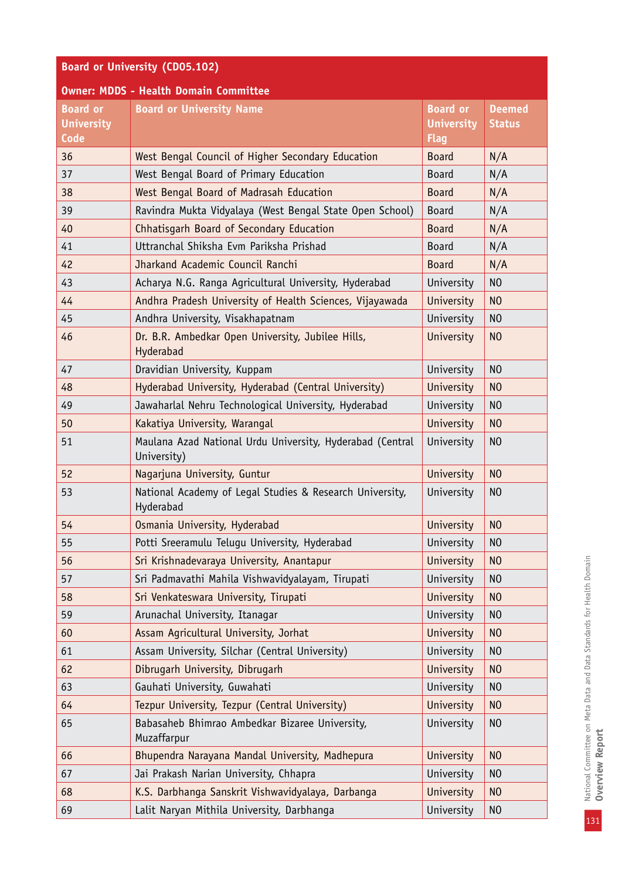| Board or University (CD05.102) | | | |
|---|---|---|---|
| **Owner: MDDS - Health Domain Committee** | | | |
| **Board or University Code** | **Board or University Name** | **Board or University Flag** | **Deemed Status** |
| 36 | West Bengal Council of Higher Secondary Education | Board | N/A |
| 37 | West Bengal Board of Primary Education | Board | N/A |
| 38 | West Bengal Board of Madrasah Education | Board | N/A |
| 39 | Ravindra Mukta Vidyalaya (West Bengal State Open School) | Board | N/A |
| 40 | Chhatisgarh Board of Secondary Education | Board | N/A |
| 41 | Uttranchal Shiksha Evm Pariksha Prishad | Board | N/A |
| 42 | Jharkand Academic Council Ranchi | Board | N/A |
| 43 | Acharya N.G. Ranga Agricultural University, Hyderabad | University | NO |
| 44 | Andhra Pradesh University of Health Sciences, Vijayawada | University | NO |
| 45 | Andhra University, Visakhapatnam | University | NO |
| 46 | Dr. B.R. Ambedkar Open University, Jubilee Hills, Hyderabad | University | NO |
| 47 | Dravidian University, Kuppam | University | NO |
| 48 | Hyderabad University, Hyderabad (Central University) | University | NO |
| 49 | Jawaharlal Nehru Technological University, Hyderabad | University | NO |
| 50 | Kakatiya University, Warangal | University | NO |
| 51 | Maulana Azad National Urdu University, Hyderabad (Central University) | University | NO |
| 52 | Nagarjuna University, Guntur | University | NO |
| 53 | National Academy of Legal Studies & Research University, Hyderabad | University | NO |
| 54 | Osmania University, Hyderabad | University | NO |
| 55 | Potti Sreeramulu Telugu University, Hyderabad | University | NO |
| 56 | Sri Krishnadevaraya University, Anantapur | University | NO |
| 57 | Sri Padmavathi Mahila Vishwavidyalayam, Tirupati | University | NO |
| 58 | Sri Venkateswara University, Tirupati | University | NO |
| 59 | Arunachal University, Itanagar | University | NO |
| 60 | Assam Agricultural University, Jorhat | University | NO |
| 61 | Assam University, Silchar (Central University) | University | NO |
| 62 | Dibrugarh University, Dibrugarh | University | NO |
| 63 | Gauhati University, Guwahati | University | NO |
| 64 | Tezpur University, Tezpur (Central University) | University | NO |
| 65 | Babasaheb Bhimrao Ambedkar Bizaree University, Muzaffarpur | University | NO |
| 66 | Bhupendra Narayana Mandal University, Madhepura | University | NO |
| 67 | Jai Prakash Narian University, Chhapra | University | NO |
| 68 | K.S. Darbhanga Sanskrit Vishwavidyalaya, Darbanga | University | NO |
| 69 | Lalit Naryan Mithila University, Darbhanga | University | NO |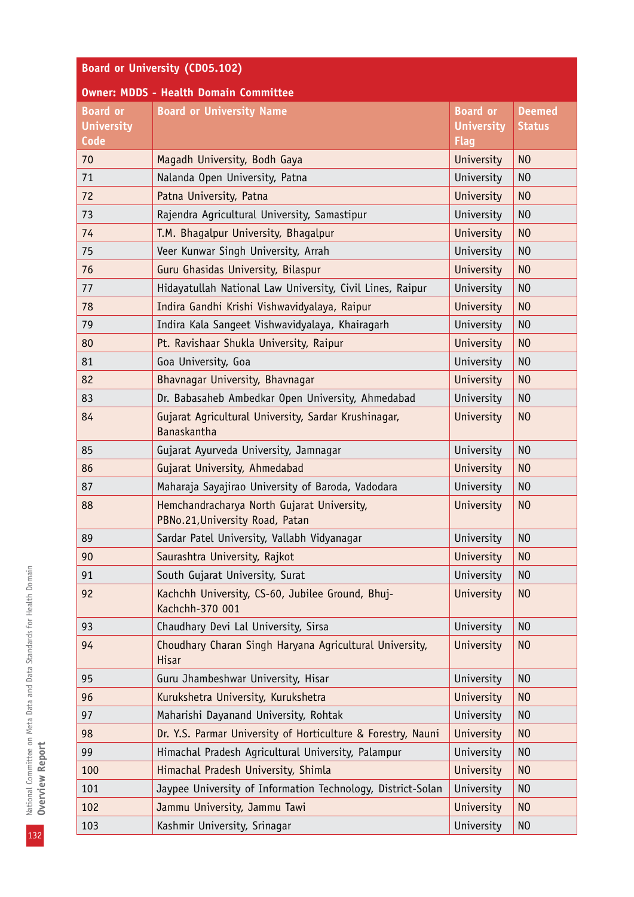**Board or University (CD05.102)**

**Owner: MDDS - Health Domain Committee**

| Board or University Code | Board or University Name | Board or University Flag | Deemed Status |
|---|---|---|---|
| 70 | Magadh University, Bodh Gaya | University | NO |
| 71 | Nalanda Open University, Patna | University | NO |
| 72 | Patna University, Patna | University | NO |
| 73 | Rajendra Agricultural University, Samastipur | University | NO |
| 74 | T.M. Bhagalpur University, Bhagalpur | University | NO |
| 75 | Veer Kunwar Singh University, Arrah | University | NO |
| 76 | Guru Ghasidas University, Bilaspur | University | NO |
| 77 | Hidayatullah National Law University, Civil Lines, Raipur | University | NO |
| 78 | Indira Gandhi Krishi Vishwavidyalaya, Raipur | University | NO |
| 79 | Indira Kala Sangeet Vishwavidyalaya, Khairagarh | University | NO |
| 80 | Pt. Ravishaar Shukla University, Raipur | University | NO |
| 81 | Goa University, Goa | University | NO |
| 82 | Bhavnagar University, Bhavnagar | University | NO |
| 83 | Dr. Babasaheb Ambedkar Open University, Ahmedabad | University | NO |
| 84 | Gujarat Agricultural University, Sardar Krushinagar, Banaskantha | University | NO |
| 85 | Gujarat Ayurveda University, Jamnagar | University | NO |
| 86 | Gujarat University, Ahmedabad | University | NO |
| 87 | Maharaja Sayajirao University of Baroda, Vadodara | University | NO |
| 88 | Hemchandracharya North Gujarat University, PBNo.21,University Road, Patan | University | NO |
| 89 | Sardar Patel University, Vallabh Vidyanagar | University | NO |
| 90 | Saurashtra University, Rajkot | University | NO |
| 91 | South Gujarat University, Surat | University | NO |
| 92 | Kachchh University, CS-60, Jubilee Ground, Bhuj-Kachchh-370 001 | University | NO |
| 93 | Chaudhary Devi Lal University, Sirsa | University | NO |
| 94 | Choudhary Charan Singh Haryana Agricultural University, Hisar | University | NO |
| 95 | Guru Jhambeshwar University, Hisar | University | NO |
| 96 | Kurukshetra University, Kurukshetra | University | NO |
| 97 | Maharishi Dayanand University, Rohtak | University | NO |
| 98 | Dr. Y.S. Parmar University of Horticulture & Forestry, Nauni | University | NO |
| 99 | Himachal Pradesh Agricultural University, Palampur | University | NO |
| 100 | Himachal Pradesh University, Shimla | University | NO |
| 101 | Jaypee University of Information Technology, District-Solan | University | NO |
| 102 | Jammu University, Jammu Tawi | University | NO |
| 103 | Kashmir University, Srinagar | University | NO |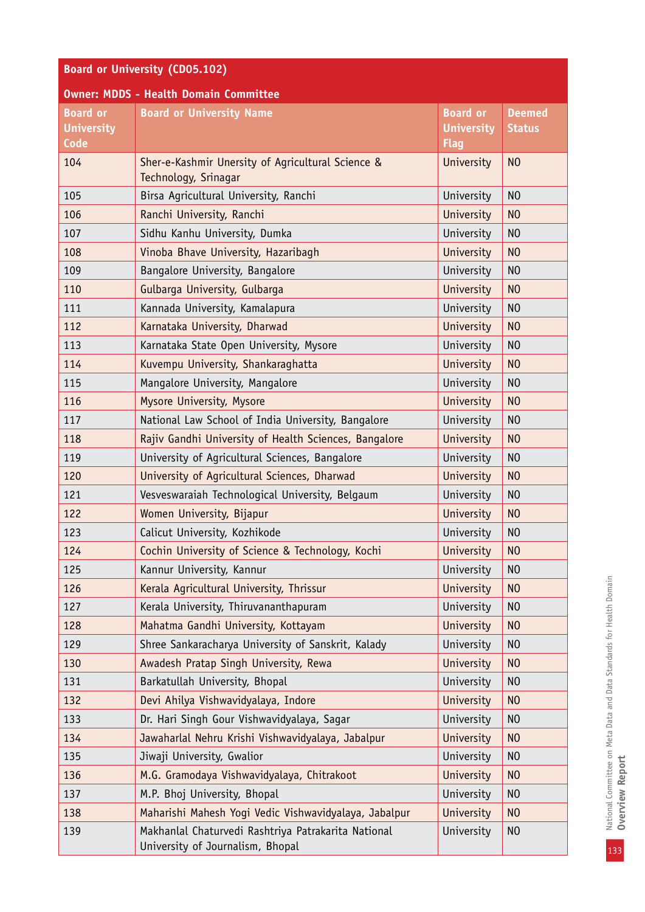**Board or University (CD05.102)**

**Owner: MDDS - Health Domain Committee**

| Board or University Code | Board or University Name | Board or University Flag | Deemed Status |
|---|---|---|---|
| 104 | Sher-e-Kashmir Unersity of Agricultural Science & Technology, Srinagar | University | NO |
| 105 | Birsa Agricultural University, Ranchi | University | NO |
| 106 | Ranchi University, Ranchi | University | NO |
| 107 | Sidhu Kanhu University, Dumka | University | NO |
| 108 | Vinoba Bhave University, Hazaribagh | University | NO |
| 109 | Bangalore University, Bangalore | University | NO |
| 110 | Gulbarga University, Gulbarga | University | NO |
| 111 | Kannada University, Kamalapura | University | NO |
| 112 | Karnataka University, Dharwad | University | NO |
| 113 | Karnataka State Open University, Mysore | University | NO |
| 114 | Kuvempu University, Shankaraghatta | University | NO |
| 115 | Mangalore University, Mangalore | University | NO |
| 116 | Mysore University, Mysore | University | NO |
| 117 | National Law School of India University, Bangalore | University | NO |
| 118 | Rajiv Gandhi University of Health Sciences, Bangalore | University | NO |
| 119 | University of Agricultural Sciences, Bangalore | University | NO |
| 120 | University of Agricultural Sciences, Dharwad | University | NO |
| 121 | Vesveswaraiah Technological University, Belgaum | University | NO |
| 122 | Women University, Bijapur | University | NO |
| 123 | Calicut University, Kozhikode | University | NO |
| 124 | Cochin University of Science & Technology, Kochi | University | NO |
| 125 | Kannur University, Kannur | University | NO |
| 126 | Kerala Agricultural University, Thrissur | University | NO |
| 127 | Kerala University, Thiruvananthapuram | University | NO |
| 128 | Mahatma Gandhi University, Kottayam | University | NO |
| 129 | Shree Sankaracharya University of Sanskrit, Kalady | University | NO |
| 130 | Awadesh Pratap Singh University, Rewa | University | NO |
| 131 | Barkatullah University, Bhopal | University | NO |
| 132 | Devi Ahilya Vishwavidyalaya, Indore | University | NO |
| 133 | Dr. Hari Singh Gour Vishwavidyalaya, Sagar | University | NO |
| 134 | Jawaharlal Nehru Krishi Vishwavidyalaya, Jabalpur | University | NO |
| 135 | Jiwaji University, Gwalior | University | NO |
| 136 | M.G. Gramodaya Vishwavidyalaya, Chitrakoot | University | NO |
| 137 | M.P. Bhoj University, Bhopal | University | NO |
| 138 | Maharishi Mahesh Yogi Vedic Vishwavidyalaya, Jabalpur | University | NO |
| 139 | Makhanlal Chaturvedi Rashtriya Patrakarita National University of Journalism, Bhopal | University | NO |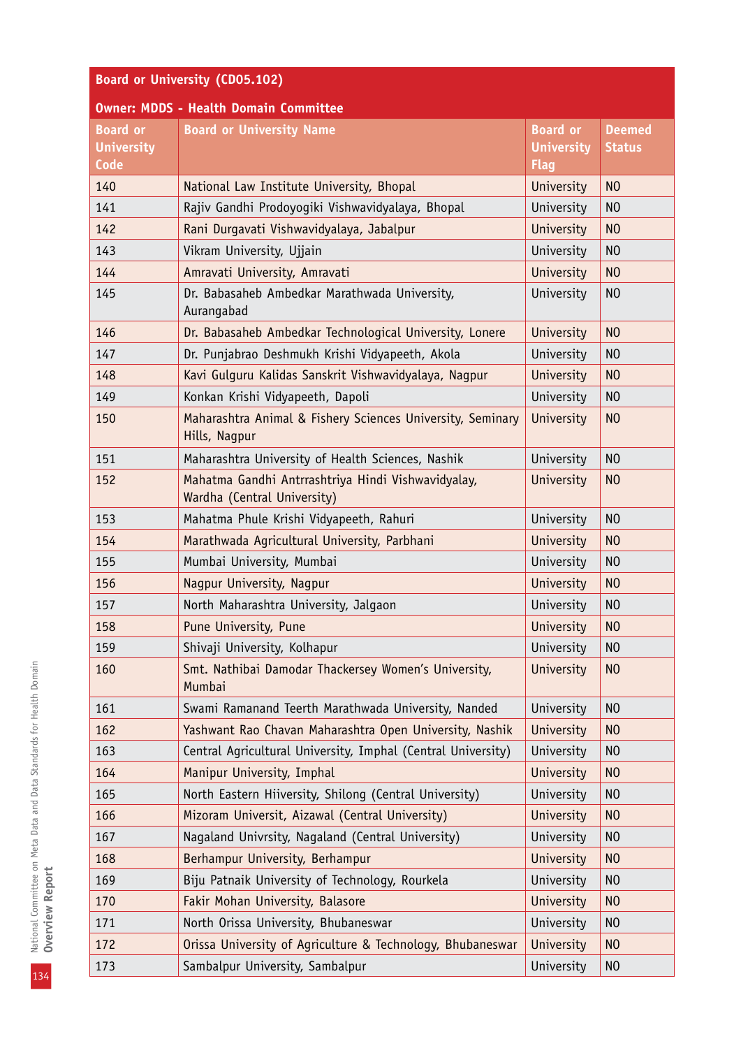| Board or University (CD05.102) | | | |
|---|---|---|---|
| **Owner: MDDS - Health Domain Committee** | | | |
| **Board or University Code** | **Board or University Name** | **Board or University Flag** | **Deemed Status** |
| 140 | National Law Institute University, Bhopal | University | NO |
| 141 | Rajiv Gandhi Prodoyogiki Vishwavidyalaya, Bhopal | University | NO |
| 142 | Rani Durgavati Vishwavidyalaya, Jabalpur | University | NO |
| 143 | Vikram University, Ujjain | University | NO |
| 144 | Amravati University, Amravati | University | NO |
| 145 | Dr. Babasaheb Ambedkar Marathwada University, Aurangabad | University | NO |
| 146 | Dr. Babasaheb Ambedkar Technological University, Lonere | University | NO |
| 147 | Dr. Punjabrao Deshmukh Krishi Vidyapeeth, Akola | University | NO |
| 148 | Kavi Gulguru Kalidas Sanskrit Vishwavidyalaya, Nagpur | University | NO |
| 149 | Konkan Krishi Vidyapeeth, Dapoli | University | NO |
| 150 | Maharashtra Animal & Fishery Sciences University, Seminary Hills, Nagpur | University | NO |
| 151 | Maharashtra University of Health Sciences, Nashik | University | NO |
| 152 | Mahatma Gandhi Antrrashtriya Hindi Vishwavidyalay, Wardha (Central University) | University | NO |
| 153 | Mahatma Phule Krishi Vidyapeeth, Rahuri | University | NO |
| 154 | Marathwada Agricultural University, Parbhani | University | NO |
| 155 | Mumbai University, Mumbai | University | NO |
| 156 | Nagpur University, Nagpur | University | NO |
| 157 | North Maharashtra University, Jalgaon | University | NO |
| 158 | Pune University, Pune | University | NO |
| 159 | Shivaji University, Kolhapur | University | NO |
| 160 | Smt. Nathibai Damodar Thackersey Women's University, Mumbai | University | NO |
| 161 | Swami Ramanand Teerth Marathwada University, Nanded | University | NO |
| 162 | Yashwant Rao Chavan Maharashtra Open University, Nashik | University | NO |
| 163 | Central Agricultural University, Imphal (Central University) | University | NO |
| 164 | Manipur University, Imphal | University | NO |
| 165 | North Eastern Hiiversity, Shilong (Central University) | University | NO |
| 166 | Mizoram Universit, Aizawal (Central University) | University | NO |
| 167 | Nagaland Univrsity, Nagaland (Central University) | University | NO |
| 168 | Berhampur University, Berhampur | University | NO |
| 169 | Biju Patnaik University of Technology, Rourkela | University | NO |
| 170 | Fakir Mohan University, Balasore | University | NO |
| 171 | North Orissa University, Bhubaneswar | University | NO |
| 172 | Orissa University of Agriculture & Technology, Bhubaneswar | University | NO |
| 173 | Sambalpur University, Sambalpur | University | NO |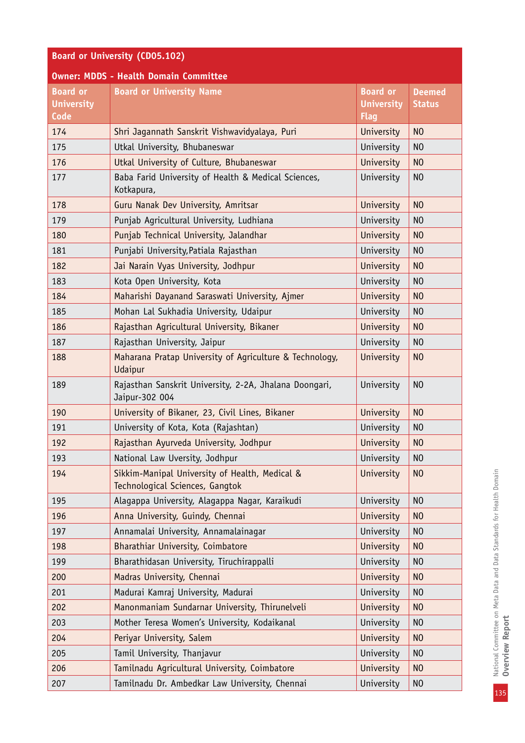| Board or University (CD05.102) | | | |
|---|---|---|---|
| **Owner: MDDS - Health Domain Committee** | | | |
| **Board or University Code** | **Board or University Name** | **Board or University Flag** | **Deemed Status** |
| 174 | Shri Jagannath Sanskrit Vishwavidyalaya, Puri | University | NO |
| 175 | Utkal University, Bhubaneswar | University | NO |
| 176 | Utkal University of Culture, Bhubaneswar | University | NO |
| 177 | Baba Farid University of Health & Medical Sciences, Kotkapura, | University | NO |
| 178 | Guru Nanak Dev University, Amritsar | University | NO |
| 179 | Punjab Agricultural University, Ludhiana | University | NO |
| 180 | Punjab Technical University, Jalandhar | University | NO |
| 181 | Punjabi University,Patiala Rajasthan | University | NO |
| 182 | Jai Narain Vyas University, Jodhpur | University | NO |
| 183 | Kota Open University, Kota | University | NO |
| 184 | Maharishi Dayanand Saraswati University, Ajmer | University | NO |
| 185 | Mohan Lal Sukhadia University, Udaipur | University | NO |
| 186 | Rajasthan Agricultural University, Bikaner | University | NO |
| 187 | Rajasthan University, Jaipur | University | NO |
| 188 | Maharana Pratap University of Agriculture & Technology, Udaipur | University | NO |
| 189 | Rajasthan Sanskrit University, 2-2A, Jhalana Doongari, Jaipur-302 004 | University | NO |
| 190 | University of Bikaner, 23, Civil Lines, Bikaner | University | NO |
| 191 | University of Kota, Kota (Rajashtan) | University | NO |
| 192 | Rajasthan Ayurveda University, Jodhpur | University | NO |
| 193 | National Law Uversity, Jodhpur | University | NO |
| 194 | Sikkim-Manipal University of Health, Medical & Technological Sciences, Gangtok | University | NO |
| 195 | Alagappa University, Alagappa Nagar, Karaikudi | University | NO |
| 196 | Anna University, Guindy, Chennai | University | NO |
| 197 | Annamalai University, Annamalainagar | University | NO |
| 198 | Bharathiar University, Coimbatore | University | NO |
| 199 | Bharathidasan University, Tiruchirappalli | University | NO |
| 200 | Madras University, Chennai | University | NO |
| 201 | Madurai Kamraj University, Madurai | University | NO |
| 202 | Manonmaniam Sundarnar University, Thirunelveli | University | NO |
| 203 | Mother Teresa Women's University, Kodaikanal | University | NO |
| 204 | Periyar University, Salem | University | NO |
| 205 | Tamil University, Thanjavur | University | NO |
| 206 | Tamilnadu Agricultural University, Coimbatore | University | NO |
| 207 | Tamilnadu Dr. Ambedkar Law University, Chennai | University | NO |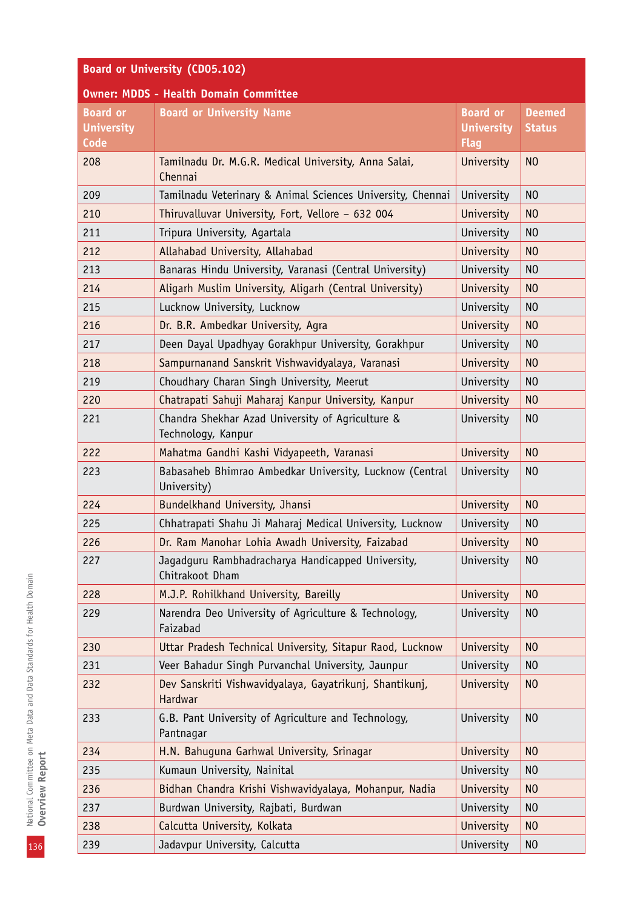**Board or University (CD05.102)**

**Owner: MDDS - Health Domain Committee**

| Board or University Code | Board or University Name | Board or University Flag | Deemed Status |
|---|---|---|---|
| 208 | Tamilnadu Dr. M.G.R. Medical University, Anna Salai, Chennai | University | NO |
| 209 | Tamilnadu Veterinary & Animal Sciences University, Chennai | University | NO |
| 210 | Thiruvalluvar University, Fort, Vellore – 632 004 | University | NO |
| 211 | Tripura University, Agartala | University | NO |
| 212 | Allahabad University, Allahabad | University | NO |
| 213 | Banaras Hindu University, Varanasi (Central University) | University | NO |
| 214 | Aligarh Muslim University, Aligarh (Central University) | University | NO |
| 215 | Lucknow University, Lucknow | University | NO |
| 216 | Dr. B.R. Ambedkar University, Agra | University | NO |
| 217 | Deen Dayal Upadhyay Gorakhpur University, Gorakhpur | University | NO |
| 218 | Sampurnanand Sanskrit Vishwavidyalaya, Varanasi | University | NO |
| 219 | Choudhary Charan Singh University, Meerut | University | NO |
| 220 | Chatrapati Sahuji Maharaj Kanpur University, Kanpur | University | NO |
| 221 | Chandra Shekhar Azad University of Agriculture & Technology, Kanpur | University | NO |
| 222 | Mahatma Gandhi Kashi Vidyapeeth, Varanasi | University | NO |
| 223 | Babasaheb Bhimrao Ambedkar University, Lucknow (Central University) | University | NO |
| 224 | Bundelkhand University, Jhansi | University | NO |
| 225 | Chhatrapati Shahu Ji Maharaj Medical University, Lucknow | University | NO |
| 226 | Dr. Ram Manohar Lohia Awadh University, Faizabad | University | NO |
| 227 | Jagadguru Rambhadracharya Handicapped University, Chitrakoot Dham | University | NO |
| 228 | M.J.P. Rohilkhand University, Bareilly | University | NO |
| 229 | Narendra Deo University of Agriculture & Technology, Faizabad | University | NO |
| 230 | Uttar Pradesh Technical University, Sitapur Raod, Lucknow | University | NO |
| 231 | Veer Bahadur Singh Purvanchal University, Jaunpur | University | NO |
| 232 | Dev Sanskriti Vishwavidyalaya, Gayatrikunj, Shantikunj, Hardwar | University | NO |
| 233 | G.B. Pant University of Agriculture and Technology, Pantnagar | University | NO |
| 234 | H.N. Bahuguna Garhwal University, Srinagar | University | NO |
| 235 | Kumaun University, Nainital | University | NO |
| 236 | Bidhan Chandra Krishi Vishwavidyalaya, Mohanpur, Nadia | University | NO |
| 237 | Burdwan University, Rajbati, Burdwan | University | NO |
| 238 | Calcutta University, Kolkata | University | NO |
| 239 | Jadavpur University, Calcutta | University | NO |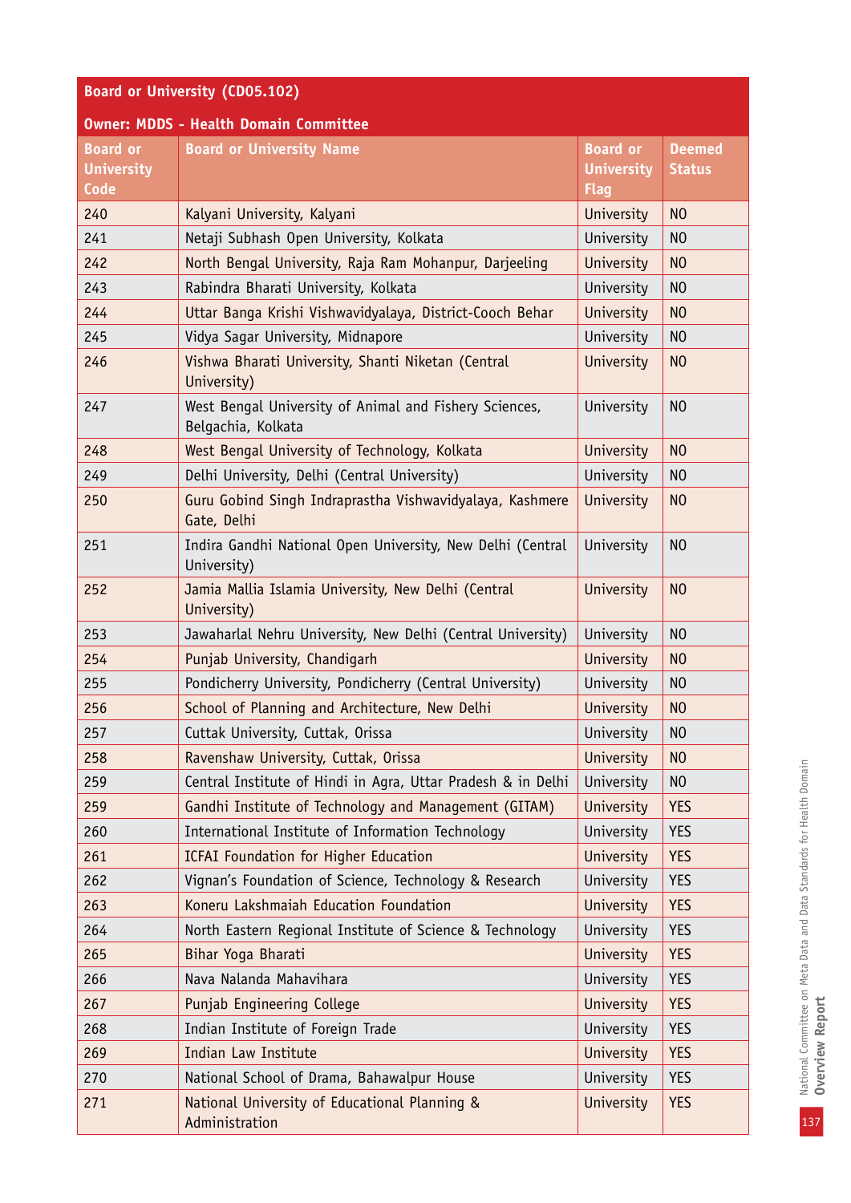| Board or University (CD05.102) | | | |
|---|---|---|---|
| Owner: MDDS - Health Domain Committee | | | |
| Board or University Code | Board or University Name | Board or University Flag | Deemed Status |
| 240 | Kalyani University, Kalyani | University | NO |
| 241 | Netaji Subhash Open University, Kolkata | University | NO |
| 242 | North Bengal University, Raja Ram Mohanpur, Darjeeling | University | NO |
| 243 | Rabindra Bharati University, Kolkata | University | NO |
| 244 | Uttar Banga Krishi Vishwavidyalaya, District-Cooch Behar | University | NO |
| 245 | Vidya Sagar University, Midnapore | University | NO |
| 246 | Vishwa Bharati University, Shanti Niketan (Central University) | University | NO |
| 247 | West Bengal University of Animal and Fishery Sciences, Belgachia, Kolkata | University | NO |
| 248 | West Bengal University of Technology, Kolkata | University | NO |
| 249 | Delhi University, Delhi (Central University) | University | NO |
| 250 | Guru Gobind Singh Indraprastha Vishwavidyalaya, Kashmere Gate, Delhi | University | NO |
| 251 | Indira Gandhi National Open University, New Delhi (Central University) | University | NO |
| 252 | Jamia Mallia Islamia University, New Delhi (Central University) | University | NO |
| 253 | Jawaharlal Nehru University, New Delhi (Central University) | University | NO |
| 254 | Punjab University, Chandigarh | University | NO |
| 255 | Pondicherry University, Pondicherry (Central University) | University | NO |
| 256 | School of Planning and Architecture, New Delhi | University | NO |
| 257 | Cuttak University, Cuttak, Orissa | University | NO |
| 258 | Ravenshaw University, Cuttak, Orissa | University | NO |
| 259 | Central Institute of Hindi in Agra, Uttar Pradesh & in Delhi | University | NO |
| 259 | Gandhi Institute of Technology and Management (GITAM) | University | YES |
| 260 | International Institute of Information Technology | University | YES |
| 261 | ICFAI Foundation for Higher Education | University | YES |
| 262 | Vignan's Foundation of Science, Technology & Research | University | YES |
| 263 | Koneru Lakshmaiah Education Foundation | University | YES |
| 264 | North Eastern Regional Institute of Science & Technology | University | YES |
| 265 | Bihar Yoga Bharati | University | YES |
| 266 | Nava Nalanda Mahavihara | University | YES |
| 267 | Punjab Engineering College | University | YES |
| 268 | Indian Institute of Foreign Trade | University | YES |
| 269 | Indian Law Institute | University | YES |
| 270 | National School of Drama, Bahawalpur House | University | YES |
| 271 | National University of Educational Planning & Administration | University | YES |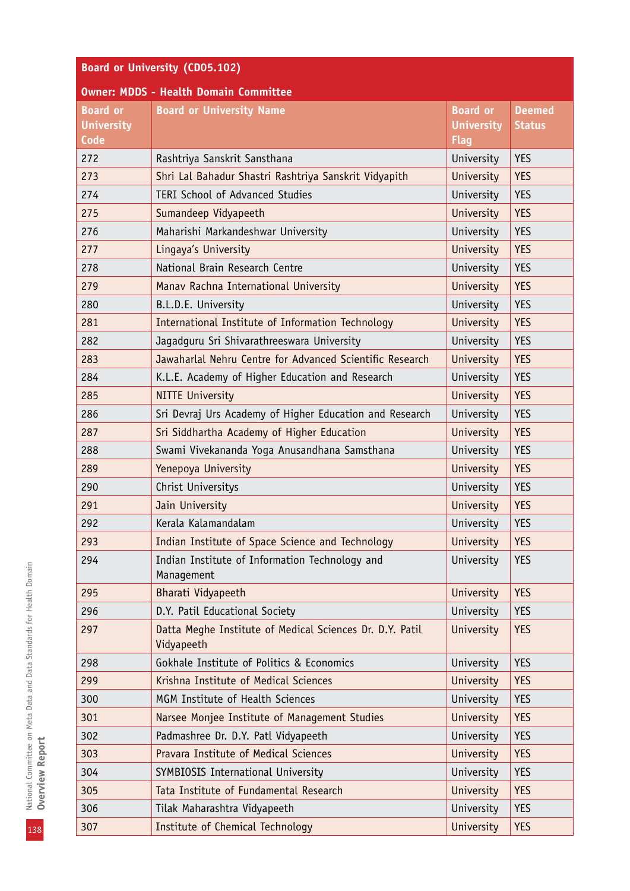| Board or University (CD05.102) | | | |
|---|---|---|---|
| **Owner: MDDS - Health Domain Committee** | | | |
| **Board or University Code** | **Board or University Name** | **Board or University Flag** | **Deemed Status** |
| 272 | Rashtriya Sanskrit Sansthana | University | YES |
| 273 | Shri Lal Bahadur Shastri Rashtriya Sanskrit Vidyapith | University | YES |
| 274 | TERI School of Advanced Studies | University | YES |
| 275 | Sumandeep Vidyapeeth | University | YES |
| 276 | Maharishi Markandeshwar University | University | YES |
| 277 | Lingaya's University | University | YES |
| 278 | National Brain Research Centre | University | YES |
| 279 | Manav Rachna International University | University | YES |
| 280 | B.L.D.E. University | University | YES |
| 281 | International Institute of Information Technology | University | YES |
| 282 | Jagadguru Sri Shivarathreeswara University | University | YES |
| 283 | Jawaharlal Nehru Centre for Advanced Scientific Research | University | YES |
| 284 | K.L.E. Academy of Higher Education and Research | University | YES |
| 285 | NITTE University | University | YES |
| 286 | Sri Devraj Urs Academy of Higher Education and Research | University | YES |
| 287 | Sri Siddhartha Academy of Higher Education | University | YES |
| 288 | Swami Vivekananda Yoga Anusandhana Samsthana | University | YES |
| 289 | Yenepoya University | University | YES |
| 290 | Christ Universitys | University | YES |
| 291 | Jain University | University | YES |
| 292 | Kerala Kalamandalam | University | YES |
| 293 | Indian Institute of Space Science and Technology | University | YES |
| 294 | Indian Institute of Information Technology and Management | University | YES |
| 295 | Bharati Vidyapeeth | University | YES |
| 296 | D.Y. Patil Educational Society | University | YES |
| 297 | Datta Meghe Institute of Medical Sciences Dr. D.Y. Patil Vidyapeeth | University | YES |
| 298 | Gokhale Institute of Politics & Economics | University | YES |
| 299 | Krishna Institute of Medical Sciences | University | YES |
| 300 | MGM Institute of Health Sciences | University | YES |
| 301 | Narsee Monjee Institute of Management Studies | University | YES |
| 302 | Padmashree Dr. D.Y. Patl Vidyapeeth | University | YES |
| 303 | Pravara Institute of Medical Sciences | University | YES |
| 304 | SYMBIOSIS International University | University | YES |
| 305 | Tata Institute of Fundamental Research | University | YES |
| 306 | Tilak Maharashtra Vidyapeeth | University | YES |
| 307 | Institute of Chemical Technology | University | YES |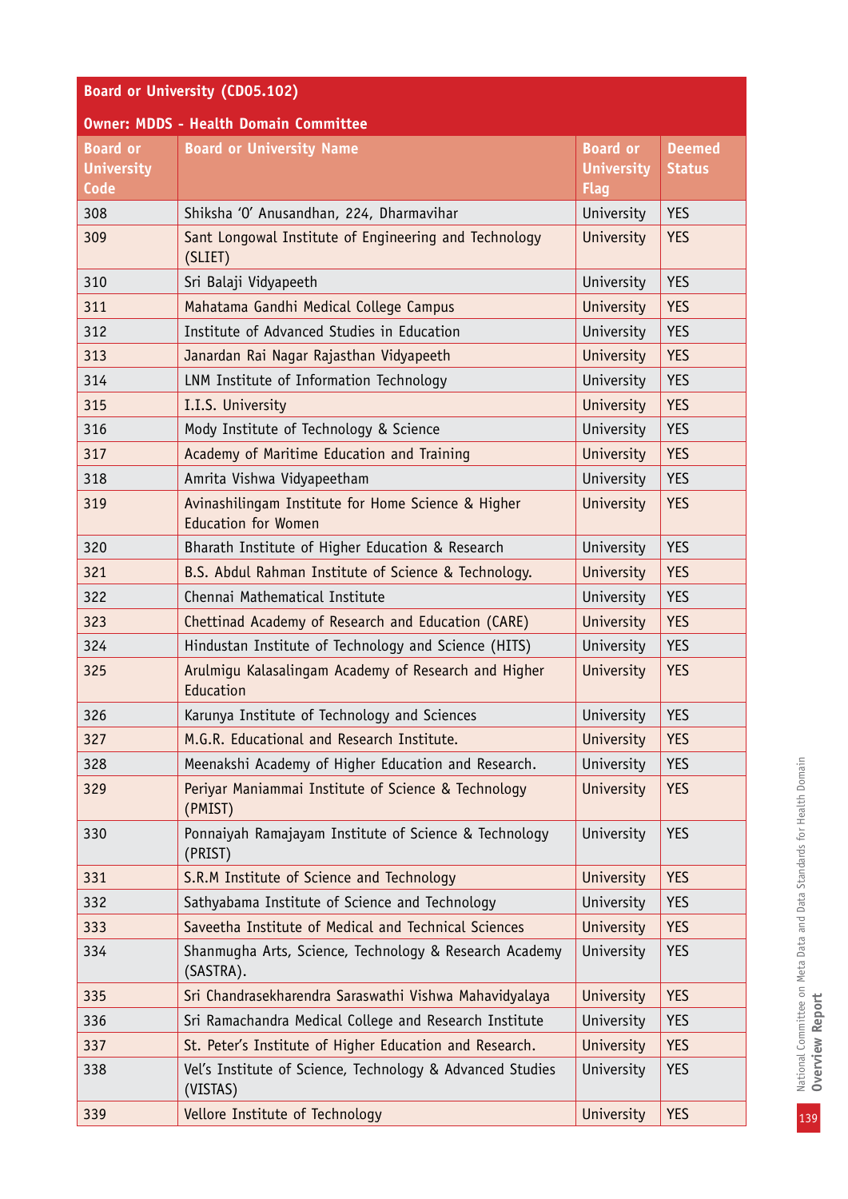| Board or University (CD05.102) | | | |
|---|---|---|---|
| **Owner: MDDS - Health Domain Committee** | | | |
| **Board or University Code** | **Board or University Name** | **Board or University Flag** | **Deemed Status** |
| 308 | Shiksha 'O' Anusandhan, 224, Dharmavihar | University | YES |
| 309 | Sant Longowal Institute of Engineering and Technology (SLIET) | University | YES |
| 310 | Sri Balaji Vidyapeeth | University | YES |
| 311 | Mahatama Gandhi Medical College Campus | University | YES |
| 312 | Institute of Advanced Studies in Education | University | YES |
| 313 | Janardan Rai Nagar Rajasthan Vidyapeeth | University | YES |
| 314 | LNM Institute of Information Technology | University | YES |
| 315 | I.I.S. University | University | YES |
| 316 | Mody Institute of Technology & Science | University | YES |
| 317 | Academy of Maritime Education and Training | University | YES |
| 318 | Amrita Vishwa Vidyapeetham | University | YES |
| 319 | Avinashilingam Institute for Home Science & Higher Education for Women | University | YES |
| 320 | Bharath Institute of Higher Education & Research | University | YES |
| 321 | B.S. Abdul Rahman Institute of Science & Technology. | University | YES |
| 322 | Chennai Mathematical Institute | University | YES |
| 323 | Chettinad Academy of Research and Education (CARE) | University | YES |
| 324 | Hindustan Institute of Technology and Science (HITS) | University | YES |
| 325 | Arulmigu Kalasalingam Academy of Research and Higher Education | University | YES |
| 326 | Karunya Institute of Technology and Sciences | University | YES |
| 327 | M.G.R. Educational and Research Institute. | University | YES |
| 328 | Meenakshi Academy of Higher Education and Research. | University | YES |
| 329 | Periyar Maniammai Institute of Science & Technology (PMIST) | University | YES |
| 330 | Ponnaiyah Ramajayam Institute of Science & Technology (PRIST) | University | YES |
| 331 | S.R.M Institute of Science and Technology | University | YES |
| 332 | Sathyabama Institute of Science and Technology | University | YES |
| 333 | Saveetha Institute of Medical and Technical Sciences | University | YES |
| 334 | Shanmugha Arts, Science, Technology & Research Academy (SASTRA). | University | YES |
| 335 | Sri Chandrasekharendra Saraswathi Vishwa Mahavidyalaya | University | YES |
| 336 | Sri Ramachandra Medical College and Research Institute | University | YES |
| 337 | St. Peter's Institute of Higher Education and Research. | University | YES |
| 338 | Vel's Institute of Science, Technology & Advanced Studies (VISTAS) | University | YES |
| 339 | Vellore Institute of Technology | University | YES |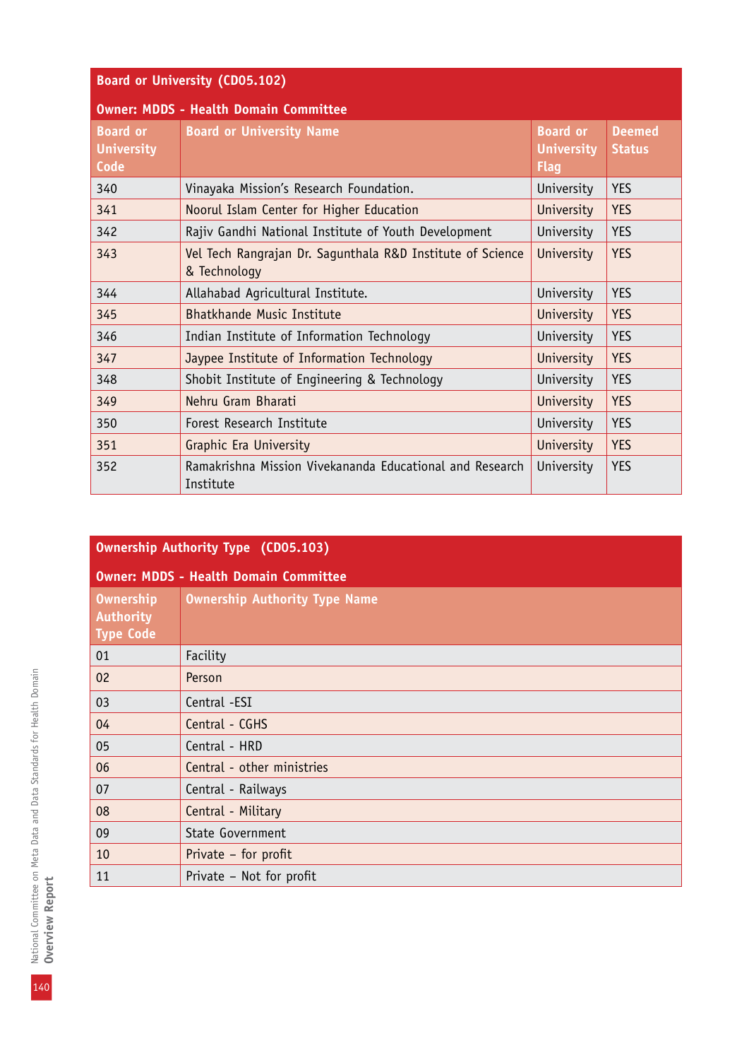## Board or University (CD05.102)

**Owner: MDDS - Health Domain Committee**

| Board or University Code | Board or University Name | Board or University Flag | Deemed Status |
|---|---|---|---|
| 340 | Vinayaka Mission's Research Foundation. | University | YES |
| 341 | Noorul Islam Center for Higher Education | University | YES |
| 342 | Rajiv Gandhi National Institute of Youth Development | University | YES |
| 343 | Vel Tech Rangrajan Dr. Sagunthala R&D Institute of Science & Technology | University | YES |
| 344 | Allahabad Agricultural Institute. | University | YES |
| 345 | Bhatkhande Music Institute | University | YES |
| 346 | Indian Institute of Information Technology | University | YES |
| 347 | Jaypee Institute of Information Technology | University | YES |
| 348 | Shobit Institute of Engineering & Technology | University | YES |
| 349 | Nehru Gram Bharati | University | YES |
| 350 | Forest Research Institute | University | YES |
| 351 | Graphic Era University | University | YES |
| 352 | Ramakrishna Mission Vivekananda Educational and Research Institute | University | YES |

## Ownership Authority Type (CD05.103)

**Owner: MDDS - Health Domain Committee**

| Ownership Authority Type Code | Ownership Authority Type Name |
|---|---|
| 01 | Facility |
| 02 | Person |
| 03 | Central -ESI |
| 04 | Central - CGHS |
| 05 | Central - HRD |
| 06 | Central - other ministries |
| 07 | Central - Railways |
| 08 | Central - Military |
| 09 | State Government |
| 10 | Private – for profit |
| 11 | Private – Not for profit |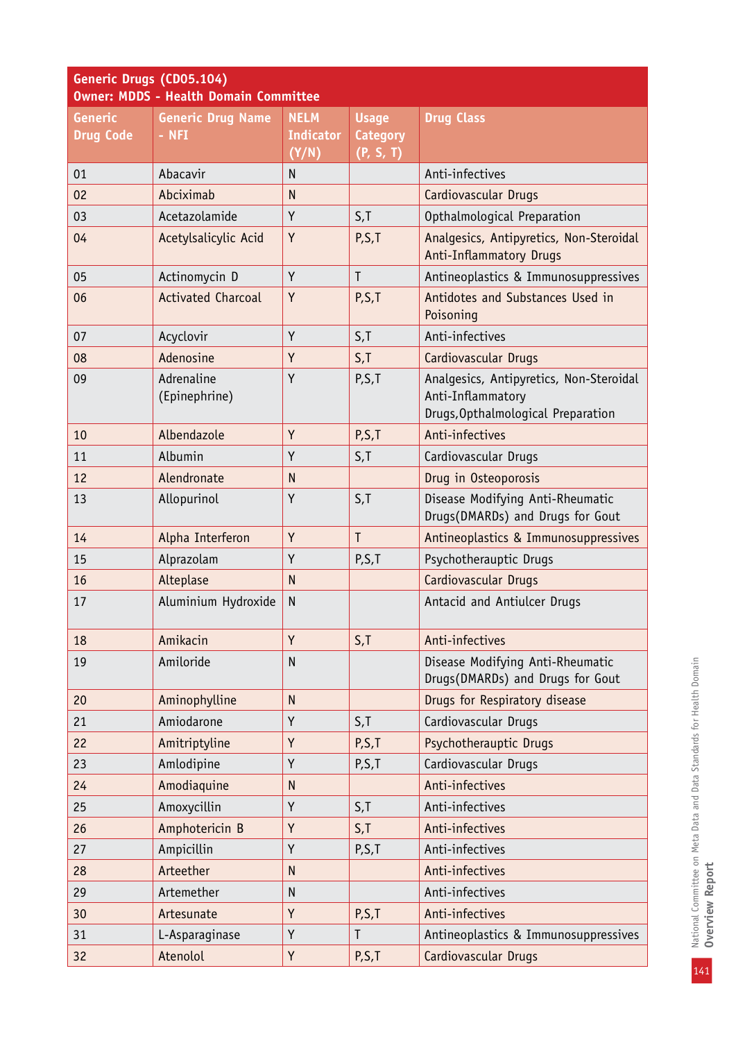| Generic Drugs (CD05.104)<br>Owner: MDDS - Health Domain Committee | | | | |
|---|---|---|---|---|
| Generic Drug Code | Generic Drug Name - NFI | NELM Indicator (Y/N) | Usage Category (P, S, T) | Drug Class |
| 01 | Abacavir | N | | Anti-infectives |
| 02 | Abciximab | N | | Cardiovascular Drugs |
| 03 | Acetazolamide | Y | S,T | Opthalmological Preparation |
| 04 | Acetylsalicylic Acid | Y | P,S,T | Analgesics, Antipyretics, Non-Steroidal Anti-Inflammatory Drugs |
| 05 | Actinomycin D | Y | T | Antineoplastics & Immunosuppressives |
| 06 | Activated Charcoal | Y | P,S,T | Antidotes and Substances Used in Poisoning |
| 07 | Acyclovir | Y | S,T | Anti-infectives |
| 08 | Adenosine | Y | S,T | Cardiovascular Drugs |
| 09 | Adrenaline (Epinephrine) | Y | P,S,T | Analgesics, Antipyretics, Non-Steroidal Anti-Inflammatory Drugs,Opthalmological Preparation |
| 10 | Albendazole | Y | P,S,T | Anti-infectives |
| 11 | Albumin | Y | S,T | Cardiovascular Drugs |
| 12 | Alendronate | N | | Drug in Osteoporosis |
| 13 | Allopurinol | Y | S,T | Disease Modifying Anti-Rheumatic Drugs(DMARDs) and Drugs for Gout |
| 14 | Alpha Interferon | Y | T | Antineoplastics & Immunosuppressives |
| 15 | Alprazolam | Y | P,S,T | Psychotherauptic Drugs |
| 16 | Alteplase | N | | Cardiovascular Drugs |
| 17 | Aluminium Hydroxide | N | | Antacid and Antiulcer Drugs |
| 18 | Amikacin | Y | S,T | Anti-infectives |
| 19 | Amiloride | N | | Disease Modifying Anti-Rheumatic Drugs(DMARDs) and Drugs for Gout |
| 20 | Aminophylline | N | | Drugs for Respiratory disease |
| 21 | Amiodarone | Y | S,T | Cardiovascular Drugs |
| 22 | Amitriptyline | Y | P,S,T | Psychotherauptic Drugs |
| 23 | Amlodipine | Y | P,S,T | Cardiovascular Drugs |
| 24 | Amodiaquine | N | | Anti-infectives |
| 25 | Amoxycillin | Y | S,T | Anti-infectives |
| 26 | Amphotericin B | Y | S,T | Anti-infectives |
| 27 | Ampicillin | Y | P,S,T | Anti-infectives |
| 28 | Arteether | N | | Anti-infectives |
| 29 | Artemether | N | | Anti-infectives |
| 30 | Artesunate | Y | P,S,T | Anti-infectives |
| 31 | L-Asparaginase | Y | T | Antineoplastics & Immunosuppressives |
| 32 | Atenolol | Y | P,S,T | Cardiovascular Drugs |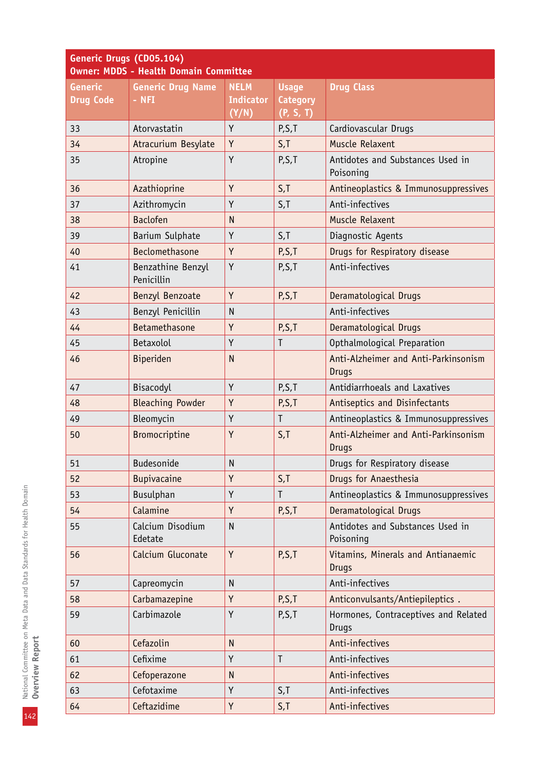**Generic Drugs (CD05.104)**
**Owner: MDDS - Health Domain Committee**

| Generic Drug Code | Generic Drug Name - NFI | NELM Indicator (Y/N) | Usage Category (P, S, T) | Drug Class |
|---|---|---|---|---|
| 33 | Atorvastatin | Y | P,S,T | Cardiovascular Drugs |
| 34 | Atracurium Besylate | Y | S,T | Muscle Relaxent |
| 35 | Atropine | Y | P,S,T | Antidotes and Substances Used in Poisoning |
| 36 | Azathioprine | Y | S,T | Antineoplastics & Immunosuppressives |
| 37 | Azithromycin | Y | S,T | Anti-infectives |
| 38 | Baclofen | N | | Muscle Relaxent |
| 39 | Barium Sulphate | Y | S,T | Diagnostic Agents |
| 40 | Beclomethasone | Y | P,S,T | Drugs for Respiratory disease |
| 41 | Benzathine Benzyl Penicillin | Y | P,S,T | Anti-infectives |
| 42 | Benzyl Benzoate | Y | P,S,T | Deramatological Drugs |
| 43 | Benzyl Penicillin | N | | Anti-infectives |
| 44 | Betamethasone | Y | P,S,T | Deramatological Drugs |
| 45 | Betaxolol | Y | T | Opthalmological Preparation |
| 46 | Biperiden | N | | Anti-Alzheimer and Anti-Parkinsonism Drugs |
| 47 | Bisacodyl | Y | P,S,T | Antidiarrhoeals and Laxatives |
| 48 | Bleaching Powder | Y | P,S,T | Antiseptics and Disinfectants |
| 49 | Bleomycin | Y | T | Antineoplastics & Immunosuppressives |
| 50 | Bromocriptine | Y | S,T | Anti-Alzheimer and Anti-Parkinsonism Drugs |
| 51 | Budesonide | N | | Drugs for Respiratory disease |
| 52 | Bupivacaine | Y | S,T | Drugs for Anaesthesia |
| 53 | Busulphan | Y | T | Antineoplastics & Immunosuppressives |
| 54 | Calamine | Y | P,S,T | Deramatological Drugs |
| 55 | Calcium Disodium Edetate | N | | Antidotes and Substances Used in Poisoning |
| 56 | Calcium Gluconate | Y | P,S,T | Vitamins, Minerals and Antianaemic Drugs |
| 57 | Capreomycin | N | | Anti-infectives |
| 58 | Carbamazepine | Y | P,S,T | Anticonvulsants/Antiepileptics . |
| 59 | Carbimazole | Y | P,S,T | Hormones, Contraceptives and Related Drugs |
| 60 | Cefazolin | N | | Anti-infectives |
| 61 | Cefixime | Y | T | Anti-infectives |
| 62 | Cefoperazone | N | | Anti-infectives |
| 63 | Cefotaxime | Y | S,T | Anti-infectives |
| 64 | Ceftazidime | Y | S,T | Anti-infectives |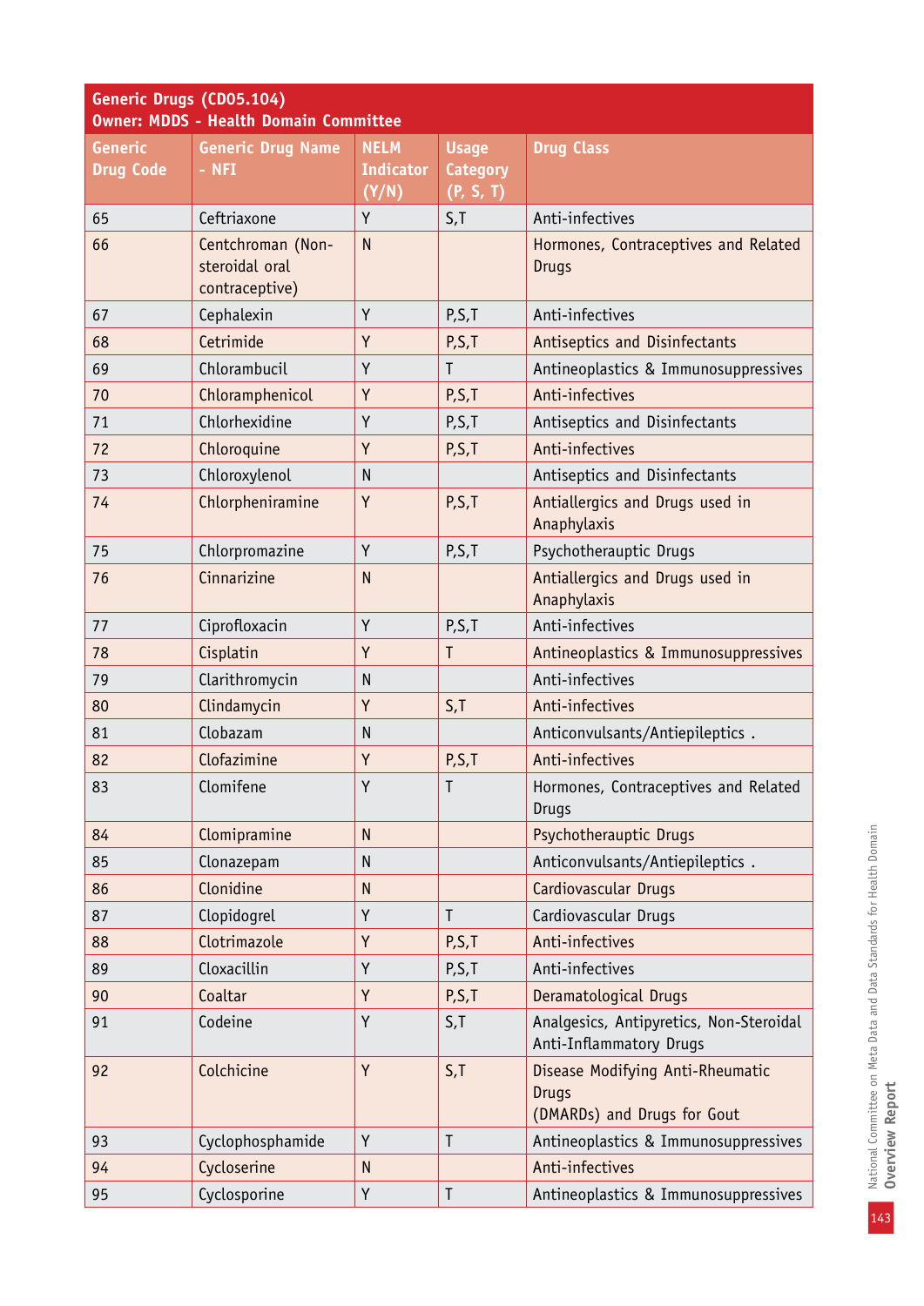| Generic Drugs (CD05.104) Owner: MDDS - Health Domain Committee | | | | |
|---|---|---|---|---|
| Generic Drug Code | Generic Drug Name - NFI | NELM Indicator (Y/N) | Usage Category (P, S, T) | Drug Class |
| 65 | Ceftriaxone | Y | S,T | Anti-infectives |
| 66 | Centchroman (Non-steroidal oral contraceptive) | N | | Hormones, Contraceptives and Related Drugs |
| 67 | Cephalexin | Y | P,S,T | Anti-infectives |
| 68 | Cetrimide | Y | P,S,T | Antiseptics and Disinfectants |
| 69 | Chlorambucil | Y | T | Antineoplastics & Immunosuppressives |
| 70 | Chloramphenicol | Y | P,S,T | Anti-infectives |
| 71 | Chlorhexidine | Y | P,S,T | Antiseptics and Disinfectants |
| 72 | Chloroquine | Y | P,S,T | Anti-infectives |
| 73 | Chloroxylenol | N | | Antiseptics and Disinfectants |
| 74 | Chlorpheniramine | Y | P,S,T | Antiallergics and Drugs used in Anaphylaxis |
| 75 | Chlorpromazine | Y | P,S,T | Psychotherauptic Drugs |
| 76 | Cinnarizine | N | | Antiallergics and Drugs used in Anaphylaxis |
| 77 | Ciprofloxacin | Y | P,S,T | Anti-infectives |
| 78 | Cisplatin | Y | T | Antineoplastics & Immunosuppressives |
| 79 | Clarithromycin | N | | Anti-infectives |
| 80 | Clindamycin | Y | S,T | Anti-infectives |
| 81 | Clobazam | N | | Anticonvulsants/Antiepileptics . |
| 82 | Clofazimine | Y | P,S,T | Anti-infectives |
| 83 | Clomifene | Y | T | Hormones, Contraceptives and Related Drugs |
| 84 | Clomipramine | N | | Psychotherauptic Drugs |
| 85 | Clonazepam | N | | Anticonvulsants/Antiepileptics . |
| 86 | Clonidine | N | | Cardiovascular Drugs |
| 87 | Clopidogrel | Y | T | Cardiovascular Drugs |
| 88 | Clotrimazole | Y | P,S,T | Anti-infectives |
| 89 | Cloxacillin | Y | P,S,T | Anti-infectives |
| 90 | Coaltar | Y | P,S,T | Deramatological Drugs |
| 91 | Codeine | Y | S,T | Analgesics, Antipyretics, Non-Steroidal Anti-Inflammatory Drugs |
| 92 | Colchicine | Y | S,T | Disease Modifying Anti-Rheumatic Drugs (DMARDs) and Drugs for Gout |
| 93 | Cyclophosphamide | Y | T | Antineoplastics & Immunosuppressives |
| 94 | Cycloserine | N | | Anti-infectives |
| 95 | Cyclosporine | Y | T | Antineoplastics & Immunosuppressives |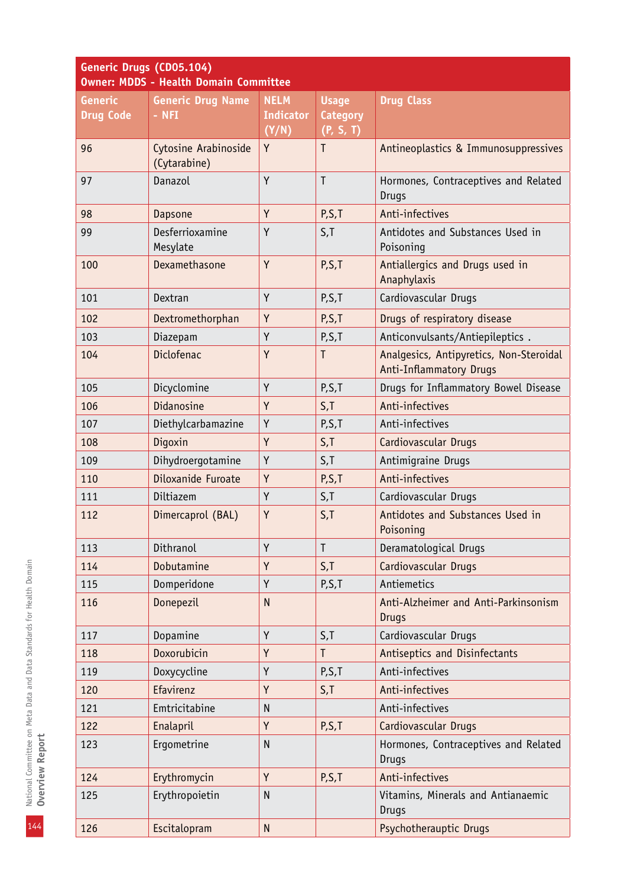| Generic Drugs (CD05.104)<br>Owner: MDDS - Health Domain Committee | | | | |
|---|---|---|---|---|
| Generic Drug Code | Generic Drug Name - NFI | NELM Indicator (Y/N) | Usage Category (P, S, T) | Drug Class |
| 96 | Cytosine Arabinoside (Cytarabine) | Y | T | Antineoplastics & Immunosuppressives |
| 97 | Danazol | Y | T | Hormones, Contraceptives and Related Drugs |
| 98 | Dapsone | Y | P,S,T | Anti-infectives |
| 99 | Desferrioxamine Mesylate | Y | S,T | Antidotes and Substances Used in Poisoning |
| 100 | Dexamethasone | Y | P,S,T | Antiallergics and Drugs used in Anaphylaxis |
| 101 | Dextran | Y | P,S,T | Cardiovascular Drugs |
| 102 | Dextromethorphan | Y | P,S,T | Drugs of respiratory disease |
| 103 | Diazepam | Y | P,S,T | Anticonvulsants/Antiepileptics . |
| 104 | Diclofenac | Y | T | Analgesics, Antipyretics, Non-Steroidal Anti-Inflammatory Drugs |
| 105 | Dicyclomine | Y | P,S,T | Drugs for Inflammatory Bowel Disease |
| 106 | Didanosine | Y | S,T | Anti-infectives |
| 107 | Diethylcarbamazine | Y | P,S,T | Anti-infectives |
| 108 | Digoxin | Y | S,T | Cardiovascular Drugs |
| 109 | Dihydroergotamine | Y | S,T | Antimigraine Drugs |
| 110 | Diloxanide Furoate | Y | P,S,T | Anti-infectives |
| 111 | Diltiazem | Y | S,T | Cardiovascular Drugs |
| 112 | Dimercaprol (BAL) | Y | S,T | Antidotes and Substances Used in Poisoning |
| 113 | Dithranol | Y | T | Deramatological Drugs |
| 114 | Dobutamine | Y | S,T | Cardiovascular Drugs |
| 115 | Domperidone | Y | P,S,T | Antiemetics |
| 116 | Donepezil | N | | Anti-Alzheimer and Anti-Parkinsonism Drugs |
| 117 | Dopamine | Y | S,T | Cardiovascular Drugs |
| 118 | Doxorubicin | Y | T | Antiseptics and Disinfectants |
| 119 | Doxycycline | Y | P,S,T | Anti-infectives |
| 120 | Efavirenz | Y | S,T | Anti-infectives |
| 121 | Emtricitabine | N | | Anti-infectives |
| 122 | Enalapril | Y | P,S,T | Cardiovascular Drugs |
| 123 | Ergometrine | N | | Hormones, Contraceptives and Related Drugs |
| 124 | Erythromycin | Y | P,S,T | Anti-infectives |
| 125 | Erythropoietin | N | | Vitamins, Minerals and Antianaemic Drugs |
| 126 | Escitalopram | N | | Psychotherauptic Drugs |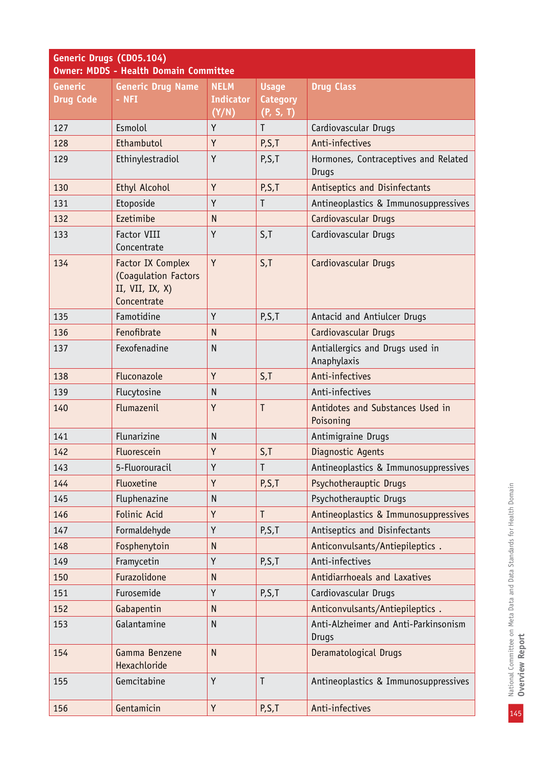**Generic Drugs (CD05.104)**
**Owner: MDDS - Health Domain Committee**

| Generic Drug Code | Generic Drug Name - NFI | NELM Indicator (Y/N) | Usage Category (P, S, T) | Drug Class |
|---|---|---|---|---|
| 127 | Esmolol | Y | T | Cardiovascular Drugs |
| 128 | Ethambutol | Y | P,S,T | Anti-infectives |
| 129 | Ethinylestradiol | Y | P,S,T | Hormones, Contraceptives and Related Drugs |
| 130 | Ethyl Alcohol | Y | P,S,T | Antiseptics and Disinfectants |
| 131 | Etoposide | Y | T | Antineoplastics & Immunosuppressives |
| 132 | Ezetimibe | N | | Cardiovascular Drugs |
| 133 | Factor VIII Concentrate | Y | S,T | Cardiovascular Drugs |
| 134 | Factor IX Complex (Coagulation Factors II, VII, IX, X) Concentrate | Y | S,T | Cardiovascular Drugs |
| 135 | Famotidine | Y | P,S,T | Antacid and Antiulcer Drugs |
| 136 | Fenofibrate | N | | Cardiovascular Drugs |
| 137 | Fexofenadine | N | | Antiallergics and Drugs used in Anaphylaxis |
| 138 | Fluconazole | Y | S,T | Anti-infectives |
| 139 | Flucytosine | N | | Anti-infectives |
| 140 | Flumazenil | Y | T | Antidotes and Substances Used in Poisoning |
| 141 | Flunarizine | N | | Antimigraine Drugs |
| 142 | Fluorescein | Y | S,T | Diagnostic Agents |
| 143 | 5-Fluorouracil | Y | T | Antineoplastics & Immunosuppressives |
| 144 | Fluoxetine | Y | P,S,T | Psychotherauptic Drugs |
| 145 | Fluphenazine | N | | Psychotherauptic Drugs |
| 146 | Folinic Acid | Y | T | Antineoplastics & Immunosuppressives |
| 147 | Formaldehyde | Y | P,S,T | Antiseptics and Disinfectants |
| 148 | Fosphenytoin | N | | Anticonvulsants/Antiepileptics . |
| 149 | Framycetin | Y | P,S,T | Anti-infectives |
| 150 | Furazolidone | N | | Antidiarrhoeals and Laxatives |
| 151 | Furosemide | Y | P,S,T | Cardiovascular Drugs |
| 152 | Gabapentin | N | | Anticonvulsants/Antiepileptics . |
| 153 | Galantamine | N | | Anti-Alzheimer and Anti-Parkinsonism Drugs |
| 154 | Gamma Benzene Hexachloride | N | | Deramatological Drugs |
| 155 | Gemcitabine | Y | T | Antineoplastics & Immunosuppressives |
| 156 | Gentamicin | Y | P,S,T | Anti-infectives |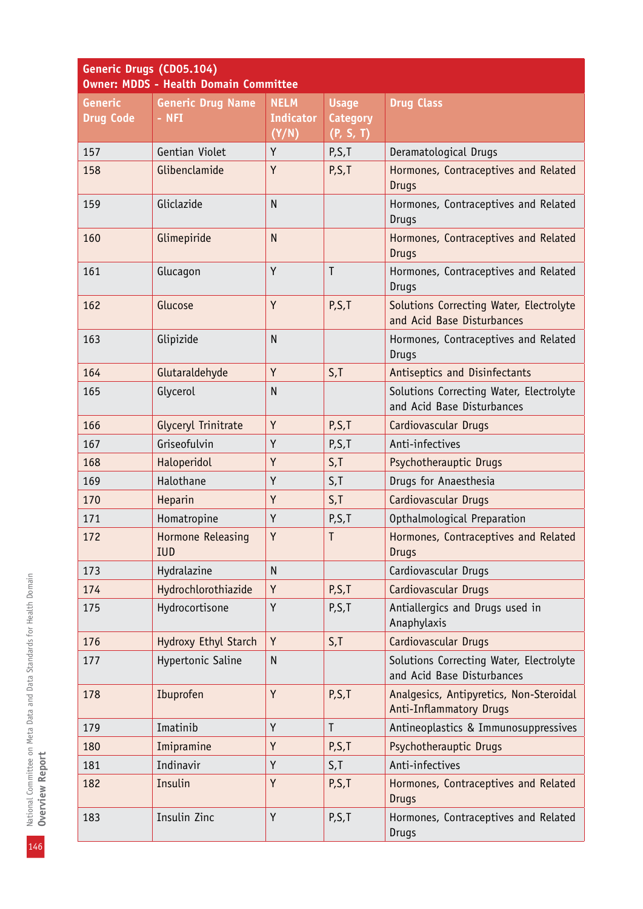**Generic Drugs (CD05.104)**
**Owner: MDDS - Health Domain Committee**

| Generic Drug Code | Generic Drug Name - NFI | NELM Indicator (Y/N) | Usage Category (P, S, T) | Drug Class |
|---|---|---|---|---|
| 157 | Gentian Violet | Y | P,S,T | Deramatological Drugs |
| 158 | Glibenclamide | Y | P,S,T | Hormones, Contraceptives and Related Drugs |
| 159 | Gliclazide | N | | Hormones, Contraceptives and Related Drugs |
| 160 | Glimepiride | N | | Hormones, Contraceptives and Related Drugs |
| 161 | Glucagon | Y | T | Hormones, Contraceptives and Related Drugs |
| 162 | Glucose | Y | P,S,T | Solutions Correcting Water, Electrolyte and Acid Base Disturbances |
| 163 | Glipizide | N | | Hormones, Contraceptives and Related Drugs |
| 164 | Glutaraldehyde | Y | S,T | Antiseptics and Disinfectants |
| 165 | Glycerol | N | | Solutions Correcting Water, Electrolyte and Acid Base Disturbances |
| 166 | Glyceryl Trinitrate | Y | P,S,T | Cardiovascular Drugs |
| 167 | Griseofulvin | Y | P,S,T | Anti-infectives |
| 168 | Haloperidol | Y | S,T | Psychotherauptic Drugs |
| 169 | Halothane | Y | S,T | Drugs for Anaesthesia |
| 170 | Heparin | Y | S,T | Cardiovascular Drugs |
| 171 | Homatropine | Y | P,S,T | Opthalmological Preparation |
| 172 | Hormone Releasing IUD | Y | T | Hormones, Contraceptives and Related Drugs |
| 173 | Hydralazine | N | | Cardiovascular Drugs |
| 174 | Hydrochlorothiazide | Y | P,S,T | Cardiovascular Drugs |
| 175 | Hydrocortisone | Y | P,S,T | Antiallergics and Drugs used in Anaphylaxis |
| 176 | Hydroxy Ethyl Starch | Y | S,T | Cardiovascular Drugs |
| 177 | Hypertonic Saline | N | | Solutions Correcting Water, Electrolyte and Acid Base Disturbances |
| 178 | Ibuprofen | Y | P,S,T | Analgesics, Antipyretics, Non-Steroidal Anti-Inflammatory Drugs |
| 179 | Imatinib | Y | T | Antineoplastics & Immunosuppressives |
| 180 | Imipramine | Y | P,S,T | Psychotherauptic Drugs |
| 181 | Indinavir | Y | S,T | Anti-infectives |
| 182 | Insulin | Y | P,S,T | Hormones, Contraceptives and Related Drugs |
| 183 | Insulin Zinc | Y | P,S,T | Hormones, Contraceptives and Related Drugs |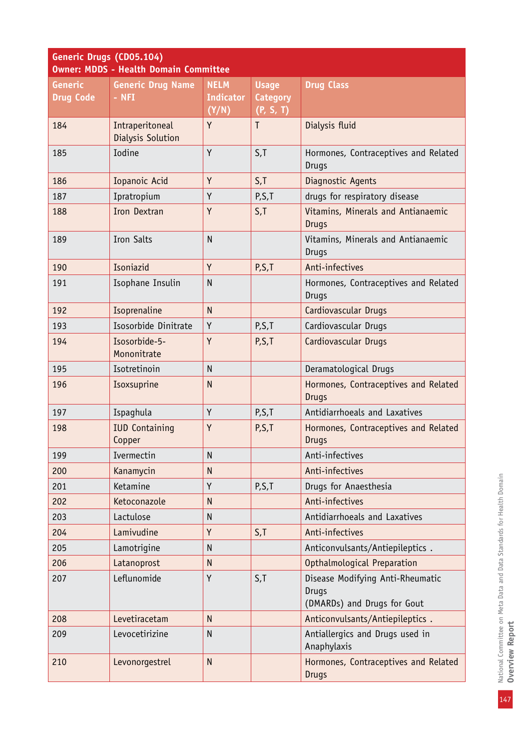| Generic Drugs (CD05.104) Owner: MDDS - Health Domain Committee | | | | |
|---|---|---|---|---|
| Generic Drug Code | Generic Drug Name - NFI | NELM Indicator (Y/N) | Usage Category (P, S, T) | Drug Class |
| 184 | Intraperitoneal Dialysis Solution | Y | T | Dialysis fluid |
| 185 | Iodine | Y | S,T | Hormones, Contraceptives and Related Drugs |
| 186 | Iopanoic Acid | Y | S,T | Diagnostic Agents |
| 187 | Ipratropium | Y | P,S,T | drugs for respiratory disease |
| 188 | Iron Dextran | Y | S,T | Vitamins, Minerals and Antianaemic Drugs |
| 189 | Iron Salts | N | | Vitamins, Minerals and Antianaemic Drugs |
| 190 | Isoniazid | Y | P,S,T | Anti-infectives |
| 191 | Isophane Insulin | N | | Hormones, Contraceptives and Related Drugs |
| 192 | Isoprenaline | N | | Cardiovascular Drugs |
| 193 | Isosorbide Dinitrate | Y | P,S,T | Cardiovascular Drugs |
| 194 | Isosorbide-5-Mononitrate | Y | P,S,T | Cardiovascular Drugs |
| 195 | Isotretinoin | N | | Deramatological Drugs |
| 196 | Isoxsuprine | N | | Hormones, Contraceptives and Related Drugs |
| 197 | Ispaghula | Y | P,S,T | Antidiarrhoeals and Laxatives |
| 198 | IUD Containing Copper | Y | P,S,T | Hormones, Contraceptives and Related Drugs |
| 199 | Ivermectin | N | | Anti-infectives |
| 200 | Kanamycin | N | | Anti-infectives |
| 201 | Ketamine | Y | P,S,T | Drugs for Anaesthesia |
| 202 | Ketoconazole | N | | Anti-infectives |
| 203 | Lactulose | N | | Antidiarrhoeals and Laxatives |
| 204 | Lamivudine | Y | S,T | Anti-infectives |
| 205 | Lamotrigine | N | | Anticonvulsants/Antiepileptics . |
| 206 | Latanoprost | N | | Opthalmological Preparation |
| 207 | Leflunomide | Y | S,T | Disease Modifying Anti-Rheumatic Drugs (DMARDs) and Drugs for Gout |
| 208 | Levetiracetam | N | | Anticonvulsants/Antiepileptics . |
| 209 | Levocetirizine | N | | Antiallergics and Drugs used in Anaphylaxis |
| 210 | Levonorgestrel | N | | Hormones, Contraceptives and Related Drugs |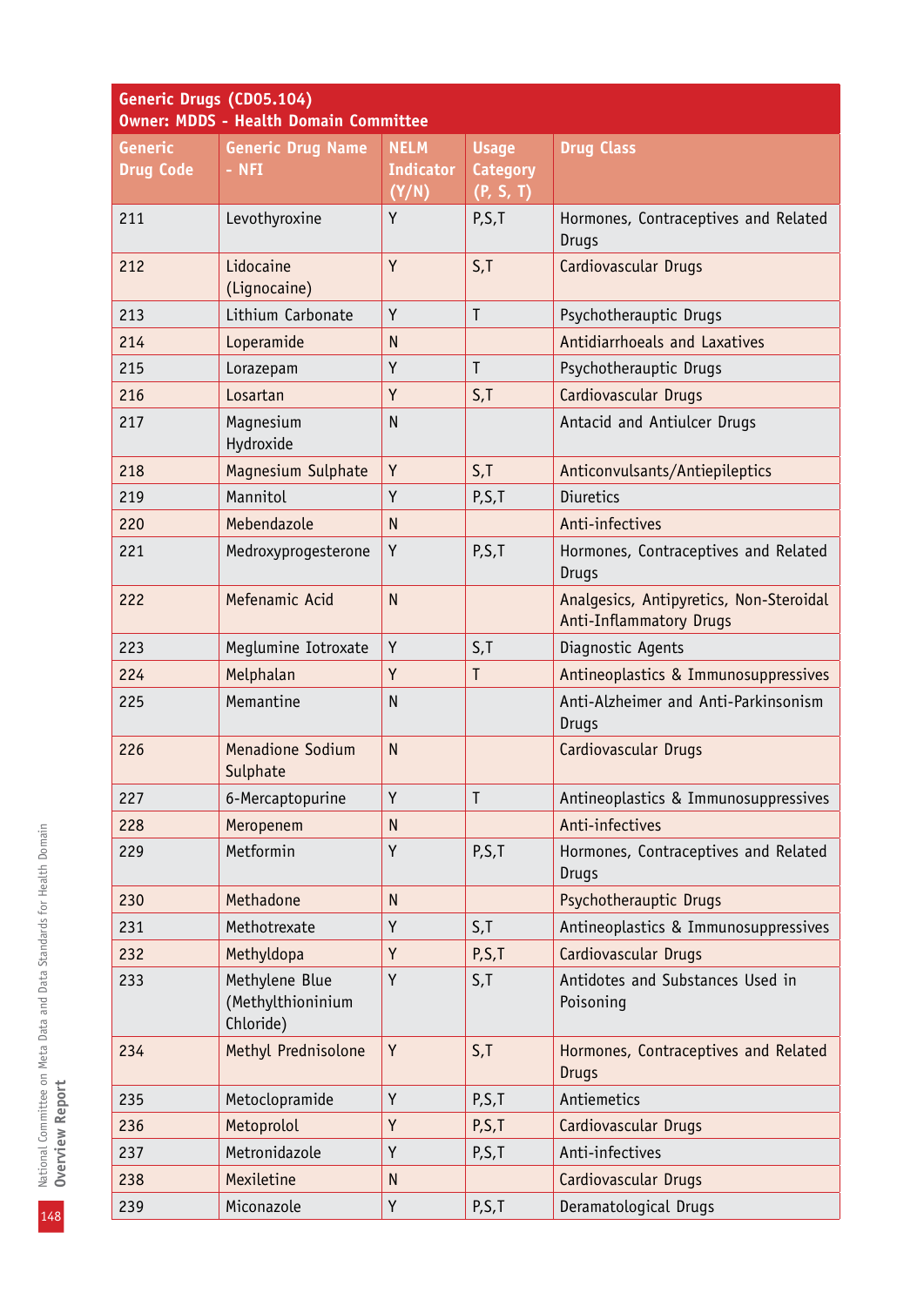**Generic Drugs (CD05.104)**
**Owner: MDDS - Health Domain Committee**

| Generic Drug Code | Generic Drug Name - NFI | NELM Indicator (Y/N) | Usage Category (P, S, T) | Drug Class |
|---|---|---|---|---|
| 211 | Levothyroxine | Y | P,S,T | Hormones, Contraceptives and Related Drugs |
| 212 | Lidocaine (Lignocaine) | Y | S,T | Cardiovascular Drugs |
| 213 | Lithium Carbonate | Y | T | Psychotherauptic Drugs |
| 214 | Loperamide | N | | Antidiarrhoeals and Laxatives |
| 215 | Lorazepam | Y | T | Psychotherauptic Drugs |
| 216 | Losartan | Y | S,T | Cardiovascular Drugs |
| 217 | Magnesium Hydroxide | N | | Antacid and Antiulcer Drugs |
| 218 | Magnesium Sulphate | Y | S,T | Anticonvulsants/Antiepileptics |
| 219 | Mannitol | Y | P,S,T | Diuretics |
| 220 | Mebendazole | N | | Anti-infectives |
| 221 | Medroxyprogesterone | Y | P,S,T | Hormones, Contraceptives and Related Drugs |
| 222 | Mefenamic Acid | N | | Analgesics, Antipyretics, Non-Steroidal Anti-Inflammatory Drugs |
| 223 | Meglumine Iotroxate | Y | S,T | Diagnostic Agents |
| 224 | Melphalan | Y | T | Antineoplastics & Immunosuppressives |
| 225 | Memantine | N | | Anti-Alzheimer and Anti-Parkinsonism Drugs |
| 226 | Menadione Sodium Sulphate | N | | Cardiovascular Drugs |
| 227 | 6-Mercaptopurine | Y | T | Antineoplastics & Immunosuppressives |
| 228 | Meropenem | N | | Anti-infectives |
| 229 | Metformin | Y | P,S,T | Hormones, Contraceptives and Related Drugs |
| 230 | Methadone | N | | Psychotherauptic Drugs |
| 231 | Methotrexate | Y | S,T | Antineoplastics & Immunosuppressives |
| 232 | Methyldopa | Y | P,S,T | Cardiovascular Drugs |
| 233 | Methylene Blue (Methylthioninium Chloride) | Y | S,T | Antidotes and Substances Used in Poisoning |
| 234 | Methyl Prednisolone | Y | S,T | Hormones, Contraceptives and Related Drugs |
| 235 | Metoclopramide | Y | P,S,T | Antiemetics |
| 236 | Metoprolol | Y | P,S,T | Cardiovascular Drugs |
| 237 | Metronidazole | Y | P,S,T | Anti-infectives |
| 238 | Mexiletine | N | | Cardiovascular Drugs |
| 239 | Miconazole | Y | P,S,T | Deramatological Drugs |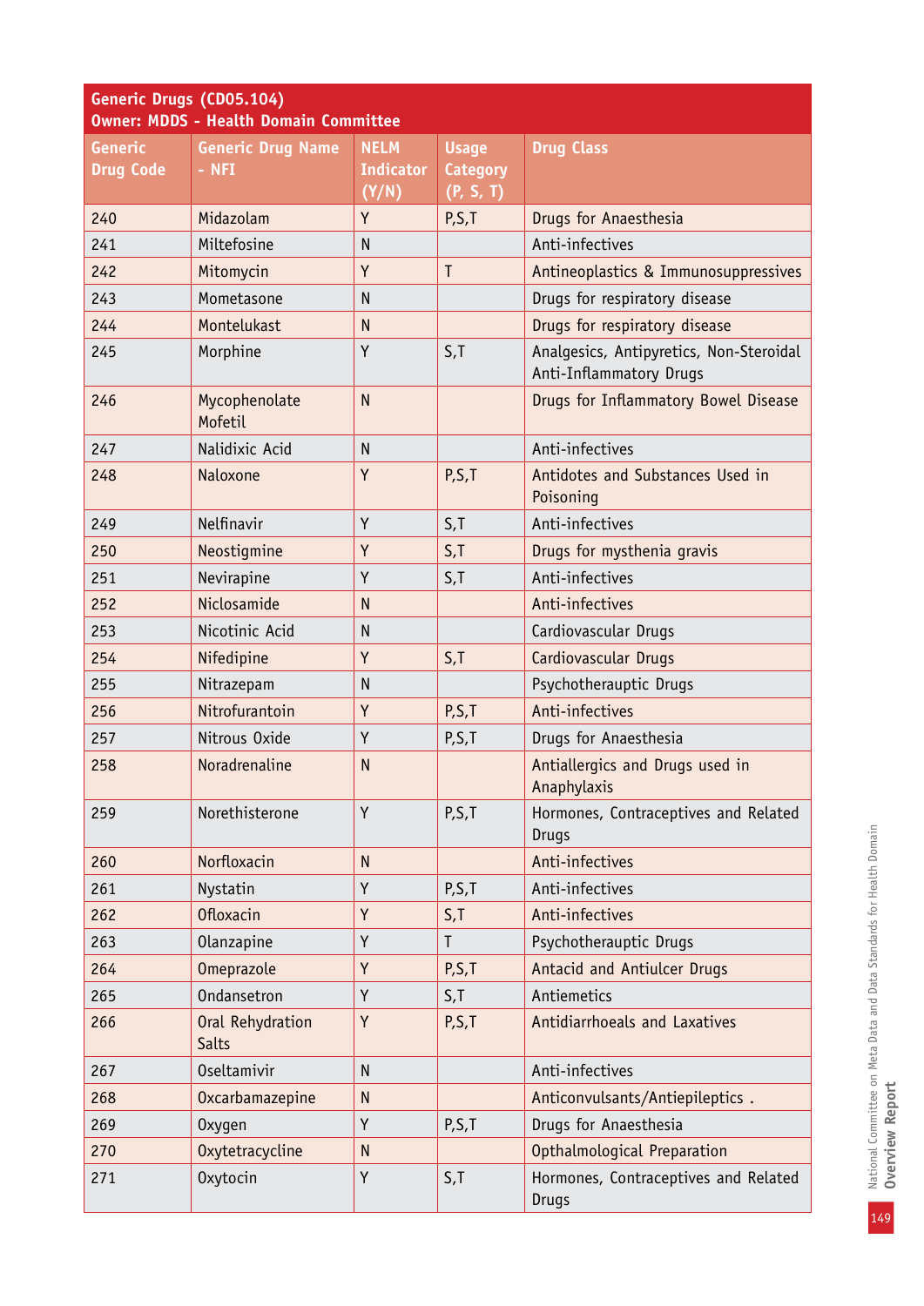| Generic Drugs (CD05.104) Owner: MDDS - Health Domain Committee | | | | |
|---|---|---|---|---|
| Generic Drug Code | Generic Drug Name - NFI | NELM Indicator (Y/N) | Usage Category (P, S, T) | Drug Class |
| 240 | Midazolam | Y | P,S,T | Drugs for Anaesthesia |
| 241 | Miltefosine | N | | Anti-infectives |
| 242 | Mitomycin | Y | T | Antineoplastics & Immunosuppressives |
| 243 | Mometasone | N | | Drugs for respiratory disease |
| 244 | Montelukast | N | | Drugs for respiratory disease |
| 245 | Morphine | Y | S,T | Analgesics, Antipyretics, Non-Steroidal Anti-Inflammatory Drugs |
| 246 | Mycophenolate Mofetil | N | | Drugs for Inflammatory Bowel Disease |
| 247 | Nalidixic Acid | N | | Anti-infectives |
| 248 | Naloxone | Y | P,S,T | Antidotes and Substances Used in Poisoning |
| 249 | Nelfinavir | Y | S,T | Anti-infectives |
| 250 | Neostigmine | Y | S,T | Drugs for mysthenia gravis |
| 251 | Nevirapine | Y | S,T | Anti-infectives |
| 252 | Niclosamide | N | | Anti-infectives |
| 253 | Nicotinic Acid | N | | Cardiovascular Drugs |
| 254 | Nifedipine | Y | S,T | Cardiovascular Drugs |
| 255 | Nitrazepam | N | | Psychotherauptic Drugs |
| 256 | Nitrofurantoin | Y | P,S,T | Anti-infectives |
| 257 | Nitrous Oxide | Y | P,S,T | Drugs for Anaesthesia |
| 258 | Noradrenaline | N | | Antiallergics and Drugs used in Anaphylaxis |
| 259 | Norethisterone | Y | P,S,T | Hormones, Contraceptives and Related Drugs |
| 260 | Norfloxacin | N | | Anti-infectives |
| 261 | Nystatin | Y | P,S,T | Anti-infectives |
| 262 | Ofloxacin | Y | S,T | Anti-infectives |
| 263 | Olanzapine | Y | T | Psychotherauptic Drugs |
| 264 | Omeprazole | Y | P,S,T | Antacid and Antiulcer Drugs |
| 265 | Ondansetron | Y | S,T | Antiemetics |
| 266 | Oral Rehydration Salts | Y | P,S,T | Antidiarrhoeals and Laxatives |
| 267 | Oseltamivir | N | | Anti-infectives |
| 268 | Oxcarbamazepine | N | | Anticonvulsants/Antiepileptics . |
| 269 | Oxygen | Y | P,S,T | Drugs for Anaesthesia |
| 270 | Oxytetracycline | N | | Opthalmological Preparation |
| 271 | Oxytocin | Y | S,T | Hormones, Contraceptives and Related Drugs |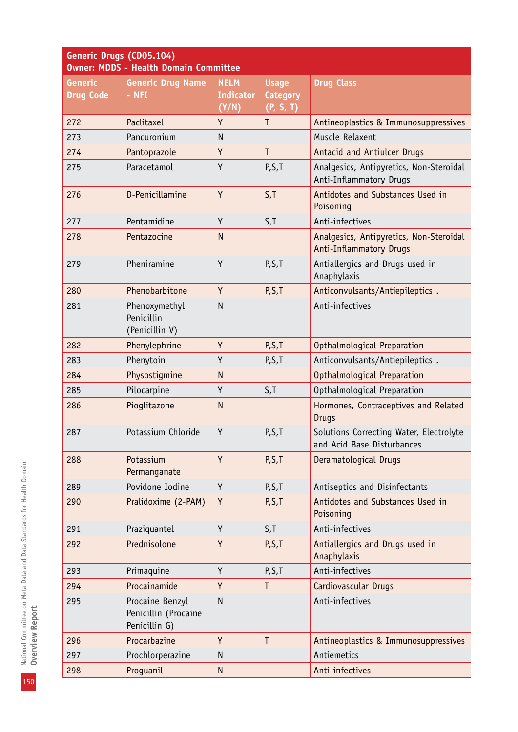**Generic Drugs (CD05.104)**
**Owner: MDDS - Health Domain Committee**

| Generic Drug Code | Generic Drug Name - NFI | NELM Indicator (Y/N) | Usage Category (P, S, T) | Drug Class |
|---|---|---|---|---|
| 272 | Paclitaxel | Y | T | Antineoplastics & Immunosuppressives |
| 273 | Pancuronium | N | | Muscle Relaxent |
| 274 | Pantoprazole | Y | T | Antacid and Antiulcer Drugs |
| 275 | Paracetamol | Y | P,S,T | Analgesics, Antipyretics, Non-Steroidal Anti-Inflammatory Drugs |
| 276 | D-Penicillamine | Y | S,T | Antidotes and Substances Used in Poisoning |
| 277 | Pentamidine | Y | S,T | Anti-infectives |
| 278 | Pentazocine | N | | Analgesics, Antipyretics, Non-Steroidal Anti-Inflammatory Drugs |
| 279 | Pheniramine | Y | P,S,T | Antiallergics and Drugs used in Anaphylaxis |
| 280 | Phenobarbitone | Y | P,S,T | Anticonvulsants/Antiepileptics . |
| 281 | Phenoxymethyl Penicillin (Penicillin V) | N | | Anti-infectives |
| 282 | Phenylephrine | Y | P,S,T | Opthalmological Preparation |
| 283 | Phenytoin | Y | P,S,T | Anticonvulsants/Antiepileptics . |
| 284 | Physostigmine | N | | Opthalmological Preparation |
| 285 | Pilocarpine | Y | S,T | Opthalmological Preparation |
| 286 | Pioglitazone | N | | Hormones, Contraceptives and Related Drugs |
| 287 | Potassium Chloride | Y | P,S,T | Solutions Correcting Water, Electrolyte and Acid Base Disturbances |
| 288 | Potassium Permanganate | Y | P,S,T | Deramatological Drugs |
| 289 | Povidone Iodine | Y | P,S,T | Antiseptics and Disinfectants |
| 290 | Pralidoxime (2-PAM) | Y | P,S,T | Antidotes and Substances Used in Poisoning |
| 291 | Praziquantel | Y | S,T | Anti-infectives |
| 292 | Prednisolone | Y | P,S,T | Antiallergics and Drugs used in Anaphylaxis |
| 293 | Primaquine | Y | P,S,T | Anti-infectives |
| 294 | Procainamide | Y | T | Cardiovascular Drugs |
| 295 | Procaine Benzyl Penicillin (Procaine Penicillin G) | N | | Anti-infectives |
| 296 | Procarbazine | Y | T | Antineoplastics & Immunosuppressives |
| 297 | Prochlorperazine | N | | Antiemetics |
| 298 | Proguanil | N | | Anti-infectives |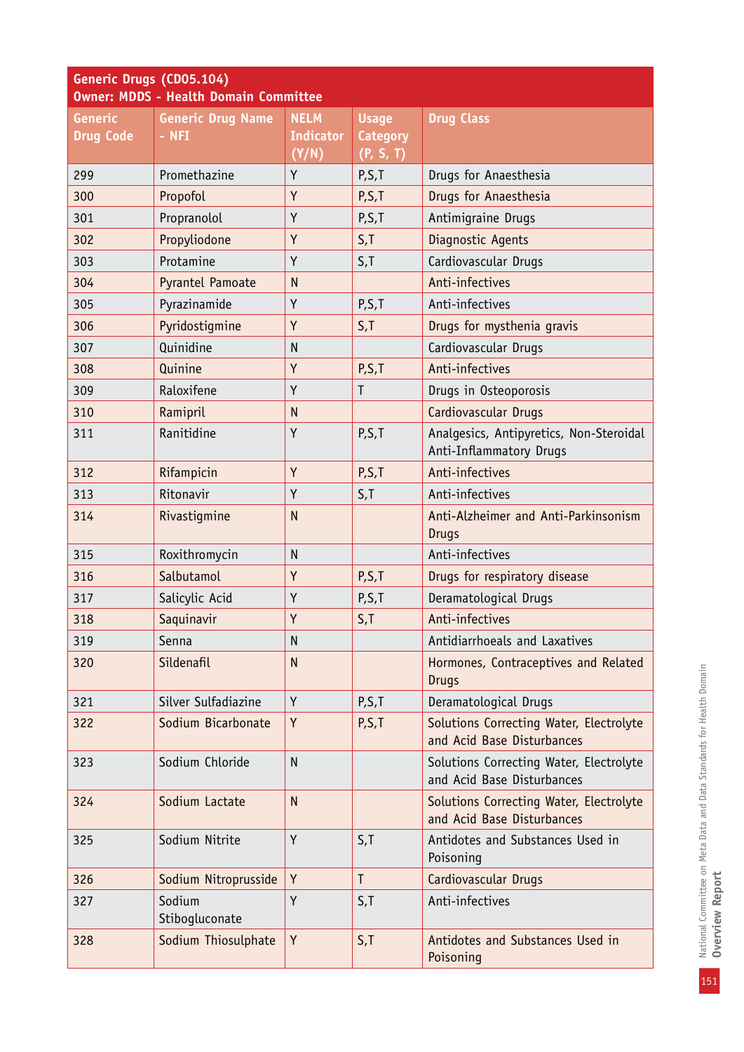| Generic Drugs (CD05.104) Owner: MDDS - Health Domain Committee | | | | |
|---|---|---|---|---|
| **Generic Drug Code** | **Generic Drug Name - NFI** | **NELM Indicator (Y/N)** | **Usage Category (P, S, T)** | **Drug Class** |
| 299 | Promethazine | Y | P,S,T | Drugs for Anaesthesia |
| 300 | Propofol | Y | P,S,T | Drugs for Anaesthesia |
| 301 | Propranolol | Y | P,S,T | Antimigraine Drugs |
| 302 | Propyliodone | Y | S,T | Diagnostic Agents |
| 303 | Protamine | Y | S,T | Cardiovascular Drugs |
| 304 | Pyrantel Pamoate | N | | Anti-infectives |
| 305 | Pyrazinamide | Y | P,S,T | Anti-infectives |
| 306 | Pyridostigmine | Y | S,T | Drugs for mysthenia gravis |
| 307 | Quinidine | N | | Cardiovascular Drugs |
| 308 | Quinine | Y | P,S,T | Anti-infectives |
| 309 | Raloxifene | Y | T | Drugs in Osteoporosis |
| 310 | Ramipril | N | | Cardiovascular Drugs |
| 311 | Ranitidine | Y | P,S,T | Analgesics, Antipyretics, Non-Steroidal Anti-Inflammatory Drugs |
| 312 | Rifampicin | Y | P,S,T | Anti-infectives |
| 313 | Ritonavir | Y | S,T | Anti-infectives |
| 314 | Rivastigmine | N | | Anti-Alzheimer and Anti-Parkinsonism Drugs |
| 315 | Roxithromycin | N | | Anti-infectives |
| 316 | Salbutamol | Y | P,S,T | Drugs for respiratory disease |
| 317 | Salicylic Acid | Y | P,S,T | Deramatological Drugs |
| 318 | Saquinavir | Y | S,T | Anti-infectives |
| 319 | Senna | N | | Antidiarrhoeals and Laxatives |
| 320 | Sildenafil | N | | Hormones, Contraceptives and Related Drugs |
| 321 | Silver Sulfadiazine | Y | P,S,T | Deramatological Drugs |
| 322 | Sodium Bicarbonate | Y | P,S,T | Solutions Correcting Water, Electrolyte and Acid Base Disturbances |
| 323 | Sodium Chloride | N | | Solutions Correcting Water, Electrolyte and Acid Base Disturbances |
| 324 | Sodium Lactate | N | | Solutions Correcting Water, Electrolyte and Acid Base Disturbances |
| 325 | Sodium Nitrite | Y | S,T | Antidotes and Substances Used in Poisoning |
| 326 | Sodium Nitroprusside | Y | T | Cardiovascular Drugs |
| 327 | Sodium Stibogluconate | Y | S,T | Anti-infectives |
| 328 | Sodium Thiosulphate | Y | S,T | Antidotes and Substances Used in Poisoning |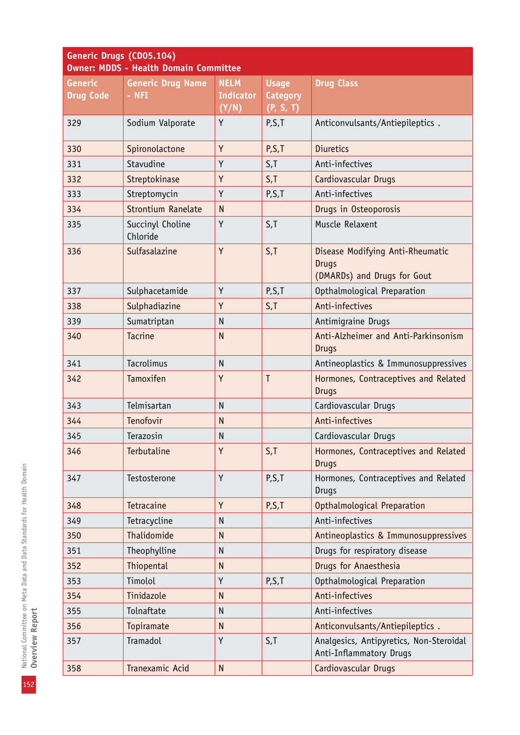| Generic Drugs (CD05.104)<br>Owner: MDDS - Health Domain Committee | | | | |
|---|---|---|---|---|
| Generic Drug Code | Generic Drug Name - NFI | NELM Indicator (Y/N) | Usage Category (P, S, T) | Drug Class |
| 329 | Sodium Valporate | Y | P,S,T | Anticonvulsants/Antiepileptics . |
| 330 | Spironolactone | Y | P,S,T | Diuretics |
| 331 | Stavudine | Y | S,T | Anti-infectives |
| 332 | Streptokinase | Y | S,T | Cardiovascular Drugs |
| 333 | Streptomycin | Y | P,S,T | Anti-infectives |
| 334 | Strontium Ranelate | N | | Drugs in Osteoporosis |
| 335 | Succinyl Choline Chloride | Y | S,T | Muscle Relaxent |
| 336 | Sulfasalazine | Y | S,T | Disease Modifying Anti-Rheumatic Drugs (DMARDs) and Drugs for Gout |
| 337 | Sulphacetamide | Y | P,S,T | Opthalmological Preparation |
| 338 | Sulphadiazine | Y | S,T | Anti-infectives |
| 339 | Sumatriptan | N | | Antimigraine Drugs |
| 340 | Tacrine | N | | Anti-Alzheimer and Anti-Parkinsonism Drugs |
| 341 | Tacrolimus | N | | Antineoplastics & Immunosuppressives |
| 342 | Tamoxifen | Y | T | Hormones, Contraceptives and Related Drugs |
| 343 | Telmisartan | N | | Cardiovascular Drugs |
| 344 | Tenofovir | N | | Anti-infectives |
| 345 | Terazosin | N | | Cardiovascular Drugs |
| 346 | Terbutaline | Y | S,T | Hormones, Contraceptives and Related Drugs |
| 347 | Testosterone | Y | P,S,T | Hormones, Contraceptives and Related Drugs |
| 348 | Tetracaine | Y | P,S,T | Opthalmological Preparation |
| 349 | Tetracycline | N | | Anti-infectives |
| 350 | Thalidomide | N | | Antineoplastics & Immunosuppressives |
| 351 | Theophylline | N | | Drugs for respiratory disease |
| 352 | Thiopental | N | | Drugs for Anaesthesia |
| 353 | Timolol | Y | P,S,T | Opthalmological Preparation |
| 354 | Tinidazole | N | | Anti-infectives |
| 355 | Tolnaftate | N | | Anti-infectives |
| 356 | Topiramate | N | | Anticonvulsants/Antiepileptics . |
| 357 | Tramadol | Y | S,T | Analgesics, Antipyretics, Non-Steroidal Anti-Inflammatory Drugs |
| 358 | Tranexamic Acid | N | | Cardiovascular Drugs |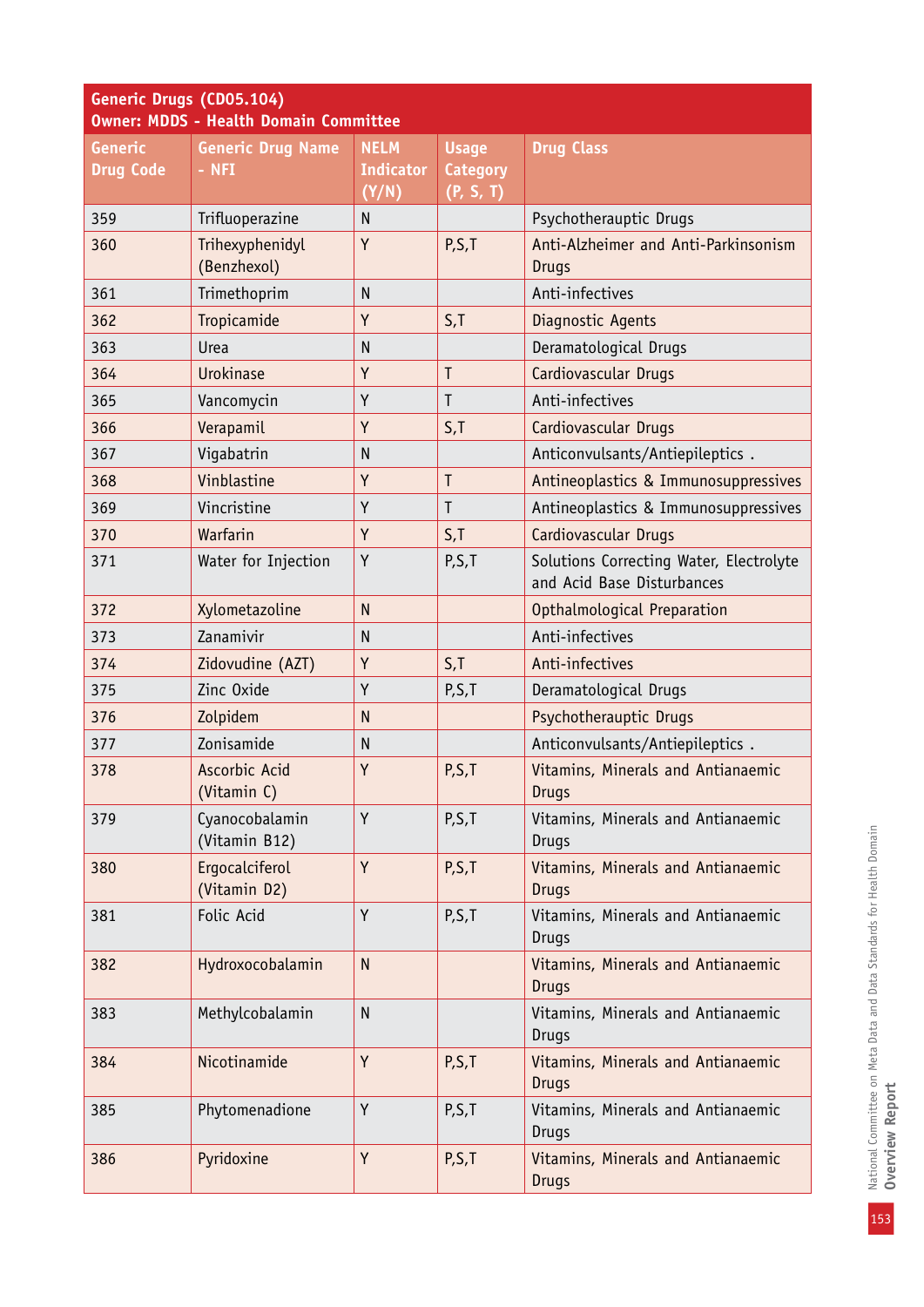| Generic Drugs (CD05.104) Owner: MDDS - Health Domain Committee | | | | |
|---|---|---|---|---|
| Generic Drug Code | Generic Drug Name - NFI | NELM Indicator (Y/N) | Usage Category (P, S, T) | Drug Class |
| 359 | Trifluoperazine | N | | Psychotherauptic Drugs |
| 360 | Trihexyphenidyl (Benzhexol) | Y | P,S,T | Anti-Alzheimer and Anti-Parkinsonism Drugs |
| 361 | Trimethoprim | N | | Anti-infectives |
| 362 | Tropicamide | Y | S,T | Diagnostic Agents |
| 363 | Urea | N | | Deramatological Drugs |
| 364 | Urokinase | Y | T | Cardiovascular Drugs |
| 365 | Vancomycin | Y | T | Anti-infectives |
| 366 | Verapamil | Y | S,T | Cardiovascular Drugs |
| 367 | Vigabatrin | N | | Anticonvulsants/Antiepileptics . |
| 368 | Vinblastine | Y | T | Antineoplastics & Immunosuppressives |
| 369 | Vincristine | Y | T | Antineoplastics & Immunosuppressives |
| 370 | Warfarin | Y | S,T | Cardiovascular Drugs |
| 371 | Water for Injection | Y | P,S,T | Solutions Correcting Water, Electrolyte and Acid Base Disturbances |
| 372 | Xylometazoline | N | | Opthalmological Preparation |
| 373 | Zanamivir | N | | Anti-infectives |
| 374 | Zidovudine (AZT) | Y | S,T | Anti-infectives |
| 375 | Zinc Oxide | Y | P,S,T | Deramatological Drugs |
| 376 | Zolpidem | N | | Psychotherauptic Drugs |
| 377 | Zonisamide | N | | Anticonvulsants/Antiepileptics . |
| 378 | Ascorbic Acid (Vitamin C) | Y | P,S,T | Vitamins, Minerals and Antianaemic Drugs |
| 379 | Cyanocobalamin (Vitamin B12) | Y | P,S,T | Vitamins, Minerals and Antianaemic Drugs |
| 380 | Ergocalciferol (Vitamin D2) | Y | P,S,T | Vitamins, Minerals and Antianaemic Drugs |
| 381 | Folic Acid | Y | P,S,T | Vitamins, Minerals and Antianaemic Drugs |
| 382 | Hydroxocobalamin | N | | Vitamins, Minerals and Antianaemic Drugs |
| 383 | Methylcobalamin | N | | Vitamins, Minerals and Antianaemic Drugs |
| 384 | Nicotinamide | Y | P,S,T | Vitamins, Minerals and Antianaemic Drugs |
| 385 | Phytomenadione | Y | P,S,T | Vitamins, Minerals and Antianaemic Drugs |
| 386 | Pyridoxine | Y | P,S,T | Vitamins, Minerals and Antianaemic Drugs |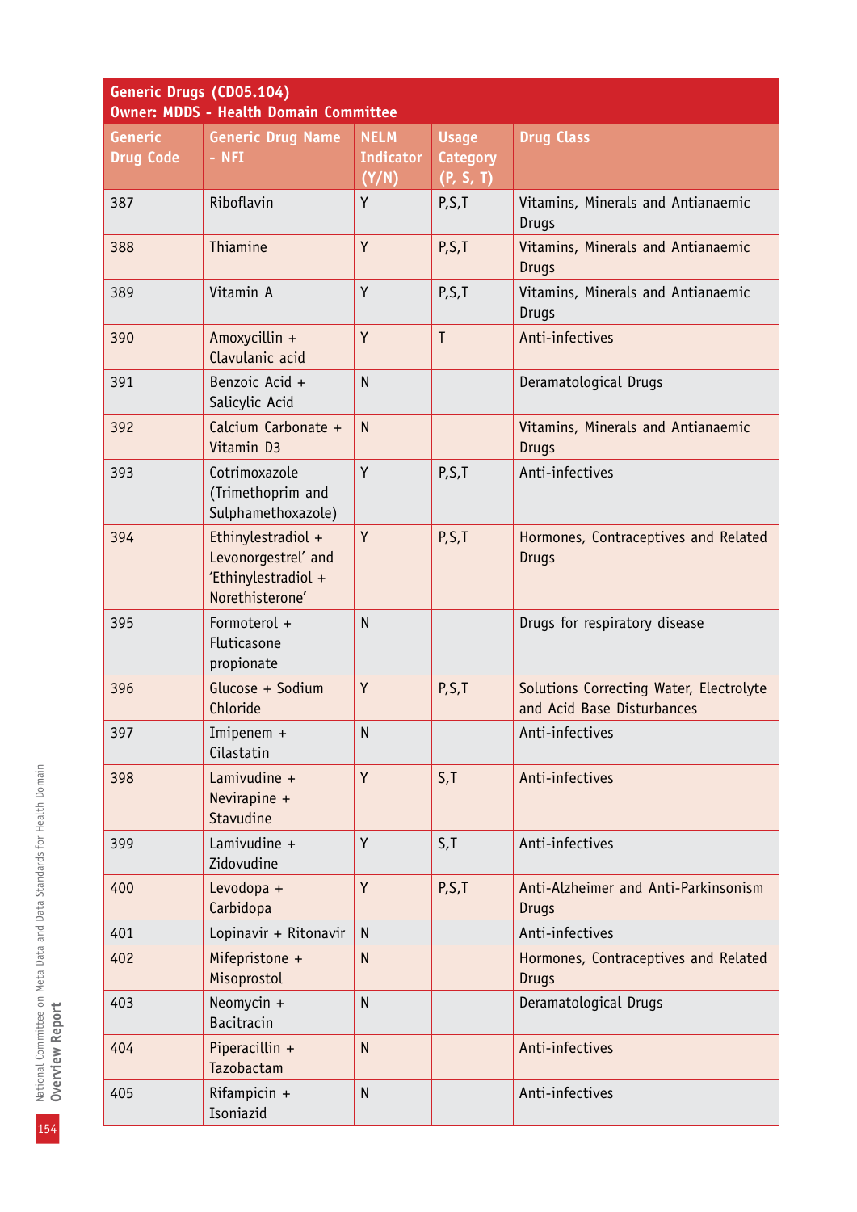| Generic Drugs (CD05.104) Owner: MDDS - Health Domain Committee | | | | |
|---|---|---|---|---|
| Generic Drug Code | Generic Drug Name - NFI | NELM Indicator (Y/N) | Usage Category (P, S, T) | Drug Class |
| 387 | Riboflavin | Y | P,S,T | Vitamins, Minerals and Antianaemic Drugs |
| 388 | Thiamine | Y | P,S,T | Vitamins, Minerals and Antianaemic Drugs |
| 389 | Vitamin A | Y | P,S,T | Vitamins, Minerals and Antianaemic Drugs |
| 390 | Amoxycillin + Clavulanic acid | Y | T | Anti-infectives |
| 391 | Benzoic Acid + Salicylic Acid | N | | Deramatological Drugs |
| 392 | Calcium Carbonate + Vitamin D3 | N | | Vitamins, Minerals and Antianaemic Drugs |
| 393 | Cotrimoxazole (Trimethoprim and Sulphamethoxazole) | Y | P,S,T | Anti-infectives |
| 394 | Ethinylestradiol + Levonorgestrel' and 'Ethinylestradiol + Norethisterone' | Y | P,S,T | Hormones, Contraceptives and Related Drugs |
| 395 | Formoterol + Fluticasone propionate | N | | Drugs for respiratory disease |
| 396 | Glucose + Sodium Chloride | Y | P,S,T | Solutions Correcting Water, Electrolyte and Acid Base Disturbances |
| 397 | Imipenem + Cilastatin | N | | Anti-infectives |
| 398 | Lamivudine + Nevirapine + Stavudine | Y | S,T | Anti-infectives |
| 399 | Lamivudine + Zidovudine | Y | S,T | Anti-infectives |
| 400 | Levodopa + Carbidopa | Y | P,S,T | Anti-Alzheimer and Anti-Parkinsonism Drugs |
| 401 | Lopinavir + Ritonavir | N | | Anti-infectives |
| 402 | Mifepristone + Misoprostol | N | | Hormones, Contraceptives and Related Drugs |
| 403 | Neomycin + Bacitracin | N | | Deramatological Drugs |
| 404 | Piperacillin + Tazobactam | N | | Anti-infectives |
| 405 | Rifampicin + Isoniazid | N | | Anti-infectives |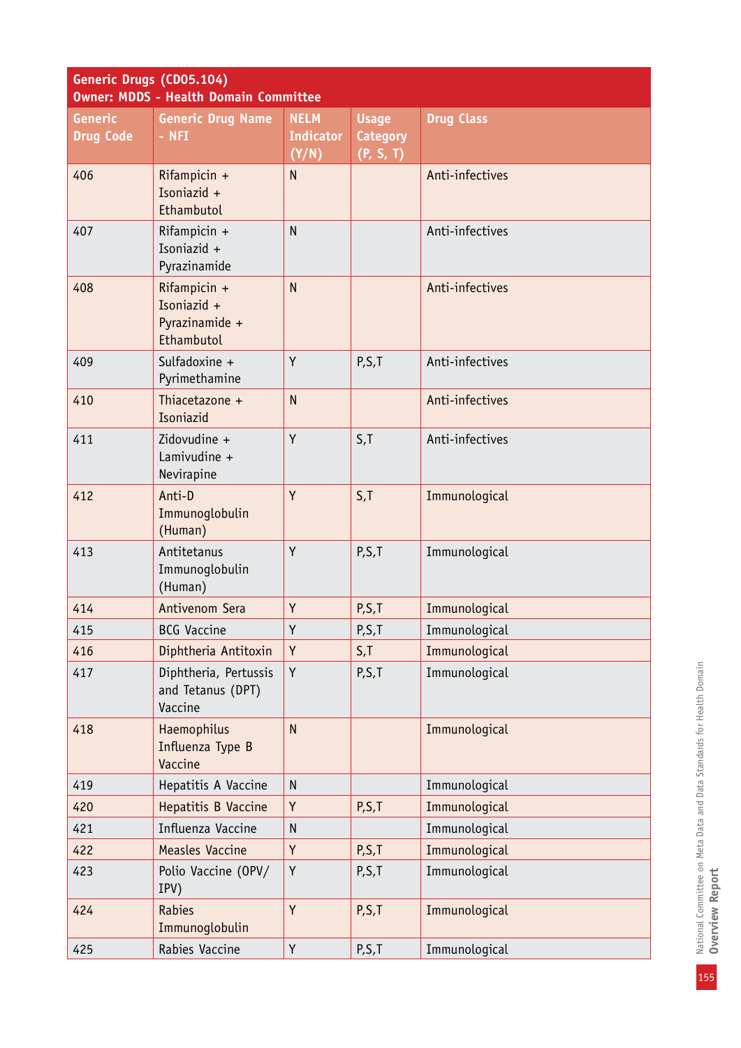| Generic Drugs (CD05.104) Owner: MDDS - Health Domain Committee | | | | |
|---|---|---|---|---|
| Generic Drug Code | Generic Drug Name - NFI | NELM Indicator (Y/N) | Usage Category (P, S, T) | Drug Class |
| 406 | Rifampicin + Isoniazid + Ethambutol | N | | Anti-infectives |
| 407 | Rifampicin + Isoniazid + Pyrazinamide | N | | Anti-infectives |
| 408 | Rifampicin + Isoniazid + Pyrazinamide + Ethambutol | N | | Anti-infectives |
| 409 | Sulfadoxine + Pyrimethamine | Y | P,S,T | Anti-infectives |
| 410 | Thiacetazone + Isoniazid | N | | Anti-infectives |
| 411 | Zidovudine + Lamivudine + Nevirapine | Y | S,T | Anti-infectives |
| 412 | Anti-D Immunoglobulin (Human) | Y | S,T | Immunological |
| 413 | Antitetanus Immunoglobulin (Human) | Y | P,S,T | Immunological |
| 414 | Antivenom Sera | Y | P,S,T | Immunological |
| 415 | BCG Vaccine | Y | P,S,T | Immunological |
| 416 | Diphtheria Antitoxin | Y | S,T | Immunological |
| 417 | Diphtheria, Pertussis and Tetanus (DPT) Vaccine | Y | P,S,T | Immunological |
| 418 | Haemophilus Influenza Type B Vaccine | N | | Immunological |
| 419 | Hepatitis A Vaccine | N | | Immunological |
| 420 | Hepatitis B Vaccine | Y | P,S,T | Immunological |
| 421 | Influenza Vaccine | N | | Immunological |
| 422 | Measles Vaccine | Y | P,S,T | Immunological |
| 423 | Polio Vaccine (OPV/ IPV) | Y | P,S,T | Immunological |
| 424 | Rabies Immunoglobulin | Y | P,S,T | Immunological |
| 425 | Rabies Vaccine | Y | P,S,T | Immunological |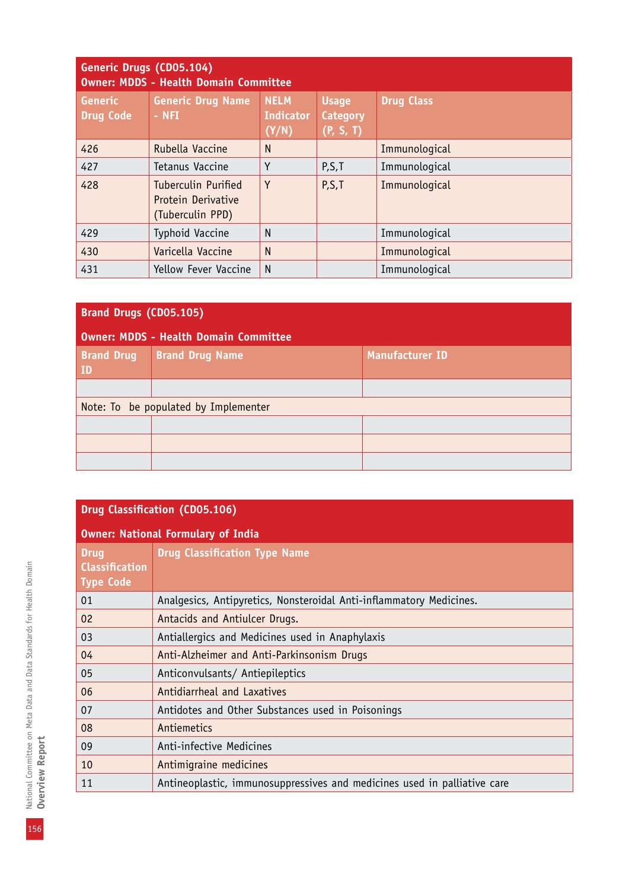**Generic Drugs (CD05.104)**
**Owner: MDDS - Health Domain Committee**

| Generic Drug Code | Generic Drug Name - NFI | NELM Indicator (Y/N) | Usage Category (P, S, T) | Drug Class |
|---|---|---|---|---|
| 426 | Rubella Vaccine | N | | Immunological |
| 427 | Tetanus Vaccine | Y | P,S,T | Immunological |
| 428 | Tuberculin Purified Protein Derivative (Tuberculin PPD) | Y | P,S,T | Immunological |
| 429 | Typhoid Vaccine | N | | Immunological |
| 430 | Varicella Vaccine | N | | Immunological |
| 431 | Yellow Fever Vaccine | N | | Immunological |

**Brand Drugs (CD05.105)**

**Owner: MDDS - Health Domain Committee**

| Brand Drug ID | Brand Drug Name | Manufacturer ID |
|---|---|---|
| | | |
| Note: To be populated by Implementer | | |
| | | |
| | | |
| | | |

**Drug Classification (CD05.106)**

**Owner: National Formulary of India**

| Drug Classification Type Code | Drug Classification Type Name |
|---|---|
| 01 | Analgesics, Antipyretics, Nonsteroidal Anti-inflammatory Medicines. |
| 02 | Antacids and Antiulcer Drugs. |
| 03 | Antiallergics and Medicines used in Anaphylaxis |
| 04 | Anti-Alzheimer and Anti-Parkinsonism Drugs |
| 05 | Anticonvulsants/ Antiepileptics |
| 06 | Antidiarrheal and Laxatives |
| 07 | Antidotes and Other Substances used in Poisonings |
| 08 | Antiemetics |
| 09 | Anti-infective Medicines |
| 10 | Antimigraine medicines |
| 11 | Antineoplastic, immunosuppressives and medicines used in palliative care |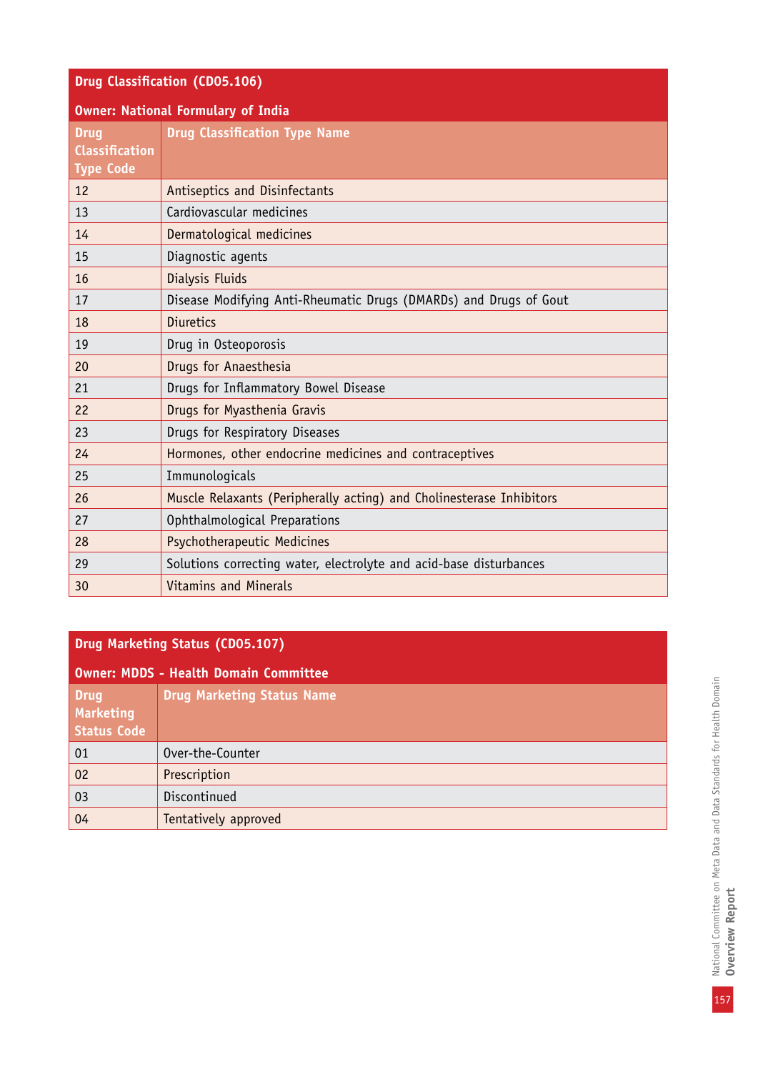## Drug Classification (CD05.106)

**Owner: National Formulary of India**

| Drug Classification Type Code | Drug Classification Type Name |
|---|---|
| 12 | Antiseptics and Disinfectants |
| 13 | Cardiovascular medicines |
| 14 | Dermatological medicines |
| 15 | Diagnostic agents |
| 16 | Dialysis Fluids |
| 17 | Disease Modifying Anti-Rheumatic Drugs (DMARDs) and Drugs of Gout |
| 18 | Diuretics |
| 19 | Drug in Osteoporosis |
| 20 | Drugs for Anaesthesia |
| 21 | Drugs for Inflammatory Bowel Disease |
| 22 | Drugs for Myasthenia Gravis |
| 23 | Drugs for Respiratory Diseases |
| 24 | Hormones, other endocrine medicines and contraceptives |
| 25 | Immunologicals |
| 26 | Muscle Relaxants (Peripherally acting) and Cholinesterase Inhibitors |
| 27 | Ophthalmological Preparations |
| 28 | Psychotherapeutic Medicines |
| 29 | Solutions correcting water, electrolyte and acid-base disturbances |
| 30 | Vitamins and Minerals |

## Drug Marketing Status (CD05.107)

**Owner: MDDS - Health Domain Committee**

| Drug Marketing Status Code | Drug Marketing Status Name |
|---|---|
| 01 | Over-the-Counter |
| 02 | Prescription |
| 03 | Discontinued |
| 04 | Tentatively approved |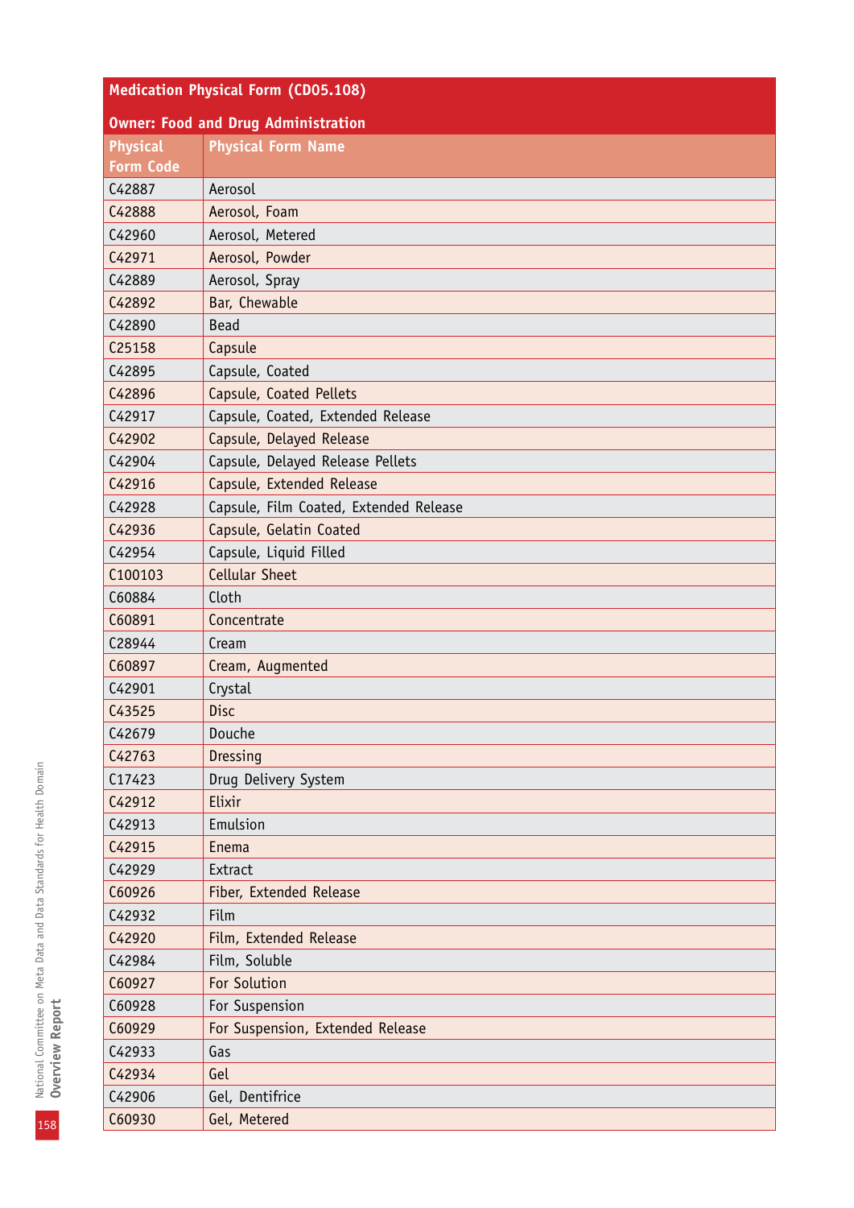| Medication Physical Form (CD05.108) | |
|---|---|
| **Owner: Food and Drug Administration** | |
| **Physical Form Code** | **Physical Form Name** |
| C42887 | Aerosol |
| C42888 | Aerosol, Foam |
| C42960 | Aerosol, Metered |
| C42971 | Aerosol, Powder |
| C42889 | Aerosol, Spray |
| C42892 | Bar, Chewable |
| C42890 | Bead |
| C25158 | Capsule |
| C42895 | Capsule, Coated |
| C42896 | Capsule, Coated Pellets |
| C42917 | Capsule, Coated, Extended Release |
| C42902 | Capsule, Delayed Release |
| C42904 | Capsule, Delayed Release Pellets |
| C42916 | Capsule, Extended Release |
| C42928 | Capsule, Film Coated, Extended Release |
| C42936 | Capsule, Gelatin Coated |
| C42954 | Capsule, Liquid Filled |
| C100103 | Cellular Sheet |
| C60884 | Cloth |
| C60891 | Concentrate |
| C28944 | Cream |
| C60897 | Cream, Augmented |
| C42901 | Crystal |
| C43525 | Disc |
| C42679 | Douche |
| C42763 | Dressing |
| C17423 | Drug Delivery System |
| C42912 | Elixir |
| C42913 | Emulsion |
| C42915 | Enema |
| C42929 | Extract |
| C60926 | Fiber, Extended Release |
| C42932 | Film |
| C42920 | Film, Extended Release |
| C42984 | Film, Soluble |
| C60927 | For Solution |
| C60928 | For Suspension |
| C60929 | For Suspension, Extended Release |
| C42933 | Gas |
| C42934 | Gel |
| C42906 | Gel, Dentifrice |
| C60930 | Gel, Metered |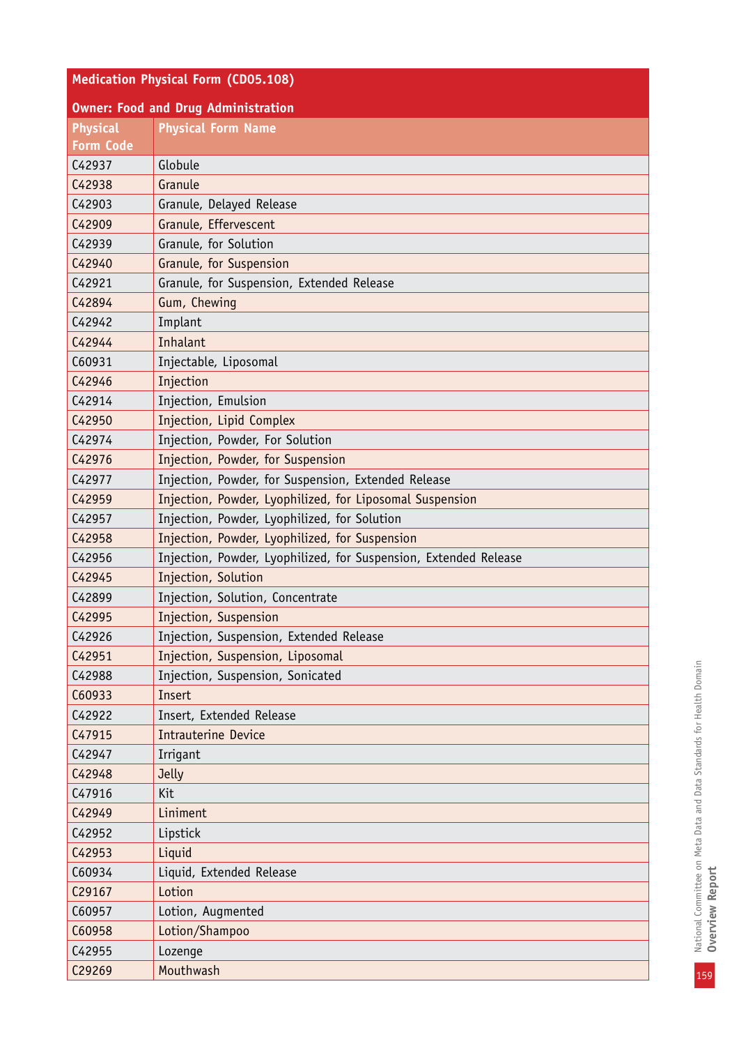**Medication Physical Form (CD05.108)**

**Owner: Food and Drug Administration**

| Physical Form Code | Physical Form Name |
|---|---|
| C42937 | Globule |
| C42938 | Granule |
| C42903 | Granule, Delayed Release |
| C42909 | Granule, Effervescent |
| C42939 | Granule, for Solution |
| C42940 | Granule, for Suspension |
| C42921 | Granule, for Suspension, Extended Release |
| C42894 | Gum, Chewing |
| C42942 | Implant |
| C42944 | Inhalant |
| C60931 | Injectable, Liposomal |
| C42946 | Injection |
| C42914 | Injection, Emulsion |
| C42950 | Injection, Lipid Complex |
| C42974 | Injection, Powder, For Solution |
| C42976 | Injection, Powder, for Suspension |
| C42977 | Injection, Powder, for Suspension, Extended Release |
| C42959 | Injection, Powder, Lyophilized, for Liposomal Suspension |
| C42957 | Injection, Powder, Lyophilized, for Solution |
| C42958 | Injection, Powder, Lyophilized, for Suspension |
| C42956 | Injection, Powder, Lyophilized, for Suspension, Extended Release |
| C42945 | Injection, Solution |
| C42899 | Injection, Solution, Concentrate |
| C42995 | Injection, Suspension |
| C42926 | Injection, Suspension, Extended Release |
| C42951 | Injection, Suspension, Liposomal |
| C42988 | Injection, Suspension, Sonicated |
| C60933 | Insert |
| C42922 | Insert, Extended Release |
| C47915 | Intrauterine Device |
| C42947 | Irrigant |
| C42948 | Jelly |
| C47916 | Kit |
| C42949 | Liniment |
| C42952 | Lipstick |
| C42953 | Liquid |
| C60934 | Liquid, Extended Release |
| C29167 | Lotion |
| C60957 | Lotion, Augmented |
| C60958 | Lotion/Shampoo |
| C42955 | Lozenge |
| C29269 | Mouthwash |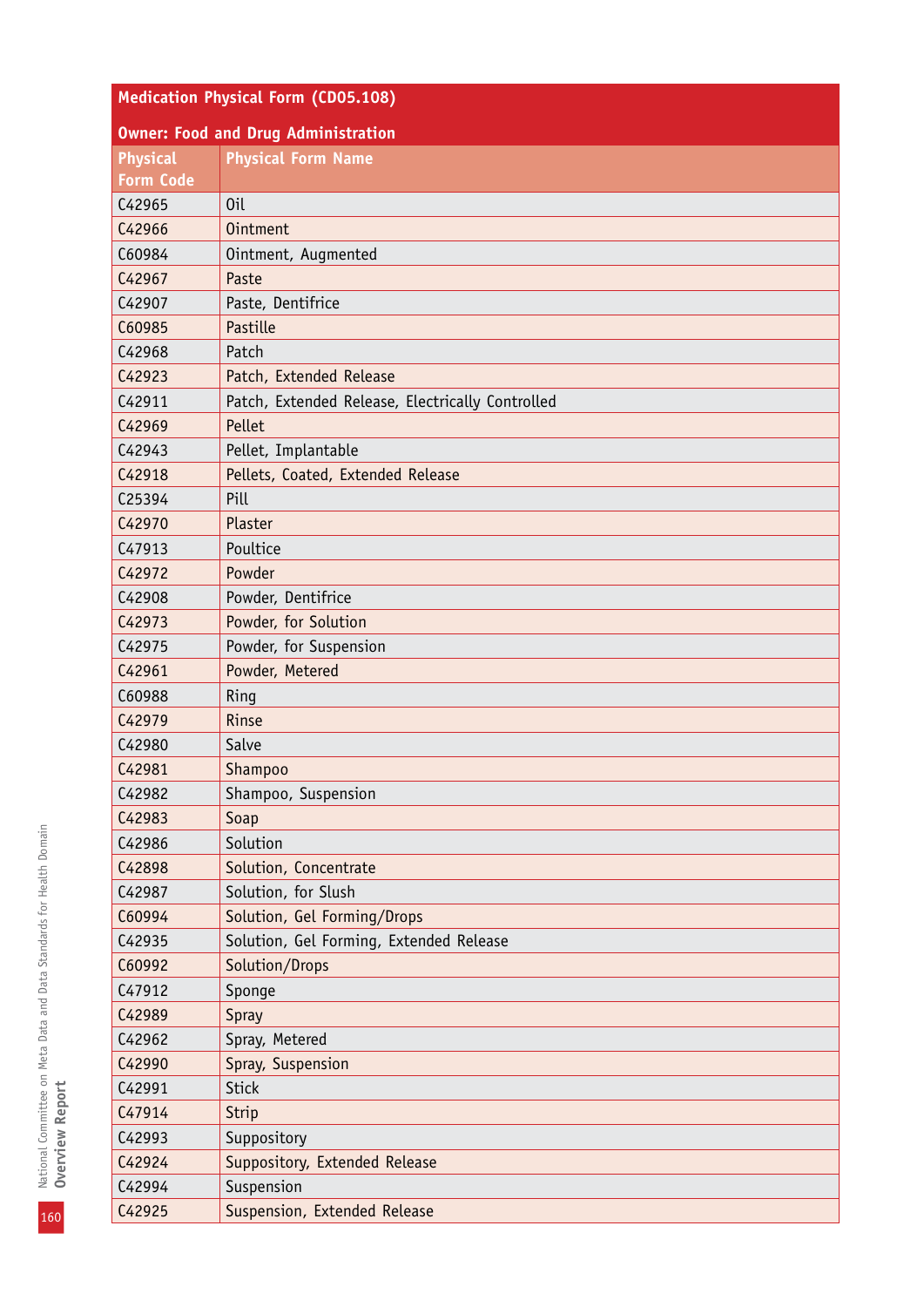| Medication Physical Form (CD05.108) | |
|---|---|
| **Owner: Food and Drug Administration** | |
| **Physical Form Code** | **Physical Form Name** |
| C42965 | Oil |
| C42966 | Ointment |
| C60984 | Ointment, Augmented |
| C42967 | Paste |
| C42907 | Paste, Dentifrice |
| C60985 | Pastille |
| C42968 | Patch |
| C42923 | Patch, Extended Release |
| C42911 | Patch, Extended Release, Electrically Controlled |
| C42969 | Pellet |
| C42943 | Pellet, Implantable |
| C42918 | Pellets, Coated, Extended Release |
| C25394 | Pill |
| C42970 | Plaster |
| C47913 | Poultice |
| C42972 | Powder |
| C42908 | Powder, Dentifrice |
| C42973 | Powder, for Solution |
| C42975 | Powder, for Suspension |
| C42961 | Powder, Metered |
| C60988 | Ring |
| C42979 | Rinse |
| C42980 | Salve |
| C42981 | Shampoo |
| C42982 | Shampoo, Suspension |
| C42983 | Soap |
| C42986 | Solution |
| C42898 | Solution, Concentrate |
| C42987 | Solution, for Slush |
| C60994 | Solution, Gel Forming/Drops |
| C42935 | Solution, Gel Forming, Extended Release |
| C60992 | Solution/Drops |
| C47912 | Sponge |
| C42989 | Spray |
| C42962 | Spray, Metered |
| C42990 | Spray, Suspension |
| C42991 | Stick |
| C47914 | Strip |
| C42993 | Suppository |
| C42924 | Suppository, Extended Release |
| C42994 | Suspension |
| C42925 | Suspension, Extended Release |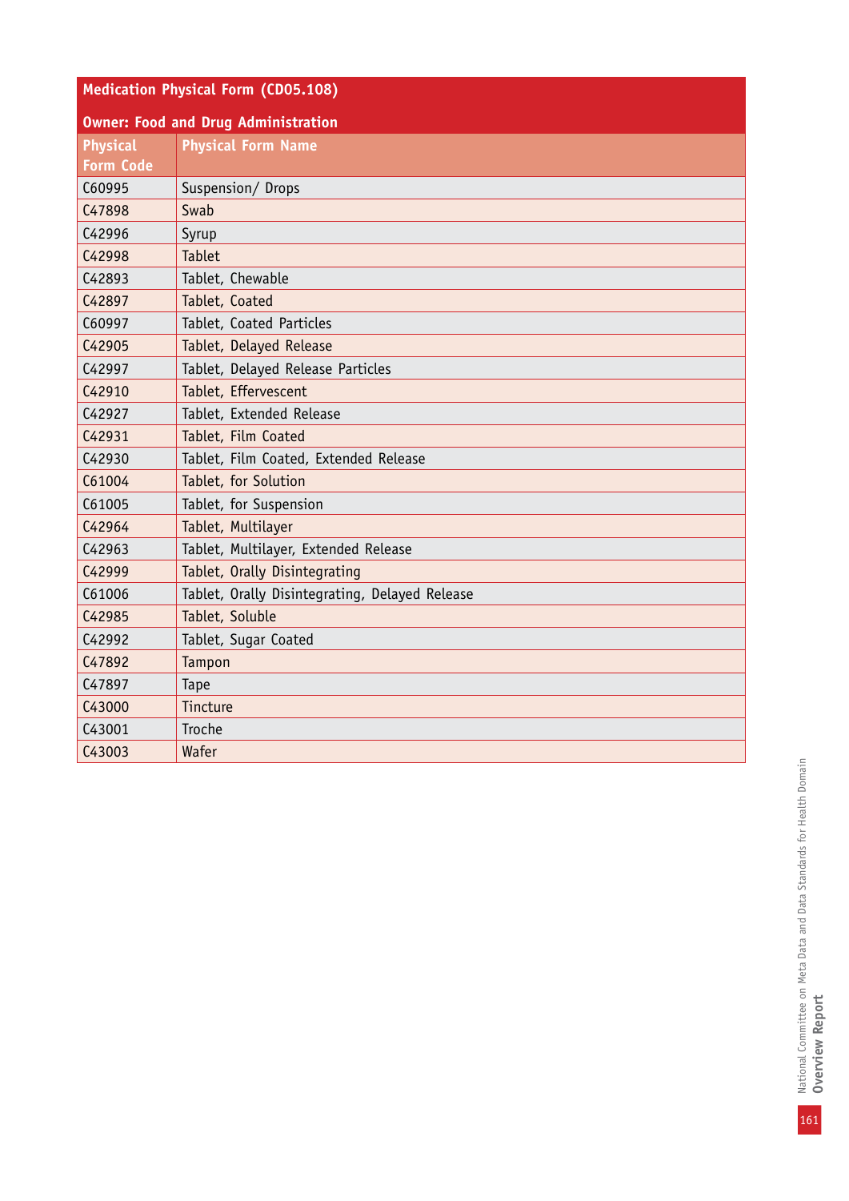| Medication Physical Form (CD05.108) | |
|---|---|
| **Owner: Food and Drug Administration** | |
| **Physical Form Code** | **Physical Form Name** |
| C60995 | Suspension/ Drops |
| C47898 | Swab |
| C42996 | Syrup |
| C42998 | Tablet |
| C42893 | Tablet, Chewable |
| C42897 | Tablet, Coated |
| C60997 | Tablet, Coated Particles |
| C42905 | Tablet, Delayed Release |
| C42997 | Tablet, Delayed Release Particles |
| C42910 | Tablet, Effervescent |
| C42927 | Tablet, Extended Release |
| C42931 | Tablet, Film Coated |
| C42930 | Tablet, Film Coated, Extended Release |
| C61004 | Tablet, for Solution |
| C61005 | Tablet, for Suspension |
| C42964 | Tablet, Multilayer |
| C42963 | Tablet, Multilayer, Extended Release |
| C42999 | Tablet, Orally Disintegrating |
| C61006 | Tablet, Orally Disintegrating, Delayed Release |
| C42985 | Tablet, Soluble |
| C42992 | Tablet, Sugar Coated |
| C47892 | Tampon |
| C47897 | Tape |
| C43000 | Tincture |
| C43001 | Troche |
| C43003 | Wafer |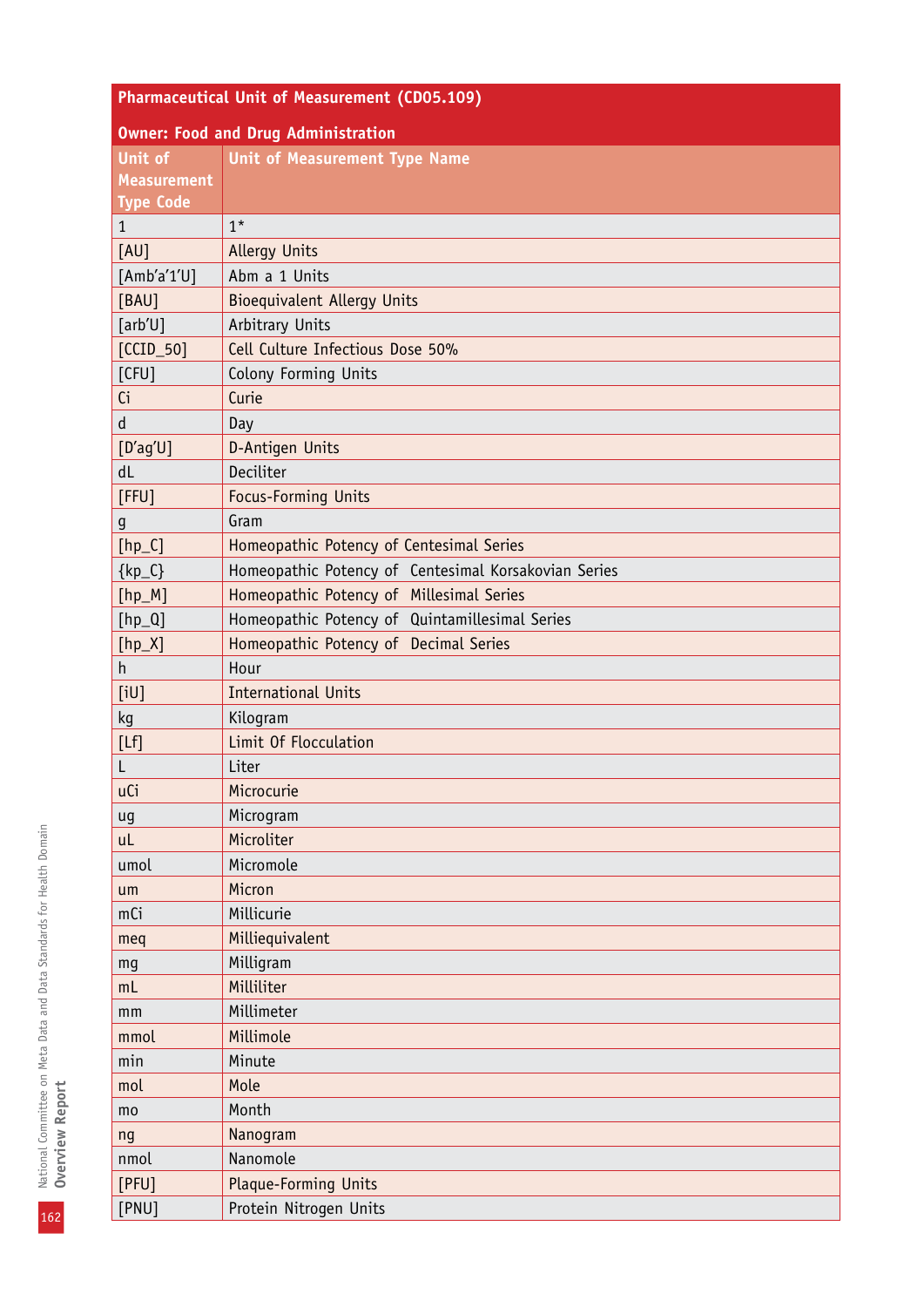| Pharmaceutical Unit of Measurement (CD05.109) | |
|---|---|
| **Owner: Food and Drug Administration** | |
| **Unit of Measurement Type Code** | **Unit of Measurement Type Name** |
| 1 | 1* |
| [AU] | Allergy Units |
| [Amb'a'1'U] | Abm a 1 Units |
| [BAU] | Bioequivalent Allergy Units |
| [arb'U] | Arbitrary Units |
| [CCID_50] | Cell Culture Infectious Dose 50% |
| [CFU] | Colony Forming Units |
| Ci | Curie |
| d | Day |
| [D'ag'U] | D-Antigen Units |
| dL | Deciliter |
| [FFU] | Focus-Forming Units |
| g | Gram |
| [hp_C] | Homeopathic Potency of Centesimal Series |
| {kp_C} | Homeopathic Potency of Centesimal Korsakovian Series |
| [hp_M] | Homeopathic Potency of Millesimal Series |
| [hp_Q] | Homeopathic Potency of Quintamillesimal Series |
| [hp_X] | Homeopathic Potency of Decimal Series |
| h | Hour |
| [iU] | International Units |
| kg | Kilogram |
| [Lf] | Limit Of Flocculation |
| L | Liter |
| uCi | Microcurie |
| ug | Microgram |
| uL | Microliter |
| umol | Micromole |
| um | Micron |
| mCi | Millicurie |
| meq | Milliequivalent |
| mg | Milligram |
| mL | Milliliter |
| mm | Millimeter |
| mmol | Millimole |
| min | Minute |
| mol | Mole |
| mo | Month |
| ng | Nanogram |
| nmol | Nanomole |
| [PFU] | Plaque-Forming Units |
| [PNU] | Protein Nitrogen Units |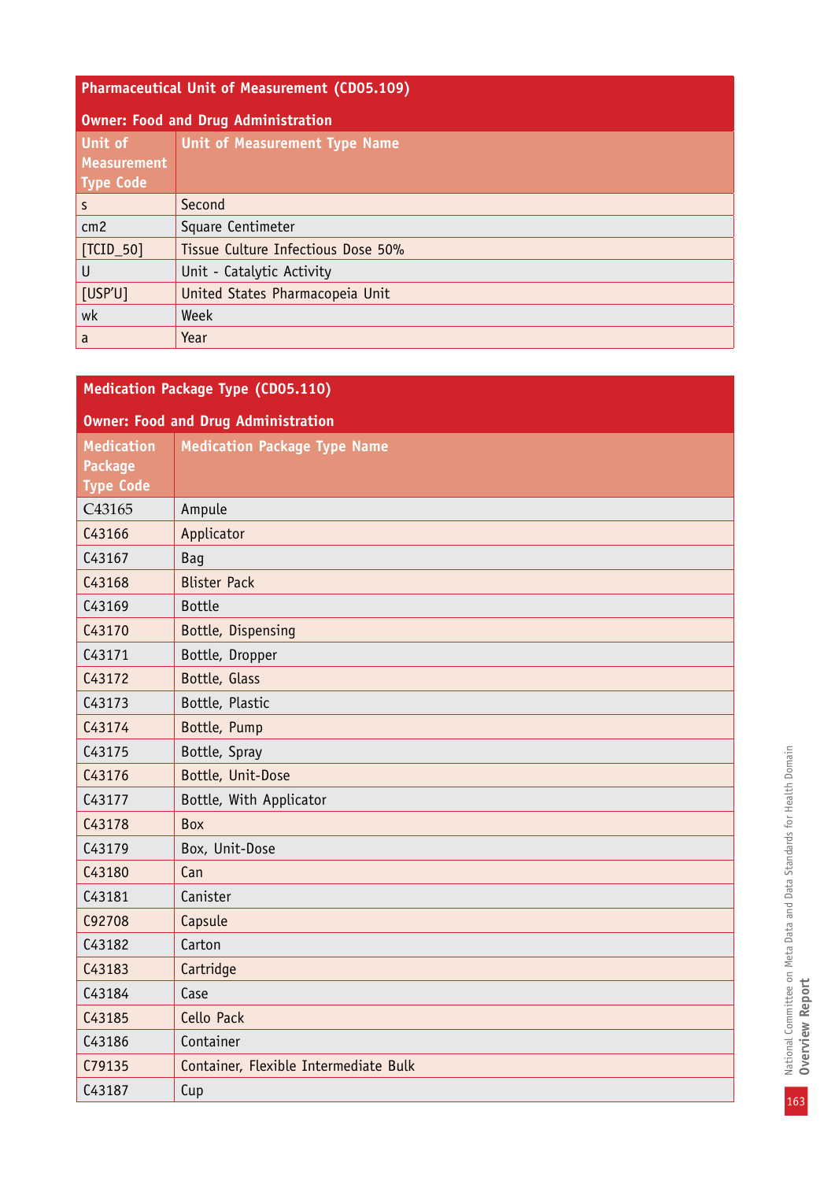| Pharmaceutical Unit of Measurement (CD05.109) | |
|---|---|
| Owner: Food and Drug Administration | |
| Unit of Measurement Type Code | Unit of Measurement Type Name |
| s | Second |
| cm2 | Square Centimeter |
| [TCID_50] | Tissue Culture Infectious Dose 50% |
| U | Unit - Catalytic Activity |
| [USP'U] | United States Pharmacopeia Unit |
| wk | Week |
| a | Year |

| Medication Package Type (CD05.110) | |
|---|---|
| Owner: Food and Drug Administration | |
| Medication Package Type Code | Medication Package Type Name |
| C43165 | Ampule |
| C43166 | Applicator |
| C43167 | Bag |
| C43168 | Blister Pack |
| C43169 | Bottle |
| C43170 | Bottle, Dispensing |
| C43171 | Bottle, Dropper |
| C43172 | Bottle, Glass |
| C43173 | Bottle, Plastic |
| C43174 | Bottle, Pump |
| C43175 | Bottle, Spray |
| C43176 | Bottle, Unit-Dose |
| C43177 | Bottle, With Applicator |
| C43178 | Box |
| C43179 | Box, Unit-Dose |
| C43180 | Can |
| C43181 | Canister |
| C92708 | Capsule |
| C43182 | Carton |
| C43183 | Cartridge |
| C43184 | Case |
| C43185 | Cello Pack |
| C43186 | Container |
| C79135 | Container, Flexible Intermediate Bulk |
| C43187 | Cup |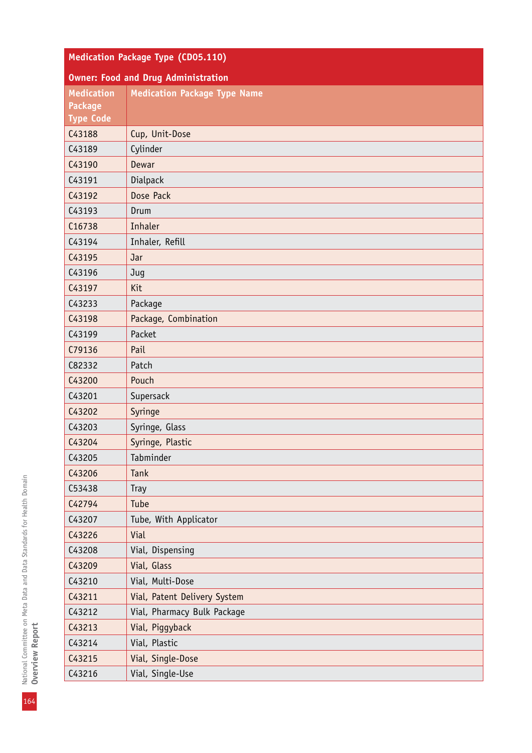| Medication Package Type (CD05.110) | |
|---|---|
| **Owner: Food and Drug Administration** | |
| **Medication Package Type Code** | **Medication Package Type Name** |
| C43188 | Cup, Unit-Dose |
| C43189 | Cylinder |
| C43190 | Dewar |
| C43191 | Dialpack |
| C43192 | Dose Pack |
| C43193 | Drum |
| C16738 | Inhaler |
| C43194 | Inhaler, Refill |
| C43195 | Jar |
| C43196 | Jug |
| C43197 | Kit |
| C43233 | Package |
| C43198 | Package, Combination |
| C43199 | Packet |
| C79136 | Pail |
| C82332 | Patch |
| C43200 | Pouch |
| C43201 | Supersack |
| C43202 | Syringe |
| C43203 | Syringe, Glass |
| C43204 | Syringe, Plastic |
| C43205 | Tabminder |
| C43206 | Tank |
| C53438 | Tray |
| C42794 | Tube |
| C43207 | Tube, With Applicator |
| C43226 | Vial |
| C43208 | Vial, Dispensing |
| C43209 | Vial, Glass |
| C43210 | Vial, Multi-Dose |
| C43211 | Vial, Patent Delivery System |
| C43212 | Vial, Pharmacy Bulk Package |
| C43213 | Vial, Piggyback |
| C43214 | Vial, Plastic |
| C43215 | Vial, Single-Dose |
| C43216 | Vial, Single-Use |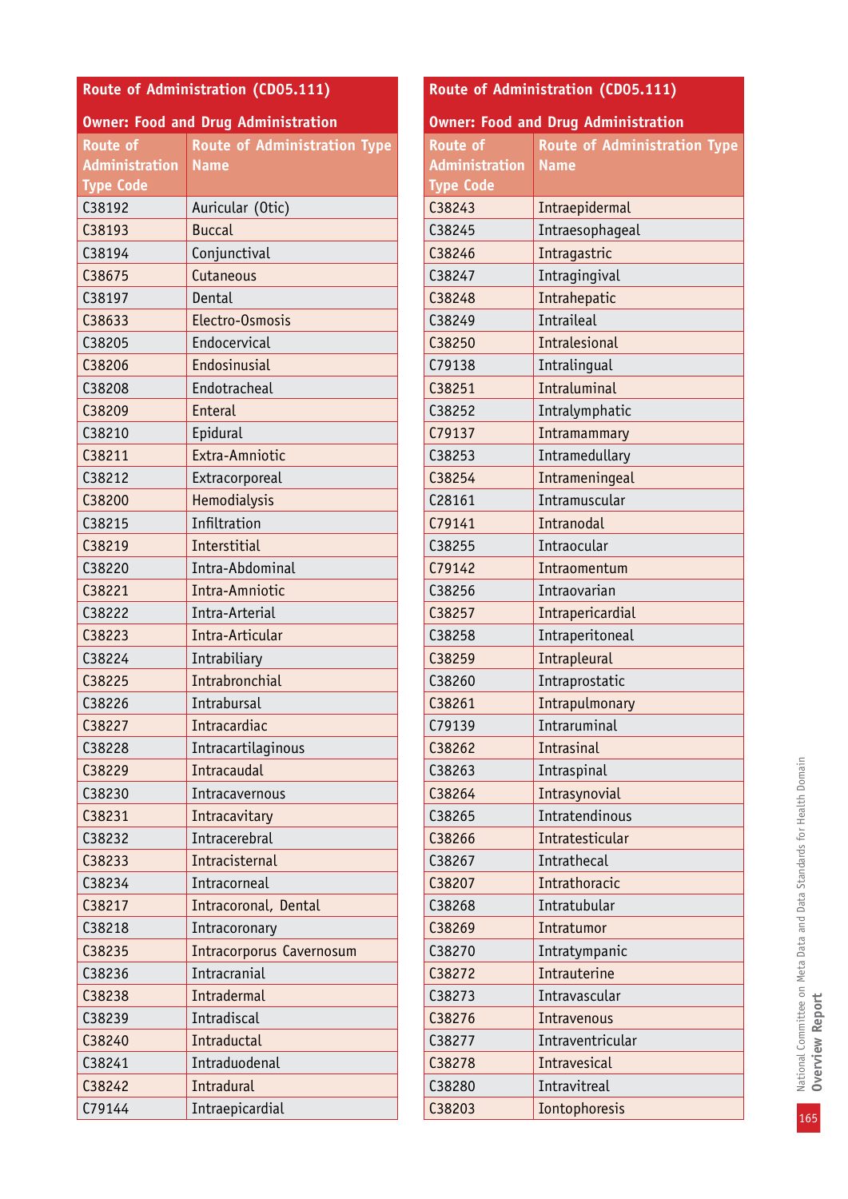| Route of Administration (CD05.111) | |
|---|---|
| **Owner: Food and Drug Administration** | |
| **Route of Administration Type Code** | **Route of Administration Type Name** |
| C38192 | Auricular (Otic) |
| C38193 | Buccal |
| C38194 | Conjunctival |
| C38675 | Cutaneous |
| C38197 | Dental |
| C38633 | Electro-Osmosis |
| C38205 | Endocervical |
| C38206 | Endosinusial |
| C38208 | Endotracheal |
| C38209 | Enteral |
| C38210 | Epidural |
| C38211 | Extra-Amniotic |
| C38212 | Extracorporeal |
| C38200 | Hemodialysis |
| C38215 | Infiltration |
| C38219 | Interstitial |
| C38220 | Intra-Abdominal |
| C38221 | Intra-Amniotic |
| C38222 | Intra-Arterial |
| C38223 | Intra-Articular |
| C38224 | Intrabiliary |
| C38225 | Intrabronchial |
| C38226 | Intrabursal |
| C38227 | Intracardiac |
| C38228 | Intracartilaginous |
| C38229 | Intracaudal |
| C38230 | Intracavernous |
| C38231 | Intracavitary |
| C38232 | Intracerebral |
| C38233 | Intracisternal |
| C38234 | Intracorneal |
| C38217 | Intracoronal, Dental |
| C38218 | Intracoronary |
| C38235 | Intracorporus Cavernosum |
| C38236 | Intracranial |
| C38238 | Intradermal |
| C38239 | Intradiscal |
| C38240 | Intraductal |
| C38241 | Intraduodenal |
| C38242 | Intradural |
| C79144 | Intraepicardial |
| C38243 | Intraepidermal |
| C38245 | Intraesophageal |
| C38246 | Intragastric |
| C38247 | Intragingival |
| C38248 | Intrahepatic |
| C38249 | Intraileal |
| C38250 | Intralesional |
| C79138 | Intralingual |
| C38251 | Intraluminal |
| C38252 | Intralymphatic |
| C79137 | Intramammary |
| C38253 | Intramedullary |
| C38254 | Intrameningeal |
| C28161 | Intramuscular |
| C79141 | Intranodal |
| C38255 | Intraocular |
| C79142 | Intraomentum |
| C38256 | Intraovarian |
| C38257 | Intrapericardial |
| C38258 | Intraperitoneal |
| C38259 | Intrapleural |
| C38260 | Intraprostatic |
| C38261 | Intrapulmonary |
| C79139 | Intraruminal |
| C38262 | Intrasinal |
| C38263 | Intraspinal |
| C38264 | Intrasynovial |
| C38265 | Intratendinous |
| C38266 | Intratesticular |
| C38267 | Intrathecal |
| C38207 | Intrathoracic |
| C38268 | Intratubular |
| C38269 | Intratumor |
| C38270 | Intratympanic |
| C38272 | Intrauterine |
| C38273 | Intravascular |
| C38276 | Intravenous |
| C38277 | Intraventricular |
| C38278 | Intravesical |
| C38280 | Intravitreal |
| C38203 | Iontophoresis |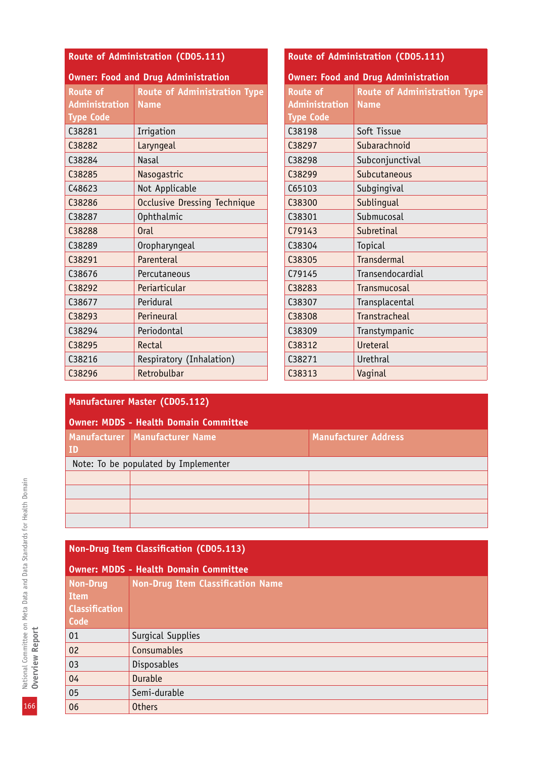**Route of Administration (CD05.111)**

**Owner: Food and Drug Administration**

| Route of Administration Type Code | Route of Administration Type Name |
|---|---|
| C38281 | Irrigation |
| C38282 | Laryngeal |
| C38284 | Nasal |
| C38285 | Nasogastric |
| C48623 | Not Applicable |
| C38286 | Occlusive Dressing Technique |
| C38287 | Ophthalmic |
| C38288 | Oral |
| C38289 | Oropharyngeal |
| C38291 | Parenteral |
| C38676 | Percutaneous |
| C38292 | Periarticular |
| C38677 | Peridural |
| C38293 | Perineural |
| C38294 | Periodontal |
| C38295 | Rectal |
| C38216 | Respiratory (Inhalation) |
| C38296 | Retrobulbar |

**Route of Administration (CD05.111)**

**Owner: Food and Drug Administration**

| Route of Administration Type Code | Route of Administration Type Name |
|---|---|
| C38198 | Soft Tissue |
| C38297 | Subarachnoid |
| C38298 | Subconjunctival |
| C38299 | Subcutaneous |
| C65103 | Subgingival |
| C38300 | Sublingual |
| C38301 | Submucosal |
| C79143 | Subretinal |
| C38304 | Topical |
| C38305 | Transdermal |
| C79145 | Transendocardial |
| C38283 | Transmucosal |
| C38307 | Transplacental |
| C38308 | Transtracheal |
| C38309 | Transtympanic |
| C38312 | Ureteral |
| C38271 | Urethral |
| C38313 | Vaginal |

**Manufacturer Master (CD05.112)**

**Owner: MDDS - Health Domain Committee**

| Manufacturer ID | Manufacturer Name | Manufacturer Address |
|---|---|---|
| Note: To be populated by Implementer | | |
| | | |
| | | |
| | | |
| | | |

**Non-Drug Item Classification (CD05.113)**

**Owner: MDDS - Health Domain Committee**

| Non-Drug Item Classification Code | Non-Drug Item Classification Name |
|---|---|
| 01 | Surgical Supplies |
| 02 | Consumables |
| 03 | Disposables |
| 04 | Durable |
| 05 | Semi-durable |
| 06 | Others |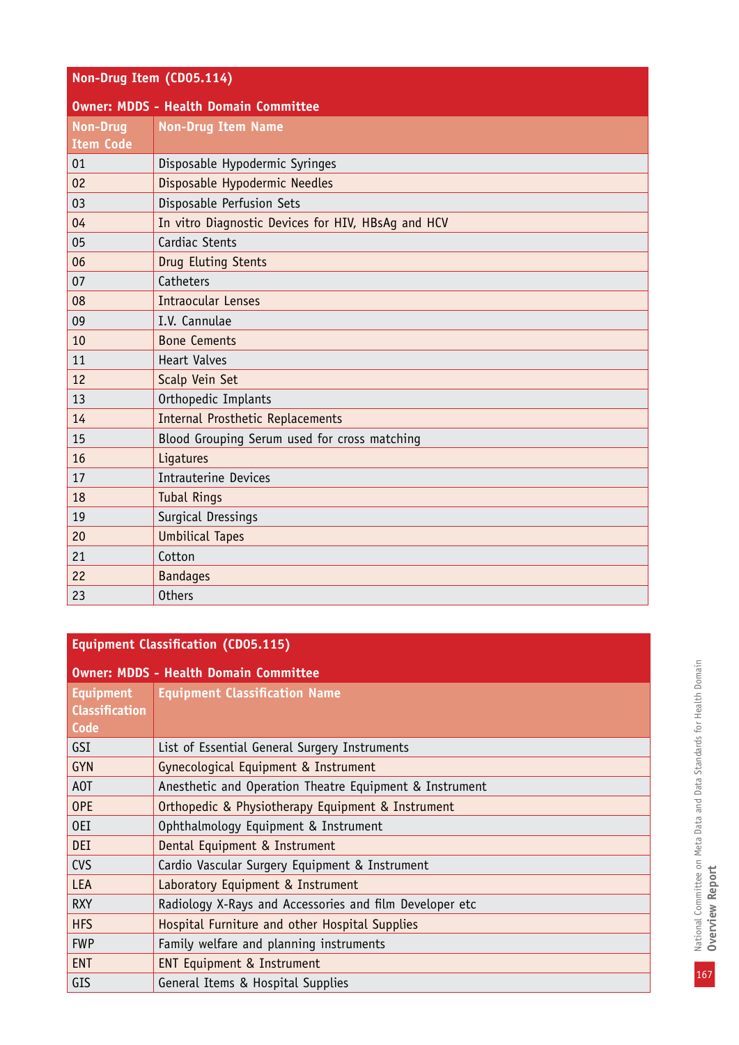## Non-Drug Item (CD05.114)

**Owner: MDDS - Health Domain Committee**

| Non-Drug Item Code | Non-Drug Item Name |
|---|---|
| 01 | Disposable Hypodermic Syringes |
| 02 | Disposable Hypodermic Needles |
| 03 | Disposable Perfusion Sets |
| 04 | In vitro Diagnostic Devices for HIV, HBsAg and HCV |
| 05 | Cardiac Stents |
| 06 | Drug Eluting Stents |
| 07 | Catheters |
| 08 | Intraocular Lenses |
| 09 | I.V. Cannulae |
| 10 | Bone Cements |
| 11 | Heart Valves |
| 12 | Scalp Vein Set |
| 13 | Orthopedic Implants |
| 14 | Internal Prosthetic Replacements |
| 15 | Blood Grouping Serum used for cross matching |
| 16 | Ligatures |
| 17 | Intrauterine Devices |
| 18 | Tubal Rings |
| 19 | Surgical Dressings |
| 20 | Umbilical Tapes |
| 21 | Cotton |
| 22 | Bandages |
| 23 | Others |

## Equipment Classification (CD05.115)

**Owner: MDDS - Health Domain Committee**

| Equipment Classification Code | Equipment Classification Name |
|---|---|
| GSI | List of Essential General Surgery Instruments |
| GYN | Gynecological Equipment & Instrument |
| AOT | Anesthetic and Operation Theatre Equipment & Instrument |
| OPE | Orthopedic & Physiotherapy Equipment & Instrument |
| OEI | Ophthalmology Equipment & Instrument |
| DEI | Dental Equipment & Instrument |
| CVS | Cardio Vascular Surgery Equipment & Instrument |
| LEA | Laboratory Equipment & Instrument |
| RXY | Radiology X-Rays and Accessories and film Developer etc |
| HFS | Hospital Furniture and other Hospital Supplies |
| FWP | Family welfare and planning instruments |
| ENT | ENT Equipment & Instrument |
| GIS | General Items & Hospital Supplies |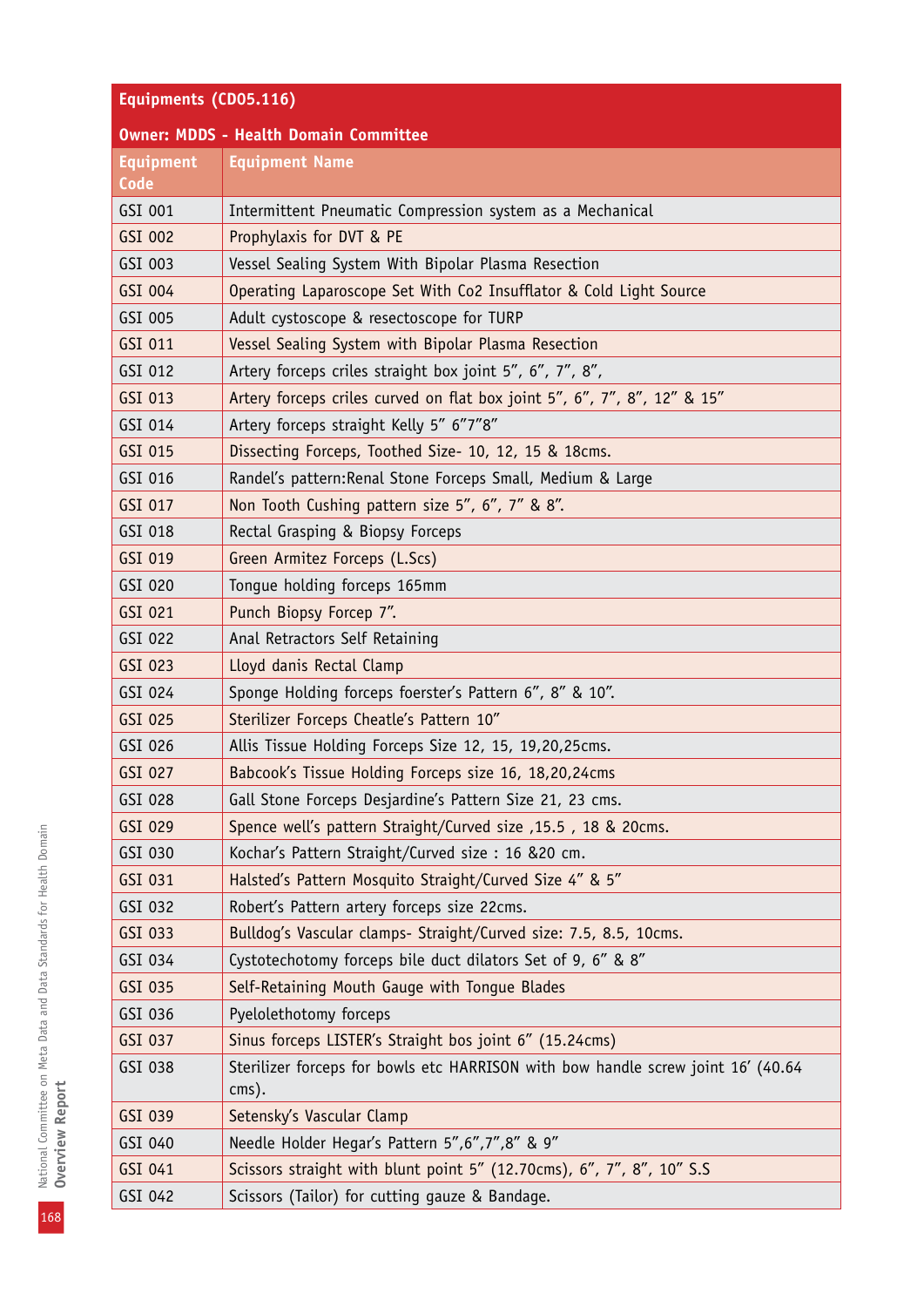| Equipments (CD05.116) | |
|---|---|
| **Owner: MDDS - Health Domain Committee** | |
| **Equipment Code** | **Equipment Name** |
| GSI 001 | Intermittent Pneumatic Compression system as a Mechanical |
| GSI 002 | Prophylaxis for DVT & PE |
| GSI 003 | Vessel Sealing System With Bipolar Plasma Resection |
| GSI 004 | Operating Laparoscope Set With Co2 Insufflator & Cold Light Source |
| GSI 005 | Adult cystoscope & resectoscope for TURP |
| GSI 011 | Vessel Sealing System with Bipolar Plasma Resection |
| GSI 012 | Artery forceps criles straight box joint 5”, 6”, 7”, 8”, |
| GSI 013 | Artery forceps criles curved on flat box joint 5”, 6”, 7”, 8”, 12” & 15” |
| GSI 014 | Artery forceps straight Kelly 5” 6”7”8” |
| GSI 015 | Dissecting Forceps, Toothed Size- 10, 12, 15 & 18cms. |
| GSI 016 | Randel’s pattern:Renal Stone Forceps Small, Medium & Large |
| GSI 017 | Non Tooth Cushing pattern size 5”, 6”, 7” & 8”. |
| GSI 018 | Rectal Grasping & Biopsy Forceps |
| GSI 019 | Green Armitez Forceps (L.Scs) |
| GSI 020 | Tongue holding forceps 165mm |
| GSI 021 | Punch Biopsy Forcep 7”. |
| GSI 022 | Anal Retractors Self Retaining |
| GSI 023 | Lloyd danis Rectal Clamp |
| GSI 024 | Sponge Holding forceps foerster’s Pattern 6”, 8” & 10”. |
| GSI 025 | Sterilizer Forceps Cheatle’s Pattern 10” |
| GSI 026 | Allis Tissue Holding Forceps Size 12, 15, 19,20,25cms. |
| GSI 027 | Babcook’s Tissue Holding Forceps size 16, 18,20,24cms |
| GSI 028 | Gall Stone Forceps Desjardine’s Pattern Size 21, 23 cms. |
| GSI 029 | Spence well’s pattern Straight/Curved size ,15.5 , 18 & 20cms. |
| GSI 030 | Kochar’s Pattern Straight/Curved size : 16 &20 cm. |
| GSI 031 | Halsted’s Pattern Mosquito Straight/Curved Size 4” & 5” |
| GSI 032 | Robert’s Pattern artery forceps size 22cms. |
| GSI 033 | Bulldog’s Vascular clamps- Straight/Curved size: 7.5, 8.5, 10cms. |
| GSI 034 | Cystotechotomy forceps bile duct dilators Set of 9, 6” & 8” |
| GSI 035 | Self-Retaining Mouth Gauge with Tongue Blades |
| GSI 036 | Pyelolethotomy forceps |
| GSI 037 | Sinus forceps LISTER’s Straight bos joint 6” (15.24cms) |
| GSI 038 | Sterilizer forceps for bowls etc HARRISON with bow handle screw joint 16’ (40.64 cms). |
| GSI 039 | Setensky’s Vascular Clamp |
| GSI 040 | Needle Holder Hegar’s Pattern 5”,6”,7”,8” & 9” |
| GSI 041 | Scissors straight with blunt point 5” (12.70cms), 6”, 7”, 8”, 10” S.S |
| GSI 042 | Scissors (Tailor) for cutting gauze & Bandage. |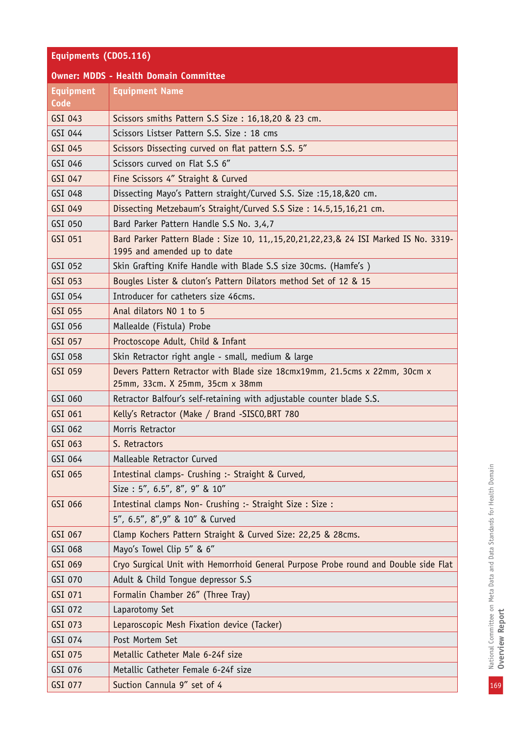**Equipments (CD05.116)**

**Owner: MDDS - Health Domain Committee**

| Equipment Code | Equipment Name |
|---|---|
| GSI 043 | Scissors smiths Pattern S.S Size : 16,18,20 & 23 cm. |
| GSI 044 | Scissors Listser Pattern S.S. Size : 18 cms |
| GSI 045 | Scissors Dissecting curved on flat pattern S.S. 5" |
| GSI 046 | Scissors curved on Flat S.S 6" |
| GSI 047 | Fine Scissors 4" Straight & Curved |
| GSI 048 | Dissecting Mayo's Pattern straight/Curved S.S. Size :15,18,&20 cm. |
| GSI 049 | Dissecting Metzebaum's Straight/Curved S.S Size : 14.5,15,16,21 cm. |
| GSI 050 | Bard Parker Pattern Handle S.S No. 3,4,7 |
| GSI 051 | Bard Parker Pattern Blade : Size 10, 11,,15,20,21,22,23,& 24 ISI Marked IS No. 3319-1995 and amended up to date |
| GSI 052 | Skin Grafting Knife Handle with Blade S.S size 30cms. (Hamfe's ) |
| GSI 053 | Bougles Lister & cluton's Pattern Dilators method Set of 12 & 15 |
| GSI 054 | Introducer for catheters size 46cms. |
| GSI 055 | Anal dilators NO 1 to 5 |
| GSI 056 | Mallealde (Fistula) Probe |
| GSI 057 | Proctoscope Adult, Child & Infant |
| GSI 058 | Skin Retractor right angle - small, medium & large |
| GSI 059 | Devers Pattern Retractor with Blade size 18cmx19mm, 21.5cms x 22mm, 30cm x 25mm, 33cm. X 25mm, 35cm x 38mm |
| GSI 060 | Retractor Balfour's self-retaining with adjustable counter blade S.S. |
| GSI 061 | Kelly's Retractor (Make / Brand -SISCO,BRT 780 |
| GSI 062 | Morris Retractor |
| GSI 063 | S. Retractors |
| GSI 064 | Malleable Retractor Curved |
| GSI 065 | Intestinal clamps- Crushing :- Straight & Curved, Size : 5", 6.5", 8", 9" & 10" |
| GSI 066 | Intestinal clamps Non- Crushing :- Straight Size : Size : 5", 6.5", 8",9" & 10" & Curved |
| GSI 067 | Clamp Kochers Pattern Straight & Curved Size: 22,25 & 28cms. |
| GSI 068 | Mayo's Towel Clip 5" & 6" |
| GSI 069 | Cryo Surgical Unit with Hemorrhoid General Purpose Probe round and Double side Flat |
| GSI 070 | Adult & Child Tongue depressor S.S |
| GSI 071 | Formalin Chamber 26" (Three Tray) |
| GSI 072 | Laparotomy Set |
| GSI 073 | Leparoscopic Mesh Fixation device (Tacker) |
| GSI 074 | Post Mortem Set |
| GSI 075 | Metallic Catheter Male 6-24f size |
| GSI 076 | Metallic Catheter Female 6-24f size |
| GSI 077 | Suction Cannula 9" set of 4 |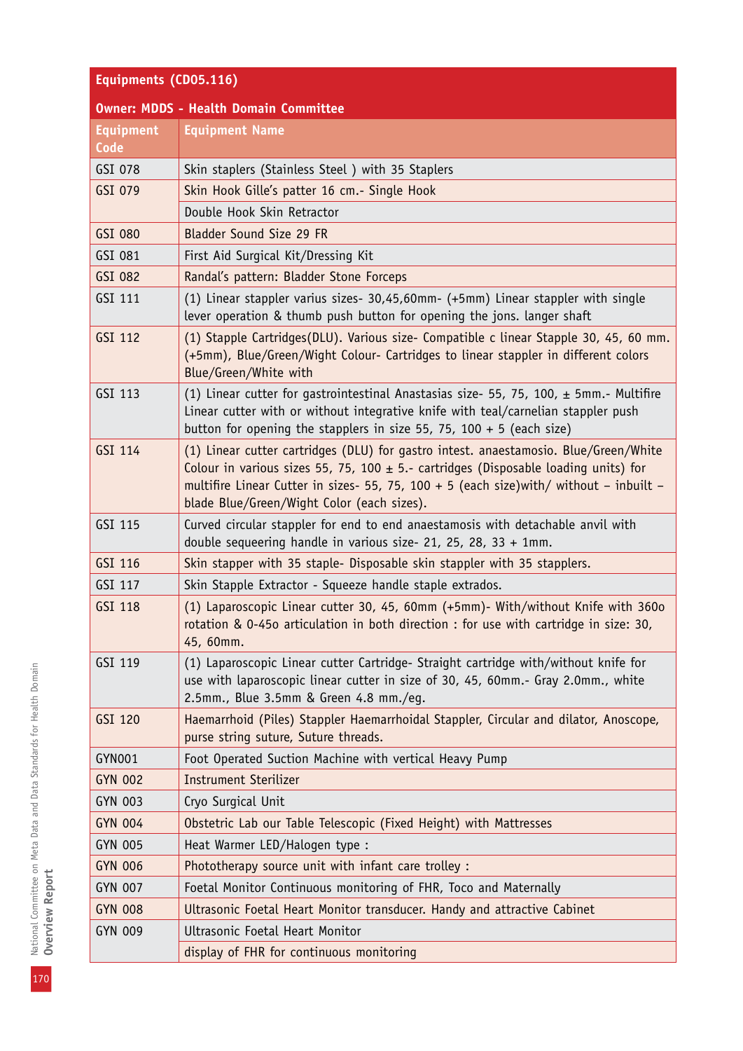| Equipments (CD05.116) | |
|---|---|
| **Owner: MDDS - Health Domain Committee** | |
| **Equipment Code** | **Equipment Name** |
| GSI 078 | Skin staplers (Stainless Steel ) with 35 Staplers |
| GSI 079 | Skin Hook Gille's patter 16 cm.- Single Hook |
| | Double Hook Skin Retractor |
| GSI 080 | Bladder Sound Size 29 FR |
| GSI 081 | First Aid Surgical Kit/Dressing Kit |
| GSI 082 | Randal's pattern: Bladder Stone Forceps |
| GSI 111 | (1) Linear stappler varius sizes- 30,45,60mm- (+5mm) Linear stappler with single lever operation & thumb push button for opening the jons. langer shaft |
| GSI 112 | (1) Stapple Cartridges(DLU). Various size- Compatible c linear Stapple 30, 45, 60 mm. (+5mm), Blue/Green/Wight Colour- Cartridges to linear stappler in different colors Blue/Green/White with |
| GSI 113 | (1) Linear cutter for gastrointestinal Anastasias size- 55, 75, 100, ± 5mm.- Multifire Linear cutter with or without integrative knife with teal/carnelian stappler push button for opening the stapplers in size 55, 75, 100 + 5 (each size) |
| GSI 114 | (1) Linear cutter cartridges (DLU) for gastro intest. anaestamosio. Blue/Green/White Colour in various sizes 55, 75, 100 ± 5.- cartridges (Disposable loading units) for multifire Linear Cutter in sizes- 55, 75, 100 + 5 (each size)with/ without – inbuilt – blade Blue/Green/Wight Color (each sizes). |
| GSI 115 | Curved circular stappler for end to end anaestamosis with detachable anvil with double sequeering handle in various size- 21, 25, 28, 33 + 1mm. |
| GSI 116 | Skin stapper with 35 staple- Disposable skin stappler with 35 stapplers. |
| GSI 117 | Skin Stapple Extractor - Squeeze handle staple extrados. |
| GSI 118 | (1) Laparoscopic Linear cutter 30, 45, 60mm (+5mm)- With/without Knife with 360o rotation & 0-45o articulation in both direction : for use with cartridge in size: 30, 45, 60mm. |
| GSI 119 | (1) Laparoscopic Linear cutter Cartridge- Straight cartridge with/without knife for use with laparoscopic linear cutter in size of 30, 45, 60mm.- Gray 2.0mm., white 2.5mm., Blue 3.5mm & Green 4.8 mm./eg. |
| GSI 120 | Haemarrhoid (Piles) Stappler Haemarrhoidal Stappler, Circular and dilator, Anoscope, purse string suture, Suture threads. |
| GYN001 | Foot Operated Suction Machine with vertical Heavy Pump |
| GYN 002 | Instrument Sterilizer |
| GYN 003 | Cryo Surgical Unit |
| GYN 004 | Obstetric Lab our Table Telescopic (Fixed Height) with Mattresses |
| GYN 005 | Heat Warmer LED/Halogen type : |
| GYN 006 | Phototherapy source unit with infant care trolley : |
| GYN 007 | Foetal Monitor Continuous monitoring of FHR, Toco and Maternally |
| GYN 008 | Ultrasonic Foetal Heart Monitor transducer. Handy and attractive Cabinet |
| GYN 009 | Ultrasonic Foetal Heart Monitor |
| | display of FHR for continuous monitoring |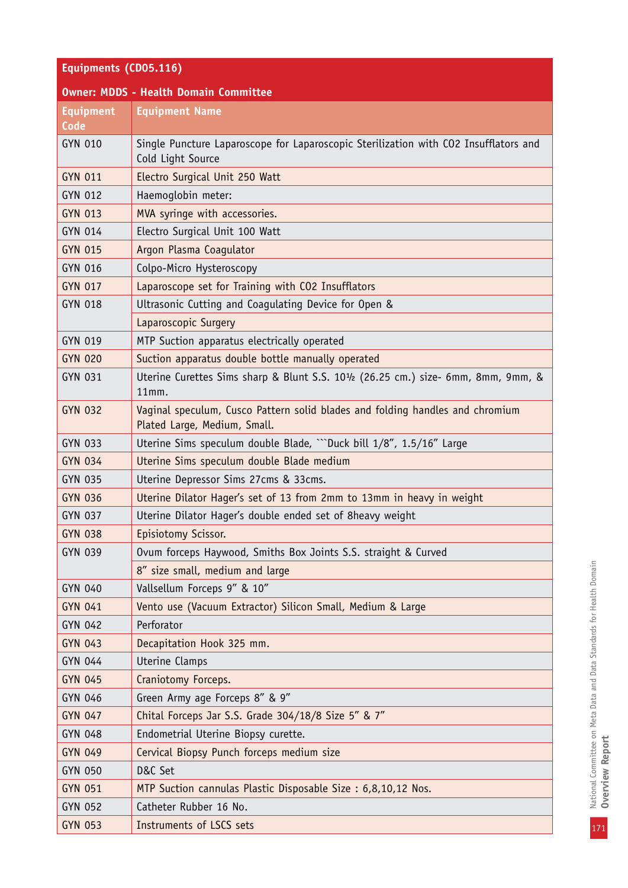| Equipments (CD05.116) | |
|---|---|
| **Owner: MDDS - Health Domain Committee** | |
| **Equipment Code** | **Equipment Name** |
| GYN 010 | Single Puncture Laparoscope for Laparoscopic Sterilization with CO2 Insufflators and Cold Light Source |
| GYN 011 | Electro Surgical Unit 250 Watt |
| GYN 012 | Haemoglobin meter: |
| GYN 013 | MVA syringe with accessories. |
| GYN 014 | Electro Surgical Unit 100 Watt |
| GYN 015 | Argon Plasma Coagulator |
| GYN 016 | Colpo-Micro Hysteroscopy |
| GYN 017 | Laparoscope set for Training with CO2 Insufflators |
| GYN 018 | Ultrasonic Cutting and Coagulating Device for Open & |
| | Laparoscopic Surgery |
| GYN 019 | MTP Suction apparatus electrically operated |
| GYN 020 | Suction apparatus double bottle manually operated |
| GYN 031 | Uterine Curettes Sims sharp & Blunt S.S. 10½ (26.25 cm.) size- 6mm, 8mm, 9mm, & 11mm. |
| GYN 032 | Vaginal speculum, Cusco Pattern solid blades and folding handles and chromium Plated Large, Medium, Small. |
| GYN 033 | Uterine Sims speculum double Blade, ```Duck bill 1/8", 1.5/16" Large |
| GYN 034 | Uterine Sims speculum double Blade medium |
| GYN 035 | Uterine Depressor Sims 27cms & 33cms. |
| GYN 036 | Uterine Dilator Hager's set of 13 from 2mm to 13mm in heavy in weight |
| GYN 037 | Uterine Dilator Hager's double ended set of 8heavy weight |
| GYN 038 | Episiotomy Scissor. |
| GYN 039 | Ovum forceps Haywood, Smiths Box Joints S.S. straight & Curved |
| | 8" size small, medium and large |
| GYN 040 | Vallsellum Forceps 9" & 10" |
| GYN 041 | Vento use (Vacuum Extractor) Silicon Small, Medium & Large |
| GYN 042 | Perforator |
| GYN 043 | Decapitation Hook 325 mm. |
| GYN 044 | Uterine Clamps |
| GYN 045 | Craniotomy Forceps. |
| GYN 046 | Green Army age Forceps 8" & 9" |
| GYN 047 | Chital Forceps Jar S.S. Grade 304/18/8 Size 5" & 7" |
| GYN 048 | Endometrial Uterine Biopsy curette. |
| GYN 049 | Cervical Biopsy Punch forceps medium size |
| GYN 050 | D&C Set |
| GYN 051 | MTP Suction cannulas Plastic Disposable Size : 6,8,10,12 Nos. |
| GYN 052 | Catheter Rubber 16 No. |
| GYN 053 | Instruments of LSCS sets |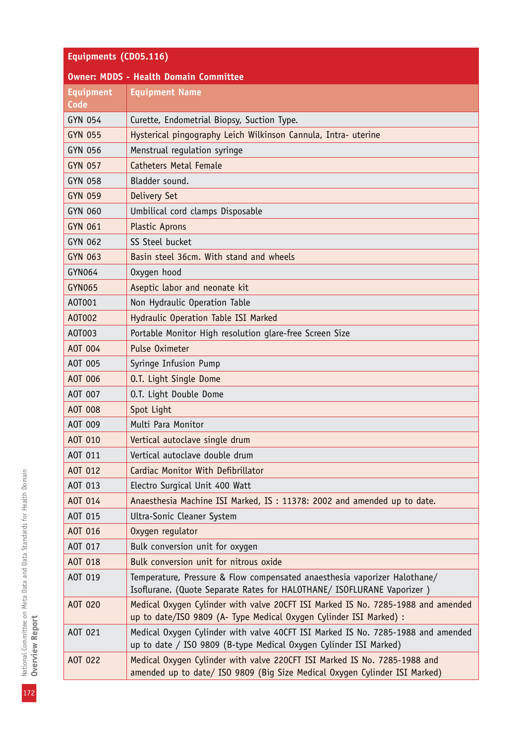| Equipments (CD05.116) | |
|---|---|
| **Owner: MDDS - Health Domain Committee** | |
| **Equipment Code** | **Equipment Name** |
| GYN 054 | Curette, Endometrial Biopsy, Suction Type. |
| GYN 055 | Hysterical pingography Leich Wilkinson Cannula, Intra- uterine |
| GYN 056 | Menstrual regulation syringe |
| GYN 057 | Catheters Metal Female |
| GYN 058 | Bladder sound. |
| GYN 059 | Delivery Set |
| GYN 060 | Umbilical cord clamps Disposable |
| GYN 061 | Plastic Aprons |
| GYN 062 | SS Steel bucket |
| GYN 063 | Basin steel 36cm. With stand and wheels |
| GYN064 | Oxygen hood |
| GYN065 | Aseptic labor and neonate kit |
| AOT001 | Non Hydraulic Operation Table |
| AOT002 | Hydraulic Operation Table ISI Marked |
| AOT003 | Portable Monitor High resolution glare-free Screen Size |
| AOT 004 | Pulse Oximeter |
| AOT 005 | Syringe Infusion Pump |
| AOT 006 | O.T. Light Single Dome |
| AOT 007 | O.T. Light Double Dome |
| AOT 008 | Spot Light |
| AOT 009 | Multi Para Monitor |
| AOT 010 | Vertical autoclave single drum |
| AOT 011 | Vertical autoclave double drum |
| AOT 012 | Cardiac Monitor With Defibrillator |
| AOT 013 | Electro Surgical Unit 400 Watt |
| AOT 014 | Anaesthesia Machine ISI Marked, IS : 11378: 2002 and amended up to date. |
| AOT 015 | Ultra-Sonic Cleaner System |
| AOT 016 | Oxygen regulator |
| AOT 017 | Bulk conversion unit for oxygen |
| AOT 018 | Bulk conversion unit for nitrous oxide |
| AOT 019 | Temperature, Pressure & Flow compensated anaesthesia vaporizer Halothane/ Isoflurane. (Quote Separate Rates for HALOTHANE/ ISOFLURANE Vaporizer ) |
| AOT 020 | Medical Oxygen Cylinder with valve 20CFT ISI Marked IS No. 7285-1988 and amended up to date/ISO 9809 (A- Type Medical Oxygen Cylinder ISI Marked) : |
| AOT 021 | Medical Oxygen Cylinder with valve 40CFT ISI Marked IS No. 7285-1988 and amended up to date / ISO 9809 (B-type Medical Oxygen Cylinder ISI Marked) |
| AOT 022 | Medical Oxygen Cylinder with valve 220CFT ISI Marked IS No. 7285-1988 and amended up to date/ ISO 9809 (Big Size Medical Oxygen Cylinder ISI Marked) |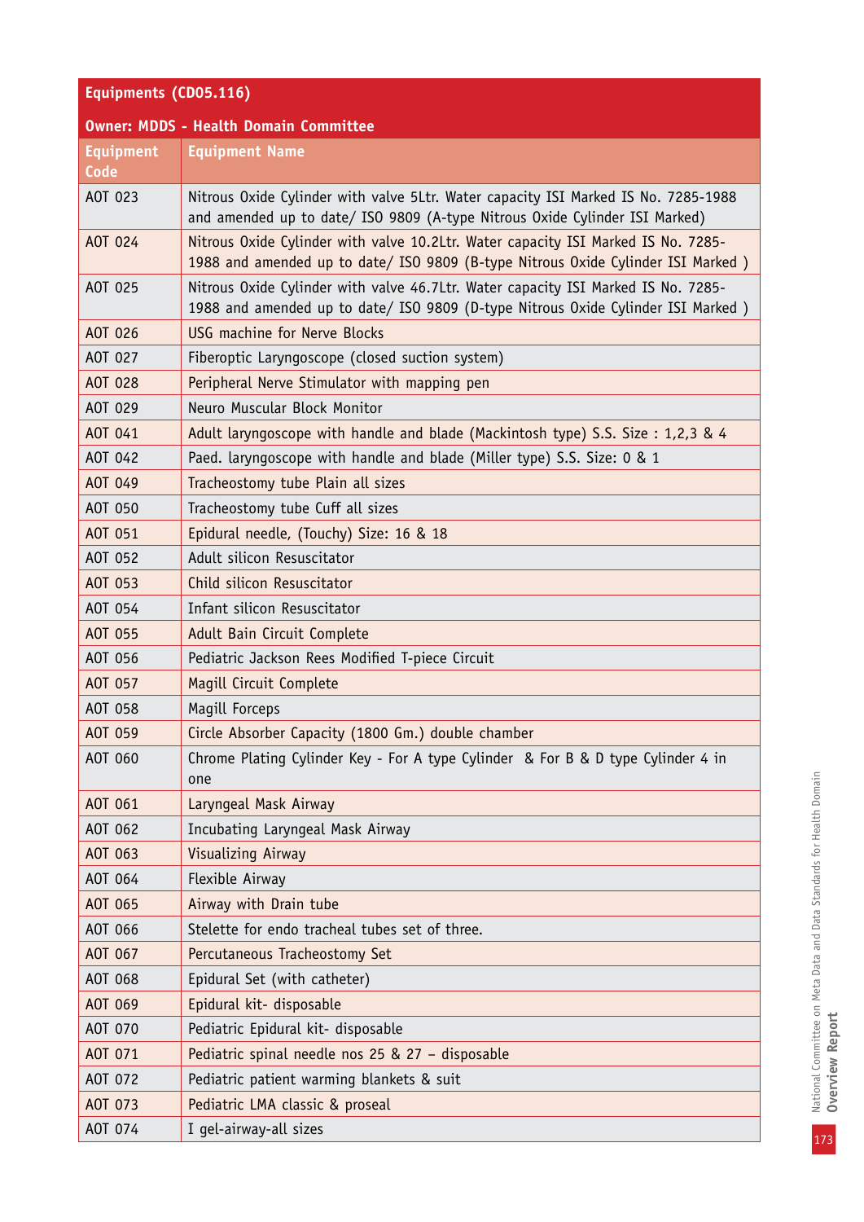**Equipments (CD05.116)**

**Owner: MDDS - Health Domain Committee**

| Equipment Code | Equipment Name |
|---|---|
| AOT 023 | Nitrous Oxide Cylinder with valve 5Ltr. Water capacity ISI Marked IS No. 7285-1988 and amended up to date/ ISO 9809 (A-type Nitrous Oxide Cylinder ISI Marked) |
| AOT 024 | Nitrous Oxide Cylinder with valve 10.2Ltr. Water capacity ISI Marked IS No. 7285-1988 and amended up to date/ ISO 9809 (B-type Nitrous Oxide Cylinder ISI Marked ) |
| AOT 025 | Nitrous Oxide Cylinder with valve 46.7Ltr. Water capacity ISI Marked IS No. 7285-1988 and amended up to date/ ISO 9809 (D-type Nitrous Oxide Cylinder ISI Marked ) |
| AOT 026 | USG machine for Nerve Blocks |
| AOT 027 | Fiberoptic Laryngoscope (closed suction system) |
| AOT 028 | Peripheral Nerve Stimulator with mapping pen |
| AOT 029 | Neuro Muscular Block Monitor |
| AOT 041 | Adult laryngoscope with handle and blade (Mackintosh type) S.S. Size : 1,2,3 & 4 |
| AOT 042 | Paed. laryngoscope with handle and blade (Miller type) S.S. Size: 0 & 1 |
| AOT 049 | Tracheostomy tube Plain all sizes |
| AOT 050 | Tracheostomy tube Cuff all sizes |
| AOT 051 | Epidural needle, (Touchy) Size: 16 & 18 |
| AOT 052 | Adult silicon Resuscitator |
| AOT 053 | Child silicon Resuscitator |
| AOT 054 | Infant silicon Resuscitator |
| AOT 055 | Adult Bain Circuit Complete |
| AOT 056 | Pediatric Jackson Rees Modified T-piece Circuit |
| AOT 057 | Magill Circuit Complete |
| AOT 058 | Magill Forceps |
| AOT 059 | Circle Absorber Capacity (1800 Gm.) double chamber |
| AOT 060 | Chrome Plating Cylinder Key - For A type Cylinder & For B & D type Cylinder 4 in one |
| AOT 061 | Laryngeal Mask Airway |
| AOT 062 | Incubating Laryngeal Mask Airway |
| AOT 063 | Visualizing Airway |
| AOT 064 | Flexible Airway |
| AOT 065 | Airway with Drain tube |
| AOT 066 | Stelette for endo tracheal tubes set of three. |
| AOT 067 | Percutaneous Tracheostomy Set |
| AOT 068 | Epidural Set (with catheter) |
| AOT 069 | Epidural kit- disposable |
| AOT 070 | Pediatric Epidural kit- disposable |
| AOT 071 | Pediatric spinal needle nos 25 & 27 – disposable |
| AOT 072 | Pediatric patient warming blankets & suit |
| AOT 073 | Pediatric LMA classic & proseal |
| AOT 074 | I gel-airway-all sizes |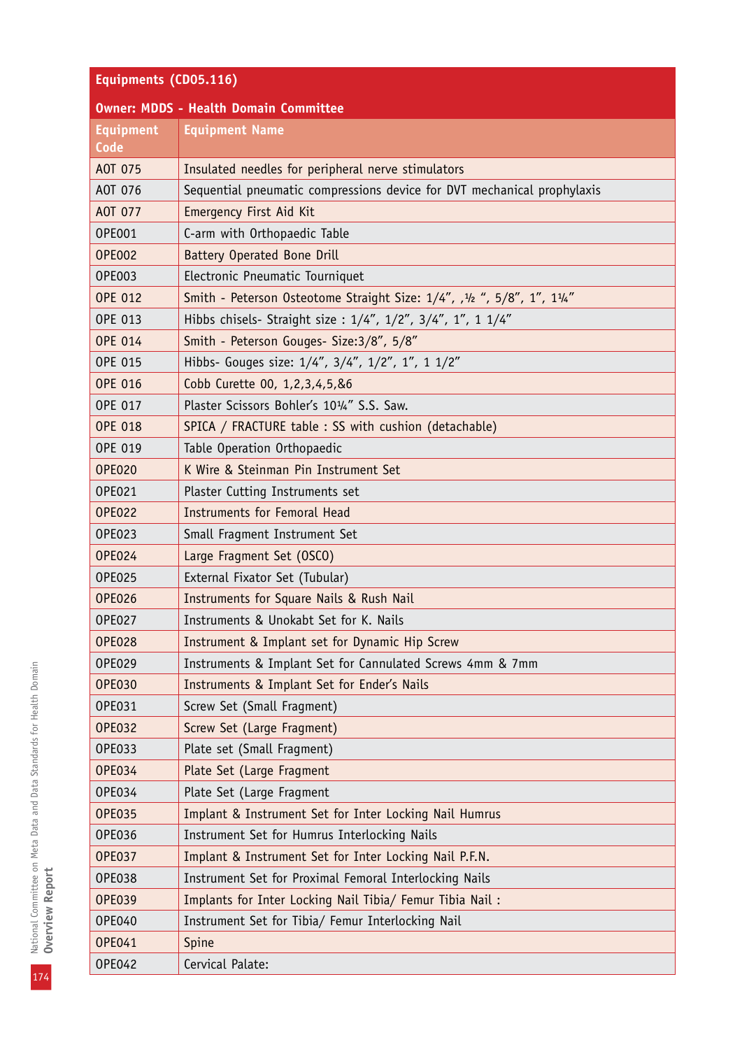**Equipments (CD05.116)**

**Owner: MDDS - Health Domain Committee**

| Equipment Code | Equipment Name |
|---|---|
| AOT 075 | Insulated needles for peripheral nerve stimulators |
| AOT 076 | Sequential pneumatic compressions device for DVT mechanical prophylaxis |
| AOT 077 | Emergency First Aid Kit |
| OPE001 | C-arm with Orthopaedic Table |
| OPE002 | Battery Operated Bone Drill |
| OPE003 | Electronic Pneumatic Tourniquet |
| OPE 012 | Smith - Peterson Osteotome Straight Size: 1/4", ,½ ", 5/8", 1", 1¼" |
| OPE 013 | Hibbs chisels- Straight size : 1/4", 1/2", 3/4", 1", 1 1/4" |
| OPE 014 | Smith - Peterson Gouges- Size:3/8", 5/8" |
| OPE 015 | Hibbs- Gouges size: 1/4", 3/4", 1/2", 1", 1 1/2" |
| OPE 016 | Cobb Curette 00, 1,2,3,4,5,&6 |
| OPE 017 | Plaster Scissors Bohler's 10¼" S.S. Saw. |
| OPE 018 | SPICA / FRACTURE table : SS with cushion (detachable) |
| OPE 019 | Table Operation Orthopaedic |
| OPE020 | K Wire & Steinman Pin Instrument Set |
| OPE021 | Plaster Cutting Instruments set |
| OPE022 | Instruments for Femoral Head |
| OPE023 | Small Fragment Instrument Set |
| OPE024 | Large Fragment Set (OSCO) |
| OPE025 | External Fixator Set (Tubular) |
| OPE026 | Instruments for Square Nails & Rush Nail |
| OPE027 | Instruments & Unokabt Set for K. Nails |
| OPE028 | Instrument & Implant set for Dynamic Hip Screw |
| OPE029 | Instruments & Implant Set for Cannulated Screws 4mm & 7mm |
| OPE030 | Instruments & Implant Set for Ender's Nails |
| OPE031 | Screw Set (Small Fragment) |
| OPE032 | Screw Set (Large Fragment) |
| OPE033 | Plate set (Small Fragment) |
| OPE034 | Plate Set (Large Fragment |
| OPE034 | Plate Set (Large Fragment |
| OPE035 | Implant & Instrument Set for Inter Locking Nail Humrus |
| OPE036 | Instrument Set for Humrus Interlocking Nails |
| OPE037 | Implant & Instrument Set for Inter Locking Nail P.F.N. |
| OPE038 | Instrument Set for Proximal Femoral Interlocking Nails |
| OPE039 | Implants for Inter Locking Nail Tibia/ Femur Tibia Nail : |
| OPE040 | Instrument Set for Tibia/ Femur Interlocking Nail |
| OPE041 | Spine |
| OPE042 | Cervical Palate: |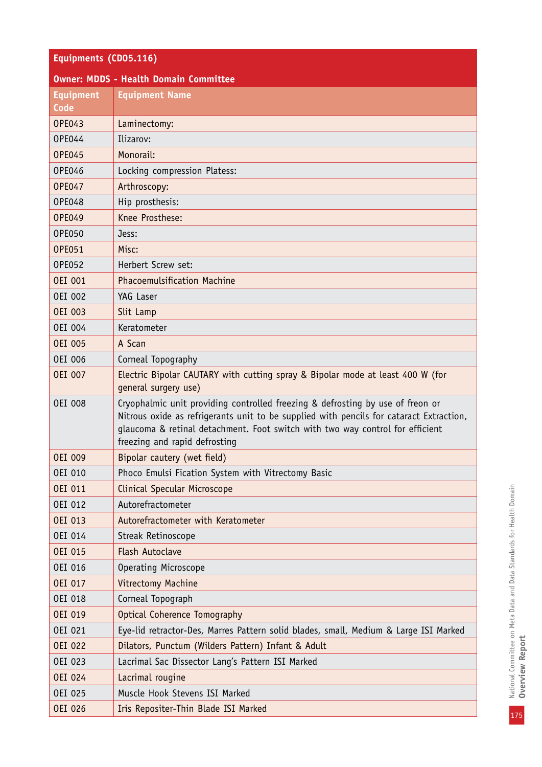| Equipments (CD05.116) | |
|---|---|
| Owner: MDDS - Health Domain Committee | |
| Equipment Code | Equipment Name |
| OPE043 | Laminectomy: |
| OPE044 | Ilizarov: |
| OPE045 | Monorail: |
| OPE046 | Locking compression Platess: |
| OPE047 | Arthroscopy: |
| OPE048 | Hip prosthesis: |
| OPE049 | Knee Prosthese: |
| OPE050 | Jess: |
| OPE051 | Misc: |
| OPE052 | Herbert Screw set: |
| OEI 001 | Phacoemulsification Machine |
| OEI 002 | YAG Laser |
| OEI 003 | Slit Lamp |
| OEI 004 | Keratometer |
| OEI 005 | A Scan |
| OEI 006 | Corneal Topography |
| OEI 007 | Electric Bipolar CAUTARY with cutting spray & Bipolar mode at least 400 W (for general surgery use) |
| OEI 008 | Cryophalmic unit providing controlled freezing & defrosting by use of freon or Nitrous oxide as refrigerants unit to be supplied with pencils for cataract Extraction, glaucoma & retinal detachment. Foot switch with two way control for efficient freezing and rapid defrosting |
| OEI 009 | Bipolar cautery (wet field) |
| OEI 010 | Phoco Emulsi Fication System with Vitrectomy Basic |
| OEI 011 | Clinical Specular Microscope |
| OEI 012 | Autorefractometer |
| OEI 013 | Autorefractometer with Keratometer |
| OEI 014 | Streak Retinoscope |
| OEI 015 | Flash Autoclave |
| OEI 016 | Operating Microscope |
| OEI 017 | Vitrectomy Machine |
| OEI 018 | Corneal Topograph |
| OEI 019 | Optical Coherence Tomography |
| OEI 021 | Eye-lid retractor-Des, Marres Pattern solid blades, small, Medium & Large ISI Marked |
| OEI 022 | Dilators, Punctum (Wilders Pattern) Infant & Adult |
| OEI 023 | Lacrimal Sac Dissector Lang's Pattern ISI Marked |
| OEI 024 | Lacrimal rougine |
| OEI 025 | Muscle Hook Stevens ISI Marked |
| OEI 026 | Iris Repositer-Thin Blade ISI Marked |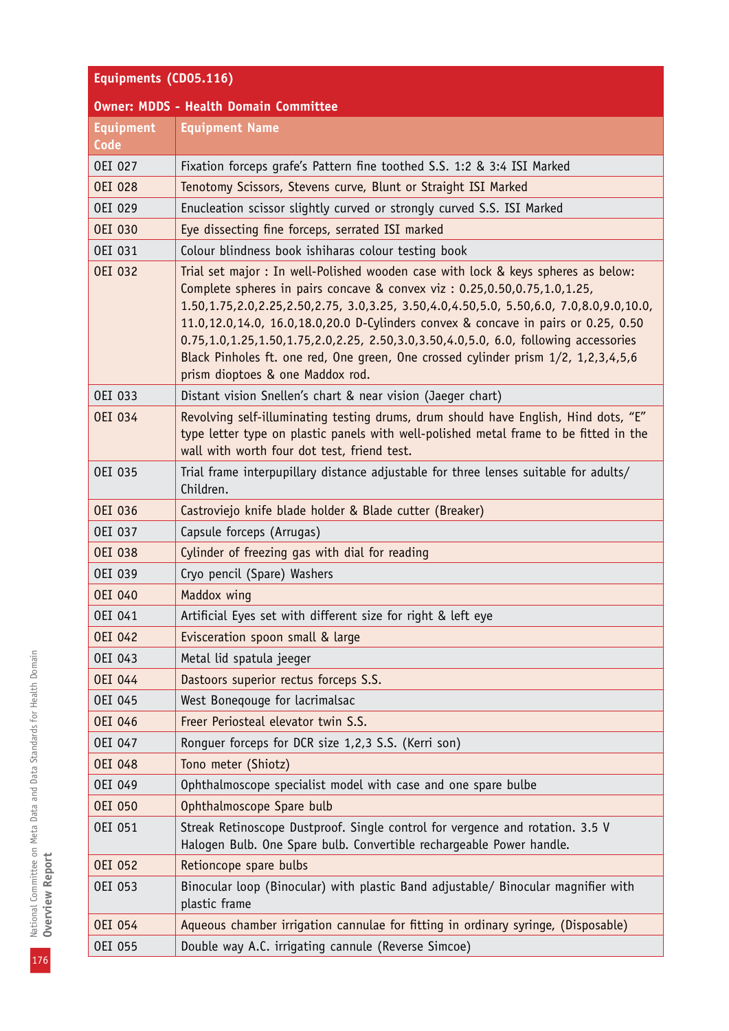| Equipments (CD05.116) | |
|---|---|
| **Owner: MDDS - Health Domain Committee** | |
| **Equipment Code** | **Equipment Name** |
| OEI 027 | Fixation forceps grafe's Pattern fine toothed S.S. 1:2 & 3:4 ISI Marked |
| OEI 028 | Tenotomy Scissors, Stevens curve, Blunt or Straight ISI Marked |
| OEI 029 | Enucleation scissor slightly curved or strongly curved S.S. ISI Marked |
| OEI 030 | Eye dissecting fine forceps, serrated ISI marked |
| OEI 031 | Colour blindness book ishiharas colour testing book |
| OEI 032 | Trial set major : In well-Polished wooden case with lock & keys spheres as below: Complete spheres in pairs concave & convex viz : 0.25,0.50,0.75,1.0,1.25, 1.50,1.75,2.0,2.25,2.50,2.75, 3.0,3.25, 3.50,4.0,4.50,5.0, 5.50,6.0, 7.0,8.0,9.0,10.0, 11.0,12.0,14.0, 16.0,18.0,20.0 D-Cylinders convex & concave in pairs or 0.25, 0.50 0.75,1.0,1.25,1.50,1.75,2.0,2.25, 2.50,3.0,3.50,4.0,5.0, 6.0, following accessories Black Pinholes ft. one red, One green, One crossed cylinder prism 1/2, 1,2,3,4,5,6 prism dioptoes & one Maddox rod. |
| OEI 033 | Distant vision Snellen's chart & near vision (Jaeger chart) |
| OEI 034 | Revolving self-illuminating testing drums, drum should have English, Hind dots, "E" type letter type on plastic panels with well-polished metal frame to be fitted in the wall with worth four dot test, friend test. |
| OEI 035 | Trial frame interpupillary distance adjustable for three lenses suitable for adults/ Children. |
| OEI 036 | Castroviejo knife blade holder & Blade cutter (Breaker) |
| OEI 037 | Capsule forceps (Arrugas) |
| OEI 038 | Cylinder of freezing gas with dial for reading |
| OEI 039 | Cryo pencil (Spare) Washers |
| OEI 040 | Maddox wing |
| OEI 041 | Artificial Eyes set with different size for right & left eye |
| OEI 042 | Evisceration spoon small & large |
| OEI 043 | Metal lid spatula jeeger |
| OEI 044 | Dastoors superior rectus forceps S.S. |
| OEI 045 | West Boneqouge for lacrimalsac |
| OEI 046 | Freer Periosteal elevator twin S.S. |
| OEI 047 | Ronguer forceps for DCR size 1,2,3 S.S. (Kerri son) |
| OEI 048 | Tono meter (Shiotz) |
| OEI 049 | Ophthalmoscope specialist model with case and one spare bulbe |
| OEI 050 | Ophthalmoscope Spare bulb |
| OEI 051 | Streak Retinoscope Dustproof. Single control for vergence and rotation. 3.5 V Halogen Bulb. One Spare bulb. Convertible rechargeable Power handle. |
| OEI 052 | Retioncope spare bulbs |
| OEI 053 | Binocular loop (Binocular) with plastic Band adjustable/ Binocular magnifier with plastic frame |
| OEI 054 | Aqueous chamber irrigation cannulae for fitting in ordinary syringe, (Disposable) |
| OEI 055 | Double way A.C. irrigating cannule (Reverse Simcoe) |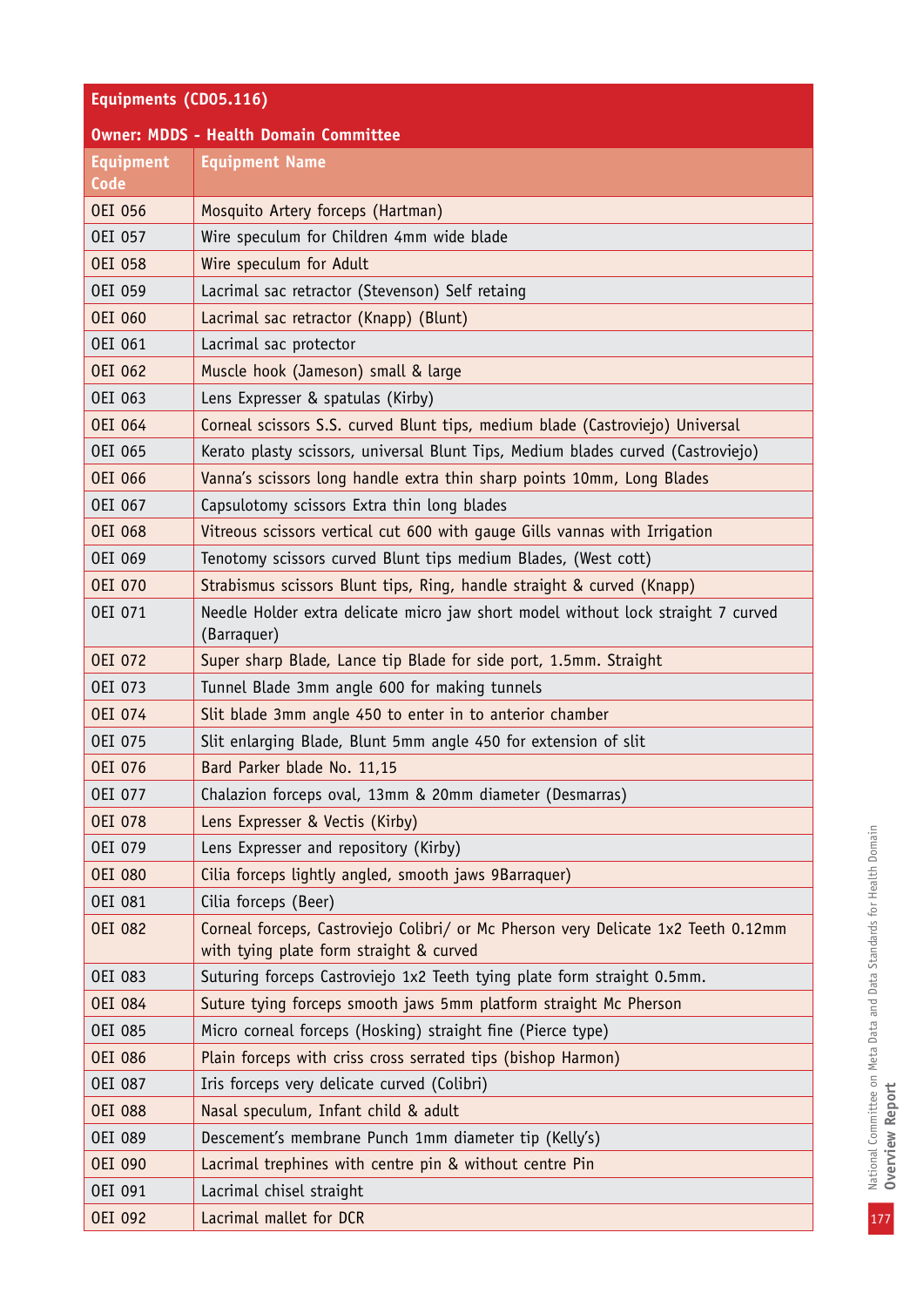| Equipments (CD05.116) | |
|---|---|
| **Owner: MDDS - Health Domain Committee** | |
| **Equipment Code** | **Equipment Name** |
| OEI 056 | Mosquito Artery forceps (Hartman) |
| OEI 057 | Wire speculum for Children 4mm wide blade |
| OEI 058 | Wire speculum for Adult |
| OEI 059 | Lacrimal sac retractor (Stevenson) Self retaing |
| OEI 060 | Lacrimal sac retractor (Knapp) (Blunt) |
| OEI 061 | Lacrimal sac protector |
| OEI 062 | Muscle hook (Jameson) small & large |
| OEI 063 | Lens Expresser & spatulas (Kirby) |
| OEI 064 | Corneal scissors S.S. curved Blunt tips, medium blade (Castroviejo) Universal |
| OEI 065 | Kerato plasty scissors, universal Blunt Tips, Medium blades curved (Castroviejo) |
| OEI 066 | Vanna's scissors long handle extra thin sharp points 10mm, Long Blades |
| OEI 067 | Capsulotomy scissors Extra thin long blades |
| OEI 068 | Vitreous scissors vertical cut 600 with gauge Gills vannas with Irrigation |
| OEI 069 | Tenotomy scissors curved Blunt tips medium Blades, (West cott) |
| OEI 070 | Strabismus scissors Blunt tips, Ring, handle straight & curved (Knapp) |
| OEI 071 | Needle Holder extra delicate micro jaw short model without lock straight 7 curved (Barraquer) |
| OEI 072 | Super sharp Blade, Lance tip Blade for side port, 1.5mm. Straight |
| OEI 073 | Tunnel Blade 3mm angle 600 for making tunnels |
| OEI 074 | Slit blade 3mm angle 450 to enter in to anterior chamber |
| OEI 075 | Slit enlarging Blade, Blunt 5mm angle 450 for extension of slit |
| OEI 076 | Bard Parker blade No. 11,15 |
| OEI 077 | Chalazion forceps oval, 13mm & 20mm diameter (Desmarras) |
| OEI 078 | Lens Expresser & Vectis (Kirby) |
| OEI 079 | Lens Expresser and repository (Kirby) |
| OEI 080 | Cilia forceps lightly angled, smooth jaws 9Barraquer) |
| OEI 081 | Cilia forceps (Beer) |
| OEI 082 | Corneal forceps, Castroviejo Colibri/ or Mc Pherson very Delicate 1x2 Teeth 0.12mm with tying plate form straight & curved |
| OEI 083 | Suturing forceps Castroviejo 1x2 Teeth tying plate form straight 0.5mm. |
| OEI 084 | Suture tying forceps smooth jaws 5mm platform straight Mc Pherson |
| OEI 085 | Micro corneal forceps (Hosking) straight fine (Pierce type) |
| OEI 086 | Plain forceps with criss cross serrated tips (bishop Harmon) |
| OEI 087 | Iris forceps very delicate curved (Colibri) |
| OEI 088 | Nasal speculum, Infant child & adult |
| OEI 089 | Descement's membrane Punch 1mm diameter tip (Kelly's) |
| OEI 090 | Lacrimal trephines with centre pin & without centre Pin |
| OEI 091 | Lacrimal chisel straight |
| OEI 092 | Lacrimal mallet for DCR |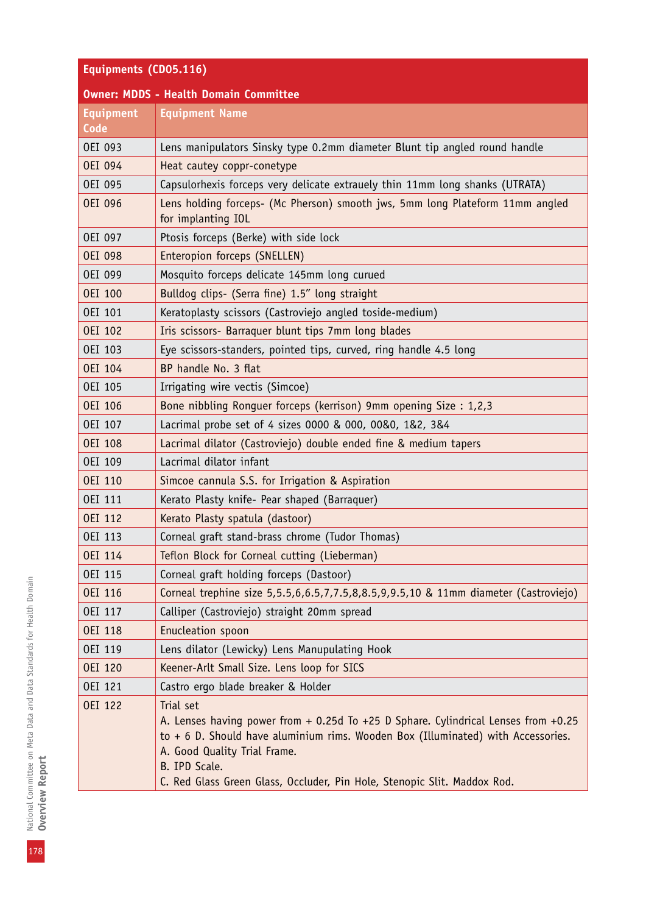| Equipments (CD05.116) | |
|---|---|
| **Owner: MDDS - Health Domain Committee** | |
| **Equipment Code** | **Equipment Name** |
| OEI 093 | Lens manipulators Sinsky type 0.2mm diameter Blunt tip angled round handle |
| OEI 094 | Heat cautey coppr-conetype |
| OEI 095 | Capsulorhexis forceps very delicate extrauely thin 11mm long shanks (UTRATA) |
| OEI 096 | Lens holding forceps- (Mc Pherson) smooth jws, 5mm long Plateform 11mm angled for implanting IOL |
| OEI 097 | Ptosis forceps (Berke) with side lock |
| OEI 098 | Enteropion forceps (SNELLEN) |
| OEI 099 | Mosquito forceps delicate 145mm long curued |
| OEI 100 | Bulldog clips- (Serra fine) 1.5” long straight |
| OEI 101 | Keratoplasty scissors (Castroviejo angled toside-medium) |
| OEI 102 | Iris scissors- Barraquer blunt tips 7mm long blades |
| OEI 103 | Eye scissors-standers, pointed tips, curved, ring handle 4.5 long |
| OEI 104 | BP handle No. 3 flat |
| OEI 105 | Irrigating wire vectis (Simcoe) |
| OEI 106 | Bone nibbling Ronguer forceps (kerrison) 9mm opening Size : 1,2,3 |
| OEI 107 | Lacrimal probe set of 4 sizes 0000 & 000, 00&0, 1&2, 3&4 |
| OEI 108 | Lacrimal dilator (Castroviejo) double ended fine & medium tapers |
| OEI 109 | Lacrimal dilator infant |
| OEI 110 | Simcoe cannula S.S. for Irrigation & Aspiration |
| OEI 111 | Kerato Plasty knife- Pear shaped (Barraquer) |
| OEI 112 | Kerato Plasty spatula (dastoor) |
| OEI 113 | Corneal graft stand-brass chrome (Tudor Thomas) |
| OEI 114 | Teflon Block for Corneal cutting (Lieberman) |
| OEI 115 | Corneal graft holding forceps (Dastoor) |
| OEI 116 | Corneal trephine size 5,5.5,6,6.5,7,7.5,8,8.5,9,9.5,10 & 11mm diameter (Castroviejo) |
| OEI 117 | Calliper (Castroviejo) straight 20mm spread |
| OEI 118 | Enucleation spoon |
| OEI 119 | Lens dilator (Lewicky) Lens Manupulating Hook |
| OEI 120 | Keener-Arlt Small Size. Lens loop for SICS |
| OEI 121 | Castro ergo blade breaker & Holder |
| OEI 122 | Trial set<br>A. Lenses having power from + 0.25d To +25 D Sphere. Cylindrical Lenses from +0.25 to + 6 D. Should have aluminium rims. Wooden Box (Illuminated) with Accessories.<br>A. Good Quality Trial Frame.<br>B. IPD Scale.<br>C. Red Glass Green Glass, Occluder, Pin Hole, Stenopic Slit. Maddox Rod. |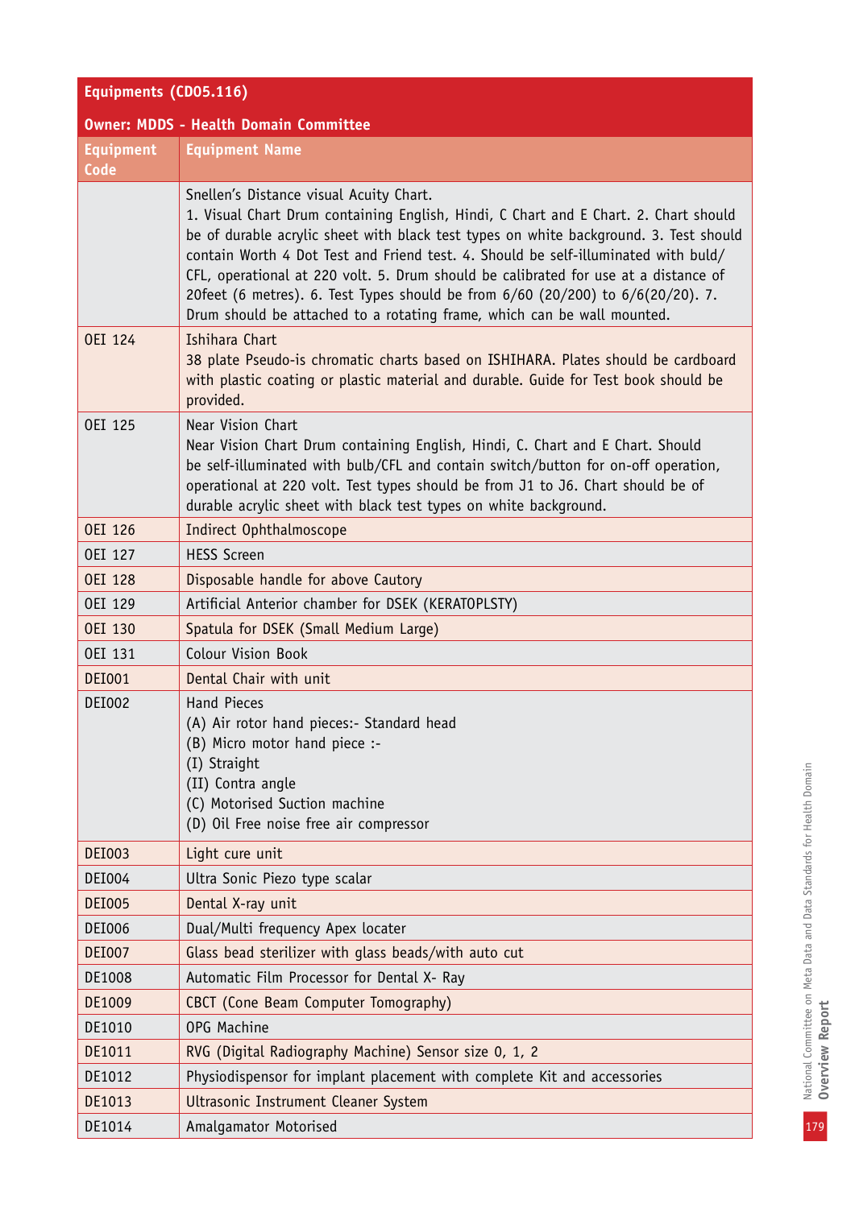| Equipments (CD05.116) | |
|---|---|
| **Owner: MDDS - Health Domain Committee** | |
| **Equipment Code** | **Equipment Name** |
| | Snellen's Distance visual Acuity Chart.<br>1. Visual Chart Drum containing English, Hindi, C Chart and E Chart. 2. Chart should be of durable acrylic sheet with black test types on white background. 3. Test should contain Worth 4 Dot Test and Friend test. 4. Should be self-illuminated with buld/CFL, operational at 220 volt. 5. Drum should be calibrated for use at a distance of 20feet (6 metres). 6. Test Types should be from 6/60 (20/200) to 6/6(20/20). 7. Drum should be attached to a rotating frame, which can be wall mounted. |
| OEI 124 | Ishihara Chart<br>38 plate Pseudo-is chromatic charts based on ISHIHARA. Plates should be cardboard with plastic coating or plastic material and durable. Guide for Test book should be provided. |
| OEI 125 | Near Vision Chart<br>Near Vision Chart Drum containing English, Hindi, C. Chart and E Chart. Should be self-illuminated with bulb/CFL and contain switch/button for on-off operation, operational at 220 volt. Test types should be from J1 to J6. Chart should be of durable acrylic sheet with black test types on white background. |
| OEI 126 | Indirect Ophthalmoscope |
| OEI 127 | HESS Screen |
| OEI 128 | Disposable handle for above Cautory |
| OEI 129 | Artificial Anterior chamber for DSEK (KERATOPLSTY) |
| OEI 130 | Spatula for DSEK (Small Medium Large) |
| OEI 131 | Colour Vision Book |
| DEI001 | Dental Chair with unit |
| DEI002 | Hand Pieces<br>(A) Air rotor hand pieces:- Standard head<br>(B) Micro motor hand piece :-<br>(I) Straight<br>(II) Contra angle<br>(C) Motorised Suction machine<br>(D) Oil Free noise free air compressor |
| DEI003 | Light cure unit |
| DEI004 | Ultra Sonic Piezo type scalar |
| DEI005 | Dental X-ray unit |
| DEI006 | Dual/Multi frequency Apex locater |
| DEI007 | Glass bead sterilizer with glass beads/with auto cut |
| DE1008 | Automatic Film Processor for Dental X- Ray |
| DE1009 | CBCT (Cone Beam Computer Tomography) |
| DE1010 | OPG Machine |
| DE1011 | RVG (Digital Radiography Machine) Sensor size 0, 1, 2 |
| DE1012 | Physiodispensor for implant placement with complete Kit and accessories |
| DE1013 | Ultrasonic Instrument Cleaner System |
| DE1014 | Amalgamator Motorised |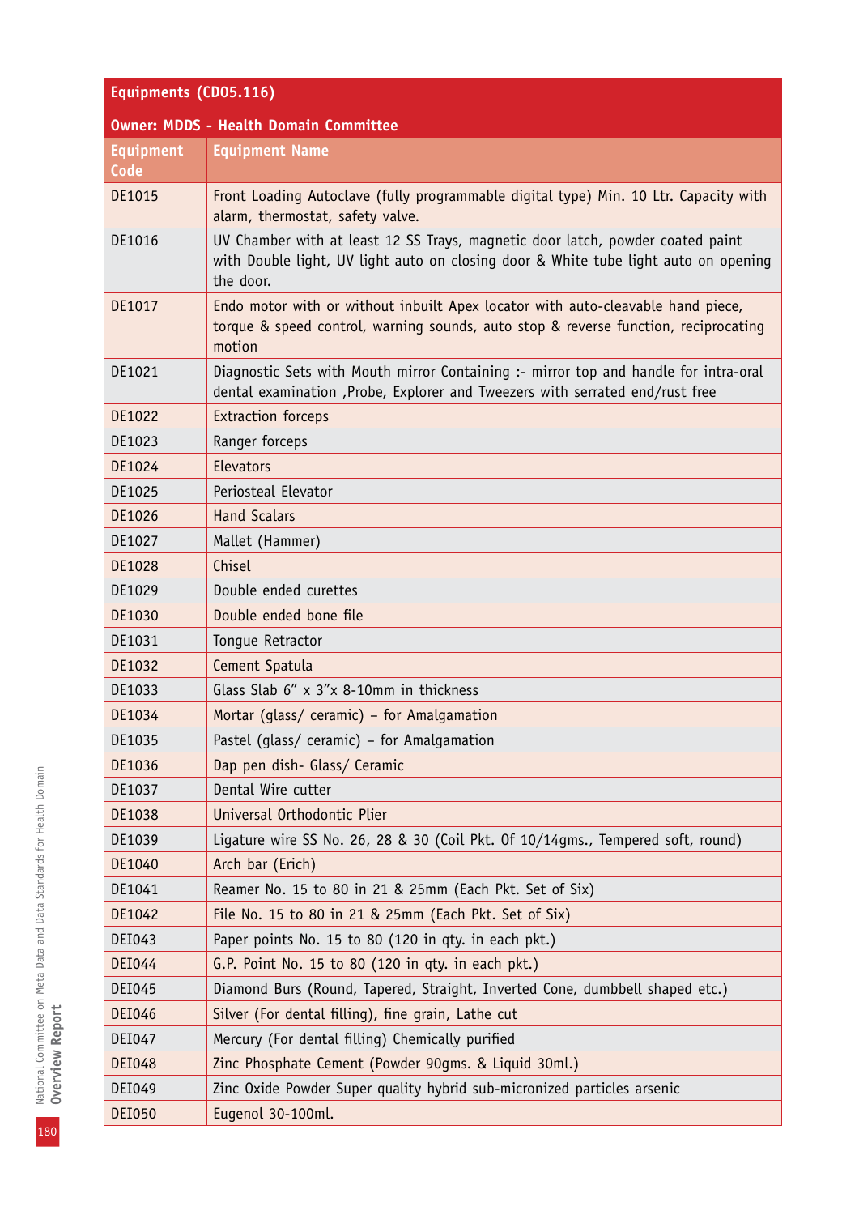**Equipments (CD05.116)**

**Owner: MDDS - Health Domain Committee**

| Equipment Code | Equipment Name |
|---|---|
| DE1015 | Front Loading Autoclave (fully programmable digital type) Min. 10 Ltr. Capacity with alarm, thermostat, safety valve. |
| DE1016 | UV Chamber with at least 12 SS Trays, magnetic door latch, powder coated paint with Double light, UV light auto on closing door & White tube light auto on opening the door. |
| DE1017 | Endo motor with or without inbuilt Apex locator with auto-cleavable hand piece, torque & speed control, warning sounds, auto stop & reverse function, reciprocating motion |
| DE1021 | Diagnostic Sets with Mouth mirror Containing :- mirror top and handle for intra-oral dental examination ,Probe, Explorer and Tweezers with serrated end/rust free |
| DE1022 | Extraction forceps |
| DE1023 | Ranger forceps |
| DE1024 | Elevators |
| DE1025 | Periosteal Elevator |
| DE1026 | Hand Scalars |
| DE1027 | Mallet (Hammer) |
| DE1028 | Chisel |
| DE1029 | Double ended curettes |
| DE1030 | Double ended bone file |
| DE1031 | Tongue Retractor |
| DE1032 | Cement Spatula |
| DE1033 | Glass Slab 6" x 3"x 8-10mm in thickness |
| DE1034 | Mortar (glass/ ceramic) – for Amalgamation |
| DE1035 | Pastel (glass/ ceramic) – for Amalgamation |
| DE1036 | Dap pen dish- Glass/ Ceramic |
| DE1037 | Dental Wire cutter |
| DE1038 | Universal Orthodontic Plier |
| DE1039 | Ligature wire SS No. 26, 28 & 30 (Coil Pkt. Of 10/14gms., Tempered soft, round) |
| DE1040 | Arch bar (Erich) |
| DE1041 | Reamer No. 15 to 80 in 21 & 25mm (Each Pkt. Set of Six) |
| DE1042 | File No. 15 to 80 in 21 & 25mm (Each Pkt. Set of Six) |
| DEI043 | Paper points No. 15 to 80 (120 in qty. in each pkt.) |
| DEI044 | G.P. Point No. 15 to 80 (120 in qty. in each pkt.) |
| DEI045 | Diamond Burs (Round, Tapered, Straight, Inverted Cone, dumbbell shaped etc.) |
| DEI046 | Silver (For dental filling), fine grain, Lathe cut |
| DEI047 | Mercury (For dental filling) Chemically purified |
| DEI048 | Zinc Phosphate Cement (Powder 90gms. & Liquid 30ml.) |
| DEI049 | Zinc Oxide Powder Super quality hybrid sub-micronized particles arsenic |
| DEI050 | Eugenol 30-100ml. |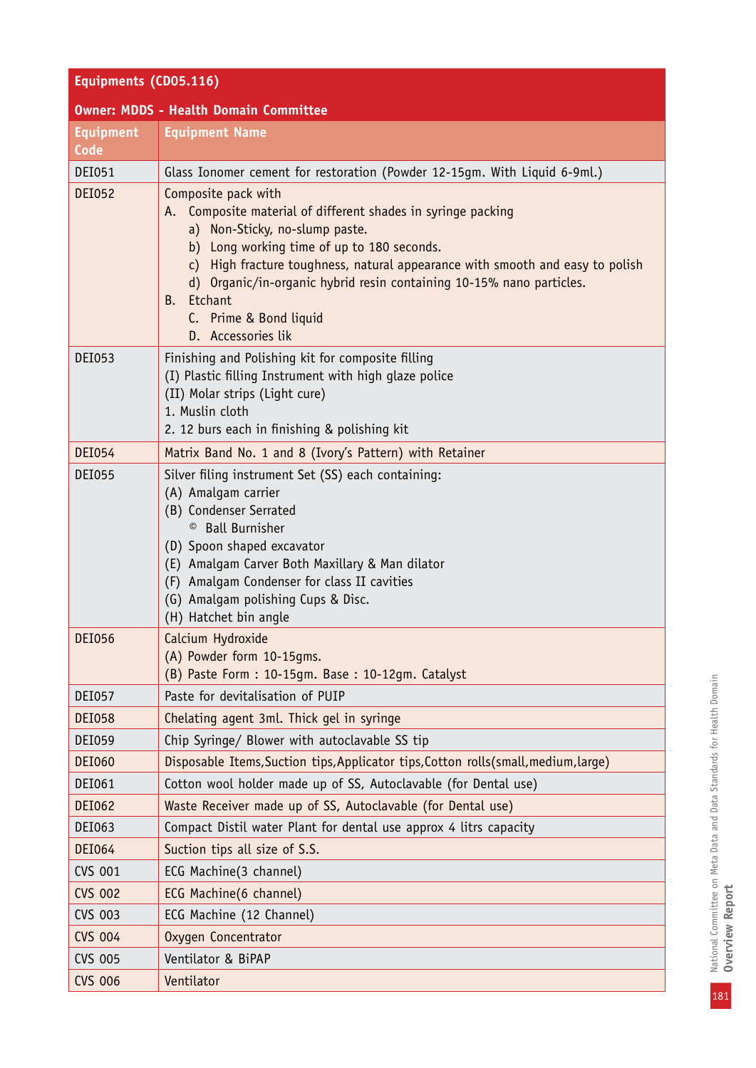| Equipments (CD05.116) | |
|---|---|
| **Owner: MDDS - Health Domain Committee** | |
| **Equipment Code** | **Equipment Name** |
| DEI051 | Glass Ionomer cement for restoration (Powder 12-15gm. With Liquid 6-9ml.) |
| DEI052 | Composite pack with<br>A. Composite material of different shades in syringe packing<br>a) Non-Sticky, no-slump paste.<br>b) Long working time of up to 180 seconds.<br>c) High fracture toughness, natural appearance with smooth and easy to polish<br>d) Organic/in-organic hybrid resin containing 10-15% nano particles.<br>B. Etchant<br>C. Prime & Bond liquid<br>D. Accessories lik |
| DEI053 | Finishing and Polishing kit for composite filling<br>(I) Plastic filling Instrument with high glaze police<br>(II) Molar strips (Light cure)<br>1. Muslin cloth<br>2. 12 burs each in finishing & polishing kit |
| DEI054 | Matrix Band No. 1 and 8 (Ivory's Pattern) with Retainer |
| DEI055 | Silver filing instrument Set (SS) each containing:<br>(A) Amalgam carrier<br>(B) Condenser Serrated<br>© Ball Burnisher<br>(D) Spoon shaped excavator<br>(E) Amalgam Carver Both Maxillary & Man dilator<br>(F) Amalgam Condenser for class II cavities<br>(G) Amalgam polishing Cups & Disc.<br>(H) Hatchet bin angle |
| DEI056 | Calcium Hydroxide<br>(A) Powder form 10-15gms.<br>(B) Paste Form : 10-15gm. Base : 10-12gm. Catalyst |
| DEI057 | Paste for devitalisation of PUIP |
| DEI058 | Chelating agent 3ml. Thick gel in syringe |
| DEI059 | Chip Syringe/ Blower with autoclavable SS tip |
| DEI060 | Disposable Items,Suction tips,Applicator tips,Cotton rolls(small,medium,large) |
| DEI061 | Cotton wool holder made up of SS, Autoclavable (for Dental use) |
| DEI062 | Waste Receiver made up of SS, Autoclavable (for Dental use) |
| DEI063 | Compact Distil water Plant for dental use approx 4 litrs capacity |
| DEI064 | Suction tips all size of S.S. |
| CVS 001 | ECG Machine(3 channel) |
| CVS 002 | ECG Machine(6 channel) |
| CVS 003 | ECG Machine (12 Channel) |
| CVS 004 | Oxygen Concentrator |
| CVS 005 | Ventilator & BiPAP |
| CVS 006 | Ventilator |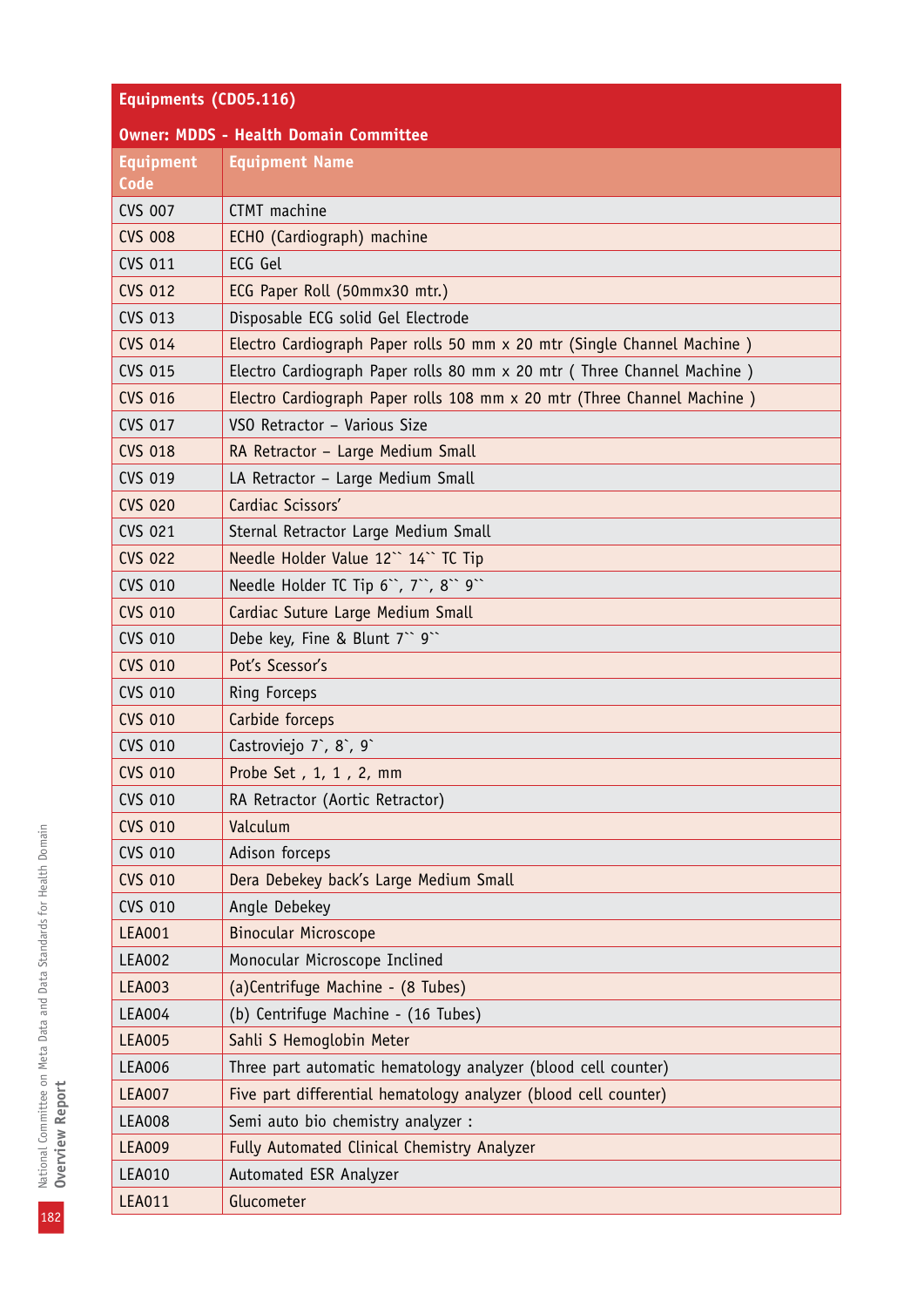| Equipments (CD05.116) | |
|---|---|
| Owner: MDDS - Health Domain Committee | |
| Equipment Code | Equipment Name |
| CVS 007 | CTMT machine |
| CVS 008 | ECHO (Cardiograph) machine |
| CVS 011 | ECG Gel |
| CVS 012 | ECG Paper Roll (50mmx30 mtr.) |
| CVS 013 | Disposable ECG solid Gel Electrode |
| CVS 014 | Electro Cardiograph Paper rolls 50 mm x 20 mtr (Single Channel Machine ) |
| CVS 015 | Electro Cardiograph Paper rolls 80 mm x 20 mtr ( Three Channel Machine ) |
| CVS 016 | Electro Cardiograph Paper rolls 108 mm x 20 mtr (Three Channel Machine ) |
| CVS 017 | VSO Retractor – Various Size |
| CVS 018 | RA Retractor – Large Medium Small |
| CVS 019 | LA Retractor – Large Medium Small |
| CVS 020 | Cardiac Scissors' |
| CVS 021 | Sternal Retractor Large Medium Small |
| CVS 022 | Needle Holder Value 12`` 14`` TC Tip |
| CVS 010 | Needle Holder TC Tip 6``, 7``, 8`` 9`` |
| CVS 010 | Cardiac Suture Large Medium Small |
| CVS 010 | Debe key, Fine & Blunt 7`` 9`` |
| CVS 010 | Pot's Scessor's |
| CVS 010 | Ring Forceps |
| CVS 010 | Carbide forceps |
| CVS 010 | Castroviejo 7`, 8`, 9` |
| CVS 010 | Probe Set , 1, 1 , 2, mm |
| CVS 010 | RA Retractor (Aortic Retractor) |
| CVS 010 | Valculum |
| CVS 010 | Adison forceps |
| CVS 010 | Dera Debekey back's Large Medium Small |
| CVS 010 | Angle Debekey |
| LEA001 | Binocular Microscope |
| LEA002 | Monocular Microscope Inclined |
| LEA003 | (a)Centrifuge Machine - (8 Tubes) |
| LEA004 | (b) Centrifuge Machine - (16 Tubes) |
| LEA005 | Sahli S Hemoglobin Meter |
| LEA006 | Three part automatic hematology analyzer (blood cell counter) |
| LEA007 | Five part differential hematology analyzer (blood cell counter) |
| LEA008 | Semi auto bio chemistry analyzer : |
| LEA009 | Fully Automated Clinical Chemistry Analyzer |
| LEA010 | Automated ESR Analyzer |
| LEA011 | Glucometer |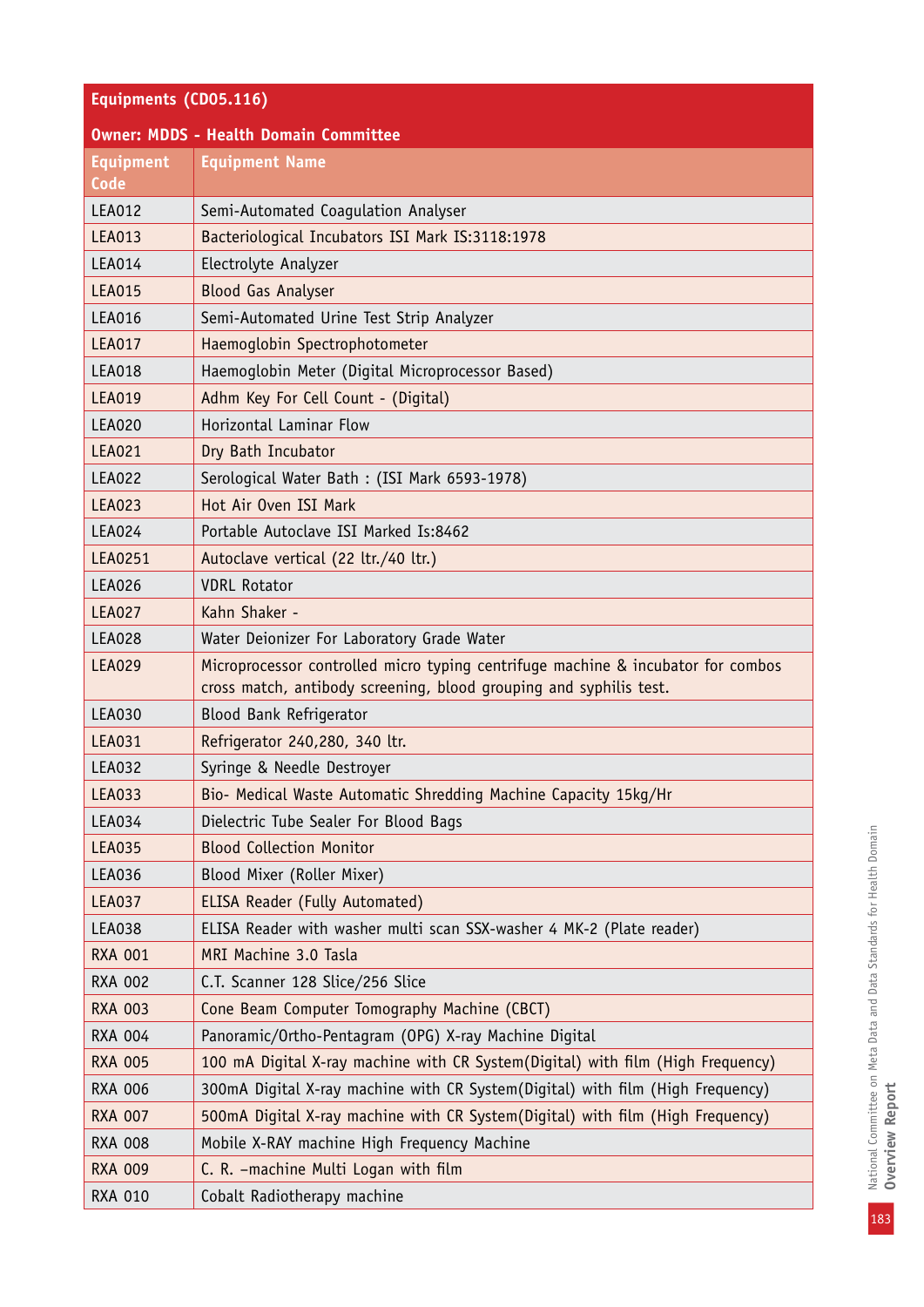| Equipments (CD05.116) | |
|---|---|
| Owner: MDDS - Health Domain Committee | |
| Equipment Code | Equipment Name |
| LEA012 | Semi-Automated Coagulation Analyser |
| LEA013 | Bacteriological Incubators ISI Mark IS:3118:1978 |
| LEA014 | Electrolyte Analyzer |
| LEA015 | Blood Gas Analyser |
| LEA016 | Semi-Automated Urine Test Strip Analyzer |
| LEA017 | Haemoglobin Spectrophotometer |
| LEA018 | Haemoglobin Meter (Digital Microprocessor Based) |
| LEA019 | Adhm Key For Cell Count - (Digital) |
| LEA020 | Horizontal Laminar Flow |
| LEA021 | Dry Bath Incubator |
| LEA022 | Serological Water Bath : (ISI Mark 6593-1978) |
| LEA023 | Hot Air Oven ISI Mark |
| LEA024 | Portable Autoclave ISI Marked Is:8462 |
| LEA0251 | Autoclave vertical (22 ltr./40 ltr.) |
| LEA026 | VDRL Rotator |
| LEA027 | Kahn Shaker - |
| LEA028 | Water Deionizer For Laboratory Grade Water |
| LEA029 | Microprocessor controlled micro typing centrifuge machine & incubator for combos cross match, antibody screening, blood grouping and syphilis test. |
| LEA030 | Blood Bank Refrigerator |
| LEA031 | Refrigerator 240,280, 340 ltr. |
| LEA032 | Syringe & Needle Destroyer |
| LEA033 | Bio- Medical Waste Automatic Shredding Machine Capacity 15kg/Hr |
| LEA034 | Dielectric Tube Sealer For Blood Bags |
| LEA035 | Blood Collection Monitor |
| LEA036 | Blood Mixer (Roller Mixer) |
| LEA037 | ELISA Reader (Fully Automated) |
| LEA038 | ELISA Reader with washer multi scan SSX-washer 4 MK-2 (Plate reader) |
| RXA 001 | MRI Machine 3.0 Tasla |
| RXA 002 | C.T. Scanner 128 Slice/256 Slice |
| RXA 003 | Cone Beam Computer Tomography Machine (CBCT) |
| RXA 004 | Panoramic/Ortho-Pentagram (OPG) X-ray Machine Digital |
| RXA 005 | 100 mA Digital X-ray machine with CR System(Digital) with film (High Frequency) |
| RXA 006 | 300mA Digital X-ray machine with CR System(Digital) with film (High Frequency) |
| RXA 007 | 500mA Digital X-ray machine with CR System(Digital) with film (High Frequency) |
| RXA 008 | Mobile X-RAY machine High Frequency Machine |
| RXA 009 | C. R. –machine Multi Logan with film |
| RXA 010 | Cobalt Radiotherapy machine |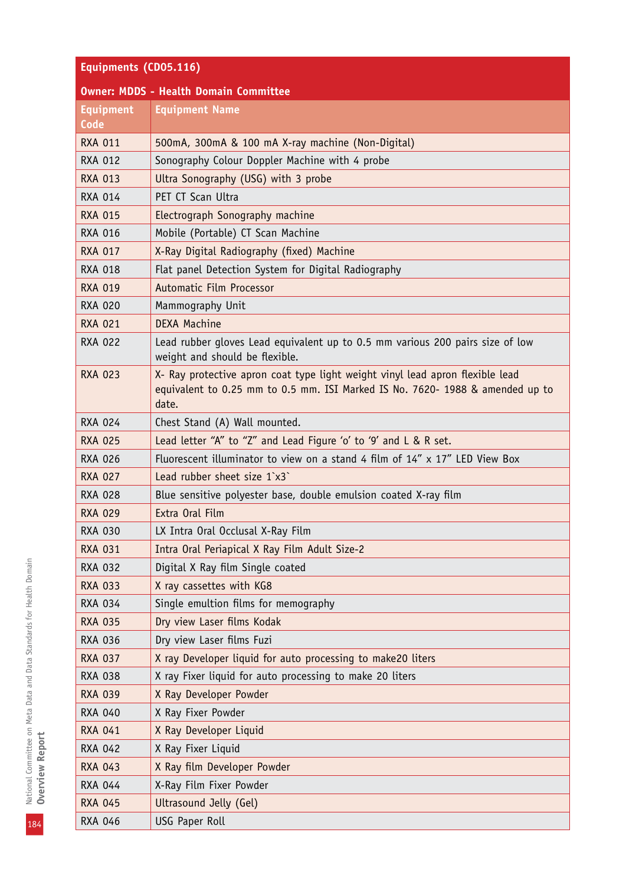| Equipments (CD05.116) | |
|---|---|
| **Owner: MDDS - Health Domain Committee** | |
| **Equipment Code** | **Equipment Name** |
| RXA 011 | 500mA, 300mA & 100 mA X-ray machine (Non-Digital) |
| RXA 012 | Sonography Colour Doppler Machine with 4 probe |
| RXA 013 | Ultra Sonography (USG) with 3 probe |
| RXA 014 | PET CT Scan Ultra |
| RXA 015 | Electrograph Sonography machine |
| RXA 016 | Mobile (Portable) CT Scan Machine |
| RXA 017 | X-Ray Digital Radiography (fixed) Machine |
| RXA 018 | Flat panel Detection System for Digital Radiography |
| RXA 019 | Automatic Film Processor |
| RXA 020 | Mammography Unit |
| RXA 021 | DEXA Machine |
| RXA 022 | Lead rubber gloves Lead equivalent up to 0.5 mm various 200 pairs size of low weight and should be flexible. |
| RXA 023 | X- Ray protective apron coat type light weight vinyl lead apron flexible lead equivalent to 0.25 mm to 0.5 mm. ISI Marked IS No. 7620- 1988 & amended up to date. |
| RXA 024 | Chest Stand (A) Wall mounted. |
| RXA 025 | Lead letter "A" to "Z" and Lead Figure 'o' to '9' and L & R set. |
| RXA 026 | Fluorescent illuminator to view on a stand 4 film of 14" x 17" LED View Box |
| RXA 027 | Lead rubber sheet size 1`x3` |
| RXA 028 | Blue sensitive polyester base, double emulsion coated X-ray film |
| RXA 029 | Extra Oral Film |
| RXA 030 | LX Intra Oral Occlusal X-Ray Film |
| RXA 031 | Intra Oral Periapical X Ray Film Adult Size-2 |
| RXA 032 | Digital X Ray film Single coated |
| RXA 033 | X ray cassettes with KG8 |
| RXA 034 | Single emultion films for memography |
| RXA 035 | Dry view Laser films Kodak |
| RXA 036 | Dry view Laser films Fuzi |
| RXA 037 | X ray Developer liquid for auto processing to make20 liters |
| RXA 038 | X ray Fixer liquid for auto processing to make 20 liters |
| RXA 039 | X Ray Developer Powder |
| RXA 040 | X Ray Fixer Powder |
| RXA 041 | X Ray Developer Liquid |
| RXA 042 | X Ray Fixer Liquid |
| RXA 043 | X Ray film Developer Powder |
| RXA 044 | X-Ray Film Fixer Powder |
| RXA 045 | Ultrasound Jelly (Gel) |
| RXA 046 | USG Paper Roll |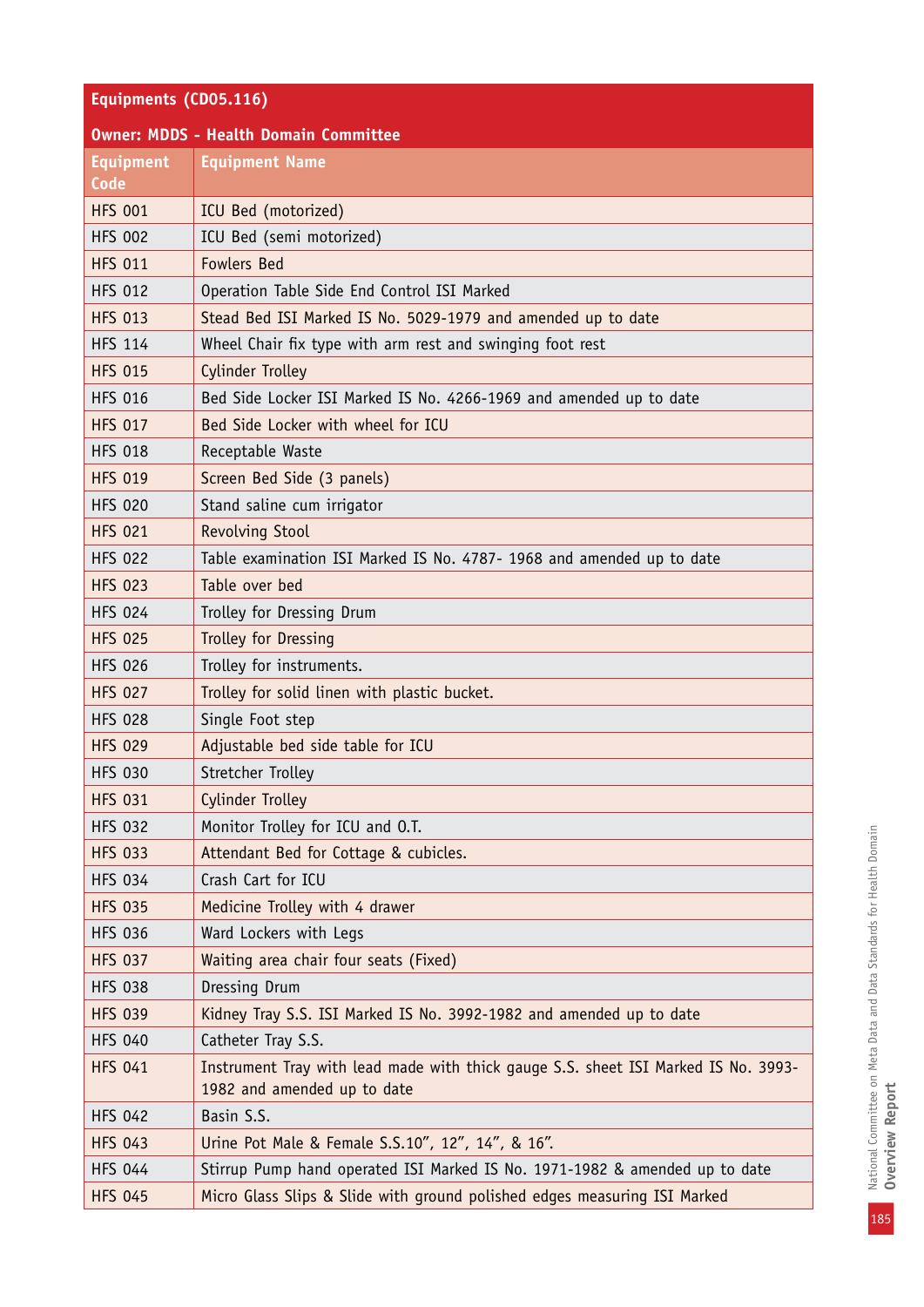| Equipments (CD05.116) | |
|---|---|
| **Owner: MDDS - Health Domain Committee** | |
| **Equipment Code** | **Equipment Name** |
| HFS 001 | ICU Bed (motorized) |
| HFS 002 | ICU Bed (semi motorized) |
| HFS 011 | Fowlers Bed |
| HFS 012 | Operation Table Side End Control ISI Marked |
| HFS 013 | Stead Bed ISI Marked IS No. 5029-1979 and amended up to date |
| HFS 114 | Wheel Chair fix type with arm rest and swinging foot rest |
| HFS 015 | Cylinder Trolley |
| HFS 016 | Bed Side Locker ISI Marked IS No. 4266-1969 and amended up to date |
| HFS 017 | Bed Side Locker with wheel for ICU |
| HFS 018 | Receptable Waste |
| HFS 019 | Screen Bed Side (3 panels) |
| HFS 020 | Stand saline cum irrigator |
| HFS 021 | Revolving Stool |
| HFS 022 | Table examination ISI Marked IS No. 4787- 1968 and amended up to date |
| HFS 023 | Table over bed |
| HFS 024 | Trolley for Dressing Drum |
| HFS 025 | Trolley for Dressing |
| HFS 026 | Trolley for instruments. |
| HFS 027 | Trolley for solid linen with plastic bucket. |
| HFS 028 | Single Foot step |
| HFS 029 | Adjustable bed side table for ICU |
| HFS 030 | Stretcher Trolley |
| HFS 031 | Cylinder Trolley |
| HFS 032 | Monitor Trolley for ICU and O.T. |
| HFS 033 | Attendant Bed for Cottage & cubicles. |
| HFS 034 | Crash Cart for ICU |
| HFS 035 | Medicine Trolley with 4 drawer |
| HFS 036 | Ward Lockers with Legs |
| HFS 037 | Waiting area chair four seats (Fixed) |
| HFS 038 | Dressing Drum |
| HFS 039 | Kidney Tray S.S. ISI Marked IS No. 3992-1982 and amended up to date |
| HFS 040 | Catheter Tray S.S. |
| HFS 041 | Instrument Tray with lead made with thick gauge S.S. sheet ISI Marked IS No. 3993-1982 and amended up to date |
| HFS 042 | Basin S.S. |
| HFS 043 | Urine Pot Male & Female S.S.10", 12", 14", & 16". |
| HFS 044 | Stirrup Pump hand operated ISI Marked IS No. 1971-1982 & amended up to date |
| HFS 045 | Micro Glass Slips & Slide with ground polished edges measuring ISI Marked |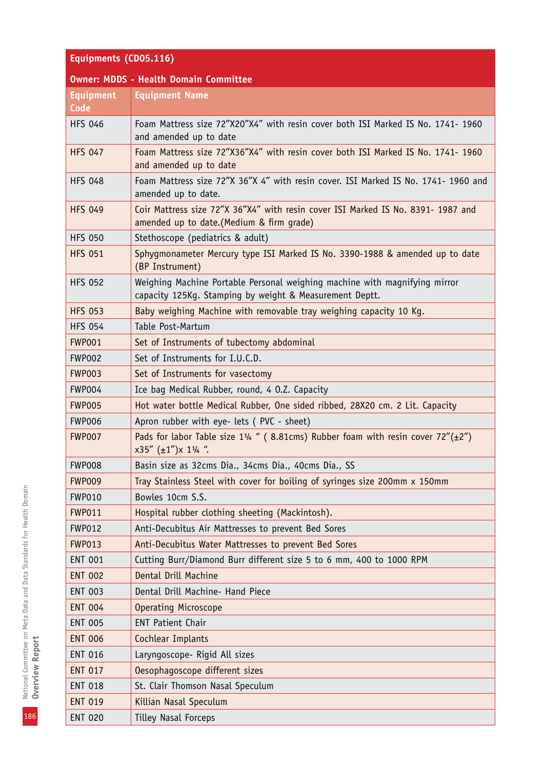| Equipments (CD05.116) | |
|---|---|
| **Owner: MDDS - Health Domain Committee** | |
| **Equipment Code** | **Equipment Name** |
| HFS 046 | Foam Mattress size 72”X20”X4” with resin cover both ISI Marked IS No. 1741- 1960 and amended up to date |
| HFS 047 | Foam Mattress size 72”X36”X4” with resin cover both ISI Marked IS No. 1741- 1960 and amended up to date |
| HFS 048 | Foam Mattress size 72”X 36”X 4” with resin cover. ISI Marked IS No. 1741- 1960 and amended up to date. |
| HFS 049 | Coir Mattress size 72”X 36”X4” with resin cover ISI Marked IS No. 8391- 1987 and amended up to date.(Medium & firm grade) |
| HFS 050 | Stethoscope (pediatrics & adult) |
| HFS 051 | Sphygmonameter Mercury type ISI Marked IS No. 3390-1988 & amended up to date (BP Instrument) |
| HFS 052 | Weighing Machine Portable Personal weighing machine with magnifying mirror capacity 125Kg. Stamping by weight & Measurement Deptt. |
| HFS 053 | Baby weighing Machine with removable tray weighing capacity 10 Kg. |
| HFS 054 | Table Post-Martum |
| FWP001 | Set of Instruments of tubectomy abdominal |
| FWP002 | Set of Instruments for I.U.C.D. |
| FWP003 | Set of Instruments for vasectomy |
| FWP004 | Ice bag Medical Rubber, round, 4 O.Z. Capacity |
| FWP005 | Hot water bottle Medical Rubber, One sided ribbed, 28X20 cm. 2 Lit. Capacity |
| FWP006 | Apron rubber with eye- lets ( PVC - sheet) |
| FWP007 | Pads for labor Table size 1¼ “ ( 8.81cms) Rubber foam with resin cover 72”(±2”) x35” (±1”)x 1¼ “. |
| FWP008 | Basin size as 32cms Dia., 34cms Dia., 40cms Dia., SS |
| FWP009 | Tray Stainless Steel with cover for boiling of syringes size 200mm x 150mm |
| FWP010 | Bowles 10cm S.S. |
| FWP011 | Hospital rubber clothing sheeting (Mackintosh). |
| FWP012 | Anti-Decubitus Air Mattresses to prevent Bed Sores |
| FWP013 | Anti-Decubitus Water Mattresses to prevent Bed Sores |
| ENT 001 | Cutting Burr/Diamond Burr different size 5 to 6 mm, 400 to 1000 RPM |
| ENT 002 | Dental Drill Machine |
| ENT 003 | Dental Drill Machine- Hand Piece |
| ENT 004 | Operating Microscope |
| ENT 005 | ENT Patient Chair |
| ENT 006 | Cochlear Implants |
| ENT 016 | Laryngoscope- Rigid All sizes |
| ENT 017 | Oesophagoscope different sizes |
| ENT 018 | St. Clair Thomson Nasal Speculum |
| ENT 019 | Killian Nasal Speculum |
| ENT 020 | Tilley Nasal Forceps |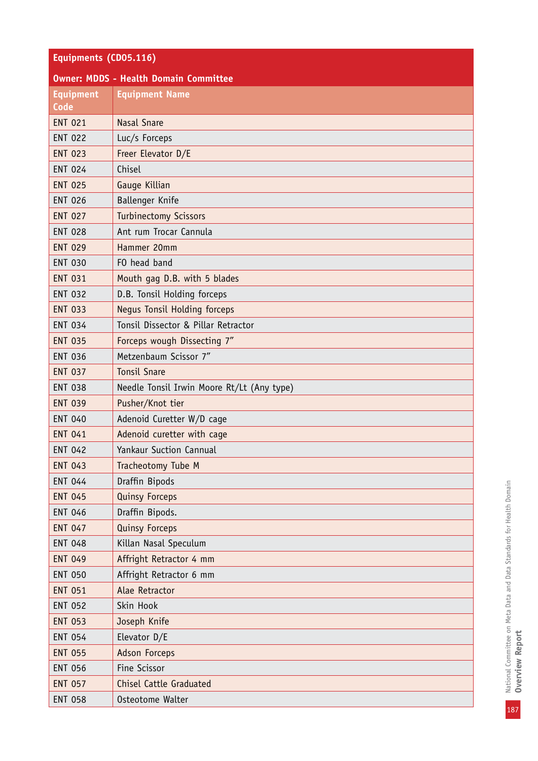| Equipments (CD05.116) | |
|---|---|
| **Owner: MDDS - Health Domain Committee** | |
| **Equipment Code** | **Equipment Name** |
| ENT 021 | Nasal Snare |
| ENT 022 | Luc/s Forceps |
| ENT 023 | Freer Elevator D/E |
| ENT 024 | Chisel |
| ENT 025 | Gauge Killian |
| ENT 026 | Ballenger Knife |
| ENT 027 | Turbinectomy Scissors |
| ENT 028 | Ant rum Trocar Cannula |
| ENT 029 | Hammer 20mm |
| ENT 030 | FO head band |
| ENT 031 | Mouth gag D.B. with 5 blades |
| ENT 032 | D.B. Tonsil Holding forceps |
| ENT 033 | Negus Tonsil Holding forceps |
| ENT 034 | Tonsil Dissector & Pillar Retractor |
| ENT 035 | Forceps wough Dissecting 7" |
| ENT 036 | Metzenbaum Scissor 7" |
| ENT 037 | Tonsil Snare |
| ENT 038 | Needle Tonsil Irwin Moore Rt/Lt (Any type) |
| ENT 039 | Pusher/Knot tier |
| ENT 040 | Adenoid Curetter W/D cage |
| ENT 041 | Adenoid curetter with cage |
| ENT 042 | Yankaur Suction Cannual |
| ENT 043 | Tracheotomy Tube M |
| ENT 044 | Draffin Bipods |
| ENT 045 | Quinsy Forceps |
| ENT 046 | Draffin Bipods. |
| ENT 047 | Quinsy Forceps |
| ENT 048 | Killan Nasal Speculum |
| ENT 049 | Affright Retractor 4 mm |
| ENT 050 | Affright Retractor 6 mm |
| ENT 051 | Alae Retractor |
| ENT 052 | Skin Hook |
| ENT 053 | Joseph Knife |
| ENT 054 | Elevator D/E |
| ENT 055 | Adson Forceps |
| ENT 056 | Fine Scissor |
| ENT 057 | Chisel Cattle Graduated |
| ENT 058 | Osteotome Walter |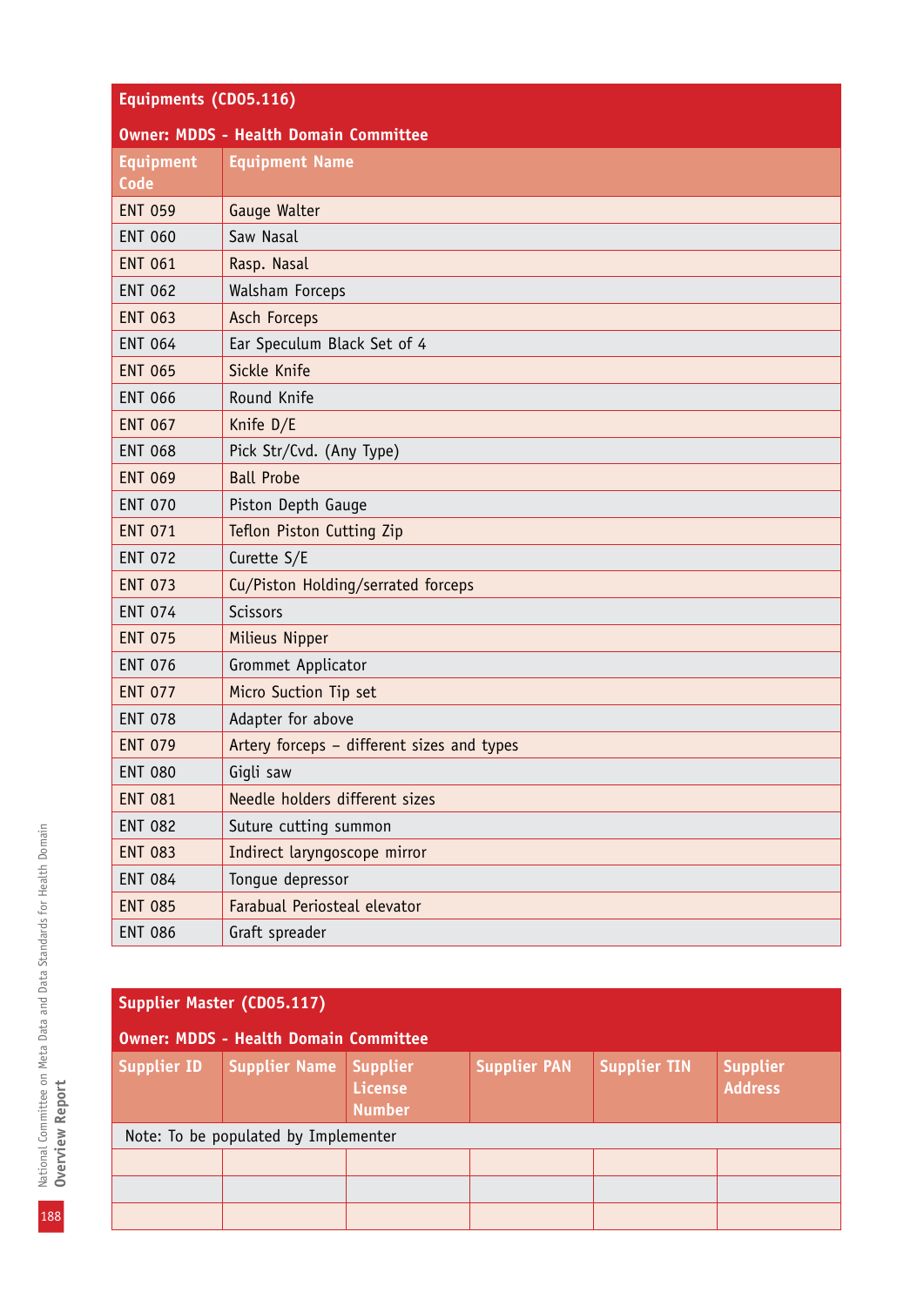## Equipments (CD05.116)

**Owner: MDDS - Health Domain Committee**

| Equipment Code | Equipment Name |
|---|---|
| ENT 059 | Gauge Walter |
| ENT 060 | Saw Nasal |
| ENT 061 | Rasp. Nasal |
| ENT 062 | Walsham Forceps |
| ENT 063 | Asch Forceps |
| ENT 064 | Ear Speculum Black Set of 4 |
| ENT 065 | Sickle Knife |
| ENT 066 | Round Knife |
| ENT 067 | Knife D/E |
| ENT 068 | Pick Str/Cvd. (Any Type) |
| ENT 069 | Ball Probe |
| ENT 070 | Piston Depth Gauge |
| ENT 071 | Teflon Piston Cutting Zip |
| ENT 072 | Curette S/E |
| ENT 073 | Cu/Piston Holding/serrated forceps |
| ENT 074 | Scissors |
| ENT 075 | Milieus Nipper |
| ENT 076 | Grommet Applicator |
| ENT 077 | Micro Suction Tip set |
| ENT 078 | Adapter for above |
| ENT 079 | Artery forceps – different sizes and types |
| ENT 080 | Gigli saw |
| ENT 081 | Needle holders different sizes |
| ENT 082 | Suture cutting summon |
| ENT 083 | Indirect laryngoscope mirror |
| ENT 084 | Tongue depressor |
| ENT 085 | Farabual Periosteal elevator |
| ENT 086 | Graft spreader |

## Supplier Master (CD05.117)

**Owner: MDDS - Health Domain Committee**

| Supplier ID | Supplier Name | Supplier License Number | Supplier PAN | Supplier TIN | Supplier Address |
|---|---|---|---|---|---|
| Note: To be populated by Implementer | | | | | |
| | | | | | |
| | | | | | |
| | | | | | |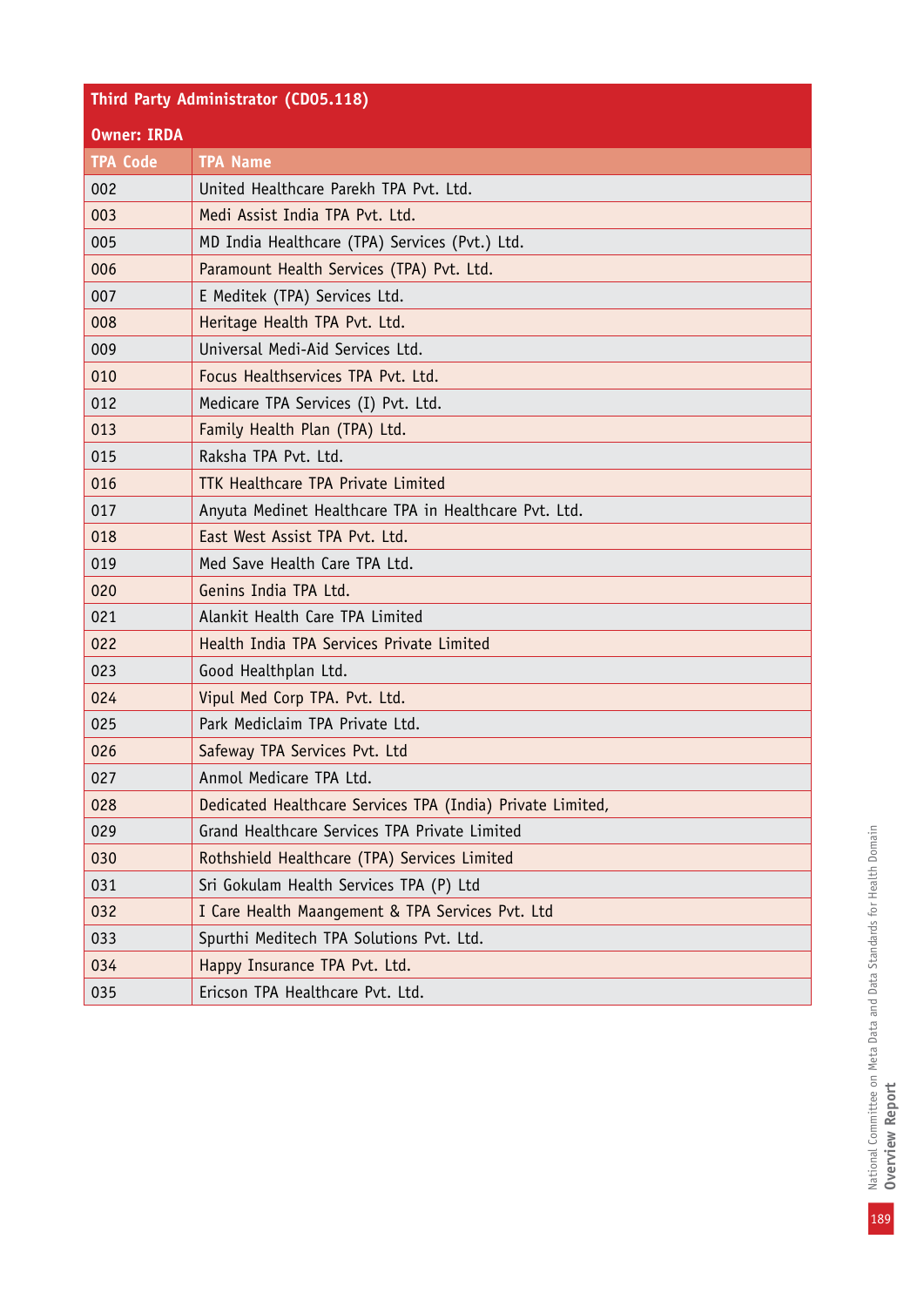**Third Party Administrator (CD05.118)**

**Owner: IRDA**

| TPA Code | TPA Name |
|---|---|
| 002 | United Healthcare Parekh TPA Pvt. Ltd. |
| 003 | Medi Assist India TPA Pvt. Ltd. |
| 005 | MD India Healthcare (TPA) Services (Pvt.) Ltd. |
| 006 | Paramount Health Services (TPA) Pvt. Ltd. |
| 007 | E Meditek (TPA) Services Ltd. |
| 008 | Heritage Health TPA Pvt. Ltd. |
| 009 | Universal Medi-Aid Services Ltd. |
| 010 | Focus Healthservices TPA Pvt. Ltd. |
| 012 | Medicare TPA Services (I) Pvt. Ltd. |
| 013 | Family Health Plan (TPA) Ltd. |
| 015 | Raksha TPA Pvt. Ltd. |
| 016 | TTK Healthcare TPA Private Limited |
| 017 | Anyuta Medinet Healthcare TPA in Healthcare Pvt. Ltd. |
| 018 | East West Assist TPA Pvt. Ltd. |
| 019 | Med Save Health Care TPA Ltd. |
| 020 | Genins India TPA Ltd. |
| 021 | Alankit Health Care TPA Limited |
| 022 | Health India TPA Services Private Limited |
| 023 | Good Healthplan Ltd. |
| 024 | Vipul Med Corp TPA. Pvt. Ltd. |
| 025 | Park Mediclaim TPA Private Ltd. |
| 026 | Safeway TPA Services Pvt. Ltd |
| 027 | Anmol Medicare TPA Ltd. |
| 028 | Dedicated Healthcare Services TPA (India) Private Limited, |
| 029 | Grand Healthcare Services TPA Private Limited |
| 030 | Rothshield Healthcare (TPA) Services Limited |
| 031 | Sri Gokulam Health Services TPA (P) Ltd |
| 032 | I Care Health Maangement & TPA Services Pvt. Ltd |
| 033 | Spurthi Meditech TPA Solutions Pvt. Ltd. |
| 034 | Happy Insurance TPA Pvt. Ltd. |
| 035 | Ericson TPA Healthcare Pvt. Ltd. |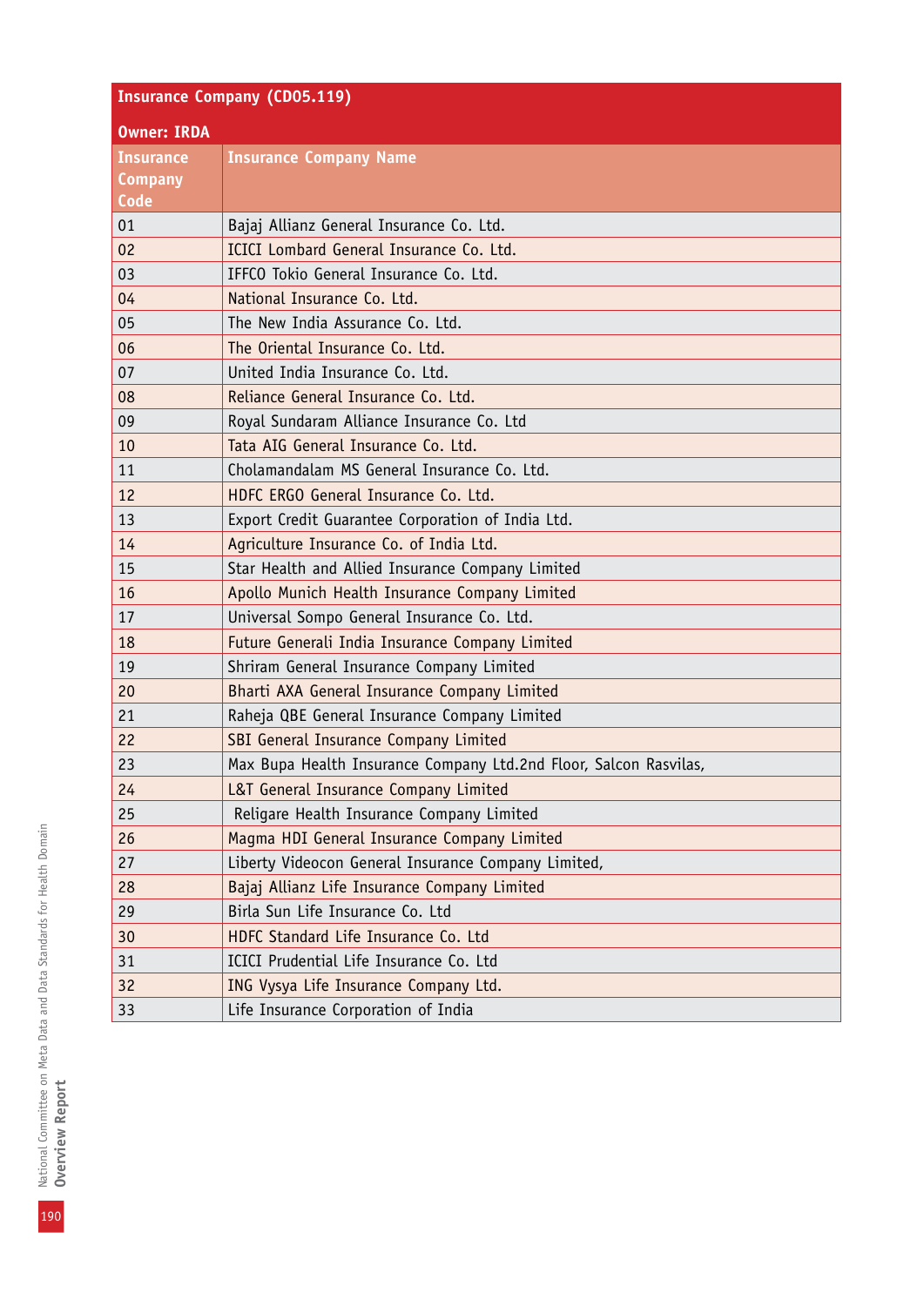| Insurance Company (CD05.119) | |
|---|---|
| **Owner: IRDA** | |
| **Insurance Company Code** | **Insurance Company Name** |
| 01 | Bajaj Allianz General Insurance Co. Ltd. |
| 02 | ICICI Lombard General Insurance Co. Ltd. |
| 03 | IFFCO Tokio General Insurance Co. Ltd. |
| 04 | National Insurance Co. Ltd. |
| 05 | The New India Assurance Co. Ltd. |
| 06 | The Oriental Insurance Co. Ltd. |
| 07 | United India Insurance Co. Ltd. |
| 08 | Reliance General Insurance Co. Ltd. |
| 09 | Royal Sundaram Alliance Insurance Co. Ltd |
| 10 | Tata AIG General Insurance Co. Ltd. |
| 11 | Cholamandalam MS General Insurance Co. Ltd. |
| 12 | HDFC ERGO General Insurance Co. Ltd. |
| 13 | Export Credit Guarantee Corporation of India Ltd. |
| 14 | Agriculture Insurance Co. of India Ltd. |
| 15 | Star Health and Allied Insurance Company Limited |
| 16 | Apollo Munich Health Insurance Company Limited |
| 17 | Universal Sompo General Insurance Co. Ltd. |
| 18 | Future Generali India Insurance Company Limited |
| 19 | Shriram General Insurance Company Limited |
| 20 | Bharti AXA General Insurance Company Limited |
| 21 | Raheja QBE General Insurance Company Limited |
| 22 | SBI General Insurance Company Limited |
| 23 | Max Bupa Health Insurance Company Ltd.2nd Floor, Salcon Rasvilas, |
| 24 | L&T General Insurance Company Limited |
| 25 | Religare Health Insurance Company Limited |
| 26 | Magma HDI General Insurance Company Limited |
| 27 | Liberty Videocon General Insurance Company Limited, |
| 28 | Bajaj Allianz Life Insurance Company Limited |
| 29 | Birla Sun Life Insurance Co. Ltd |
| 30 | HDFC Standard Life Insurance Co. Ltd |
| 31 | ICICI Prudential Life Insurance Co. Ltd |
| 32 | ING Vysya Life Insurance Company Ltd. |
| 33 | Life Insurance Corporation of India |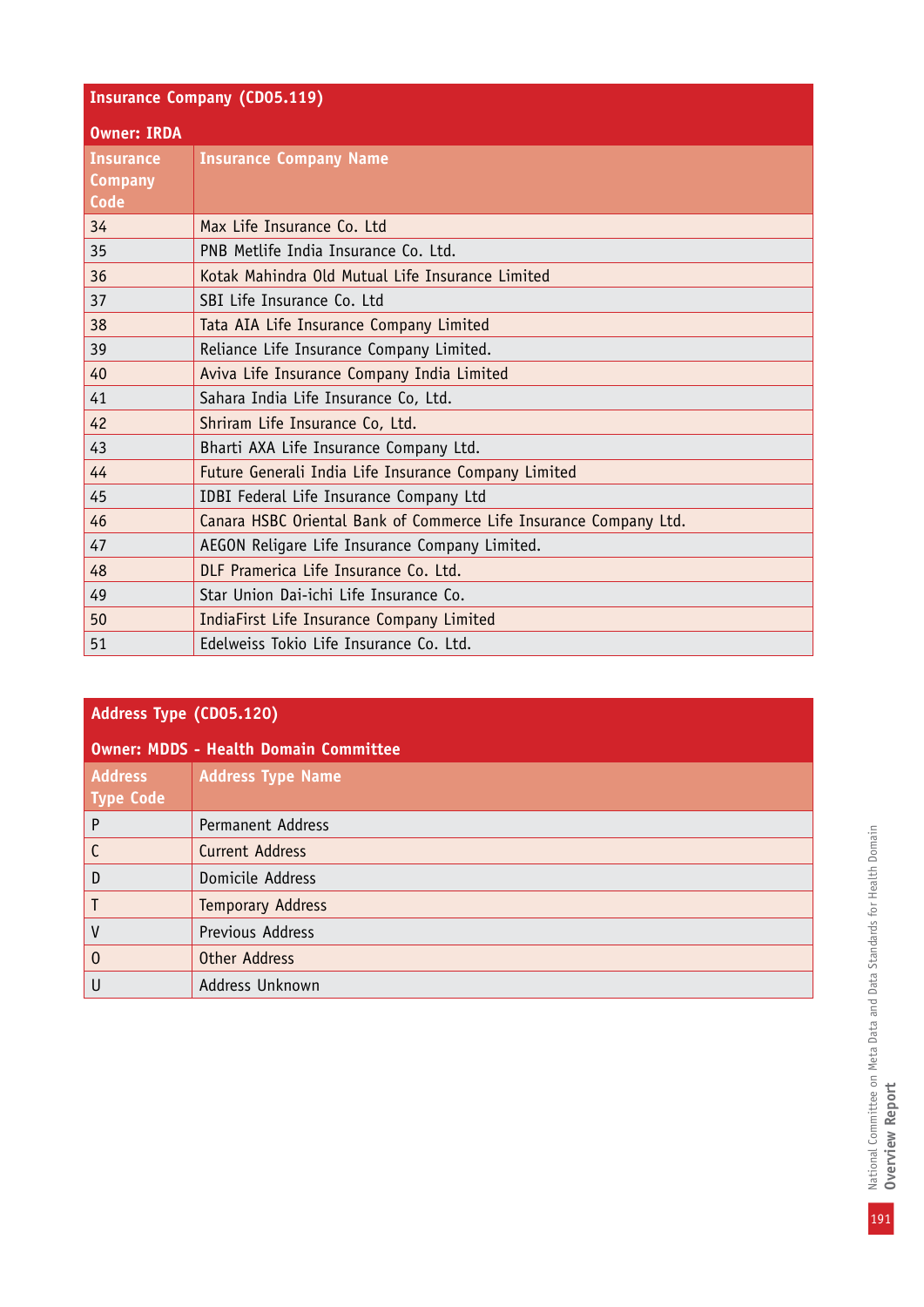**Insurance Company (CD05.119)**

**Owner: IRDA**

| Insurance Company Code | Insurance Company Name |
|---|---|
| 34 | Max Life Insurance Co. Ltd |
| 35 | PNB Metlife India Insurance Co. Ltd. |
| 36 | Kotak Mahindra Old Mutual Life Insurance Limited |
| 37 | SBI Life Insurance Co. Ltd |
| 38 | Tata AIA Life Insurance Company Limited |
| 39 | Reliance Life Insurance Company Limited. |
| 40 | Aviva Life Insurance Company India Limited |
| 41 | Sahara India Life Insurance Co, Ltd. |
| 42 | Shriram Life Insurance Co, Ltd. |
| 43 | Bharti AXA Life Insurance Company Ltd. |
| 44 | Future Generali India Life Insurance Company Limited |
| 45 | IDBI Federal Life Insurance Company Ltd |
| 46 | Canara HSBC Oriental Bank of Commerce Life Insurance Company Ltd. |
| 47 | AEGON Religare Life Insurance Company Limited. |
| 48 | DLF Pramerica Life Insurance Co. Ltd. |
| 49 | Star Union Dai-ichi Life Insurance Co. |
| 50 | IndiaFirst Life Insurance Company Limited |
| 51 | Edelweiss Tokio Life Insurance Co. Ltd. |

**Address Type (CD05.120)**

**Owner: MDDS - Health Domain Committee**

| Address Type Code | Address Type Name |
|---|---|
| P | Permanent Address |
| C | Current Address |
| D | Domicile Address |
| T | Temporary Address |
| V | Previous Address |
| O | Other Address |
| U | Address Unknown |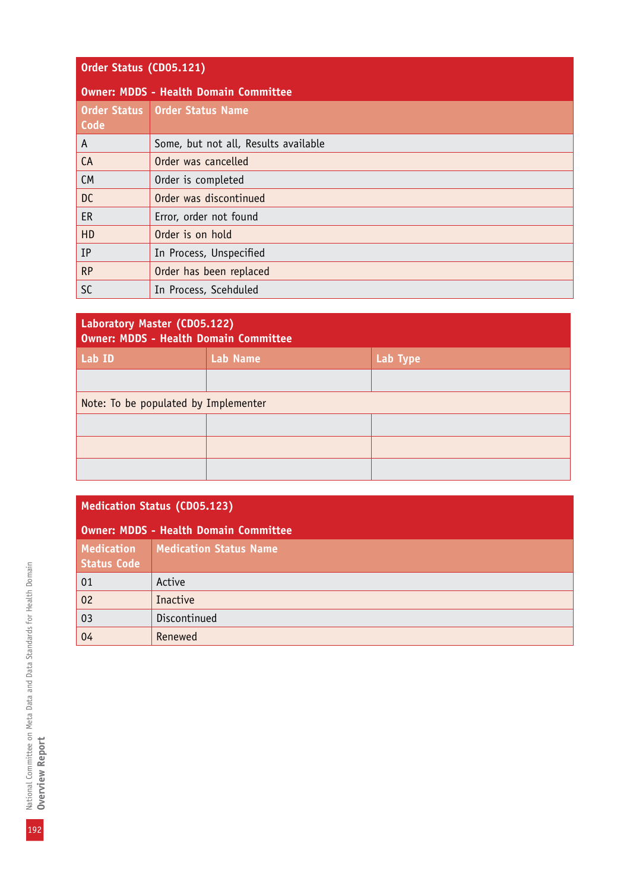| Order Status (CD05.121) | |
|---|---|
| **Owner: MDDS - Health Domain Committee** | |
| **Order Status Code** | **Order Status Name** |
| A | Some, but not all, Results available |
| CA | Order was cancelled |
| CM | Order is completed |
| DC | Order was discontinued |
| ER | Error, order not found |
| HD | Order is on hold |
| IP | In Process, Unspecified |
| RP | Order has been replaced |
| SC | In Process, Scehduled |

| Laboratory Master (CD05.122) | | |
|---|---|---|
| **Owner: MDDS - Health Domain Committee** | | |
| **Lab ID** | **Lab Name** | **Lab Type** |
| | | |
| Note: To be populated by Implementer | | |
| | | |
| | | |
| | | |

| Medication Status (CD05.123) | |
|---|---|
| **Owner: MDDS - Health Domain Committee** | |
| **Medication Status Code** | **Medication Status Name** |
| 01 | Active |
| 02 | Inactive |
| 03 | Discontinued |
| 04 | Renewed |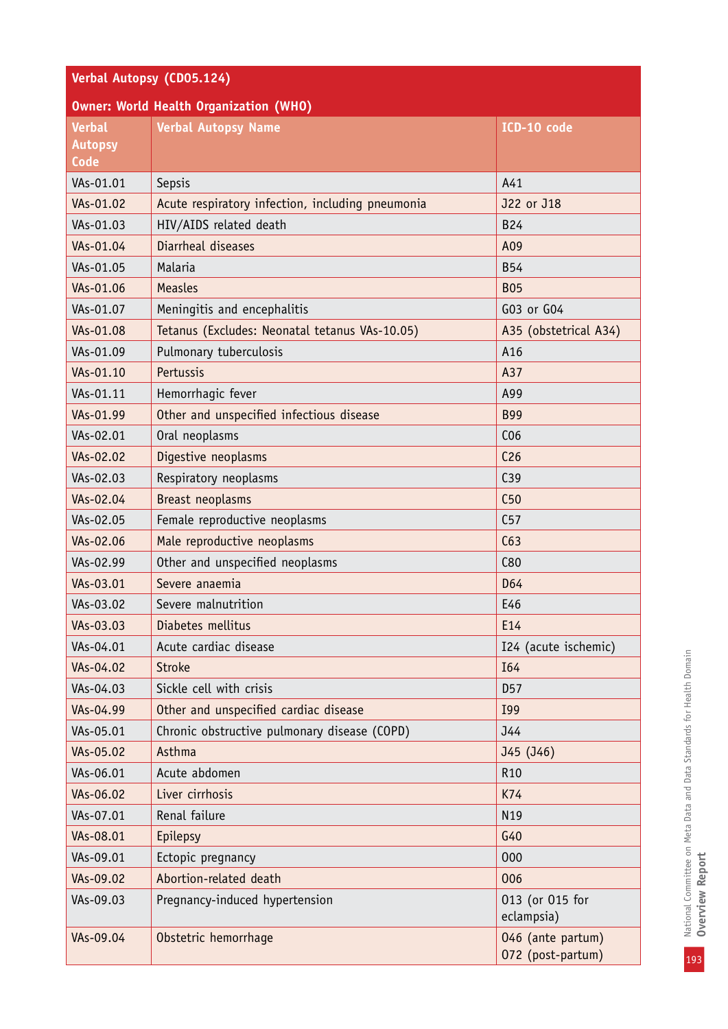| Verbal Autopsy (CD05.124) | | |
|---|---|---|
| Owner: World Health Organization (WHO) | | |
| Verbal Autopsy Code | Verbal Autopsy Name | ICD-10 code |
| VAs-01.01 | Sepsis | A41 |
| VAs-01.02 | Acute respiratory infection, including pneumonia | J22 or J18 |
| VAs-01.03 | HIV/AIDS related death | B24 |
| VAs-01.04 | Diarrheal diseases | A09 |
| VAs-01.05 | Malaria | B54 |
| VAs-01.06 | Measles | B05 |
| VAs-01.07 | Meningitis and encephalitis | G03 or G04 |
| VAs-01.08 | Tetanus (Excludes: Neonatal tetanus VAs-10.05) | A35 (obstetrical A34) |
| VAs-01.09 | Pulmonary tuberculosis | A16 |
| VAs-01.10 | Pertussis | A37 |
| VAs-01.11 | Hemorrhagic fever | A99 |
| VAs-01.99 | Other and unspecified infectious disease | B99 |
| VAs-02.01 | Oral neoplasms | C06 |
| VAs-02.02 | Digestive neoplasms | C26 |
| VAs-02.03 | Respiratory neoplasms | C39 |
| VAs-02.04 | Breast neoplasms | C50 |
| VAs-02.05 | Female reproductive neoplasms | C57 |
| VAs-02.06 | Male reproductive neoplasms | C63 |
| VAs-02.99 | Other and unspecified neoplasms | C80 |
| VAs-03.01 | Severe anaemia | D64 |
| VAs-03.02 | Severe malnutrition | E46 |
| VAs-03.03 | Diabetes mellitus | E14 |
| VAs-04.01 | Acute cardiac disease | I24 (acute ischemic) |
| VAs-04.02 | Stroke | I64 |
| VAs-04.03 | Sickle cell with crisis | D57 |
| VAs-04.99 | Other and unspecified cardiac disease | I99 |
| VAs-05.01 | Chronic obstructive pulmonary disease (COPD) | J44 |
| VAs-05.02 | Asthma | J45 (J46) |
| VAs-06.01 | Acute abdomen | R10 |
| VAs-06.02 | Liver cirrhosis | K74 |
| VAs-07.01 | Renal failure | N19 |
| VAs-08.01 | Epilepsy | G40 |
| VAs-09.01 | Ectopic pregnancy | O00 |
| VAs-09.02 | Abortion-related death | O06 |
| VAs-09.03 | Pregnancy-induced hypertension | O13 (or O15 for eclampsia) |
| VAs-09.04 | Obstetric hemorrhage | O46 (ante partum) O72 (post-partum) |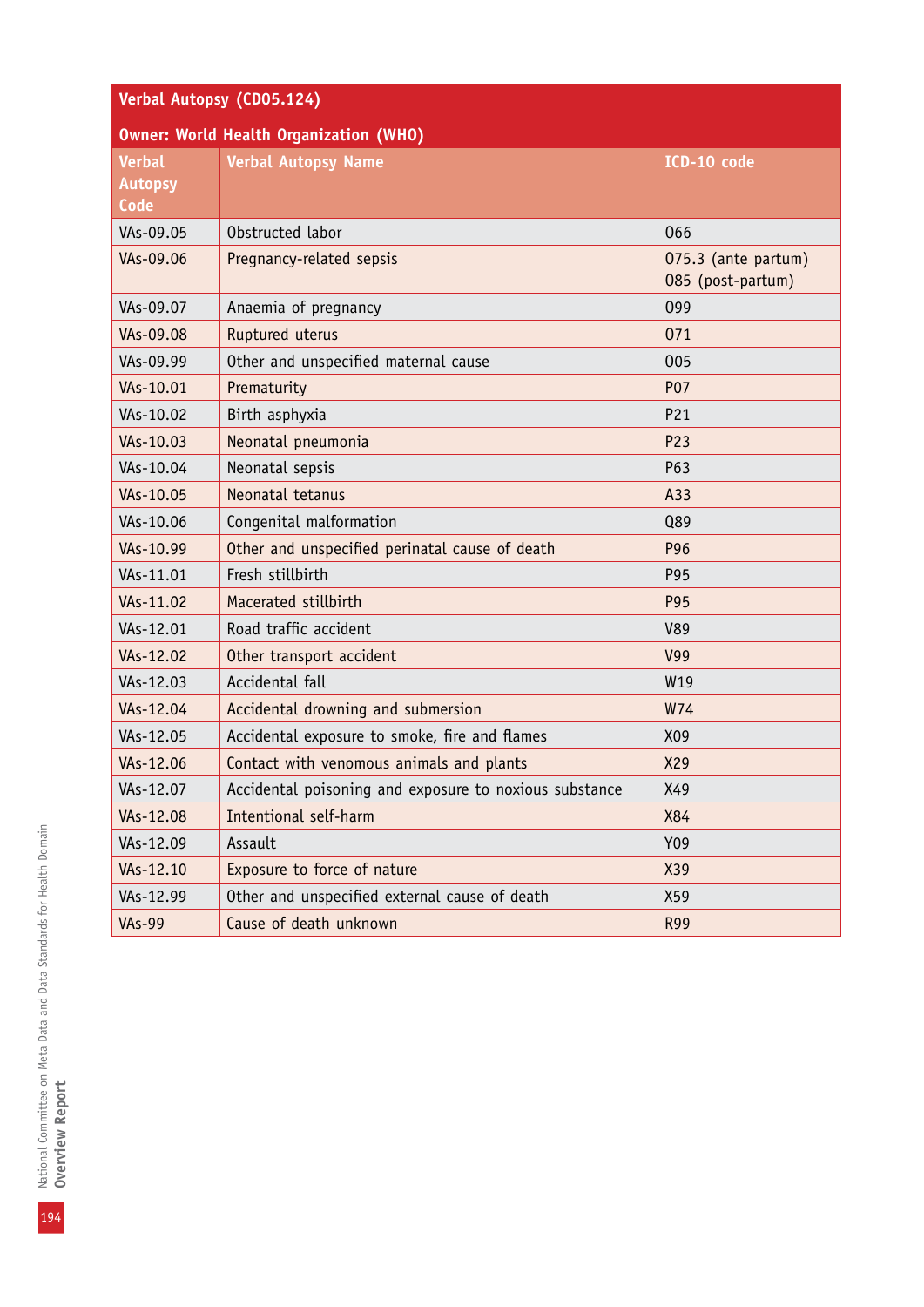| Verbal Autopsy (CD05.124) | | |
|---|---|---|
| Owner: World Health Organization (WHO) | | |
| Verbal Autopsy Code | Verbal Autopsy Name | ICD-10 code |
| VAs-09.05 | Obstructed labor | 066 |
| VAs-09.06 | Pregnancy-related sepsis | 075.3 (ante partum) 085 (post-partum) |
| VAs-09.07 | Anaemia of pregnancy | 099 |
| VAs-09.08 | Ruptured uterus | 071 |
| VAs-09.99 | Other and unspecified maternal cause | 005 |
| VAs-10.01 | Prematurity | P07 |
| VAs-10.02 | Birth asphyxia | P21 |
| VAs-10.03 | Neonatal pneumonia | P23 |
| VAs-10.04 | Neonatal sepsis | P63 |
| VAs-10.05 | Neonatal tetanus | A33 |
| VAs-10.06 | Congenital malformation | Q89 |
| VAs-10.99 | Other and unspecified perinatal cause of death | P96 |
| VAs-11.01 | Fresh stillbirth | P95 |
| VAs-11.02 | Macerated stillbirth | P95 |
| VAs-12.01 | Road traffic accident | V89 |
| VAs-12.02 | Other transport accident | V99 |
| VAs-12.03 | Accidental fall | W19 |
| VAs-12.04 | Accidental drowning and submersion | W74 |
| VAs-12.05 | Accidental exposure to smoke, fire and flames | X09 |
| VAs-12.06 | Contact with venomous animals and plants | X29 |
| VAs-12.07 | Accidental poisoning and exposure to noxious substance | X49 |
| VAs-12.08 | Intentional self-harm | X84 |
| VAs-12.09 | Assault | Y09 |
| VAs-12.10 | Exposure to force of nature | X39 |
| VAs-12.99 | Other and unspecified external cause of death | X59 |
| VAs-99 | Cause of death unknown | R99 |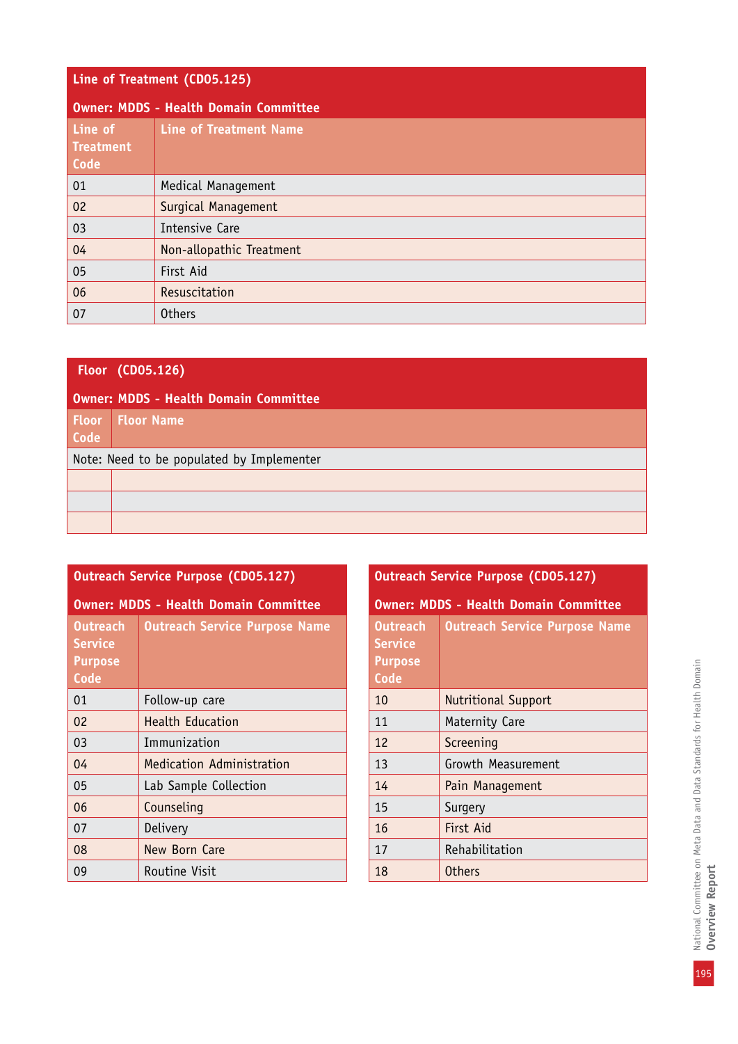## Line of Treatment (CD05.125)

**Owner: MDDS - Health Domain Committee**

| Line of Treatment Code | Line of Treatment Name |
|---|---|
| 01 | Medical Management |
| 02 | Surgical Management |
| 03 | Intensive Care |
| 04 | Non-allopathic Treatment |
| 05 | First Aid |
| 06 | Resuscitation |
| 07 | Others |

## Floor (CD05.126)

**Owner: MDDS - Health Domain Committee**

| Floor Code | Floor Name |
|---|---|
| Note: Need to be populated by Implementer | |
| | |
| | |
| | |

## Outreach Service Purpose (CD05.127)

**Owner: MDDS - Health Domain Committee**

| Outreach Service Purpose Code | Outreach Service Purpose Name |
|---|---|
| 01 | Follow-up care |
| 02 | Health Education |
| 03 | Immunization |
| 04 | Medication Administration |
| 05 | Lab Sample Collection |
| 06 | Counseling |
| 07 | Delivery |
| 08 | New Born Care |
| 09 | Routine Visit |
| 10 | Nutritional Support |
| 11 | Maternity Care |
| 12 | Screening |
| 13 | Growth Measurement |
| 14 | Pain Management |
| 15 | Surgery |
| 16 | First Aid |
| 17 | Rehabilitation |
| 18 | Others |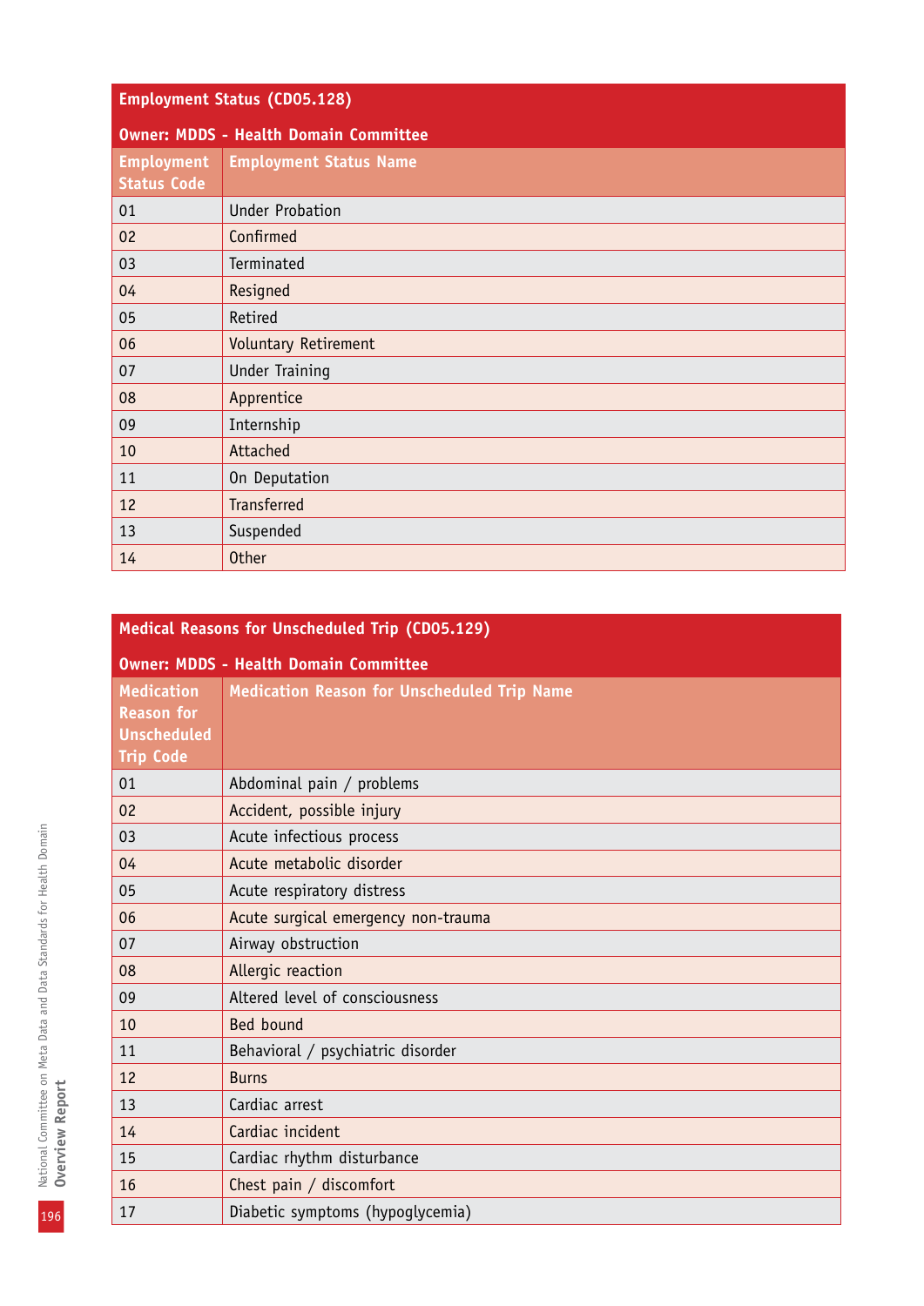**Employment Status (CD05.128)**

**Owner: MDDS - Health Domain Committee**

| Employment Status Code | Employment Status Name |
|---|---|
| 01 | Under Probation |
| 02 | Confirmed |
| 03 | Terminated |
| 04 | Resigned |
| 05 | Retired |
| 06 | Voluntary Retirement |
| 07 | Under Training |
| 08 | Apprentice |
| 09 | Internship |
| 10 | Attached |
| 11 | On Deputation |
| 12 | Transferred |
| 13 | Suspended |
| 14 | Other |

**Medical Reasons for Unscheduled Trip (CD05.129)**

**Owner: MDDS - Health Domain Committee**

| Medication Reason for Unscheduled Trip Code | Medication Reason for Unscheduled Trip Name |
|---|---|
| 01 | Abdominal pain / problems |
| 02 | Accident, possible injury |
| 03 | Acute infectious process |
| 04 | Acute metabolic disorder |
| 05 | Acute respiratory distress |
| 06 | Acute surgical emergency non-trauma |
| 07 | Airway obstruction |
| 08 | Allergic reaction |
| 09 | Altered level of consciousness |
| 10 | Bed bound |
| 11 | Behavioral / psychiatric disorder |
| 12 | Burns |
| 13 | Cardiac arrest |
| 14 | Cardiac incident |
| 15 | Cardiac rhythm disturbance |
| 16 | Chest pain / discomfort |
| 17 | Diabetic symptoms (hypoglycemia) |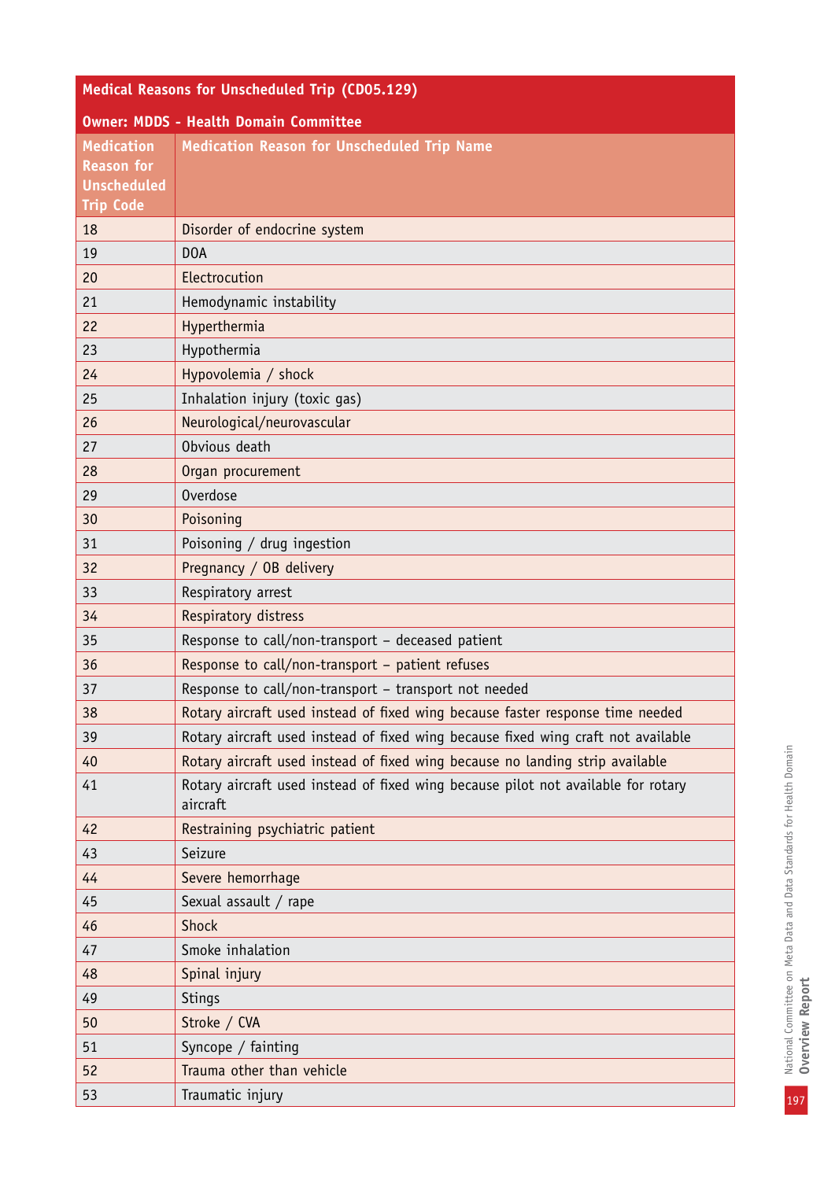| Medical Reasons for Unscheduled Trip (CD05.129) | |
|---|---|
| **Owner: MDDS - Health Domain Committee** | |
| **Medication Reason for Unscheduled Trip Code** | **Medication Reason for Unscheduled Trip Name** |
| 18 | Disorder of endocrine system |
| 19 | DOA |
| 20 | Electrocution |
| 21 | Hemodynamic instability |
| 22 | Hyperthermia |
| 23 | Hypothermia |
| 24 | Hypovolemia / shock |
| 25 | Inhalation injury (toxic gas) |
| 26 | Neurological/neurovascular |
| 27 | Obvious death |
| 28 | Organ procurement |
| 29 | Overdose |
| 30 | Poisoning |
| 31 | Poisoning / drug ingestion |
| 32 | Pregnancy / OB delivery |
| 33 | Respiratory arrest |
| 34 | Respiratory distress |
| 35 | Response to call/non-transport – deceased patient |
| 36 | Response to call/non-transport – patient refuses |
| 37 | Response to call/non-transport – transport not needed |
| 38 | Rotary aircraft used instead of fixed wing because faster response time needed |
| 39 | Rotary aircraft used instead of fixed wing because fixed wing craft not available |
| 40 | Rotary aircraft used instead of fixed wing because no landing strip available |
| 41 | Rotary aircraft used instead of fixed wing because pilot not available for rotary aircraft |
| 42 | Restraining psychiatric patient |
| 43 | Seizure |
| 44 | Severe hemorrhage |
| 45 | Sexual assault / rape |
| 46 | Shock |
| 47 | Smoke inhalation |
| 48 | Spinal injury |
| 49 | Stings |
| 50 | Stroke / CVA |
| 51 | Syncope / fainting |
| 52 | Trauma other than vehicle |
| 53 | Traumatic injury |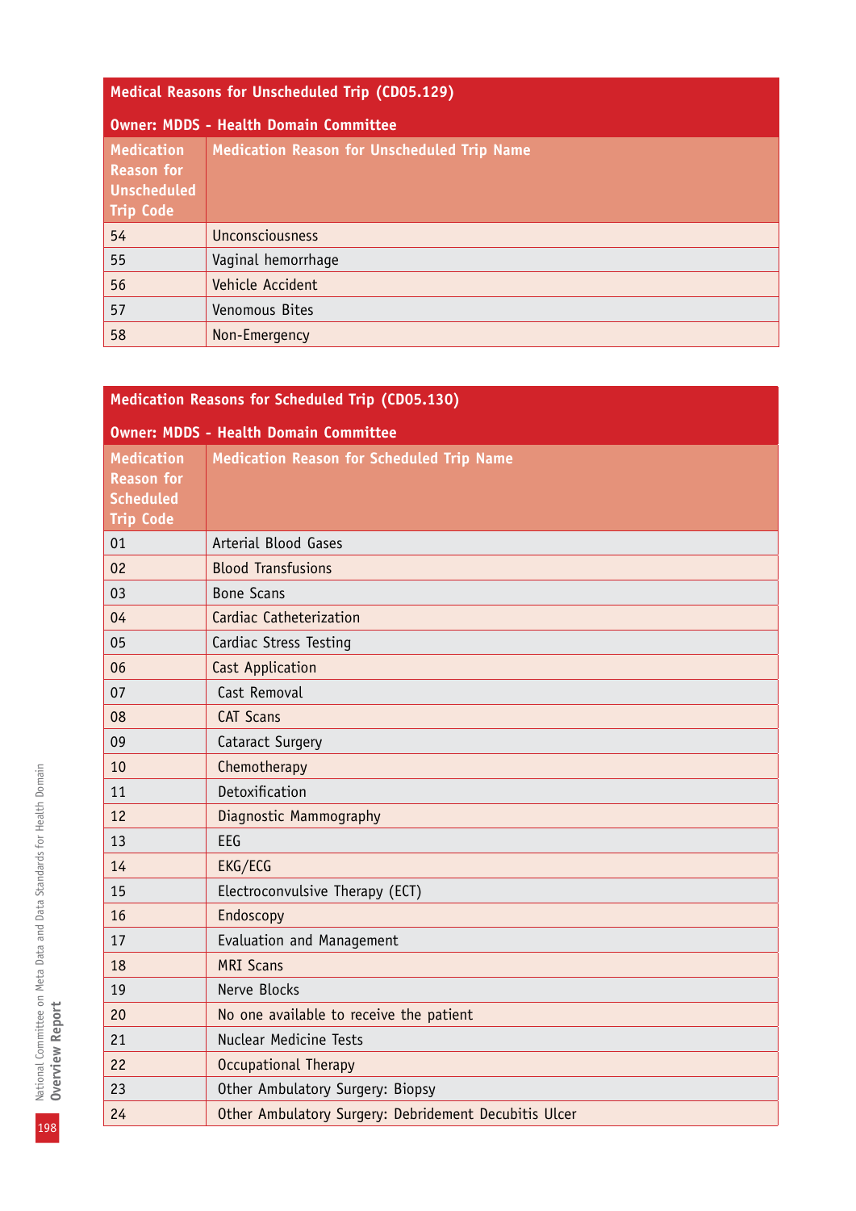| Medical Reasons for Unscheduled Trip (CD05.129) | |
|---|---|
| **Owner: MDDS - Health Domain Committee** | |
| **Medication Reason for Unscheduled Trip Code** | **Medication Reason for Unscheduled Trip Name** |
| 54 | Unconsciousness |
| 55 | Vaginal hemorrhage |
| 56 | Vehicle Accident |
| 57 | Venomous Bites |
| 58 | Non-Emergency |

| Medication Reasons for Scheduled Trip (CD05.130) | |
|---|---|
| **Owner: MDDS - Health Domain Committee** | |
| **Medication Reason for Scheduled Trip Code** | **Medication Reason for Scheduled Trip Name** |
| 01 | Arterial Blood Gases |
| 02 | Blood Transfusions |
| 03 | Bone Scans |
| 04 | Cardiac Catheterization |
| 05 | Cardiac Stress Testing |
| 06 | Cast Application |
| 07 | Cast Removal |
| 08 | CAT Scans |
| 09 | Cataract Surgery |
| 10 | Chemotherapy |
| 11 | Detoxification |
| 12 | Diagnostic Mammography |
| 13 | EEG |
| 14 | EKG/ECG |
| 15 | Electroconvulsive Therapy (ECT) |
| 16 | Endoscopy |
| 17 | Evaluation and Management |
| 18 | MRI Scans |
| 19 | Nerve Blocks |
| 20 | No one available to receive the patient |
| 21 | Nuclear Medicine Tests |
| 22 | Occupational Therapy |
| 23 | Other Ambulatory Surgery: Biopsy |
| 24 | Other Ambulatory Surgery: Debridement Decubitis Ulcer |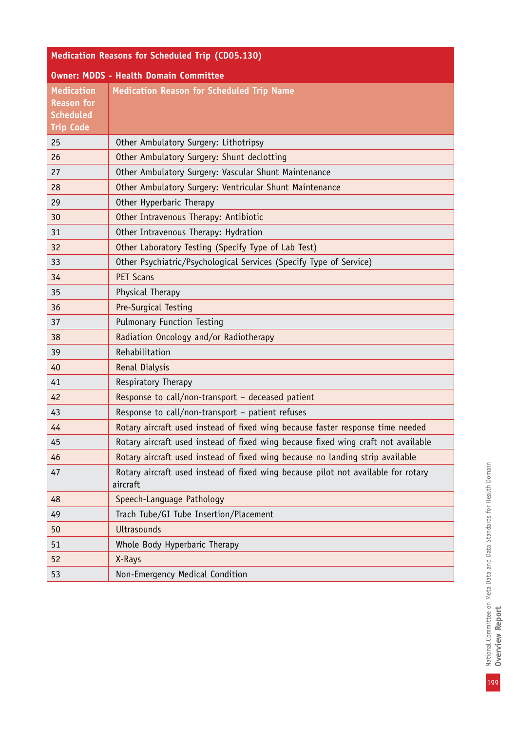| Medication Reasons for Scheduled Trip (CD05.130) | |
|---|---|
| **Owner: MDDS - Health Domain Committee** | |
| **Medication Reason for Scheduled Trip Code** | **Medication Reason for Scheduled Trip Name** |
| 25 | Other Ambulatory Surgery: Lithotripsy |
| 26 | Other Ambulatory Surgery: Shunt declotting |
| 27 | Other Ambulatory Surgery: Vascular Shunt Maintenance |
| 28 | Other Ambulatory Surgery: Ventricular Shunt Maintenance |
| 29 | Other Hyperbaric Therapy |
| 30 | Other Intravenous Therapy: Antibiotic |
| 31 | Other Intravenous Therapy: Hydration |
| 32 | Other Laboratory Testing (Specify Type of Lab Test) |
| 33 | Other Psychiatric/Psychological Services (Specify Type of Service) |
| 34 | PET Scans |
| 35 | Physical Therapy |
| 36 | Pre-Surgical Testing |
| 37 | Pulmonary Function Testing |
| 38 | Radiation Oncology and/or Radiotherapy |
| 39 | Rehabilitation |
| 40 | Renal Dialysis |
| 41 | Respiratory Therapy |
| 42 | Response to call/non-transport – deceased patient |
| 43 | Response to call/non-transport – patient refuses |
| 44 | Rotary aircraft used instead of fixed wing because faster response time needed |
| 45 | Rotary aircraft used instead of fixed wing because fixed wing craft not available |
| 46 | Rotary aircraft used instead of fixed wing because no landing strip available |
| 47 | Rotary aircraft used instead of fixed wing because pilot not available for rotary aircraft |
| 48 | Speech-Language Pathology |
| 49 | Trach Tube/GI Tube Insertion/Placement |
| 50 | Ultrasounds |
| 51 | Whole Body Hyperbaric Therapy |
| 52 | X-Rays |
| 53 | Non-Emergency Medical Condition |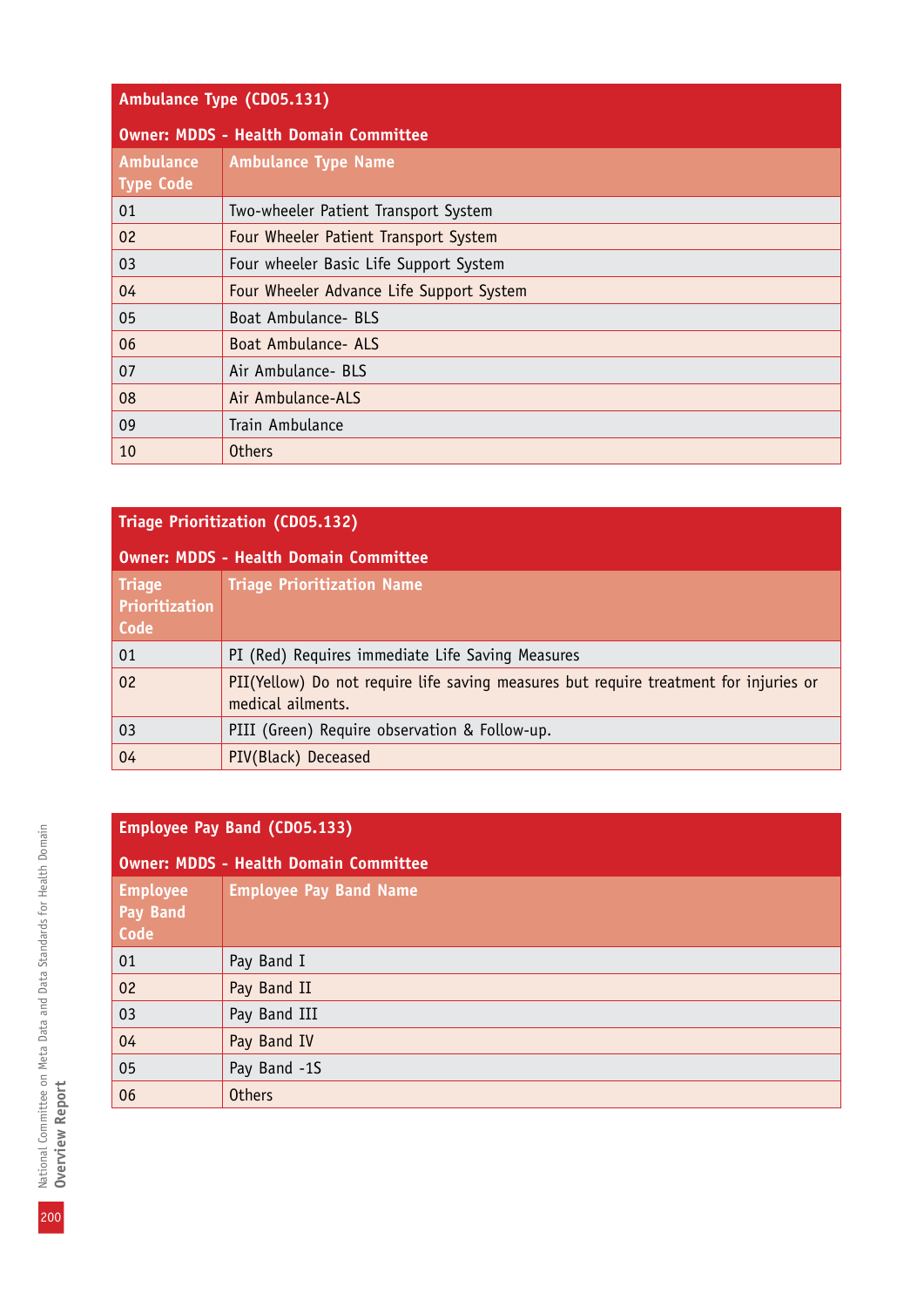| Ambulance Type (CD05.131) | |
|---|---|
| **Owner: MDDS - Health Domain Committee** | |
| **Ambulance Type Code** | **Ambulance Type Name** |
| 01 | Two-wheeler Patient Transport System |
| 02 | Four Wheeler Patient Transport System |
| 03 | Four wheeler Basic Life Support System |
| 04 | Four Wheeler Advance Life Support System |
| 05 | Boat Ambulance- BLS |
| 06 | Boat Ambulance- ALS |
| 07 | Air Ambulance- BLS |
| 08 | Air Ambulance-ALS |
| 09 | Train Ambulance |
| 10 | Others |

| Triage Prioritization (CD05.132) | |
|---|---|
| **Owner: MDDS - Health Domain Committee** | |
| **Triage Prioritization Code** | **Triage Prioritization Name** |
| 01 | PI (Red) Requires immediate Life Saving Measures |
| 02 | PII(Yellow) Do not require life saving measures but require treatment for injuries or medical ailments. |
| 03 | PIII (Green) Require observation & Follow-up. |
| 04 | PIV(Black) Deceased |

| Employee Pay Band (CD05.133) | |
|---|---|
| **Owner: MDDS - Health Domain Committee** | |
| **Employee Pay Band Code** | **Employee Pay Band Name** |
| 01 | Pay Band I |
| 02 | Pay Band II |
| 03 | Pay Band III |
| 04 | Pay Band IV |
| 05 | Pay Band -1S |
| 06 | Others |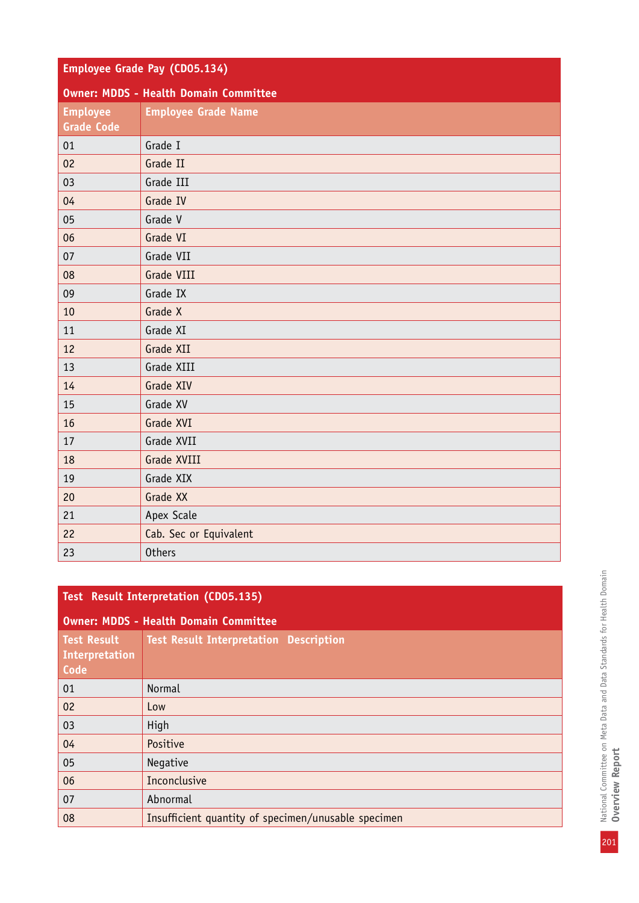**Employee Grade Pay (CD05.134)**

**Owner: MDDS - Health Domain Committee**

| Employee Grade Code | Employee Grade Name |
|---|---|
| 01 | Grade I |
| 02 | Grade II |
| 03 | Grade III |
| 04 | Grade IV |
| 05 | Grade V |
| 06 | Grade VI |
| 07 | Grade VII |
| 08 | Grade VIII |
| 09 | Grade IX |
| 10 | Grade X |
| 11 | Grade XI |
| 12 | Grade XII |
| 13 | Grade XIII |
| 14 | Grade XIV |
| 15 | Grade XV |
| 16 | Grade XVI |
| 17 | Grade XVII |
| 18 | Grade XVIII |
| 19 | Grade XIX |
| 20 | Grade XX |
| 21 | Apex Scale |
| 22 | Cab. Sec or Equivalent |
| 23 | Others |

**Test Result Interpretation (CD05.135)**

**Owner: MDDS - Health Domain Committee**

| Test Result Interpretation Code | Test Result Interpretation Description |
|---|---|
| 01 | Normal |
| 02 | Low |
| 03 | High |
| 04 | Positive |
| 05 | Negative |
| 06 | Inconclusive |
| 07 | Abnormal |
| 08 | Insufficient quantity of specimen/unusable specimen |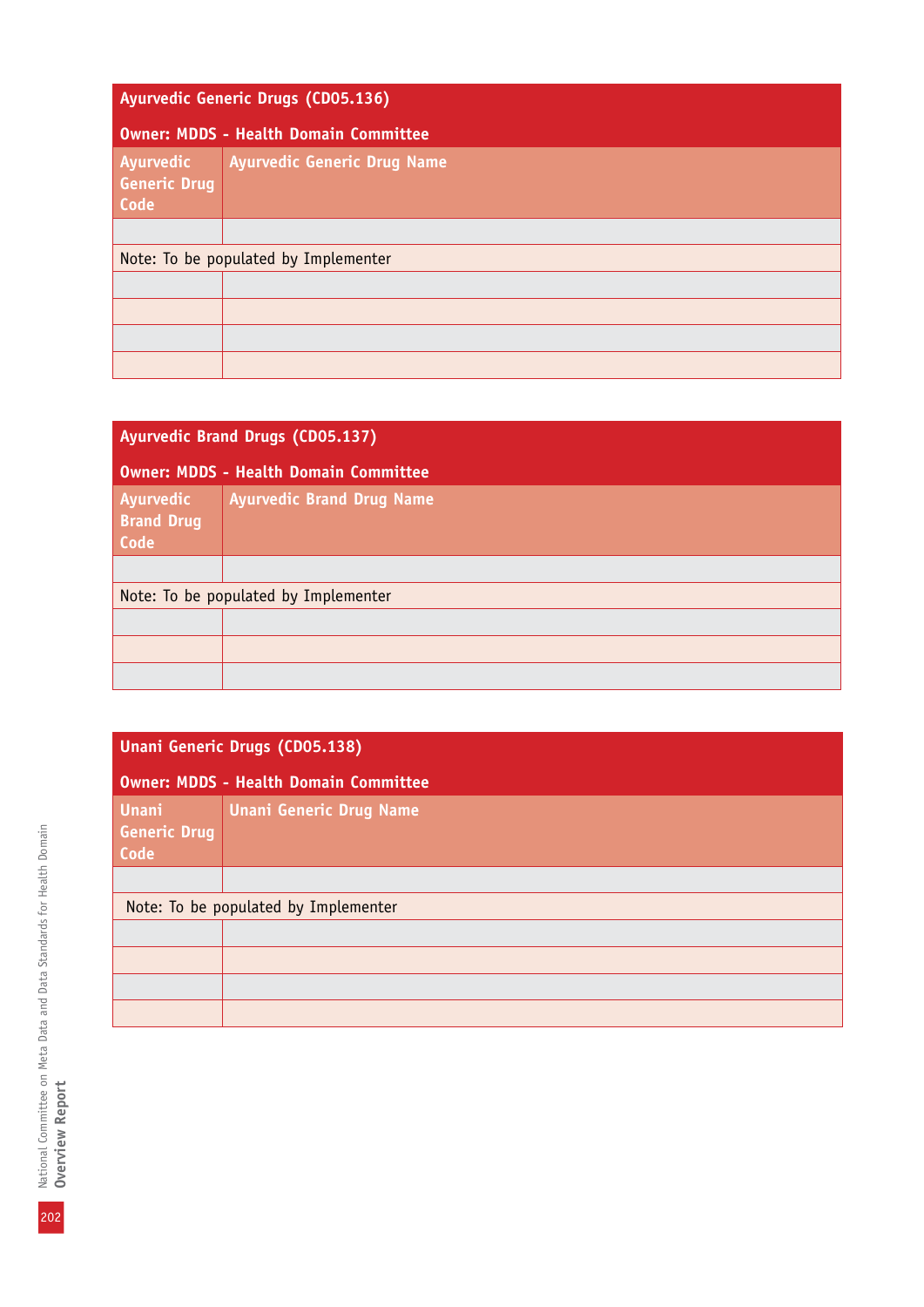| Ayurvedic Generic Drugs (CD05.136) | |
|---|---|
| **Owner: MDDS - Health Domain Committee** | |
| **Ayurvedic Generic Drug Code** | **Ayurvedic Generic Drug Name** |
| | |
| Note: To be populated by Implementer | |
| | |
| | |
| | |
| | |

| Ayurvedic Brand Drugs (CD05.137) | |
|---|---|
| **Owner: MDDS - Health Domain Committee** | |
| **Ayurvedic Brand Drug Code** | **Ayurvedic Brand Drug Name** |
| | |
| Note: To be populated by Implementer | |
| | |
| | |
| | |

| Unani Generic Drugs (CD05.138) | |
|---|---|
| **Owner: MDDS - Health Domain Committee** | |
| **Unani Generic Drug Code** | **Unani Generic Drug Name** |
| | |
| Note: To be populated by Implementer | |
| | |
| | |
| | |
| | |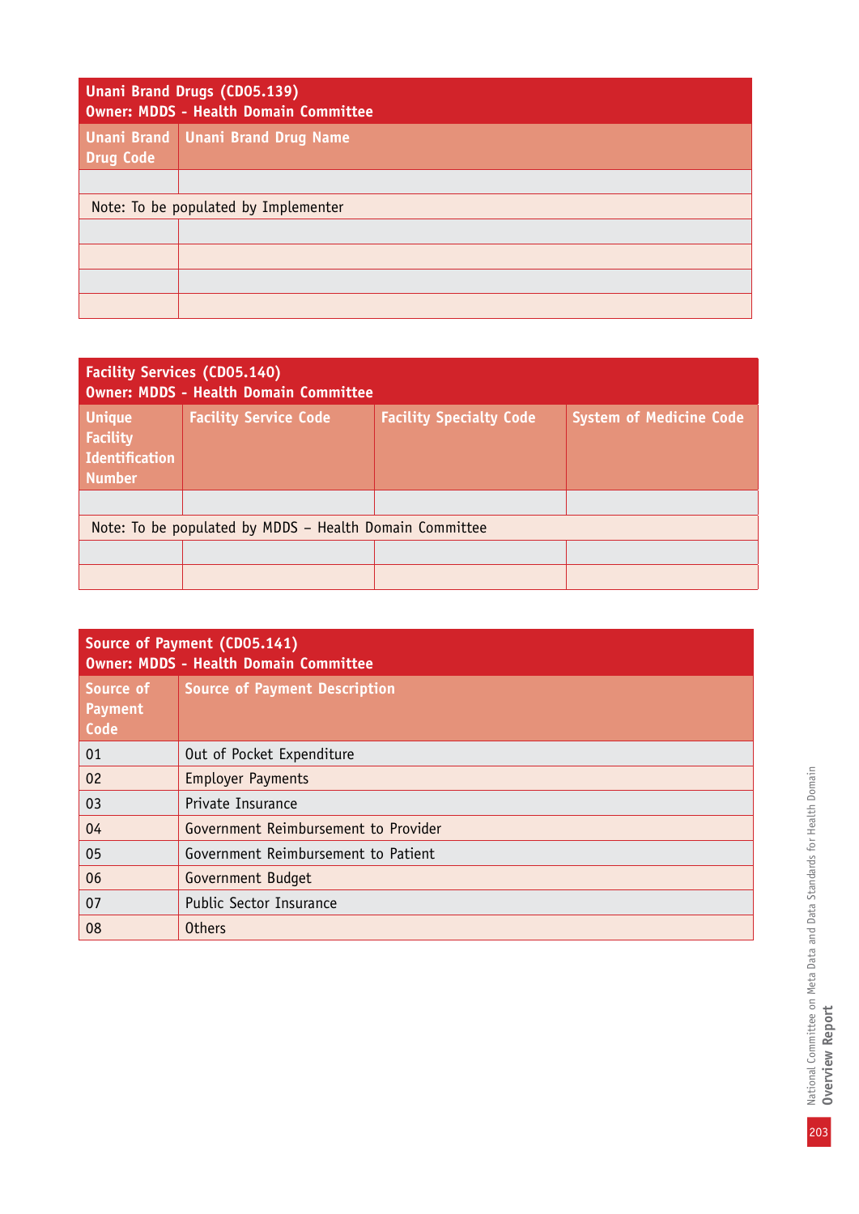**Unani Brand Drugs (CD05.139)**
**Owner: MDDS - Health Domain Committee**

| Unani Brand Drug Code | Unani Brand Drug Name |
|---|---|
| | |
| Note: To be populated by Implementer | |
| | |
| | |
| | |
| | |

**Facility Services (CD05.140)**
**Owner: MDDS - Health Domain Committee**

| Unique Facility Identification Number | Facility Service Code | Facility Specialty Code | System of Medicine Code |
|---|---|---|---|
| | | | |
| Note: To be populated by MDDS – Health Domain Committee | | | |
| | | | |
| | | | |

**Source of Payment (CD05.141)**
**Owner: MDDS - Health Domain Committee**

| Source of Payment Code | Source of Payment Description |
|---|---|
| 01 | Out of Pocket Expenditure |
| 02 | Employer Payments |
| 03 | Private Insurance |
| 04 | Government Reimbursement to Provider |
| 05 | Government Reimbursement to Patient |
| 06 | Government Budget |
| 07 | Public Sector Insurance |
| 08 | Others |